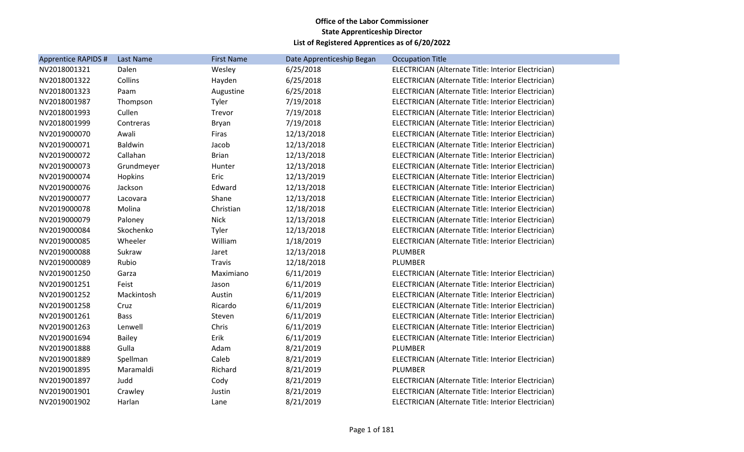**Office of the Labor Commissioner**
**State Apprenticeship Director**
**List of Registered Apprentices as of 6/20/2022**

| Apprentice RAPIDS # | Last Name | First Name | Date Apprenticeship Began | Occupation Title |
|---|---|---|---|---|
| NV2018001321 | Dalen | Wesley | 6/25/2018 | ELECTRICIAN (Alternate Title: Interior Electrician) |
| NV2018001322 | Collins | Hayden | 6/25/2018 | ELECTRICIAN (Alternate Title: Interior Electrician) |
| NV2018001323 | Paam | Augustine | 6/25/2018 | ELECTRICIAN (Alternate Title: Interior Electrician) |
| NV2018001987 | Thompson | Tyler | 7/19/2018 | ELECTRICIAN (Alternate Title: Interior Electrician) |
| NV2018001993 | Cullen | Trevor | 7/19/2018 | ELECTRICIAN (Alternate Title: Interior Electrician) |
| NV2018001999 | Contreras | Bryan | 7/19/2018 | ELECTRICIAN (Alternate Title: Interior Electrician) |
| NV2019000070 | Awali | Firas | 12/13/2018 | ELECTRICIAN (Alternate Title: Interior Electrician) |
| NV2019000071 | Baldwin | Jacob | 12/13/2018 | ELECTRICIAN (Alternate Title: Interior Electrician) |
| NV2019000072 | Callahan | Brian | 12/13/2018 | ELECTRICIAN (Alternate Title: Interior Electrician) |
| NV2019000073 | Grundmeyer | Hunter | 12/13/2018 | ELECTRICIAN (Alternate Title: Interior Electrician) |
| NV2019000074 | Hopkins | Eric | 12/13/2019 | ELECTRICIAN (Alternate Title: Interior Electrician) |
| NV2019000076 | Jackson | Edward | 12/13/2018 | ELECTRICIAN (Alternate Title: Interior Electrician) |
| NV2019000077 | Lacovara | Shane | 12/13/2018 | ELECTRICIAN (Alternate Title: Interior Electrician) |
| NV2019000078 | Molina | Christian | 12/18/2018 | ELECTRICIAN (Alternate Title: Interior Electrician) |
| NV2019000079 | Paloney | Nick | 12/13/2018 | ELECTRICIAN (Alternate Title: Interior Electrician) |
| NV2019000084 | Skochenko | Tyler | 12/13/2018 | ELECTRICIAN (Alternate Title: Interior Electrician) |
| NV2019000085 | Wheeler | William | 1/18/2019 | ELECTRICIAN (Alternate Title: Interior Electrician) |
| NV2019000088 | Sukraw | Jaret | 12/13/2018 | PLUMBER |
| NV2019000089 | Rubio | Travis | 12/18/2018 | PLUMBER |
| NV2019001250 | Garza | Maximiano | 6/11/2019 | ELECTRICIAN (Alternate Title: Interior Electrician) |
| NV2019001251 | Feist | Jason | 6/11/2019 | ELECTRICIAN (Alternate Title: Interior Electrician) |
| NV2019001252 | Mackintosh | Austin | 6/11/2019 | ELECTRICIAN (Alternate Title: Interior Electrician) |
| NV2019001258 | Cruz | Ricardo | 6/11/2019 | ELECTRICIAN (Alternate Title: Interior Electrician) |
| NV2019001261 | Bass | Steven | 6/11/2019 | ELECTRICIAN (Alternate Title: Interior Electrician) |
| NV2019001263 | Lenwell | Chris | 6/11/2019 | ELECTRICIAN (Alternate Title: Interior Electrician) |
| NV2019001694 | Bailey | Erik | 6/11/2019 | ELECTRICIAN (Alternate Title: Interior Electrician) |
| NV2019001888 | Gulla | Adam | 8/21/2019 | PLUMBER |
| NV2019001889 | Spellman | Caleb | 8/21/2019 | ELECTRICIAN (Alternate Title: Interior Electrician) |
| NV2019001895 | Maramaldi | Richard | 8/21/2019 | PLUMBER |
| NV2019001897 | Judd | Cody | 8/21/2019 | ELECTRICIAN (Alternate Title: Interior Electrician) |
| NV2019001901 | Crawley | Justin | 8/21/2019 | ELECTRICIAN (Alternate Title: Interior Electrician) |
| NV2019001902 | Harlan | Lane | 8/21/2019 | ELECTRICIAN (Alternate Title: Interior Electrician) |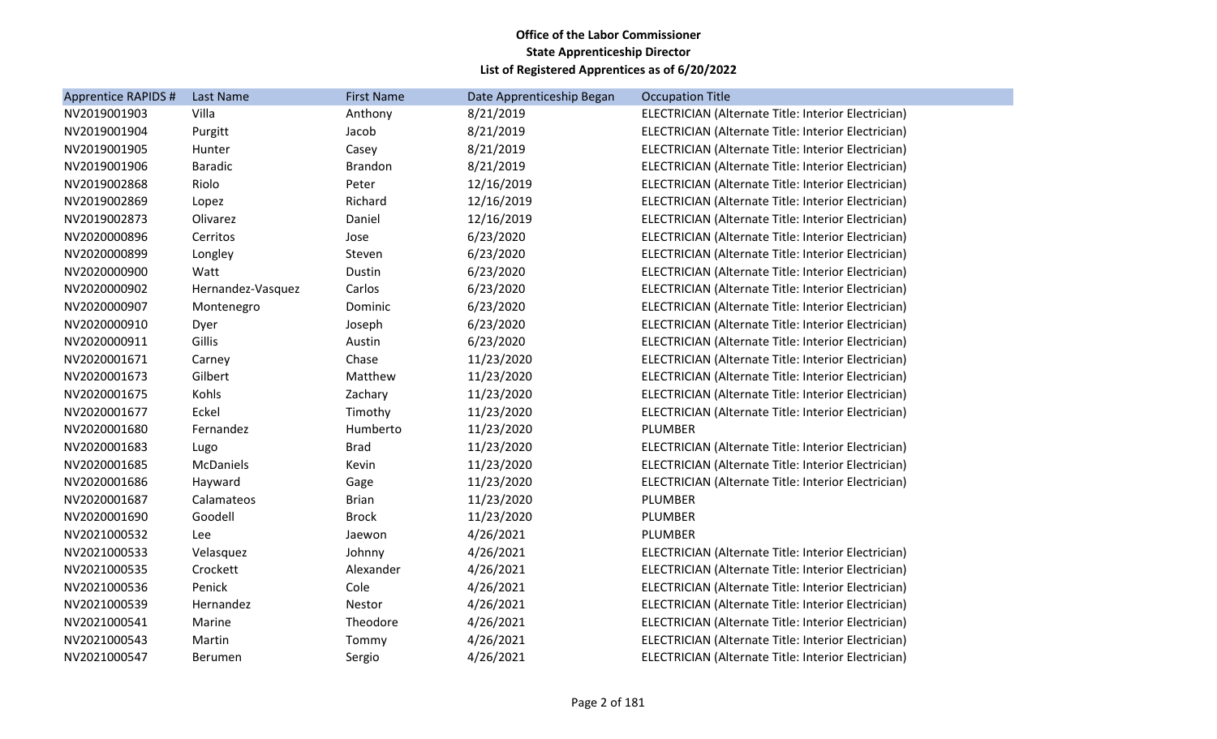**Office of the Labor Commissioner**
**State Apprenticeship Director**
**List of Registered Apprentices as of 6/20/2022**

| Apprentice RAPIDS # | Last Name | First Name | Date Apprenticeship Began | Occupation Title |
|---|---|---|---|---|
| NV2019001903 | Villa | Anthony | 8/21/2019 | ELECTRICIAN (Alternate Title: Interior Electrician) |
| NV2019001904 | Purgitt | Jacob | 8/21/2019 | ELECTRICIAN (Alternate Title: Interior Electrician) |
| NV2019001905 | Hunter | Casey | 8/21/2019 | ELECTRICIAN (Alternate Title: Interior Electrician) |
| NV2019001906 | Baradic | Brandon | 8/21/2019 | ELECTRICIAN (Alternate Title: Interior Electrician) |
| NV2019002868 | Riolo | Peter | 12/16/2019 | ELECTRICIAN (Alternate Title: Interior Electrician) |
| NV2019002869 | Lopez | Richard | 12/16/2019 | ELECTRICIAN (Alternate Title: Interior Electrician) |
| NV2019002873 | Olivarez | Daniel | 12/16/2019 | ELECTRICIAN (Alternate Title: Interior Electrician) |
| NV2020000896 | Cerritos | Jose | 6/23/2020 | ELECTRICIAN (Alternate Title: Interior Electrician) |
| NV2020000899 | Longley | Steven | 6/23/2020 | ELECTRICIAN (Alternate Title: Interior Electrician) |
| NV2020000900 | Watt | Dustin | 6/23/2020 | ELECTRICIAN (Alternate Title: Interior Electrician) |
| NV2020000902 | Hernandez-Vasquez | Carlos | 6/23/2020 | ELECTRICIAN (Alternate Title: Interior Electrician) |
| NV2020000907 | Montenegro | Dominic | 6/23/2020 | ELECTRICIAN (Alternate Title: Interior Electrician) |
| NV2020000910 | Dyer | Joseph | 6/23/2020 | ELECTRICIAN (Alternate Title: Interior Electrician) |
| NV2020000911 | Gillis | Austin | 6/23/2020 | ELECTRICIAN (Alternate Title: Interior Electrician) |
| NV2020001671 | Carney | Chase | 11/23/2020 | ELECTRICIAN (Alternate Title: Interior Electrician) |
| NV2020001673 | Gilbert | Matthew | 11/23/2020 | ELECTRICIAN (Alternate Title: Interior Electrician) |
| NV2020001675 | Kohls | Zachary | 11/23/2020 | ELECTRICIAN (Alternate Title: Interior Electrician) |
| NV2020001677 | Eckel | Timothy | 11/23/2020 | ELECTRICIAN (Alternate Title: Interior Electrician) |
| NV2020001680 | Fernandez | Humberto | 11/23/2020 | PLUMBER |
| NV2020001683 | Lugo | Brad | 11/23/2020 | ELECTRICIAN (Alternate Title: Interior Electrician) |
| NV2020001685 | McDaniels | Kevin | 11/23/2020 | ELECTRICIAN (Alternate Title: Interior Electrician) |
| NV2020001686 | Hayward | Gage | 11/23/2020 | ELECTRICIAN (Alternate Title: Interior Electrician) |
| NV2020001687 | Calamateos | Brian | 11/23/2020 | PLUMBER |
| NV2020001690 | Goodell | Brock | 11/23/2020 | PLUMBER |
| NV2021000532 | Lee | Jaewon | 4/26/2021 | PLUMBER |
| NV2021000533 | Velasquez | Johnny | 4/26/2021 | ELECTRICIAN (Alternate Title: Interior Electrician) |
| NV2021000535 | Crockett | Alexander | 4/26/2021 | ELECTRICIAN (Alternate Title: Interior Electrician) |
| NV2021000536 | Penick | Cole | 4/26/2021 | ELECTRICIAN (Alternate Title: Interior Electrician) |
| NV2021000539 | Hernandez | Nestor | 4/26/2021 | ELECTRICIAN (Alternate Title: Interior Electrician) |
| NV2021000541 | Marine | Theodore | 4/26/2021 | ELECTRICIAN (Alternate Title: Interior Electrician) |
| NV2021000543 | Martin | Tommy | 4/26/2021 | ELECTRICIAN (Alternate Title: Interior Electrician) |
| NV2021000547 | Berumen | Sergio | 4/26/2021 | ELECTRICIAN (Alternate Title: Interior Electrician) |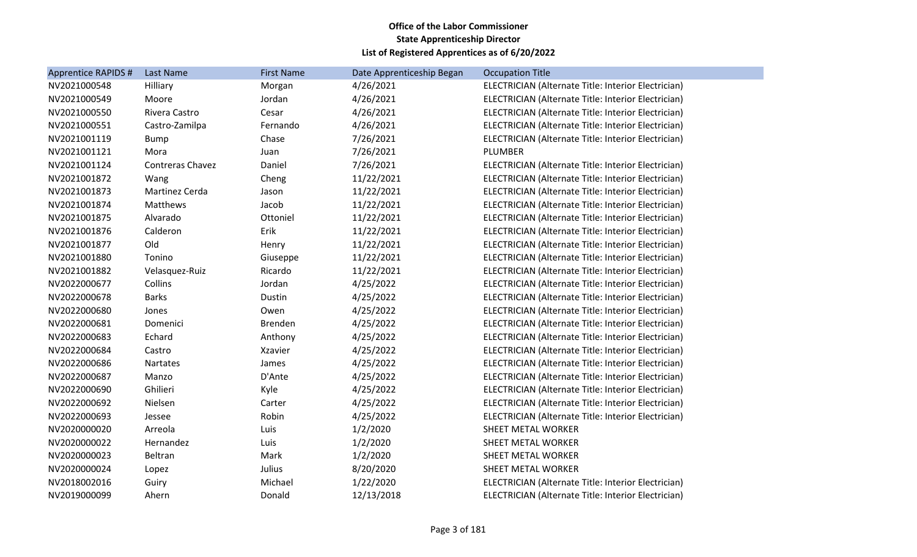**Office of the Labor Commissioner**
**State Apprenticeship Director**
**List of Registered Apprentices as of 6/20/2022**

| Apprentice RAPIDS # | Last Name | First Name | Date Apprenticeship Began | Occupation Title |
|---|---|---|---|---|
| NV2021000548 | Hilliary | Morgan | 4/26/2021 | ELECTRICIAN (Alternate Title: Interior Electrician) |
| NV2021000549 | Moore | Jordan | 4/26/2021 | ELECTRICIAN (Alternate Title: Interior Electrician) |
| NV2021000550 | Rivera Castro | Cesar | 4/26/2021 | ELECTRICIAN (Alternate Title: Interior Electrician) |
| NV2021000551 | Castro-Zamilpa | Fernando | 4/26/2021 | ELECTRICIAN (Alternate Title: Interior Electrician) |
| NV2021001119 | Bump | Chase | 7/26/2021 | ELECTRICIAN (Alternate Title: Interior Electrician) |
| NV2021001121 | Mora | Juan | 7/26/2021 | PLUMBER |
| NV2021001124 | Contreras Chavez | Daniel | 7/26/2021 | ELECTRICIAN (Alternate Title: Interior Electrician) |
| NV2021001872 | Wang | Cheng | 11/22/2021 | ELECTRICIAN (Alternate Title: Interior Electrician) |
| NV2021001873 | Martinez Cerda | Jason | 11/22/2021 | ELECTRICIAN (Alternate Title: Interior Electrician) |
| NV2021001874 | Matthews | Jacob | 11/22/2021 | ELECTRICIAN (Alternate Title: Interior Electrician) |
| NV2021001875 | Alvarado | Ottoniel | 11/22/2021 | ELECTRICIAN (Alternate Title: Interior Electrician) |
| NV2021001876 | Calderon | Erik | 11/22/2021 | ELECTRICIAN (Alternate Title: Interior Electrician) |
| NV2021001877 | Old | Henry | 11/22/2021 | ELECTRICIAN (Alternate Title: Interior Electrician) |
| NV2021001880 | Tonino | Giuseppe | 11/22/2021 | ELECTRICIAN (Alternate Title: Interior Electrician) |
| NV2021001882 | Velasquez-Ruiz | Ricardo | 11/22/2021 | ELECTRICIAN (Alternate Title: Interior Electrician) |
| NV2022000677 | Collins | Jordan | 4/25/2022 | ELECTRICIAN (Alternate Title: Interior Electrician) |
| NV2022000678 | Barks | Dustin | 4/25/2022 | ELECTRICIAN (Alternate Title: Interior Electrician) |
| NV2022000680 | Jones | Owen | 4/25/2022 | ELECTRICIAN (Alternate Title: Interior Electrician) |
| NV2022000681 | Domenici | Brenden | 4/25/2022 | ELECTRICIAN (Alternate Title: Interior Electrician) |
| NV2022000683 | Echard | Anthony | 4/25/2022 | ELECTRICIAN (Alternate Title: Interior Electrician) |
| NV2022000684 | Castro | Xzavier | 4/25/2022 | ELECTRICIAN (Alternate Title: Interior Electrician) |
| NV2022000686 | Nartates | James | 4/25/2022 | ELECTRICIAN (Alternate Title: Interior Electrician) |
| NV2022000687 | Manzo | D'Ante | 4/25/2022 | ELECTRICIAN (Alternate Title: Interior Electrician) |
| NV2022000690 | Ghilieri | Kyle | 4/25/2022 | ELECTRICIAN (Alternate Title: Interior Electrician) |
| NV2022000692 | Nielsen | Carter | 4/25/2022 | ELECTRICIAN (Alternate Title: Interior Electrician) |
| NV2022000693 | Jessee | Robin | 4/25/2022 | ELECTRICIAN (Alternate Title: Interior Electrician) |
| NV2020000020 | Arreola | Luis | 1/2/2020 | SHEET METAL WORKER |
| NV2020000022 | Hernandez | Luis | 1/2/2020 | SHEET METAL WORKER |
| NV2020000023 | Beltran | Mark | 1/2/2020 | SHEET METAL WORKER |
| NV2020000024 | Lopez | Julius | 8/20/2020 | SHEET METAL WORKER |
| NV2018002016 | Guiry | Michael | 1/22/2020 | ELECTRICIAN (Alternate Title: Interior Electrician) |
| NV2019000099 | Ahern | Donald | 12/13/2018 | ELECTRICIAN (Alternate Title: Interior Electrician) |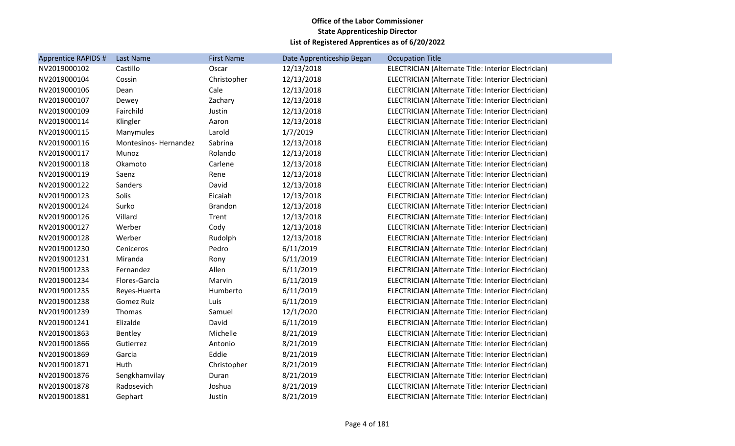**Office of the Labor Commissioner**
**State Apprenticeship Director**
**List of Registered Apprentices as of 6/20/2022**

| Apprentice RAPIDS # | Last Name | First Name | Date Apprenticeship Began | Occupation Title |
|---|---|---|---|---|
| NV2019000102 | Castillo | Oscar | 12/13/2018 | ELECTRICIAN (Alternate Title: Interior Electrician) |
| NV2019000104 | Cossin | Christopher | 12/13/2018 | ELECTRICIAN (Alternate Title: Interior Electrician) |
| NV2019000106 | Dean | Cale | 12/13/2018 | ELECTRICIAN (Alternate Title: Interior Electrician) |
| NV2019000107 | Dewey | Zachary | 12/13/2018 | ELECTRICIAN (Alternate Title: Interior Electrician) |
| NV2019000109 | Fairchild | Justin | 12/13/2018 | ELECTRICIAN (Alternate Title: Interior Electrician) |
| NV2019000114 | Klingler | Aaron | 12/13/2018 | ELECTRICIAN (Alternate Title: Interior Electrician) |
| NV2019000115 | Manymules | Larold | 1/7/2019 | ELECTRICIAN (Alternate Title: Interior Electrician) |
| NV2019000116 | Montesinos- Hernandez | Sabrina | 12/13/2018 | ELECTRICIAN (Alternate Title: Interior Electrician) |
| NV2019000117 | Munoz | Rolando | 12/13/2018 | ELECTRICIAN (Alternate Title: Interior Electrician) |
| NV2019000118 | Okamoto | Carlene | 12/13/2018 | ELECTRICIAN (Alternate Title: Interior Electrician) |
| NV2019000119 | Saenz | Rene | 12/13/2018 | ELECTRICIAN (Alternate Title: Interior Electrician) |
| NV2019000122 | Sanders | David | 12/13/2018 | ELECTRICIAN (Alternate Title: Interior Electrician) |
| NV2019000123 | Solis | Eicaiah | 12/13/2018 | ELECTRICIAN (Alternate Title: Interior Electrician) |
| NV2019000124 | Surko | Brandon | 12/13/2018 | ELECTRICIAN (Alternate Title: Interior Electrician) |
| NV2019000126 | Villard | Trent | 12/13/2018 | ELECTRICIAN (Alternate Title: Interior Electrician) |
| NV2019000127 | Werber | Cody | 12/13/2018 | ELECTRICIAN (Alternate Title: Interior Electrician) |
| NV2019000128 | Werber | Rudolph | 12/13/2018 | ELECTRICIAN (Alternate Title: Interior Electrician) |
| NV2019001230 | Ceniceros | Pedro | 6/11/2019 | ELECTRICIAN (Alternate Title: Interior Electrician) |
| NV2019001231 | Miranda | Rony | 6/11/2019 | ELECTRICIAN (Alternate Title: Interior Electrician) |
| NV2019001233 | Fernandez | Allen | 6/11/2019 | ELECTRICIAN (Alternate Title: Interior Electrician) |
| NV2019001234 | Flores-Garcia | Marvin | 6/11/2019 | ELECTRICIAN (Alternate Title: Interior Electrician) |
| NV2019001235 | Reyes-Huerta | Humberto | 6/11/2019 | ELECTRICIAN (Alternate Title: Interior Electrician) |
| NV2019001238 | Gomez Ruiz | Luis | 6/11/2019 | ELECTRICIAN (Alternate Title: Interior Electrician) |
| NV2019001239 | Thomas | Samuel | 12/1/2020 | ELECTRICIAN (Alternate Title: Interior Electrician) |
| NV2019001241 | Elizalde | David | 6/11/2019 | ELECTRICIAN (Alternate Title: Interior Electrician) |
| NV2019001863 | Bentley | Michelle | 8/21/2019 | ELECTRICIAN (Alternate Title: Interior Electrician) |
| NV2019001866 | Gutierrez | Antonio | 8/21/2019 | ELECTRICIAN (Alternate Title: Interior Electrician) |
| NV2019001869 | Garcia | Eddie | 8/21/2019 | ELECTRICIAN (Alternate Title: Interior Electrician) |
| NV2019001871 | Huth | Christopher | 8/21/2019 | ELECTRICIAN (Alternate Title: Interior Electrician) |
| NV2019001876 | Sengkhamvilay | Duran | 8/21/2019 | ELECTRICIAN (Alternate Title: Interior Electrician) |
| NV2019001878 | Radosevich | Joshua | 8/21/2019 | ELECTRICIAN (Alternate Title: Interior Electrician) |
| NV2019001881 | Gephart | Justin | 8/21/2019 | ELECTRICIAN (Alternate Title: Interior Electrician) |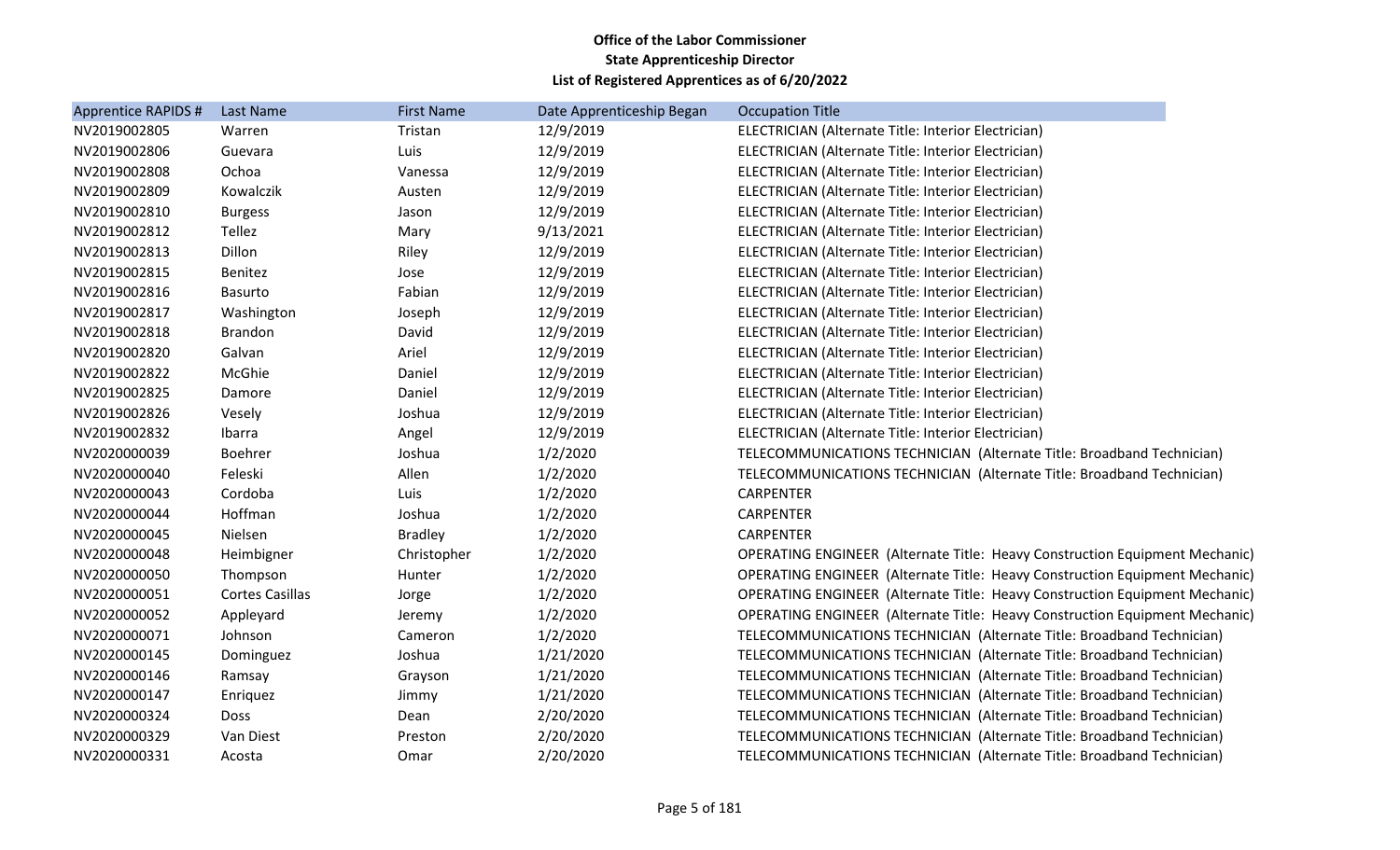**Office of the Labor Commissioner**
**State Apprenticeship Director**
**List of Registered Apprentices as of 6/20/2022**

| Apprentice RAPIDS # | Last Name | First Name | Date Apprenticeship Began | Occupation Title |
|---|---|---|---|---|
| NV2019002805 | Warren | Tristan | 12/9/2019 | ELECTRICIAN (Alternate Title: Interior Electrician) |
| NV2019002806 | Guevara | Luis | 12/9/2019 | ELECTRICIAN (Alternate Title: Interior Electrician) |
| NV2019002808 | Ochoa | Vanessa | 12/9/2019 | ELECTRICIAN (Alternate Title: Interior Electrician) |
| NV2019002809 | Kowalczik | Austen | 12/9/2019 | ELECTRICIAN (Alternate Title: Interior Electrician) |
| NV2019002810 | Burgess | Jason | 12/9/2019 | ELECTRICIAN (Alternate Title: Interior Electrician) |
| NV2019002812 | Tellez | Mary | 9/13/2021 | ELECTRICIAN (Alternate Title: Interior Electrician) |
| NV2019002813 | Dillon | Riley | 12/9/2019 | ELECTRICIAN (Alternate Title: Interior Electrician) |
| NV2019002815 | Benitez | Jose | 12/9/2019 | ELECTRICIAN (Alternate Title: Interior Electrician) |
| NV2019002816 | Basurto | Fabian | 12/9/2019 | ELECTRICIAN (Alternate Title: Interior Electrician) |
| NV2019002817 | Washington | Joseph | 12/9/2019 | ELECTRICIAN (Alternate Title: Interior Electrician) |
| NV2019002818 | Brandon | David | 12/9/2019 | ELECTRICIAN (Alternate Title: Interior Electrician) |
| NV2019002820 | Galvan | Ariel | 12/9/2019 | ELECTRICIAN (Alternate Title: Interior Electrician) |
| NV2019002822 | McGhie | Daniel | 12/9/2019 | ELECTRICIAN (Alternate Title: Interior Electrician) |
| NV2019002825 | Damore | Daniel | 12/9/2019 | ELECTRICIAN (Alternate Title: Interior Electrician) |
| NV2019002826 | Vesely | Joshua | 12/9/2019 | ELECTRICIAN (Alternate Title: Interior Electrician) |
| NV2019002832 | Ibarra | Angel | 12/9/2019 | ELECTRICIAN (Alternate Title: Interior Electrician) |
| NV2020000039 | Boehrer | Joshua | 1/2/2020 | TELECOMMUNICATIONS TECHNICIAN (Alternate Title: Broadband Technician) |
| NV2020000040 | Feleski | Allen | 1/2/2020 | TELECOMMUNICATIONS TECHNICIAN (Alternate Title: Broadband Technician) |
| NV2020000043 | Cordoba | Luis | 1/2/2020 | CARPENTER |
| NV2020000044 | Hoffman | Joshua | 1/2/2020 | CARPENTER |
| NV2020000045 | Nielsen | Bradley | 1/2/2020 | CARPENTER |
| NV2020000048 | Heimbigner | Christopher | 1/2/2020 | OPERATING ENGINEER (Alternate Title: Heavy Construction Equipment Mechanic) |
| NV2020000050 | Thompson | Hunter | 1/2/2020 | OPERATING ENGINEER (Alternate Title: Heavy Construction Equipment Mechanic) |
| NV2020000051 | Cortes Casillas | Jorge | 1/2/2020 | OPERATING ENGINEER (Alternate Title: Heavy Construction Equipment Mechanic) |
| NV2020000052 | Appleyard | Jeremy | 1/2/2020 | OPERATING ENGINEER (Alternate Title: Heavy Construction Equipment Mechanic) |
| NV2020000071 | Johnson | Cameron | 1/2/2020 | TELECOMMUNICATIONS TECHNICIAN (Alternate Title: Broadband Technician) |
| NV2020000145 | Dominguez | Joshua | 1/21/2020 | TELECOMMUNICATIONS TECHNICIAN (Alternate Title: Broadband Technician) |
| NV2020000146 | Ramsay | Grayson | 1/21/2020 | TELECOMMUNICATIONS TECHNICIAN (Alternate Title: Broadband Technician) |
| NV2020000147 | Enriquez | Jimmy | 1/21/2020 | TELECOMMUNICATIONS TECHNICIAN (Alternate Title: Broadband Technician) |
| NV2020000324 | Doss | Dean | 2/20/2020 | TELECOMMUNICATIONS TECHNICIAN (Alternate Title: Broadband Technician) |
| NV2020000329 | Van Diest | Preston | 2/20/2020 | TELECOMMUNICATIONS TECHNICIAN (Alternate Title: Broadband Technician) |
| NV2020000331 | Acosta | Omar | 2/20/2020 | TELECOMMUNICATIONS TECHNICIAN (Alternate Title: Broadband Technician) |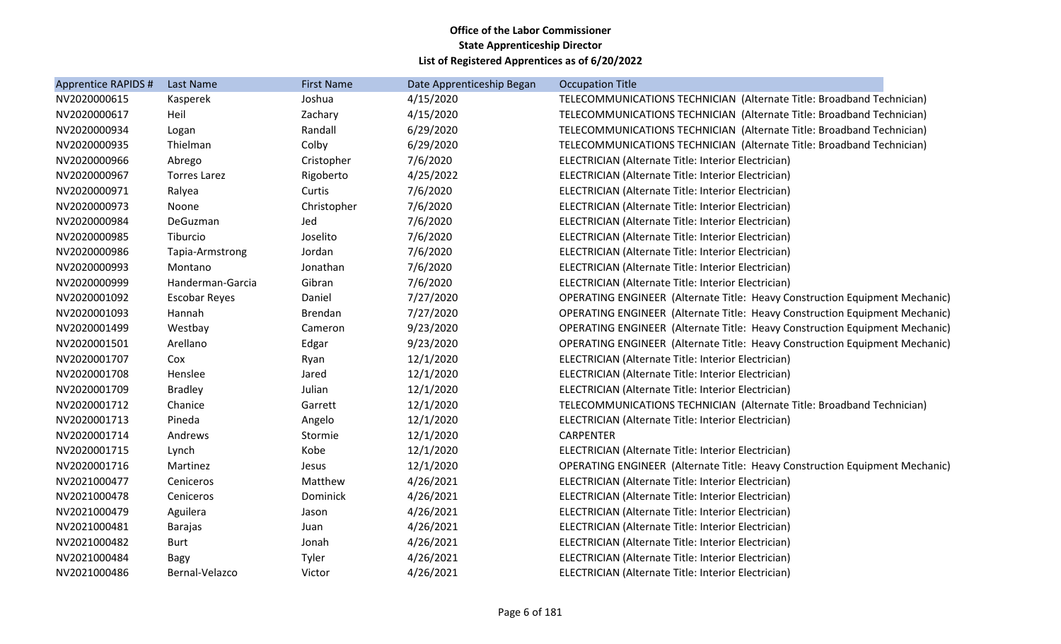**Office of the Labor Commissioner**
**State Apprenticeship Director**
**List of Registered Apprentices as of 6/20/2022**

| Apprentice RAPIDS # | Last Name | First Name | Date Apprenticeship Began | Occupation Title |
|---|---|---|---|---|
| NV2020000615 | Kasperek | Joshua | 4/15/2020 | TELECOMMUNICATIONS TECHNICIAN (Alternate Title: Broadband Technician) |
| NV2020000617 | Heil | Zachary | 4/15/2020 | TELECOMMUNICATIONS TECHNICIAN (Alternate Title: Broadband Technician) |
| NV2020000934 | Logan | Randall | 6/29/2020 | TELECOMMUNICATIONS TECHNICIAN (Alternate Title: Broadband Technician) |
| NV2020000935 | Thielman | Colby | 6/29/2020 | TELECOMMUNICATIONS TECHNICIAN (Alternate Title: Broadband Technician) |
| NV2020000966 | Abrego | Cristopher | 7/6/2020 | ELECTRICIAN (Alternate Title: Interior Electrician) |
| NV2020000967 | Torres Larez | Rigoberto | 4/25/2022 | ELECTRICIAN (Alternate Title: Interior Electrician) |
| NV2020000971 | Ralyea | Curtis | 7/6/2020 | ELECTRICIAN (Alternate Title: Interior Electrician) |
| NV2020000973 | Noone | Christopher | 7/6/2020 | ELECTRICIAN (Alternate Title: Interior Electrician) |
| NV2020000984 | DeGuzman | Jed | 7/6/2020 | ELECTRICIAN (Alternate Title: Interior Electrician) |
| NV2020000985 | Tiburcio | Joselito | 7/6/2020 | ELECTRICIAN (Alternate Title: Interior Electrician) |
| NV2020000986 | Tapia-Armstrong | Jordan | 7/6/2020 | ELECTRICIAN (Alternate Title: Interior Electrician) |
| NV2020000993 | Montano | Jonathan | 7/6/2020 | ELECTRICIAN (Alternate Title: Interior Electrician) |
| NV2020000999 | Handerman-Garcia | Gibran | 7/6/2020 | ELECTRICIAN (Alternate Title: Interior Electrician) |
| NV2020001092 | Escobar Reyes | Daniel | 7/27/2020 | OPERATING ENGINEER (Alternate Title: Heavy Construction Equipment Mechanic) |
| NV2020001093 | Hannah | Brendan | 7/27/2020 | OPERATING ENGINEER (Alternate Title: Heavy Construction Equipment Mechanic) |
| NV2020001499 | Westbay | Cameron | 9/23/2020 | OPERATING ENGINEER (Alternate Title: Heavy Construction Equipment Mechanic) |
| NV2020001501 | Arellano | Edgar | 9/23/2020 | OPERATING ENGINEER (Alternate Title: Heavy Construction Equipment Mechanic) |
| NV2020001707 | Cox | Ryan | 12/1/2020 | ELECTRICIAN (Alternate Title: Interior Electrician) |
| NV2020001708 | Henslee | Jared | 12/1/2020 | ELECTRICIAN (Alternate Title: Interior Electrician) |
| NV2020001709 | Bradley | Julian | 12/1/2020 | ELECTRICIAN (Alternate Title: Interior Electrician) |
| NV2020001712 | Chanice | Garrett | 12/1/2020 | TELECOMMUNICATIONS TECHNICIAN (Alternate Title: Broadband Technician) |
| NV2020001713 | Pineda | Angelo | 12/1/2020 | ELECTRICIAN (Alternate Title: Interior Electrician) |
| NV2020001714 | Andrews | Stormie | 12/1/2020 | CARPENTER |
| NV2020001715 | Lynch | Kobe | 12/1/2020 | ELECTRICIAN (Alternate Title: Interior Electrician) |
| NV2020001716 | Martinez | Jesus | 12/1/2020 | OPERATING ENGINEER (Alternate Title: Heavy Construction Equipment Mechanic) |
| NV2021000477 | Ceniceros | Matthew | 4/26/2021 | ELECTRICIAN (Alternate Title: Interior Electrician) |
| NV2021000478 | Ceniceros | Dominick | 4/26/2021 | ELECTRICIAN (Alternate Title: Interior Electrician) |
| NV2021000479 | Aguilera | Jason | 4/26/2021 | ELECTRICIAN (Alternate Title: Interior Electrician) |
| NV2021000481 | Barajas | Juan | 4/26/2021 | ELECTRICIAN (Alternate Title: Interior Electrician) |
| NV2021000482 | Burt | Jonah | 4/26/2021 | ELECTRICIAN (Alternate Title: Interior Electrician) |
| NV2021000484 | Bagy | Tyler | 4/26/2021 | ELECTRICIAN (Alternate Title: Interior Electrician) |
| NV2021000486 | Bernal-Velazco | Victor | 4/26/2021 | ELECTRICIAN (Alternate Title: Interior Electrician) |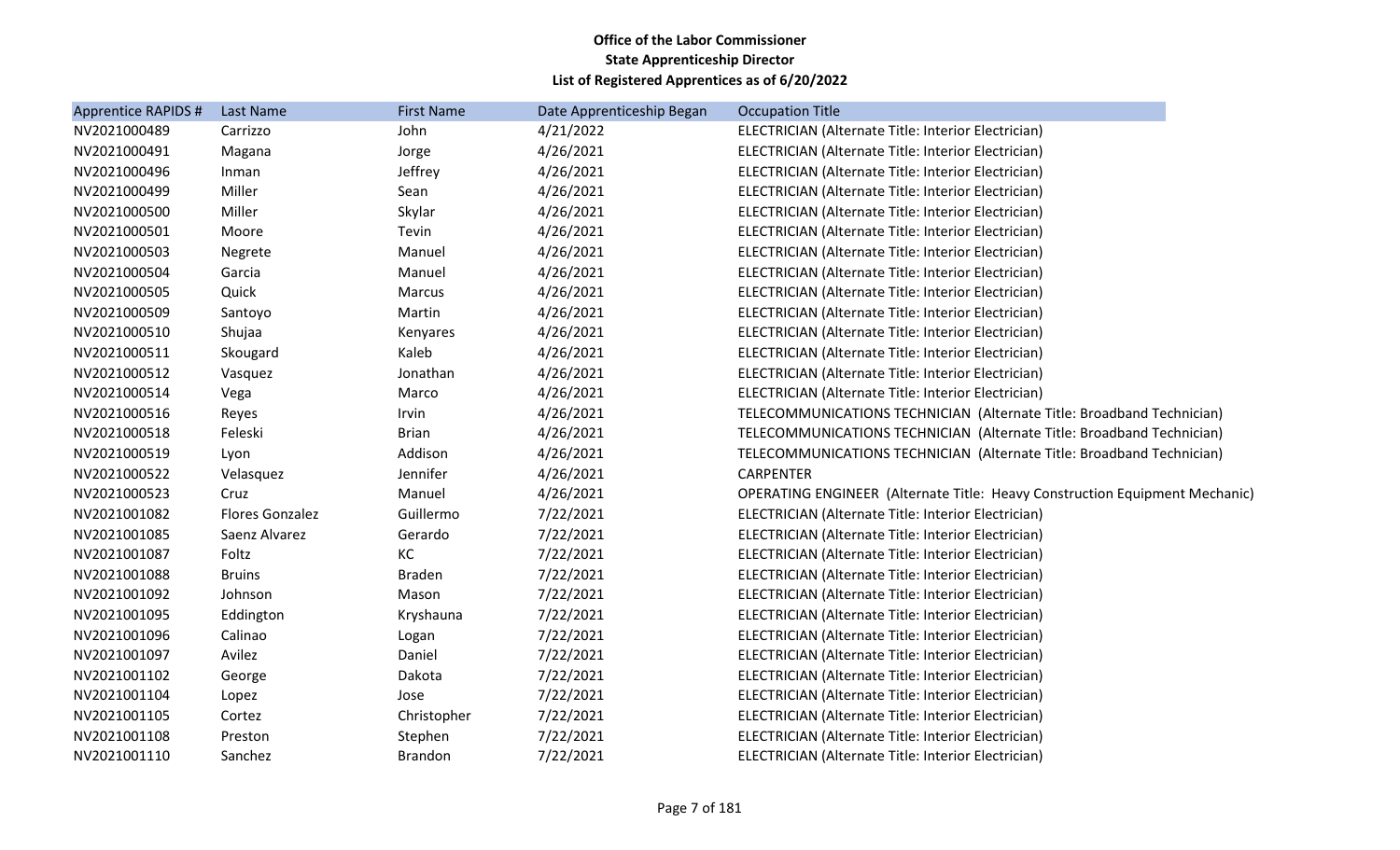**Office of the Labor Commissioner**
**State Apprenticeship Director**
**List of Registered Apprentices as of 6/20/2022**

| Apprentice RAPIDS # | Last Name | First Name | Date Apprenticeship Began | Occupation Title |
|---|---|---|---|---|
| NV2021000489 | Carrizzo | John | 4/21/2022 | ELECTRICIAN (Alternate Title: Interior Electrician) |
| NV2021000491 | Magana | Jorge | 4/26/2021 | ELECTRICIAN (Alternate Title: Interior Electrician) |
| NV2021000496 | Inman | Jeffrey | 4/26/2021 | ELECTRICIAN (Alternate Title: Interior Electrician) |
| NV2021000499 | Miller | Sean | 4/26/2021 | ELECTRICIAN (Alternate Title: Interior Electrician) |
| NV2021000500 | Miller | Skylar | 4/26/2021 | ELECTRICIAN (Alternate Title: Interior Electrician) |
| NV2021000501 | Moore | Tevin | 4/26/2021 | ELECTRICIAN (Alternate Title: Interior Electrician) |
| NV2021000503 | Negrete | Manuel | 4/26/2021 | ELECTRICIAN (Alternate Title: Interior Electrician) |
| NV2021000504 | Garcia | Manuel | 4/26/2021 | ELECTRICIAN (Alternate Title: Interior Electrician) |
| NV2021000505 | Quick | Marcus | 4/26/2021 | ELECTRICIAN (Alternate Title: Interior Electrician) |
| NV2021000509 | Santoyo | Martin | 4/26/2021 | ELECTRICIAN (Alternate Title: Interior Electrician) |
| NV2021000510 | Shujaa | Kenyares | 4/26/2021 | ELECTRICIAN (Alternate Title: Interior Electrician) |
| NV2021000511 | Skougard | Kaleb | 4/26/2021 | ELECTRICIAN (Alternate Title: Interior Electrician) |
| NV2021000512 | Vasquez | Jonathan | 4/26/2021 | ELECTRICIAN (Alternate Title: Interior Electrician) |
| NV2021000514 | Vega | Marco | 4/26/2021 | ELECTRICIAN (Alternate Title: Interior Electrician) |
| NV2021000516 | Reyes | Irvin | 4/26/2021 | TELECOMMUNICATIONS TECHNICIAN (Alternate Title: Broadband Technician) |
| NV2021000518 | Feleski | Brian | 4/26/2021 | TELECOMMUNICATIONS TECHNICIAN (Alternate Title: Broadband Technician) |
| NV2021000519 | Lyon | Addison | 4/26/2021 | TELECOMMUNICATIONS TECHNICIAN (Alternate Title: Broadband Technician) |
| NV2021000522 | Velasquez | Jennifer | 4/26/2021 | CARPENTER |
| NV2021000523 | Cruz | Manuel | 4/26/2021 | OPERATING ENGINEER (Alternate Title: Heavy Construction Equipment Mechanic) |
| NV2021001082 | Flores Gonzalez | Guillermo | 7/22/2021 | ELECTRICIAN (Alternate Title: Interior Electrician) |
| NV2021001085 | Saenz Alvarez | Gerardo | 7/22/2021 | ELECTRICIAN (Alternate Title: Interior Electrician) |
| NV2021001087 | Foltz | KC | 7/22/2021 | ELECTRICIAN (Alternate Title: Interior Electrician) |
| NV2021001088 | Bruins | Braden | 7/22/2021 | ELECTRICIAN (Alternate Title: Interior Electrician) |
| NV2021001092 | Johnson | Mason | 7/22/2021 | ELECTRICIAN (Alternate Title: Interior Electrician) |
| NV2021001095 | Eddington | Kryshauna | 7/22/2021 | ELECTRICIAN (Alternate Title: Interior Electrician) |
| NV2021001096 | Calinao | Logan | 7/22/2021 | ELECTRICIAN (Alternate Title: Interior Electrician) |
| NV2021001097 | Avilez | Daniel | 7/22/2021 | ELECTRICIAN (Alternate Title: Interior Electrician) |
| NV2021001102 | George | Dakota | 7/22/2021 | ELECTRICIAN (Alternate Title: Interior Electrician) |
| NV2021001104 | Lopez | Jose | 7/22/2021 | ELECTRICIAN (Alternate Title: Interior Electrician) |
| NV2021001105 | Cortez | Christopher | 7/22/2021 | ELECTRICIAN (Alternate Title: Interior Electrician) |
| NV2021001108 | Preston | Stephen | 7/22/2021 | ELECTRICIAN (Alternate Title: Interior Electrician) |
| NV2021001110 | Sanchez | Brandon | 7/22/2021 | ELECTRICIAN (Alternate Title: Interior Electrician) |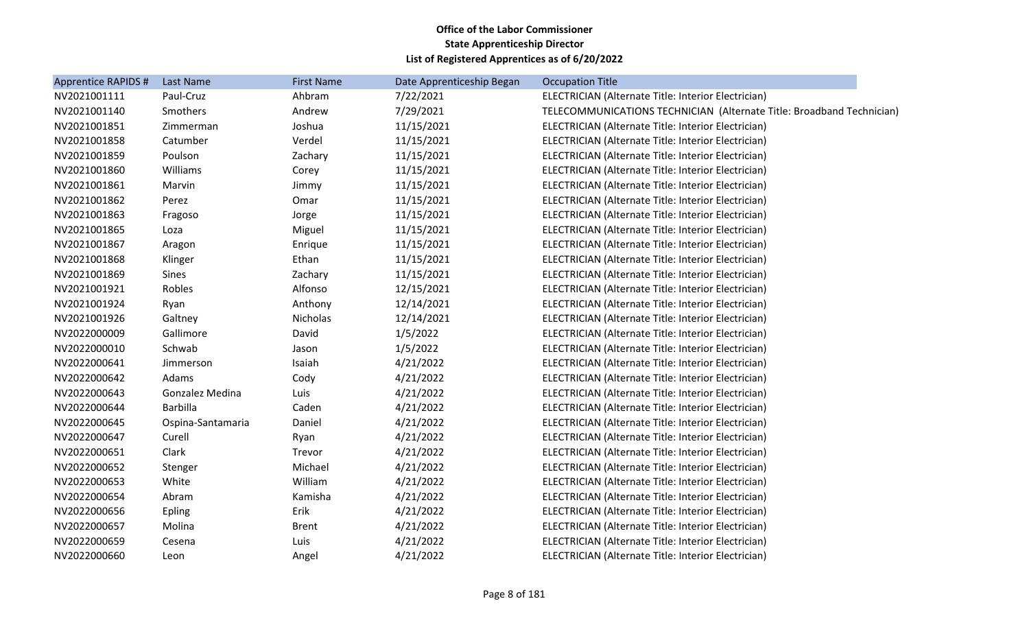**Office of the Labor Commissioner**
**State Apprenticeship Director**
**List of Registered Apprentices as of 6/20/2022**

| Apprentice RAPIDS # | Last Name | First Name | Date Apprenticeship Began | Occupation Title |
|---|---|---|---|---|
| NV2021001111 | Paul-Cruz | Ahbram | 7/22/2021 | ELECTRICIAN (Alternate Title: Interior Electrician) |
| NV2021001140 | Smothers | Andrew | 7/29/2021 | TELECOMMUNICATIONS TECHNICIAN (Alternate Title: Broadband Technician) |
| NV2021001851 | Zimmerman | Joshua | 11/15/2021 | ELECTRICIAN (Alternate Title: Interior Electrician) |
| NV2021001858 | Catumber | Verdel | 11/15/2021 | ELECTRICIAN (Alternate Title: Interior Electrician) |
| NV2021001859 | Poulson | Zachary | 11/15/2021 | ELECTRICIAN (Alternate Title: Interior Electrician) |
| NV2021001860 | Williams | Corey | 11/15/2021 | ELECTRICIAN (Alternate Title: Interior Electrician) |
| NV2021001861 | Marvin | Jimmy | 11/15/2021 | ELECTRICIAN (Alternate Title: Interior Electrician) |
| NV2021001862 | Perez | Omar | 11/15/2021 | ELECTRICIAN (Alternate Title: Interior Electrician) |
| NV2021001863 | Fragoso | Jorge | 11/15/2021 | ELECTRICIAN (Alternate Title: Interior Electrician) |
| NV2021001865 | Loza | Miguel | 11/15/2021 | ELECTRICIAN (Alternate Title: Interior Electrician) |
| NV2021001867 | Aragon | Enrique | 11/15/2021 | ELECTRICIAN (Alternate Title: Interior Electrician) |
| NV2021001868 | Klinger | Ethan | 11/15/2021 | ELECTRICIAN (Alternate Title: Interior Electrician) |
| NV2021001869 | Sines | Zachary | 11/15/2021 | ELECTRICIAN (Alternate Title: Interior Electrician) |
| NV2021001921 | Robles | Alfonso | 12/15/2021 | ELECTRICIAN (Alternate Title: Interior Electrician) |
| NV2021001924 | Ryan | Anthony | 12/14/2021 | ELECTRICIAN (Alternate Title: Interior Electrician) |
| NV2021001926 | Galtney | Nicholas | 12/14/2021 | ELECTRICIAN (Alternate Title: Interior Electrician) |
| NV2022000009 | Gallimore | David | 1/5/2022 | ELECTRICIAN (Alternate Title: Interior Electrician) |
| NV2022000010 | Schwab | Jason | 1/5/2022 | ELECTRICIAN (Alternate Title: Interior Electrician) |
| NV2022000641 | Jimmerson | Isaiah | 4/21/2022 | ELECTRICIAN (Alternate Title: Interior Electrician) |
| NV2022000642 | Adams | Cody | 4/21/2022 | ELECTRICIAN (Alternate Title: Interior Electrician) |
| NV2022000643 | Gonzalez Medina | Luis | 4/21/2022 | ELECTRICIAN (Alternate Title: Interior Electrician) |
| NV2022000644 | Barbilla | Caden | 4/21/2022 | ELECTRICIAN (Alternate Title: Interior Electrician) |
| NV2022000645 | Ospina-Santamaria | Daniel | 4/21/2022 | ELECTRICIAN (Alternate Title: Interior Electrician) |
| NV2022000647 | Curell | Ryan | 4/21/2022 | ELECTRICIAN (Alternate Title: Interior Electrician) |
| NV2022000651 | Clark | Trevor | 4/21/2022 | ELECTRICIAN (Alternate Title: Interior Electrician) |
| NV2022000652 | Stenger | Michael | 4/21/2022 | ELECTRICIAN (Alternate Title: Interior Electrician) |
| NV2022000653 | White | William | 4/21/2022 | ELECTRICIAN (Alternate Title: Interior Electrician) |
| NV2022000654 | Abram | Kamisha | 4/21/2022 | ELECTRICIAN (Alternate Title: Interior Electrician) |
| NV2022000656 | Epling | Erik | 4/21/2022 | ELECTRICIAN (Alternate Title: Interior Electrician) |
| NV2022000657 | Molina | Brent | 4/21/2022 | ELECTRICIAN (Alternate Title: Interior Electrician) |
| NV2022000659 | Cesena | Luis | 4/21/2022 | ELECTRICIAN (Alternate Title: Interior Electrician) |
| NV2022000660 | Leon | Angel | 4/21/2022 | ELECTRICIAN (Alternate Title: Interior Electrician) |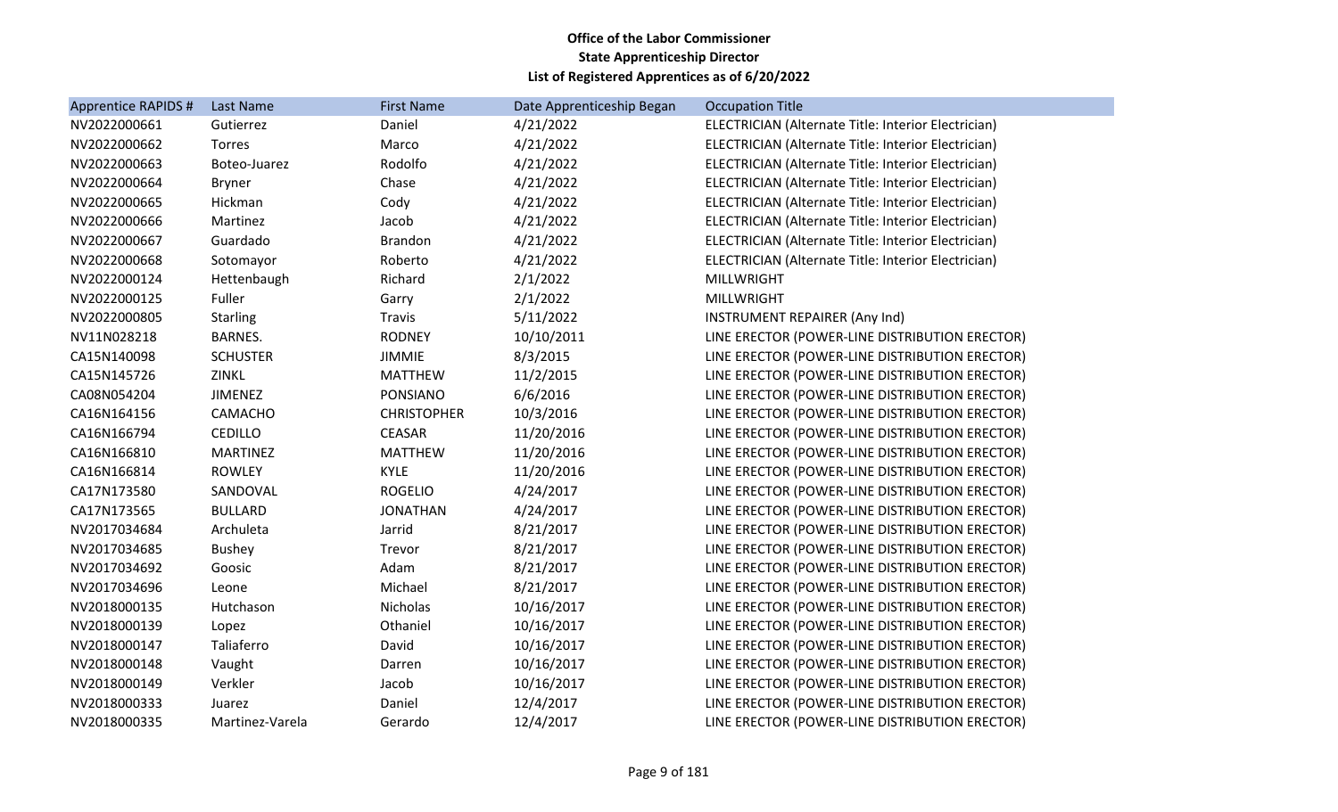**Office of the Labor Commissioner**
**State Apprenticeship Director**
**List of Registered Apprentices as of 6/20/2022**

| Apprentice RAPIDS # | Last Name | First Name | Date Apprenticeship Began | Occupation Title |
|---|---|---|---|---|
| NV2022000661 | Gutierrez | Daniel | 4/21/2022 | ELECTRICIAN (Alternate Title: Interior Electrician) |
| NV2022000662 | Torres | Marco | 4/21/2022 | ELECTRICIAN (Alternate Title: Interior Electrician) |
| NV2022000663 | Boteo-Juarez | Rodolfo | 4/21/2022 | ELECTRICIAN (Alternate Title: Interior Electrician) |
| NV2022000664 | Bryner | Chase | 4/21/2022 | ELECTRICIAN (Alternate Title: Interior Electrician) |
| NV2022000665 | Hickman | Cody | 4/21/2022 | ELECTRICIAN (Alternate Title: Interior Electrician) |
| NV2022000666 | Martinez | Jacob | 4/21/2022 | ELECTRICIAN (Alternate Title: Interior Electrician) |
| NV2022000667 | Guardado | Brandon | 4/21/2022 | ELECTRICIAN (Alternate Title: Interior Electrician) |
| NV2022000668 | Sotomayor | Roberto | 4/21/2022 | ELECTRICIAN (Alternate Title: Interior Electrician) |
| NV2022000124 | Hettenbaugh | Richard | 2/1/2022 | MILLWRIGHT |
| NV2022000125 | Fuller | Garry | 2/1/2022 | MILLWRIGHT |
| NV2022000805 | Starling | Travis | 5/11/2022 | INSTRUMENT REPAIRER (Any Ind) |
| NV11N028218 | BARNES. | RODNEY | 10/10/2011 | LINE ERECTOR (POWER-LINE DISTRIBUTION ERECTOR) |
| CA15N140098 | SCHUSTER | JIMMIE | 8/3/2015 | LINE ERECTOR (POWER-LINE DISTRIBUTION ERECTOR) |
| CA15N145726 | ZINKL | MATTHEW | 11/2/2015 | LINE ERECTOR (POWER-LINE DISTRIBUTION ERECTOR) |
| CA08N054204 | JIMENEZ | PONSIANO | 6/6/2016 | LINE ERECTOR (POWER-LINE DISTRIBUTION ERECTOR) |
| CA16N164156 | CAMACHO | CHRISTOPHER | 10/3/2016 | LINE ERECTOR (POWER-LINE DISTRIBUTION ERECTOR) |
| CA16N166794 | CEDILLO | CEASAR | 11/20/2016 | LINE ERECTOR (POWER-LINE DISTRIBUTION ERECTOR) |
| CA16N166810 | MARTINEZ | MATTHEW | 11/20/2016 | LINE ERECTOR (POWER-LINE DISTRIBUTION ERECTOR) |
| CA16N166814 | ROWLEY | KYLE | 11/20/2016 | LINE ERECTOR (POWER-LINE DISTRIBUTION ERECTOR) |
| CA17N173580 | SANDOVAL | ROGELIO | 4/24/2017 | LINE ERECTOR (POWER-LINE DISTRIBUTION ERECTOR) |
| CA17N173565 | BULLARD | JONATHAN | 4/24/2017 | LINE ERECTOR (POWER-LINE DISTRIBUTION ERECTOR) |
| NV2017034684 | Archuleta | Jarrid | 8/21/2017 | LINE ERECTOR (POWER-LINE DISTRIBUTION ERECTOR) |
| NV2017034685 | Bushey | Trevor | 8/21/2017 | LINE ERECTOR (POWER-LINE DISTRIBUTION ERECTOR) |
| NV2017034692 | Goosic | Adam | 8/21/2017 | LINE ERECTOR (POWER-LINE DISTRIBUTION ERECTOR) |
| NV2017034696 | Leone | Michael | 8/21/2017 | LINE ERECTOR (POWER-LINE DISTRIBUTION ERECTOR) |
| NV2018000135 | Hutchason | Nicholas | 10/16/2017 | LINE ERECTOR (POWER-LINE DISTRIBUTION ERECTOR) |
| NV2018000139 | Lopez | Othaniel | 10/16/2017 | LINE ERECTOR (POWER-LINE DISTRIBUTION ERECTOR) |
| NV2018000147 | Taliaferro | David | 10/16/2017 | LINE ERECTOR (POWER-LINE DISTRIBUTION ERECTOR) |
| NV2018000148 | Vaught | Darren | 10/16/2017 | LINE ERECTOR (POWER-LINE DISTRIBUTION ERECTOR) |
| NV2018000149 | Verkler | Jacob | 10/16/2017 | LINE ERECTOR (POWER-LINE DISTRIBUTION ERECTOR) |
| NV2018000333 | Juarez | Daniel | 12/4/2017 | LINE ERECTOR (POWER-LINE DISTRIBUTION ERECTOR) |
| NV2018000335 | Martinez-Varela | Gerardo | 12/4/2017 | LINE ERECTOR (POWER-LINE DISTRIBUTION ERECTOR) |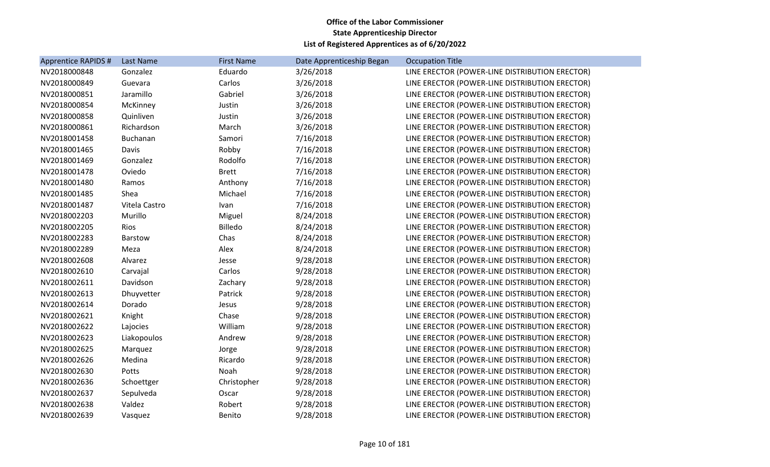**Office of the Labor Commissioner**
**State Apprenticeship Director**
**List of Registered Apprentices as of 6/20/2022**

| Apprentice RAPIDS # | Last Name | First Name | Date Apprenticeship Began | Occupation Title |
|---|---|---|---|---|
| NV2018000848 | Gonzalez | Eduardo | 3/26/2018 | LINE ERECTOR (POWER-LINE DISTRIBUTION ERECTOR) |
| NV2018000849 | Guevara | Carlos | 3/26/2018 | LINE ERECTOR (POWER-LINE DISTRIBUTION ERECTOR) |
| NV2018000851 | Jaramillo | Gabriel | 3/26/2018 | LINE ERECTOR (POWER-LINE DISTRIBUTION ERECTOR) |
| NV2018000854 | McKinney | Justin | 3/26/2018 | LINE ERECTOR (POWER-LINE DISTRIBUTION ERECTOR) |
| NV2018000858 | Quinliven | Justin | 3/26/2018 | LINE ERECTOR (POWER-LINE DISTRIBUTION ERECTOR) |
| NV2018000861 | Richardson | March | 3/26/2018 | LINE ERECTOR (POWER-LINE DISTRIBUTION ERECTOR) |
| NV2018001458 | Buchanan | Samori | 7/16/2018 | LINE ERECTOR (POWER-LINE DISTRIBUTION ERECTOR) |
| NV2018001465 | Davis | Robby | 7/16/2018 | LINE ERECTOR (POWER-LINE DISTRIBUTION ERECTOR) |
| NV2018001469 | Gonzalez | Rodolfo | 7/16/2018 | LINE ERECTOR (POWER-LINE DISTRIBUTION ERECTOR) |
| NV2018001478 | Oviedo | Brett | 7/16/2018 | LINE ERECTOR (POWER-LINE DISTRIBUTION ERECTOR) |
| NV2018001480 | Ramos | Anthony | 7/16/2018 | LINE ERECTOR (POWER-LINE DISTRIBUTION ERECTOR) |
| NV2018001485 | Shea | Michael | 7/16/2018 | LINE ERECTOR (POWER-LINE DISTRIBUTION ERECTOR) |
| NV2018001487 | Vitela Castro | Ivan | 7/16/2018 | LINE ERECTOR (POWER-LINE DISTRIBUTION ERECTOR) |
| NV2018002203 | Murillo | Miguel | 8/24/2018 | LINE ERECTOR (POWER-LINE DISTRIBUTION ERECTOR) |
| NV2018002205 | Rios | Billedo | 8/24/2018 | LINE ERECTOR (POWER-LINE DISTRIBUTION ERECTOR) |
| NV2018002283 | Barstow | Chas | 8/24/2018 | LINE ERECTOR (POWER-LINE DISTRIBUTION ERECTOR) |
| NV2018002289 | Meza | Alex | 8/24/2018 | LINE ERECTOR (POWER-LINE DISTRIBUTION ERECTOR) |
| NV2018002608 | Alvarez | Jesse | 9/28/2018 | LINE ERECTOR (POWER-LINE DISTRIBUTION ERECTOR) |
| NV2018002610 | Carvajal | Carlos | 9/28/2018 | LINE ERECTOR (POWER-LINE DISTRIBUTION ERECTOR) |
| NV2018002611 | Davidson | Zachary | 9/28/2018 | LINE ERECTOR (POWER-LINE DISTRIBUTION ERECTOR) |
| NV2018002613 | Dhuyvetter | Patrick | 9/28/2018 | LINE ERECTOR (POWER-LINE DISTRIBUTION ERECTOR) |
| NV2018002614 | Dorado | Jesus | 9/28/2018 | LINE ERECTOR (POWER-LINE DISTRIBUTION ERECTOR) |
| NV2018002621 | Knight | Chase | 9/28/2018 | LINE ERECTOR (POWER-LINE DISTRIBUTION ERECTOR) |
| NV2018002622 | Lajocies | William | 9/28/2018 | LINE ERECTOR (POWER-LINE DISTRIBUTION ERECTOR) |
| NV2018002623 | Liakopoulos | Andrew | 9/28/2018 | LINE ERECTOR (POWER-LINE DISTRIBUTION ERECTOR) |
| NV2018002625 | Marquez | Jorge | 9/28/2018 | LINE ERECTOR (POWER-LINE DISTRIBUTION ERECTOR) |
| NV2018002626 | Medina | Ricardo | 9/28/2018 | LINE ERECTOR (POWER-LINE DISTRIBUTION ERECTOR) |
| NV2018002630 | Potts | Noah | 9/28/2018 | LINE ERECTOR (POWER-LINE DISTRIBUTION ERECTOR) |
| NV2018002636 | Schoettger | Christopher | 9/28/2018 | LINE ERECTOR (POWER-LINE DISTRIBUTION ERECTOR) |
| NV2018002637 | Sepulveda | Oscar | 9/28/2018 | LINE ERECTOR (POWER-LINE DISTRIBUTION ERECTOR) |
| NV2018002638 | Valdez | Robert | 9/28/2018 | LINE ERECTOR (POWER-LINE DISTRIBUTION ERECTOR) |
| NV2018002639 | Vasquez | Benito | 9/28/2018 | LINE ERECTOR (POWER-LINE DISTRIBUTION ERECTOR) |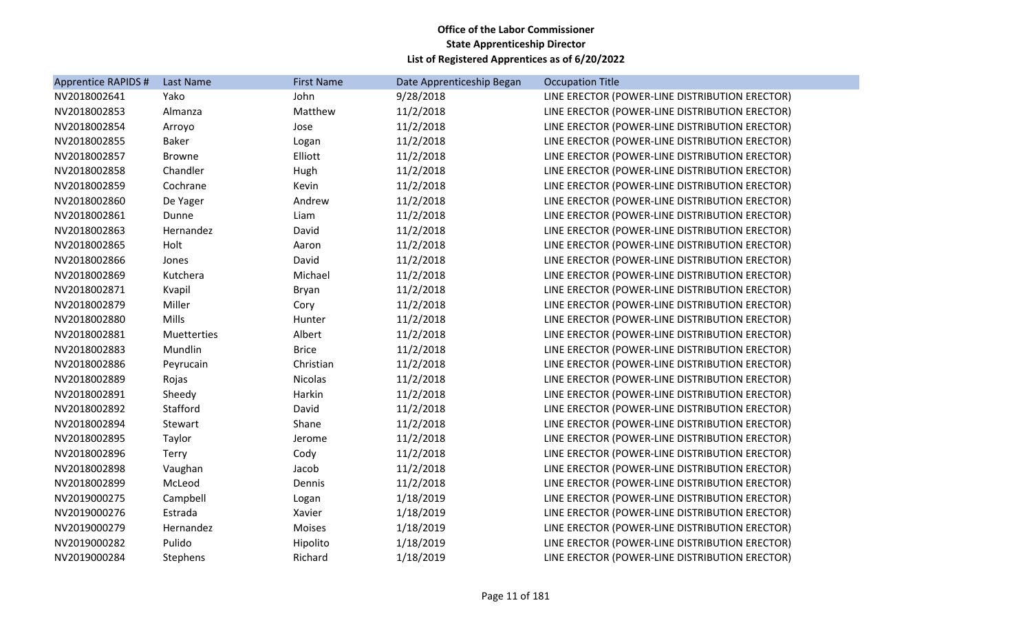**Office of the Labor Commissioner**
**State Apprenticeship Director**
**List of Registered Apprentices as of 6/20/2022**

| Apprentice RAPIDS # | Last Name | First Name | Date Apprenticeship Began | Occupation Title |
|---|---|---|---|---|
| NV2018002641 | Yako | John | 9/28/2018 | LINE ERECTOR (POWER-LINE DISTRIBUTION ERECTOR) |
| NV2018002853 | Almanza | Matthew | 11/2/2018 | LINE ERECTOR (POWER-LINE DISTRIBUTION ERECTOR) |
| NV2018002854 | Arroyo | Jose | 11/2/2018 | LINE ERECTOR (POWER-LINE DISTRIBUTION ERECTOR) |
| NV2018002855 | Baker | Logan | 11/2/2018 | LINE ERECTOR (POWER-LINE DISTRIBUTION ERECTOR) |
| NV2018002857 | Browne | Elliott | 11/2/2018 | LINE ERECTOR (POWER-LINE DISTRIBUTION ERECTOR) |
| NV2018002858 | Chandler | Hugh | 11/2/2018 | LINE ERECTOR (POWER-LINE DISTRIBUTION ERECTOR) |
| NV2018002859 | Cochrane | Kevin | 11/2/2018 | LINE ERECTOR (POWER-LINE DISTRIBUTION ERECTOR) |
| NV2018002860 | De Yager | Andrew | 11/2/2018 | LINE ERECTOR (POWER-LINE DISTRIBUTION ERECTOR) |
| NV2018002861 | Dunne | Liam | 11/2/2018 | LINE ERECTOR (POWER-LINE DISTRIBUTION ERECTOR) |
| NV2018002863 | Hernandez | David | 11/2/2018 | LINE ERECTOR (POWER-LINE DISTRIBUTION ERECTOR) |
| NV2018002865 | Holt | Aaron | 11/2/2018 | LINE ERECTOR (POWER-LINE DISTRIBUTION ERECTOR) |
| NV2018002866 | Jones | David | 11/2/2018 | LINE ERECTOR (POWER-LINE DISTRIBUTION ERECTOR) |
| NV2018002869 | Kutchera | Michael | 11/2/2018 | LINE ERECTOR (POWER-LINE DISTRIBUTION ERECTOR) |
| NV2018002871 | Kvapil | Bryan | 11/2/2018 | LINE ERECTOR (POWER-LINE DISTRIBUTION ERECTOR) |
| NV2018002879 | Miller | Cory | 11/2/2018 | LINE ERECTOR (POWER-LINE DISTRIBUTION ERECTOR) |
| NV2018002880 | Mills | Hunter | 11/2/2018 | LINE ERECTOR (POWER-LINE DISTRIBUTION ERECTOR) |
| NV2018002881 | Muetterties | Albert | 11/2/2018 | LINE ERECTOR (POWER-LINE DISTRIBUTION ERECTOR) |
| NV2018002883 | Mundlin | Brice | 11/2/2018 | LINE ERECTOR (POWER-LINE DISTRIBUTION ERECTOR) |
| NV2018002886 | Peyrucain | Christian | 11/2/2018 | LINE ERECTOR (POWER-LINE DISTRIBUTION ERECTOR) |
| NV2018002889 | Rojas | Nicolas | 11/2/2018 | LINE ERECTOR (POWER-LINE DISTRIBUTION ERECTOR) |
| NV2018002891 | Sheedy | Harkin | 11/2/2018 | LINE ERECTOR (POWER-LINE DISTRIBUTION ERECTOR) |
| NV2018002892 | Stafford | David | 11/2/2018 | LINE ERECTOR (POWER-LINE DISTRIBUTION ERECTOR) |
| NV2018002894 | Stewart | Shane | 11/2/2018 | LINE ERECTOR (POWER-LINE DISTRIBUTION ERECTOR) |
| NV2018002895 | Taylor | Jerome | 11/2/2018 | LINE ERECTOR (POWER-LINE DISTRIBUTION ERECTOR) |
| NV2018002896 | Terry | Cody | 11/2/2018 | LINE ERECTOR (POWER-LINE DISTRIBUTION ERECTOR) |
| NV2018002898 | Vaughan | Jacob | 11/2/2018 | LINE ERECTOR (POWER-LINE DISTRIBUTION ERECTOR) |
| NV2018002899 | McLeod | Dennis | 11/2/2018 | LINE ERECTOR (POWER-LINE DISTRIBUTION ERECTOR) |
| NV2019000275 | Campbell | Logan | 1/18/2019 | LINE ERECTOR (POWER-LINE DISTRIBUTION ERECTOR) |
| NV2019000276 | Estrada | Xavier | 1/18/2019 | LINE ERECTOR (POWER-LINE DISTRIBUTION ERECTOR) |
| NV2019000279 | Hernandez | Moises | 1/18/2019 | LINE ERECTOR (POWER-LINE DISTRIBUTION ERECTOR) |
| NV2019000282 | Pulido | Hipolito | 1/18/2019 | LINE ERECTOR (POWER-LINE DISTRIBUTION ERECTOR) |
| NV2019000284 | Stephens | Richard | 1/18/2019 | LINE ERECTOR (POWER-LINE DISTRIBUTION ERECTOR) |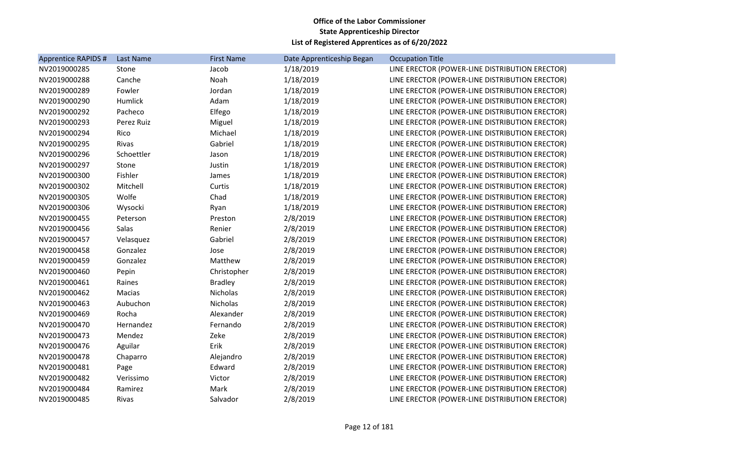**Office of the Labor Commissioner**
**State Apprenticeship Director**
**List of Registered Apprentices as of 6/20/2022**

| Apprentice RAPIDS # | Last Name | First Name | Date Apprenticeship Began | Occupation Title |
|---|---|---|---|---|
| NV2019000285 | Stone | Jacob | 1/18/2019 | LINE ERECTOR (POWER-LINE DISTRIBUTION ERECTOR) |
| NV2019000288 | Canche | Noah | 1/18/2019 | LINE ERECTOR (POWER-LINE DISTRIBUTION ERECTOR) |
| NV2019000289 | Fowler | Jordan | 1/18/2019 | LINE ERECTOR (POWER-LINE DISTRIBUTION ERECTOR) |
| NV2019000290 | Humlick | Adam | 1/18/2019 | LINE ERECTOR (POWER-LINE DISTRIBUTION ERECTOR) |
| NV2019000292 | Pacheco | Elfego | 1/18/2019 | LINE ERECTOR (POWER-LINE DISTRIBUTION ERECTOR) |
| NV2019000293 | Perez Ruiz | Miguel | 1/18/2019 | LINE ERECTOR (POWER-LINE DISTRIBUTION ERECTOR) |
| NV2019000294 | Rico | Michael | 1/18/2019 | LINE ERECTOR (POWER-LINE DISTRIBUTION ERECTOR) |
| NV2019000295 | Rivas | Gabriel | 1/18/2019 | LINE ERECTOR (POWER-LINE DISTRIBUTION ERECTOR) |
| NV2019000296 | Schoettler | Jason | 1/18/2019 | LINE ERECTOR (POWER-LINE DISTRIBUTION ERECTOR) |
| NV2019000297 | Stone | Justin | 1/18/2019 | LINE ERECTOR (POWER-LINE DISTRIBUTION ERECTOR) |
| NV2019000300 | Fishler | James | 1/18/2019 | LINE ERECTOR (POWER-LINE DISTRIBUTION ERECTOR) |
| NV2019000302 | Mitchell | Curtis | 1/18/2019 | LINE ERECTOR (POWER-LINE DISTRIBUTION ERECTOR) |
| NV2019000305 | Wolfe | Chad | 1/18/2019 | LINE ERECTOR (POWER-LINE DISTRIBUTION ERECTOR) |
| NV2019000306 | Wysocki | Ryan | 1/18/2019 | LINE ERECTOR (POWER-LINE DISTRIBUTION ERECTOR) |
| NV2019000455 | Peterson | Preston | 2/8/2019 | LINE ERECTOR (POWER-LINE DISTRIBUTION ERECTOR) |
| NV2019000456 | Salas | Renier | 2/8/2019 | LINE ERECTOR (POWER-LINE DISTRIBUTION ERECTOR) |
| NV2019000457 | Velasquez | Gabriel | 2/8/2019 | LINE ERECTOR (POWER-LINE DISTRIBUTION ERECTOR) |
| NV2019000458 | Gonzalez | Jose | 2/8/2019 | LINE ERECTOR (POWER-LINE DISTRIBUTION ERECTOR) |
| NV2019000459 | Gonzalez | Matthew | 2/8/2019 | LINE ERECTOR (POWER-LINE DISTRIBUTION ERECTOR) |
| NV2019000460 | Pepin | Christopher | 2/8/2019 | LINE ERECTOR (POWER-LINE DISTRIBUTION ERECTOR) |
| NV2019000461 | Raines | Bradley | 2/8/2019 | LINE ERECTOR (POWER-LINE DISTRIBUTION ERECTOR) |
| NV2019000462 | Macias | Nicholas | 2/8/2019 | LINE ERECTOR (POWER-LINE DISTRIBUTION ERECTOR) |
| NV2019000463 | Aubuchon | Nicholas | 2/8/2019 | LINE ERECTOR (POWER-LINE DISTRIBUTION ERECTOR) |
| NV2019000469 | Rocha | Alexander | 2/8/2019 | LINE ERECTOR (POWER-LINE DISTRIBUTION ERECTOR) |
| NV2019000470 | Hernandez | Fernando | 2/8/2019 | LINE ERECTOR (POWER-LINE DISTRIBUTION ERECTOR) |
| NV2019000473 | Mendez | Zeke | 2/8/2019 | LINE ERECTOR (POWER-LINE DISTRIBUTION ERECTOR) |
| NV2019000476 | Aguilar | Erik | 2/8/2019 | LINE ERECTOR (POWER-LINE DISTRIBUTION ERECTOR) |
| NV2019000478 | Chaparro | Alejandro | 2/8/2019 | LINE ERECTOR (POWER-LINE DISTRIBUTION ERECTOR) |
| NV2019000481 | Page | Edward | 2/8/2019 | LINE ERECTOR (POWER-LINE DISTRIBUTION ERECTOR) |
| NV2019000482 | Verissimo | Victor | 2/8/2019 | LINE ERECTOR (POWER-LINE DISTRIBUTION ERECTOR) |
| NV2019000484 | Ramirez | Mark | 2/8/2019 | LINE ERECTOR (POWER-LINE DISTRIBUTION ERECTOR) |
| NV2019000485 | Rivas | Salvador | 2/8/2019 | LINE ERECTOR (POWER-LINE DISTRIBUTION ERECTOR) |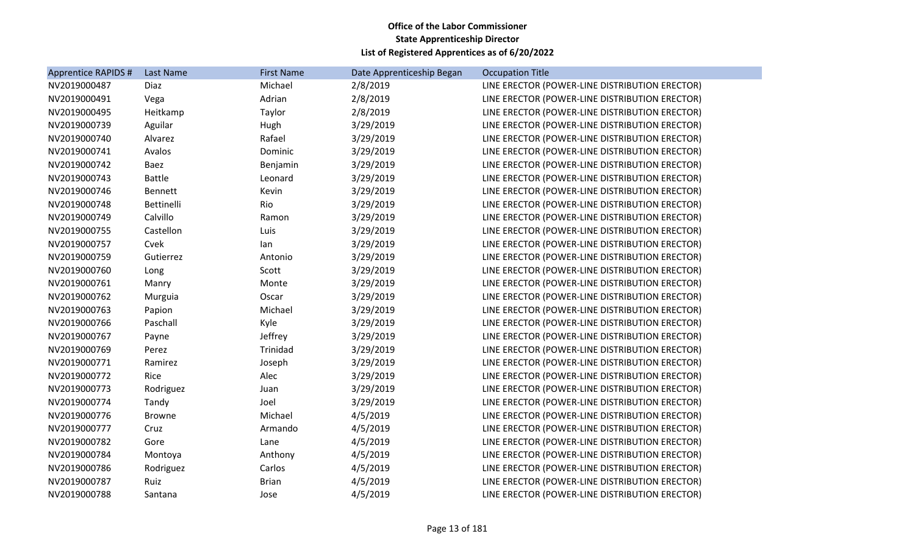**Office of the Labor Commissioner**
**State Apprenticeship Director**
**List of Registered Apprentices as of 6/20/2022**

| Apprentice RAPIDS # | Last Name | First Name | Date Apprenticeship Began | Occupation Title |
|---|---|---|---|---|
| NV2019000487 | Diaz | Michael | 2/8/2019 | LINE ERECTOR (POWER-LINE DISTRIBUTION ERECTOR) |
| NV2019000491 | Vega | Adrian | 2/8/2019 | LINE ERECTOR (POWER-LINE DISTRIBUTION ERECTOR) |
| NV2019000495 | Heitkamp | Taylor | 2/8/2019 | LINE ERECTOR (POWER-LINE DISTRIBUTION ERECTOR) |
| NV2019000739 | Aguilar | Hugh | 3/29/2019 | LINE ERECTOR (POWER-LINE DISTRIBUTION ERECTOR) |
| NV2019000740 | Alvarez | Rafael | 3/29/2019 | LINE ERECTOR (POWER-LINE DISTRIBUTION ERECTOR) |
| NV2019000741 | Avalos | Dominic | 3/29/2019 | LINE ERECTOR (POWER-LINE DISTRIBUTION ERECTOR) |
| NV2019000742 | Baez | Benjamin | 3/29/2019 | LINE ERECTOR (POWER-LINE DISTRIBUTION ERECTOR) |
| NV2019000743 | Battle | Leonard | 3/29/2019 | LINE ERECTOR (POWER-LINE DISTRIBUTION ERECTOR) |
| NV2019000746 | Bennett | Kevin | 3/29/2019 | LINE ERECTOR (POWER-LINE DISTRIBUTION ERECTOR) |
| NV2019000748 | Bettinelli | Rio | 3/29/2019 | LINE ERECTOR (POWER-LINE DISTRIBUTION ERECTOR) |
| NV2019000749 | Calvillo | Ramon | 3/29/2019 | LINE ERECTOR (POWER-LINE DISTRIBUTION ERECTOR) |
| NV2019000755 | Castellon | Luis | 3/29/2019 | LINE ERECTOR (POWER-LINE DISTRIBUTION ERECTOR) |
| NV2019000757 | Cvek | Ian | 3/29/2019 | LINE ERECTOR (POWER-LINE DISTRIBUTION ERECTOR) |
| NV2019000759 | Gutierrez | Antonio | 3/29/2019 | LINE ERECTOR (POWER-LINE DISTRIBUTION ERECTOR) |
| NV2019000760 | Long | Scott | 3/29/2019 | LINE ERECTOR (POWER-LINE DISTRIBUTION ERECTOR) |
| NV2019000761 | Manry | Monte | 3/29/2019 | LINE ERECTOR (POWER-LINE DISTRIBUTION ERECTOR) |
| NV2019000762 | Murguia | Oscar | 3/29/2019 | LINE ERECTOR (POWER-LINE DISTRIBUTION ERECTOR) |
| NV2019000763 | Papion | Michael | 3/29/2019 | LINE ERECTOR (POWER-LINE DISTRIBUTION ERECTOR) |
| NV2019000766 | Paschall | Kyle | 3/29/2019 | LINE ERECTOR (POWER-LINE DISTRIBUTION ERECTOR) |
| NV2019000767 | Payne | Jeffrey | 3/29/2019 | LINE ERECTOR (POWER-LINE DISTRIBUTION ERECTOR) |
| NV2019000769 | Perez | Trinidad | 3/29/2019 | LINE ERECTOR (POWER-LINE DISTRIBUTION ERECTOR) |
| NV2019000771 | Ramirez | Joseph | 3/29/2019 | LINE ERECTOR (POWER-LINE DISTRIBUTION ERECTOR) |
| NV2019000772 | Rice | Alec | 3/29/2019 | LINE ERECTOR (POWER-LINE DISTRIBUTION ERECTOR) |
| NV2019000773 | Rodriguez | Juan | 3/29/2019 | LINE ERECTOR (POWER-LINE DISTRIBUTION ERECTOR) |
| NV2019000774 | Tandy | Joel | 3/29/2019 | LINE ERECTOR (POWER-LINE DISTRIBUTION ERECTOR) |
| NV2019000776 | Browne | Michael | 4/5/2019 | LINE ERECTOR (POWER-LINE DISTRIBUTION ERECTOR) |
| NV2019000777 | Cruz | Armando | 4/5/2019 | LINE ERECTOR (POWER-LINE DISTRIBUTION ERECTOR) |
| NV2019000782 | Gore | Lane | 4/5/2019 | LINE ERECTOR (POWER-LINE DISTRIBUTION ERECTOR) |
| NV2019000784 | Montoya | Anthony | 4/5/2019 | LINE ERECTOR (POWER-LINE DISTRIBUTION ERECTOR) |
| NV2019000786 | Rodriguez | Carlos | 4/5/2019 | LINE ERECTOR (POWER-LINE DISTRIBUTION ERECTOR) |
| NV2019000787 | Ruiz | Brian | 4/5/2019 | LINE ERECTOR (POWER-LINE DISTRIBUTION ERECTOR) |
| NV2019000788 | Santana | Jose | 4/5/2019 | LINE ERECTOR (POWER-LINE DISTRIBUTION ERECTOR) |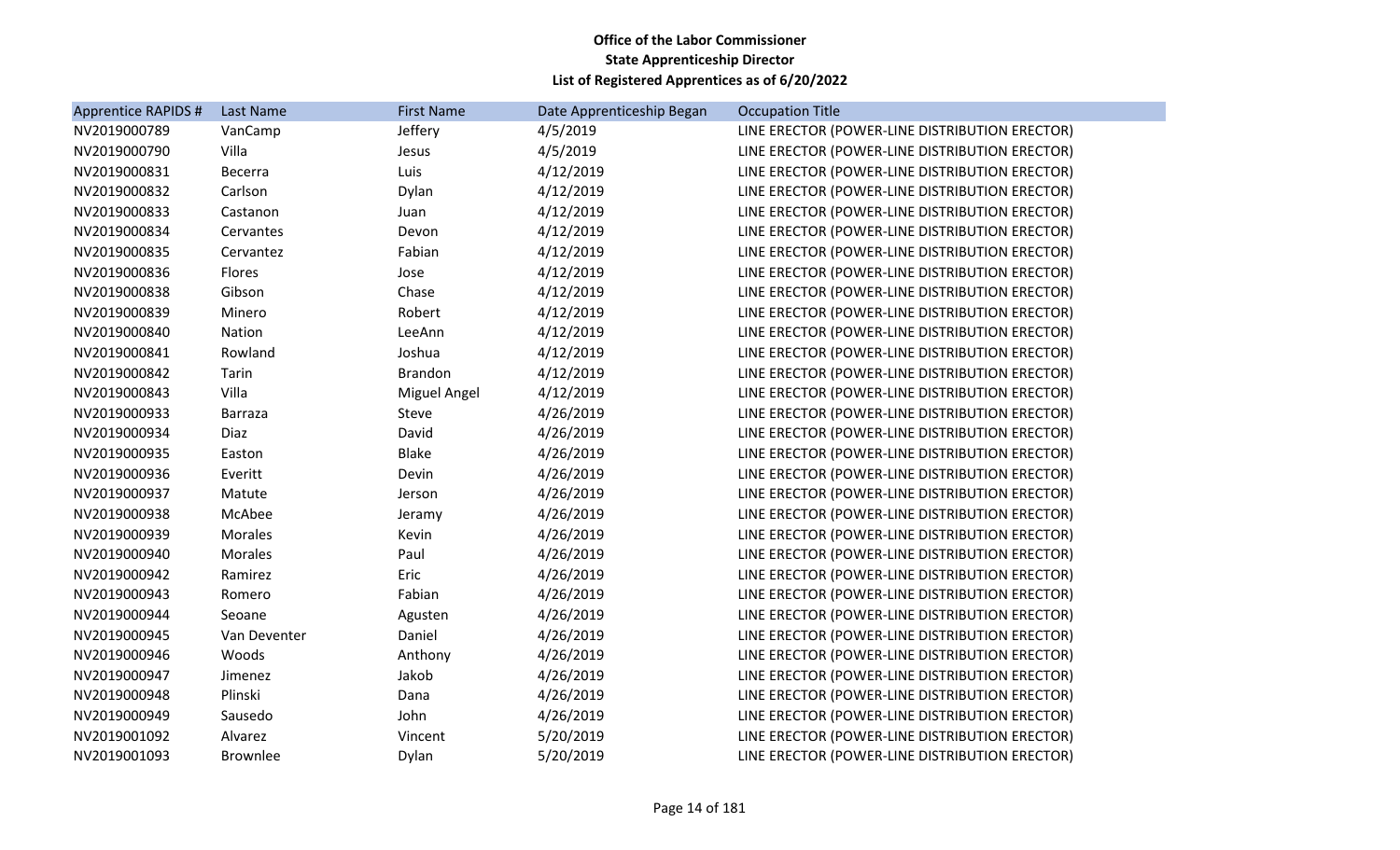**Office of the Labor Commissioner**
**State Apprenticeship Director**
**List of Registered Apprentices as of 6/20/2022**

| Apprentice RAPIDS # | Last Name | First Name | Date Apprenticeship Began | Occupation Title |
|---|---|---|---|---|
| NV2019000789 | VanCamp | Jeffery | 4/5/2019 | LINE ERECTOR (POWER-LINE DISTRIBUTION ERECTOR) |
| NV2019000790 | Villa | Jesus | 4/5/2019 | LINE ERECTOR (POWER-LINE DISTRIBUTION ERECTOR) |
| NV2019000831 | Becerra | Luis | 4/12/2019 | LINE ERECTOR (POWER-LINE DISTRIBUTION ERECTOR) |
| NV2019000832 | Carlson | Dylan | 4/12/2019 | LINE ERECTOR (POWER-LINE DISTRIBUTION ERECTOR) |
| NV2019000833 | Castanon | Juan | 4/12/2019 | LINE ERECTOR (POWER-LINE DISTRIBUTION ERECTOR) |
| NV2019000834 | Cervantes | Devon | 4/12/2019 | LINE ERECTOR (POWER-LINE DISTRIBUTION ERECTOR) |
| NV2019000835 | Cervantez | Fabian | 4/12/2019 | LINE ERECTOR (POWER-LINE DISTRIBUTION ERECTOR) |
| NV2019000836 | Flores | Jose | 4/12/2019 | LINE ERECTOR (POWER-LINE DISTRIBUTION ERECTOR) |
| NV2019000838 | Gibson | Chase | 4/12/2019 | LINE ERECTOR (POWER-LINE DISTRIBUTION ERECTOR) |
| NV2019000839 | Minero | Robert | 4/12/2019 | LINE ERECTOR (POWER-LINE DISTRIBUTION ERECTOR) |
| NV2019000840 | Nation | LeeAnn | 4/12/2019 | LINE ERECTOR (POWER-LINE DISTRIBUTION ERECTOR) |
| NV2019000841 | Rowland | Joshua | 4/12/2019 | LINE ERECTOR (POWER-LINE DISTRIBUTION ERECTOR) |
| NV2019000842 | Tarin | Brandon | 4/12/2019 | LINE ERECTOR (POWER-LINE DISTRIBUTION ERECTOR) |
| NV2019000843 | Villa | Miguel Angel | 4/12/2019 | LINE ERECTOR (POWER-LINE DISTRIBUTION ERECTOR) |
| NV2019000933 | Barraza | Steve | 4/26/2019 | LINE ERECTOR (POWER-LINE DISTRIBUTION ERECTOR) |
| NV2019000934 | Diaz | David | 4/26/2019 | LINE ERECTOR (POWER-LINE DISTRIBUTION ERECTOR) |
| NV2019000935 | Easton | Blake | 4/26/2019 | LINE ERECTOR (POWER-LINE DISTRIBUTION ERECTOR) |
| NV2019000936 | Everitt | Devin | 4/26/2019 | LINE ERECTOR (POWER-LINE DISTRIBUTION ERECTOR) |
| NV2019000937 | Matute | Jerson | 4/26/2019 | LINE ERECTOR (POWER-LINE DISTRIBUTION ERECTOR) |
| NV2019000938 | McAbee | Jeramy | 4/26/2019 | LINE ERECTOR (POWER-LINE DISTRIBUTION ERECTOR) |
| NV2019000939 | Morales | Kevin | 4/26/2019 | LINE ERECTOR (POWER-LINE DISTRIBUTION ERECTOR) |
| NV2019000940 | Morales | Paul | 4/26/2019 | LINE ERECTOR (POWER-LINE DISTRIBUTION ERECTOR) |
| NV2019000942 | Ramirez | Eric | 4/26/2019 | LINE ERECTOR (POWER-LINE DISTRIBUTION ERECTOR) |
| NV2019000943 | Romero | Fabian | 4/26/2019 | LINE ERECTOR (POWER-LINE DISTRIBUTION ERECTOR) |
| NV2019000944 | Seoane | Agusten | 4/26/2019 | LINE ERECTOR (POWER-LINE DISTRIBUTION ERECTOR) |
| NV2019000945 | Van Deventer | Daniel | 4/26/2019 | LINE ERECTOR (POWER-LINE DISTRIBUTION ERECTOR) |
| NV2019000946 | Woods | Anthony | 4/26/2019 | LINE ERECTOR (POWER-LINE DISTRIBUTION ERECTOR) |
| NV2019000947 | Jimenez | Jakob | 4/26/2019 | LINE ERECTOR (POWER-LINE DISTRIBUTION ERECTOR) |
| NV2019000948 | Plinski | Dana | 4/26/2019 | LINE ERECTOR (POWER-LINE DISTRIBUTION ERECTOR) |
| NV2019000949 | Sausedo | John | 4/26/2019 | LINE ERECTOR (POWER-LINE DISTRIBUTION ERECTOR) |
| NV2019001092 | Alvarez | Vincent | 5/20/2019 | LINE ERECTOR (POWER-LINE DISTRIBUTION ERECTOR) |
| NV2019001093 | Brownlee | Dylan | 5/20/2019 | LINE ERECTOR (POWER-LINE DISTRIBUTION ERECTOR) |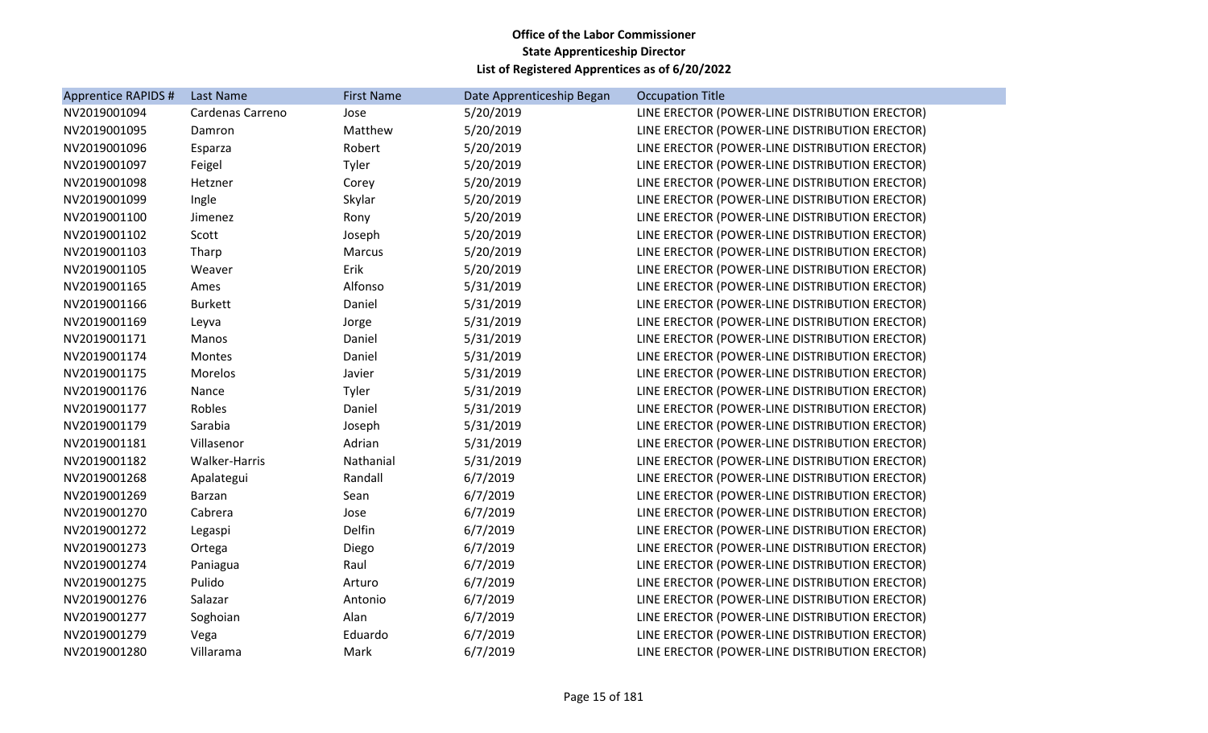**Office of the Labor Commissioner**
**State Apprenticeship Director**
**List of Registered Apprentices as of 6/20/2022**

| Apprentice RAPIDS # | Last Name | First Name | Date Apprenticeship Began | Occupation Title |
|---|---|---|---|---|
| NV2019001094 | Cardenas Carreno | Jose | 5/20/2019 | LINE ERECTOR (POWER-LINE DISTRIBUTION ERECTOR) |
| NV2019001095 | Damron | Matthew | 5/20/2019 | LINE ERECTOR (POWER-LINE DISTRIBUTION ERECTOR) |
| NV2019001096 | Esparza | Robert | 5/20/2019 | LINE ERECTOR (POWER-LINE DISTRIBUTION ERECTOR) |
| NV2019001097 | Feigel | Tyler | 5/20/2019 | LINE ERECTOR (POWER-LINE DISTRIBUTION ERECTOR) |
| NV2019001098 | Hetzner | Corey | 5/20/2019 | LINE ERECTOR (POWER-LINE DISTRIBUTION ERECTOR) |
| NV2019001099 | Ingle | Skylar | 5/20/2019 | LINE ERECTOR (POWER-LINE DISTRIBUTION ERECTOR) |
| NV2019001100 | Jimenez | Rony | 5/20/2019 | LINE ERECTOR (POWER-LINE DISTRIBUTION ERECTOR) |
| NV2019001102 | Scott | Joseph | 5/20/2019 | LINE ERECTOR (POWER-LINE DISTRIBUTION ERECTOR) |
| NV2019001103 | Tharp | Marcus | 5/20/2019 | LINE ERECTOR (POWER-LINE DISTRIBUTION ERECTOR) |
| NV2019001105 | Weaver | Erik | 5/20/2019 | LINE ERECTOR (POWER-LINE DISTRIBUTION ERECTOR) |
| NV2019001165 | Ames | Alfonso | 5/31/2019 | LINE ERECTOR (POWER-LINE DISTRIBUTION ERECTOR) |
| NV2019001166 | Burkett | Daniel | 5/31/2019 | LINE ERECTOR (POWER-LINE DISTRIBUTION ERECTOR) |
| NV2019001169 | Leyva | Jorge | 5/31/2019 | LINE ERECTOR (POWER-LINE DISTRIBUTION ERECTOR) |
| NV2019001171 | Manos | Daniel | 5/31/2019 | LINE ERECTOR (POWER-LINE DISTRIBUTION ERECTOR) |
| NV2019001174 | Montes | Daniel | 5/31/2019 | LINE ERECTOR (POWER-LINE DISTRIBUTION ERECTOR) |
| NV2019001175 | Morelos | Javier | 5/31/2019 | LINE ERECTOR (POWER-LINE DISTRIBUTION ERECTOR) |
| NV2019001176 | Nance | Tyler | 5/31/2019 | LINE ERECTOR (POWER-LINE DISTRIBUTION ERECTOR) |
| NV2019001177 | Robles | Daniel | 5/31/2019 | LINE ERECTOR (POWER-LINE DISTRIBUTION ERECTOR) |
| NV2019001179 | Sarabia | Joseph | 5/31/2019 | LINE ERECTOR (POWER-LINE DISTRIBUTION ERECTOR) |
| NV2019001181 | Villasenor | Adrian | 5/31/2019 | LINE ERECTOR (POWER-LINE DISTRIBUTION ERECTOR) |
| NV2019001182 | Walker-Harris | Nathanial | 5/31/2019 | LINE ERECTOR (POWER-LINE DISTRIBUTION ERECTOR) |
| NV2019001268 | Apalategui | Randall | 6/7/2019 | LINE ERECTOR (POWER-LINE DISTRIBUTION ERECTOR) |
| NV2019001269 | Barzan | Sean | 6/7/2019 | LINE ERECTOR (POWER-LINE DISTRIBUTION ERECTOR) |
| NV2019001270 | Cabrera | Jose | 6/7/2019 | LINE ERECTOR (POWER-LINE DISTRIBUTION ERECTOR) |
| NV2019001272 | Legaspi | Delfin | 6/7/2019 | LINE ERECTOR (POWER-LINE DISTRIBUTION ERECTOR) |
| NV2019001273 | Ortega | Diego | 6/7/2019 | LINE ERECTOR (POWER-LINE DISTRIBUTION ERECTOR) |
| NV2019001274 | Paniagua | Raul | 6/7/2019 | LINE ERECTOR (POWER-LINE DISTRIBUTION ERECTOR) |
| NV2019001275 | Pulido | Arturo | 6/7/2019 | LINE ERECTOR (POWER-LINE DISTRIBUTION ERECTOR) |
| NV2019001276 | Salazar | Antonio | 6/7/2019 | LINE ERECTOR (POWER-LINE DISTRIBUTION ERECTOR) |
| NV2019001277 | Soghoian | Alan | 6/7/2019 | LINE ERECTOR (POWER-LINE DISTRIBUTION ERECTOR) |
| NV2019001279 | Vega | Eduardo | 6/7/2019 | LINE ERECTOR (POWER-LINE DISTRIBUTION ERECTOR) |
| NV2019001280 | Villarama | Mark | 6/7/2019 | LINE ERECTOR (POWER-LINE DISTRIBUTION ERECTOR) |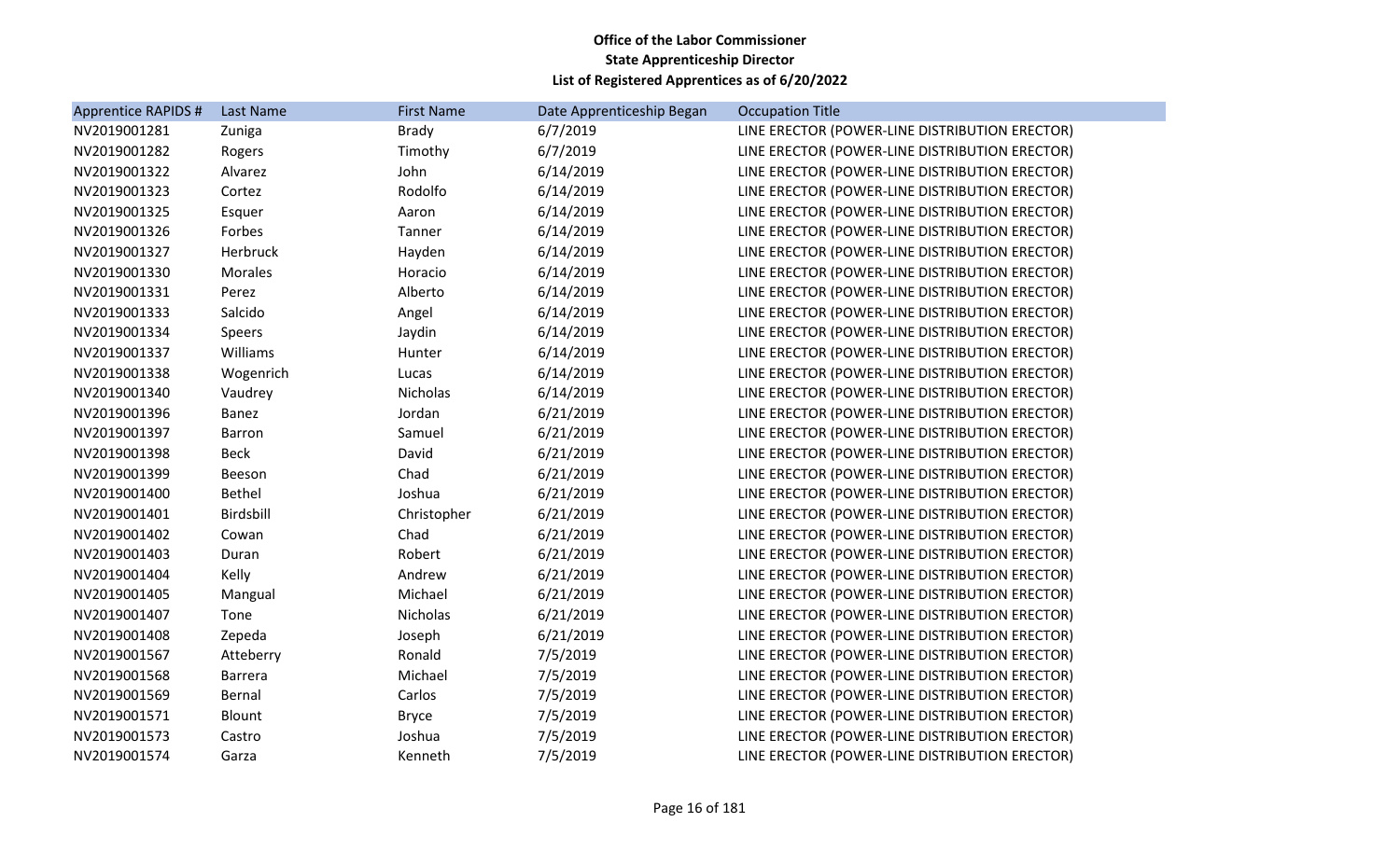**Office of the Labor Commissioner**
**State Apprenticeship Director**
**List of Registered Apprentices as of 6/20/2022**

| Apprentice RAPIDS # | Last Name | First Name | Date Apprenticeship Began | Occupation Title |
|---|---|---|---|---|
| NV2019001281 | Zuniga | Brady | 6/7/2019 | LINE ERECTOR (POWER-LINE DISTRIBUTION ERECTOR) |
| NV2019001282 | Rogers | Timothy | 6/7/2019 | LINE ERECTOR (POWER-LINE DISTRIBUTION ERECTOR) |
| NV2019001322 | Alvarez | John | 6/14/2019 | LINE ERECTOR (POWER-LINE DISTRIBUTION ERECTOR) |
| NV2019001323 | Cortez | Rodolfo | 6/14/2019 | LINE ERECTOR (POWER-LINE DISTRIBUTION ERECTOR) |
| NV2019001325 | Esquer | Aaron | 6/14/2019 | LINE ERECTOR (POWER-LINE DISTRIBUTION ERECTOR) |
| NV2019001326 | Forbes | Tanner | 6/14/2019 | LINE ERECTOR (POWER-LINE DISTRIBUTION ERECTOR) |
| NV2019001327 | Herbruck | Hayden | 6/14/2019 | LINE ERECTOR (POWER-LINE DISTRIBUTION ERECTOR) |
| NV2019001330 | Morales | Horacio | 6/14/2019 | LINE ERECTOR (POWER-LINE DISTRIBUTION ERECTOR) |
| NV2019001331 | Perez | Alberto | 6/14/2019 | LINE ERECTOR (POWER-LINE DISTRIBUTION ERECTOR) |
| NV2019001333 | Salcido | Angel | 6/14/2019 | LINE ERECTOR (POWER-LINE DISTRIBUTION ERECTOR) |
| NV2019001334 | Speers | Jaydin | 6/14/2019 | LINE ERECTOR (POWER-LINE DISTRIBUTION ERECTOR) |
| NV2019001337 | Williams | Hunter | 6/14/2019 | LINE ERECTOR (POWER-LINE DISTRIBUTION ERECTOR) |
| NV2019001338 | Wogenrich | Lucas | 6/14/2019 | LINE ERECTOR (POWER-LINE DISTRIBUTION ERECTOR) |
| NV2019001340 | Vaudrey | Nicholas | 6/14/2019 | LINE ERECTOR (POWER-LINE DISTRIBUTION ERECTOR) |
| NV2019001396 | Banez | Jordan | 6/21/2019 | LINE ERECTOR (POWER-LINE DISTRIBUTION ERECTOR) |
| NV2019001397 | Barron | Samuel | 6/21/2019 | LINE ERECTOR (POWER-LINE DISTRIBUTION ERECTOR) |
| NV2019001398 | Beck | David | 6/21/2019 | LINE ERECTOR (POWER-LINE DISTRIBUTION ERECTOR) |
| NV2019001399 | Beeson | Chad | 6/21/2019 | LINE ERECTOR (POWER-LINE DISTRIBUTION ERECTOR) |
| NV2019001400 | Bethel | Joshua | 6/21/2019 | LINE ERECTOR (POWER-LINE DISTRIBUTION ERECTOR) |
| NV2019001401 | Birdsbill | Christopher | 6/21/2019 | LINE ERECTOR (POWER-LINE DISTRIBUTION ERECTOR) |
| NV2019001402 | Cowan | Chad | 6/21/2019 | LINE ERECTOR (POWER-LINE DISTRIBUTION ERECTOR) |
| NV2019001403 | Duran | Robert | 6/21/2019 | LINE ERECTOR (POWER-LINE DISTRIBUTION ERECTOR) |
| NV2019001404 | Kelly | Andrew | 6/21/2019 | LINE ERECTOR (POWER-LINE DISTRIBUTION ERECTOR) |
| NV2019001405 | Mangual | Michael | 6/21/2019 | LINE ERECTOR (POWER-LINE DISTRIBUTION ERECTOR) |
| NV2019001407 | Tone | Nicholas | 6/21/2019 | LINE ERECTOR (POWER-LINE DISTRIBUTION ERECTOR) |
| NV2019001408 | Zepeda | Joseph | 6/21/2019 | LINE ERECTOR (POWER-LINE DISTRIBUTION ERECTOR) |
| NV2019001567 | Atteberry | Ronald | 7/5/2019 | LINE ERECTOR (POWER-LINE DISTRIBUTION ERECTOR) |
| NV2019001568 | Barrera | Michael | 7/5/2019 | LINE ERECTOR (POWER-LINE DISTRIBUTION ERECTOR) |
| NV2019001569 | Bernal | Carlos | 7/5/2019 | LINE ERECTOR (POWER-LINE DISTRIBUTION ERECTOR) |
| NV2019001571 | Blount | Bryce | 7/5/2019 | LINE ERECTOR (POWER-LINE DISTRIBUTION ERECTOR) |
| NV2019001573 | Castro | Joshua | 7/5/2019 | LINE ERECTOR (POWER-LINE DISTRIBUTION ERECTOR) |
| NV2019001574 | Garza | Kenneth | 7/5/2019 | LINE ERECTOR (POWER-LINE DISTRIBUTION ERECTOR) |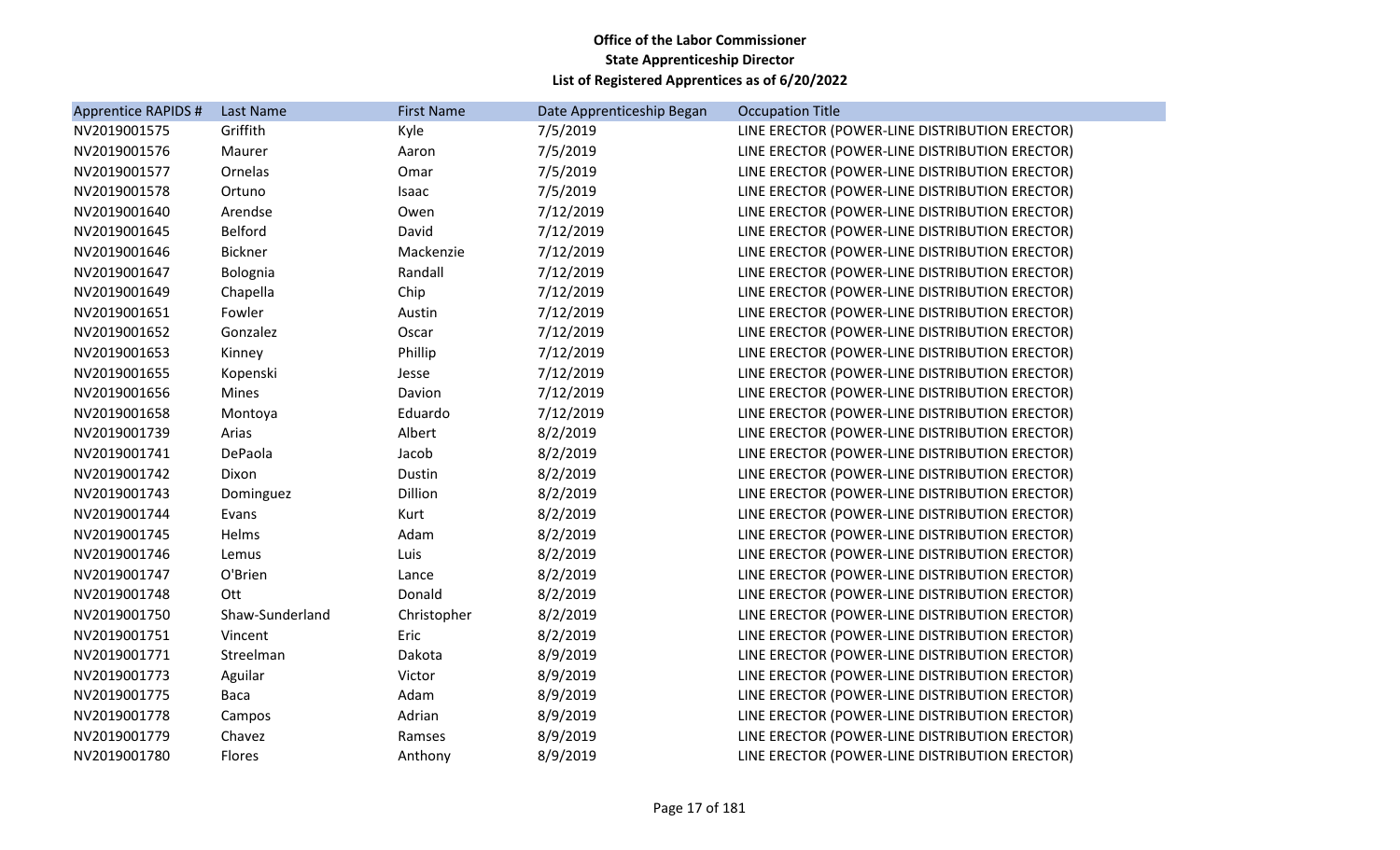**Office of the Labor Commissioner**
**State Apprenticeship Director**
**List of Registered Apprentices as of 6/20/2022**

| Apprentice RAPIDS # | Last Name | First Name | Date Apprenticeship Began | Occupation Title |
|---|---|---|---|---|
| NV2019001575 | Griffith | Kyle | 7/5/2019 | LINE ERECTOR (POWER-LINE DISTRIBUTION ERECTOR) |
| NV2019001576 | Maurer | Aaron | 7/5/2019 | LINE ERECTOR (POWER-LINE DISTRIBUTION ERECTOR) |
| NV2019001577 | Ornelas | Omar | 7/5/2019 | LINE ERECTOR (POWER-LINE DISTRIBUTION ERECTOR) |
| NV2019001578 | Ortuno | Isaac | 7/5/2019 | LINE ERECTOR (POWER-LINE DISTRIBUTION ERECTOR) |
| NV2019001640 | Arendse | Owen | 7/12/2019 | LINE ERECTOR (POWER-LINE DISTRIBUTION ERECTOR) |
| NV2019001645 | Belford | David | 7/12/2019 | LINE ERECTOR (POWER-LINE DISTRIBUTION ERECTOR) |
| NV2019001646 | Bickner | Mackenzie | 7/12/2019 | LINE ERECTOR (POWER-LINE DISTRIBUTION ERECTOR) |
| NV2019001647 | Bolognia | Randall | 7/12/2019 | LINE ERECTOR (POWER-LINE DISTRIBUTION ERECTOR) |
| NV2019001649 | Chapella | Chip | 7/12/2019 | LINE ERECTOR (POWER-LINE DISTRIBUTION ERECTOR) |
| NV2019001651 | Fowler | Austin | 7/12/2019 | LINE ERECTOR (POWER-LINE DISTRIBUTION ERECTOR) |
| NV2019001652 | Gonzalez | Oscar | 7/12/2019 | LINE ERECTOR (POWER-LINE DISTRIBUTION ERECTOR) |
| NV2019001653 | Kinney | Phillip | 7/12/2019 | LINE ERECTOR (POWER-LINE DISTRIBUTION ERECTOR) |
| NV2019001655 | Kopenski | Jesse | 7/12/2019 | LINE ERECTOR (POWER-LINE DISTRIBUTION ERECTOR) |
| NV2019001656 | Mines | Davion | 7/12/2019 | LINE ERECTOR (POWER-LINE DISTRIBUTION ERECTOR) |
| NV2019001658 | Montoya | Eduardo | 7/12/2019 | LINE ERECTOR (POWER-LINE DISTRIBUTION ERECTOR) |
| NV2019001739 | Arias | Albert | 8/2/2019 | LINE ERECTOR (POWER-LINE DISTRIBUTION ERECTOR) |
| NV2019001741 | DePaola | Jacob | 8/2/2019 | LINE ERECTOR (POWER-LINE DISTRIBUTION ERECTOR) |
| NV2019001742 | Dixon | Dustin | 8/2/2019 | LINE ERECTOR (POWER-LINE DISTRIBUTION ERECTOR) |
| NV2019001743 | Dominguez | Dillion | 8/2/2019 | LINE ERECTOR (POWER-LINE DISTRIBUTION ERECTOR) |
| NV2019001744 | Evans | Kurt | 8/2/2019 | LINE ERECTOR (POWER-LINE DISTRIBUTION ERECTOR) |
| NV2019001745 | Helms | Adam | 8/2/2019 | LINE ERECTOR (POWER-LINE DISTRIBUTION ERECTOR) |
| NV2019001746 | Lemus | Luis | 8/2/2019 | LINE ERECTOR (POWER-LINE DISTRIBUTION ERECTOR) |
| NV2019001747 | O'Brien | Lance | 8/2/2019 | LINE ERECTOR (POWER-LINE DISTRIBUTION ERECTOR) |
| NV2019001748 | Ott | Donald | 8/2/2019 | LINE ERECTOR (POWER-LINE DISTRIBUTION ERECTOR) |
| NV2019001750 | Shaw-Sunderland | Christopher | 8/2/2019 | LINE ERECTOR (POWER-LINE DISTRIBUTION ERECTOR) |
| NV2019001751 | Vincent | Eric | 8/2/2019 | LINE ERECTOR (POWER-LINE DISTRIBUTION ERECTOR) |
| NV2019001771 | Streelman | Dakota | 8/9/2019 | LINE ERECTOR (POWER-LINE DISTRIBUTION ERECTOR) |
| NV2019001773 | Aguilar | Victor | 8/9/2019 | LINE ERECTOR (POWER-LINE DISTRIBUTION ERECTOR) |
| NV2019001775 | Baca | Adam | 8/9/2019 | LINE ERECTOR (POWER-LINE DISTRIBUTION ERECTOR) |
| NV2019001778 | Campos | Adrian | 8/9/2019 | LINE ERECTOR (POWER-LINE DISTRIBUTION ERECTOR) |
| NV2019001779 | Chavez | Ramses | 8/9/2019 | LINE ERECTOR (POWER-LINE DISTRIBUTION ERECTOR) |
| NV2019001780 | Flores | Anthony | 8/9/2019 | LINE ERECTOR (POWER-LINE DISTRIBUTION ERECTOR) |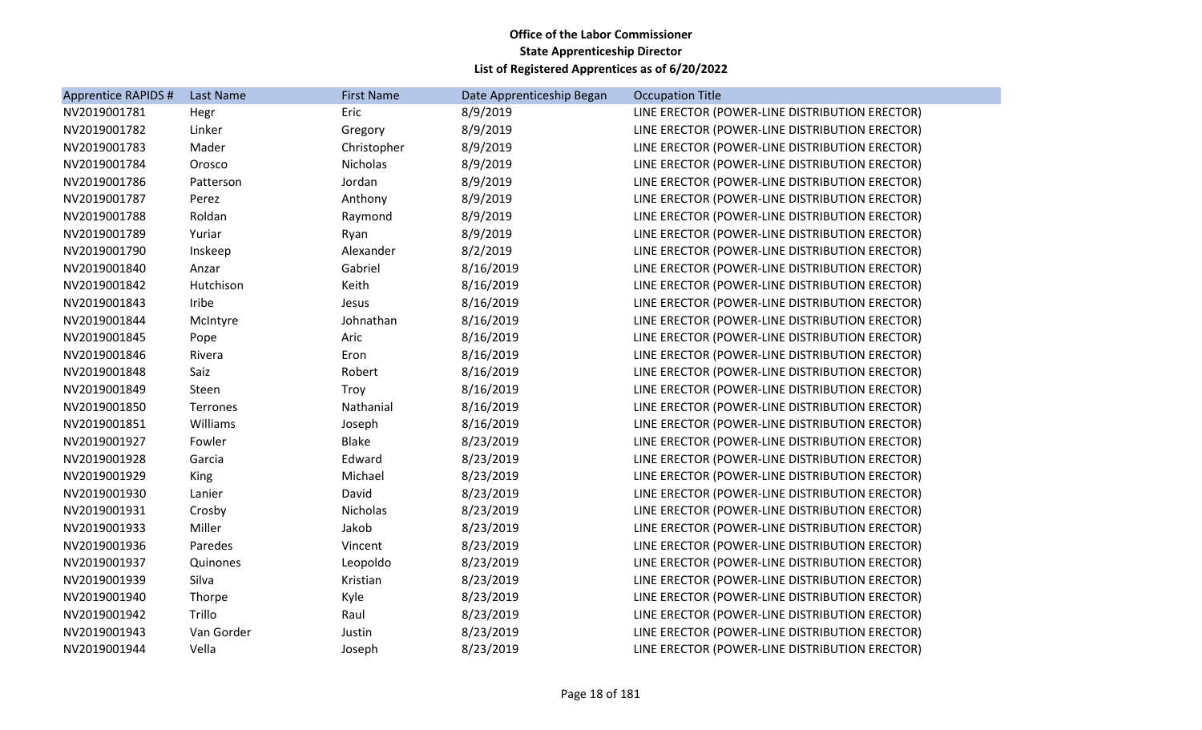**Office of the Labor Commissioner**
**State Apprenticeship Director**
**List of Registered Apprentices as of 6/20/2022**

| Apprentice RAPIDS # | Last Name | First Name | Date Apprenticeship Began | Occupation Title |
|---|---|---|---|---|
| NV2019001781 | Hegr | Eric | 8/9/2019 | LINE ERECTOR (POWER-LINE DISTRIBUTION ERECTOR) |
| NV2019001782 | Linker | Gregory | 8/9/2019 | LINE ERECTOR (POWER-LINE DISTRIBUTION ERECTOR) |
| NV2019001783 | Mader | Christopher | 8/9/2019 | LINE ERECTOR (POWER-LINE DISTRIBUTION ERECTOR) |
| NV2019001784 | Orosco | Nicholas | 8/9/2019 | LINE ERECTOR (POWER-LINE DISTRIBUTION ERECTOR) |
| NV2019001786 | Patterson | Jordan | 8/9/2019 | LINE ERECTOR (POWER-LINE DISTRIBUTION ERECTOR) |
| NV2019001787 | Perez | Anthony | 8/9/2019 | LINE ERECTOR (POWER-LINE DISTRIBUTION ERECTOR) |
| NV2019001788 | Roldan | Raymond | 8/9/2019 | LINE ERECTOR (POWER-LINE DISTRIBUTION ERECTOR) |
| NV2019001789 | Yuriar | Ryan | 8/9/2019 | LINE ERECTOR (POWER-LINE DISTRIBUTION ERECTOR) |
| NV2019001790 | Inskeep | Alexander | 8/2/2019 | LINE ERECTOR (POWER-LINE DISTRIBUTION ERECTOR) |
| NV2019001840 | Anzar | Gabriel | 8/16/2019 | LINE ERECTOR (POWER-LINE DISTRIBUTION ERECTOR) |
| NV2019001842 | Hutchison | Keith | 8/16/2019 | LINE ERECTOR (POWER-LINE DISTRIBUTION ERECTOR) |
| NV2019001843 | Iribe | Jesus | 8/16/2019 | LINE ERECTOR (POWER-LINE DISTRIBUTION ERECTOR) |
| NV2019001844 | McIntyre | Johnathan | 8/16/2019 | LINE ERECTOR (POWER-LINE DISTRIBUTION ERECTOR) |
| NV2019001845 | Pope | Aric | 8/16/2019 | LINE ERECTOR (POWER-LINE DISTRIBUTION ERECTOR) |
| NV2019001846 | Rivera | Eron | 8/16/2019 | LINE ERECTOR (POWER-LINE DISTRIBUTION ERECTOR) |
| NV2019001848 | Saiz | Robert | 8/16/2019 | LINE ERECTOR (POWER-LINE DISTRIBUTION ERECTOR) |
| NV2019001849 | Steen | Troy | 8/16/2019 | LINE ERECTOR (POWER-LINE DISTRIBUTION ERECTOR) |
| NV2019001850 | Terrones | Nathanial | 8/16/2019 | LINE ERECTOR (POWER-LINE DISTRIBUTION ERECTOR) |
| NV2019001851 | Williams | Joseph | 8/16/2019 | LINE ERECTOR (POWER-LINE DISTRIBUTION ERECTOR) |
| NV2019001927 | Fowler | Blake | 8/23/2019 | LINE ERECTOR (POWER-LINE DISTRIBUTION ERECTOR) |
| NV2019001928 | Garcia | Edward | 8/23/2019 | LINE ERECTOR (POWER-LINE DISTRIBUTION ERECTOR) |
| NV2019001929 | King | Michael | 8/23/2019 | LINE ERECTOR (POWER-LINE DISTRIBUTION ERECTOR) |
| NV2019001930 | Lanier | David | 8/23/2019 | LINE ERECTOR (POWER-LINE DISTRIBUTION ERECTOR) |
| NV2019001931 | Crosby | Nicholas | 8/23/2019 | LINE ERECTOR (POWER-LINE DISTRIBUTION ERECTOR) |
| NV2019001933 | Miller | Jakob | 8/23/2019 | LINE ERECTOR (POWER-LINE DISTRIBUTION ERECTOR) |
| NV2019001936 | Paredes | Vincent | 8/23/2019 | LINE ERECTOR (POWER-LINE DISTRIBUTION ERECTOR) |
| NV2019001937 | Quinones | Leopoldo | 8/23/2019 | LINE ERECTOR (POWER-LINE DISTRIBUTION ERECTOR) |
| NV2019001939 | Silva | Kristian | 8/23/2019 | LINE ERECTOR (POWER-LINE DISTRIBUTION ERECTOR) |
| NV2019001940 | Thorpe | Kyle | 8/23/2019 | LINE ERECTOR (POWER-LINE DISTRIBUTION ERECTOR) |
| NV2019001942 | Trillo | Raul | 8/23/2019 | LINE ERECTOR (POWER-LINE DISTRIBUTION ERECTOR) |
| NV2019001943 | Van Gorder | Justin | 8/23/2019 | LINE ERECTOR (POWER-LINE DISTRIBUTION ERECTOR) |
| NV2019001944 | Vella | Joseph | 8/23/2019 | LINE ERECTOR (POWER-LINE DISTRIBUTION ERECTOR) |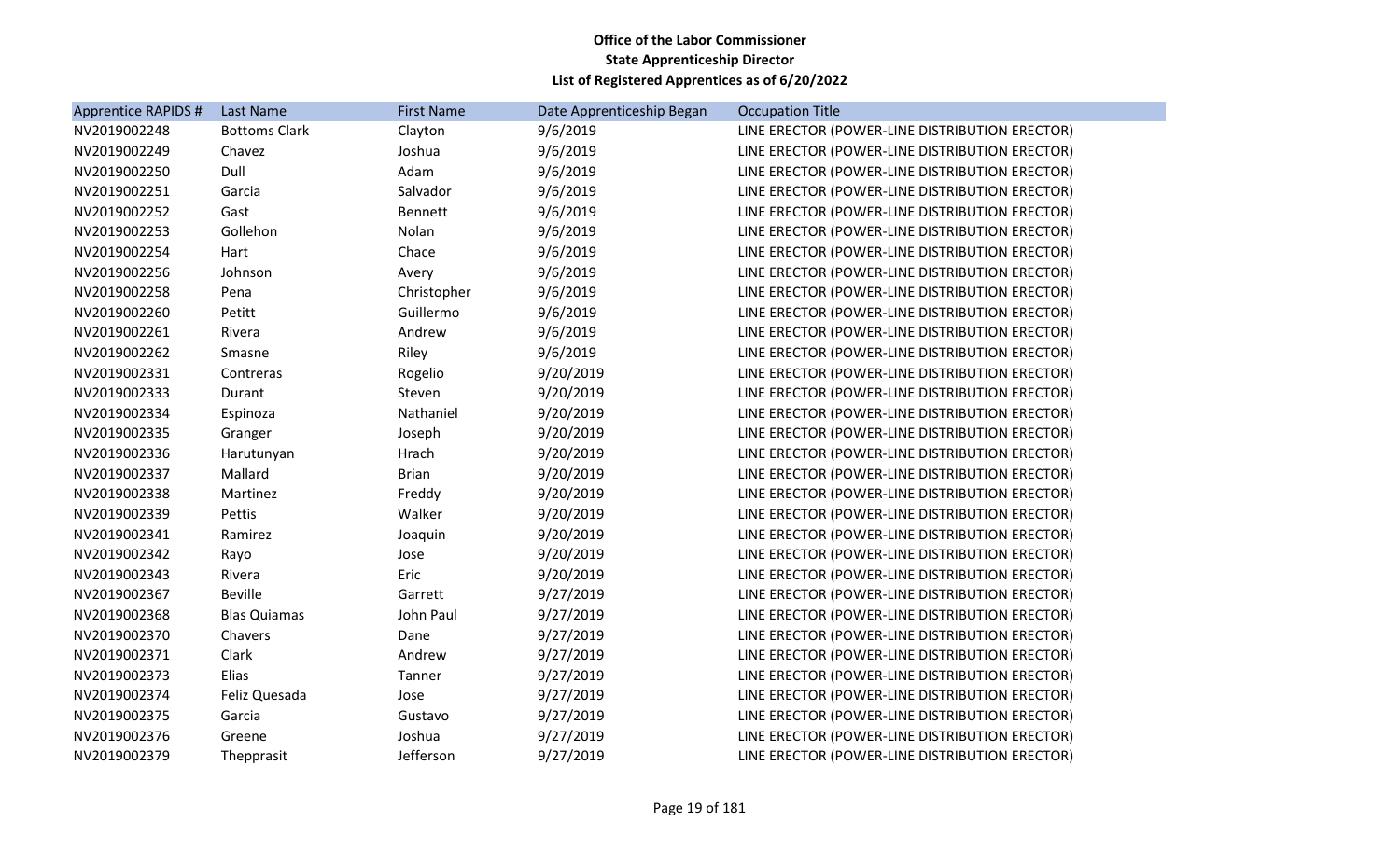**Office of the Labor Commissioner**
**State Apprenticeship Director**
**List of Registered Apprentices as of 6/20/2022**

| Apprentice RAPIDS # | Last Name | First Name | Date Apprenticeship Began | Occupation Title |
|---|---|---|---|---|
| NV2019002248 | Bottoms Clark | Clayton | 9/6/2019 | LINE ERECTOR (POWER-LINE DISTRIBUTION ERECTOR) |
| NV2019002249 | Chavez | Joshua | 9/6/2019 | LINE ERECTOR (POWER-LINE DISTRIBUTION ERECTOR) |
| NV2019002250 | Dull | Adam | 9/6/2019 | LINE ERECTOR (POWER-LINE DISTRIBUTION ERECTOR) |
| NV2019002251 | Garcia | Salvador | 9/6/2019 | LINE ERECTOR (POWER-LINE DISTRIBUTION ERECTOR) |
| NV2019002252 | Gast | Bennett | 9/6/2019 | LINE ERECTOR (POWER-LINE DISTRIBUTION ERECTOR) |
| NV2019002253 | Gollehon | Nolan | 9/6/2019 | LINE ERECTOR (POWER-LINE DISTRIBUTION ERECTOR) |
| NV2019002254 | Hart | Chace | 9/6/2019 | LINE ERECTOR (POWER-LINE DISTRIBUTION ERECTOR) |
| NV2019002256 | Johnson | Avery | 9/6/2019 | LINE ERECTOR (POWER-LINE DISTRIBUTION ERECTOR) |
| NV2019002258 | Pena | Christopher | 9/6/2019 | LINE ERECTOR (POWER-LINE DISTRIBUTION ERECTOR) |
| NV2019002260 | Petitt | Guillermo | 9/6/2019 | LINE ERECTOR (POWER-LINE DISTRIBUTION ERECTOR) |
| NV2019002261 | Rivera | Andrew | 9/6/2019 | LINE ERECTOR (POWER-LINE DISTRIBUTION ERECTOR) |
| NV2019002262 | Smasne | Riley | 9/6/2019 | LINE ERECTOR (POWER-LINE DISTRIBUTION ERECTOR) |
| NV2019002331 | Contreras | Rogelio | 9/20/2019 | LINE ERECTOR (POWER-LINE DISTRIBUTION ERECTOR) |
| NV2019002333 | Durant | Steven | 9/20/2019 | LINE ERECTOR (POWER-LINE DISTRIBUTION ERECTOR) |
| NV2019002334 | Espinoza | Nathaniel | 9/20/2019 | LINE ERECTOR (POWER-LINE DISTRIBUTION ERECTOR) |
| NV2019002335 | Granger | Joseph | 9/20/2019 | LINE ERECTOR (POWER-LINE DISTRIBUTION ERECTOR) |
| NV2019002336 | Harutunyan | Hrach | 9/20/2019 | LINE ERECTOR (POWER-LINE DISTRIBUTION ERECTOR) |
| NV2019002337 | Mallard | Brian | 9/20/2019 | LINE ERECTOR (POWER-LINE DISTRIBUTION ERECTOR) |
| NV2019002338 | Martinez | Freddy | 9/20/2019 | LINE ERECTOR (POWER-LINE DISTRIBUTION ERECTOR) |
| NV2019002339 | Pettis | Walker | 9/20/2019 | LINE ERECTOR (POWER-LINE DISTRIBUTION ERECTOR) |
| NV2019002341 | Ramirez | Joaquin | 9/20/2019 | LINE ERECTOR (POWER-LINE DISTRIBUTION ERECTOR) |
| NV2019002342 | Rayo | Jose | 9/20/2019 | LINE ERECTOR (POWER-LINE DISTRIBUTION ERECTOR) |
| NV2019002343 | Rivera | Eric | 9/20/2019 | LINE ERECTOR (POWER-LINE DISTRIBUTION ERECTOR) |
| NV2019002367 | Beville | Garrett | 9/27/2019 | LINE ERECTOR (POWER-LINE DISTRIBUTION ERECTOR) |
| NV2019002368 | Blas Quiamas | John Paul | 9/27/2019 | LINE ERECTOR (POWER-LINE DISTRIBUTION ERECTOR) |
| NV2019002370 | Chavers | Dane | 9/27/2019 | LINE ERECTOR (POWER-LINE DISTRIBUTION ERECTOR) |
| NV2019002371 | Clark | Andrew | 9/27/2019 | LINE ERECTOR (POWER-LINE DISTRIBUTION ERECTOR) |
| NV2019002373 | Elias | Tanner | 9/27/2019 | LINE ERECTOR (POWER-LINE DISTRIBUTION ERECTOR) |
| NV2019002374 | Feliz Quesada | Jose | 9/27/2019 | LINE ERECTOR (POWER-LINE DISTRIBUTION ERECTOR) |
| NV2019002375 | Garcia | Gustavo | 9/27/2019 | LINE ERECTOR (POWER-LINE DISTRIBUTION ERECTOR) |
| NV2019002376 | Greene | Joshua | 9/27/2019 | LINE ERECTOR (POWER-LINE DISTRIBUTION ERECTOR) |
| NV2019002379 | Thepprasit | Jefferson | 9/27/2019 | LINE ERECTOR (POWER-LINE DISTRIBUTION ERECTOR) |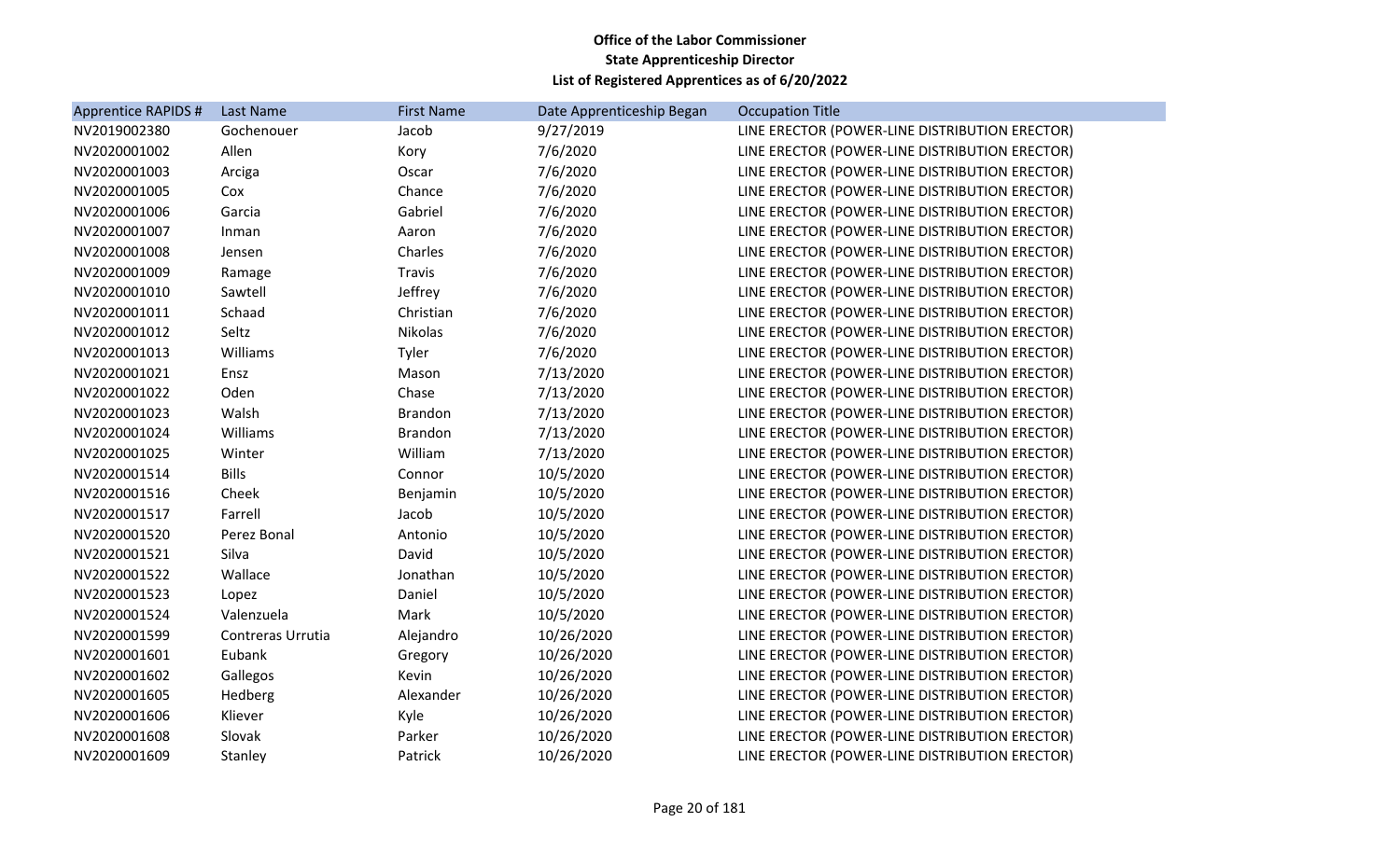**Office of the Labor Commissioner**
**State Apprenticeship Director**
**List of Registered Apprentices as of 6/20/2022**

| Apprentice RAPIDS # | Last Name | First Name | Date Apprenticeship Began | Occupation Title |
|---|---|---|---|---|
| NV2019002380 | Gochenouer | Jacob | 9/27/2019 | LINE ERECTOR (POWER-LINE DISTRIBUTION ERECTOR) |
| NV2020001002 | Allen | Kory | 7/6/2020 | LINE ERECTOR (POWER-LINE DISTRIBUTION ERECTOR) |
| NV2020001003 | Arciga | Oscar | 7/6/2020 | LINE ERECTOR (POWER-LINE DISTRIBUTION ERECTOR) |
| NV2020001005 | Cox | Chance | 7/6/2020 | LINE ERECTOR (POWER-LINE DISTRIBUTION ERECTOR) |
| NV2020001006 | Garcia | Gabriel | 7/6/2020 | LINE ERECTOR (POWER-LINE DISTRIBUTION ERECTOR) |
| NV2020001007 | Inman | Aaron | 7/6/2020 | LINE ERECTOR (POWER-LINE DISTRIBUTION ERECTOR) |
| NV2020001008 | Jensen | Charles | 7/6/2020 | LINE ERECTOR (POWER-LINE DISTRIBUTION ERECTOR) |
| NV2020001009 | Ramage | Travis | 7/6/2020 | LINE ERECTOR (POWER-LINE DISTRIBUTION ERECTOR) |
| NV2020001010 | Sawtell | Jeffrey | 7/6/2020 | LINE ERECTOR (POWER-LINE DISTRIBUTION ERECTOR) |
| NV2020001011 | Schaad | Christian | 7/6/2020 | LINE ERECTOR (POWER-LINE DISTRIBUTION ERECTOR) |
| NV2020001012 | Seltz | Nikolas | 7/6/2020 | LINE ERECTOR (POWER-LINE DISTRIBUTION ERECTOR) |
| NV2020001013 | Williams | Tyler | 7/6/2020 | LINE ERECTOR (POWER-LINE DISTRIBUTION ERECTOR) |
| NV2020001021 | Ensz | Mason | 7/13/2020 | LINE ERECTOR (POWER-LINE DISTRIBUTION ERECTOR) |
| NV2020001022 | Oden | Chase | 7/13/2020 | LINE ERECTOR (POWER-LINE DISTRIBUTION ERECTOR) |
| NV2020001023 | Walsh | Brandon | 7/13/2020 | LINE ERECTOR (POWER-LINE DISTRIBUTION ERECTOR) |
| NV2020001024 | Williams | Brandon | 7/13/2020 | LINE ERECTOR (POWER-LINE DISTRIBUTION ERECTOR) |
| NV2020001025 | Winter | William | 7/13/2020 | LINE ERECTOR (POWER-LINE DISTRIBUTION ERECTOR) |
| NV2020001514 | Bills | Connor | 10/5/2020 | LINE ERECTOR (POWER-LINE DISTRIBUTION ERECTOR) |
| NV2020001516 | Cheek | Benjamin | 10/5/2020 | LINE ERECTOR (POWER-LINE DISTRIBUTION ERECTOR) |
| NV2020001517 | Farrell | Jacob | 10/5/2020 | LINE ERECTOR (POWER-LINE DISTRIBUTION ERECTOR) |
| NV2020001520 | Perez Bonal | Antonio | 10/5/2020 | LINE ERECTOR (POWER-LINE DISTRIBUTION ERECTOR) |
| NV2020001521 | Silva | David | 10/5/2020 | LINE ERECTOR (POWER-LINE DISTRIBUTION ERECTOR) |
| NV2020001522 | Wallace | Jonathan | 10/5/2020 | LINE ERECTOR (POWER-LINE DISTRIBUTION ERECTOR) |
| NV2020001523 | Lopez | Daniel | 10/5/2020 | LINE ERECTOR (POWER-LINE DISTRIBUTION ERECTOR) |
| NV2020001524 | Valenzuela | Mark | 10/5/2020 | LINE ERECTOR (POWER-LINE DISTRIBUTION ERECTOR) |
| NV2020001599 | Contreras Urrutia | Alejandro | 10/26/2020 | LINE ERECTOR (POWER-LINE DISTRIBUTION ERECTOR) |
| NV2020001601 | Eubank | Gregory | 10/26/2020 | LINE ERECTOR (POWER-LINE DISTRIBUTION ERECTOR) |
| NV2020001602 | Gallegos | Kevin | 10/26/2020 | LINE ERECTOR (POWER-LINE DISTRIBUTION ERECTOR) |
| NV2020001605 | Hedberg | Alexander | 10/26/2020 | LINE ERECTOR (POWER-LINE DISTRIBUTION ERECTOR) |
| NV2020001606 | Kliever | Kyle | 10/26/2020 | LINE ERECTOR (POWER-LINE DISTRIBUTION ERECTOR) |
| NV2020001608 | Slovak | Parker | 10/26/2020 | LINE ERECTOR (POWER-LINE DISTRIBUTION ERECTOR) |
| NV2020001609 | Stanley | Patrick | 10/26/2020 | LINE ERECTOR (POWER-LINE DISTRIBUTION ERECTOR) |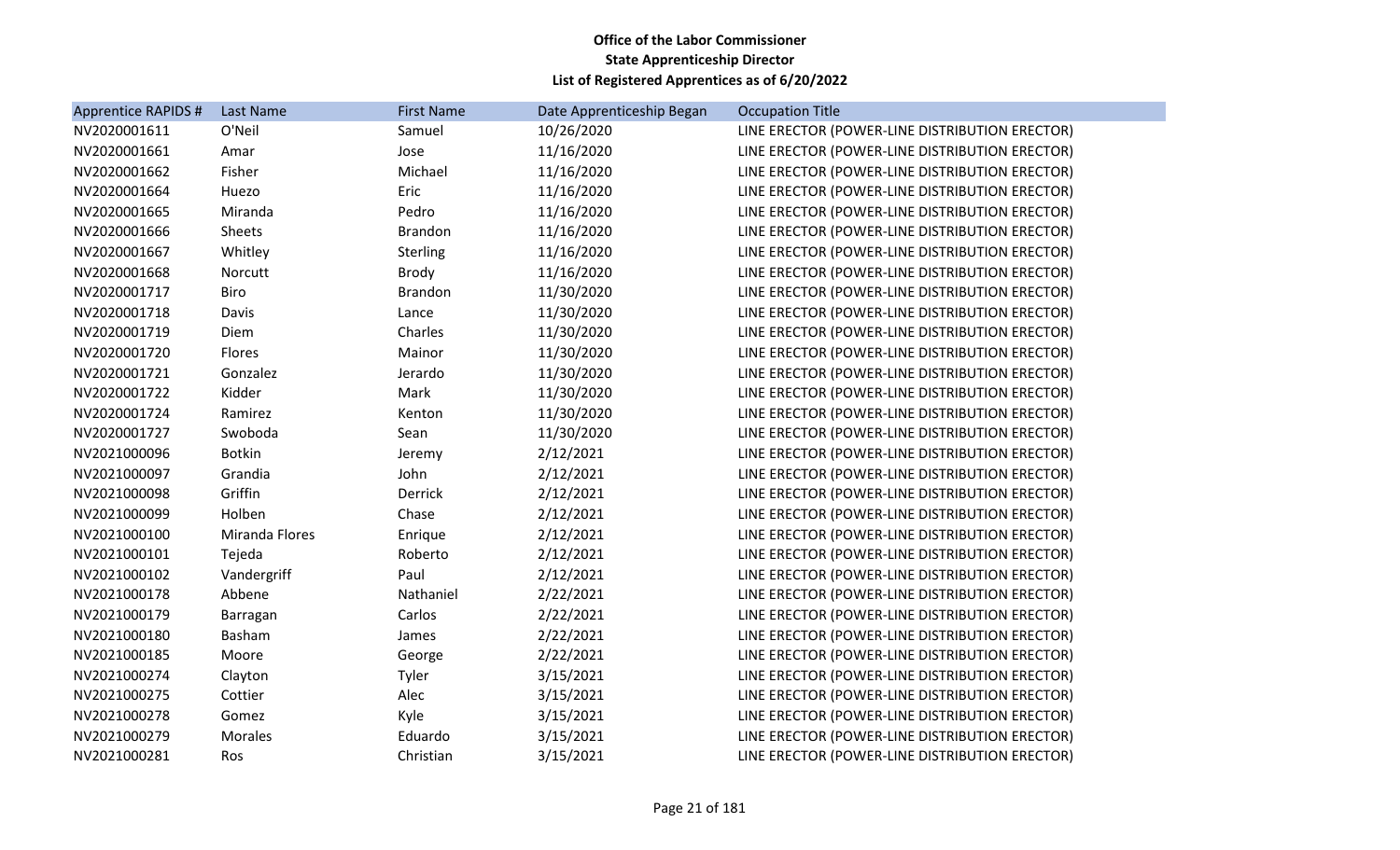**Office of the Labor Commissioner**
**State Apprenticeship Director**
**List of Registered Apprentices as of 6/20/2022**

| Apprentice RAPIDS # | Last Name | First Name | Date Apprenticeship Began | Occupation Title |
|---|---|---|---|---|
| NV2020001611 | O'Neil | Samuel | 10/26/2020 | LINE ERECTOR (POWER-LINE DISTRIBUTION ERECTOR) |
| NV2020001661 | Amar | Jose | 11/16/2020 | LINE ERECTOR (POWER-LINE DISTRIBUTION ERECTOR) |
| NV2020001662 | Fisher | Michael | 11/16/2020 | LINE ERECTOR (POWER-LINE DISTRIBUTION ERECTOR) |
| NV2020001664 | Huezo | Eric | 11/16/2020 | LINE ERECTOR (POWER-LINE DISTRIBUTION ERECTOR) |
| NV2020001665 | Miranda | Pedro | 11/16/2020 | LINE ERECTOR (POWER-LINE DISTRIBUTION ERECTOR) |
| NV2020001666 | Sheets | Brandon | 11/16/2020 | LINE ERECTOR (POWER-LINE DISTRIBUTION ERECTOR) |
| NV2020001667 | Whitley | Sterling | 11/16/2020 | LINE ERECTOR (POWER-LINE DISTRIBUTION ERECTOR) |
| NV2020001668 | Norcutt | Brody | 11/16/2020 | LINE ERECTOR (POWER-LINE DISTRIBUTION ERECTOR) |
| NV2020001717 | Biro | Brandon | 11/30/2020 | LINE ERECTOR (POWER-LINE DISTRIBUTION ERECTOR) |
| NV2020001718 | Davis | Lance | 11/30/2020 | LINE ERECTOR (POWER-LINE DISTRIBUTION ERECTOR) |
| NV2020001719 | Diem | Charles | 11/30/2020 | LINE ERECTOR (POWER-LINE DISTRIBUTION ERECTOR) |
| NV2020001720 | Flores | Mainor | 11/30/2020 | LINE ERECTOR (POWER-LINE DISTRIBUTION ERECTOR) |
| NV2020001721 | Gonzalez | Jerardo | 11/30/2020 | LINE ERECTOR (POWER-LINE DISTRIBUTION ERECTOR) |
| NV2020001722 | Kidder | Mark | 11/30/2020 | LINE ERECTOR (POWER-LINE DISTRIBUTION ERECTOR) |
| NV2020001724 | Ramirez | Kenton | 11/30/2020 | LINE ERECTOR (POWER-LINE DISTRIBUTION ERECTOR) |
| NV2020001727 | Swoboda | Sean | 11/30/2020 | LINE ERECTOR (POWER-LINE DISTRIBUTION ERECTOR) |
| NV2021000096 | Botkin | Jeremy | 2/12/2021 | LINE ERECTOR (POWER-LINE DISTRIBUTION ERECTOR) |
| NV2021000097 | Grandia | John | 2/12/2021 | LINE ERECTOR (POWER-LINE DISTRIBUTION ERECTOR) |
| NV2021000098 | Griffin | Derrick | 2/12/2021 | LINE ERECTOR (POWER-LINE DISTRIBUTION ERECTOR) |
| NV2021000099 | Holben | Chase | 2/12/2021 | LINE ERECTOR (POWER-LINE DISTRIBUTION ERECTOR) |
| NV2021000100 | Miranda Flores | Enrique | 2/12/2021 | LINE ERECTOR (POWER-LINE DISTRIBUTION ERECTOR) |
| NV2021000101 | Tejeda | Roberto | 2/12/2021 | LINE ERECTOR (POWER-LINE DISTRIBUTION ERECTOR) |
| NV2021000102 | Vandergriff | Paul | 2/12/2021 | LINE ERECTOR (POWER-LINE DISTRIBUTION ERECTOR) |
| NV2021000178 | Abbene | Nathaniel | 2/22/2021 | LINE ERECTOR (POWER-LINE DISTRIBUTION ERECTOR) |
| NV2021000179 | Barragan | Carlos | 2/22/2021 | LINE ERECTOR (POWER-LINE DISTRIBUTION ERECTOR) |
| NV2021000180 | Basham | James | 2/22/2021 | LINE ERECTOR (POWER-LINE DISTRIBUTION ERECTOR) |
| NV2021000185 | Moore | George | 2/22/2021 | LINE ERECTOR (POWER-LINE DISTRIBUTION ERECTOR) |
| NV2021000274 | Clayton | Tyler | 3/15/2021 | LINE ERECTOR (POWER-LINE DISTRIBUTION ERECTOR) |
| NV2021000275 | Cottier | Alec | 3/15/2021 | LINE ERECTOR (POWER-LINE DISTRIBUTION ERECTOR) |
| NV2021000278 | Gomez | Kyle | 3/15/2021 | LINE ERECTOR (POWER-LINE DISTRIBUTION ERECTOR) |
| NV2021000279 | Morales | Eduardo | 3/15/2021 | LINE ERECTOR (POWER-LINE DISTRIBUTION ERECTOR) |
| NV2021000281 | Ros | Christian | 3/15/2021 | LINE ERECTOR (POWER-LINE DISTRIBUTION ERECTOR) |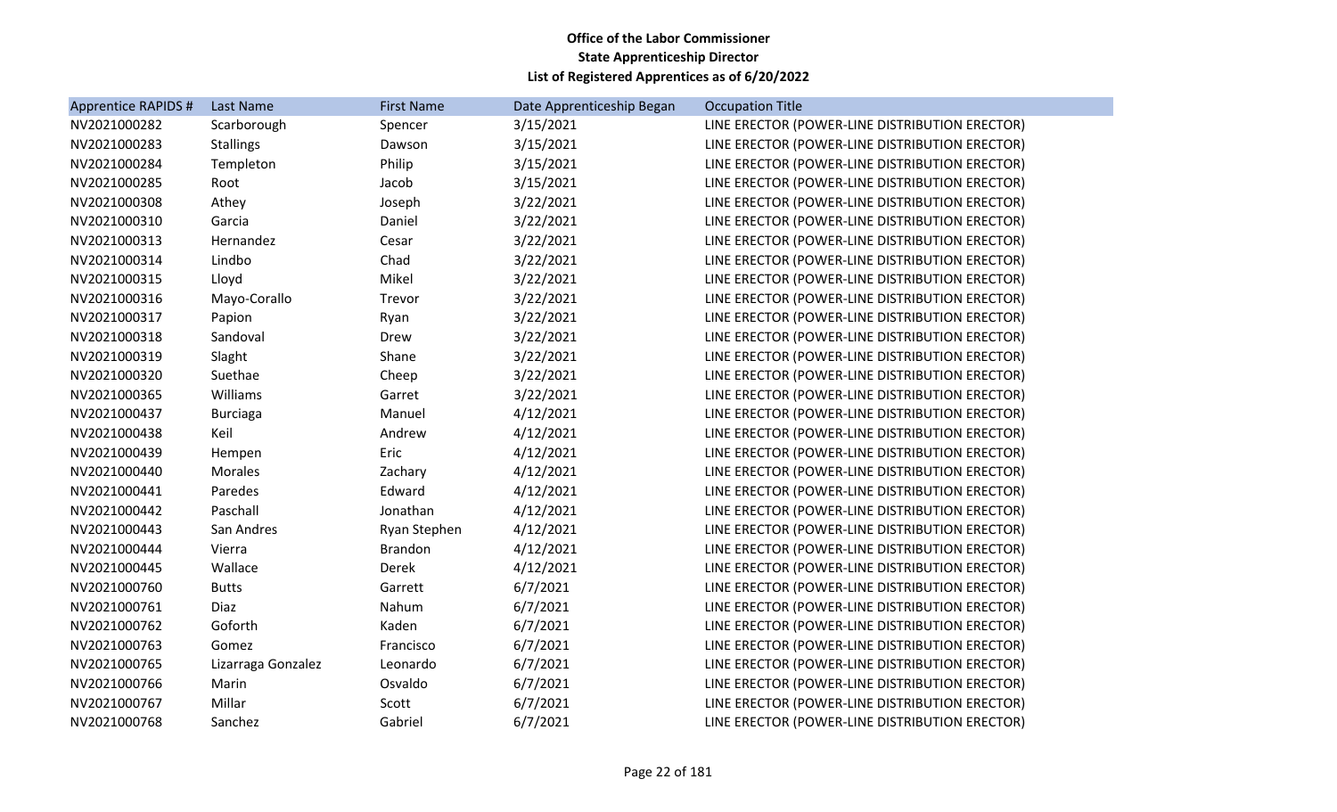**Office of the Labor Commissioner**
**State Apprenticeship Director**
**List of Registered Apprentices as of 6/20/2022**

| Apprentice RAPIDS # | Last Name | First Name | Date Apprenticeship Began | Occupation Title |
|---|---|---|---|---|
| NV2021000282 | Scarborough | Spencer | 3/15/2021 | LINE ERECTOR (POWER-LINE DISTRIBUTION ERECTOR) |
| NV2021000283 | Stallings | Dawson | 3/15/2021 | LINE ERECTOR (POWER-LINE DISTRIBUTION ERECTOR) |
| NV2021000284 | Templeton | Philip | 3/15/2021 | LINE ERECTOR (POWER-LINE DISTRIBUTION ERECTOR) |
| NV2021000285 | Root | Jacob | 3/15/2021 | LINE ERECTOR (POWER-LINE DISTRIBUTION ERECTOR) |
| NV2021000308 | Athey | Joseph | 3/22/2021 | LINE ERECTOR (POWER-LINE DISTRIBUTION ERECTOR) |
| NV2021000310 | Garcia | Daniel | 3/22/2021 | LINE ERECTOR (POWER-LINE DISTRIBUTION ERECTOR) |
| NV2021000313 | Hernandez | Cesar | 3/22/2021 | LINE ERECTOR (POWER-LINE DISTRIBUTION ERECTOR) |
| NV2021000314 | Lindbo | Chad | 3/22/2021 | LINE ERECTOR (POWER-LINE DISTRIBUTION ERECTOR) |
| NV2021000315 | Lloyd | Mikel | 3/22/2021 | LINE ERECTOR (POWER-LINE DISTRIBUTION ERECTOR) |
| NV2021000316 | Mayo-Corallo | Trevor | 3/22/2021 | LINE ERECTOR (POWER-LINE DISTRIBUTION ERECTOR) |
| NV2021000317 | Papion | Ryan | 3/22/2021 | LINE ERECTOR (POWER-LINE DISTRIBUTION ERECTOR) |
| NV2021000318 | Sandoval | Drew | 3/22/2021 | LINE ERECTOR (POWER-LINE DISTRIBUTION ERECTOR) |
| NV2021000319 | Slaght | Shane | 3/22/2021 | LINE ERECTOR (POWER-LINE DISTRIBUTION ERECTOR) |
| NV2021000320 | Suethae | Cheep | 3/22/2021 | LINE ERECTOR (POWER-LINE DISTRIBUTION ERECTOR) |
| NV2021000365 | Williams | Garret | 3/22/2021 | LINE ERECTOR (POWER-LINE DISTRIBUTION ERECTOR) |
| NV2021000437 | Burciaga | Manuel | 4/12/2021 | LINE ERECTOR (POWER-LINE DISTRIBUTION ERECTOR) |
| NV2021000438 | Keil | Andrew | 4/12/2021 | LINE ERECTOR (POWER-LINE DISTRIBUTION ERECTOR) |
| NV2021000439 | Hempen | Eric | 4/12/2021 | LINE ERECTOR (POWER-LINE DISTRIBUTION ERECTOR) |
| NV2021000440 | Morales | Zachary | 4/12/2021 | LINE ERECTOR (POWER-LINE DISTRIBUTION ERECTOR) |
| NV2021000441 | Paredes | Edward | 4/12/2021 | LINE ERECTOR (POWER-LINE DISTRIBUTION ERECTOR) |
| NV2021000442 | Paschall | Jonathan | 4/12/2021 | LINE ERECTOR (POWER-LINE DISTRIBUTION ERECTOR) |
| NV2021000443 | San Andres | Ryan Stephen | 4/12/2021 | LINE ERECTOR (POWER-LINE DISTRIBUTION ERECTOR) |
| NV2021000444 | Vierra | Brandon | 4/12/2021 | LINE ERECTOR (POWER-LINE DISTRIBUTION ERECTOR) |
| NV2021000445 | Wallace | Derek | 4/12/2021 | LINE ERECTOR (POWER-LINE DISTRIBUTION ERECTOR) |
| NV2021000760 | Butts | Garrett | 6/7/2021 | LINE ERECTOR (POWER-LINE DISTRIBUTION ERECTOR) |
| NV2021000761 | Diaz | Nahum | 6/7/2021 | LINE ERECTOR (POWER-LINE DISTRIBUTION ERECTOR) |
| NV2021000762 | Goforth | Kaden | 6/7/2021 | LINE ERECTOR (POWER-LINE DISTRIBUTION ERECTOR) |
| NV2021000763 | Gomez | Francisco | 6/7/2021 | LINE ERECTOR (POWER-LINE DISTRIBUTION ERECTOR) |
| NV2021000765 | Lizarraga Gonzalez | Leonardo | 6/7/2021 | LINE ERECTOR (POWER-LINE DISTRIBUTION ERECTOR) |
| NV2021000766 | Marin | Osvaldo | 6/7/2021 | LINE ERECTOR (POWER-LINE DISTRIBUTION ERECTOR) |
| NV2021000767 | Millar | Scott | 6/7/2021 | LINE ERECTOR (POWER-LINE DISTRIBUTION ERECTOR) |
| NV2021000768 | Sanchez | Gabriel | 6/7/2021 | LINE ERECTOR (POWER-LINE DISTRIBUTION ERECTOR) |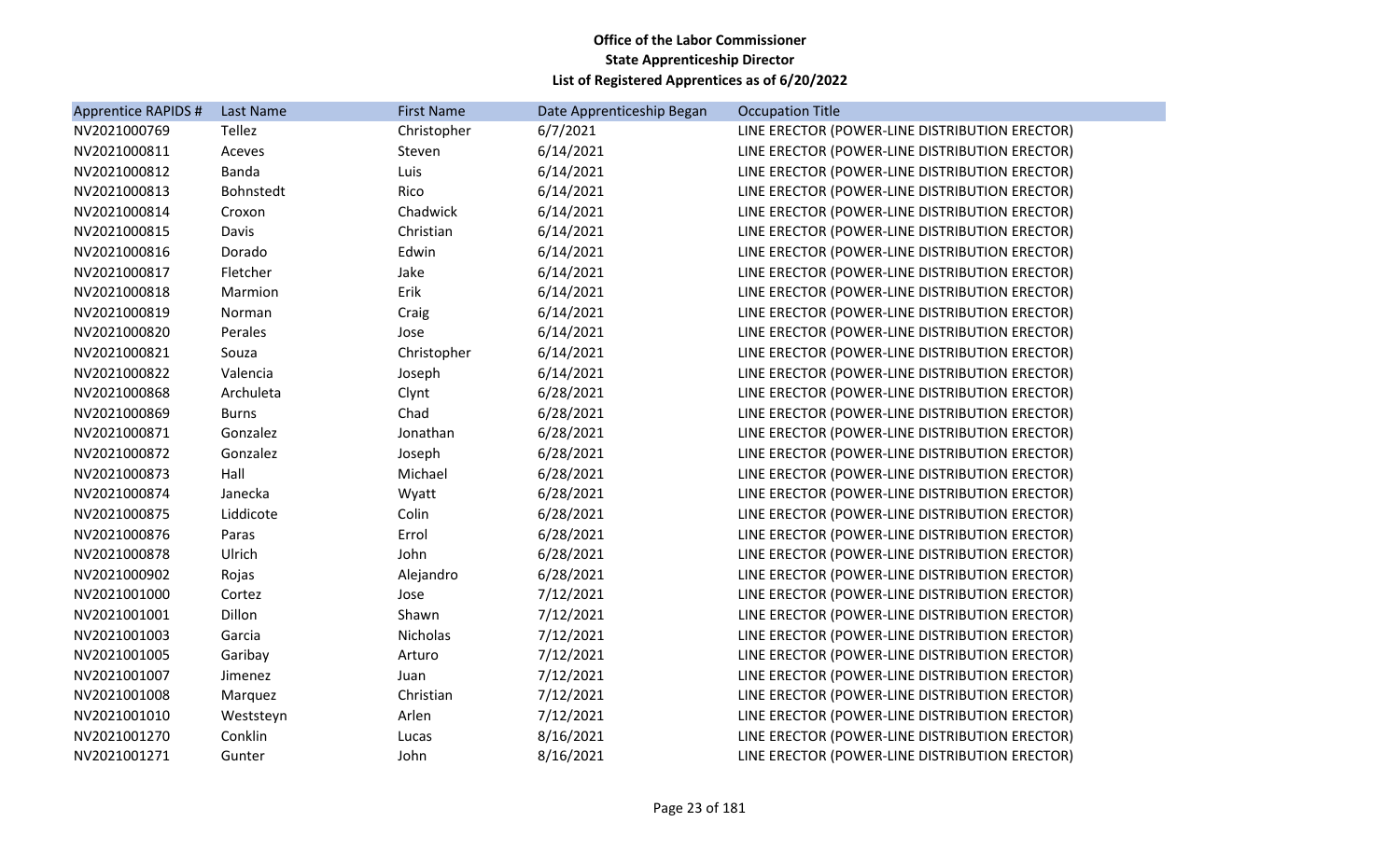**Office of the Labor Commissioner**
**State Apprenticeship Director**
**List of Registered Apprentices as of 6/20/2022**

| Apprentice RAPIDS # | Last Name | First Name | Date Apprenticeship Began | Occupation Title |
|---|---|---|---|---|
| NV2021000769 | Tellez | Christopher | 6/7/2021 | LINE ERECTOR (POWER-LINE DISTRIBUTION ERECTOR) |
| NV2021000811 | Aceves | Steven | 6/14/2021 | LINE ERECTOR (POWER-LINE DISTRIBUTION ERECTOR) |
| NV2021000812 | Banda | Luis | 6/14/2021 | LINE ERECTOR (POWER-LINE DISTRIBUTION ERECTOR) |
| NV2021000813 | Bohnstedt | Rico | 6/14/2021 | LINE ERECTOR (POWER-LINE DISTRIBUTION ERECTOR) |
| NV2021000814 | Croxon | Chadwick | 6/14/2021 | LINE ERECTOR (POWER-LINE DISTRIBUTION ERECTOR) |
| NV2021000815 | Davis | Christian | 6/14/2021 | LINE ERECTOR (POWER-LINE DISTRIBUTION ERECTOR) |
| NV2021000816 | Dorado | Edwin | 6/14/2021 | LINE ERECTOR (POWER-LINE DISTRIBUTION ERECTOR) |
| NV2021000817 | Fletcher | Jake | 6/14/2021 | LINE ERECTOR (POWER-LINE DISTRIBUTION ERECTOR) |
| NV2021000818 | Marmion | Erik | 6/14/2021 | LINE ERECTOR (POWER-LINE DISTRIBUTION ERECTOR) |
| NV2021000819 | Norman | Craig | 6/14/2021 | LINE ERECTOR (POWER-LINE DISTRIBUTION ERECTOR) |
| NV2021000820 | Perales | Jose | 6/14/2021 | LINE ERECTOR (POWER-LINE DISTRIBUTION ERECTOR) |
| NV2021000821 | Souza | Christopher | 6/14/2021 | LINE ERECTOR (POWER-LINE DISTRIBUTION ERECTOR) |
| NV2021000822 | Valencia | Joseph | 6/14/2021 | LINE ERECTOR (POWER-LINE DISTRIBUTION ERECTOR) |
| NV2021000868 | Archuleta | Clynt | 6/28/2021 | LINE ERECTOR (POWER-LINE DISTRIBUTION ERECTOR) |
| NV2021000869 | Burns | Chad | 6/28/2021 | LINE ERECTOR (POWER-LINE DISTRIBUTION ERECTOR) |
| NV2021000871 | Gonzalez | Jonathan | 6/28/2021 | LINE ERECTOR (POWER-LINE DISTRIBUTION ERECTOR) |
| NV2021000872 | Gonzalez | Joseph | 6/28/2021 | LINE ERECTOR (POWER-LINE DISTRIBUTION ERECTOR) |
| NV2021000873 | Hall | Michael | 6/28/2021 | LINE ERECTOR (POWER-LINE DISTRIBUTION ERECTOR) |
| NV2021000874 | Janecka | Wyatt | 6/28/2021 | LINE ERECTOR (POWER-LINE DISTRIBUTION ERECTOR) |
| NV2021000875 | Liddicote | Colin | 6/28/2021 | LINE ERECTOR (POWER-LINE DISTRIBUTION ERECTOR) |
| NV2021000876 | Paras | Errol | 6/28/2021 | LINE ERECTOR (POWER-LINE DISTRIBUTION ERECTOR) |
| NV2021000878 | Ulrich | John | 6/28/2021 | LINE ERECTOR (POWER-LINE DISTRIBUTION ERECTOR) |
| NV2021000902 | Rojas | Alejandro | 6/28/2021 | LINE ERECTOR (POWER-LINE DISTRIBUTION ERECTOR) |
| NV2021001000 | Cortez | Jose | 7/12/2021 | LINE ERECTOR (POWER-LINE DISTRIBUTION ERECTOR) |
| NV2021001001 | Dillon | Shawn | 7/12/2021 | LINE ERECTOR (POWER-LINE DISTRIBUTION ERECTOR) |
| NV2021001003 | Garcia | Nicholas | 7/12/2021 | LINE ERECTOR (POWER-LINE DISTRIBUTION ERECTOR) |
| NV2021001005 | Garibay | Arturo | 7/12/2021 | LINE ERECTOR (POWER-LINE DISTRIBUTION ERECTOR) |
| NV2021001007 | Jimenez | Juan | 7/12/2021 | LINE ERECTOR (POWER-LINE DISTRIBUTION ERECTOR) |
| NV2021001008 | Marquez | Christian | 7/12/2021 | LINE ERECTOR (POWER-LINE DISTRIBUTION ERECTOR) |
| NV2021001010 | Weststeyn | Arlen | 7/12/2021 | LINE ERECTOR (POWER-LINE DISTRIBUTION ERECTOR) |
| NV2021001270 | Conklin | Lucas | 8/16/2021 | LINE ERECTOR (POWER-LINE DISTRIBUTION ERECTOR) |
| NV2021001271 | Gunter | John | 8/16/2021 | LINE ERECTOR (POWER-LINE DISTRIBUTION ERECTOR) |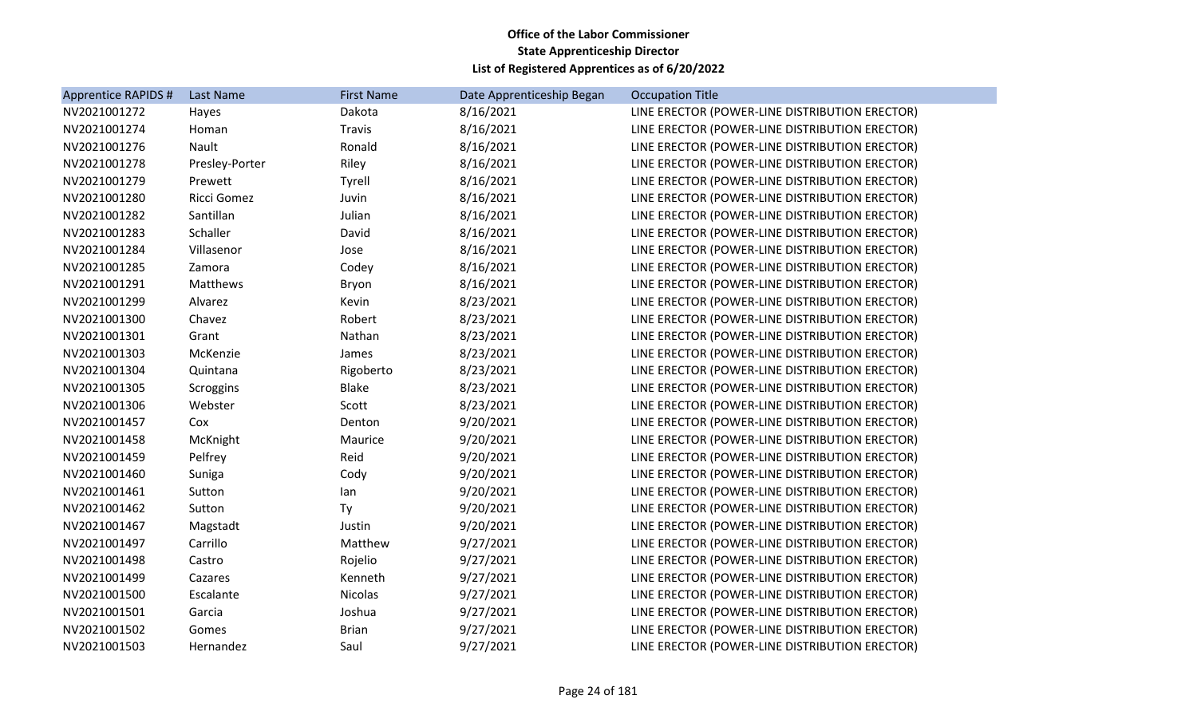**Office of the Labor Commissioner**
**State Apprenticeship Director**
**List of Registered Apprentices as of 6/20/2022**

| Apprentice RAPIDS # | Last Name | First Name | Date Apprenticeship Began | Occupation Title |
|---|---|---|---|---|
| NV2021001272 | Hayes | Dakota | 8/16/2021 | LINE ERECTOR (POWER-LINE DISTRIBUTION ERECTOR) |
| NV2021001274 | Homan | Travis | 8/16/2021 | LINE ERECTOR (POWER-LINE DISTRIBUTION ERECTOR) |
| NV2021001276 | Nault | Ronald | 8/16/2021 | LINE ERECTOR (POWER-LINE DISTRIBUTION ERECTOR) |
| NV2021001278 | Presley-Porter | Riley | 8/16/2021 | LINE ERECTOR (POWER-LINE DISTRIBUTION ERECTOR) |
| NV2021001279 | Prewett | Tyrell | 8/16/2021 | LINE ERECTOR (POWER-LINE DISTRIBUTION ERECTOR) |
| NV2021001280 | Ricci Gomez | Juvin | 8/16/2021 | LINE ERECTOR (POWER-LINE DISTRIBUTION ERECTOR) |
| NV2021001282 | Santillan | Julian | 8/16/2021 | LINE ERECTOR (POWER-LINE DISTRIBUTION ERECTOR) |
| NV2021001283 | Schaller | David | 8/16/2021 | LINE ERECTOR (POWER-LINE DISTRIBUTION ERECTOR) |
| NV2021001284 | Villasenor | Jose | 8/16/2021 | LINE ERECTOR (POWER-LINE DISTRIBUTION ERECTOR) |
| NV2021001285 | Zamora | Codey | 8/16/2021 | LINE ERECTOR (POWER-LINE DISTRIBUTION ERECTOR) |
| NV2021001291 | Matthews | Bryon | 8/16/2021 | LINE ERECTOR (POWER-LINE DISTRIBUTION ERECTOR) |
| NV2021001299 | Alvarez | Kevin | 8/23/2021 | LINE ERECTOR (POWER-LINE DISTRIBUTION ERECTOR) |
| NV2021001300 | Chavez | Robert | 8/23/2021 | LINE ERECTOR (POWER-LINE DISTRIBUTION ERECTOR) |
| NV2021001301 | Grant | Nathan | 8/23/2021 | LINE ERECTOR (POWER-LINE DISTRIBUTION ERECTOR) |
| NV2021001303 | McKenzie | James | 8/23/2021 | LINE ERECTOR (POWER-LINE DISTRIBUTION ERECTOR) |
| NV2021001304 | Quintana | Rigoberto | 8/23/2021 | LINE ERECTOR (POWER-LINE DISTRIBUTION ERECTOR) |
| NV2021001305 | Scroggins | Blake | 8/23/2021 | LINE ERECTOR (POWER-LINE DISTRIBUTION ERECTOR) |
| NV2021001306 | Webster | Scott | 8/23/2021 | LINE ERECTOR (POWER-LINE DISTRIBUTION ERECTOR) |
| NV2021001457 | Cox | Denton | 9/20/2021 | LINE ERECTOR (POWER-LINE DISTRIBUTION ERECTOR) |
| NV2021001458 | McKnight | Maurice | 9/20/2021 | LINE ERECTOR (POWER-LINE DISTRIBUTION ERECTOR) |
| NV2021001459 | Pelfrey | Reid | 9/20/2021 | LINE ERECTOR (POWER-LINE DISTRIBUTION ERECTOR) |
| NV2021001460 | Suniga | Cody | 9/20/2021 | LINE ERECTOR (POWER-LINE DISTRIBUTION ERECTOR) |
| NV2021001461 | Sutton | Ian | 9/20/2021 | LINE ERECTOR (POWER-LINE DISTRIBUTION ERECTOR) |
| NV2021001462 | Sutton | Ty | 9/20/2021 | LINE ERECTOR (POWER-LINE DISTRIBUTION ERECTOR) |
| NV2021001467 | Magstadt | Justin | 9/20/2021 | LINE ERECTOR (POWER-LINE DISTRIBUTION ERECTOR) |
| NV2021001497 | Carrillo | Matthew | 9/27/2021 | LINE ERECTOR (POWER-LINE DISTRIBUTION ERECTOR) |
| NV2021001498 | Castro | Rojelio | 9/27/2021 | LINE ERECTOR (POWER-LINE DISTRIBUTION ERECTOR) |
| NV2021001499 | Cazares | Kenneth | 9/27/2021 | LINE ERECTOR (POWER-LINE DISTRIBUTION ERECTOR) |
| NV2021001500 | Escalante | Nicolas | 9/27/2021 | LINE ERECTOR (POWER-LINE DISTRIBUTION ERECTOR) |
| NV2021001501 | Garcia | Joshua | 9/27/2021 | LINE ERECTOR (POWER-LINE DISTRIBUTION ERECTOR) |
| NV2021001502 | Gomes | Brian | 9/27/2021 | LINE ERECTOR (POWER-LINE DISTRIBUTION ERECTOR) |
| NV2021001503 | Hernandez | Saul | 9/27/2021 | LINE ERECTOR (POWER-LINE DISTRIBUTION ERECTOR) |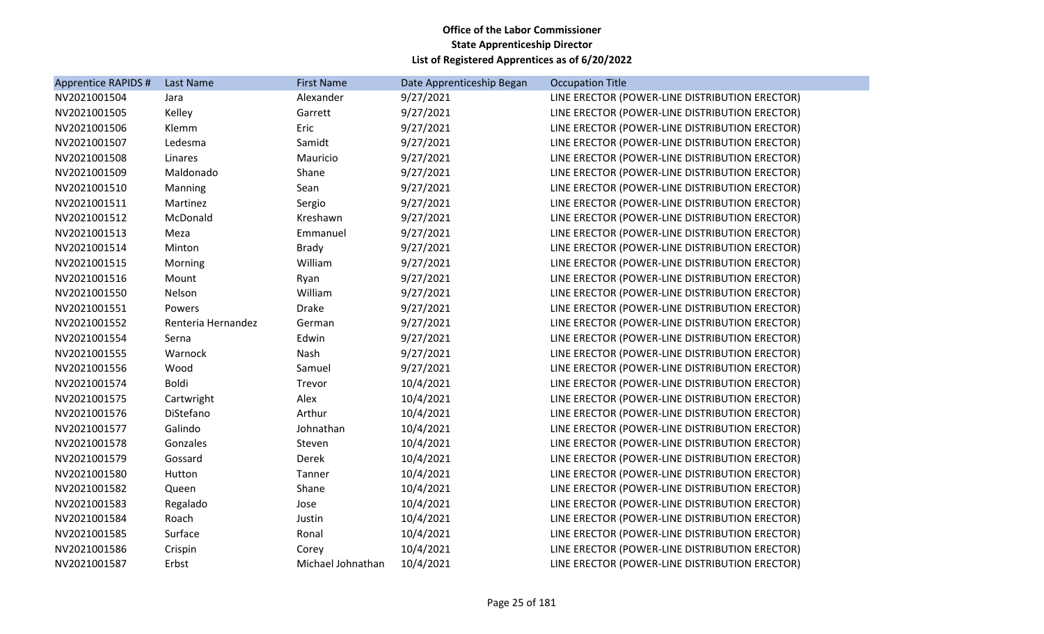**Office of the Labor Commissioner**
**State Apprenticeship Director**
**List of Registered Apprentices as of 6/20/2022**

| Apprentice RAPIDS # | Last Name | First Name | Date Apprenticeship Began | Occupation Title |
|---|---|---|---|---|
| NV2021001504 | Jara | Alexander | 9/27/2021 | LINE ERECTOR (POWER-LINE DISTRIBUTION ERECTOR) |
| NV2021001505 | Kelley | Garrett | 9/27/2021 | LINE ERECTOR (POWER-LINE DISTRIBUTION ERECTOR) |
| NV2021001506 | Klemm | Eric | 9/27/2021 | LINE ERECTOR (POWER-LINE DISTRIBUTION ERECTOR) |
| NV2021001507 | Ledesma | Samidt | 9/27/2021 | LINE ERECTOR (POWER-LINE DISTRIBUTION ERECTOR) |
| NV2021001508 | Linares | Mauricio | 9/27/2021 | LINE ERECTOR (POWER-LINE DISTRIBUTION ERECTOR) |
| NV2021001509 | Maldonado | Shane | 9/27/2021 | LINE ERECTOR (POWER-LINE DISTRIBUTION ERECTOR) |
| NV2021001510 | Manning | Sean | 9/27/2021 | LINE ERECTOR (POWER-LINE DISTRIBUTION ERECTOR) |
| NV2021001511 | Martinez | Sergio | 9/27/2021 | LINE ERECTOR (POWER-LINE DISTRIBUTION ERECTOR) |
| NV2021001512 | McDonald | Kreshawn | 9/27/2021 | LINE ERECTOR (POWER-LINE DISTRIBUTION ERECTOR) |
| NV2021001513 | Meza | Emmanuel | 9/27/2021 | LINE ERECTOR (POWER-LINE DISTRIBUTION ERECTOR) |
| NV2021001514 | Minton | Brady | 9/27/2021 | LINE ERECTOR (POWER-LINE DISTRIBUTION ERECTOR) |
| NV2021001515 | Morning | William | 9/27/2021 | LINE ERECTOR (POWER-LINE DISTRIBUTION ERECTOR) |
| NV2021001516 | Mount | Ryan | 9/27/2021 | LINE ERECTOR (POWER-LINE DISTRIBUTION ERECTOR) |
| NV2021001550 | Nelson | William | 9/27/2021 | LINE ERECTOR (POWER-LINE DISTRIBUTION ERECTOR) |
| NV2021001551 | Powers | Drake | 9/27/2021 | LINE ERECTOR (POWER-LINE DISTRIBUTION ERECTOR) |
| NV2021001552 | Renteria Hernandez | German | 9/27/2021 | LINE ERECTOR (POWER-LINE DISTRIBUTION ERECTOR) |
| NV2021001554 | Serna | Edwin | 9/27/2021 | LINE ERECTOR (POWER-LINE DISTRIBUTION ERECTOR) |
| NV2021001555 | Warnock | Nash | 9/27/2021 | LINE ERECTOR (POWER-LINE DISTRIBUTION ERECTOR) |
| NV2021001556 | Wood | Samuel | 9/27/2021 | LINE ERECTOR (POWER-LINE DISTRIBUTION ERECTOR) |
| NV2021001574 | Boldi | Trevor | 10/4/2021 | LINE ERECTOR (POWER-LINE DISTRIBUTION ERECTOR) |
| NV2021001575 | Cartwright | Alex | 10/4/2021 | LINE ERECTOR (POWER-LINE DISTRIBUTION ERECTOR) |
| NV2021001576 | DiStefano | Arthur | 10/4/2021 | LINE ERECTOR (POWER-LINE DISTRIBUTION ERECTOR) |
| NV2021001577 | Galindo | Johnathan | 10/4/2021 | LINE ERECTOR (POWER-LINE DISTRIBUTION ERECTOR) |
| NV2021001578 | Gonzales | Steven | 10/4/2021 | LINE ERECTOR (POWER-LINE DISTRIBUTION ERECTOR) |
| NV2021001579 | Gossard | Derek | 10/4/2021 | LINE ERECTOR (POWER-LINE DISTRIBUTION ERECTOR) |
| NV2021001580 | Hutton | Tanner | 10/4/2021 | LINE ERECTOR (POWER-LINE DISTRIBUTION ERECTOR) |
| NV2021001582 | Queen | Shane | 10/4/2021 | LINE ERECTOR (POWER-LINE DISTRIBUTION ERECTOR) |
| NV2021001583 | Regalado | Jose | 10/4/2021 | LINE ERECTOR (POWER-LINE DISTRIBUTION ERECTOR) |
| NV2021001584 | Roach | Justin | 10/4/2021 | LINE ERECTOR (POWER-LINE DISTRIBUTION ERECTOR) |
| NV2021001585 | Surface | Ronal | 10/4/2021 | LINE ERECTOR (POWER-LINE DISTRIBUTION ERECTOR) |
| NV2021001586 | Crispin | Corey | 10/4/2021 | LINE ERECTOR (POWER-LINE DISTRIBUTION ERECTOR) |
| NV2021001587 | Erbst | Michael Johnathan | 10/4/2021 | LINE ERECTOR (POWER-LINE DISTRIBUTION ERECTOR) |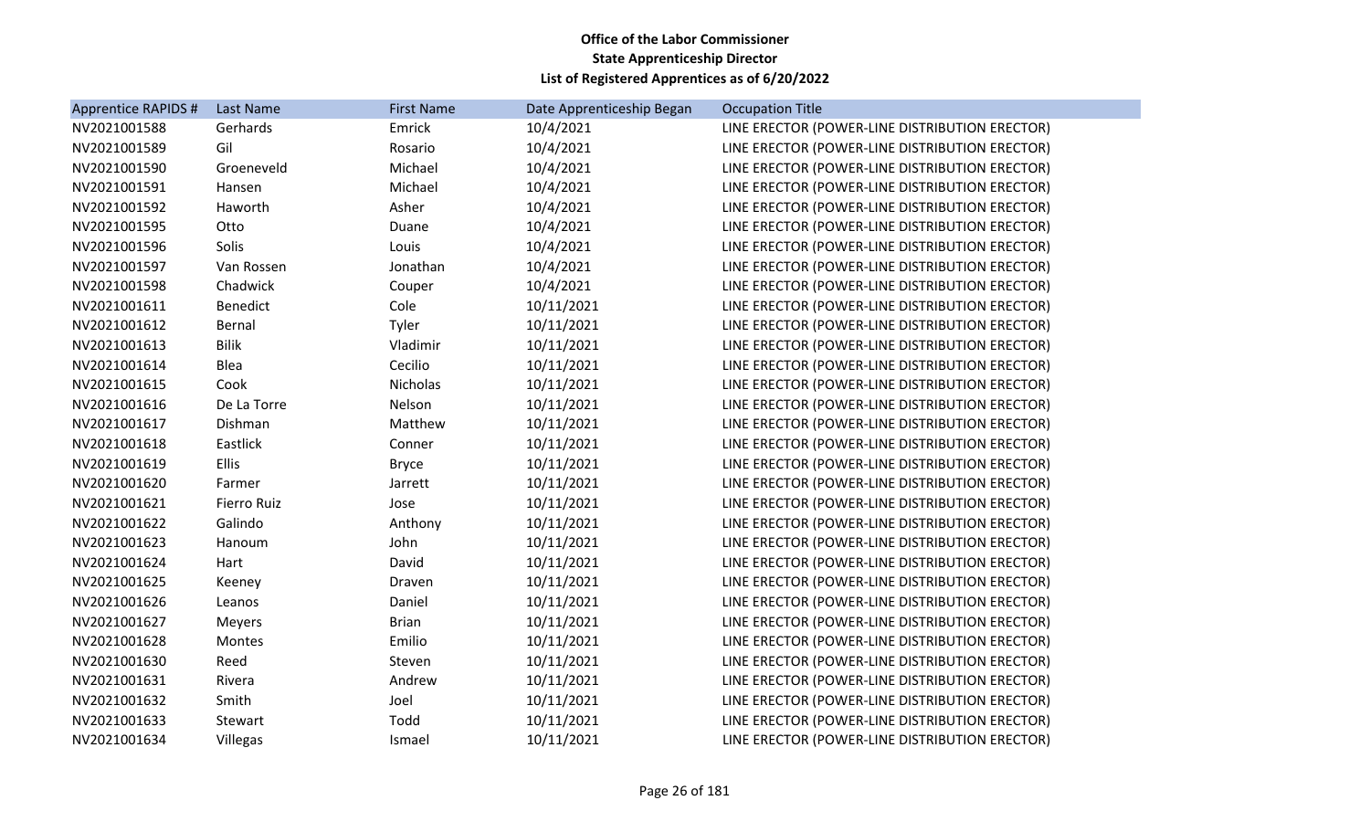**Office of the Labor Commissioner**
**State Apprenticeship Director**
**List of Registered Apprentices as of 6/20/2022**

| Apprentice RAPIDS # | Last Name | First Name | Date Apprenticeship Began | Occupation Title |
|---|---|---|---|---|
| NV2021001588 | Gerhards | Emrick | 10/4/2021 | LINE ERECTOR (POWER-LINE DISTRIBUTION ERECTOR) |
| NV2021001589 | Gil | Rosario | 10/4/2021 | LINE ERECTOR (POWER-LINE DISTRIBUTION ERECTOR) |
| NV2021001590 | Groeneveld | Michael | 10/4/2021 | LINE ERECTOR (POWER-LINE DISTRIBUTION ERECTOR) |
| NV2021001591 | Hansen | Michael | 10/4/2021 | LINE ERECTOR (POWER-LINE DISTRIBUTION ERECTOR) |
| NV2021001592 | Haworth | Asher | 10/4/2021 | LINE ERECTOR (POWER-LINE DISTRIBUTION ERECTOR) |
| NV2021001595 | Otto | Duane | 10/4/2021 | LINE ERECTOR (POWER-LINE DISTRIBUTION ERECTOR) |
| NV2021001596 | Solis | Louis | 10/4/2021 | LINE ERECTOR (POWER-LINE DISTRIBUTION ERECTOR) |
| NV2021001597 | Van Rossen | Jonathan | 10/4/2021 | LINE ERECTOR (POWER-LINE DISTRIBUTION ERECTOR) |
| NV2021001598 | Chadwick | Couper | 10/4/2021 | LINE ERECTOR (POWER-LINE DISTRIBUTION ERECTOR) |
| NV2021001611 | Benedict | Cole | 10/11/2021 | LINE ERECTOR (POWER-LINE DISTRIBUTION ERECTOR) |
| NV2021001612 | Bernal | Tyler | 10/11/2021 | LINE ERECTOR (POWER-LINE DISTRIBUTION ERECTOR) |
| NV2021001613 | Bilik | Vladimir | 10/11/2021 | LINE ERECTOR (POWER-LINE DISTRIBUTION ERECTOR) |
| NV2021001614 | Blea | Cecilio | 10/11/2021 | LINE ERECTOR (POWER-LINE DISTRIBUTION ERECTOR) |
| NV2021001615 | Cook | Nicholas | 10/11/2021 | LINE ERECTOR (POWER-LINE DISTRIBUTION ERECTOR) |
| NV2021001616 | De La Torre | Nelson | 10/11/2021 | LINE ERECTOR (POWER-LINE DISTRIBUTION ERECTOR) |
| NV2021001617 | Dishman | Matthew | 10/11/2021 | LINE ERECTOR (POWER-LINE DISTRIBUTION ERECTOR) |
| NV2021001618 | Eastlick | Conner | 10/11/2021 | LINE ERECTOR (POWER-LINE DISTRIBUTION ERECTOR) |
| NV2021001619 | Ellis | Bryce | 10/11/2021 | LINE ERECTOR (POWER-LINE DISTRIBUTION ERECTOR) |
| NV2021001620 | Farmer | Jarrett | 10/11/2021 | LINE ERECTOR (POWER-LINE DISTRIBUTION ERECTOR) |
| NV2021001621 | Fierro Ruiz | Jose | 10/11/2021 | LINE ERECTOR (POWER-LINE DISTRIBUTION ERECTOR) |
| NV2021001622 | Galindo | Anthony | 10/11/2021 | LINE ERECTOR (POWER-LINE DISTRIBUTION ERECTOR) |
| NV2021001623 | Hanoum | John | 10/11/2021 | LINE ERECTOR (POWER-LINE DISTRIBUTION ERECTOR) |
| NV2021001624 | Hart | David | 10/11/2021 | LINE ERECTOR (POWER-LINE DISTRIBUTION ERECTOR) |
| NV2021001625 | Keeney | Draven | 10/11/2021 | LINE ERECTOR (POWER-LINE DISTRIBUTION ERECTOR) |
| NV2021001626 | Leanos | Daniel | 10/11/2021 | LINE ERECTOR (POWER-LINE DISTRIBUTION ERECTOR) |
| NV2021001627 | Meyers | Brian | 10/11/2021 | LINE ERECTOR (POWER-LINE DISTRIBUTION ERECTOR) |
| NV2021001628 | Montes | Emilio | 10/11/2021 | LINE ERECTOR (POWER-LINE DISTRIBUTION ERECTOR) |
| NV2021001630 | Reed | Steven | 10/11/2021 | LINE ERECTOR (POWER-LINE DISTRIBUTION ERECTOR) |
| NV2021001631 | Rivera | Andrew | 10/11/2021 | LINE ERECTOR (POWER-LINE DISTRIBUTION ERECTOR) |
| NV2021001632 | Smith | Joel | 10/11/2021 | LINE ERECTOR (POWER-LINE DISTRIBUTION ERECTOR) |
| NV2021001633 | Stewart | Todd | 10/11/2021 | LINE ERECTOR (POWER-LINE DISTRIBUTION ERECTOR) |
| NV2021001634 | Villegas | Ismael | 10/11/2021 | LINE ERECTOR (POWER-LINE DISTRIBUTION ERECTOR) |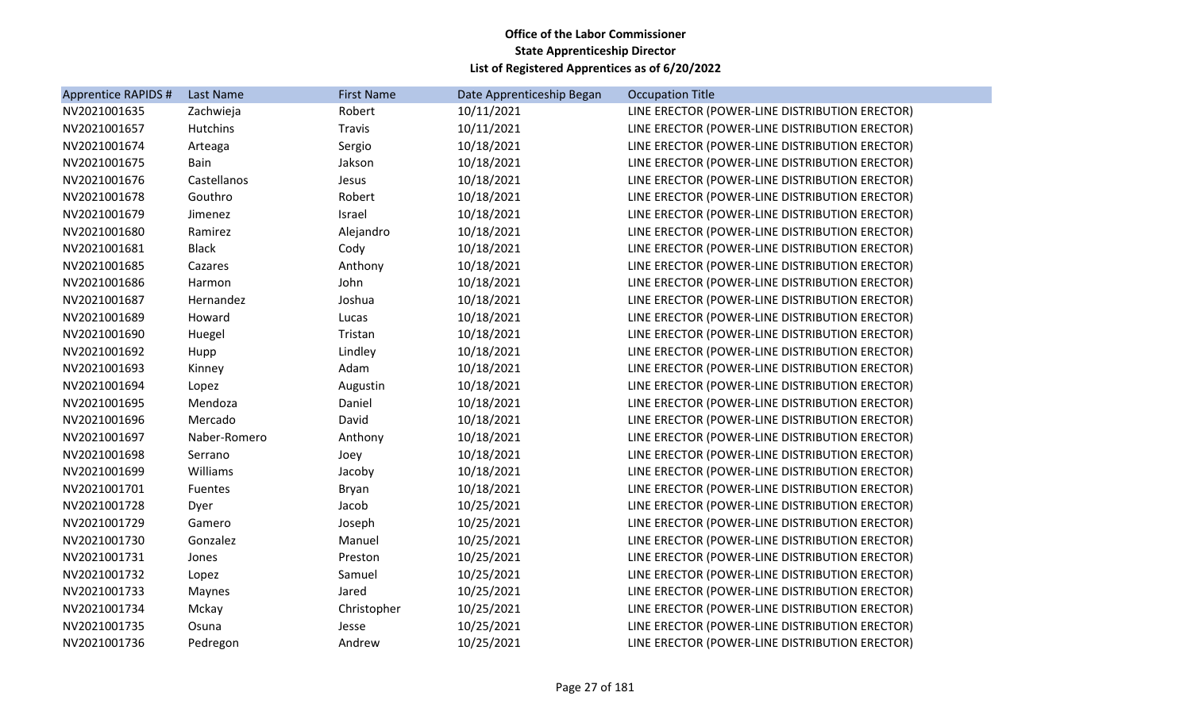**Office of the Labor Commissioner**
**State Apprenticeship Director**
**List of Registered Apprentices as of 6/20/2022**

| Apprentice RAPIDS # | Last Name | First Name | Date Apprenticeship Began | Occupation Title |
|---|---|---|---|---|
| NV2021001635 | Zachwieja | Robert | 10/11/2021 | LINE ERECTOR (POWER-LINE DISTRIBUTION ERECTOR) |
| NV2021001657 | Hutchins | Travis | 10/11/2021 | LINE ERECTOR (POWER-LINE DISTRIBUTION ERECTOR) |
| NV2021001674 | Arteaga | Sergio | 10/18/2021 | LINE ERECTOR (POWER-LINE DISTRIBUTION ERECTOR) |
| NV2021001675 | Bain | Jakson | 10/18/2021 | LINE ERECTOR (POWER-LINE DISTRIBUTION ERECTOR) |
| NV2021001676 | Castellanos | Jesus | 10/18/2021 | LINE ERECTOR (POWER-LINE DISTRIBUTION ERECTOR) |
| NV2021001678 | Gouthro | Robert | 10/18/2021 | LINE ERECTOR (POWER-LINE DISTRIBUTION ERECTOR) |
| NV2021001679 | Jimenez | Israel | 10/18/2021 | LINE ERECTOR (POWER-LINE DISTRIBUTION ERECTOR) |
| NV2021001680 | Ramirez | Alejandro | 10/18/2021 | LINE ERECTOR (POWER-LINE DISTRIBUTION ERECTOR) |
| NV2021001681 | Black | Cody | 10/18/2021 | LINE ERECTOR (POWER-LINE DISTRIBUTION ERECTOR) |
| NV2021001685 | Cazares | Anthony | 10/18/2021 | LINE ERECTOR (POWER-LINE DISTRIBUTION ERECTOR) |
| NV2021001686 | Harmon | John | 10/18/2021 | LINE ERECTOR (POWER-LINE DISTRIBUTION ERECTOR) |
| NV2021001687 | Hernandez | Joshua | 10/18/2021 | LINE ERECTOR (POWER-LINE DISTRIBUTION ERECTOR) |
| NV2021001689 | Howard | Lucas | 10/18/2021 | LINE ERECTOR (POWER-LINE DISTRIBUTION ERECTOR) |
| NV2021001690 | Huegel | Tristan | 10/18/2021 | LINE ERECTOR (POWER-LINE DISTRIBUTION ERECTOR) |
| NV2021001692 | Hupp | Lindley | 10/18/2021 | LINE ERECTOR (POWER-LINE DISTRIBUTION ERECTOR) |
| NV2021001693 | Kinney | Adam | 10/18/2021 | LINE ERECTOR (POWER-LINE DISTRIBUTION ERECTOR) |
| NV2021001694 | Lopez | Augustin | 10/18/2021 | LINE ERECTOR (POWER-LINE DISTRIBUTION ERECTOR) |
| NV2021001695 | Mendoza | Daniel | 10/18/2021 | LINE ERECTOR (POWER-LINE DISTRIBUTION ERECTOR) |
| NV2021001696 | Mercado | David | 10/18/2021 | LINE ERECTOR (POWER-LINE DISTRIBUTION ERECTOR) |
| NV2021001697 | Naber-Romero | Anthony | 10/18/2021 | LINE ERECTOR (POWER-LINE DISTRIBUTION ERECTOR) |
| NV2021001698 | Serrano | Joey | 10/18/2021 | LINE ERECTOR (POWER-LINE DISTRIBUTION ERECTOR) |
| NV2021001699 | Williams | Jacoby | 10/18/2021 | LINE ERECTOR (POWER-LINE DISTRIBUTION ERECTOR) |
| NV2021001701 | Fuentes | Bryan | 10/18/2021 | LINE ERECTOR (POWER-LINE DISTRIBUTION ERECTOR) |
| NV2021001728 | Dyer | Jacob | 10/25/2021 | LINE ERECTOR (POWER-LINE DISTRIBUTION ERECTOR) |
| NV2021001729 | Gamero | Joseph | 10/25/2021 | LINE ERECTOR (POWER-LINE DISTRIBUTION ERECTOR) |
| NV2021001730 | Gonzalez | Manuel | 10/25/2021 | LINE ERECTOR (POWER-LINE DISTRIBUTION ERECTOR) |
| NV2021001731 | Jones | Preston | 10/25/2021 | LINE ERECTOR (POWER-LINE DISTRIBUTION ERECTOR) |
| NV2021001732 | Lopez | Samuel | 10/25/2021 | LINE ERECTOR (POWER-LINE DISTRIBUTION ERECTOR) |
| NV2021001733 | Maynes | Jared | 10/25/2021 | LINE ERECTOR (POWER-LINE DISTRIBUTION ERECTOR) |
| NV2021001734 | Mckay | Christopher | 10/25/2021 | LINE ERECTOR (POWER-LINE DISTRIBUTION ERECTOR) |
| NV2021001735 | Osuna | Jesse | 10/25/2021 | LINE ERECTOR (POWER-LINE DISTRIBUTION ERECTOR) |
| NV2021001736 | Pedregon | Andrew | 10/25/2021 | LINE ERECTOR (POWER-LINE DISTRIBUTION ERECTOR) |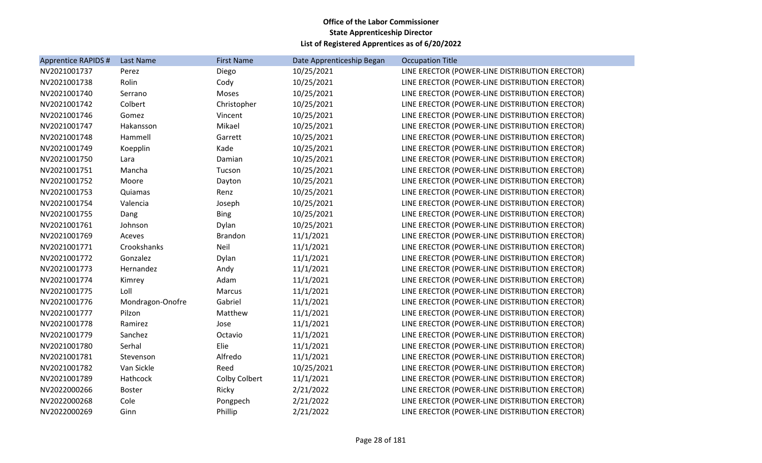**Office of the Labor Commissioner**
**State Apprenticeship Director**
**List of Registered Apprentices as of 6/20/2022**

| Apprentice RAPIDS # | Last Name | First Name | Date Apprenticeship Began | Occupation Title |
|---|---|---|---|---|
| NV2021001737 | Perez | Diego | 10/25/2021 | LINE ERECTOR (POWER-LINE DISTRIBUTION ERECTOR) |
| NV2021001738 | Rolin | Cody | 10/25/2021 | LINE ERECTOR (POWER-LINE DISTRIBUTION ERECTOR) |
| NV2021001740 | Serrano | Moses | 10/25/2021 | LINE ERECTOR (POWER-LINE DISTRIBUTION ERECTOR) |
| NV2021001742 | Colbert | Christopher | 10/25/2021 | LINE ERECTOR (POWER-LINE DISTRIBUTION ERECTOR) |
| NV2021001746 | Gomez | Vincent | 10/25/2021 | LINE ERECTOR (POWER-LINE DISTRIBUTION ERECTOR) |
| NV2021001747 | Hakansson | Mikael | 10/25/2021 | LINE ERECTOR (POWER-LINE DISTRIBUTION ERECTOR) |
| NV2021001748 | Hammell | Garrett | 10/25/2021 | LINE ERECTOR (POWER-LINE DISTRIBUTION ERECTOR) |
| NV2021001749 | Koepplin | Kade | 10/25/2021 | LINE ERECTOR (POWER-LINE DISTRIBUTION ERECTOR) |
| NV2021001750 | Lara | Damian | 10/25/2021 | LINE ERECTOR (POWER-LINE DISTRIBUTION ERECTOR) |
| NV2021001751 | Mancha | Tucson | 10/25/2021 | LINE ERECTOR (POWER-LINE DISTRIBUTION ERECTOR) |
| NV2021001752 | Moore | Dayton | 10/25/2021 | LINE ERECTOR (POWER-LINE DISTRIBUTION ERECTOR) |
| NV2021001753 | Quiamas | Renz | 10/25/2021 | LINE ERECTOR (POWER-LINE DISTRIBUTION ERECTOR) |
| NV2021001754 | Valencia | Joseph | 10/25/2021 | LINE ERECTOR (POWER-LINE DISTRIBUTION ERECTOR) |
| NV2021001755 | Dang | Bing | 10/25/2021 | LINE ERECTOR (POWER-LINE DISTRIBUTION ERECTOR) |
| NV2021001761 | Johnson | Dylan | 10/25/2021 | LINE ERECTOR (POWER-LINE DISTRIBUTION ERECTOR) |
| NV2021001769 | Aceves | Brandon | 11/1/2021 | LINE ERECTOR (POWER-LINE DISTRIBUTION ERECTOR) |
| NV2021001771 | Crookshanks | Neil | 11/1/2021 | LINE ERECTOR (POWER-LINE DISTRIBUTION ERECTOR) |
| NV2021001772 | Gonzalez | Dylan | 11/1/2021 | LINE ERECTOR (POWER-LINE DISTRIBUTION ERECTOR) |
| NV2021001773 | Hernandez | Andy | 11/1/2021 | LINE ERECTOR (POWER-LINE DISTRIBUTION ERECTOR) |
| NV2021001774 | Kimrey | Adam | 11/1/2021 | LINE ERECTOR (POWER-LINE DISTRIBUTION ERECTOR) |
| NV2021001775 | Loll | Marcus | 11/1/2021 | LINE ERECTOR (POWER-LINE DISTRIBUTION ERECTOR) |
| NV2021001776 | Mondragon-Onofre | Gabriel | 11/1/2021 | LINE ERECTOR (POWER-LINE DISTRIBUTION ERECTOR) |
| NV2021001777 | Pilzon | Matthew | 11/1/2021 | LINE ERECTOR (POWER-LINE DISTRIBUTION ERECTOR) |
| NV2021001778 | Ramirez | Jose | 11/1/2021 | LINE ERECTOR (POWER-LINE DISTRIBUTION ERECTOR) |
| NV2021001779 | Sanchez | Octavio | 11/1/2021 | LINE ERECTOR (POWER-LINE DISTRIBUTION ERECTOR) |
| NV2021001780 | Serhal | Elie | 11/1/2021 | LINE ERECTOR (POWER-LINE DISTRIBUTION ERECTOR) |
| NV2021001781 | Stevenson | Alfredo | 11/1/2021 | LINE ERECTOR (POWER-LINE DISTRIBUTION ERECTOR) |
| NV2021001782 | Van Sickle | Reed | 10/25/2021 | LINE ERECTOR (POWER-LINE DISTRIBUTION ERECTOR) |
| NV2021001789 | Hathcock | Colby Colbert | 11/1/2021 | LINE ERECTOR (POWER-LINE DISTRIBUTION ERECTOR) |
| NV2022000266 | Boster | Ricky | 2/21/2022 | LINE ERECTOR (POWER-LINE DISTRIBUTION ERECTOR) |
| NV2022000268 | Cole | Pongpech | 2/21/2022 | LINE ERECTOR (POWER-LINE DISTRIBUTION ERECTOR) |
| NV2022000269 | Ginn | Phillip | 2/21/2022 | LINE ERECTOR (POWER-LINE DISTRIBUTION ERECTOR) |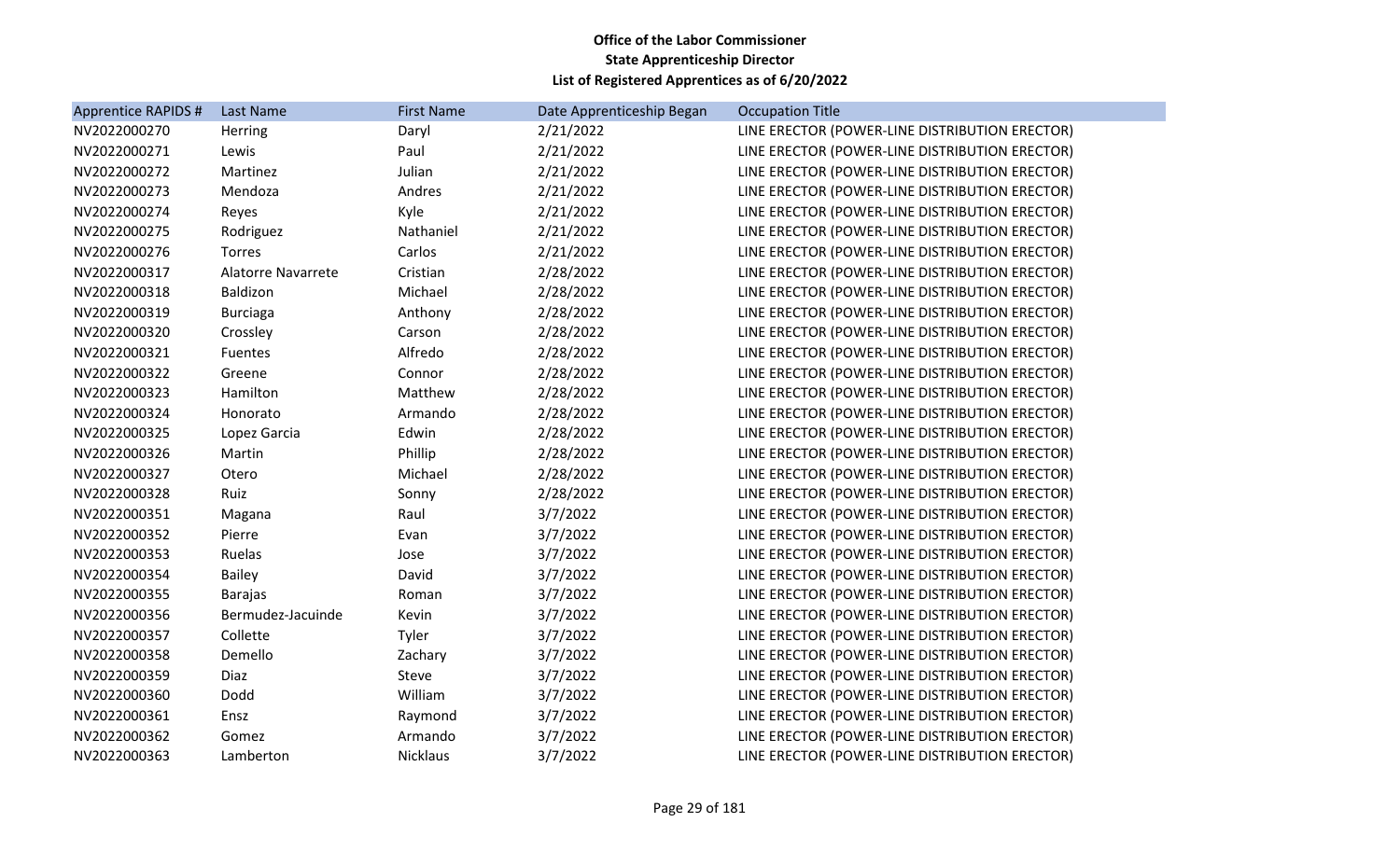**Office of the Labor Commissioner**
**State Apprenticeship Director**
**List of Registered Apprentices as of 6/20/2022**

| Apprentice RAPIDS # | Last Name | First Name | Date Apprenticeship Began | Occupation Title |
|---|---|---|---|---|
| NV2022000270 | Herring | Daryl | 2/21/2022 | LINE ERECTOR (POWER-LINE DISTRIBUTION ERECTOR) |
| NV2022000271 | Lewis | Paul | 2/21/2022 | LINE ERECTOR (POWER-LINE DISTRIBUTION ERECTOR) |
| NV2022000272 | Martinez | Julian | 2/21/2022 | LINE ERECTOR (POWER-LINE DISTRIBUTION ERECTOR) |
| NV2022000273 | Mendoza | Andres | 2/21/2022 | LINE ERECTOR (POWER-LINE DISTRIBUTION ERECTOR) |
| NV2022000274 | Reyes | Kyle | 2/21/2022 | LINE ERECTOR (POWER-LINE DISTRIBUTION ERECTOR) |
| NV2022000275 | Rodriguez | Nathaniel | 2/21/2022 | LINE ERECTOR (POWER-LINE DISTRIBUTION ERECTOR) |
| NV2022000276 | Torres | Carlos | 2/21/2022 | LINE ERECTOR (POWER-LINE DISTRIBUTION ERECTOR) |
| NV2022000317 | Alatorre Navarrete | Cristian | 2/28/2022 | LINE ERECTOR (POWER-LINE DISTRIBUTION ERECTOR) |
| NV2022000318 | Baldizon | Michael | 2/28/2022 | LINE ERECTOR (POWER-LINE DISTRIBUTION ERECTOR) |
| NV2022000319 | Burciaga | Anthony | 2/28/2022 | LINE ERECTOR (POWER-LINE DISTRIBUTION ERECTOR) |
| NV2022000320 | Crossley | Carson | 2/28/2022 | LINE ERECTOR (POWER-LINE DISTRIBUTION ERECTOR) |
| NV2022000321 | Fuentes | Alfredo | 2/28/2022 | LINE ERECTOR (POWER-LINE DISTRIBUTION ERECTOR) |
| NV2022000322 | Greene | Connor | 2/28/2022 | LINE ERECTOR (POWER-LINE DISTRIBUTION ERECTOR) |
| NV2022000323 | Hamilton | Matthew | 2/28/2022 | LINE ERECTOR (POWER-LINE DISTRIBUTION ERECTOR) |
| NV2022000324 | Honorato | Armando | 2/28/2022 | LINE ERECTOR (POWER-LINE DISTRIBUTION ERECTOR) |
| NV2022000325 | Lopez Garcia | Edwin | 2/28/2022 | LINE ERECTOR (POWER-LINE DISTRIBUTION ERECTOR) |
| NV2022000326 | Martin | Phillip | 2/28/2022 | LINE ERECTOR (POWER-LINE DISTRIBUTION ERECTOR) |
| NV2022000327 | Otero | Michael | 2/28/2022 | LINE ERECTOR (POWER-LINE DISTRIBUTION ERECTOR) |
| NV2022000328 | Ruiz | Sonny | 2/28/2022 | LINE ERECTOR (POWER-LINE DISTRIBUTION ERECTOR) |
| NV2022000351 | Magana | Raul | 3/7/2022 | LINE ERECTOR (POWER-LINE DISTRIBUTION ERECTOR) |
| NV2022000352 | Pierre | Evan | 3/7/2022 | LINE ERECTOR (POWER-LINE DISTRIBUTION ERECTOR) |
| NV2022000353 | Ruelas | Jose | 3/7/2022 | LINE ERECTOR (POWER-LINE DISTRIBUTION ERECTOR) |
| NV2022000354 | Bailey | David | 3/7/2022 | LINE ERECTOR (POWER-LINE DISTRIBUTION ERECTOR) |
| NV2022000355 | Barajas | Roman | 3/7/2022 | LINE ERECTOR (POWER-LINE DISTRIBUTION ERECTOR) |
| NV2022000356 | Bermudez-Jacuinde | Kevin | 3/7/2022 | LINE ERECTOR (POWER-LINE DISTRIBUTION ERECTOR) |
| NV2022000357 | Collette | Tyler | 3/7/2022 | LINE ERECTOR (POWER-LINE DISTRIBUTION ERECTOR) |
| NV2022000358 | Demello | Zachary | 3/7/2022 | LINE ERECTOR (POWER-LINE DISTRIBUTION ERECTOR) |
| NV2022000359 | Diaz | Steve | 3/7/2022 | LINE ERECTOR (POWER-LINE DISTRIBUTION ERECTOR) |
| NV2022000360 | Dodd | William | 3/7/2022 | LINE ERECTOR (POWER-LINE DISTRIBUTION ERECTOR) |
| NV2022000361 | Ensz | Raymond | 3/7/2022 | LINE ERECTOR (POWER-LINE DISTRIBUTION ERECTOR) |
| NV2022000362 | Gomez | Armando | 3/7/2022 | LINE ERECTOR (POWER-LINE DISTRIBUTION ERECTOR) |
| NV2022000363 | Lamberton | Nicklaus | 3/7/2022 | LINE ERECTOR (POWER-LINE DISTRIBUTION ERECTOR) |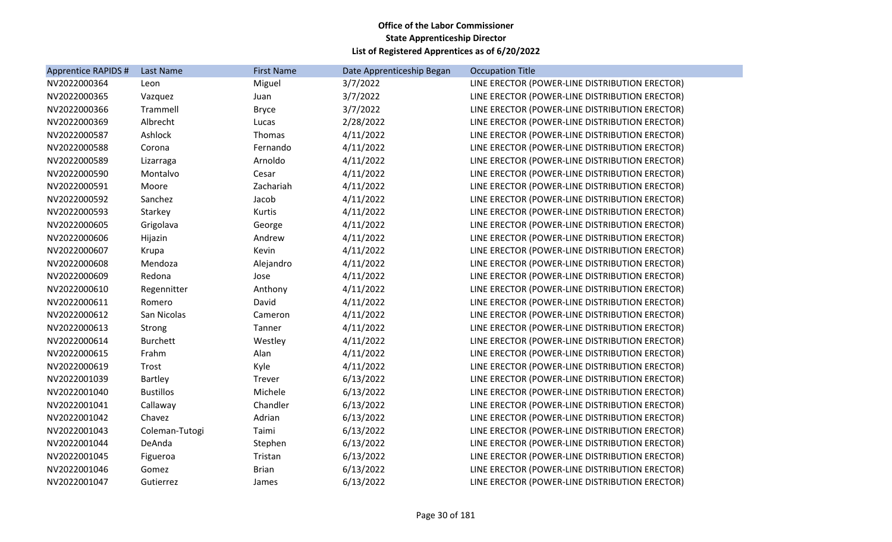**Office of the Labor Commissioner**
**State Apprenticeship Director**
**List of Registered Apprentices as of 6/20/2022**

| Apprentice RAPIDS # | Last Name | First Name | Date Apprenticeship Began | Occupation Title |
|---|---|---|---|---|
| NV2022000364 | Leon | Miguel | 3/7/2022 | LINE ERECTOR (POWER-LINE DISTRIBUTION ERECTOR) |
| NV2022000365 | Vazquez | Juan | 3/7/2022 | LINE ERECTOR (POWER-LINE DISTRIBUTION ERECTOR) |
| NV2022000366 | Trammell | Bryce | 3/7/2022 | LINE ERECTOR (POWER-LINE DISTRIBUTION ERECTOR) |
| NV2022000369 | Albrecht | Lucas | 2/28/2022 | LINE ERECTOR (POWER-LINE DISTRIBUTION ERECTOR) |
| NV2022000587 | Ashlock | Thomas | 4/11/2022 | LINE ERECTOR (POWER-LINE DISTRIBUTION ERECTOR) |
| NV2022000588 | Corona | Fernando | 4/11/2022 | LINE ERECTOR (POWER-LINE DISTRIBUTION ERECTOR) |
| NV2022000589 | Lizarraga | Arnoldo | 4/11/2022 | LINE ERECTOR (POWER-LINE DISTRIBUTION ERECTOR) |
| NV2022000590 | Montalvo | Cesar | 4/11/2022 | LINE ERECTOR (POWER-LINE DISTRIBUTION ERECTOR) |
| NV2022000591 | Moore | Zachariah | 4/11/2022 | LINE ERECTOR (POWER-LINE DISTRIBUTION ERECTOR) |
| NV2022000592 | Sanchez | Jacob | 4/11/2022 | LINE ERECTOR (POWER-LINE DISTRIBUTION ERECTOR) |
| NV2022000593 | Starkey | Kurtis | 4/11/2022 | LINE ERECTOR (POWER-LINE DISTRIBUTION ERECTOR) |
| NV2022000605 | Grigolava | George | 4/11/2022 | LINE ERECTOR (POWER-LINE DISTRIBUTION ERECTOR) |
| NV2022000606 | Hijazin | Andrew | 4/11/2022 | LINE ERECTOR (POWER-LINE DISTRIBUTION ERECTOR) |
| NV2022000607 | Krupa | Kevin | 4/11/2022 | LINE ERECTOR (POWER-LINE DISTRIBUTION ERECTOR) |
| NV2022000608 | Mendoza | Alejandro | 4/11/2022 | LINE ERECTOR (POWER-LINE DISTRIBUTION ERECTOR) |
| NV2022000609 | Redona | Jose | 4/11/2022 | LINE ERECTOR (POWER-LINE DISTRIBUTION ERECTOR) |
| NV2022000610 | Regennitter | Anthony | 4/11/2022 | LINE ERECTOR (POWER-LINE DISTRIBUTION ERECTOR) |
| NV2022000611 | Romero | David | 4/11/2022 | LINE ERECTOR (POWER-LINE DISTRIBUTION ERECTOR) |
| NV2022000612 | San Nicolas | Cameron | 4/11/2022 | LINE ERECTOR (POWER-LINE DISTRIBUTION ERECTOR) |
| NV2022000613 | Strong | Tanner | 4/11/2022 | LINE ERECTOR (POWER-LINE DISTRIBUTION ERECTOR) |
| NV2022000614 | Burchett | Westley | 4/11/2022 | LINE ERECTOR (POWER-LINE DISTRIBUTION ERECTOR) |
| NV2022000615 | Frahm | Alan | 4/11/2022 | LINE ERECTOR (POWER-LINE DISTRIBUTION ERECTOR) |
| NV2022000619 | Trost | Kyle | 4/11/2022 | LINE ERECTOR (POWER-LINE DISTRIBUTION ERECTOR) |
| NV2022001039 | Bartley | Trever | 6/13/2022 | LINE ERECTOR (POWER-LINE DISTRIBUTION ERECTOR) |
| NV2022001040 | Bustillos | Michele | 6/13/2022 | LINE ERECTOR (POWER-LINE DISTRIBUTION ERECTOR) |
| NV2022001041 | Callaway | Chandler | 6/13/2022 | LINE ERECTOR (POWER-LINE DISTRIBUTION ERECTOR) |
| NV2022001042 | Chavez | Adrian | 6/13/2022 | LINE ERECTOR (POWER-LINE DISTRIBUTION ERECTOR) |
| NV2022001043 | Coleman-Tutogi | Taimi | 6/13/2022 | LINE ERECTOR (POWER-LINE DISTRIBUTION ERECTOR) |
| NV2022001044 | DeAnda | Stephen | 6/13/2022 | LINE ERECTOR (POWER-LINE DISTRIBUTION ERECTOR) |
| NV2022001045 | Figueroa | Tristan | 6/13/2022 | LINE ERECTOR (POWER-LINE DISTRIBUTION ERECTOR) |
| NV2022001046 | Gomez | Brian | 6/13/2022 | LINE ERECTOR (POWER-LINE DISTRIBUTION ERECTOR) |
| NV2022001047 | Gutierrez | James | 6/13/2022 | LINE ERECTOR (POWER-LINE DISTRIBUTION ERECTOR) |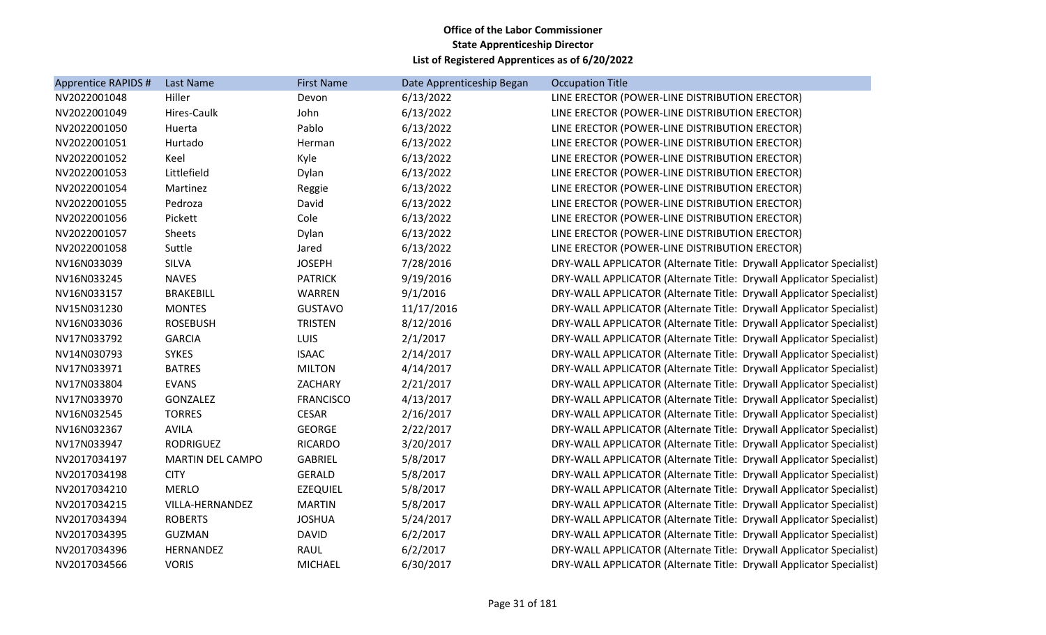**Office of the Labor Commissioner**
**State Apprenticeship Director**
**List of Registered Apprentices as of 6/20/2022**

| Apprentice RAPIDS # | Last Name | First Name | Date Apprenticeship Began | Occupation Title |
|---|---|---|---|---|
| NV2022001048 | Hiller | Devon | 6/13/2022 | LINE ERECTOR (POWER-LINE DISTRIBUTION ERECTOR) |
| NV2022001049 | Hires-Caulk | John | 6/13/2022 | LINE ERECTOR (POWER-LINE DISTRIBUTION ERECTOR) |
| NV2022001050 | Huerta | Pablo | 6/13/2022 | LINE ERECTOR (POWER-LINE DISTRIBUTION ERECTOR) |
| NV2022001051 | Hurtado | Herman | 6/13/2022 | LINE ERECTOR (POWER-LINE DISTRIBUTION ERECTOR) |
| NV2022001052 | Keel | Kyle | 6/13/2022 | LINE ERECTOR (POWER-LINE DISTRIBUTION ERECTOR) |
| NV2022001053 | Littlefield | Dylan | 6/13/2022 | LINE ERECTOR (POWER-LINE DISTRIBUTION ERECTOR) |
| NV2022001054 | Martinez | Reggie | 6/13/2022 | LINE ERECTOR (POWER-LINE DISTRIBUTION ERECTOR) |
| NV2022001055 | Pedroza | David | 6/13/2022 | LINE ERECTOR (POWER-LINE DISTRIBUTION ERECTOR) |
| NV2022001056 | Pickett | Cole | 6/13/2022 | LINE ERECTOR (POWER-LINE DISTRIBUTION ERECTOR) |
| NV2022001057 | Sheets | Dylan | 6/13/2022 | LINE ERECTOR (POWER-LINE DISTRIBUTION ERECTOR) |
| NV2022001058 | Suttle | Jared | 6/13/2022 | LINE ERECTOR (POWER-LINE DISTRIBUTION ERECTOR) |
| NV16N033039 | SILVA | JOSEPH | 7/28/2016 | DRY-WALL APPLICATOR (Alternate Title: Drywall Applicator Specialist) |
| NV16N033245 | NAVES | PATRICK | 9/19/2016 | DRY-WALL APPLICATOR (Alternate Title: Drywall Applicator Specialist) |
| NV16N033157 | BRAKEBILL | WARREN | 9/1/2016 | DRY-WALL APPLICATOR (Alternate Title: Drywall Applicator Specialist) |
| NV15N031230 | MONTES | GUSTAVO | 11/17/2016 | DRY-WALL APPLICATOR (Alternate Title: Drywall Applicator Specialist) |
| NV16N033036 | ROSEBUSH | TRISTEN | 8/12/2016 | DRY-WALL APPLICATOR (Alternate Title: Drywall Applicator Specialist) |
| NV17N033792 | GARCIA | LUIS | 2/1/2017 | DRY-WALL APPLICATOR (Alternate Title: Drywall Applicator Specialist) |
| NV14N030793 | SYKES | ISAAC | 2/14/2017 | DRY-WALL APPLICATOR (Alternate Title: Drywall Applicator Specialist) |
| NV17N033971 | BATRES | MILTON | 4/14/2017 | DRY-WALL APPLICATOR (Alternate Title: Drywall Applicator Specialist) |
| NV17N033804 | EVANS | ZACHARY | 2/21/2017 | DRY-WALL APPLICATOR (Alternate Title: Drywall Applicator Specialist) |
| NV17N033970 | GONZALEZ | FRANCISCO | 4/13/2017 | DRY-WALL APPLICATOR (Alternate Title: Drywall Applicator Specialist) |
| NV16N032545 | TORRES | CESAR | 2/16/2017 | DRY-WALL APPLICATOR (Alternate Title: Drywall Applicator Specialist) |
| NV16N032367 | AVILA | GEORGE | 2/22/2017 | DRY-WALL APPLICATOR (Alternate Title: Drywall Applicator Specialist) |
| NV17N033947 | RODRIGUEZ | RICARDO | 3/20/2017 | DRY-WALL APPLICATOR (Alternate Title: Drywall Applicator Specialist) |
| NV2017034197 | MARTIN DEL CAMPO | GABRIEL | 5/8/2017 | DRY-WALL APPLICATOR (Alternate Title: Drywall Applicator Specialist) |
| NV2017034198 | CITY | GERALD | 5/8/2017 | DRY-WALL APPLICATOR (Alternate Title: Drywall Applicator Specialist) |
| NV2017034210 | MERLO | EZEQUIEL | 5/8/2017 | DRY-WALL APPLICATOR (Alternate Title: Drywall Applicator Specialist) |
| NV2017034215 | VILLA-HERNANDEZ | MARTIN | 5/8/2017 | DRY-WALL APPLICATOR (Alternate Title: Drywall Applicator Specialist) |
| NV2017034394 | ROBERTS | JOSHUA | 5/24/2017 | DRY-WALL APPLICATOR (Alternate Title: Drywall Applicator Specialist) |
| NV2017034395 | GUZMAN | DAVID | 6/2/2017 | DRY-WALL APPLICATOR (Alternate Title: Drywall Applicator Specialist) |
| NV2017034396 | HERNANDEZ | RAUL | 6/2/2017 | DRY-WALL APPLICATOR (Alternate Title: Drywall Applicator Specialist) |
| NV2017034566 | VORIS | MICHAEL | 6/30/2017 | DRY-WALL APPLICATOR (Alternate Title: Drywall Applicator Specialist) |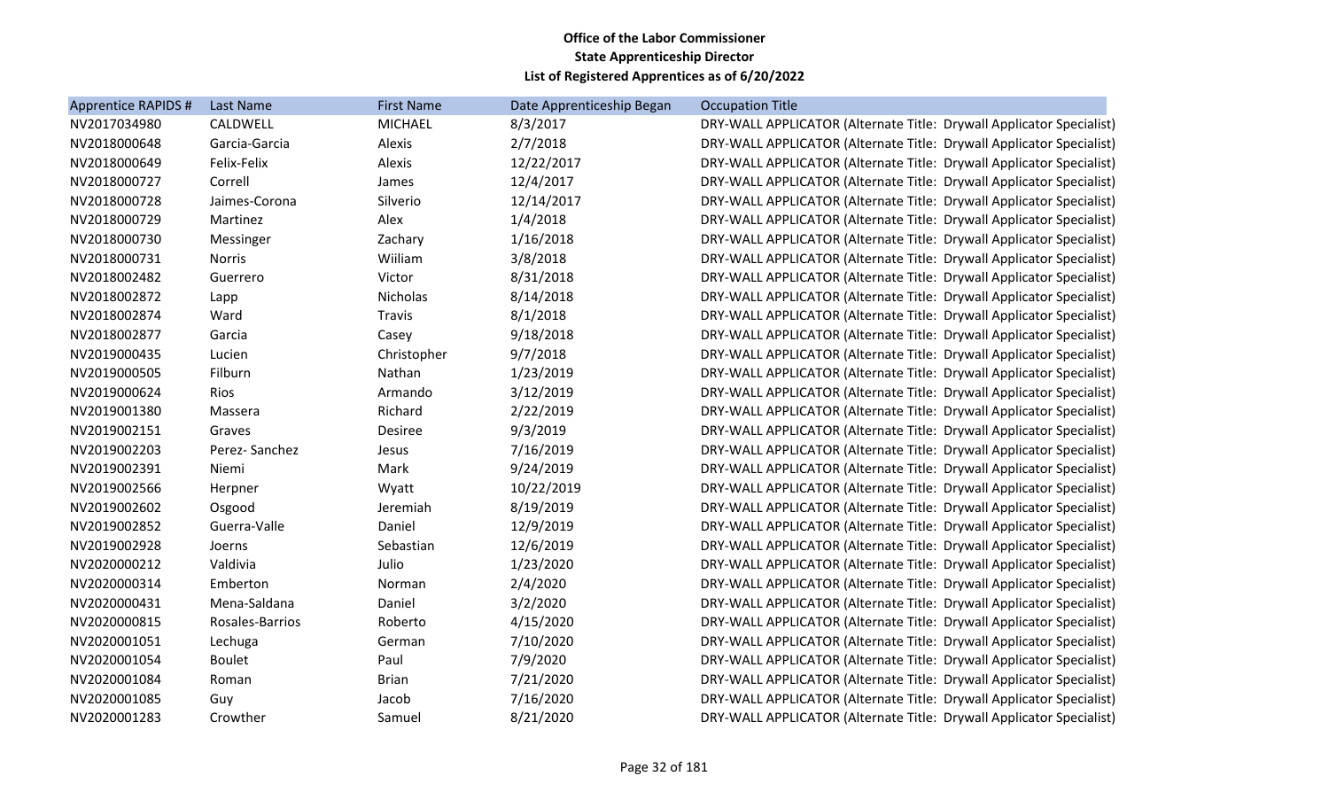**Office of the Labor Commissioner**
**State Apprenticeship Director**
**List of Registered Apprentices as of 6/20/2022**

| Apprentice RAPIDS # | Last Name | First Name | Date Apprenticeship Began | Occupation Title |
|---|---|---|---|---|
| NV2017034980 | CALDWELL | MICHAEL | 8/3/2017 | DRY-WALL APPLICATOR (Alternate Title: Drywall Applicator Specialist) |
| NV2018000648 | Garcia-Garcia | Alexis | 2/7/2018 | DRY-WALL APPLICATOR (Alternate Title: Drywall Applicator Specialist) |
| NV2018000649 | Felix-Felix | Alexis | 12/22/2017 | DRY-WALL APPLICATOR (Alternate Title: Drywall Applicator Specialist) |
| NV2018000727 | Correll | James | 12/4/2017 | DRY-WALL APPLICATOR (Alternate Title: Drywall Applicator Specialist) |
| NV2018000728 | Jaimes-Corona | Silverio | 12/14/2017 | DRY-WALL APPLICATOR (Alternate Title: Drywall Applicator Specialist) |
| NV2018000729 | Martinez | Alex | 1/4/2018 | DRY-WALL APPLICATOR (Alternate Title: Drywall Applicator Specialist) |
| NV2018000730 | Messinger | Zachary | 1/16/2018 | DRY-WALL APPLICATOR (Alternate Title: Drywall Applicator Specialist) |
| NV2018000731 | Norris | Wiiliam | 3/8/2018 | DRY-WALL APPLICATOR (Alternate Title: Drywall Applicator Specialist) |
| NV2018002482 | Guerrero | Victor | 8/31/2018 | DRY-WALL APPLICATOR (Alternate Title: Drywall Applicator Specialist) |
| NV2018002872 | Lapp | Nicholas | 8/14/2018 | DRY-WALL APPLICATOR (Alternate Title: Drywall Applicator Specialist) |
| NV2018002874 | Ward | Travis | 8/1/2018 | DRY-WALL APPLICATOR (Alternate Title: Drywall Applicator Specialist) |
| NV2018002877 | Garcia | Casey | 9/18/2018 | DRY-WALL APPLICATOR (Alternate Title: Drywall Applicator Specialist) |
| NV2019000435 | Lucien | Christopher | 9/7/2018 | DRY-WALL APPLICATOR (Alternate Title: Drywall Applicator Specialist) |
| NV2019000505 | Filburn | Nathan | 1/23/2019 | DRY-WALL APPLICATOR (Alternate Title: Drywall Applicator Specialist) |
| NV2019000624 | Rios | Armando | 3/12/2019 | DRY-WALL APPLICATOR (Alternate Title: Drywall Applicator Specialist) |
| NV2019001380 | Massera | Richard | 2/22/2019 | DRY-WALL APPLICATOR (Alternate Title: Drywall Applicator Specialist) |
| NV2019002151 | Graves | Desiree | 9/3/2019 | DRY-WALL APPLICATOR (Alternate Title: Drywall Applicator Specialist) |
| NV2019002203 | Perez- Sanchez | Jesus | 7/16/2019 | DRY-WALL APPLICATOR (Alternate Title: Drywall Applicator Specialist) |
| NV2019002391 | Niemi | Mark | 9/24/2019 | DRY-WALL APPLICATOR (Alternate Title: Drywall Applicator Specialist) |
| NV2019002566 | Herpner | Wyatt | 10/22/2019 | DRY-WALL APPLICATOR (Alternate Title: Drywall Applicator Specialist) |
| NV2019002602 | Osgood | Jeremiah | 8/19/2019 | DRY-WALL APPLICATOR (Alternate Title: Drywall Applicator Specialist) |
| NV2019002852 | Guerra-Valle | Daniel | 12/9/2019 | DRY-WALL APPLICATOR (Alternate Title: Drywall Applicator Specialist) |
| NV2019002928 | Joerns | Sebastian | 12/6/2019 | DRY-WALL APPLICATOR (Alternate Title: Drywall Applicator Specialist) |
| NV2020000212 | Valdivia | Julio | 1/23/2020 | DRY-WALL APPLICATOR (Alternate Title: Drywall Applicator Specialist) |
| NV2020000314 | Emberton | Norman | 2/4/2020 | DRY-WALL APPLICATOR (Alternate Title: Drywall Applicator Specialist) |
| NV2020000431 | Mena-Saldana | Daniel | 3/2/2020 | DRY-WALL APPLICATOR (Alternate Title: Drywall Applicator Specialist) |
| NV2020000815 | Rosales-Barrios | Roberto | 4/15/2020 | DRY-WALL APPLICATOR (Alternate Title: Drywall Applicator Specialist) |
| NV2020001051 | Lechuga | German | 7/10/2020 | DRY-WALL APPLICATOR (Alternate Title: Drywall Applicator Specialist) |
| NV2020001054 | Boulet | Paul | 7/9/2020 | DRY-WALL APPLICATOR (Alternate Title: Drywall Applicator Specialist) |
| NV2020001084 | Roman | Brian | 7/21/2020 | DRY-WALL APPLICATOR (Alternate Title: Drywall Applicator Specialist) |
| NV2020001085 | Guy | Jacob | 7/16/2020 | DRY-WALL APPLICATOR (Alternate Title: Drywall Applicator Specialist) |
| NV2020001283 | Crowther | Samuel | 8/21/2020 | DRY-WALL APPLICATOR (Alternate Title: Drywall Applicator Specialist) |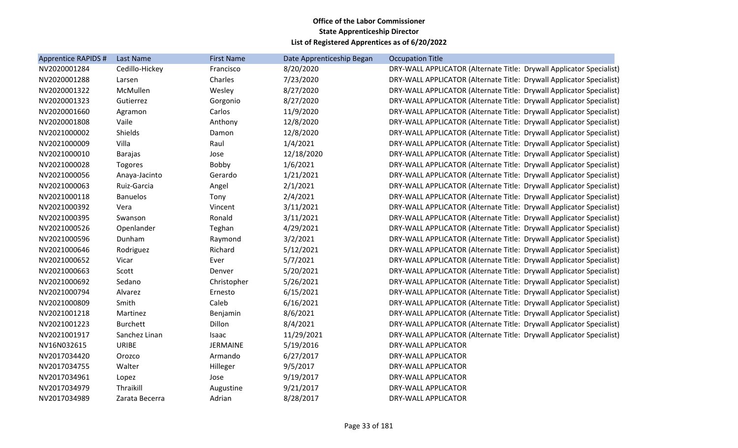**Office of the Labor Commissioner**
**State Apprenticeship Director**
**List of Registered Apprentices as of 6/20/2022**

| Apprentice RAPIDS # | Last Name | First Name | Date Apprenticeship Began | Occupation Title |
|---|---|---|---|---|
| NV2020001284 | Cedillo-Hickey | Francisco | 8/20/2020 | DRY-WALL APPLICATOR (Alternate Title: Drywall Applicator Specialist) |
| NV2020001288 | Larsen | Charles | 7/23/2020 | DRY-WALL APPLICATOR (Alternate Title: Drywall Applicator Specialist) |
| NV2020001322 | McMullen | Wesley | 8/27/2020 | DRY-WALL APPLICATOR (Alternate Title: Drywall Applicator Specialist) |
| NV2020001323 | Gutierrez | Gorgonio | 8/27/2020 | DRY-WALL APPLICATOR (Alternate Title: Drywall Applicator Specialist) |
| NV2020001660 | Agramon | Carlos | 11/9/2020 | DRY-WALL APPLICATOR (Alternate Title: Drywall Applicator Specialist) |
| NV2020001808 | Vaile | Anthony | 12/8/2020 | DRY-WALL APPLICATOR (Alternate Title: Drywall Applicator Specialist) |
| NV2021000002 | Shields | Damon | 12/8/2020 | DRY-WALL APPLICATOR (Alternate Title: Drywall Applicator Specialist) |
| NV2021000009 | Villa | Raul | 1/4/2021 | DRY-WALL APPLICATOR (Alternate Title: Drywall Applicator Specialist) |
| NV2021000010 | Barajas | Jose | 12/18/2020 | DRY-WALL APPLICATOR (Alternate Title: Drywall Applicator Specialist) |
| NV2021000028 | Togores | Bobby | 1/6/2021 | DRY-WALL APPLICATOR (Alternate Title: Drywall Applicator Specialist) |
| NV2021000056 | Anaya-Jacinto | Gerardo | 1/21/2021 | DRY-WALL APPLICATOR (Alternate Title: Drywall Applicator Specialist) |
| NV2021000063 | Ruiz-Garcia | Angel | 2/1/2021 | DRY-WALL APPLICATOR (Alternate Title: Drywall Applicator Specialist) |
| NV2021000118 | Banuelos | Tony | 2/4/2021 | DRY-WALL APPLICATOR (Alternate Title: Drywall Applicator Specialist) |
| NV2021000392 | Vera | Vincent | 3/11/2021 | DRY-WALL APPLICATOR (Alternate Title: Drywall Applicator Specialist) |
| NV2021000395 | Swanson | Ronald | 3/11/2021 | DRY-WALL APPLICATOR (Alternate Title: Drywall Applicator Specialist) |
| NV2021000526 | Openlander | Teghan | 4/29/2021 | DRY-WALL APPLICATOR (Alternate Title: Drywall Applicator Specialist) |
| NV2021000596 | Dunham | Raymond | 3/2/2021 | DRY-WALL APPLICATOR (Alternate Title: Drywall Applicator Specialist) |
| NV2021000646 | Rodriguez | Richard | 5/12/2021 | DRY-WALL APPLICATOR (Alternate Title: Drywall Applicator Specialist) |
| NV2021000652 | Vicar | Ever | 5/7/2021 | DRY-WALL APPLICATOR (Alternate Title: Drywall Applicator Specialist) |
| NV2021000663 | Scott | Denver | 5/20/2021 | DRY-WALL APPLICATOR (Alternate Title: Drywall Applicator Specialist) |
| NV2021000692 | Sedano | Christopher | 5/26/2021 | DRY-WALL APPLICATOR (Alternate Title: Drywall Applicator Specialist) |
| NV2021000794 | Alvarez | Ernesto | 6/15/2021 | DRY-WALL APPLICATOR (Alternate Title: Drywall Applicator Specialist) |
| NV2021000809 | Smith | Caleb | 6/16/2021 | DRY-WALL APPLICATOR (Alternate Title: Drywall Applicator Specialist) |
| NV2021001218 | Martinez | Benjamin | 8/6/2021 | DRY-WALL APPLICATOR (Alternate Title: Drywall Applicator Specialist) |
| NV2021001223 | Burchett | Dillon | 8/4/2021 | DRY-WALL APPLICATOR (Alternate Title: Drywall Applicator Specialist) |
| NV2021001917 | Sanchez Linan | Isaac | 11/29/2021 | DRY-WALL APPLICATOR (Alternate Title: Drywall Applicator Specialist) |
| NV16N032615 | URIBE | JERMAINE | 5/19/2016 | DRY-WALL APPLICATOR |
| NV2017034420 | Orozco | Armando | 6/27/2017 | DRY-WALL APPLICATOR |
| NV2017034755 | Walter | Hilleger | 9/5/2017 | DRY-WALL APPLICATOR |
| NV2017034961 | Lopez | Jose | 9/19/2017 | DRY-WALL APPLICATOR |
| NV2017034979 | Thraikill | Augustine | 9/21/2017 | DRY-WALL APPLICATOR |
| NV2017034989 | Zarata Becerra | Adrian | 8/28/2017 | DRY-WALL APPLICATOR |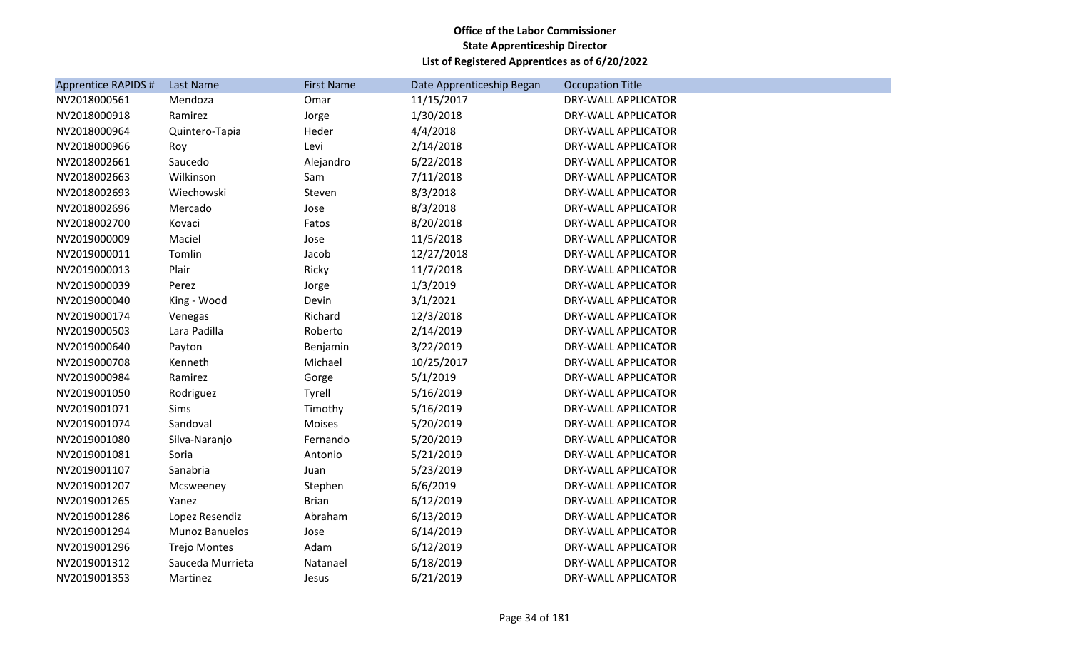**Office of the Labor Commissioner**
**State Apprenticeship Director**
**List of Registered Apprentices as of 6/20/2022**

| Apprentice RAPIDS # | Last Name | First Name | Date Apprenticeship Began | Occupation Title |
|---|---|---|---|---|
| NV2018000561 | Mendoza | Omar | 11/15/2017 | DRY-WALL APPLICATOR |
| NV2018000918 | Ramirez | Jorge | 1/30/2018 | DRY-WALL APPLICATOR |
| NV2018000964 | Quintero-Tapia | Heder | 4/4/2018 | DRY-WALL APPLICATOR |
| NV2018000966 | Roy | Levi | 2/14/2018 | DRY-WALL APPLICATOR |
| NV2018002661 | Saucedo | Alejandro | 6/22/2018 | DRY-WALL APPLICATOR |
| NV2018002663 | Wilkinson | Sam | 7/11/2018 | DRY-WALL APPLICATOR |
| NV2018002693 | Wiechowski | Steven | 8/3/2018 | DRY-WALL APPLICATOR |
| NV2018002696 | Mercado | Jose | 8/3/2018 | DRY-WALL APPLICATOR |
| NV2018002700 | Kovaci | Fatos | 8/20/2018 | DRY-WALL APPLICATOR |
| NV2019000009 | Maciel | Jose | 11/5/2018 | DRY-WALL APPLICATOR |
| NV2019000011 | Tomlin | Jacob | 12/27/2018 | DRY-WALL APPLICATOR |
| NV2019000013 | Plair | Ricky | 11/7/2018 | DRY-WALL APPLICATOR |
| NV2019000039 | Perez | Jorge | 1/3/2019 | DRY-WALL APPLICATOR |
| NV2019000040 | King - Wood | Devin | 3/1/2021 | DRY-WALL APPLICATOR |
| NV2019000174 | Venegas | Richard | 12/3/2018 | DRY-WALL APPLICATOR |
| NV2019000503 | Lara Padilla | Roberto | 2/14/2019 | DRY-WALL APPLICATOR |
| NV2019000640 | Payton | Benjamin | 3/22/2019 | DRY-WALL APPLICATOR |
| NV2019000708 | Kenneth | Michael | 10/25/2017 | DRY-WALL APPLICATOR |
| NV2019000984 | Ramirez | Gorge | 5/1/2019 | DRY-WALL APPLICATOR |
| NV2019001050 | Rodriguez | Tyrell | 5/16/2019 | DRY-WALL APPLICATOR |
| NV2019001071 | Sims | Timothy | 5/16/2019 | DRY-WALL APPLICATOR |
| NV2019001074 | Sandoval | Moises | 5/20/2019 | DRY-WALL APPLICATOR |
| NV2019001080 | Silva-Naranjo | Fernando | 5/20/2019 | DRY-WALL APPLICATOR |
| NV2019001081 | Soria | Antonio | 5/21/2019 | DRY-WALL APPLICATOR |
| NV2019001107 | Sanabria | Juan | 5/23/2019 | DRY-WALL APPLICATOR |
| NV2019001207 | Mcsweeney | Stephen | 6/6/2019 | DRY-WALL APPLICATOR |
| NV2019001265 | Yanez | Brian | 6/12/2019 | DRY-WALL APPLICATOR |
| NV2019001286 | Lopez Resendiz | Abraham | 6/13/2019 | DRY-WALL APPLICATOR |
| NV2019001294 | Munoz Banuelos | Jose | 6/14/2019 | DRY-WALL APPLICATOR |
| NV2019001296 | Trejo Montes | Adam | 6/12/2019 | DRY-WALL APPLICATOR |
| NV2019001312 | Sauceda Murrieta | Natanael | 6/18/2019 | DRY-WALL APPLICATOR |
| NV2019001353 | Martinez | Jesus | 6/21/2019 | DRY-WALL APPLICATOR |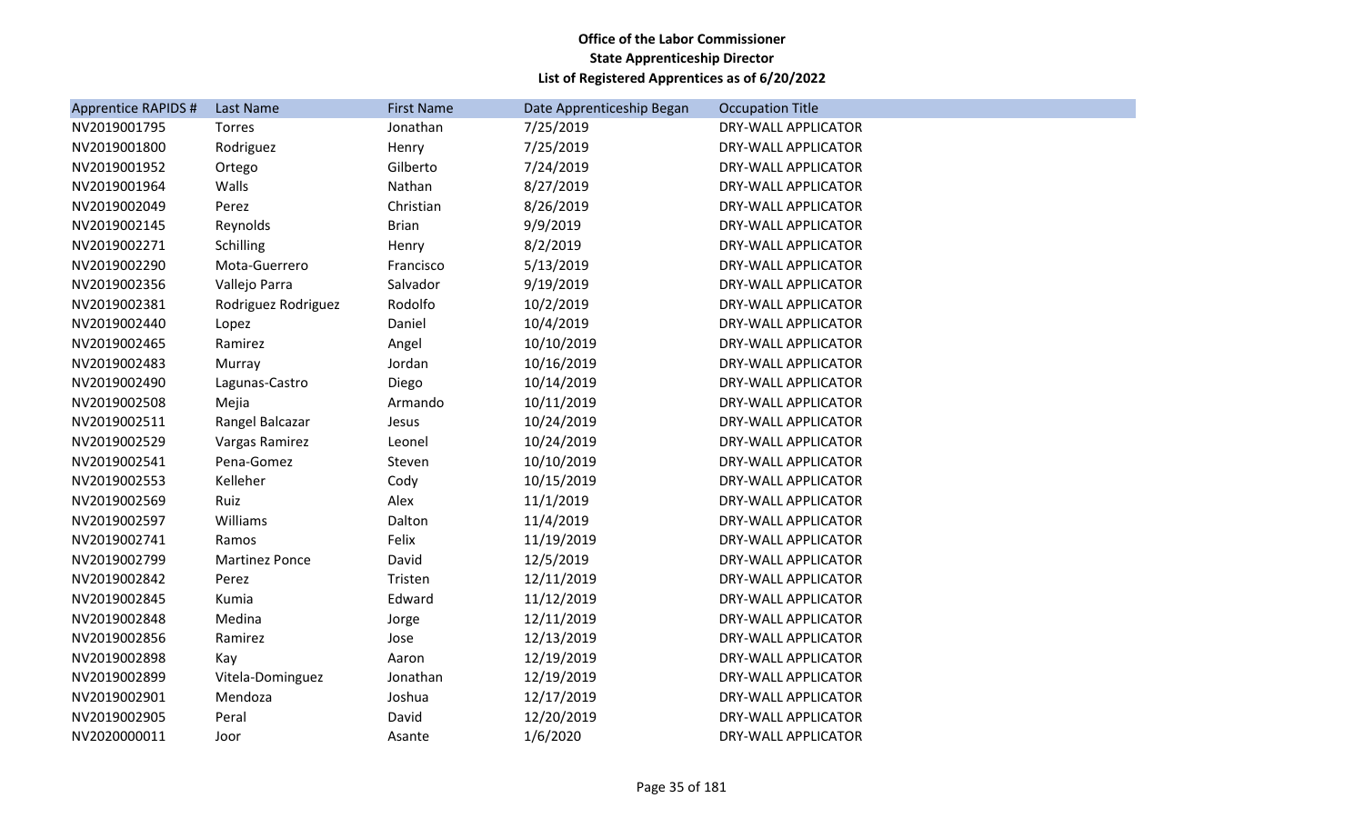**Office of the Labor Commissioner**
**State Apprenticeship Director**
**List of Registered Apprentices as of 6/20/2022**

| Apprentice RAPIDS # | Last Name | First Name | Date Apprenticeship Began | Occupation Title |
|---|---|---|---|---|
| NV2019001795 | Torres | Jonathan | 7/25/2019 | DRY-WALL APPLICATOR |
| NV2019001800 | Rodriguez | Henry | 7/25/2019 | DRY-WALL APPLICATOR |
| NV2019001952 | Ortego | Gilberto | 7/24/2019 | DRY-WALL APPLICATOR |
| NV2019001964 | Walls | Nathan | 8/27/2019 | DRY-WALL APPLICATOR |
| NV2019002049 | Perez | Christian | 8/26/2019 | DRY-WALL APPLICATOR |
| NV2019002145 | Reynolds | Brian | 9/9/2019 | DRY-WALL APPLICATOR |
| NV2019002271 | Schilling | Henry | 8/2/2019 | DRY-WALL APPLICATOR |
| NV2019002290 | Mota-Guerrero | Francisco | 5/13/2019 | DRY-WALL APPLICATOR |
| NV2019002356 | Vallejo Parra | Salvador | 9/19/2019 | DRY-WALL APPLICATOR |
| NV2019002381 | Rodriguez Rodriguez | Rodolfo | 10/2/2019 | DRY-WALL APPLICATOR |
| NV2019002440 | Lopez | Daniel | 10/4/2019 | DRY-WALL APPLICATOR |
| NV2019002465 | Ramirez | Angel | 10/10/2019 | DRY-WALL APPLICATOR |
| NV2019002483 | Murray | Jordan | 10/16/2019 | DRY-WALL APPLICATOR |
| NV2019002490 | Lagunas-Castro | Diego | 10/14/2019 | DRY-WALL APPLICATOR |
| NV2019002508 | Mejia | Armando | 10/11/2019 | DRY-WALL APPLICATOR |
| NV2019002511 | Rangel Balcazar | Jesus | 10/24/2019 | DRY-WALL APPLICATOR |
| NV2019002529 | Vargas Ramirez | Leonel | 10/24/2019 | DRY-WALL APPLICATOR |
| NV2019002541 | Pena-Gomez | Steven | 10/10/2019 | DRY-WALL APPLICATOR |
| NV2019002553 | Kelleher | Cody | 10/15/2019 | DRY-WALL APPLICATOR |
| NV2019002569 | Ruiz | Alex | 11/1/2019 | DRY-WALL APPLICATOR |
| NV2019002597 | Williams | Dalton | 11/4/2019 | DRY-WALL APPLICATOR |
| NV2019002741 | Ramos | Felix | 11/19/2019 | DRY-WALL APPLICATOR |
| NV2019002799 | Martinez Ponce | David | 12/5/2019 | DRY-WALL APPLICATOR |
| NV2019002842 | Perez | Tristen | 12/11/2019 | DRY-WALL APPLICATOR |
| NV2019002845 | Kumia | Edward | 11/12/2019 | DRY-WALL APPLICATOR |
| NV2019002848 | Medina | Jorge | 12/11/2019 | DRY-WALL APPLICATOR |
| NV2019002856 | Ramirez | Jose | 12/13/2019 | DRY-WALL APPLICATOR |
| NV2019002898 | Kay | Aaron | 12/19/2019 | DRY-WALL APPLICATOR |
| NV2019002899 | Vitela-Dominguez | Jonathan | 12/19/2019 | DRY-WALL APPLICATOR |
| NV2019002901 | Mendoza | Joshua | 12/17/2019 | DRY-WALL APPLICATOR |
| NV2019002905 | Peral | David | 12/20/2019 | DRY-WALL APPLICATOR |
| NV2020000011 | Joor | Asante | 1/6/2020 | DRY-WALL APPLICATOR |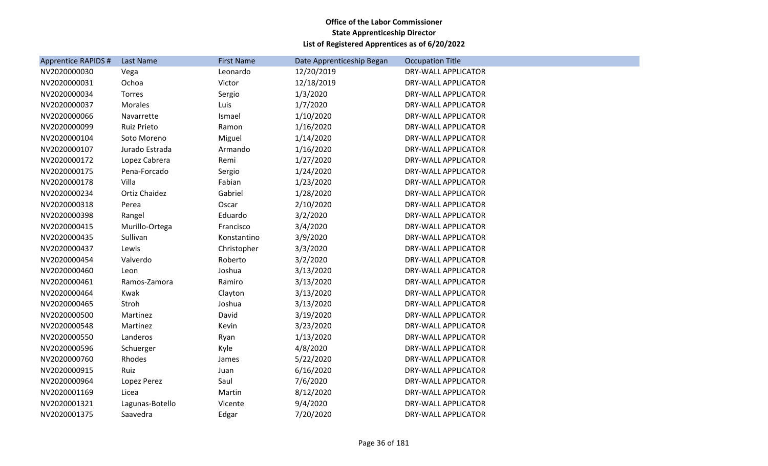**Office of the Labor Commissioner**
**State Apprenticeship Director**
**List of Registered Apprentices as of 6/20/2022**

| Apprentice RAPIDS # | Last Name | First Name | Date Apprenticeship Began | Occupation Title |
|---|---|---|---|---|
| NV2020000030 | Vega | Leonardo | 12/20/2019 | DRY-WALL APPLICATOR |
| NV2020000031 | Ochoa | Victor | 12/18/2019 | DRY-WALL APPLICATOR |
| NV2020000034 | Torres | Sergio | 1/3/2020 | DRY-WALL APPLICATOR |
| NV2020000037 | Morales | Luis | 1/7/2020 | DRY-WALL APPLICATOR |
| NV2020000066 | Navarrette | Ismael | 1/10/2020 | DRY-WALL APPLICATOR |
| NV2020000099 | Ruiz Prieto | Ramon | 1/16/2020 | DRY-WALL APPLICATOR |
| NV2020000104 | Soto Moreno | Miguel | 1/14/2020 | DRY-WALL APPLICATOR |
| NV2020000107 | Jurado Estrada | Armando | 1/16/2020 | DRY-WALL APPLICATOR |
| NV2020000172 | Lopez Cabrera | Remi | 1/27/2020 | DRY-WALL APPLICATOR |
| NV2020000175 | Pena-Forcado | Sergio | 1/24/2020 | DRY-WALL APPLICATOR |
| NV2020000178 | Villa | Fabian | 1/23/2020 | DRY-WALL APPLICATOR |
| NV2020000234 | Ortiz Chaidez | Gabriel | 1/28/2020 | DRY-WALL APPLICATOR |
| NV2020000318 | Perea | Oscar | 2/10/2020 | DRY-WALL APPLICATOR |
| NV2020000398 | Rangel | Eduardo | 3/2/2020 | DRY-WALL APPLICATOR |
| NV2020000415 | Murillo-Ortega | Francisco | 3/4/2020 | DRY-WALL APPLICATOR |
| NV2020000435 | Sullivan | Konstantino | 3/9/2020 | DRY-WALL APPLICATOR |
| NV2020000437 | Lewis | Christopher | 3/3/2020 | DRY-WALL APPLICATOR |
| NV2020000454 | Valverdo | Roberto | 3/2/2020 | DRY-WALL APPLICATOR |
| NV2020000460 | Leon | Joshua | 3/13/2020 | DRY-WALL APPLICATOR |
| NV2020000461 | Ramos-Zamora | Ramiro | 3/13/2020 | DRY-WALL APPLICATOR |
| NV2020000464 | Kwak | Clayton | 3/13/2020 | DRY-WALL APPLICATOR |
| NV2020000465 | Stroh | Joshua | 3/13/2020 | DRY-WALL APPLICATOR |
| NV2020000500 | Martinez | David | 3/19/2020 | DRY-WALL APPLICATOR |
| NV2020000548 | Martinez | Kevin | 3/23/2020 | DRY-WALL APPLICATOR |
| NV2020000550 | Landeros | Ryan | 1/13/2020 | DRY-WALL APPLICATOR |
| NV2020000596 | Schuerger | Kyle | 4/8/2020 | DRY-WALL APPLICATOR |
| NV2020000760 | Rhodes | James | 5/22/2020 | DRY-WALL APPLICATOR |
| NV2020000915 | Ruiz | Juan | 6/16/2020 | DRY-WALL APPLICATOR |
| NV2020000964 | Lopez Perez | Saul | 7/6/2020 | DRY-WALL APPLICATOR |
| NV2020001169 | Licea | Martin | 8/12/2020 | DRY-WALL APPLICATOR |
| NV2020001321 | Lagunas-Botello | Vicente | 9/4/2020 | DRY-WALL APPLICATOR |
| NV2020001375 | Saavedra | Edgar | 7/20/2020 | DRY-WALL APPLICATOR |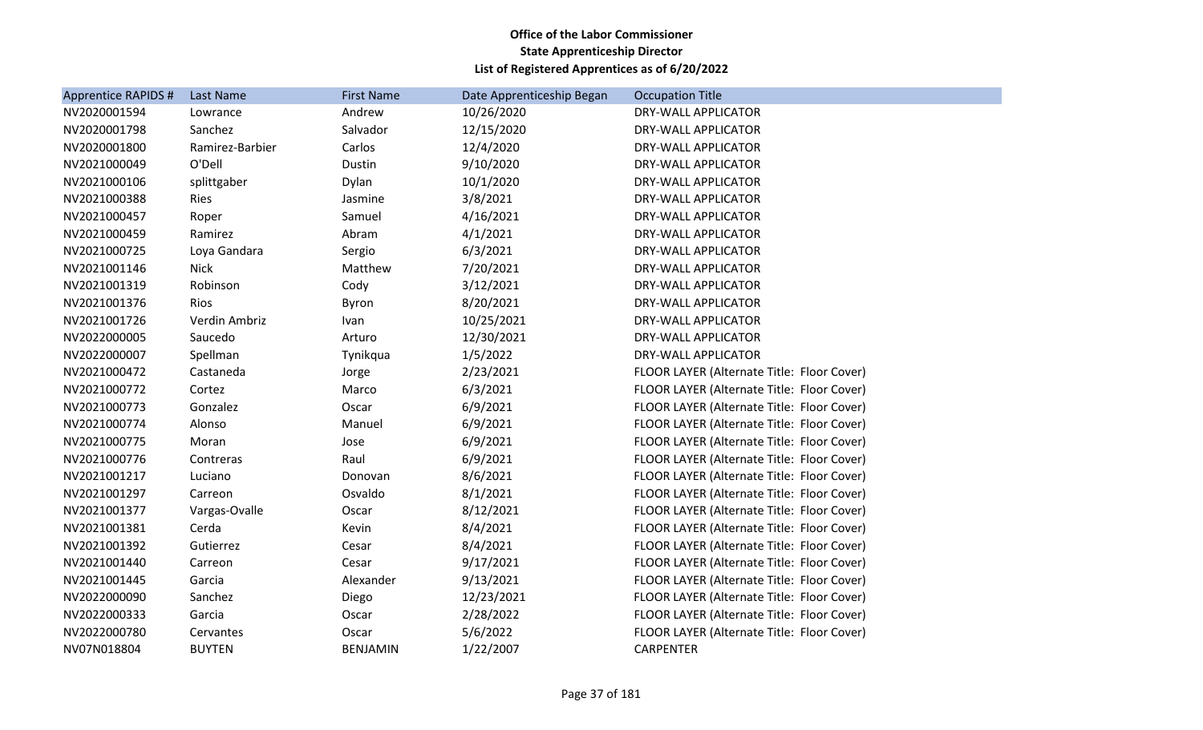**Office of the Labor Commissioner**
**State Apprenticeship Director**
**List of Registered Apprentices as of 6/20/2022**

| Apprentice RAPIDS # | Last Name | First Name | Date Apprenticeship Began | Occupation Title |
|---|---|---|---|---|
| NV2020001594 | Lowrance | Andrew | 10/26/2020 | DRY-WALL APPLICATOR |
| NV2020001798 | Sanchez | Salvador | 12/15/2020 | DRY-WALL APPLICATOR |
| NV2020001800 | Ramirez-Barbier | Carlos | 12/4/2020 | DRY-WALL APPLICATOR |
| NV2021000049 | O'Dell | Dustin | 9/10/2020 | DRY-WALL APPLICATOR |
| NV2021000106 | splittgaber | Dylan | 10/1/2020 | DRY-WALL APPLICATOR |
| NV2021000388 | Ries | Jasmine | 3/8/2021 | DRY-WALL APPLICATOR |
| NV2021000457 | Roper | Samuel | 4/16/2021 | DRY-WALL APPLICATOR |
| NV2021000459 | Ramirez | Abram | 4/1/2021 | DRY-WALL APPLICATOR |
| NV2021000725 | Loya Gandara | Sergio | 6/3/2021 | DRY-WALL APPLICATOR |
| NV2021001146 | Nick | Matthew | 7/20/2021 | DRY-WALL APPLICATOR |
| NV2021001319 | Robinson | Cody | 3/12/2021 | DRY-WALL APPLICATOR |
| NV2021001376 | Rios | Byron | 8/20/2021 | DRY-WALL APPLICATOR |
| NV2021001726 | Verdin Ambriz | Ivan | 10/25/2021 | DRY-WALL APPLICATOR |
| NV2022000005 | Saucedo | Arturo | 12/30/2021 | DRY-WALL APPLICATOR |
| NV2022000007 | Spellman | Tynikqua | 1/5/2022 | DRY-WALL APPLICATOR |
| NV2021000472 | Castaneda | Jorge | 2/23/2021 | FLOOR LAYER (Alternate Title: Floor Cover) |
| NV2021000772 | Cortez | Marco | 6/3/2021 | FLOOR LAYER (Alternate Title: Floor Cover) |
| NV2021000773 | Gonzalez | Oscar | 6/9/2021 | FLOOR LAYER (Alternate Title: Floor Cover) |
| NV2021000774 | Alonso | Manuel | 6/9/2021 | FLOOR LAYER (Alternate Title: Floor Cover) |
| NV2021000775 | Moran | Jose | 6/9/2021 | FLOOR LAYER (Alternate Title: Floor Cover) |
| NV2021000776 | Contreras | Raul | 6/9/2021 | FLOOR LAYER (Alternate Title: Floor Cover) |
| NV2021001217 | Luciano | Donovan | 8/6/2021 | FLOOR LAYER (Alternate Title: Floor Cover) |
| NV2021001297 | Carreon | Osvaldo | 8/1/2021 | FLOOR LAYER (Alternate Title: Floor Cover) |
| NV2021001377 | Vargas-Ovalle | Oscar | 8/12/2021 | FLOOR LAYER (Alternate Title: Floor Cover) |
| NV2021001381 | Cerda | Kevin | 8/4/2021 | FLOOR LAYER (Alternate Title: Floor Cover) |
| NV2021001392 | Gutierrez | Cesar | 8/4/2021 | FLOOR LAYER (Alternate Title: Floor Cover) |
| NV2021001440 | Carreon | Cesar | 9/17/2021 | FLOOR LAYER (Alternate Title: Floor Cover) |
| NV2021001445 | Garcia | Alexander | 9/13/2021 | FLOOR LAYER (Alternate Title: Floor Cover) |
| NV2022000090 | Sanchez | Diego | 12/23/2021 | FLOOR LAYER (Alternate Title: Floor Cover) |
| NV2022000333 | Garcia | Oscar | 2/28/2022 | FLOOR LAYER (Alternate Title: Floor Cover) |
| NV2022000780 | Cervantes | Oscar | 5/6/2022 | FLOOR LAYER (Alternate Title: Floor Cover) |
| NV07N018804 | BUYTEN | BENJAMIN | 1/22/2007 | CARPENTER |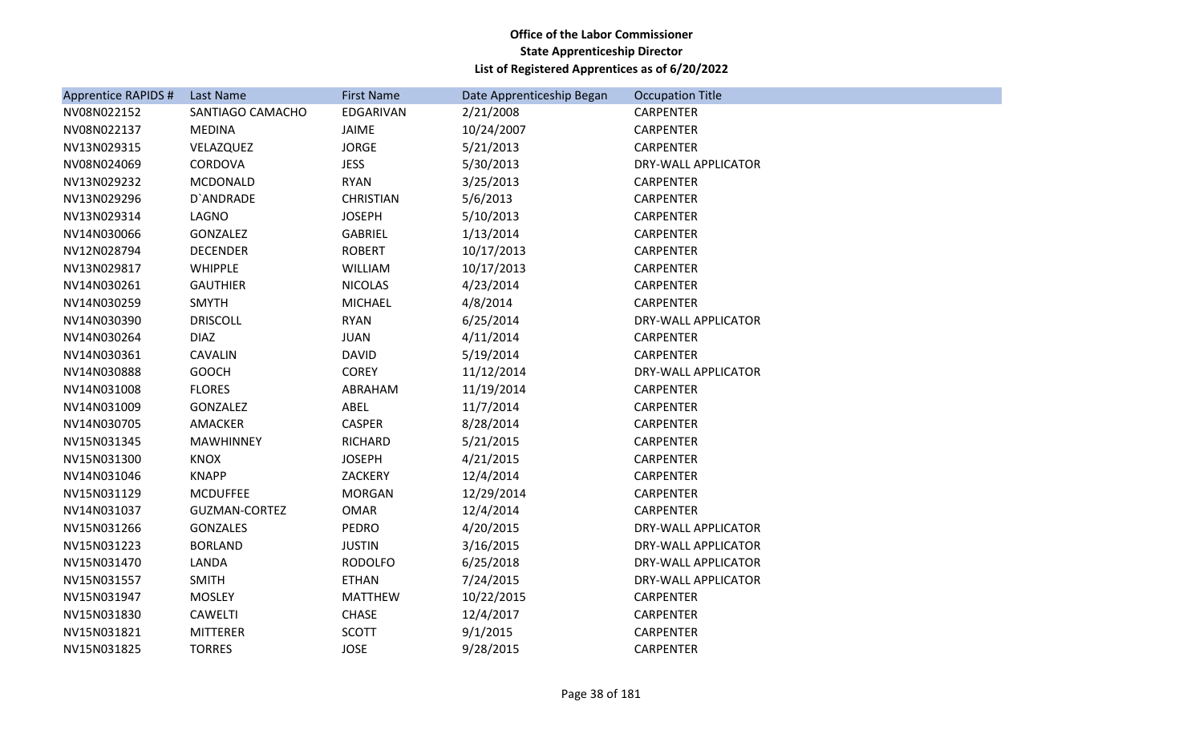**Office of the Labor Commissioner**
**State Apprenticeship Director**
**List of Registered Apprentices as of 6/20/2022**

| Apprentice RAPIDS # | Last Name | First Name | Date Apprenticeship Began | Occupation Title |
|---|---|---|---|---|
| NV08N022152 | SANTIAGO CAMACHO | EDGARIVAN | 2/21/2008 | CARPENTER |
| NV08N022137 | MEDINA | JAIME | 10/24/2007 | CARPENTER |
| NV13N029315 | VELAZQUEZ | JORGE | 5/21/2013 | CARPENTER |
| NV08N024069 | CORDOVA | JESS | 5/30/2013 | DRY-WALL APPLICATOR |
| NV13N029232 | MCDONALD | RYAN | 3/25/2013 | CARPENTER |
| NV13N029296 | D`ANDRADE | CHRISTIAN | 5/6/2013 | CARPENTER |
| NV13N029314 | LAGNO | JOSEPH | 5/10/2013 | CARPENTER |
| NV14N030066 | GONZALEZ | GABRIEL | 1/13/2014 | CARPENTER |
| NV12N028794 | DECENDER | ROBERT | 10/17/2013 | CARPENTER |
| NV13N029817 | WHIPPLE | WILLIAM | 10/17/2013 | CARPENTER |
| NV14N030261 | GAUTHIER | NICOLAS | 4/23/2014 | CARPENTER |
| NV14N030259 | SMYTH | MICHAEL | 4/8/2014 | CARPENTER |
| NV14N030390 | DRISCOLL | RYAN | 6/25/2014 | DRY-WALL APPLICATOR |
| NV14N030264 | DIAZ | JUAN | 4/11/2014 | CARPENTER |
| NV14N030361 | CAVALIN | DAVID | 5/19/2014 | CARPENTER |
| NV14N030888 | GOOCH | COREY | 11/12/2014 | DRY-WALL APPLICATOR |
| NV14N031008 | FLORES | ABRAHAM | 11/19/2014 | CARPENTER |
| NV14N031009 | GONZALEZ | ABEL | 11/7/2014 | CARPENTER |
| NV14N030705 | AMACKER | CASPER | 8/28/2014 | CARPENTER |
| NV15N031345 | MAWHINNEY | RICHARD | 5/21/2015 | CARPENTER |
| NV15N031300 | KNOX | JOSEPH | 4/21/2015 | CARPENTER |
| NV14N031046 | KNAPP | ZACKERY | 12/4/2014 | CARPENTER |
| NV15N031129 | MCDUFFEE | MORGAN | 12/29/2014 | CARPENTER |
| NV14N031037 | GUZMAN-CORTEZ | OMAR | 12/4/2014 | CARPENTER |
| NV15N031266 | GONZALES | PEDRO | 4/20/2015 | DRY-WALL APPLICATOR |
| NV15N031223 | BORLAND | JUSTIN | 3/16/2015 | DRY-WALL APPLICATOR |
| NV15N031470 | LANDA | RODOLFO | 6/25/2018 | DRY-WALL APPLICATOR |
| NV15N031557 | SMITH | ETHAN | 7/24/2015 | DRY-WALL APPLICATOR |
| NV15N031947 | MOSLEY | MATTHEW | 10/22/2015 | CARPENTER |
| NV15N031830 | CAWELTI | CHASE | 12/4/2017 | CARPENTER |
| NV15N031821 | MITTERER | SCOTT | 9/1/2015 | CARPENTER |
| NV15N031825 | TORRES | JOSE | 9/28/2015 | CARPENTER |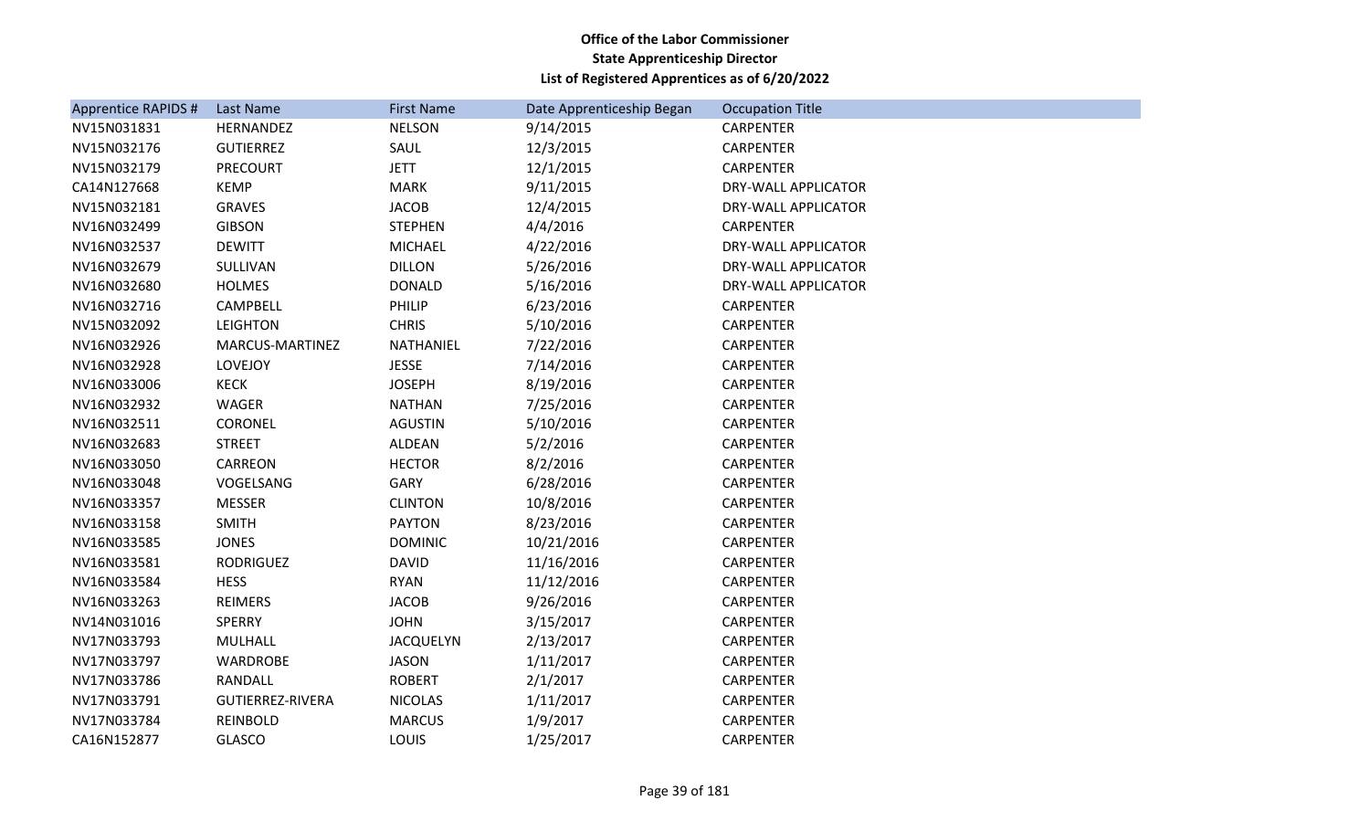**Office of the Labor Commissioner**
**State Apprenticeship Director**
**List of Registered Apprentices as of 6/20/2022**

| Apprentice RAPIDS # | Last Name | First Name | Date Apprenticeship Began | Occupation Title |
|---|---|---|---|---|
| NV15N031831 | HERNANDEZ | NELSON | 9/14/2015 | CARPENTER |
| NV15N032176 | GUTIERREZ | SAUL | 12/3/2015 | CARPENTER |
| NV15N032179 | PRECOURT | JETT | 12/1/2015 | CARPENTER |
| CA14N127668 | KEMP | MARK | 9/11/2015 | DRY-WALL APPLICATOR |
| NV15N032181 | GRAVES | JACOB | 12/4/2015 | DRY-WALL APPLICATOR |
| NV16N032499 | GIBSON | STEPHEN | 4/4/2016 | CARPENTER |
| NV16N032537 | DEWITT | MICHAEL | 4/22/2016 | DRY-WALL APPLICATOR |
| NV16N032679 | SULLIVAN | DILLON | 5/26/2016 | DRY-WALL APPLICATOR |
| NV16N032680 | HOLMES | DONALD | 5/16/2016 | DRY-WALL APPLICATOR |
| NV16N032716 | CAMPBELL | PHILIP | 6/23/2016 | CARPENTER |
| NV15N032092 | LEIGHTON | CHRIS | 5/10/2016 | CARPENTER |
| NV16N032926 | MARCUS-MARTINEZ | NATHANIEL | 7/22/2016 | CARPENTER |
| NV16N032928 | LOVEJOY | JESSE | 7/14/2016 | CARPENTER |
| NV16N033006 | KECK | JOSEPH | 8/19/2016 | CARPENTER |
| NV16N032932 | WAGER | NATHAN | 7/25/2016 | CARPENTER |
| NV16N032511 | CORONEL | AGUSTIN | 5/10/2016 | CARPENTER |
| NV16N032683 | STREET | ALDEAN | 5/2/2016 | CARPENTER |
| NV16N033050 | CARREON | HECTOR | 8/2/2016 | CARPENTER |
| NV16N033048 | VOGELSANG | GARY | 6/28/2016 | CARPENTER |
| NV16N033357 | MESSER | CLINTON | 10/8/2016 | CARPENTER |
| NV16N033158 | SMITH | PAYTON | 8/23/2016 | CARPENTER |
| NV16N033585 | JONES | DOMINIC | 10/21/2016 | CARPENTER |
| NV16N033581 | RODRIGUEZ | DAVID | 11/16/2016 | CARPENTER |
| NV16N033584 | HESS | RYAN | 11/12/2016 | CARPENTER |
| NV16N033263 | REIMERS | JACOB | 9/26/2016 | CARPENTER |
| NV14N031016 | SPERRY | JOHN | 3/15/2017 | CARPENTER |
| NV17N033793 | MULHALL | JACQUELYN | 2/13/2017 | CARPENTER |
| NV17N033797 | WARDROBE | JASON | 1/11/2017 | CARPENTER |
| NV17N033786 | RANDALL | ROBERT | 2/1/2017 | CARPENTER |
| NV17N033791 | GUTIERREZ-RIVERA | NICOLAS | 1/11/2017 | CARPENTER |
| NV17N033784 | REINBOLD | MARCUS | 1/9/2017 | CARPENTER |
| CA16N152877 | GLASCO | LOUIS | 1/25/2017 | CARPENTER |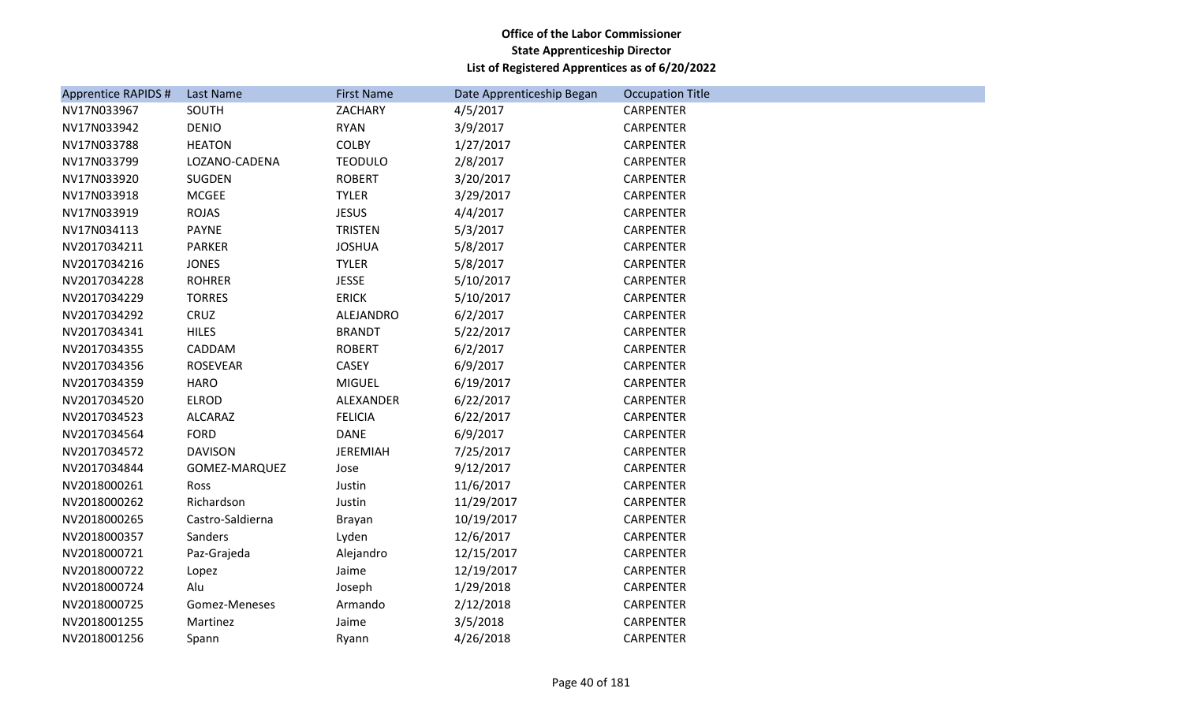**Office of the Labor Commissioner**
**State Apprenticeship Director**
**List of Registered Apprentices as of 6/20/2022**

| Apprentice RAPIDS # | Last Name | First Name | Date Apprenticeship Began | Occupation Title |
|---|---|---|---|---|
| NV17N033967 | SOUTH | ZACHARY | 4/5/2017 | CARPENTER |
| NV17N033942 | DENIO | RYAN | 3/9/2017 | CARPENTER |
| NV17N033788 | HEATON | COLBY | 1/27/2017 | CARPENTER |
| NV17N033799 | LOZANO-CADENA | TEODULO | 2/8/2017 | CARPENTER |
| NV17N033920 | SUGDEN | ROBERT | 3/20/2017 | CARPENTER |
| NV17N033918 | MCGEE | TYLER | 3/29/2017 | CARPENTER |
| NV17N033919 | ROJAS | JESUS | 4/4/2017 | CARPENTER |
| NV17N034113 | PAYNE | TRISTEN | 5/3/2017 | CARPENTER |
| NV2017034211 | PARKER | JOSHUA | 5/8/2017 | CARPENTER |
| NV2017034216 | JONES | TYLER | 5/8/2017 | CARPENTER |
| NV2017034228 | ROHRER | JESSE | 5/10/2017 | CARPENTER |
| NV2017034229 | TORRES | ERICK | 5/10/2017 | CARPENTER |
| NV2017034292 | CRUZ | ALEJANDRO | 6/2/2017 | CARPENTER |
| NV2017034341 | HILES | BRANDT | 5/22/2017 | CARPENTER |
| NV2017034355 | CADDAM | ROBERT | 6/2/2017 | CARPENTER |
| NV2017034356 | ROSEVEAR | CASEY | 6/9/2017 | CARPENTER |
| NV2017034359 | HARO | MIGUEL | 6/19/2017 | CARPENTER |
| NV2017034520 | ELROD | ALEXANDER | 6/22/2017 | CARPENTER |
| NV2017034523 | ALCARAZ | FELICIA | 6/22/2017 | CARPENTER |
| NV2017034564 | FORD | DANE | 6/9/2017 | CARPENTER |
| NV2017034572 | DAVISON | JEREMIAH | 7/25/2017 | CARPENTER |
| NV2017034844 | GOMEZ-MARQUEZ | Jose | 9/12/2017 | CARPENTER |
| NV2018000261 | Ross | Justin | 11/6/2017 | CARPENTER |
| NV2018000262 | Richardson | Justin | 11/29/2017 | CARPENTER |
| NV2018000265 | Castro-Saldierna | Brayan | 10/19/2017 | CARPENTER |
| NV2018000357 | Sanders | Lyden | 12/6/2017 | CARPENTER |
| NV2018000721 | Paz-Grajeda | Alejandro | 12/15/2017 | CARPENTER |
| NV2018000722 | Lopez | Jaime | 12/19/2017 | CARPENTER |
| NV2018000724 | Alu | Joseph | 1/29/2018 | CARPENTER |
| NV2018000725 | Gomez-Meneses | Armando | 2/12/2018 | CARPENTER |
| NV2018001255 | Martinez | Jaime | 3/5/2018 | CARPENTER |
| NV2018001256 | Spann | Ryann | 4/26/2018 | CARPENTER |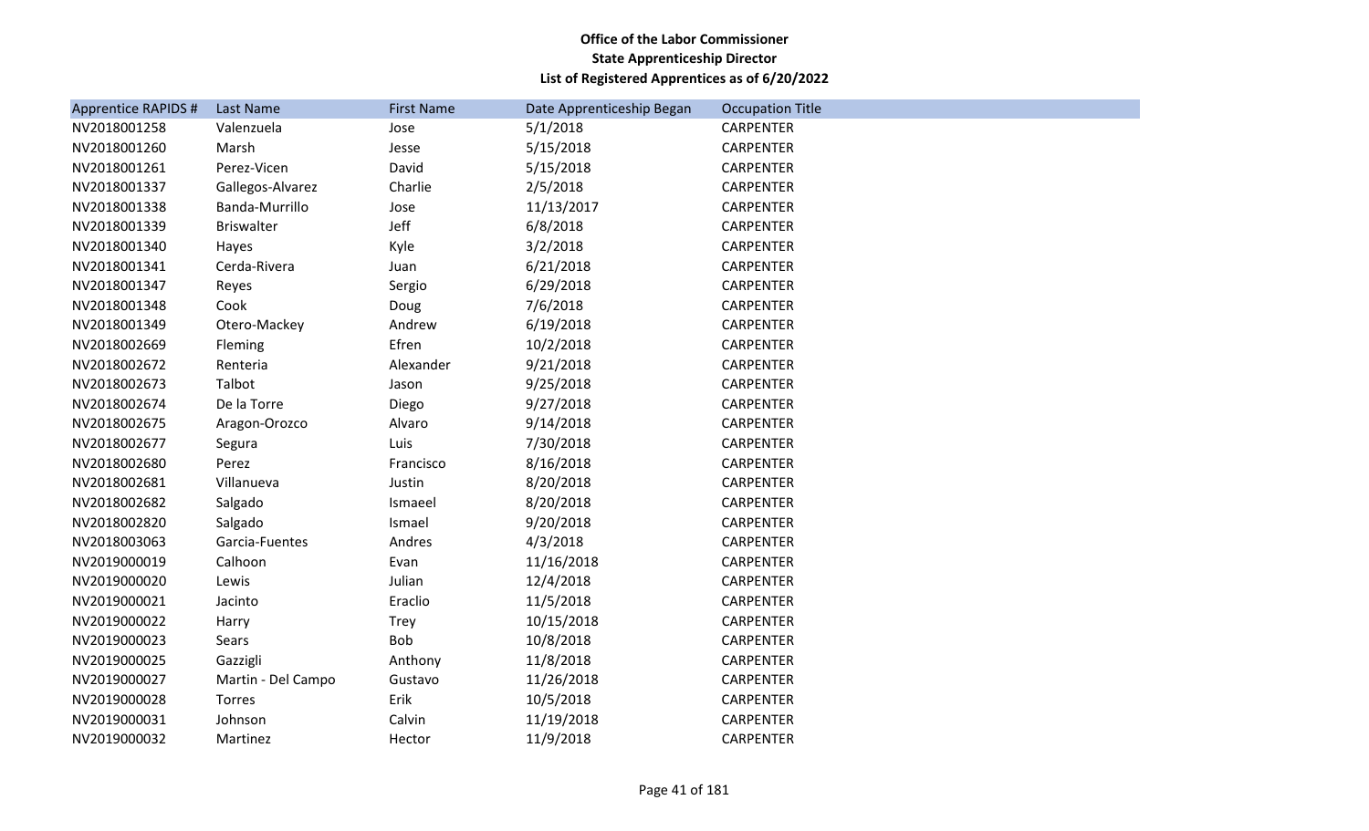**Office of the Labor Commissioner**
**State Apprenticeship Director**
**List of Registered Apprentices as of 6/20/2022**

| Apprentice RAPIDS # | Last Name | First Name | Date Apprenticeship Began | Occupation Title |
|---|---|---|---|---|
| NV2018001258 | Valenzuela | Jose | 5/1/2018 | CARPENTER |
| NV2018001260 | Marsh | Jesse | 5/15/2018 | CARPENTER |
| NV2018001261 | Perez-Vicen | David | 5/15/2018 | CARPENTER |
| NV2018001337 | Gallegos-Alvarez | Charlie | 2/5/2018 | CARPENTER |
| NV2018001338 | Banda-Murrillo | Jose | 11/13/2017 | CARPENTER |
| NV2018001339 | Briswalter | Jeff | 6/8/2018 | CARPENTER |
| NV2018001340 | Hayes | Kyle | 3/2/2018 | CARPENTER |
| NV2018001341 | Cerda-Rivera | Juan | 6/21/2018 | CARPENTER |
| NV2018001347 | Reyes | Sergio | 6/29/2018 | CARPENTER |
| NV2018001348 | Cook | Doug | 7/6/2018 | CARPENTER |
| NV2018001349 | Otero-Mackey | Andrew | 6/19/2018 | CARPENTER |
| NV2018002669 | Fleming | Efren | 10/2/2018 | CARPENTER |
| NV2018002672 | Renteria | Alexander | 9/21/2018 | CARPENTER |
| NV2018002673 | Talbot | Jason | 9/25/2018 | CARPENTER |
| NV2018002674 | De la Torre | Diego | 9/27/2018 | CARPENTER |
| NV2018002675 | Aragon-Orozco | Alvaro | 9/14/2018 | CARPENTER |
| NV2018002677 | Segura | Luis | 7/30/2018 | CARPENTER |
| NV2018002680 | Perez | Francisco | 8/16/2018 | CARPENTER |
| NV2018002681 | Villanueva | Justin | 8/20/2018 | CARPENTER |
| NV2018002682 | Salgado | Ismaeel | 8/20/2018 | CARPENTER |
| NV2018002820 | Salgado | Ismael | 9/20/2018 | CARPENTER |
| NV2018003063 | Garcia-Fuentes | Andres | 4/3/2018 | CARPENTER |
| NV2019000019 | Calhoon | Evan | 11/16/2018 | CARPENTER |
| NV2019000020 | Lewis | Julian | 12/4/2018 | CARPENTER |
| NV2019000021 | Jacinto | Eraclio | 11/5/2018 | CARPENTER |
| NV2019000022 | Harry | Trey | 10/15/2018 | CARPENTER |
| NV2019000023 | Sears | Bob | 10/8/2018 | CARPENTER |
| NV2019000025 | Gazzigli | Anthony | 11/8/2018 | CARPENTER |
| NV2019000027 | Martin - Del Campo | Gustavo | 11/26/2018 | CARPENTER |
| NV2019000028 | Torres | Erik | 10/5/2018 | CARPENTER |
| NV2019000031 | Johnson | Calvin | 11/19/2018 | CARPENTER |
| NV2019000032 | Martinez | Hector | 11/9/2018 | CARPENTER |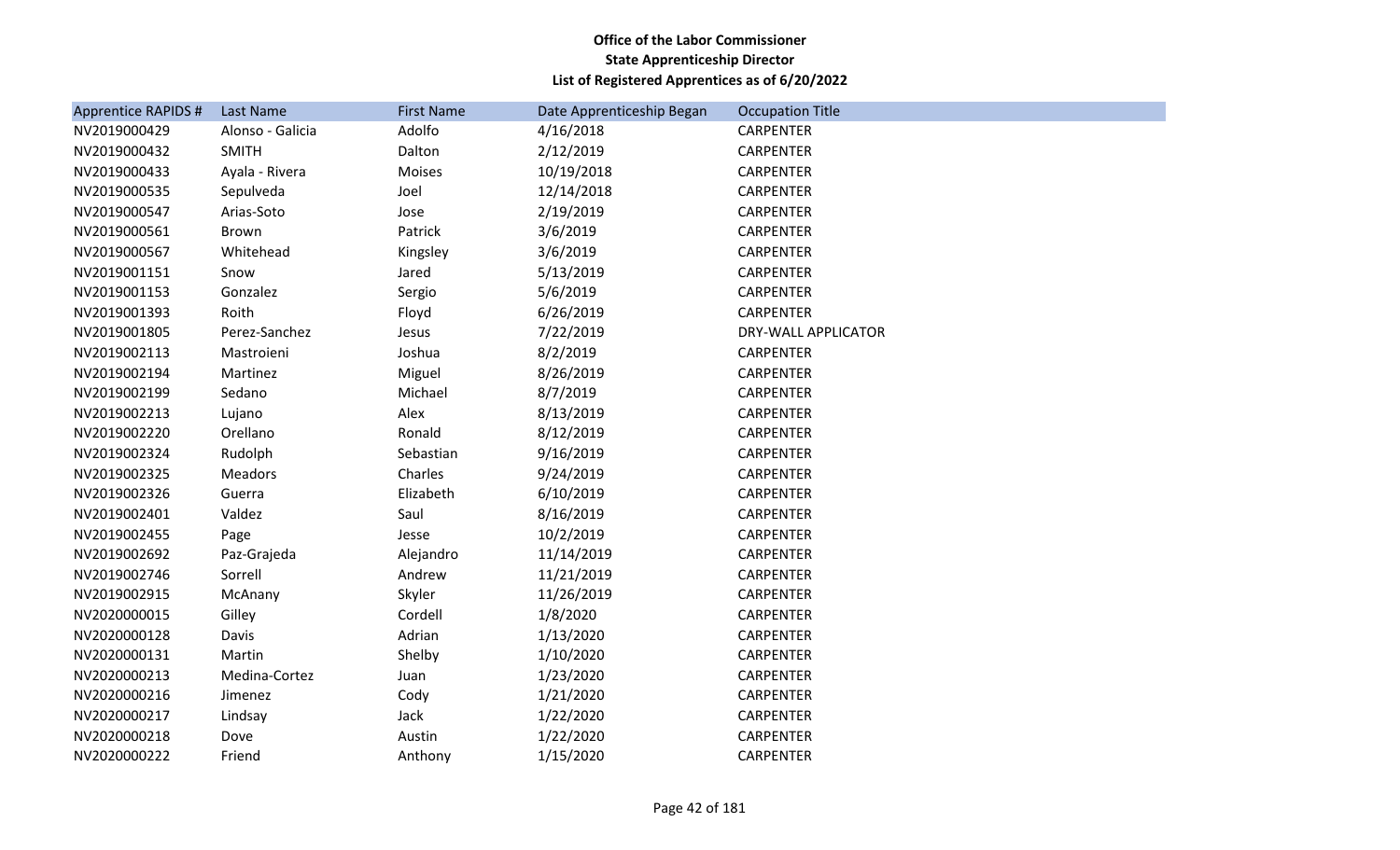**Office of the Labor Commissioner**
**State Apprenticeship Director**
**List of Registered Apprentices as of 6/20/2022**

| Apprentice RAPIDS # | Last Name | First Name | Date Apprenticeship Began | Occupation Title |
|---|---|---|---|---|
| NV2019000429 | Alonso - Galicia | Adolfo | 4/16/2018 | CARPENTER |
| NV2019000432 | SMITH | Dalton | 2/12/2019 | CARPENTER |
| NV2019000433 | Ayala - Rivera | Moises | 10/19/2018 | CARPENTER |
| NV2019000535 | Sepulveda | Joel | 12/14/2018 | CARPENTER |
| NV2019000547 | Arias-Soto | Jose | 2/19/2019 | CARPENTER |
| NV2019000561 | Brown | Patrick | 3/6/2019 | CARPENTER |
| NV2019000567 | Whitehead | Kingsley | 3/6/2019 | CARPENTER |
| NV2019001151 | Snow | Jared | 5/13/2019 | CARPENTER |
| NV2019001153 | Gonzalez | Sergio | 5/6/2019 | CARPENTER |
| NV2019001393 | Roith | Floyd | 6/26/2019 | CARPENTER |
| NV2019001805 | Perez-Sanchez | Jesus | 7/22/2019 | DRY-WALL APPLICATOR |
| NV2019002113 | Mastroieni | Joshua | 8/2/2019 | CARPENTER |
| NV2019002194 | Martinez | Miguel | 8/26/2019 | CARPENTER |
| NV2019002199 | Sedano | Michael | 8/7/2019 | CARPENTER |
| NV2019002213 | Lujano | Alex | 8/13/2019 | CARPENTER |
| NV2019002220 | Orellano | Ronald | 8/12/2019 | CARPENTER |
| NV2019002324 | Rudolph | Sebastian | 9/16/2019 | CARPENTER |
| NV2019002325 | Meadors | Charles | 9/24/2019 | CARPENTER |
| NV2019002326 | Guerra | Elizabeth | 6/10/2019 | CARPENTER |
| NV2019002401 | Valdez | Saul | 8/16/2019 | CARPENTER |
| NV2019002455 | Page | Jesse | 10/2/2019 | CARPENTER |
| NV2019002692 | Paz-Grajeda | Alejandro | 11/14/2019 | CARPENTER |
| NV2019002746 | Sorrell | Andrew | 11/21/2019 | CARPENTER |
| NV2019002915 | McAnany | Skyler | 11/26/2019 | CARPENTER |
| NV2020000015 | Gilley | Cordell | 1/8/2020 | CARPENTER |
| NV2020000128 | Davis | Adrian | 1/13/2020 | CARPENTER |
| NV2020000131 | Martin | Shelby | 1/10/2020 | CARPENTER |
| NV2020000213 | Medina-Cortez | Juan | 1/23/2020 | CARPENTER |
| NV2020000216 | Jimenez | Cody | 1/21/2020 | CARPENTER |
| NV2020000217 | Lindsay | Jack | 1/22/2020 | CARPENTER |
| NV2020000218 | Dove | Austin | 1/22/2020 | CARPENTER |
| NV2020000222 | Friend | Anthony | 1/15/2020 | CARPENTER |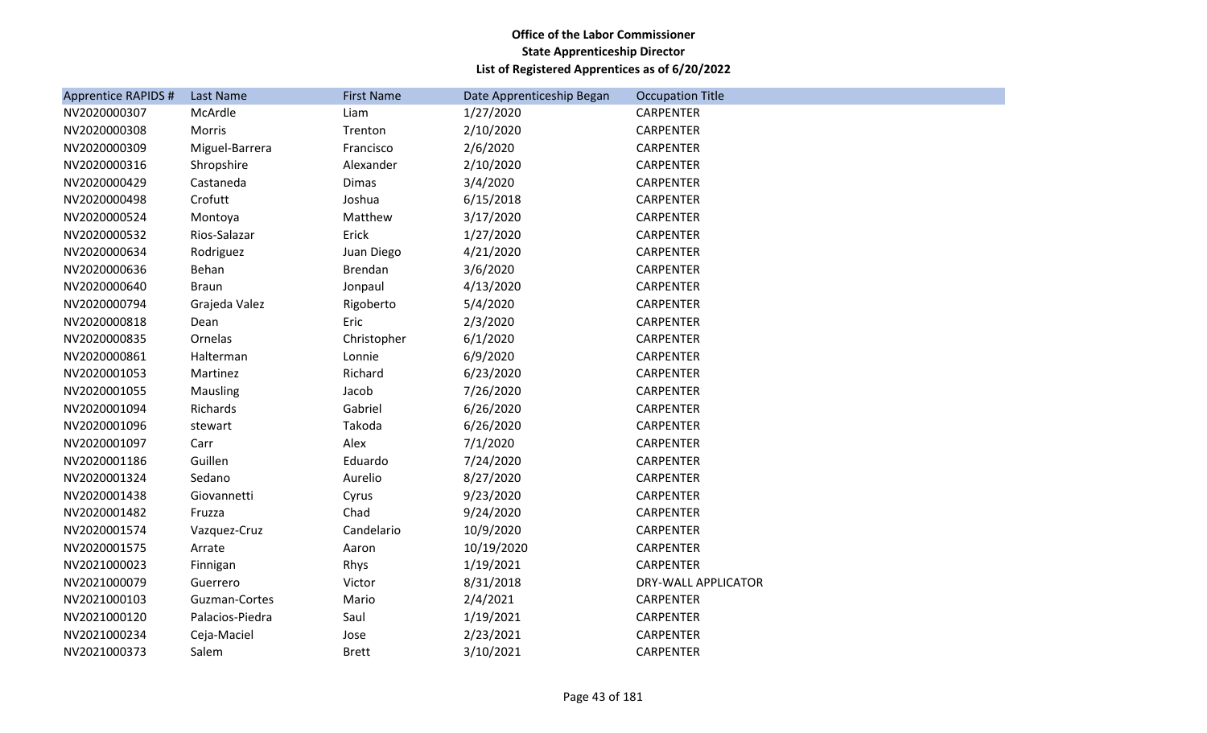**Office of the Labor Commissioner**
**State Apprenticeship Director**
**List of Registered Apprentices as of 6/20/2022**

| Apprentice RAPIDS # | Last Name | First Name | Date Apprenticeship Began | Occupation Title |
|---|---|---|---|---|
| NV2020000307 | McArdle | Liam | 1/27/2020 | CARPENTER |
| NV2020000308 | Morris | Trenton | 2/10/2020 | CARPENTER |
| NV2020000309 | Miguel-Barrera | Francisco | 2/6/2020 | CARPENTER |
| NV2020000316 | Shropshire | Alexander | 2/10/2020 | CARPENTER |
| NV2020000429 | Castaneda | Dimas | 3/4/2020 | CARPENTER |
| NV2020000498 | Crofutt | Joshua | 6/15/2018 | CARPENTER |
| NV2020000524 | Montoya | Matthew | 3/17/2020 | CARPENTER |
| NV2020000532 | Rios-Salazar | Erick | 1/27/2020 | CARPENTER |
| NV2020000634 | Rodriguez | Juan Diego | 4/21/2020 | CARPENTER |
| NV2020000636 | Behan | Brendan | 3/6/2020 | CARPENTER |
| NV2020000640 | Braun | Jonpaul | 4/13/2020 | CARPENTER |
| NV2020000794 | Grajeda Valez | Rigoberto | 5/4/2020 | CARPENTER |
| NV2020000818 | Dean | Eric | 2/3/2020 | CARPENTER |
| NV2020000835 | Ornelas | Christopher | 6/1/2020 | CARPENTER |
| NV2020000861 | Halterman | Lonnie | 6/9/2020 | CARPENTER |
| NV2020001053 | Martinez | Richard | 6/23/2020 | CARPENTER |
| NV2020001055 | Mausling | Jacob | 7/26/2020 | CARPENTER |
| NV2020001094 | Richards | Gabriel | 6/26/2020 | CARPENTER |
| NV2020001096 | stewart | Takoda | 6/26/2020 | CARPENTER |
| NV2020001097 | Carr | Alex | 7/1/2020 | CARPENTER |
| NV2020001186 | Guillen | Eduardo | 7/24/2020 | CARPENTER |
| NV2020001324 | Sedano | Aurelio | 8/27/2020 | CARPENTER |
| NV2020001438 | Giovannetti | Cyrus | 9/23/2020 | CARPENTER |
| NV2020001482 | Fruzza | Chad | 9/24/2020 | CARPENTER |
| NV2020001574 | Vazquez-Cruz | Candelario | 10/9/2020 | CARPENTER |
| NV2020001575 | Arrate | Aaron | 10/19/2020 | CARPENTER |
| NV2021000023 | Finnigan | Rhys | 1/19/2021 | CARPENTER |
| NV2021000079 | Guerrero | Victor | 8/31/2018 | DRY-WALL APPLICATOR |
| NV2021000103 | Guzman-Cortes | Mario | 2/4/2021 | CARPENTER |
| NV2021000120 | Palacios-Piedra | Saul | 1/19/2021 | CARPENTER |
| NV2021000234 | Ceja-Maciel | Jose | 2/23/2021 | CARPENTER |
| NV2021000373 | Salem | Brett | 3/10/2021 | CARPENTER |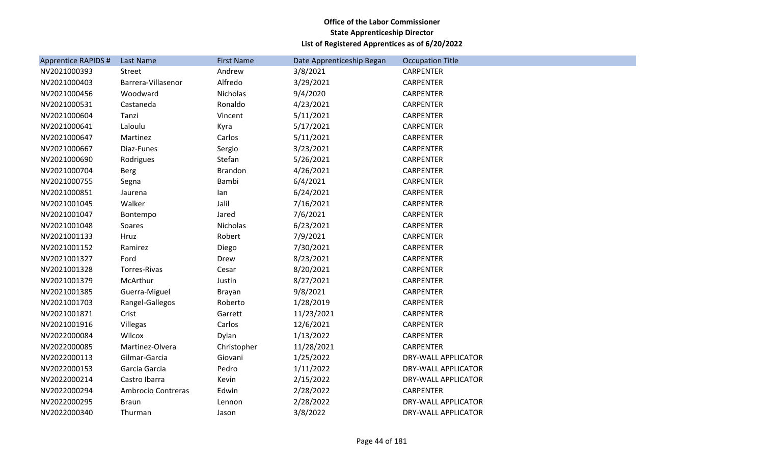**Office of the Labor Commissioner**
**State Apprenticeship Director**
**List of Registered Apprentices as of 6/20/2022**

| Apprentice RAPIDS # | Last Name | First Name | Date Apprenticeship Began | Occupation Title |
|---|---|---|---|---|
| NV2021000393 | Street | Andrew | 3/8/2021 | CARPENTER |
| NV2021000403 | Barrera-Villasenor | Alfredo | 3/29/2021 | CARPENTER |
| NV2021000456 | Woodward | Nicholas | 9/4/2020 | CARPENTER |
| NV2021000531 | Castaneda | Ronaldo | 4/23/2021 | CARPENTER |
| NV2021000604 | Tanzi | Vincent | 5/11/2021 | CARPENTER |
| NV2021000641 | Laloulu | Kyra | 5/17/2021 | CARPENTER |
| NV2021000647 | Martinez | Carlos | 5/11/2021 | CARPENTER |
| NV2021000667 | Diaz-Funes | Sergio | 3/23/2021 | CARPENTER |
| NV2021000690 | Rodrigues | Stefan | 5/26/2021 | CARPENTER |
| NV2021000704 | Berg | Brandon | 4/26/2021 | CARPENTER |
| NV2021000755 | Segna | Bambi | 6/4/2021 | CARPENTER |
| NV2021000851 | Jaurena | Ian | 6/24/2021 | CARPENTER |
| NV2021001045 | Walker | Jalil | 7/16/2021 | CARPENTER |
| NV2021001047 | Bontempo | Jared | 7/6/2021 | CARPENTER |
| NV2021001048 | Soares | Nicholas | 6/23/2021 | CARPENTER |
| NV2021001133 | Hruz | Robert | 7/9/2021 | CARPENTER |
| NV2021001152 | Ramirez | Diego | 7/30/2021 | CARPENTER |
| NV2021001327 | Ford | Drew | 8/23/2021 | CARPENTER |
| NV2021001328 | Torres-Rivas | Cesar | 8/20/2021 | CARPENTER |
| NV2021001379 | McArthur | Justin | 8/27/2021 | CARPENTER |
| NV2021001385 | Guerra-Miguel | Brayan | 9/8/2021 | CARPENTER |
| NV2021001703 | Rangel-Gallegos | Roberto | 1/28/2019 | CARPENTER |
| NV2021001871 | Crist | Garrett | 11/23/2021 | CARPENTER |
| NV2021001916 | Villegas | Carlos | 12/6/2021 | CARPENTER |
| NV2022000084 | Wilcox | Dylan | 1/13/2022 | CARPENTER |
| NV2022000085 | Martinez-Olvera | Christopher | 11/28/2021 | CARPENTER |
| NV2022000113 | Gilmar-Garcia | Giovani | 1/25/2022 | DRY-WALL APPLICATOR |
| NV2022000153 | Garcia Garcia | Pedro | 1/11/2022 | DRY-WALL APPLICATOR |
| NV2022000214 | Castro Ibarra | Kevin | 2/15/2022 | DRY-WALL APPLICATOR |
| NV2022000294 | Ambrocio Contreras | Edwin | 2/28/2022 | CARPENTER |
| NV2022000295 | Braun | Lennon | 2/28/2022 | DRY-WALL APPLICATOR |
| NV2022000340 | Thurman | Jason | 3/8/2022 | DRY-WALL APPLICATOR |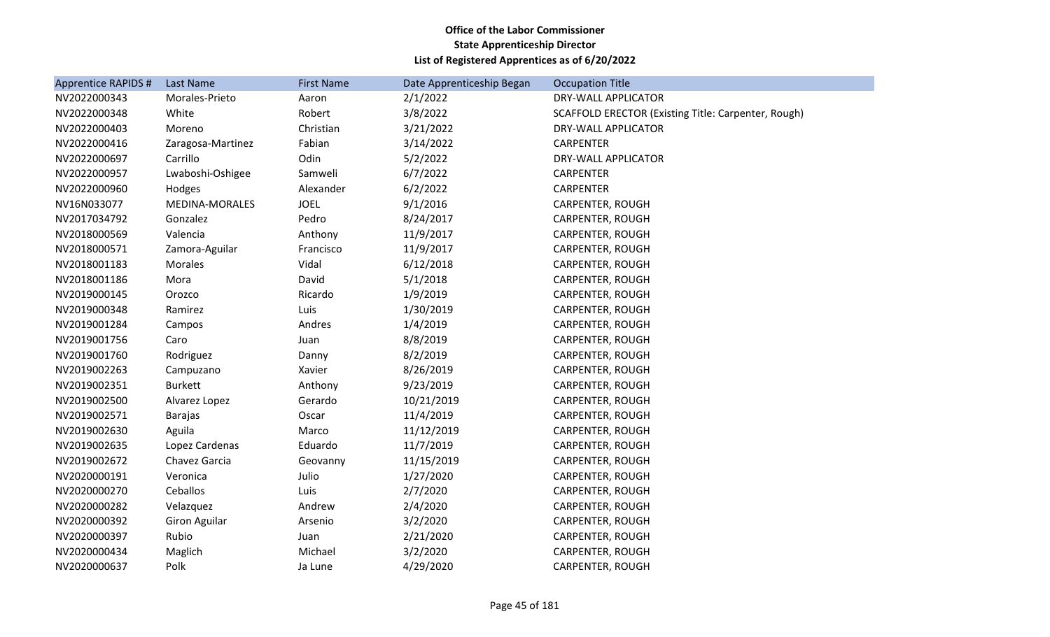**Office of the Labor Commissioner**
**State Apprenticeship Director**
**List of Registered Apprentices as of 6/20/2022**

| Apprentice RAPIDS # | Last Name | First Name | Date Apprenticeship Began | Occupation Title |
|---|---|---|---|---|
| NV2022000343 | Morales-Prieto | Aaron | 2/1/2022 | DRY-WALL APPLICATOR |
| NV2022000348 | White | Robert | 3/8/2022 | SCAFFOLD ERECTOR (Existing Title: Carpenter, Rough) |
| NV2022000403 | Moreno | Christian | 3/21/2022 | DRY-WALL APPLICATOR |
| NV2022000416 | Zaragosa-Martinez | Fabian | 3/14/2022 | CARPENTER |
| NV2022000697 | Carrillo | Odin | 5/2/2022 | DRY-WALL APPLICATOR |
| NV2022000957 | Lwaboshi-Oshigee | Samweli | 6/7/2022 | CARPENTER |
| NV2022000960 | Hodges | Alexander | 6/2/2022 | CARPENTER |
| NV16N033077 | MEDINA-MORALES | JOEL | 9/1/2016 | CARPENTER, ROUGH |
| NV2017034792 | Gonzalez | Pedro | 8/24/2017 | CARPENTER, ROUGH |
| NV2018000569 | Valencia | Anthony | 11/9/2017 | CARPENTER, ROUGH |
| NV2018000571 | Zamora-Aguilar | Francisco | 11/9/2017 | CARPENTER, ROUGH |
| NV2018001183 | Morales | Vidal | 6/12/2018 | CARPENTER, ROUGH |
| NV2018001186 | Mora | David | 5/1/2018 | CARPENTER, ROUGH |
| NV2019000145 | Orozco | Ricardo | 1/9/2019 | CARPENTER, ROUGH |
| NV2019000348 | Ramirez | Luis | 1/30/2019 | CARPENTER, ROUGH |
| NV2019001284 | Campos | Andres | 1/4/2019 | CARPENTER, ROUGH |
| NV2019001756 | Caro | Juan | 8/8/2019 | CARPENTER, ROUGH |
| NV2019001760 | Rodriguez | Danny | 8/2/2019 | CARPENTER, ROUGH |
| NV2019002263 | Campuzano | Xavier | 8/26/2019 | CARPENTER, ROUGH |
| NV2019002351 | Burkett | Anthony | 9/23/2019 | CARPENTER, ROUGH |
| NV2019002500 | Alvarez Lopez | Gerardo | 10/21/2019 | CARPENTER, ROUGH |
| NV2019002571 | Barajas | Oscar | 11/4/2019 | CARPENTER, ROUGH |
| NV2019002630 | Aguila | Marco | 11/12/2019 | CARPENTER, ROUGH |
| NV2019002635 | Lopez Cardenas | Eduardo | 11/7/2019 | CARPENTER, ROUGH |
| NV2019002672 | Chavez Garcia | Geovanny | 11/15/2019 | CARPENTER, ROUGH |
| NV2020000191 | Veronica | Julio | 1/27/2020 | CARPENTER, ROUGH |
| NV2020000270 | Ceballos | Luis | 2/7/2020 | CARPENTER, ROUGH |
| NV2020000282 | Velazquez | Andrew | 2/4/2020 | CARPENTER, ROUGH |
| NV2020000392 | Giron Aguilar | Arsenio | 3/2/2020 | CARPENTER, ROUGH |
| NV2020000397 | Rubio | Juan | 2/21/2020 | CARPENTER, ROUGH |
| NV2020000434 | Maglich | Michael | 3/2/2020 | CARPENTER, ROUGH |
| NV2020000637 | Polk | Ja Lune | 4/29/2020 | CARPENTER, ROUGH |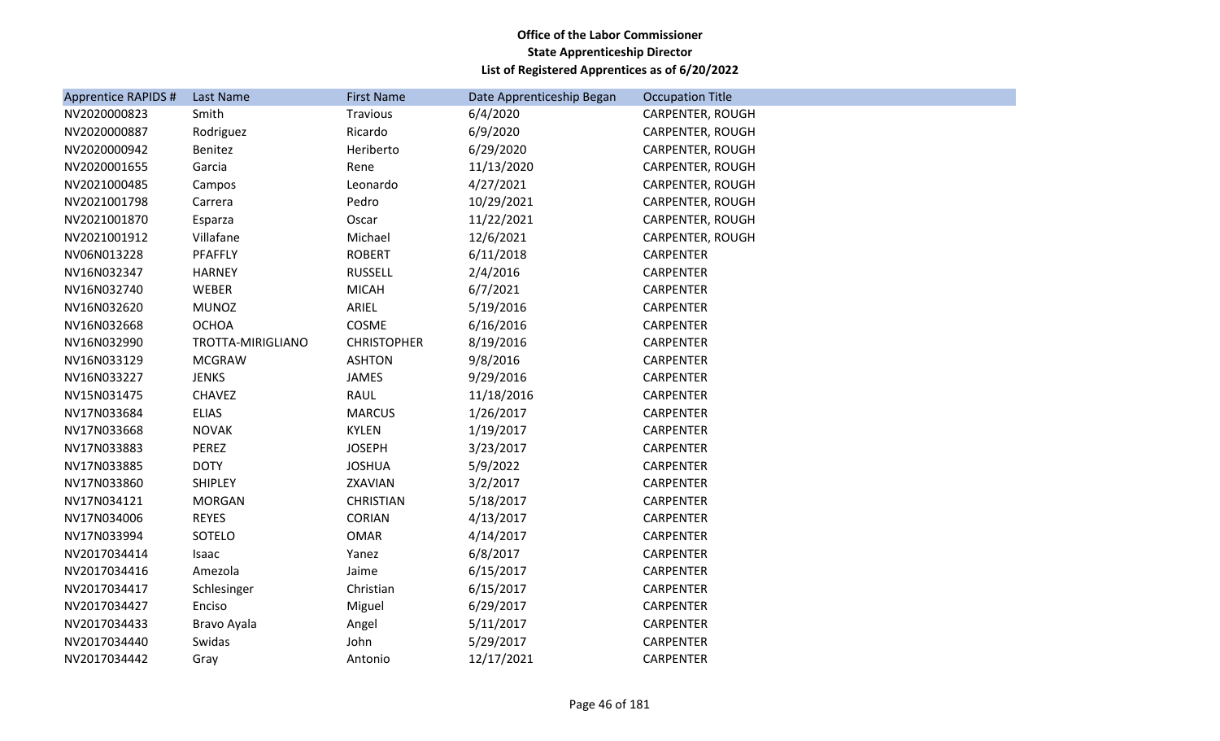**Office of the Labor Commissioner**
**State Apprenticeship Director**
**List of Registered Apprentices as of 6/20/2022**

| Apprentice RAPIDS # | Last Name | First Name | Date Apprenticeship Began | Occupation Title |
|---|---|---|---|---|
| NV2020000823 | Smith | Travious | 6/4/2020 | CARPENTER, ROUGH |
| NV2020000887 | Rodriguez | Ricardo | 6/9/2020 | CARPENTER, ROUGH |
| NV2020000942 | Benitez | Heriberto | 6/29/2020 | CARPENTER, ROUGH |
| NV2020001655 | Garcia | Rene | 11/13/2020 | CARPENTER, ROUGH |
| NV2021000485 | Campos | Leonardo | 4/27/2021 | CARPENTER, ROUGH |
| NV2021001798 | Carrera | Pedro | 10/29/2021 | CARPENTER, ROUGH |
| NV2021001870 | Esparza | Oscar | 11/22/2021 | CARPENTER, ROUGH |
| NV2021001912 | Villafane | Michael | 12/6/2021 | CARPENTER, ROUGH |
| NV06N013228 | PFAFFLY | ROBERT | 6/11/2018 | CARPENTER |
| NV16N032347 | HARNEY | RUSSELL | 2/4/2016 | CARPENTER |
| NV16N032740 | WEBER | MICAH | 6/7/2021 | CARPENTER |
| NV16N032620 | MUNOZ | ARIEL | 5/19/2016 | CARPENTER |
| NV16N032668 | OCHOA | COSME | 6/16/2016 | CARPENTER |
| NV16N032990 | TROTTA-MIRIGLIANO | CHRISTOPHER | 8/19/2016 | CARPENTER |
| NV16N033129 | MCGRAW | ASHTON | 9/8/2016 | CARPENTER |
| NV16N033227 | JENKS | JAMES | 9/29/2016 | CARPENTER |
| NV15N031475 | CHAVEZ | RAUL | 11/18/2016 | CARPENTER |
| NV17N033684 | ELIAS | MARCUS | 1/26/2017 | CARPENTER |
| NV17N033668 | NOVAK | KYLEN | 1/19/2017 | CARPENTER |
| NV17N033883 | PEREZ | JOSEPH | 3/23/2017 | CARPENTER |
| NV17N033885 | DOTY | JOSHUA | 5/9/2022 | CARPENTER |
| NV17N033860 | SHIPLEY | ZXAVIAN | 3/2/2017 | CARPENTER |
| NV17N034121 | MORGAN | CHRISTIAN | 5/18/2017 | CARPENTER |
| NV17N034006 | REYES | CORIAN | 4/13/2017 | CARPENTER |
| NV17N033994 | SOTELO | OMAR | 4/14/2017 | CARPENTER |
| NV2017034414 | Isaac | Yanez | 6/8/2017 | CARPENTER |
| NV2017034416 | Amezola | Jaime | 6/15/2017 | CARPENTER |
| NV2017034417 | Schlesinger | Christian | 6/15/2017 | CARPENTER |
| NV2017034427 | Enciso | Miguel | 6/29/2017 | CARPENTER |
| NV2017034433 | Bravo Ayala | Angel | 5/11/2017 | CARPENTER |
| NV2017034440 | Swidas | John | 5/29/2017 | CARPENTER |
| NV2017034442 | Gray | Antonio | 12/17/2021 | CARPENTER |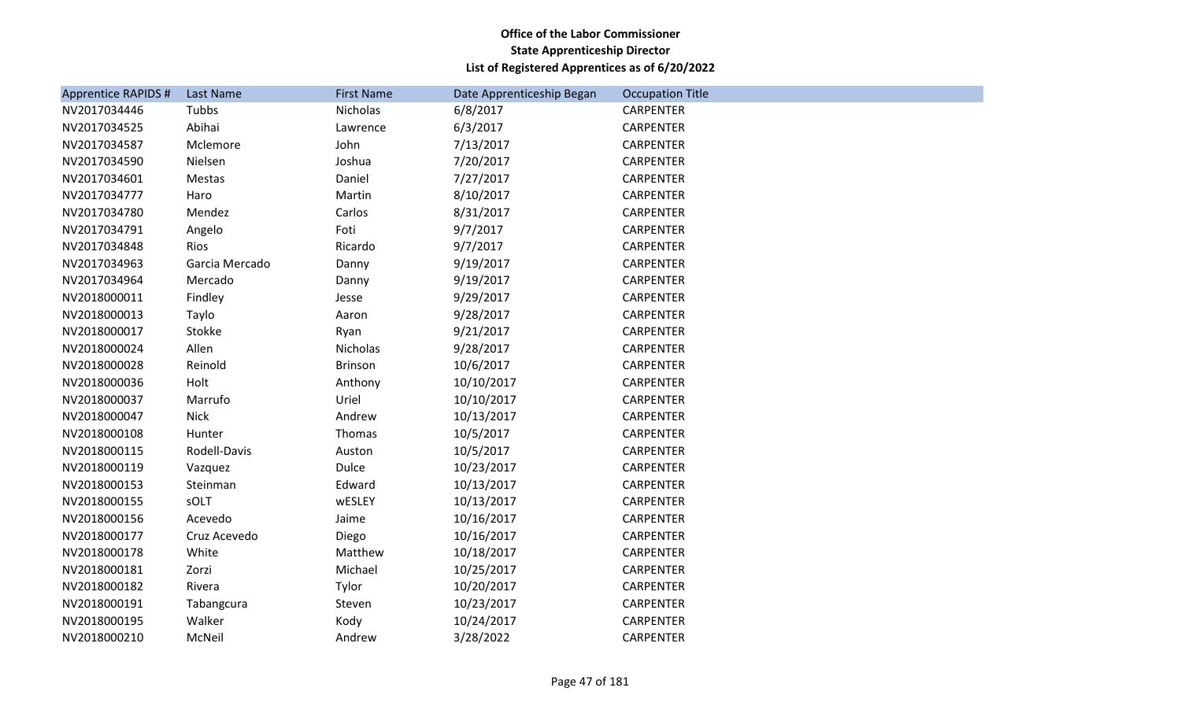**Office of the Labor Commissioner**
**State Apprenticeship Director**
**List of Registered Apprentices as of 6/20/2022**

| Apprentice RAPIDS # | Last Name | First Name | Date Apprenticeship Began | Occupation Title |
|---|---|---|---|---|
| NV2017034446 | Tubbs | Nicholas | 6/8/2017 | CARPENTER |
| NV2017034525 | Abihai | Lawrence | 6/3/2017 | CARPENTER |
| NV2017034587 | Mclemore | John | 7/13/2017 | CARPENTER |
| NV2017034590 | Nielsen | Joshua | 7/20/2017 | CARPENTER |
| NV2017034601 | Mestas | Daniel | 7/27/2017 | CARPENTER |
| NV2017034777 | Haro | Martin | 8/10/2017 | CARPENTER |
| NV2017034780 | Mendez | Carlos | 8/31/2017 | CARPENTER |
| NV2017034791 | Angelo | Foti | 9/7/2017 | CARPENTER |
| NV2017034848 | Rios | Ricardo | 9/7/2017 | CARPENTER |
| NV2017034963 | Garcia Mercado | Danny | 9/19/2017 | CARPENTER |
| NV2017034964 | Mercado | Danny | 9/19/2017 | CARPENTER |
| NV2018000011 | Findley | Jesse | 9/29/2017 | CARPENTER |
| NV2018000013 | Taylo | Aaron | 9/28/2017 | CARPENTER |
| NV2018000017 | Stokke | Ryan | 9/21/2017 | CARPENTER |
| NV2018000024 | Allen | Nicholas | 9/28/2017 | CARPENTER |
| NV2018000028 | Reinold | Brinson | 10/6/2017 | CARPENTER |
| NV2018000036 | Holt | Anthony | 10/10/2017 | CARPENTER |
| NV2018000037 | Marrufo | Uriel | 10/10/2017 | CARPENTER |
| NV2018000047 | Nick | Andrew | 10/13/2017 | CARPENTER |
| NV2018000108 | Hunter | Thomas | 10/5/2017 | CARPENTER |
| NV2018000115 | Rodell-Davis | Auston | 10/5/2017 | CARPENTER |
| NV2018000119 | Vazquez | Dulce | 10/23/2017 | CARPENTER |
| NV2018000153 | Steinman | Edward | 10/13/2017 | CARPENTER |
| NV2018000155 | sOLT | wESLEY | 10/13/2017 | CARPENTER |
| NV2018000156 | Acevedo | Jaime | 10/16/2017 | CARPENTER |
| NV2018000177 | Cruz Acevedo | Diego | 10/16/2017 | CARPENTER |
| NV2018000178 | White | Matthew | 10/18/2017 | CARPENTER |
| NV2018000181 | Zorzi | Michael | 10/25/2017 | CARPENTER |
| NV2018000182 | Rivera | Tylor | 10/20/2017 | CARPENTER |
| NV2018000191 | Tabangcura | Steven | 10/23/2017 | CARPENTER |
| NV2018000195 | Walker | Kody | 10/24/2017 | CARPENTER |
| NV2018000210 | McNeil | Andrew | 3/28/2022 | CARPENTER |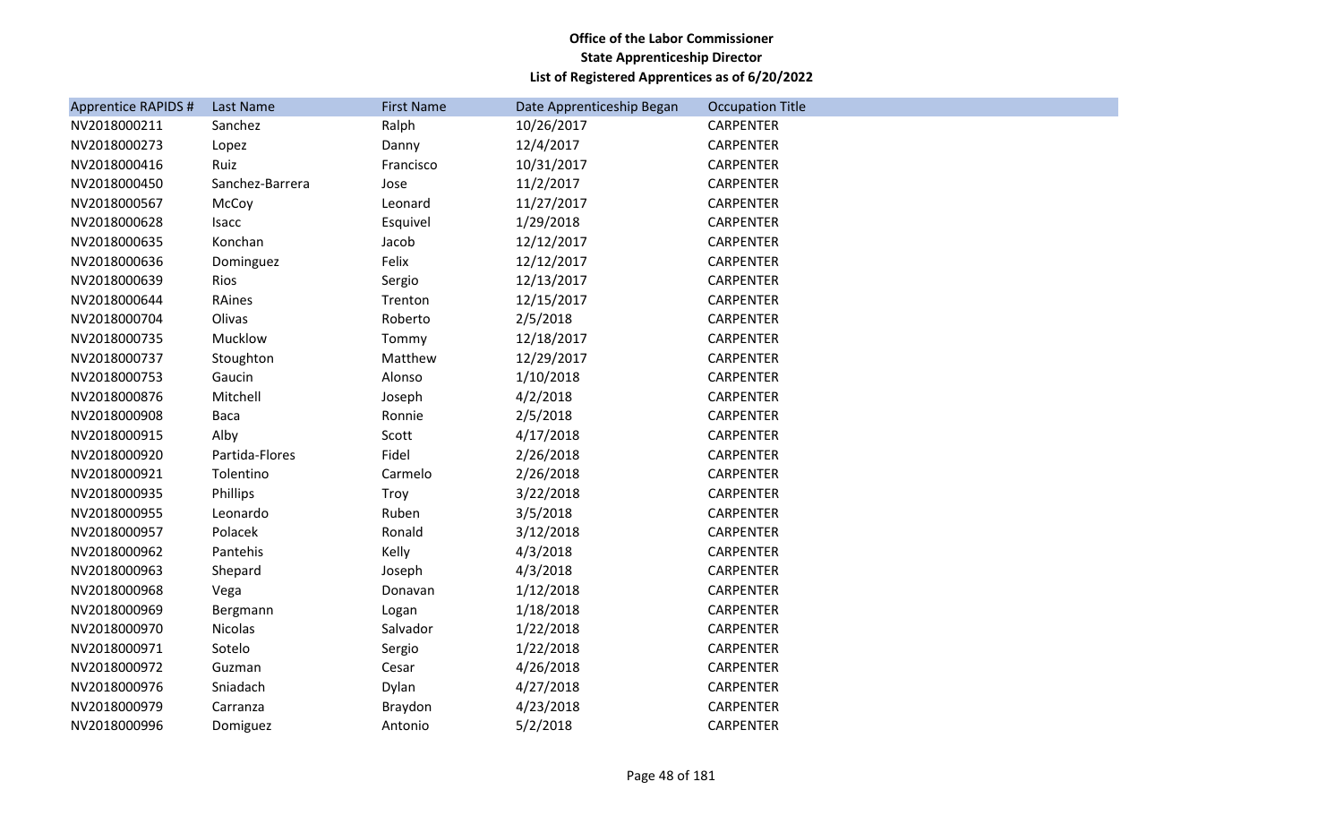**Office of the Labor Commissioner**
**State Apprenticeship Director**
**List of Registered Apprentices as of 6/20/2022**

| Apprentice RAPIDS # | Last Name | First Name | Date Apprenticeship Began | Occupation Title |
|---|---|---|---|---|
| NV2018000211 | Sanchez | Ralph | 10/26/2017 | CARPENTER |
| NV2018000273 | Lopez | Danny | 12/4/2017 | CARPENTER |
| NV2018000416 | Ruiz | Francisco | 10/31/2017 | CARPENTER |
| NV2018000450 | Sanchez-Barrera | Jose | 11/2/2017 | CARPENTER |
| NV2018000567 | McCoy | Leonard | 11/27/2017 | CARPENTER |
| NV2018000628 | Isacc | Esquivel | 1/29/2018 | CARPENTER |
| NV2018000635 | Konchan | Jacob | 12/12/2017 | CARPENTER |
| NV2018000636 | Dominguez | Felix | 12/12/2017 | CARPENTER |
| NV2018000639 | Rios | Sergio | 12/13/2017 | CARPENTER |
| NV2018000644 | RAines | Trenton | 12/15/2017 | CARPENTER |
| NV2018000704 | Olivas | Roberto | 2/5/2018 | CARPENTER |
| NV2018000735 | Mucklow | Tommy | 12/18/2017 | CARPENTER |
| NV2018000737 | Stoughton | Matthew | 12/29/2017 | CARPENTER |
| NV2018000753 | Gaucin | Alonso | 1/10/2018 | CARPENTER |
| NV2018000876 | Mitchell | Joseph | 4/2/2018 | CARPENTER |
| NV2018000908 | Baca | Ronnie | 2/5/2018 | CARPENTER |
| NV2018000915 | Alby | Scott | 4/17/2018 | CARPENTER |
| NV2018000920 | Partida-Flores | Fidel | 2/26/2018 | CARPENTER |
| NV2018000921 | Tolentino | Carmelo | 2/26/2018 | CARPENTER |
| NV2018000935 | Phillips | Troy | 3/22/2018 | CARPENTER |
| NV2018000955 | Leonardo | Ruben | 3/5/2018 | CARPENTER |
| NV2018000957 | Polacek | Ronald | 3/12/2018 | CARPENTER |
| NV2018000962 | Pantehis | Kelly | 4/3/2018 | CARPENTER |
| NV2018000963 | Shepard | Joseph | 4/3/2018 | CARPENTER |
| NV2018000968 | Vega | Donavan | 1/12/2018 | CARPENTER |
| NV2018000969 | Bergmann | Logan | 1/18/2018 | CARPENTER |
| NV2018000970 | Nicolas | Salvador | 1/22/2018 | CARPENTER |
| NV2018000971 | Sotelo | Sergio | 1/22/2018 | CARPENTER |
| NV2018000972 | Guzman | Cesar | 4/26/2018 | CARPENTER |
| NV2018000976 | Sniadach | Dylan | 4/27/2018 | CARPENTER |
| NV2018000979 | Carranza | Braydon | 4/23/2018 | CARPENTER |
| NV2018000996 | Domiguez | Antonio | 5/2/2018 | CARPENTER |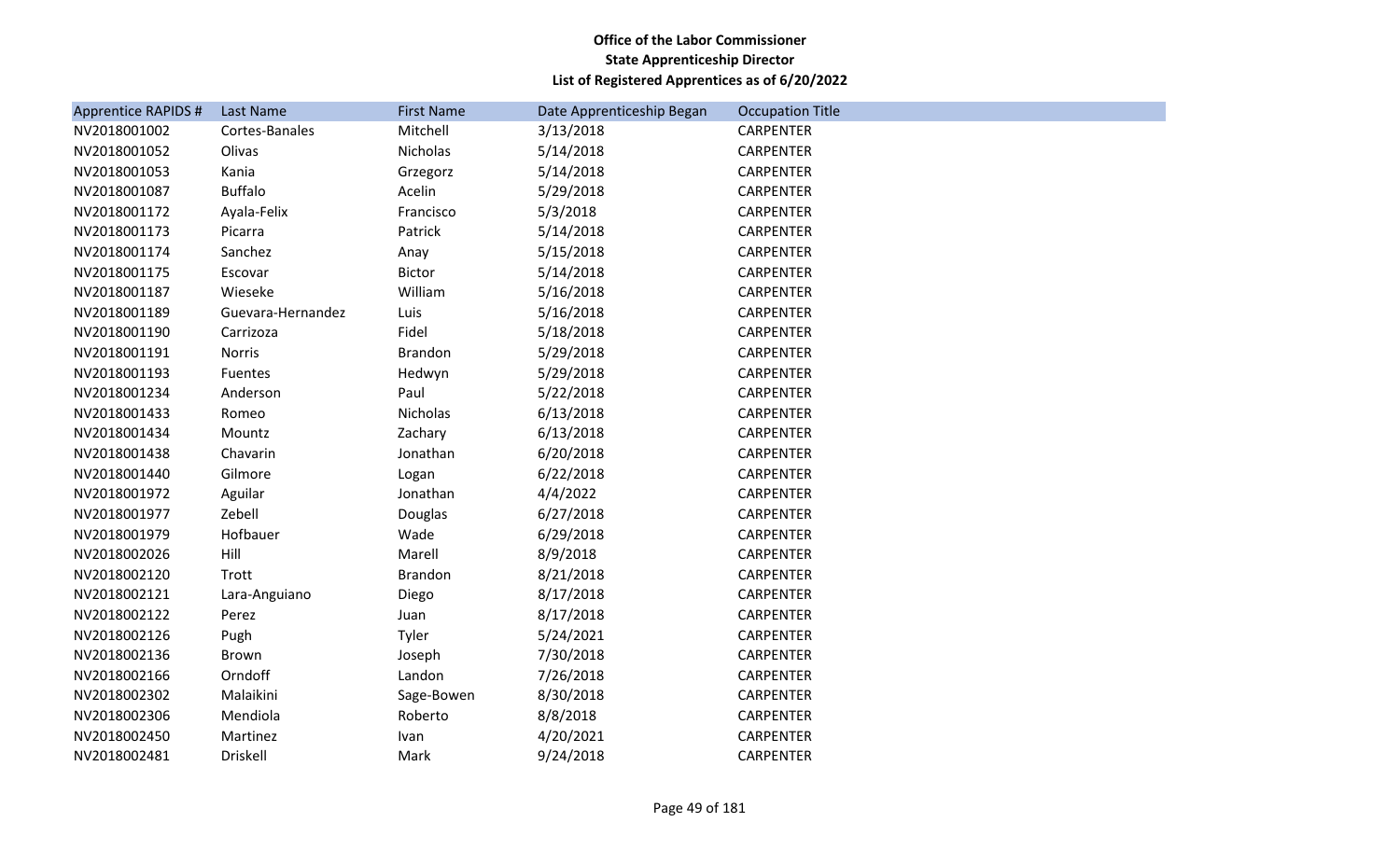**Office of the Labor Commissioner**
**State Apprenticeship Director**
**List of Registered Apprentices as of 6/20/2022**

| Apprentice RAPIDS # | Last Name | First Name | Date Apprenticeship Began | Occupation Title |
|---|---|---|---|---|
| NV2018001002 | Cortes-Banales | Mitchell | 3/13/2018 | CARPENTER |
| NV2018001052 | Olivas | Nicholas | 5/14/2018 | CARPENTER |
| NV2018001053 | Kania | Grzegorz | 5/14/2018 | CARPENTER |
| NV2018001087 | Buffalo | Acelin | 5/29/2018 | CARPENTER |
| NV2018001172 | Ayala-Felix | Francisco | 5/3/2018 | CARPENTER |
| NV2018001173 | Picarra | Patrick | 5/14/2018 | CARPENTER |
| NV2018001174 | Sanchez | Anay | 5/15/2018 | CARPENTER |
| NV2018001175 | Escovar | Bictor | 5/14/2018 | CARPENTER |
| NV2018001187 | Wieseke | William | 5/16/2018 | CARPENTER |
| NV2018001189 | Guevara-Hernandez | Luis | 5/16/2018 | CARPENTER |
| NV2018001190 | Carrizoza | Fidel | 5/18/2018 | CARPENTER |
| NV2018001191 | Norris | Brandon | 5/29/2018 | CARPENTER |
| NV2018001193 | Fuentes | Hedwyn | 5/29/2018 | CARPENTER |
| NV2018001234 | Anderson | Paul | 5/22/2018 | CARPENTER |
| NV2018001433 | Romeo | Nicholas | 6/13/2018 | CARPENTER |
| NV2018001434 | Mountz | Zachary | 6/13/2018 | CARPENTER |
| NV2018001438 | Chavarin | Jonathan | 6/20/2018 | CARPENTER |
| NV2018001440 | Gilmore | Logan | 6/22/2018 | CARPENTER |
| NV2018001972 | Aguilar | Jonathan | 4/4/2022 | CARPENTER |
| NV2018001977 | Zebell | Douglas | 6/27/2018 | CARPENTER |
| NV2018001979 | Hofbauer | Wade | 6/29/2018 | CARPENTER |
| NV2018002026 | Hill | Marell | 8/9/2018 | CARPENTER |
| NV2018002120 | Trott | Brandon | 8/21/2018 | CARPENTER |
| NV2018002121 | Lara-Anguiano | Diego | 8/17/2018 | CARPENTER |
| NV2018002122 | Perez | Juan | 8/17/2018 | CARPENTER |
| NV2018002126 | Pugh | Tyler | 5/24/2021 | CARPENTER |
| NV2018002136 | Brown | Joseph | 7/30/2018 | CARPENTER |
| NV2018002166 | Orndoff | Landon | 7/26/2018 | CARPENTER |
| NV2018002302 | Malaikini | Sage-Bowen | 8/30/2018 | CARPENTER |
| NV2018002306 | Mendiola | Roberto | 8/8/2018 | CARPENTER |
| NV2018002450 | Martinez | Ivan | 4/20/2021 | CARPENTER |
| NV2018002481 | Driskell | Mark | 9/24/2018 | CARPENTER |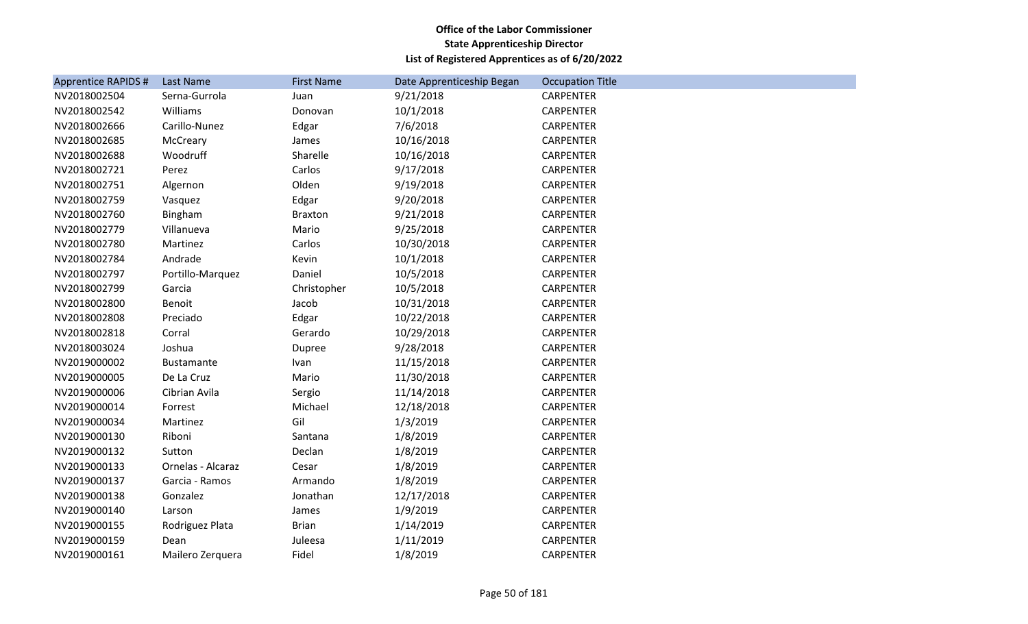**Office of the Labor Commissioner**
**State Apprenticeship Director**
**List of Registered Apprentices as of 6/20/2022**

| Apprentice RAPIDS # | Last Name | First Name | Date Apprenticeship Began | Occupation Title |
|---|---|---|---|---|
| NV2018002504 | Serna-Gurrola | Juan | 9/21/2018 | CARPENTER |
| NV2018002542 | Williams | Donovan | 10/1/2018 | CARPENTER |
| NV2018002666 | Carillo-Nunez | Edgar | 7/6/2018 | CARPENTER |
| NV2018002685 | McCreary | James | 10/16/2018 | CARPENTER |
| NV2018002688 | Woodruff | Sharelle | 10/16/2018 | CARPENTER |
| NV2018002721 | Perez | Carlos | 9/17/2018 | CARPENTER |
| NV2018002751 | Algernon | Olden | 9/19/2018 | CARPENTER |
| NV2018002759 | Vasquez | Edgar | 9/20/2018 | CARPENTER |
| NV2018002760 | Bingham | Braxton | 9/21/2018 | CARPENTER |
| NV2018002779 | Villanueva | Mario | 9/25/2018 | CARPENTER |
| NV2018002780 | Martinez | Carlos | 10/30/2018 | CARPENTER |
| NV2018002784 | Andrade | Kevin | 10/1/2018 | CARPENTER |
| NV2018002797 | Portillo-Marquez | Daniel | 10/5/2018 | CARPENTER |
| NV2018002799 | Garcia | Christopher | 10/5/2018 | CARPENTER |
| NV2018002800 | Benoit | Jacob | 10/31/2018 | CARPENTER |
| NV2018002808 | Preciado | Edgar | 10/22/2018 | CARPENTER |
| NV2018002818 | Corral | Gerardo | 10/29/2018 | CARPENTER |
| NV2018003024 | Joshua | Dupree | 9/28/2018 | CARPENTER |
| NV2019000002 | Bustamante | Ivan | 11/15/2018 | CARPENTER |
| NV2019000005 | De La Cruz | Mario | 11/30/2018 | CARPENTER |
| NV2019000006 | Cibrian Avila | Sergio | 11/14/2018 | CARPENTER |
| NV2019000014 | Forrest | Michael | 12/18/2018 | CARPENTER |
| NV2019000034 | Martinez | Gil | 1/3/2019 | CARPENTER |
| NV2019000130 | Riboni | Santana | 1/8/2019 | CARPENTER |
| NV2019000132 | Sutton | Declan | 1/8/2019 | CARPENTER |
| NV2019000133 | Ornelas - Alcaraz | Cesar | 1/8/2019 | CARPENTER |
| NV2019000137 | Garcia - Ramos | Armando | 1/8/2019 | CARPENTER |
| NV2019000138 | Gonzalez | Jonathan | 12/17/2018 | CARPENTER |
| NV2019000140 | Larson | James | 1/9/2019 | CARPENTER |
| NV2019000155 | Rodriguez Plata | Brian | 1/14/2019 | CARPENTER |
| NV2019000159 | Dean | Juleesa | 1/11/2019 | CARPENTER |
| NV2019000161 | Mailero Zerquera | Fidel | 1/8/2019 | CARPENTER |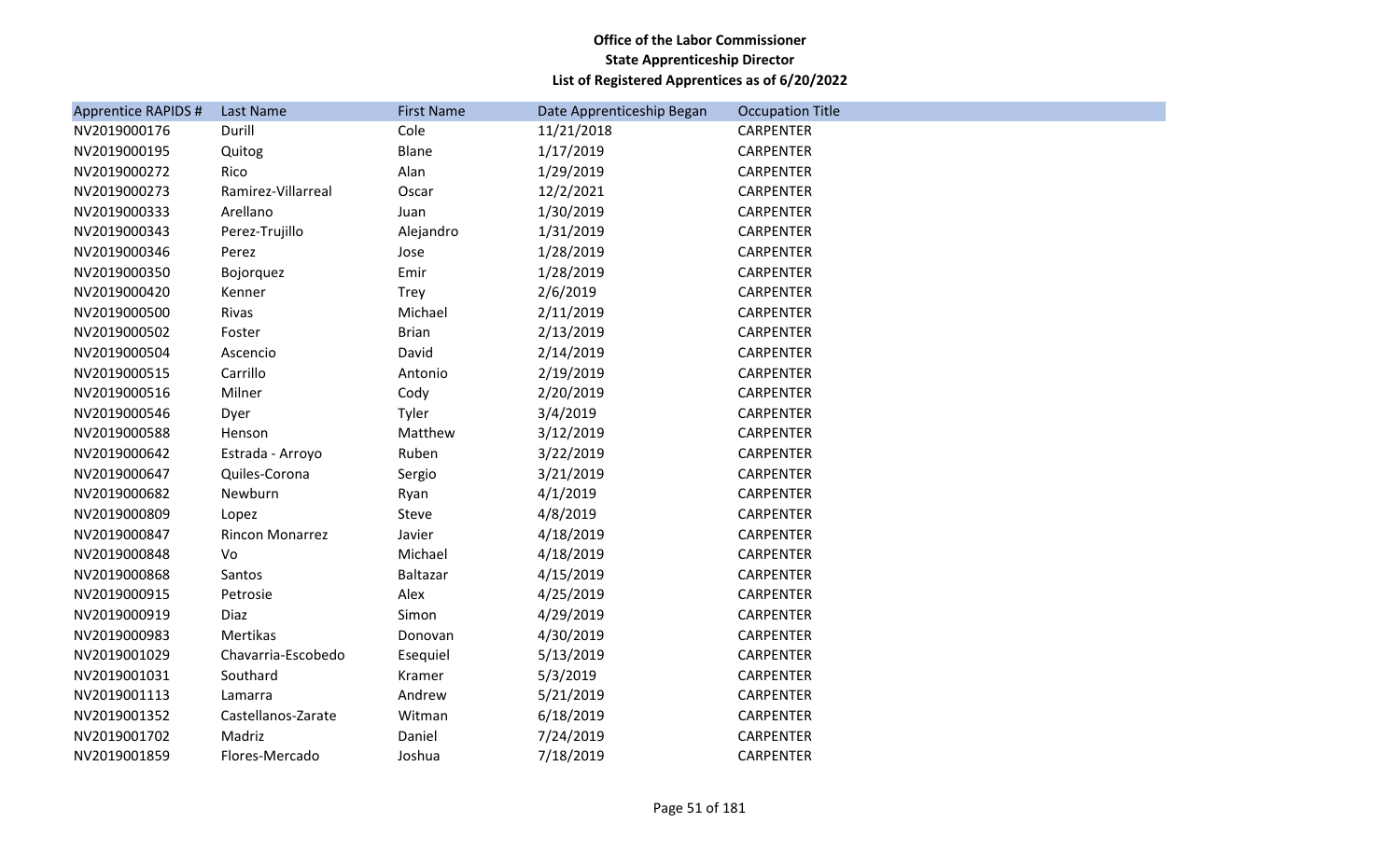**Office of the Labor Commissioner**
**State Apprenticeship Director**
**List of Registered Apprentices as of 6/20/2022**

| Apprentice RAPIDS # | Last Name | First Name | Date Apprenticeship Began | Occupation Title |
|---|---|---|---|---|
| NV2019000176 | Durill | Cole | 11/21/2018 | CARPENTER |
| NV2019000195 | Quitog | Blane | 1/17/2019 | CARPENTER |
| NV2019000272 | Rico | Alan | 1/29/2019 | CARPENTER |
| NV2019000273 | Ramirez-Villarreal | Oscar | 12/2/2021 | CARPENTER |
| NV2019000333 | Arellano | Juan | 1/30/2019 | CARPENTER |
| NV2019000343 | Perez-Trujillo | Alejandro | 1/31/2019 | CARPENTER |
| NV2019000346 | Perez | Jose | 1/28/2019 | CARPENTER |
| NV2019000350 | Bojorquez | Emir | 1/28/2019 | CARPENTER |
| NV2019000420 | Kenner | Trey | 2/6/2019 | CARPENTER |
| NV2019000500 | Rivas | Michael | 2/11/2019 | CARPENTER |
| NV2019000502 | Foster | Brian | 2/13/2019 | CARPENTER |
| NV2019000504 | Ascencio | David | 2/14/2019 | CARPENTER |
| NV2019000515 | Carrillo | Antonio | 2/19/2019 | CARPENTER |
| NV2019000516 | Milner | Cody | 2/20/2019 | CARPENTER |
| NV2019000546 | Dyer | Tyler | 3/4/2019 | CARPENTER |
| NV2019000588 | Henson | Matthew | 3/12/2019 | CARPENTER |
| NV2019000642 | Estrada - Arroyo | Ruben | 3/22/2019 | CARPENTER |
| NV2019000647 | Quiles-Corona | Sergio | 3/21/2019 | CARPENTER |
| NV2019000682 | Newburn | Ryan | 4/1/2019 | CARPENTER |
| NV2019000809 | Lopez | Steve | 4/8/2019 | CARPENTER |
| NV2019000847 | Rincon Monarrez | Javier | 4/18/2019 | CARPENTER |
| NV2019000848 | Vo | Michael | 4/18/2019 | CARPENTER |
| NV2019000868 | Santos | Baltazar | 4/15/2019 | CARPENTER |
| NV2019000915 | Petrosie | Alex | 4/25/2019 | CARPENTER |
| NV2019000919 | Diaz | Simon | 4/29/2019 | CARPENTER |
| NV2019000983 | Mertikas | Donovan | 4/30/2019 | CARPENTER |
| NV2019001029 | Chavarria-Escobedo | Esequiel | 5/13/2019 | CARPENTER |
| NV2019001031 | Southard | Kramer | 5/3/2019 | CARPENTER |
| NV2019001113 | Lamarra | Andrew | 5/21/2019 | CARPENTER |
| NV2019001352 | Castellanos-Zarate | Witman | 6/18/2019 | CARPENTER |
| NV2019001702 | Madriz | Daniel | 7/24/2019 | CARPENTER |
| NV2019001859 | Flores-Mercado | Joshua | 7/18/2019 | CARPENTER |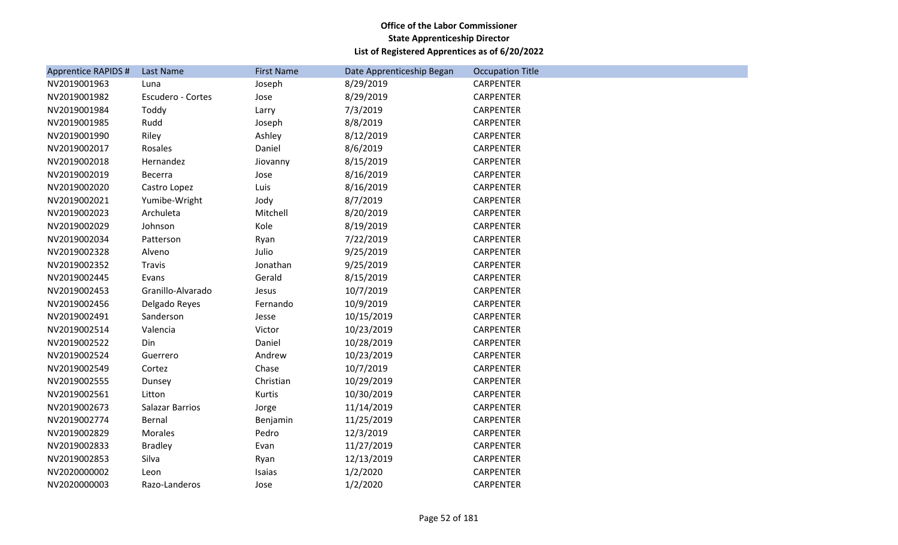**Office of the Labor Commissioner**
**State Apprenticeship Director**
**List of Registered Apprentices as of 6/20/2022**

| Apprentice RAPIDS # | Last Name | First Name | Date Apprenticeship Began | Occupation Title |
|---|---|---|---|---|
| NV2019001963 | Luna | Joseph | 8/29/2019 | CARPENTER |
| NV2019001982 | Escudero - Cortes | Jose | 8/29/2019 | CARPENTER |
| NV2019001984 | Toddy | Larry | 7/3/2019 | CARPENTER |
| NV2019001985 | Rudd | Joseph | 8/8/2019 | CARPENTER |
| NV2019001990 | Riley | Ashley | 8/12/2019 | CARPENTER |
| NV2019002017 | Rosales | Daniel | 8/6/2019 | CARPENTER |
| NV2019002018 | Hernandez | Jiovanny | 8/15/2019 | CARPENTER |
| NV2019002019 | Becerra | Jose | 8/16/2019 | CARPENTER |
| NV2019002020 | Castro Lopez | Luis | 8/16/2019 | CARPENTER |
| NV2019002021 | Yumibe-Wright | Jody | 8/7/2019 | CARPENTER |
| NV2019002023 | Archuleta | Mitchell | 8/20/2019 | CARPENTER |
| NV2019002029 | Johnson | Kole | 8/19/2019 | CARPENTER |
| NV2019002034 | Patterson | Ryan | 7/22/2019 | CARPENTER |
| NV2019002328 | Alveno | Julio | 9/25/2019 | CARPENTER |
| NV2019002352 | Travis | Jonathan | 9/25/2019 | CARPENTER |
| NV2019002445 | Evans | Gerald | 8/15/2019 | CARPENTER |
| NV2019002453 | Granillo-Alvarado | Jesus | 10/7/2019 | CARPENTER |
| NV2019002456 | Delgado Reyes | Fernando | 10/9/2019 | CARPENTER |
| NV2019002491 | Sanderson | Jesse | 10/15/2019 | CARPENTER |
| NV2019002514 | Valencia | Victor | 10/23/2019 | CARPENTER |
| NV2019002522 | Din | Daniel | 10/28/2019 | CARPENTER |
| NV2019002524 | Guerrero | Andrew | 10/23/2019 | CARPENTER |
| NV2019002549 | Cortez | Chase | 10/7/2019 | CARPENTER |
| NV2019002555 | Dunsey | Christian | 10/29/2019 | CARPENTER |
| NV2019002561 | Litton | Kurtis | 10/30/2019 | CARPENTER |
| NV2019002673 | Salazar Barrios | Jorge | 11/14/2019 | CARPENTER |
| NV2019002774 | Bernal | Benjamin | 11/25/2019 | CARPENTER |
| NV2019002829 | Morales | Pedro | 12/3/2019 | CARPENTER |
| NV2019002833 | Bradley | Evan | 11/27/2019 | CARPENTER |
| NV2019002853 | Silva | Ryan | 12/13/2019 | CARPENTER |
| NV2020000002 | Leon | Isaias | 1/2/2020 | CARPENTER |
| NV2020000003 | Razo-Landeros | Jose | 1/2/2020 | CARPENTER |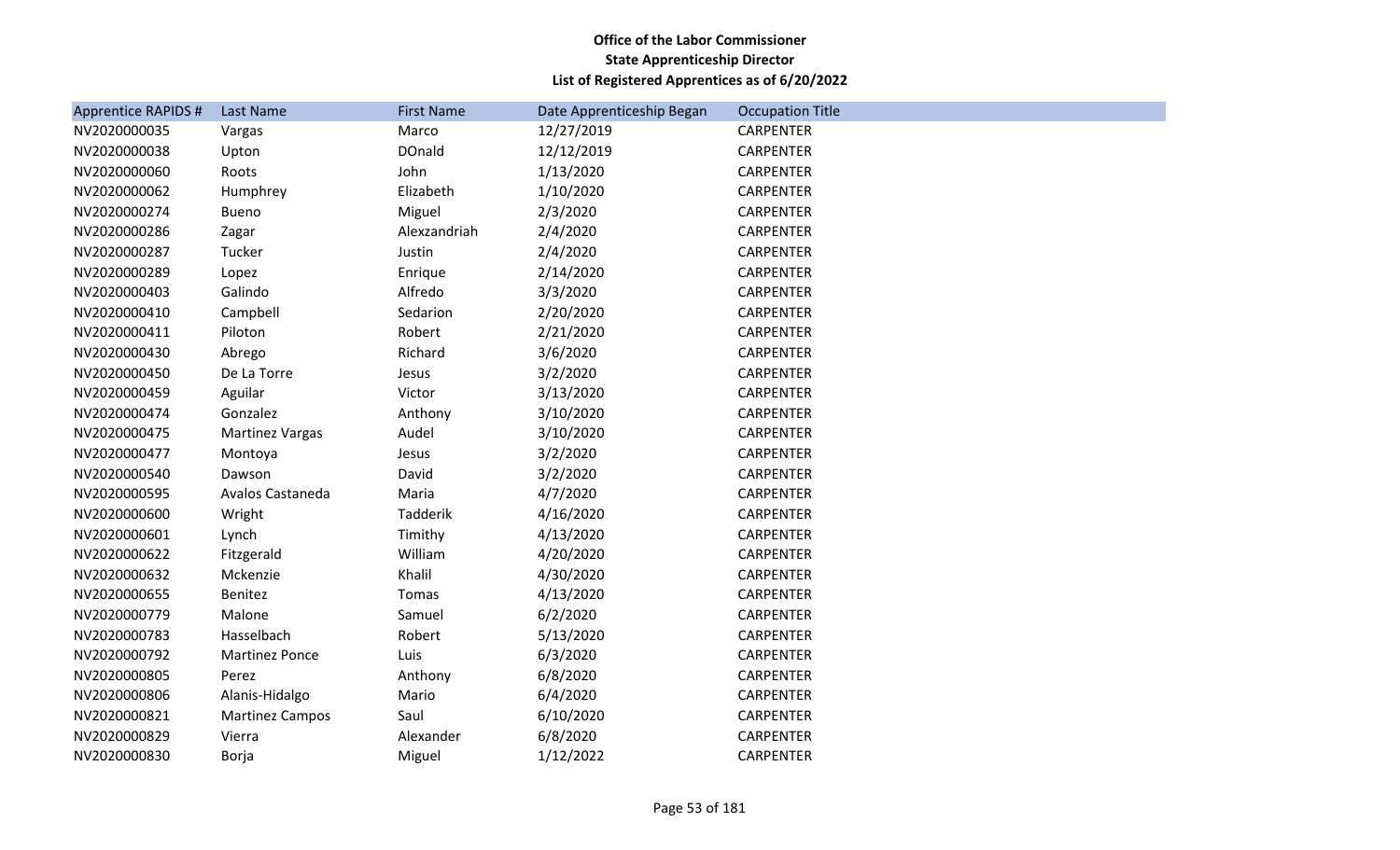**Office of the Labor Commissioner**
**State Apprenticeship Director**
**List of Registered Apprentices as of 6/20/2022**

| Apprentice RAPIDS # | Last Name | First Name | Date Apprenticeship Began | Occupation Title |
|---|---|---|---|---|
| NV2020000035 | Vargas | Marco | 12/27/2019 | CARPENTER |
| NV2020000038 | Upton | DOnald | 12/12/2019 | CARPENTER |
| NV2020000060 | Roots | John | 1/13/2020 | CARPENTER |
| NV2020000062 | Humphrey | Elizabeth | 1/10/2020 | CARPENTER |
| NV2020000274 | Bueno | Miguel | 2/3/2020 | CARPENTER |
| NV2020000286 | Zagar | Alexzandriah | 2/4/2020 | CARPENTER |
| NV2020000287 | Tucker | Justin | 2/4/2020 | CARPENTER |
| NV2020000289 | Lopez | Enrique | 2/14/2020 | CARPENTER |
| NV2020000403 | Galindo | Alfredo | 3/3/2020 | CARPENTER |
| NV2020000410 | Campbell | Sedarion | 2/20/2020 | CARPENTER |
| NV2020000411 | Piloton | Robert | 2/21/2020 | CARPENTER |
| NV2020000430 | Abrego | Richard | 3/6/2020 | CARPENTER |
| NV2020000450 | De La Torre | Jesus | 3/2/2020 | CARPENTER |
| NV2020000459 | Aguilar | Victor | 3/13/2020 | CARPENTER |
| NV2020000474 | Gonzalez | Anthony | 3/10/2020 | CARPENTER |
| NV2020000475 | Martinez Vargas | Audel | 3/10/2020 | CARPENTER |
| NV2020000477 | Montoya | Jesus | 3/2/2020 | CARPENTER |
| NV2020000540 | Dawson | David | 3/2/2020 | CARPENTER |
| NV2020000595 | Avalos Castaneda | Maria | 4/7/2020 | CARPENTER |
| NV2020000600 | Wright | Tadderik | 4/16/2020 | CARPENTER |
| NV2020000601 | Lynch | Timithy | 4/13/2020 | CARPENTER |
| NV2020000622 | Fitzgerald | William | 4/20/2020 | CARPENTER |
| NV2020000632 | Mckenzie | Khalil | 4/30/2020 | CARPENTER |
| NV2020000655 | Benitez | Tomas | 4/13/2020 | CARPENTER |
| NV2020000779 | Malone | Samuel | 6/2/2020 | CARPENTER |
| NV2020000783 | Hasselbach | Robert | 5/13/2020 | CARPENTER |
| NV2020000792 | Martinez Ponce | Luis | 6/3/2020 | CARPENTER |
| NV2020000805 | Perez | Anthony | 6/8/2020 | CARPENTER |
| NV2020000806 | Alanis-Hidalgo | Mario | 6/4/2020 | CARPENTER |
| NV2020000821 | Martinez Campos | Saul | 6/10/2020 | CARPENTER |
| NV2020000829 | Vierra | Alexander | 6/8/2020 | CARPENTER |
| NV2020000830 | Borja | Miguel | 1/12/2022 | CARPENTER |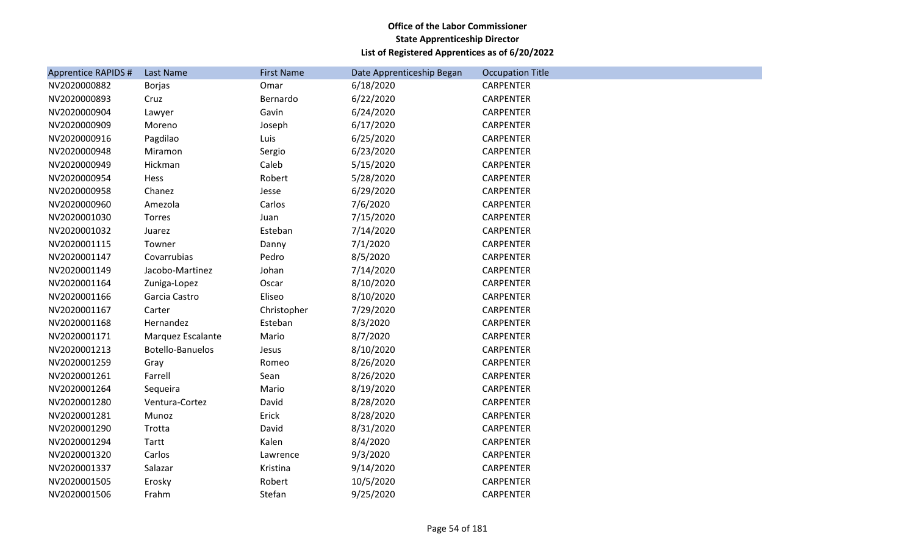**Office of the Labor Commissioner**
**State Apprenticeship Director**
**List of Registered Apprentices as of 6/20/2022**

| Apprentice RAPIDS # | Last Name | First Name | Date Apprenticeship Began | Occupation Title |
|---|---|---|---|---|
| NV2020000882 | Borjas | Omar | 6/18/2020 | CARPENTER |
| NV2020000893 | Cruz | Bernardo | 6/22/2020 | CARPENTER |
| NV2020000904 | Lawyer | Gavin | 6/24/2020 | CARPENTER |
| NV2020000909 | Moreno | Joseph | 6/17/2020 | CARPENTER |
| NV2020000916 | Pagdilao | Luis | 6/25/2020 | CARPENTER |
| NV2020000948 | Miramon | Sergio | 6/23/2020 | CARPENTER |
| NV2020000949 | Hickman | Caleb | 5/15/2020 | CARPENTER |
| NV2020000954 | Hess | Robert | 5/28/2020 | CARPENTER |
| NV2020000958 | Chanez | Jesse | 6/29/2020 | CARPENTER |
| NV2020000960 | Amezola | Carlos | 7/6/2020 | CARPENTER |
| NV2020001030 | Torres | Juan | 7/15/2020 | CARPENTER |
| NV2020001032 | Juarez | Esteban | 7/14/2020 | CARPENTER |
| NV2020001115 | Towner | Danny | 7/1/2020 | CARPENTER |
| NV2020001147 | Covarrubias | Pedro | 8/5/2020 | CARPENTER |
| NV2020001149 | Jacobo-Martinez | Johan | 7/14/2020 | CARPENTER |
| NV2020001164 | Zuniga-Lopez | Oscar | 8/10/2020 | CARPENTER |
| NV2020001166 | Garcia Castro | Eliseo | 8/10/2020 | CARPENTER |
| NV2020001167 | Carter | Christopher | 7/29/2020 | CARPENTER |
| NV2020001168 | Hernandez | Esteban | 8/3/2020 | CARPENTER |
| NV2020001171 | Marquez Escalante | Mario | 8/7/2020 | CARPENTER |
| NV2020001213 | Botello-Banuelos | Jesus | 8/10/2020 | CARPENTER |
| NV2020001259 | Gray | Romeo | 8/26/2020 | CARPENTER |
| NV2020001261 | Farrell | Sean | 8/26/2020 | CARPENTER |
| NV2020001264 | Sequeira | Mario | 8/19/2020 | CARPENTER |
| NV2020001280 | Ventura-Cortez | David | 8/28/2020 | CARPENTER |
| NV2020001281 | Munoz | Erick | 8/28/2020 | CARPENTER |
| NV2020001290 | Trotta | David | 8/31/2020 | CARPENTER |
| NV2020001294 | Tartt | Kalen | 8/4/2020 | CARPENTER |
| NV2020001320 | Carlos | Lawrence | 9/3/2020 | CARPENTER |
| NV2020001337 | Salazar | Kristina | 9/14/2020 | CARPENTER |
| NV2020001505 | Erosky | Robert | 10/5/2020 | CARPENTER |
| NV2020001506 | Frahm | Stefan | 9/25/2020 | CARPENTER |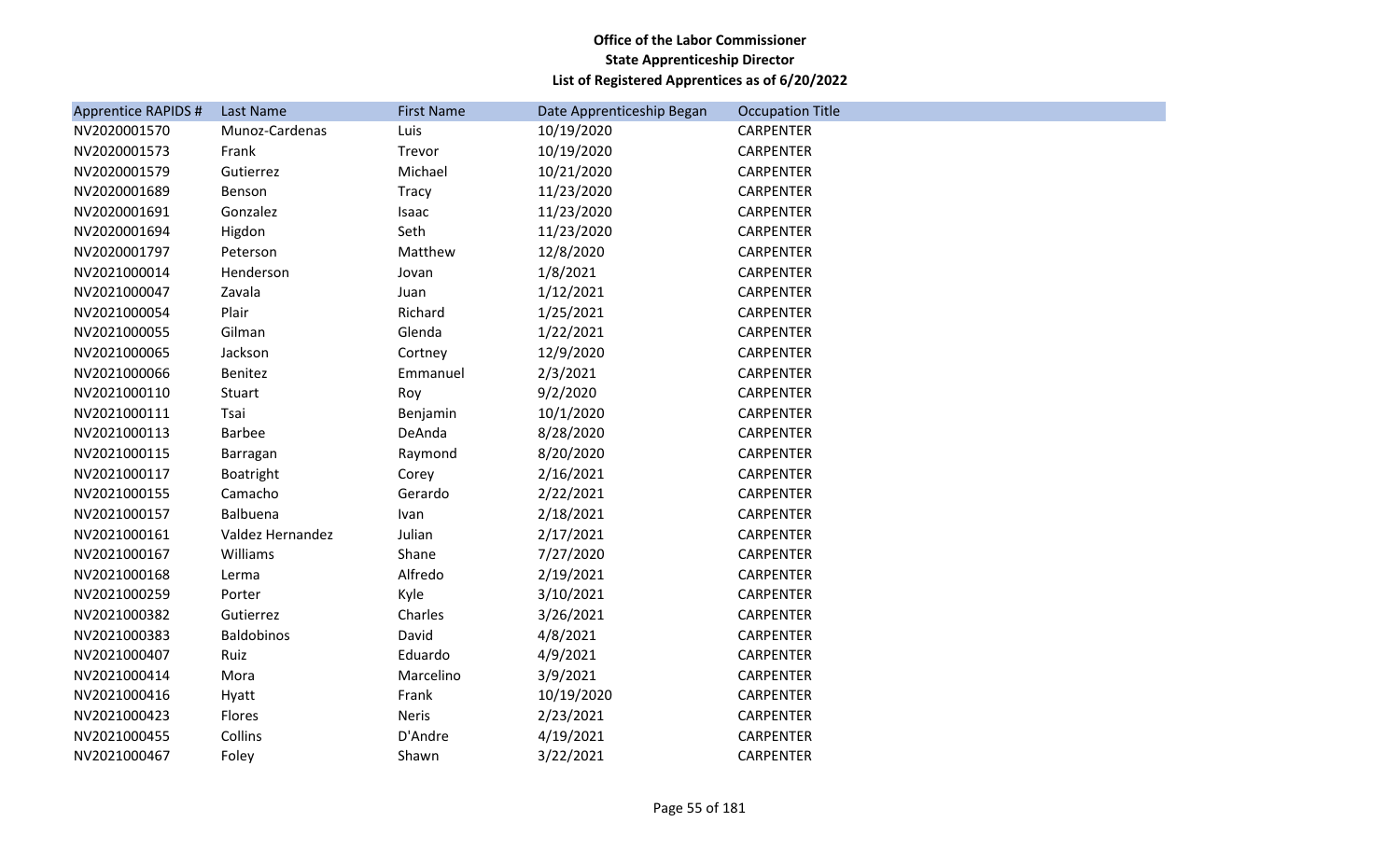**Office of the Labor Commissioner**
**State Apprenticeship Director**
**List of Registered Apprentices as of 6/20/2022**

| Apprentice RAPIDS # | Last Name | First Name | Date Apprenticeship Began | Occupation Title |
|---|---|---|---|---|
| NV2020001570 | Munoz-Cardenas | Luis | 10/19/2020 | CARPENTER |
| NV2020001573 | Frank | Trevor | 10/19/2020 | CARPENTER |
| NV2020001579 | Gutierrez | Michael | 10/21/2020 | CARPENTER |
| NV2020001689 | Benson | Tracy | 11/23/2020 | CARPENTER |
| NV2020001691 | Gonzalez | Isaac | 11/23/2020 | CARPENTER |
| NV2020001694 | Higdon | Seth | 11/23/2020 | CARPENTER |
| NV2020001797 | Peterson | Matthew | 12/8/2020 | CARPENTER |
| NV2021000014 | Henderson | Jovan | 1/8/2021 | CARPENTER |
| NV2021000047 | Zavala | Juan | 1/12/2021 | CARPENTER |
| NV2021000054 | Plair | Richard | 1/25/2021 | CARPENTER |
| NV2021000055 | Gilman | Glenda | 1/22/2021 | CARPENTER |
| NV2021000065 | Jackson | Cortney | 12/9/2020 | CARPENTER |
| NV2021000066 | Benitez | Emmanuel | 2/3/2021 | CARPENTER |
| NV2021000110 | Stuart | Roy | 9/2/2020 | CARPENTER |
| NV2021000111 | Tsai | Benjamin | 10/1/2020 | CARPENTER |
| NV2021000113 | Barbee | DeAnda | 8/28/2020 | CARPENTER |
| NV2021000115 | Barragan | Raymond | 8/20/2020 | CARPENTER |
| NV2021000117 | Boatright | Corey | 2/16/2021 | CARPENTER |
| NV2021000155 | Camacho | Gerardo | 2/22/2021 | CARPENTER |
| NV2021000157 | Balbuena | Ivan | 2/18/2021 | CARPENTER |
| NV2021000161 | Valdez Hernandez | Julian | 2/17/2021 | CARPENTER |
| NV2021000167 | Williams | Shane | 7/27/2020 | CARPENTER |
| NV2021000168 | Lerma | Alfredo | 2/19/2021 | CARPENTER |
| NV2021000259 | Porter | Kyle | 3/10/2021 | CARPENTER |
| NV2021000382 | Gutierrez | Charles | 3/26/2021 | CARPENTER |
| NV2021000383 | Baldobinos | David | 4/8/2021 | CARPENTER |
| NV2021000407 | Ruiz | Eduardo | 4/9/2021 | CARPENTER |
| NV2021000414 | Mora | Marcelino | 3/9/2021 | CARPENTER |
| NV2021000416 | Hyatt | Frank | 10/19/2020 | CARPENTER |
| NV2021000423 | Flores | Neris | 2/23/2021 | CARPENTER |
| NV2021000455 | Collins | D'Andre | 4/19/2021 | CARPENTER |
| NV2021000467 | Foley | Shawn | 3/22/2021 | CARPENTER |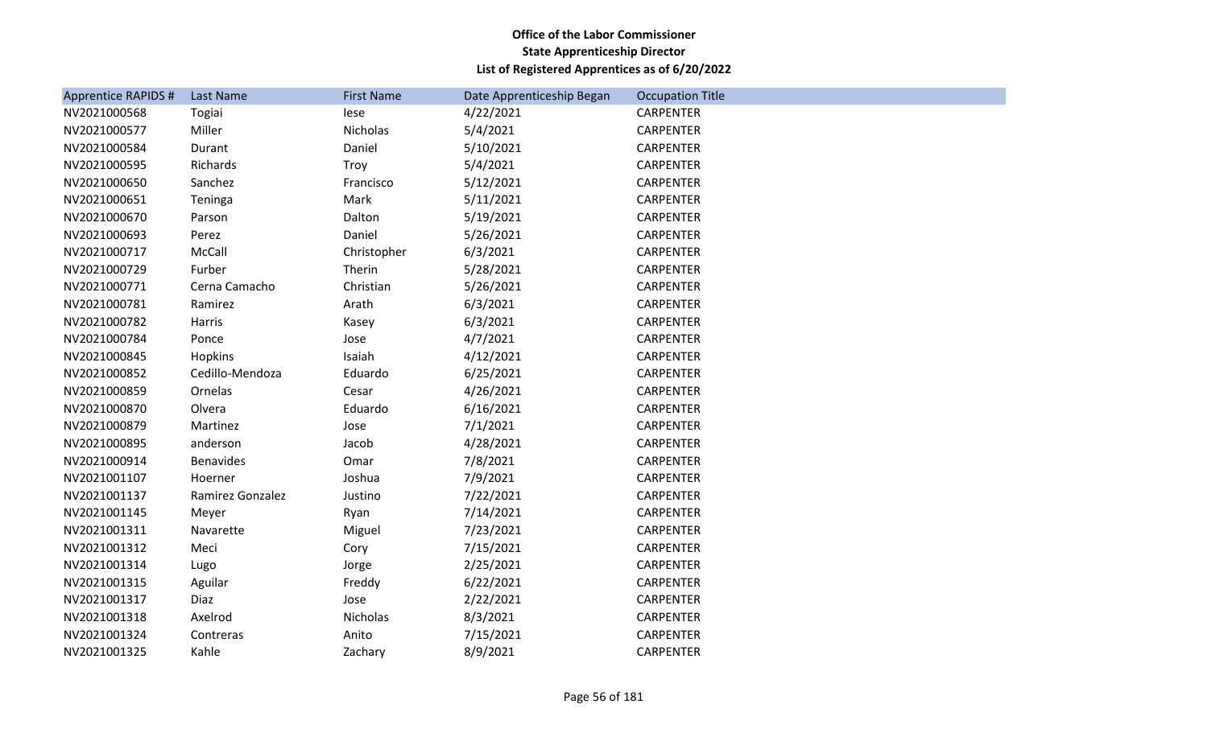**Office of the Labor Commissioner**
**State Apprenticeship Director**
**List of Registered Apprentices as of 6/20/2022**

| Apprentice RAPIDS # | Last Name | First Name | Date Apprenticeship Began | Occupation Title |
|---|---|---|---|---|
| NV2021000568 | Togiai | Iese | 4/22/2021 | CARPENTER |
| NV2021000577 | Miller | Nicholas | 5/4/2021 | CARPENTER |
| NV2021000584 | Durant | Daniel | 5/10/2021 | CARPENTER |
| NV2021000595 | Richards | Troy | 5/4/2021 | CARPENTER |
| NV2021000650 | Sanchez | Francisco | 5/12/2021 | CARPENTER |
| NV2021000651 | Teninga | Mark | 5/11/2021 | CARPENTER |
| NV2021000670 | Parson | Dalton | 5/19/2021 | CARPENTER |
| NV2021000693 | Perez | Daniel | 5/26/2021 | CARPENTER |
| NV2021000717 | McCall | Christopher | 6/3/2021 | CARPENTER |
| NV2021000729 | Furber | Therin | 5/28/2021 | CARPENTER |
| NV2021000771 | Cerna Camacho | Christian | 5/26/2021 | CARPENTER |
| NV2021000781 | Ramirez | Arath | 6/3/2021 | CARPENTER |
| NV2021000782 | Harris | Kasey | 6/3/2021 | CARPENTER |
| NV2021000784 | Ponce | Jose | 4/7/2021 | CARPENTER |
| NV2021000845 | Hopkins | Isaiah | 4/12/2021 | CARPENTER |
| NV2021000852 | Cedillo-Mendoza | Eduardo | 6/25/2021 | CARPENTER |
| NV2021000859 | Ornelas | Cesar | 4/26/2021 | CARPENTER |
| NV2021000870 | Olvera | Eduardo | 6/16/2021 | CARPENTER |
| NV2021000879 | Martinez | Jose | 7/1/2021 | CARPENTER |
| NV2021000895 | anderson | Jacob | 4/28/2021 | CARPENTER |
| NV2021000914 | Benavides | Omar | 7/8/2021 | CARPENTER |
| NV2021001107 | Hoerner | Joshua | 7/9/2021 | CARPENTER |
| NV2021001137 | Ramirez Gonzalez | Justino | 7/22/2021 | CARPENTER |
| NV2021001145 | Meyer | Ryan | 7/14/2021 | CARPENTER |
| NV2021001311 | Navarette | Miguel | 7/23/2021 | CARPENTER |
| NV2021001312 | Meci | Cory | 7/15/2021 | CARPENTER |
| NV2021001314 | Lugo | Jorge | 2/25/2021 | CARPENTER |
| NV2021001315 | Aguilar | Freddy | 6/22/2021 | CARPENTER |
| NV2021001317 | Diaz | Jose | 2/22/2021 | CARPENTER |
| NV2021001318 | Axelrod | Nicholas | 8/3/2021 | CARPENTER |
| NV2021001324 | Contreras | Anito | 7/15/2021 | CARPENTER |
| NV2021001325 | Kahle | Zachary | 8/9/2021 | CARPENTER |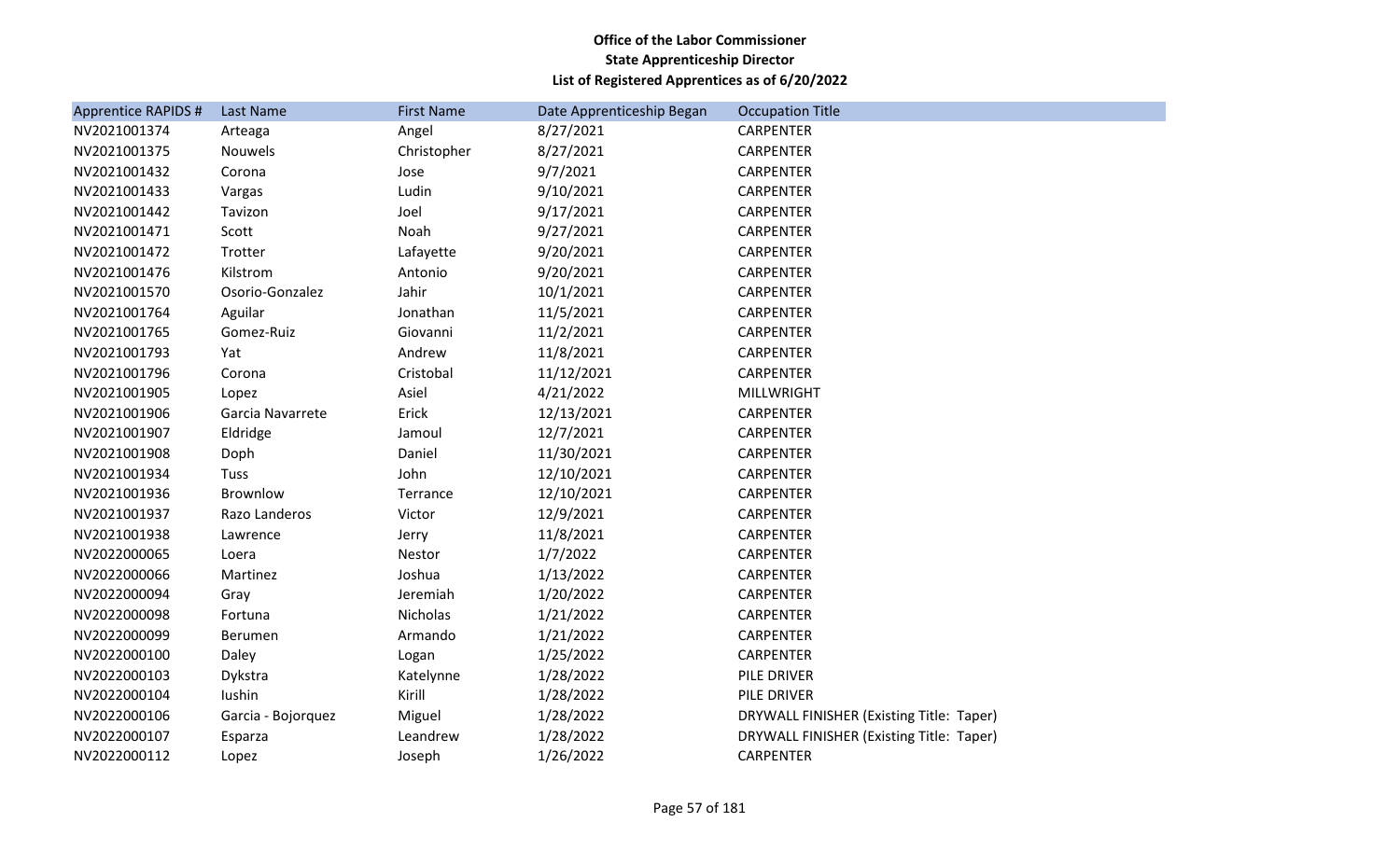**Office of the Labor Commissioner**
**State Apprenticeship Director**
**List of Registered Apprentices as of 6/20/2022**

| Apprentice RAPIDS # | Last Name | First Name | Date Apprenticeship Began | Occupation Title |
|---|---|---|---|---|
| NV2021001374 | Arteaga | Angel | 8/27/2021 | CARPENTER |
| NV2021001375 | Nouwels | Christopher | 8/27/2021 | CARPENTER |
| NV2021001432 | Corona | Jose | 9/7/2021 | CARPENTER |
| NV2021001433 | Vargas | Ludin | 9/10/2021 | CARPENTER |
| NV2021001442 | Tavizon | Joel | 9/17/2021 | CARPENTER |
| NV2021001471 | Scott | Noah | 9/27/2021 | CARPENTER |
| NV2021001472 | Trotter | Lafayette | 9/20/2021 | CARPENTER |
| NV2021001476 | Kilstrom | Antonio | 9/20/2021 | CARPENTER |
| NV2021001570 | Osorio-Gonzalez | Jahir | 10/1/2021 | CARPENTER |
| NV2021001764 | Aguilar | Jonathan | 11/5/2021 | CARPENTER |
| NV2021001765 | Gomez-Ruiz | Giovanni | 11/2/2021 | CARPENTER |
| NV2021001793 | Yat | Andrew | 11/8/2021 | CARPENTER |
| NV2021001796 | Corona | Cristobal | 11/12/2021 | CARPENTER |
| NV2021001905 | Lopez | Asiel | 4/21/2022 | MILLWRIGHT |
| NV2021001906 | Garcia Navarrete | Erick | 12/13/2021 | CARPENTER |
| NV2021001907 | Eldridge | Jamoul | 12/7/2021 | CARPENTER |
| NV2021001908 | Doph | Daniel | 11/30/2021 | CARPENTER |
| NV2021001934 | Tuss | John | 12/10/2021 | CARPENTER |
| NV2021001936 | Brownlow | Terrance | 12/10/2021 | CARPENTER |
| NV2021001937 | Razo Landeros | Victor | 12/9/2021 | CARPENTER |
| NV2021001938 | Lawrence | Jerry | 11/8/2021 | CARPENTER |
| NV2022000065 | Loera | Nestor | 1/7/2022 | CARPENTER |
| NV2022000066 | Martinez | Joshua | 1/13/2022 | CARPENTER |
| NV2022000094 | Gray | Jeremiah | 1/20/2022 | CARPENTER |
| NV2022000098 | Fortuna | Nicholas | 1/21/2022 | CARPENTER |
| NV2022000099 | Berumen | Armando | 1/21/2022 | CARPENTER |
| NV2022000100 | Daley | Logan | 1/25/2022 | CARPENTER |
| NV2022000103 | Dykstra | Katelynne | 1/28/2022 | PILE DRIVER |
| NV2022000104 | Iushin | Kirill | 1/28/2022 | PILE DRIVER |
| NV2022000106 | Garcia - Bojorquez | Miguel | 1/28/2022 | DRYWALL FINISHER (Existing Title: Taper) |
| NV2022000107 | Esparza | Leandrew | 1/28/2022 | DRYWALL FINISHER (Existing Title: Taper) |
| NV2022000112 | Lopez | Joseph | 1/26/2022 | CARPENTER |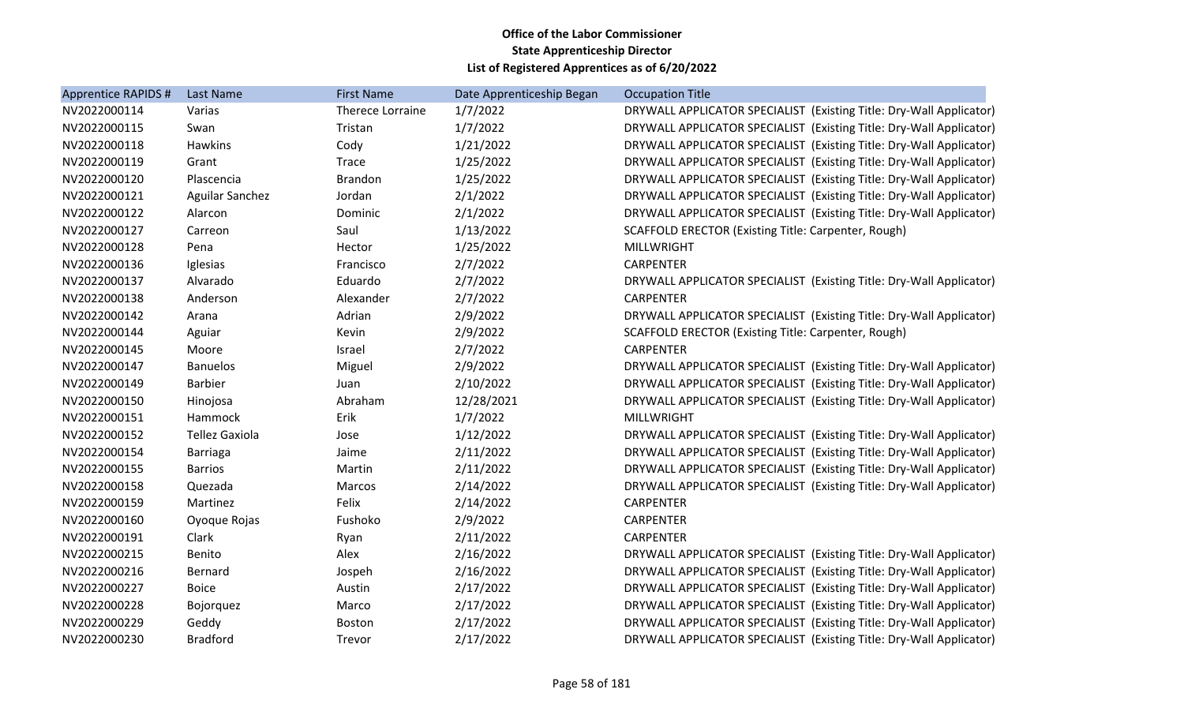**Office of the Labor Commissioner**
**State Apprenticeship Director**
**List of Registered Apprentices as of 6/20/2022**

| Apprentice RAPIDS # | Last Name | First Name | Date Apprenticeship Began | Occupation Title |
|---|---|---|---|---|
| NV2022000114 | Varias | Therece Lorraine | 1/7/2022 | DRYWALL APPLICATOR SPECIALIST (Existing Title: Dry-Wall Applicator) |
| NV2022000115 | Swan | Tristan | 1/7/2022 | DRYWALL APPLICATOR SPECIALIST (Existing Title: Dry-Wall Applicator) |
| NV2022000118 | Hawkins | Cody | 1/21/2022 | DRYWALL APPLICATOR SPECIALIST (Existing Title: Dry-Wall Applicator) |
| NV2022000119 | Grant | Trace | 1/25/2022 | DRYWALL APPLICATOR SPECIALIST (Existing Title: Dry-Wall Applicator) |
| NV2022000120 | Plascencia | Brandon | 1/25/2022 | DRYWALL APPLICATOR SPECIALIST (Existing Title: Dry-Wall Applicator) |
| NV2022000121 | Aguilar Sanchez | Jordan | 2/1/2022 | DRYWALL APPLICATOR SPECIALIST (Existing Title: Dry-Wall Applicator) |
| NV2022000122 | Alarcon | Dominic | 2/1/2022 | DRYWALL APPLICATOR SPECIALIST (Existing Title: Dry-Wall Applicator) |
| NV2022000127 | Carreon | Saul | 1/13/2022 | SCAFFOLD ERECTOR (Existing Title: Carpenter, Rough) |
| NV2022000128 | Pena | Hector | 1/25/2022 | MILLWRIGHT |
| NV2022000136 | Iglesias | Francisco | 2/7/2022 | CARPENTER |
| NV2022000137 | Alvarado | Eduardo | 2/7/2022 | DRYWALL APPLICATOR SPECIALIST (Existing Title: Dry-Wall Applicator) |
| NV2022000138 | Anderson | Alexander | 2/7/2022 | CARPENTER |
| NV2022000142 | Arana | Adrian | 2/9/2022 | DRYWALL APPLICATOR SPECIALIST (Existing Title: Dry-Wall Applicator) |
| NV2022000144 | Aguiar | Kevin | 2/9/2022 | SCAFFOLD ERECTOR (Existing Title: Carpenter, Rough) |
| NV2022000145 | Moore | Israel | 2/7/2022 | CARPENTER |
| NV2022000147 | Banuelos | Miguel | 2/9/2022 | DRYWALL APPLICATOR SPECIALIST (Existing Title: Dry-Wall Applicator) |
| NV2022000149 | Barbier | Juan | 2/10/2022 | DRYWALL APPLICATOR SPECIALIST (Existing Title: Dry-Wall Applicator) |
| NV2022000150 | Hinojosa | Abraham | 12/28/2021 | DRYWALL APPLICATOR SPECIALIST (Existing Title: Dry-Wall Applicator) |
| NV2022000151 | Hammock | Erik | 1/7/2022 | MILLWRIGHT |
| NV2022000152 | Tellez Gaxiola | Jose | 1/12/2022 | DRYWALL APPLICATOR SPECIALIST (Existing Title: Dry-Wall Applicator) |
| NV2022000154 | Barriaga | Jaime | 2/11/2022 | DRYWALL APPLICATOR SPECIALIST (Existing Title: Dry-Wall Applicator) |
| NV2022000155 | Barrios | Martin | 2/11/2022 | DRYWALL APPLICATOR SPECIALIST (Existing Title: Dry-Wall Applicator) |
| NV2022000158 | Quezada | Marcos | 2/14/2022 | DRYWALL APPLICATOR SPECIALIST (Existing Title: Dry-Wall Applicator) |
| NV2022000159 | Martinez | Felix | 2/14/2022 | CARPENTER |
| NV2022000160 | Oyoque Rojas | Fushoko | 2/9/2022 | CARPENTER |
| NV2022000191 | Clark | Ryan | 2/11/2022 | CARPENTER |
| NV2022000215 | Benito | Alex | 2/16/2022 | DRYWALL APPLICATOR SPECIALIST (Existing Title: Dry-Wall Applicator) |
| NV2022000216 | Bernard | Jospeh | 2/16/2022 | DRYWALL APPLICATOR SPECIALIST (Existing Title: Dry-Wall Applicator) |
| NV2022000227 | Boice | Austin | 2/17/2022 | DRYWALL APPLICATOR SPECIALIST (Existing Title: Dry-Wall Applicator) |
| NV2022000228 | Bojorquez | Marco | 2/17/2022 | DRYWALL APPLICATOR SPECIALIST (Existing Title: Dry-Wall Applicator) |
| NV2022000229 | Geddy | Boston | 2/17/2022 | DRYWALL APPLICATOR SPECIALIST (Existing Title: Dry-Wall Applicator) |
| NV2022000230 | Bradford | Trevor | 2/17/2022 | DRYWALL APPLICATOR SPECIALIST (Existing Title: Dry-Wall Applicator) |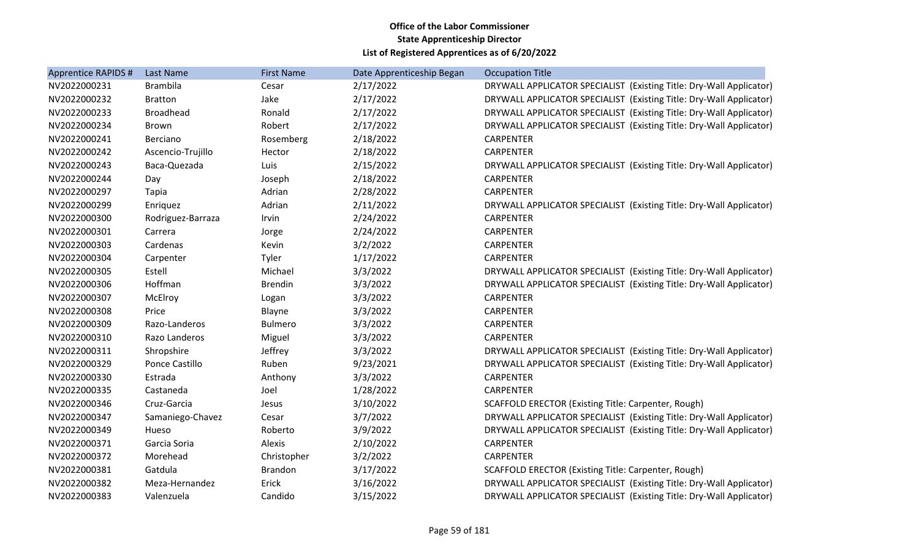**Office of the Labor Commissioner**
**State Apprenticeship Director**
**List of Registered Apprentices as of 6/20/2022**

| Apprentice RAPIDS # | Last Name | First Name | Date Apprenticeship Began | Occupation Title |
|---|---|---|---|---|
| NV2022000231 | Brambila | Cesar | 2/17/2022 | DRYWALL APPLICATOR SPECIALIST (Existing Title: Dry-Wall Applicator) |
| NV2022000232 | Bratton | Jake | 2/17/2022 | DRYWALL APPLICATOR SPECIALIST (Existing Title: Dry-Wall Applicator) |
| NV2022000233 | Broadhead | Ronald | 2/17/2022 | DRYWALL APPLICATOR SPECIALIST (Existing Title: Dry-Wall Applicator) |
| NV2022000234 | Brown | Robert | 2/17/2022 | DRYWALL APPLICATOR SPECIALIST (Existing Title: Dry-Wall Applicator) |
| NV2022000241 | Berciano | Rosemberg | 2/18/2022 | CARPENTER |
| NV2022000242 | Ascencio-Trujillo | Hector | 2/18/2022 | CARPENTER |
| NV2022000243 | Baca-Quezada | Luis | 2/15/2022 | DRYWALL APPLICATOR SPECIALIST (Existing Title: Dry-Wall Applicator) |
| NV2022000244 | Day | Joseph | 2/18/2022 | CARPENTER |
| NV2022000297 | Tapia | Adrian | 2/28/2022 | CARPENTER |
| NV2022000299 | Enriquez | Adrian | 2/11/2022 | DRYWALL APPLICATOR SPECIALIST (Existing Title: Dry-Wall Applicator) |
| NV2022000300 | Rodriguez-Barraza | Irvin | 2/24/2022 | CARPENTER |
| NV2022000301 | Carrera | Jorge | 2/24/2022 | CARPENTER |
| NV2022000303 | Cardenas | Kevin | 3/2/2022 | CARPENTER |
| NV2022000304 | Carpenter | Tyler | 1/17/2022 | CARPENTER |
| NV2022000305 | Estell | Michael | 3/3/2022 | DRYWALL APPLICATOR SPECIALIST (Existing Title: Dry-Wall Applicator) |
| NV2022000306 | Hoffman | Brendin | 3/3/2022 | DRYWALL APPLICATOR SPECIALIST (Existing Title: Dry-Wall Applicator) |
| NV2022000307 | McElroy | Logan | 3/3/2022 | CARPENTER |
| NV2022000308 | Price | Blayne | 3/3/2022 | CARPENTER |
| NV2022000309 | Razo-Landeros | Bulmero | 3/3/2022 | CARPENTER |
| NV2022000310 | Razo Landeros | Miguel | 3/3/2022 | CARPENTER |
| NV2022000311 | Shropshire | Jeffrey | 3/3/2022 | DRYWALL APPLICATOR SPECIALIST (Existing Title: Dry-Wall Applicator) |
| NV2022000329 | Ponce Castillo | Ruben | 9/23/2021 | DRYWALL APPLICATOR SPECIALIST (Existing Title: Dry-Wall Applicator) |
| NV2022000330 | Estrada | Anthony | 3/3/2022 | CARPENTER |
| NV2022000335 | Castaneda | Joel | 1/28/2022 | CARPENTER |
| NV2022000346 | Cruz-Garcia | Jesus | 3/10/2022 | SCAFFOLD ERECTOR (Existing Title: Carpenter, Rough) |
| NV2022000347 | Samaniego-Chavez | Cesar | 3/7/2022 | DRYWALL APPLICATOR SPECIALIST (Existing Title: Dry-Wall Applicator) |
| NV2022000349 | Hueso | Roberto | 3/9/2022 | DRYWALL APPLICATOR SPECIALIST (Existing Title: Dry-Wall Applicator) |
| NV2022000371 | Garcia Soria | Alexis | 2/10/2022 | CARPENTER |
| NV2022000372 | Morehead | Christopher | 3/2/2022 | CARPENTER |
| NV2022000381 | Gatdula | Brandon | 3/17/2022 | SCAFFOLD ERECTOR (Existing Title: Carpenter, Rough) |
| NV2022000382 | Meza-Hernandez | Erick | 3/16/2022 | DRYWALL APPLICATOR SPECIALIST (Existing Title: Dry-Wall Applicator) |
| NV2022000383 | Valenzuela | Candido | 3/15/2022 | DRYWALL APPLICATOR SPECIALIST (Existing Title: Dry-Wall Applicator) |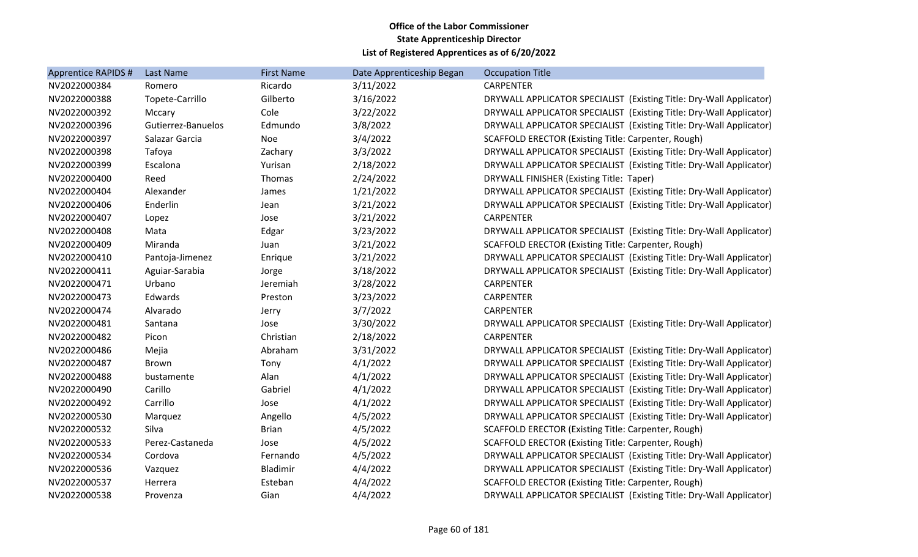**Office of the Labor Commissioner**
**State Apprenticeship Director**
**List of Registered Apprentices as of 6/20/2022**

| Apprentice RAPIDS # | Last Name | First Name | Date Apprenticeship Began | Occupation Title |
|---|---|---|---|---|
| NV2022000384 | Romero | Ricardo | 3/11/2022 | CARPENTER |
| NV2022000388 | Topete-Carrillo | Gilberto | 3/16/2022 | DRYWALL APPLICATOR SPECIALIST (Existing Title: Dry-Wall Applicator) |
| NV2022000392 | Mccary | Cole | 3/22/2022 | DRYWALL APPLICATOR SPECIALIST (Existing Title: Dry-Wall Applicator) |
| NV2022000396 | Gutierrez-Banuelos | Edmundo | 3/8/2022 | DRYWALL APPLICATOR SPECIALIST (Existing Title: Dry-Wall Applicator) |
| NV2022000397 | Salazar Garcia | Noe | 3/4/2022 | SCAFFOLD ERECTOR (Existing Title: Carpenter, Rough) |
| NV2022000398 | Tafoya | Zachary | 3/3/2022 | DRYWALL APPLICATOR SPECIALIST (Existing Title: Dry-Wall Applicator) |
| NV2022000399 | Escalona | Yurisan | 2/18/2022 | DRYWALL APPLICATOR SPECIALIST (Existing Title: Dry-Wall Applicator) |
| NV2022000400 | Reed | Thomas | 2/24/2022 | DRYWALL FINISHER (Existing Title: Taper) |
| NV2022000404 | Alexander | James | 1/21/2022 | DRYWALL APPLICATOR SPECIALIST (Existing Title: Dry-Wall Applicator) |
| NV2022000406 | Enderlin | Jean | 3/21/2022 | DRYWALL APPLICATOR SPECIALIST (Existing Title: Dry-Wall Applicator) |
| NV2022000407 | Lopez | Jose | 3/21/2022 | CARPENTER |
| NV2022000408 | Mata | Edgar | 3/23/2022 | DRYWALL APPLICATOR SPECIALIST (Existing Title: Dry-Wall Applicator) |
| NV2022000409 | Miranda | Juan | 3/21/2022 | SCAFFOLD ERECTOR (Existing Title: Carpenter, Rough) |
| NV2022000410 | Pantoja-Jimenez | Enrique | 3/21/2022 | DRYWALL APPLICATOR SPECIALIST (Existing Title: Dry-Wall Applicator) |
| NV2022000411 | Aguiar-Sarabia | Jorge | 3/18/2022 | DRYWALL APPLICATOR SPECIALIST (Existing Title: Dry-Wall Applicator) |
| NV2022000471 | Urbano | Jeremiah | 3/28/2022 | CARPENTER |
| NV2022000473 | Edwards | Preston | 3/23/2022 | CARPENTER |
| NV2022000474 | Alvarado | Jerry | 3/7/2022 | CARPENTER |
| NV2022000481 | Santana | Jose | 3/30/2022 | DRYWALL APPLICATOR SPECIALIST (Existing Title: Dry-Wall Applicator) |
| NV2022000482 | Picon | Christian | 2/18/2022 | CARPENTER |
| NV2022000486 | Mejia | Abraham | 3/31/2022 | DRYWALL APPLICATOR SPECIALIST (Existing Title: Dry-Wall Applicator) |
| NV2022000487 | Brown | Tony | 4/1/2022 | DRYWALL APPLICATOR SPECIALIST (Existing Title: Dry-Wall Applicator) |
| NV2022000488 | bustamente | Alan | 4/1/2022 | DRYWALL APPLICATOR SPECIALIST (Existing Title: Dry-Wall Applicator) |
| NV2022000490 | Carillo | Gabriel | 4/1/2022 | DRYWALL APPLICATOR SPECIALIST (Existing Title: Dry-Wall Applicator) |
| NV2022000492 | Carrillo | Jose | 4/1/2022 | DRYWALL APPLICATOR SPECIALIST (Existing Title: Dry-Wall Applicator) |
| NV2022000530 | Marquez | Angello | 4/5/2022 | DRYWALL APPLICATOR SPECIALIST (Existing Title: Dry-Wall Applicator) |
| NV2022000532 | Silva | Brian | 4/5/2022 | SCAFFOLD ERECTOR (Existing Title: Carpenter, Rough) |
| NV2022000533 | Perez-Castaneda | Jose | 4/5/2022 | SCAFFOLD ERECTOR (Existing Title: Carpenter, Rough) |
| NV2022000534 | Cordova | Fernando | 4/5/2022 | DRYWALL APPLICATOR SPECIALIST (Existing Title: Dry-Wall Applicator) |
| NV2022000536 | Vazquez | Bladimir | 4/4/2022 | DRYWALL APPLICATOR SPECIALIST (Existing Title: Dry-Wall Applicator) |
| NV2022000537 | Herrera | Esteban | 4/4/2022 | SCAFFOLD ERECTOR (Existing Title: Carpenter, Rough) |
| NV2022000538 | Provenza | Gian | 4/4/2022 | DRYWALL APPLICATOR SPECIALIST (Existing Title: Dry-Wall Applicator) |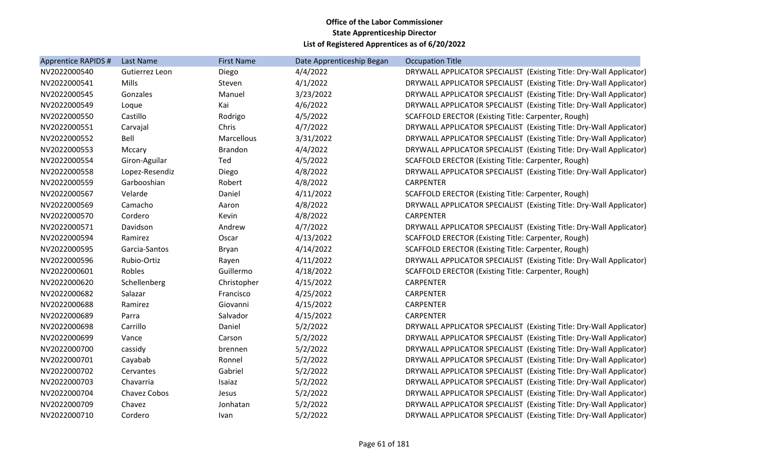**Office of the Labor Commissioner**
**State Apprenticeship Director**
**List of Registered Apprentices as of 6/20/2022**

| Apprentice RAPIDS # | Last Name | First Name | Date Apprenticeship Began | Occupation Title |
|---|---|---|---|---|
| NV2022000540 | Gutierrez Leon | Diego | 4/4/2022 | DRYWALL APPLICATOR SPECIALIST (Existing Title: Dry-Wall Applicator) |
| NV2022000541 | Mills | Steven | 4/1/2022 | DRYWALL APPLICATOR SPECIALIST (Existing Title: Dry-Wall Applicator) |
| NV2022000545 | Gonzales | Manuel | 3/23/2022 | DRYWALL APPLICATOR SPECIALIST (Existing Title: Dry-Wall Applicator) |
| NV2022000549 | Loque | Kai | 4/6/2022 | DRYWALL APPLICATOR SPECIALIST (Existing Title: Dry-Wall Applicator) |
| NV2022000550 | Castillo | Rodrigo | 4/5/2022 | SCAFFOLD ERECTOR (Existing Title: Carpenter, Rough) |
| NV2022000551 | Carvajal | Chris | 4/7/2022 | DRYWALL APPLICATOR SPECIALIST (Existing Title: Dry-Wall Applicator) |
| NV2022000552 | Bell | Marcellous | 3/31/2022 | DRYWALL APPLICATOR SPECIALIST (Existing Title: Dry-Wall Applicator) |
| NV2022000553 | Mccary | Brandon | 4/4/2022 | DRYWALL APPLICATOR SPECIALIST (Existing Title: Dry-Wall Applicator) |
| NV2022000554 | Giron-Aguilar | Ted | 4/5/2022 | SCAFFOLD ERECTOR (Existing Title: Carpenter, Rough) |
| NV2022000558 | Lopez-Resendiz | Diego | 4/8/2022 | DRYWALL APPLICATOR SPECIALIST (Existing Title: Dry-Wall Applicator) |
| NV2022000559 | Garbooshian | Robert | 4/8/2022 | CARPENTER |
| NV2022000567 | Velarde | Daniel | 4/11/2022 | SCAFFOLD ERECTOR (Existing Title: Carpenter, Rough) |
| NV2022000569 | Camacho | Aaron | 4/8/2022 | DRYWALL APPLICATOR SPECIALIST (Existing Title: Dry-Wall Applicator) |
| NV2022000570 | Cordero | Kevin | 4/8/2022 | CARPENTER |
| NV2022000571 | Davidson | Andrew | 4/7/2022 | DRYWALL APPLICATOR SPECIALIST (Existing Title: Dry-Wall Applicator) |
| NV2022000594 | Ramirez | Oscar | 4/13/2022 | SCAFFOLD ERECTOR (Existing Title: Carpenter, Rough) |
| NV2022000595 | Garcia-Santos | Bryan | 4/14/2022 | SCAFFOLD ERECTOR (Existing Title: Carpenter, Rough) |
| NV2022000596 | Rubio-Ortiz | Rayen | 4/11/2022 | DRYWALL APPLICATOR SPECIALIST (Existing Title: Dry-Wall Applicator) |
| NV2022000601 | Robles | Guillermo | 4/18/2022 | SCAFFOLD ERECTOR (Existing Title: Carpenter, Rough) |
| NV2022000620 | Schellenberg | Christopher | 4/15/2022 | CARPENTER |
| NV2022000682 | Salazar | Francisco | 4/25/2022 | CARPENTER |
| NV2022000688 | Ramirez | Giovanni | 4/15/2022 | CARPENTER |
| NV2022000689 | Parra | Salvador | 4/15/2022 | CARPENTER |
| NV2022000698 | Carrillo | Daniel | 5/2/2022 | DRYWALL APPLICATOR SPECIALIST (Existing Title: Dry-Wall Applicator) |
| NV2022000699 | Vance | Carson | 5/2/2022 | DRYWALL APPLICATOR SPECIALIST (Existing Title: Dry-Wall Applicator) |
| NV2022000700 | cassidy | brennen | 5/2/2022 | DRYWALL APPLICATOR SPECIALIST (Existing Title: Dry-Wall Applicator) |
| NV2022000701 | Cayabab | Ronnel | 5/2/2022 | DRYWALL APPLICATOR SPECIALIST (Existing Title: Dry-Wall Applicator) |
| NV2022000702 | Cervantes | Gabriel | 5/2/2022 | DRYWALL APPLICATOR SPECIALIST (Existing Title: Dry-Wall Applicator) |
| NV2022000703 | Chavarria | Isaiaz | 5/2/2022 | DRYWALL APPLICATOR SPECIALIST (Existing Title: Dry-Wall Applicator) |
| NV2022000704 | Chavez Cobos | Jesus | 5/2/2022 | DRYWALL APPLICATOR SPECIALIST (Existing Title: Dry-Wall Applicator) |
| NV2022000709 | Chavez | Jonhatan | 5/2/2022 | DRYWALL APPLICATOR SPECIALIST (Existing Title: Dry-Wall Applicator) |
| NV2022000710 | Cordero | Ivan | 5/2/2022 | DRYWALL APPLICATOR SPECIALIST (Existing Title: Dry-Wall Applicator) |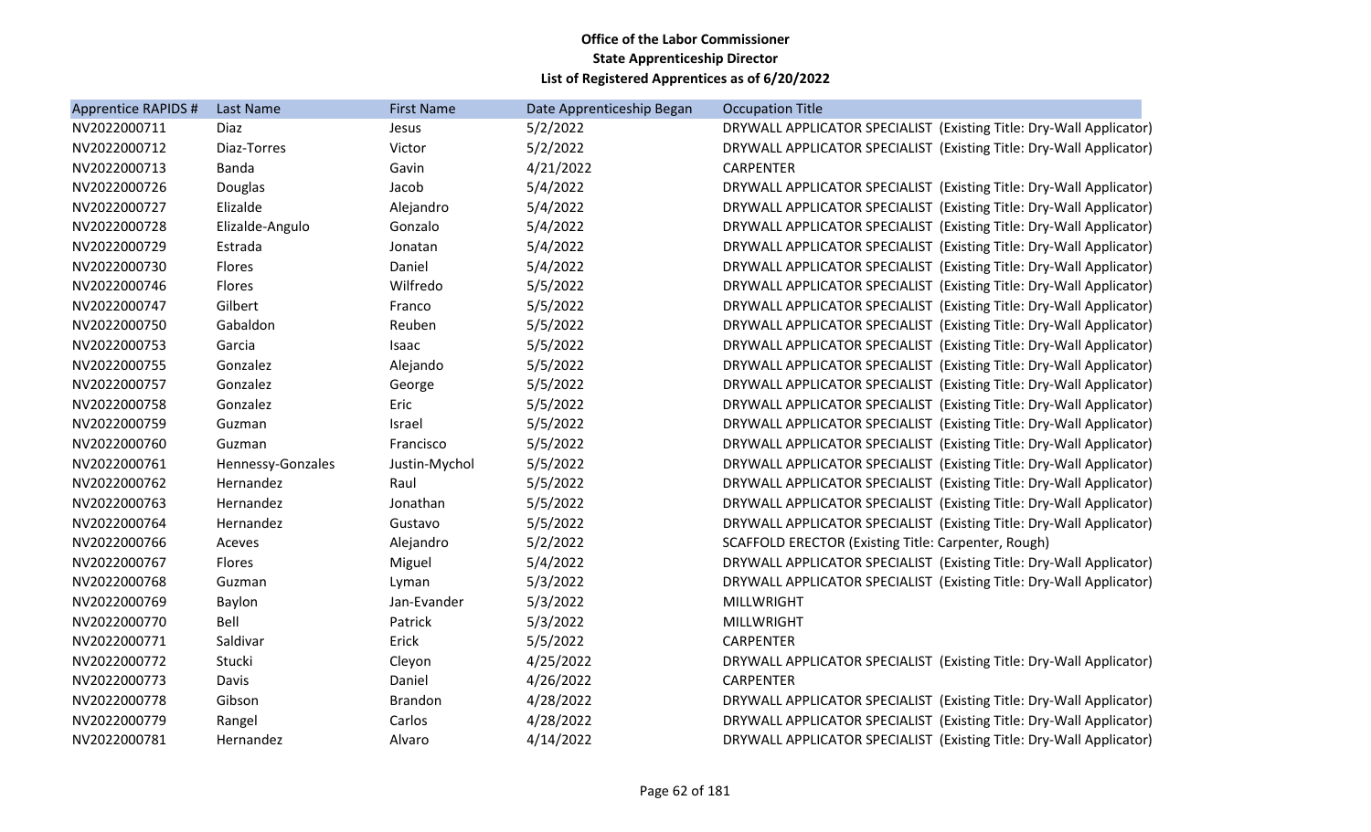**Office of the Labor Commissioner**
**State Apprenticeship Director**
**List of Registered Apprentices as of 6/20/2022**

| Apprentice RAPIDS # | Last Name | First Name | Date Apprenticeship Began | Occupation Title |
|---|---|---|---|---|
| NV2022000711 | Diaz | Jesus | 5/2/2022 | DRYWALL APPLICATOR SPECIALIST (Existing Title: Dry-Wall Applicator) |
| NV2022000712 | Diaz-Torres | Victor | 5/2/2022 | DRYWALL APPLICATOR SPECIALIST (Existing Title: Dry-Wall Applicator) |
| NV2022000713 | Banda | Gavin | 4/21/2022 | CARPENTER |
| NV2022000726 | Douglas | Jacob | 5/4/2022 | DRYWALL APPLICATOR SPECIALIST (Existing Title: Dry-Wall Applicator) |
| NV2022000727 | Elizalde | Alejandro | 5/4/2022 | DRYWALL APPLICATOR SPECIALIST (Existing Title: Dry-Wall Applicator) |
| NV2022000728 | Elizalde-Angulo | Gonzalo | 5/4/2022 | DRYWALL APPLICATOR SPECIALIST (Existing Title: Dry-Wall Applicator) |
| NV2022000729 | Estrada | Jonatan | 5/4/2022 | DRYWALL APPLICATOR SPECIALIST (Existing Title: Dry-Wall Applicator) |
| NV2022000730 | Flores | Daniel | 5/4/2022 | DRYWALL APPLICATOR SPECIALIST (Existing Title: Dry-Wall Applicator) |
| NV2022000746 | Flores | Wilfredo | 5/5/2022 | DRYWALL APPLICATOR SPECIALIST (Existing Title: Dry-Wall Applicator) |
| NV2022000747 | Gilbert | Franco | 5/5/2022 | DRYWALL APPLICATOR SPECIALIST (Existing Title: Dry-Wall Applicator) |
| NV2022000750 | Gabaldon | Reuben | 5/5/2022 | DRYWALL APPLICATOR SPECIALIST (Existing Title: Dry-Wall Applicator) |
| NV2022000753 | Garcia | Isaac | 5/5/2022 | DRYWALL APPLICATOR SPECIALIST (Existing Title: Dry-Wall Applicator) |
| NV2022000755 | Gonzalez | Alejando | 5/5/2022 | DRYWALL APPLICATOR SPECIALIST (Existing Title: Dry-Wall Applicator) |
| NV2022000757 | Gonzalez | George | 5/5/2022 | DRYWALL APPLICATOR SPECIALIST (Existing Title: Dry-Wall Applicator) |
| NV2022000758 | Gonzalez | Eric | 5/5/2022 | DRYWALL APPLICATOR SPECIALIST (Existing Title: Dry-Wall Applicator) |
| NV2022000759 | Guzman | Israel | 5/5/2022 | DRYWALL APPLICATOR SPECIALIST (Existing Title: Dry-Wall Applicator) |
| NV2022000760 | Guzman | Francisco | 5/5/2022 | DRYWALL APPLICATOR SPECIALIST (Existing Title: Dry-Wall Applicator) |
| NV2022000761 | Hennessy-Gonzales | Justin-Mychol | 5/5/2022 | DRYWALL APPLICATOR SPECIALIST (Existing Title: Dry-Wall Applicator) |
| NV2022000762 | Hernandez | Raul | 5/5/2022 | DRYWALL APPLICATOR SPECIALIST (Existing Title: Dry-Wall Applicator) |
| NV2022000763 | Hernandez | Jonathan | 5/5/2022 | DRYWALL APPLICATOR SPECIALIST (Existing Title: Dry-Wall Applicator) |
| NV2022000764 | Hernandez | Gustavo | 5/5/2022 | DRYWALL APPLICATOR SPECIALIST (Existing Title: Dry-Wall Applicator) |
| NV2022000766 | Aceves | Alejandro | 5/2/2022 | SCAFFOLD ERECTOR (Existing Title: Carpenter, Rough) |
| NV2022000767 | Flores | Miguel | 5/4/2022 | DRYWALL APPLICATOR SPECIALIST (Existing Title: Dry-Wall Applicator) |
| NV2022000768 | Guzman | Lyman | 5/3/2022 | DRYWALL APPLICATOR SPECIALIST (Existing Title: Dry-Wall Applicator) |
| NV2022000769 | Baylon | Jan-Evander | 5/3/2022 | MILLWRIGHT |
| NV2022000770 | Bell | Patrick | 5/3/2022 | MILLWRIGHT |
| NV2022000771 | Saldivar | Erick | 5/5/2022 | CARPENTER |
| NV2022000772 | Stucki | Cleyon | 4/25/2022 | DRYWALL APPLICATOR SPECIALIST (Existing Title: Dry-Wall Applicator) |
| NV2022000773 | Davis | Daniel | 4/26/2022 | CARPENTER |
| NV2022000778 | Gibson | Brandon | 4/28/2022 | DRYWALL APPLICATOR SPECIALIST (Existing Title: Dry-Wall Applicator) |
| NV2022000779 | Rangel | Carlos | 4/28/2022 | DRYWALL APPLICATOR SPECIALIST (Existing Title: Dry-Wall Applicator) |
| NV2022000781 | Hernandez | Alvaro | 4/14/2022 | DRYWALL APPLICATOR SPECIALIST (Existing Title: Dry-Wall Applicator) |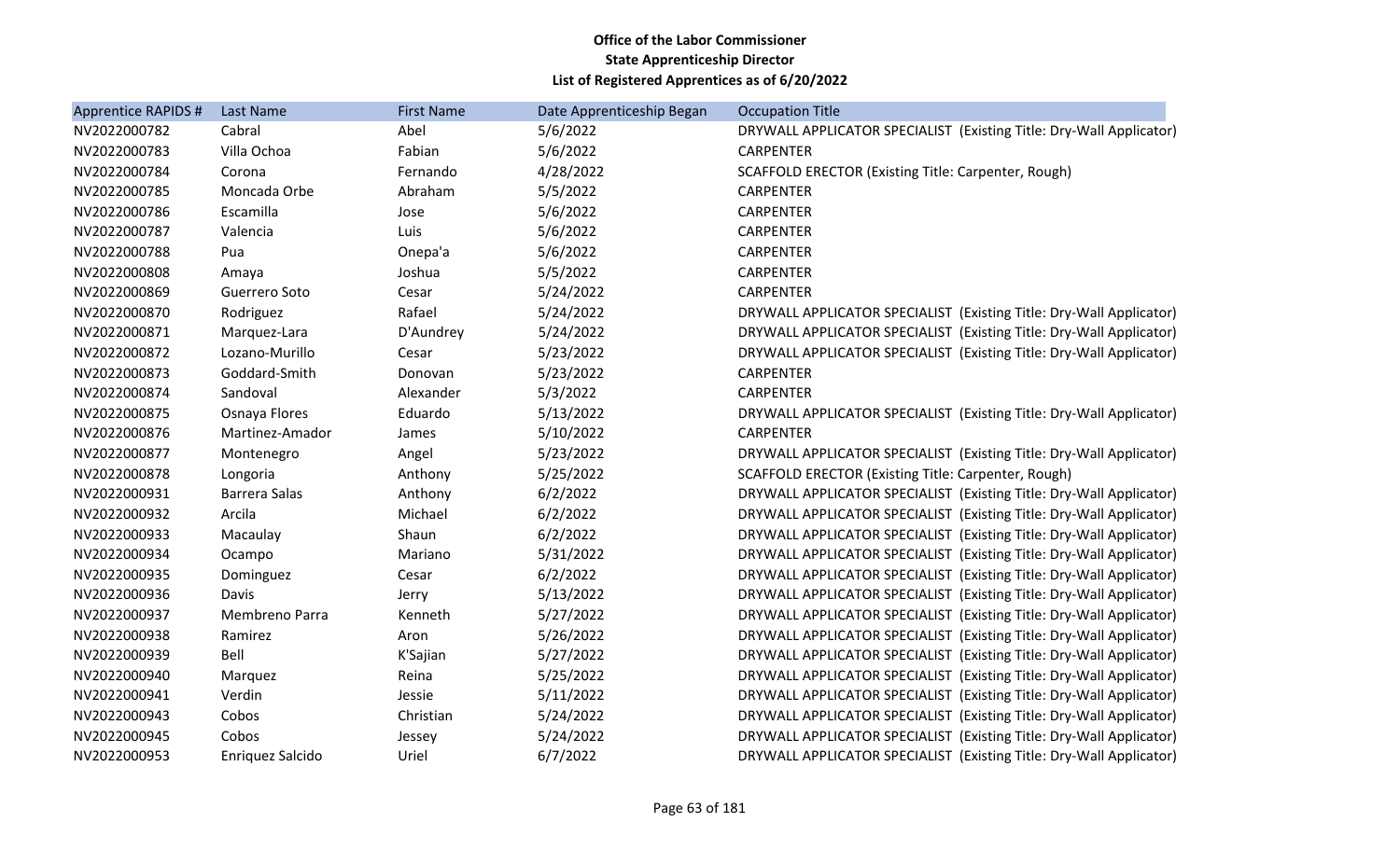**Office of the Labor Commissioner**
**State Apprenticeship Director**
**List of Registered Apprentices as of 6/20/2022**

| Apprentice RAPIDS # | Last Name | First Name | Date Apprenticeship Began | Occupation Title |
|---|---|---|---|---|
| NV2022000782 | Cabral | Abel | 5/6/2022 | DRYWALL APPLICATOR SPECIALIST (Existing Title: Dry-Wall Applicator) |
| NV2022000783 | Villa Ochoa | Fabian | 5/6/2022 | CARPENTER |
| NV2022000784 | Corona | Fernando | 4/28/2022 | SCAFFOLD ERECTOR (Existing Title: Carpenter, Rough) |
| NV2022000785 | Moncada Orbe | Abraham | 5/5/2022 | CARPENTER |
| NV2022000786 | Escamilla | Jose | 5/6/2022 | CARPENTER |
| NV2022000787 | Valencia | Luis | 5/6/2022 | CARPENTER |
| NV2022000788 | Pua | Onepa'a | 5/6/2022 | CARPENTER |
| NV2022000808 | Amaya | Joshua | 5/5/2022 | CARPENTER |
| NV2022000869 | Guerrero Soto | Cesar | 5/24/2022 | CARPENTER |
| NV2022000870 | Rodriguez | Rafael | 5/24/2022 | DRYWALL APPLICATOR SPECIALIST (Existing Title: Dry-Wall Applicator) |
| NV2022000871 | Marquez-Lara | D'Aundrey | 5/24/2022 | DRYWALL APPLICATOR SPECIALIST (Existing Title: Dry-Wall Applicator) |
| NV2022000872 | Lozano-Murillo | Cesar | 5/23/2022 | DRYWALL APPLICATOR SPECIALIST (Existing Title: Dry-Wall Applicator) |
| NV2022000873 | Goddard-Smith | Donovan | 5/23/2022 | CARPENTER |
| NV2022000874 | Sandoval | Alexander | 5/3/2022 | CARPENTER |
| NV2022000875 | Osnaya Flores | Eduardo | 5/13/2022 | DRYWALL APPLICATOR SPECIALIST (Existing Title: Dry-Wall Applicator) |
| NV2022000876 | Martinez-Amador | James | 5/10/2022 | CARPENTER |
| NV2022000877 | Montenegro | Angel | 5/23/2022 | DRYWALL APPLICATOR SPECIALIST (Existing Title: Dry-Wall Applicator) |
| NV2022000878 | Longoria | Anthony | 5/25/2022 | SCAFFOLD ERECTOR (Existing Title: Carpenter, Rough) |
| NV2022000931 | Barrera Salas | Anthony | 6/2/2022 | DRYWALL APPLICATOR SPECIALIST (Existing Title: Dry-Wall Applicator) |
| NV2022000932 | Arcila | Michael | 6/2/2022 | DRYWALL APPLICATOR SPECIALIST (Existing Title: Dry-Wall Applicator) |
| NV2022000933 | Macaulay | Shaun | 6/2/2022 | DRYWALL APPLICATOR SPECIALIST (Existing Title: Dry-Wall Applicator) |
| NV2022000934 | Ocampo | Mariano | 5/31/2022 | DRYWALL APPLICATOR SPECIALIST (Existing Title: Dry-Wall Applicator) |
| NV2022000935 | Dominguez | Cesar | 6/2/2022 | DRYWALL APPLICATOR SPECIALIST (Existing Title: Dry-Wall Applicator) |
| NV2022000936 | Davis | Jerry | 5/13/2022 | DRYWALL APPLICATOR SPECIALIST (Existing Title: Dry-Wall Applicator) |
| NV2022000937 | Membreno Parra | Kenneth | 5/27/2022 | DRYWALL APPLICATOR SPECIALIST (Existing Title: Dry-Wall Applicator) |
| NV2022000938 | Ramirez | Aron | 5/26/2022 | DRYWALL APPLICATOR SPECIALIST (Existing Title: Dry-Wall Applicator) |
| NV2022000939 | Bell | K'Sajian | 5/27/2022 | DRYWALL APPLICATOR SPECIALIST (Existing Title: Dry-Wall Applicator) |
| NV2022000940 | Marquez | Reina | 5/25/2022 | DRYWALL APPLICATOR SPECIALIST (Existing Title: Dry-Wall Applicator) |
| NV2022000941 | Verdin | Jessie | 5/11/2022 | DRYWALL APPLICATOR SPECIALIST (Existing Title: Dry-Wall Applicator) |
| NV2022000943 | Cobos | Christian | 5/24/2022 | DRYWALL APPLICATOR SPECIALIST (Existing Title: Dry-Wall Applicator) |
| NV2022000945 | Cobos | Jessey | 5/24/2022 | DRYWALL APPLICATOR SPECIALIST (Existing Title: Dry-Wall Applicator) |
| NV2022000953 | Enriquez Salcido | Uriel | 6/7/2022 | DRYWALL APPLICATOR SPECIALIST (Existing Title: Dry-Wall Applicator) |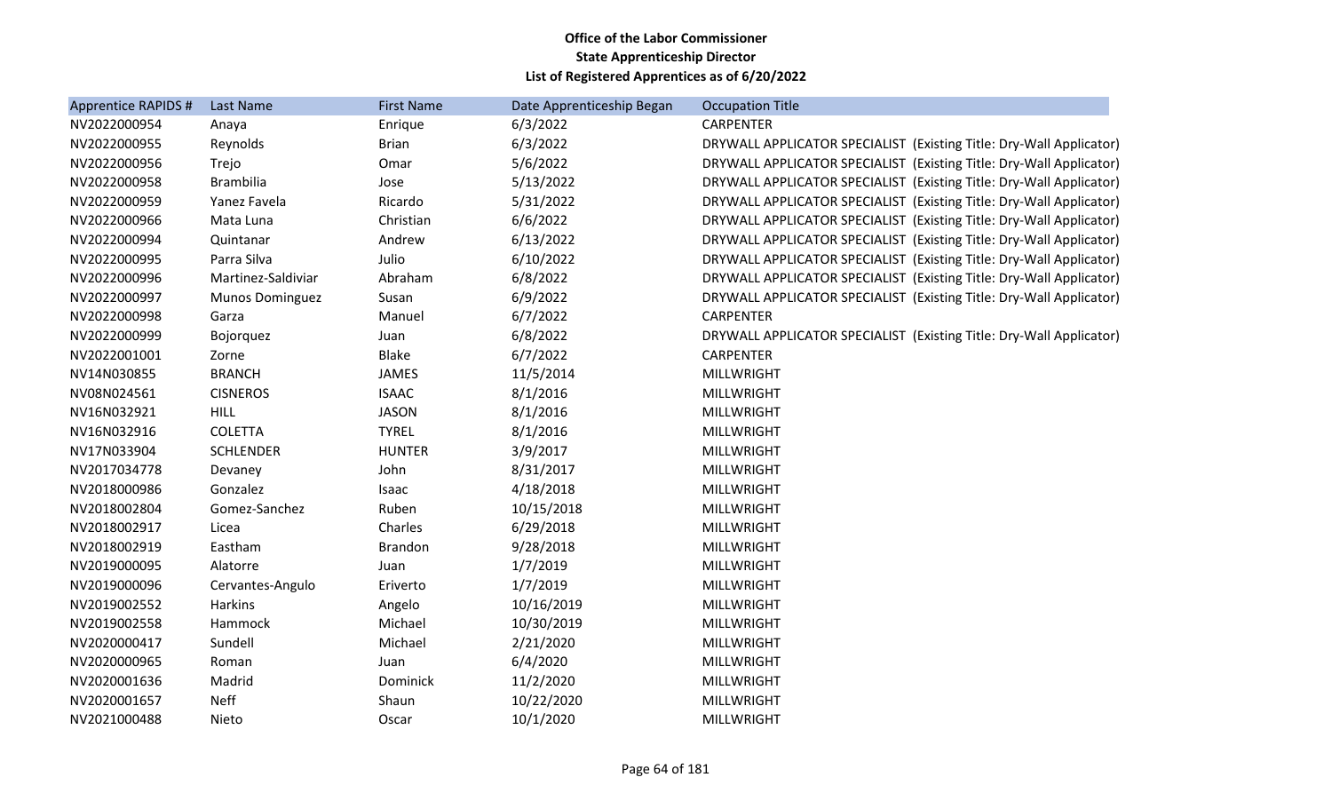**Office of the Labor Commissioner**
**State Apprenticeship Director**
**List of Registered Apprentices as of 6/20/2022**

| Apprentice RAPIDS # | Last Name | First Name | Date Apprenticeship Began | Occupation Title |
|---|---|---|---|---|
| NV2022000954 | Anaya | Enrique | 6/3/2022 | CARPENTER |
| NV2022000955 | Reynolds | Brian | 6/3/2022 | DRYWALL APPLICATOR SPECIALIST (Existing Title: Dry-Wall Applicator) |
| NV2022000956 | Trejo | Omar | 5/6/2022 | DRYWALL APPLICATOR SPECIALIST (Existing Title: Dry-Wall Applicator) |
| NV2022000958 | Brambilia | Jose | 5/13/2022 | DRYWALL APPLICATOR SPECIALIST (Existing Title: Dry-Wall Applicator) |
| NV2022000959 | Yanez Favela | Ricardo | 5/31/2022 | DRYWALL APPLICATOR SPECIALIST (Existing Title: Dry-Wall Applicator) |
| NV2022000966 | Mata Luna | Christian | 6/6/2022 | DRYWALL APPLICATOR SPECIALIST (Existing Title: Dry-Wall Applicator) |
| NV2022000994 | Quintanar | Andrew | 6/13/2022 | DRYWALL APPLICATOR SPECIALIST (Existing Title: Dry-Wall Applicator) |
| NV2022000995 | Parra Silva | Julio | 6/10/2022 | DRYWALL APPLICATOR SPECIALIST (Existing Title: Dry-Wall Applicator) |
| NV2022000996 | Martinez-Saldiviar | Abraham | 6/8/2022 | DRYWALL APPLICATOR SPECIALIST (Existing Title: Dry-Wall Applicator) |
| NV2022000997 | Munos Dominguez | Susan | 6/9/2022 | DRYWALL APPLICATOR SPECIALIST (Existing Title: Dry-Wall Applicator) |
| NV2022000998 | Garza | Manuel | 6/7/2022 | CARPENTER |
| NV2022000999 | Bojorquez | Juan | 6/8/2022 | DRYWALL APPLICATOR SPECIALIST (Existing Title: Dry-Wall Applicator) |
| NV2022001001 | Zorne | Blake | 6/7/2022 | CARPENTER |
| NV14N030855 | BRANCH | JAMES | 11/5/2014 | MILLWRIGHT |
| NV08N024561 | CISNEROS | ISAAC | 8/1/2016 | MILLWRIGHT |
| NV16N032921 | HILL | JASON | 8/1/2016 | MILLWRIGHT |
| NV16N032916 | COLETTA | TYREL | 8/1/2016 | MILLWRIGHT |
| NV17N033904 | SCHLENDER | HUNTER | 3/9/2017 | MILLWRIGHT |
| NV2017034778 | Devaney | John | 8/31/2017 | MILLWRIGHT |
| NV2018000986 | Gonzalez | Isaac | 4/18/2018 | MILLWRIGHT |
| NV2018002804 | Gomez-Sanchez | Ruben | 10/15/2018 | MILLWRIGHT |
| NV2018002917 | Licea | Charles | 6/29/2018 | MILLWRIGHT |
| NV2018002919 | Eastham | Brandon | 9/28/2018 | MILLWRIGHT |
| NV2019000095 | Alatorre | Juan | 1/7/2019 | MILLWRIGHT |
| NV2019000096 | Cervantes-Angulo | Eriverto | 1/7/2019 | MILLWRIGHT |
| NV2019002552 | Harkins | Angelo | 10/16/2019 | MILLWRIGHT |
| NV2019002558 | Hammock | Michael | 10/30/2019 | MILLWRIGHT |
| NV2020000417 | Sundell | Michael | 2/21/2020 | MILLWRIGHT |
| NV2020000965 | Roman | Juan | 6/4/2020 | MILLWRIGHT |
| NV2020001636 | Madrid | Dominick | 11/2/2020 | MILLWRIGHT |
| NV2020001657 | Neff | Shaun | 10/22/2020 | MILLWRIGHT |
| NV2021000488 | Nieto | Oscar | 10/1/2020 | MILLWRIGHT |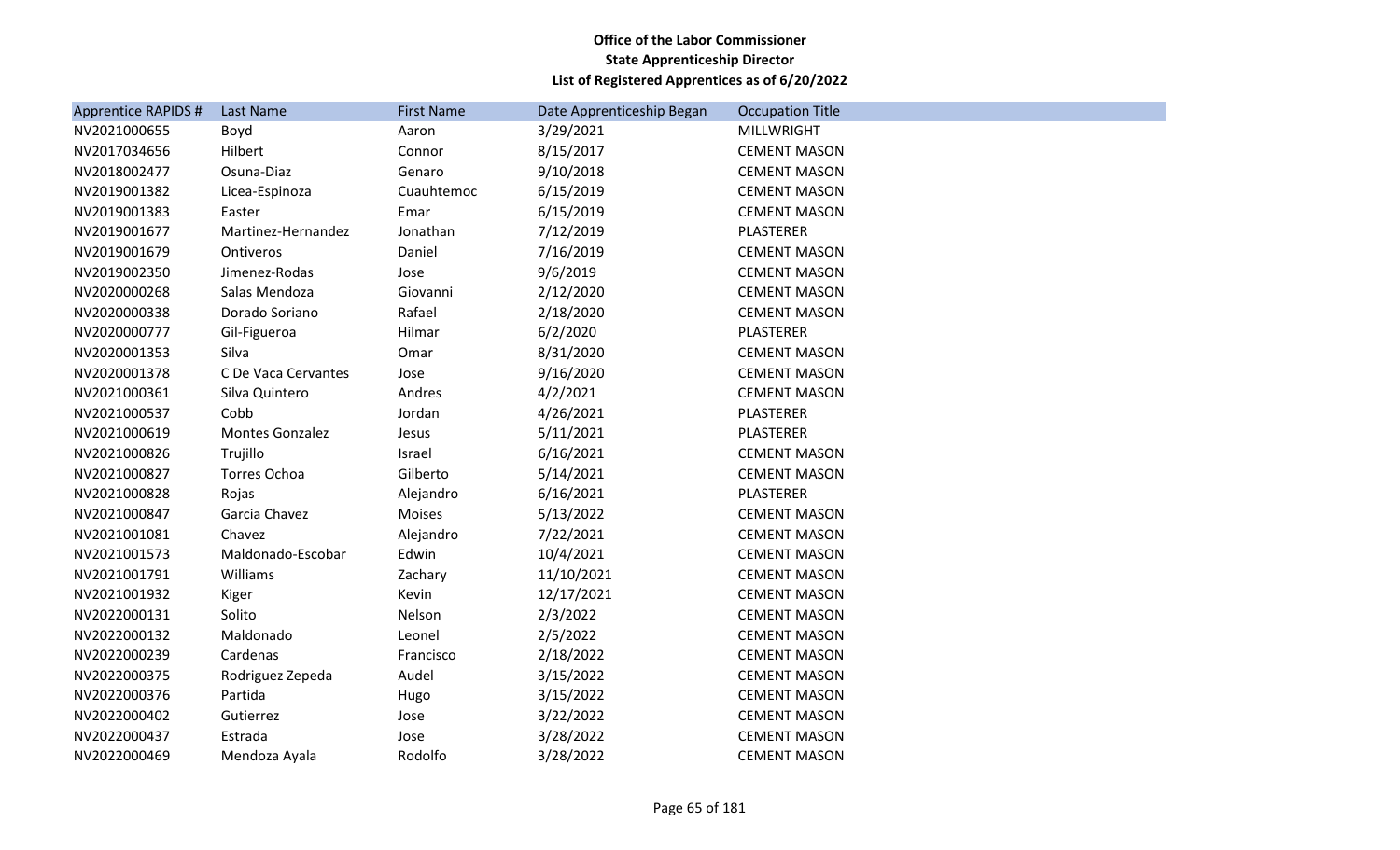**Office of the Labor Commissioner**
**State Apprenticeship Director**
**List of Registered Apprentices as of 6/20/2022**

| Apprentice RAPIDS # | Last Name | First Name | Date Apprenticeship Began | Occupation Title |
|---|---|---|---|---|
| NV2021000655 | Boyd | Aaron | 3/29/2021 | MILLWRIGHT |
| NV2017034656 | Hilbert | Connor | 8/15/2017 | CEMENT MASON |
| NV2018002477 | Osuna-Diaz | Genaro | 9/10/2018 | CEMENT MASON |
| NV2019001382 | Licea-Espinoza | Cuauhtemoc | 6/15/2019 | CEMENT MASON |
| NV2019001383 | Easter | Emar | 6/15/2019 | CEMENT MASON |
| NV2019001677 | Martinez-Hernandez | Jonathan | 7/12/2019 | PLASTERER |
| NV2019001679 | Ontiveros | Daniel | 7/16/2019 | CEMENT MASON |
| NV2019002350 | Jimenez-Rodas | Jose | 9/6/2019 | CEMENT MASON |
| NV2020000268 | Salas Mendoza | Giovanni | 2/12/2020 | CEMENT MASON |
| NV2020000338 | Dorado Soriano | Rafael | 2/18/2020 | CEMENT MASON |
| NV2020000777 | Gil-Figueroa | Hilmar | 6/2/2020 | PLASTERER |
| NV2020001353 | Silva | Omar | 8/31/2020 | CEMENT MASON |
| NV2020001378 | C De Vaca Cervantes | Jose | 9/16/2020 | CEMENT MASON |
| NV2021000361 | Silva Quintero | Andres | 4/2/2021 | CEMENT MASON |
| NV2021000537 | Cobb | Jordan | 4/26/2021 | PLASTERER |
| NV2021000619 | Montes Gonzalez | Jesus | 5/11/2021 | PLASTERER |
| NV2021000826 | Trujillo | Israel | 6/16/2021 | CEMENT MASON |
| NV2021000827 | Torres Ochoa | Gilberto | 5/14/2021 | CEMENT MASON |
| NV2021000828 | Rojas | Alejandro | 6/16/2021 | PLASTERER |
| NV2021000847 | Garcia Chavez | Moises | 5/13/2022 | CEMENT MASON |
| NV2021001081 | Chavez | Alejandro | 7/22/2021 | CEMENT MASON |
| NV2021001573 | Maldonado-Escobar | Edwin | 10/4/2021 | CEMENT MASON |
| NV2021001791 | Williams | Zachary | 11/10/2021 | CEMENT MASON |
| NV2021001932 | Kiger | Kevin | 12/17/2021 | CEMENT MASON |
| NV2022000131 | Solito | Nelson | 2/3/2022 | CEMENT MASON |
| NV2022000132 | Maldonado | Leonel | 2/5/2022 | CEMENT MASON |
| NV2022000239 | Cardenas | Francisco | 2/18/2022 | CEMENT MASON |
| NV2022000375 | Rodriguez Zepeda | Audel | 3/15/2022 | CEMENT MASON |
| NV2022000376 | Partida | Hugo | 3/15/2022 | CEMENT MASON |
| NV2022000402 | Gutierrez | Jose | 3/22/2022 | CEMENT MASON |
| NV2022000437 | Estrada | Jose | 3/28/2022 | CEMENT MASON |
| NV2022000469 | Mendoza Ayala | Rodolfo | 3/28/2022 | CEMENT MASON |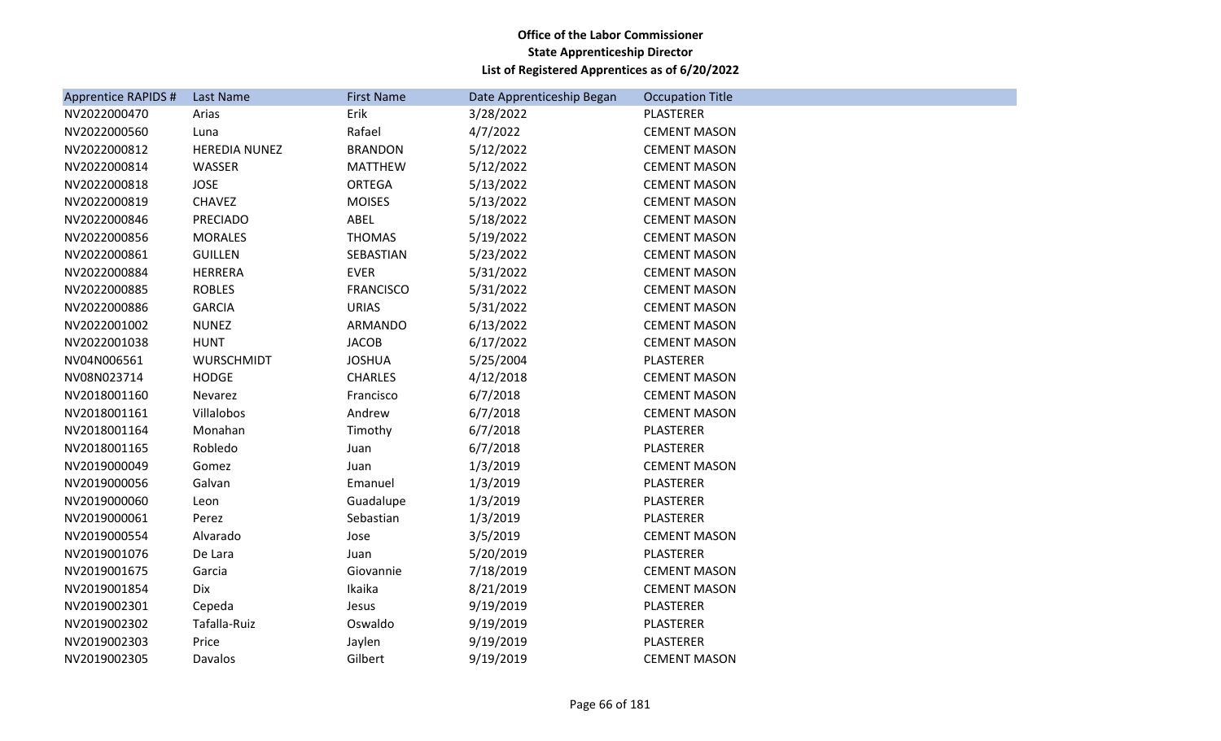**Office of the Labor Commissioner**
**State Apprenticeship Director**
**List of Registered Apprentices as of 6/20/2022**

| Apprentice RAPIDS # | Last Name | First Name | Date Apprenticeship Began | Occupation Title |
|---|---|---|---|---|
| NV2022000470 | Arias | Erik | 3/28/2022 | PLASTERER |
| NV2022000560 | Luna | Rafael | 4/7/2022 | CEMENT MASON |
| NV2022000812 | HEREDIA NUNEZ | BRANDON | 5/12/2022 | CEMENT MASON |
| NV2022000814 | WASSER | MATTHEW | 5/12/2022 | CEMENT MASON |
| NV2022000818 | JOSE | ORTEGA | 5/13/2022 | CEMENT MASON |
| NV2022000819 | CHAVEZ | MOISES | 5/13/2022 | CEMENT MASON |
| NV2022000846 | PRECIADO | ABEL | 5/18/2022 | CEMENT MASON |
| NV2022000856 | MORALES | THOMAS | 5/19/2022 | CEMENT MASON |
| NV2022000861 | GUILLEN | SEBASTIAN | 5/23/2022 | CEMENT MASON |
| NV2022000884 | HERRERA | EVER | 5/31/2022 | CEMENT MASON |
| NV2022000885 | ROBLES | FRANCISCO | 5/31/2022 | CEMENT MASON |
| NV2022000886 | GARCIA | URIAS | 5/31/2022 | CEMENT MASON |
| NV2022001002 | NUNEZ | ARMANDO | 6/13/2022 | CEMENT MASON |
| NV2022001038 | HUNT | JACOB | 6/17/2022 | CEMENT MASON |
| NV04N006561 | WURSCHMIDT | JOSHUA | 5/25/2004 | PLASTERER |
| NV08N023714 | HODGE | CHARLES | 4/12/2018 | CEMENT MASON |
| NV2018001160 | Nevarez | Francisco | 6/7/2018 | CEMENT MASON |
| NV2018001161 | Villalobos | Andrew | 6/7/2018 | CEMENT MASON |
| NV2018001164 | Monahan | Timothy | 6/7/2018 | PLASTERER |
| NV2018001165 | Robledo | Juan | 6/7/2018 | PLASTERER |
| NV2019000049 | Gomez | Juan | 1/3/2019 | CEMENT MASON |
| NV2019000056 | Galvan | Emanuel | 1/3/2019 | PLASTERER |
| NV2019000060 | Leon | Guadalupe | 1/3/2019 | PLASTERER |
| NV2019000061 | Perez | Sebastian | 1/3/2019 | PLASTERER |
| NV2019000554 | Alvarado | Jose | 3/5/2019 | CEMENT MASON |
| NV2019001076 | De Lara | Juan | 5/20/2019 | PLASTERER |
| NV2019001675 | Garcia | Giovannie | 7/18/2019 | CEMENT MASON |
| NV2019001854 | Dix | Ikaika | 8/21/2019 | CEMENT MASON |
| NV2019002301 | Cepeda | Jesus | 9/19/2019 | PLASTERER |
| NV2019002302 | Tafalla-Ruiz | Oswaldo | 9/19/2019 | PLASTERER |
| NV2019002303 | Price | Jaylen | 9/19/2019 | PLASTERER |
| NV2019002305 | Davalos | Gilbert | 9/19/2019 | CEMENT MASON |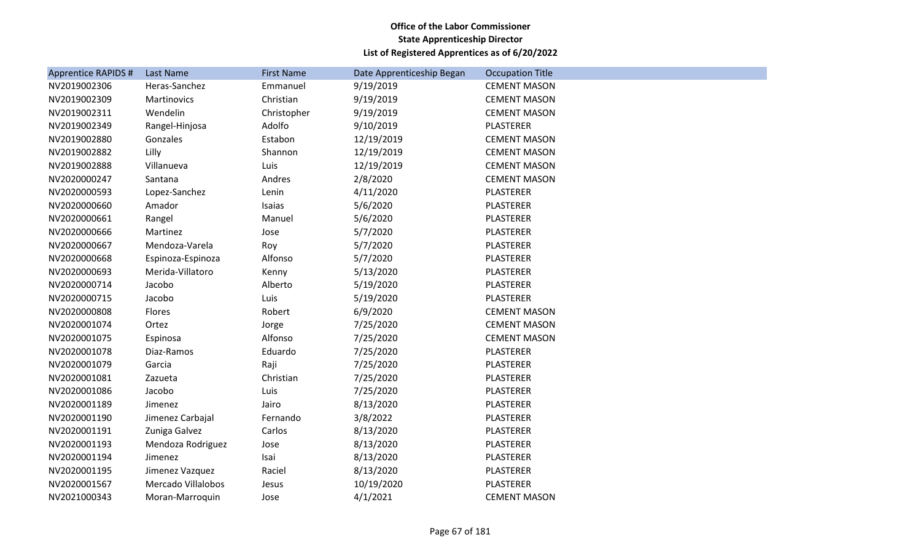**Office of the Labor Commissioner**
**State Apprenticeship Director**
**List of Registered Apprentices as of 6/20/2022**

| Apprentice RAPIDS # | Last Name | First Name | Date Apprenticeship Began | Occupation Title |
|---|---|---|---|---|
| NV2019002306 | Heras-Sanchez | Emmanuel | 9/19/2019 | CEMENT MASON |
| NV2019002309 | Martinovics | Christian | 9/19/2019 | CEMENT MASON |
| NV2019002311 | Wendelin | Christopher | 9/19/2019 | CEMENT MASON |
| NV2019002349 | Rangel-Hinjosa | Adolfo | 9/10/2019 | PLASTERER |
| NV2019002880 | Gonzales | Estabon | 12/19/2019 | CEMENT MASON |
| NV2019002882 | Lilly | Shannon | 12/19/2019 | CEMENT MASON |
| NV2019002888 | Villanueva | Luis | 12/19/2019 | CEMENT MASON |
| NV2020000247 | Santana | Andres | 2/8/2020 | CEMENT MASON |
| NV2020000593 | Lopez-Sanchez | Lenin | 4/11/2020 | PLASTERER |
| NV2020000660 | Amador | Isaias | 5/6/2020 | PLASTERER |
| NV2020000661 | Rangel | Manuel | 5/6/2020 | PLASTERER |
| NV2020000666 | Martinez | Jose | 5/7/2020 | PLASTERER |
| NV2020000667 | Mendoza-Varela | Roy | 5/7/2020 | PLASTERER |
| NV2020000668 | Espinoza-Espinoza | Alfonso | 5/7/2020 | PLASTERER |
| NV2020000693 | Merida-Villatoro | Kenny | 5/13/2020 | PLASTERER |
| NV2020000714 | Jacobo | Alberto | 5/19/2020 | PLASTERER |
| NV2020000715 | Jacobo | Luis | 5/19/2020 | PLASTERER |
| NV2020000808 | Flores | Robert | 6/9/2020 | CEMENT MASON |
| NV2020001074 | Ortez | Jorge | 7/25/2020 | CEMENT MASON |
| NV2020001075 | Espinosa | Alfonso | 7/25/2020 | CEMENT MASON |
| NV2020001078 | Diaz-Ramos | Eduardo | 7/25/2020 | PLASTERER |
| NV2020001079 | Garcia | Raji | 7/25/2020 | PLASTERER |
| NV2020001081 | Zazueta | Christian | 7/25/2020 | PLASTERER |
| NV2020001086 | Jacobo | Luis | 7/25/2020 | PLASTERER |
| NV2020001189 | Jimenez | Jairo | 8/13/2020 | PLASTERER |
| NV2020001190 | Jimenez Carbajal | Fernando | 3/8/2022 | PLASTERER |
| NV2020001191 | Zuniga Galvez | Carlos | 8/13/2020 | PLASTERER |
| NV2020001193 | Mendoza Rodriguez | Jose | 8/13/2020 | PLASTERER |
| NV2020001194 | Jimenez | Isai | 8/13/2020 | PLASTERER |
| NV2020001195 | Jimenez Vazquez | Raciel | 8/13/2020 | PLASTERER |
| NV2020001567 | Mercado Villalobos | Jesus | 10/19/2020 | PLASTERER |
| NV2021000343 | Moran-Marroquin | Jose | 4/1/2021 | CEMENT MASON |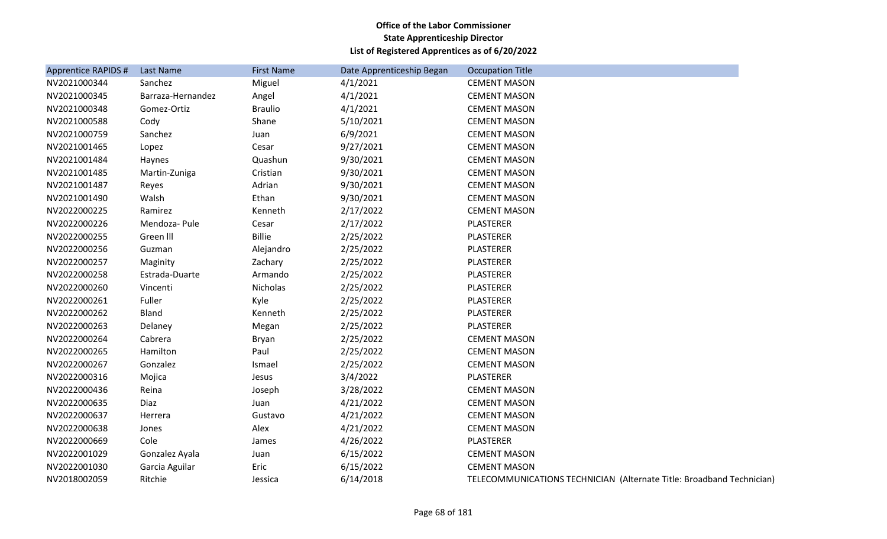**Office of the Labor Commissioner**
**State Apprenticeship Director**
**List of Registered Apprentices as of 6/20/2022**

| Apprentice RAPIDS # | Last Name | First Name | Date Apprenticeship Began | Occupation Title |
|---|---|---|---|---|
| NV2021000344 | Sanchez | Miguel | 4/1/2021 | CEMENT MASON |
| NV2021000345 | Barraza-Hernandez | Angel | 4/1/2021 | CEMENT MASON |
| NV2021000348 | Gomez-Ortiz | Braulio | 4/1/2021 | CEMENT MASON |
| NV2021000588 | Cody | Shane | 5/10/2021 | CEMENT MASON |
| NV2021000759 | Sanchez | Juan | 6/9/2021 | CEMENT MASON |
| NV2021001465 | Lopez | Cesar | 9/27/2021 | CEMENT MASON |
| NV2021001484 | Haynes | Quashun | 9/30/2021 | CEMENT MASON |
| NV2021001485 | Martin-Zuniga | Cristian | 9/30/2021 | CEMENT MASON |
| NV2021001487 | Reyes | Adrian | 9/30/2021 | CEMENT MASON |
| NV2021001490 | Walsh | Ethan | 9/30/2021 | CEMENT MASON |
| NV2022000225 | Ramirez | Kenneth | 2/17/2022 | CEMENT MASON |
| NV2022000226 | Mendoza- Pule | Cesar | 2/17/2022 | PLASTERER |
| NV2022000255 | Green lll | Billie | 2/25/2022 | PLASTERER |
| NV2022000256 | Guzman | Alejandro | 2/25/2022 | PLASTERER |
| NV2022000257 | Maginity | Zachary | 2/25/2022 | PLASTERER |
| NV2022000258 | Estrada-Duarte | Armando | 2/25/2022 | PLASTERER |
| NV2022000260 | Vincenti | Nicholas | 2/25/2022 | PLASTERER |
| NV2022000261 | Fuller | Kyle | 2/25/2022 | PLASTERER |
| NV2022000262 | Bland | Kenneth | 2/25/2022 | PLASTERER |
| NV2022000263 | Delaney | Megan | 2/25/2022 | PLASTERER |
| NV2022000264 | Cabrera | Bryan | 2/25/2022 | CEMENT MASON |
| NV2022000265 | Hamilton | Paul | 2/25/2022 | CEMENT MASON |
| NV2022000267 | Gonzalez | Ismael | 2/25/2022 | CEMENT MASON |
| NV2022000316 | Mojica | Jesus | 3/4/2022 | PLASTERER |
| NV2022000436 | Reina | Joseph | 3/28/2022 | CEMENT MASON |
| NV2022000635 | Diaz | Juan | 4/21/2022 | CEMENT MASON |
| NV2022000637 | Herrera | Gustavo | 4/21/2022 | CEMENT MASON |
| NV2022000638 | Jones | Alex | 4/21/2022 | CEMENT MASON |
| NV2022000669 | Cole | James | 4/26/2022 | PLASTERER |
| NV2022001029 | Gonzalez Ayala | Juan | 6/15/2022 | CEMENT MASON |
| NV2022001030 | Garcia Aguilar | Eric | 6/15/2022 | CEMENT MASON |
| NV2018002059 | Ritchie | Jessica | 6/14/2018 | TELECOMMUNICATIONS TECHNICIAN (Alternate Title: Broadband Technician) |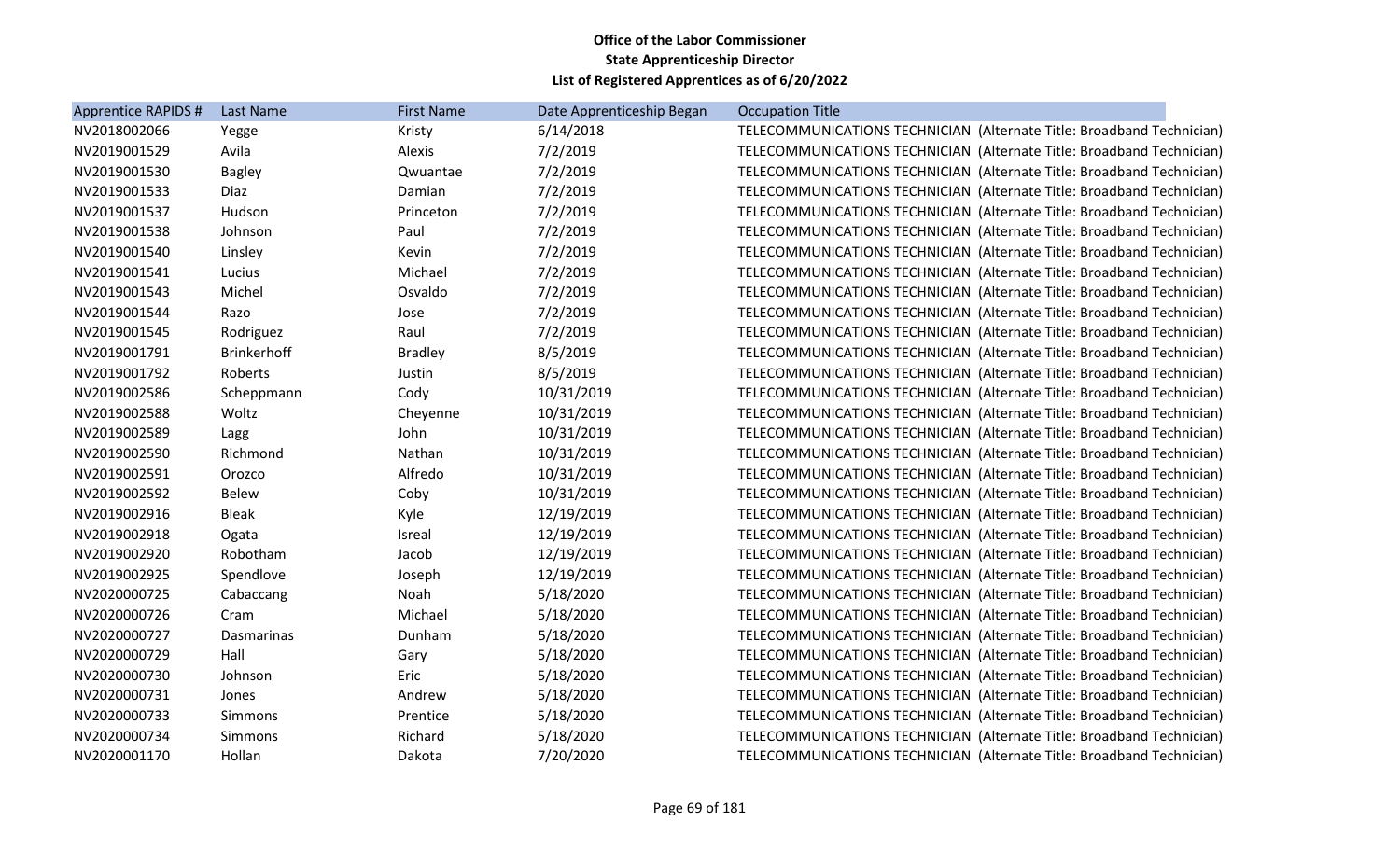**Office of the Labor Commissioner**
**State Apprenticeship Director**
**List of Registered Apprentices as of 6/20/2022**

| Apprentice RAPIDS # | Last Name | First Name | Date Apprenticeship Began | Occupation Title |
|---|---|---|---|---|
| NV2018002066 | Yegge | Kristy | 6/14/2018 | TELECOMMUNICATIONS TECHNICIAN (Alternate Title: Broadband Technician) |
| NV2019001529 | Avila | Alexis | 7/2/2019 | TELECOMMUNICATIONS TECHNICIAN (Alternate Title: Broadband Technician) |
| NV2019001530 | Bagley | Qwuantae | 7/2/2019 | TELECOMMUNICATIONS TECHNICIAN (Alternate Title: Broadband Technician) |
| NV2019001533 | Diaz | Damian | 7/2/2019 | TELECOMMUNICATIONS TECHNICIAN (Alternate Title: Broadband Technician) |
| NV2019001537 | Hudson | Princeton | 7/2/2019 | TELECOMMUNICATIONS TECHNICIAN (Alternate Title: Broadband Technician) |
| NV2019001538 | Johnson | Paul | 7/2/2019 | TELECOMMUNICATIONS TECHNICIAN (Alternate Title: Broadband Technician) |
| NV2019001540 | Linsley | Kevin | 7/2/2019 | TELECOMMUNICATIONS TECHNICIAN (Alternate Title: Broadband Technician) |
| NV2019001541 | Lucius | Michael | 7/2/2019 | TELECOMMUNICATIONS TECHNICIAN (Alternate Title: Broadband Technician) |
| NV2019001543 | Michel | Osvaldo | 7/2/2019 | TELECOMMUNICATIONS TECHNICIAN (Alternate Title: Broadband Technician) |
| NV2019001544 | Razo | Jose | 7/2/2019 | TELECOMMUNICATIONS TECHNICIAN (Alternate Title: Broadband Technician) |
| NV2019001545 | Rodriguez | Raul | 7/2/2019 | TELECOMMUNICATIONS TECHNICIAN (Alternate Title: Broadband Technician) |
| NV2019001791 | Brinkerhoff | Bradley | 8/5/2019 | TELECOMMUNICATIONS TECHNICIAN (Alternate Title: Broadband Technician) |
| NV2019001792 | Roberts | Justin | 8/5/2019 | TELECOMMUNICATIONS TECHNICIAN (Alternate Title: Broadband Technician) |
| NV2019002586 | Scheppmann | Cody | 10/31/2019 | TELECOMMUNICATIONS TECHNICIAN (Alternate Title: Broadband Technician) |
| NV2019002588 | Woltz | Cheyenne | 10/31/2019 | TELECOMMUNICATIONS TECHNICIAN (Alternate Title: Broadband Technician) |
| NV2019002589 | Lagg | John | 10/31/2019 | TELECOMMUNICATIONS TECHNICIAN (Alternate Title: Broadband Technician) |
| NV2019002590 | Richmond | Nathan | 10/31/2019 | TELECOMMUNICATIONS TECHNICIAN (Alternate Title: Broadband Technician) |
| NV2019002591 | Orozco | Alfredo | 10/31/2019 | TELECOMMUNICATIONS TECHNICIAN (Alternate Title: Broadband Technician) |
| NV2019002592 | Belew | Coby | 10/31/2019 | TELECOMMUNICATIONS TECHNICIAN (Alternate Title: Broadband Technician) |
| NV2019002916 | Bleak | Kyle | 12/19/2019 | TELECOMMUNICATIONS TECHNICIAN (Alternate Title: Broadband Technician) |
| NV2019002918 | Ogata | Isreal | 12/19/2019 | TELECOMMUNICATIONS TECHNICIAN (Alternate Title: Broadband Technician) |
| NV2019002920 | Robotham | Jacob | 12/19/2019 | TELECOMMUNICATIONS TECHNICIAN (Alternate Title: Broadband Technician) |
| NV2019002925 | Spendlove | Joseph | 12/19/2019 | TELECOMMUNICATIONS TECHNICIAN (Alternate Title: Broadband Technician) |
| NV2020000725 | Cabaccang | Noah | 5/18/2020 | TELECOMMUNICATIONS TECHNICIAN (Alternate Title: Broadband Technician) |
| NV2020000726 | Cram | Michael | 5/18/2020 | TELECOMMUNICATIONS TECHNICIAN (Alternate Title: Broadband Technician) |
| NV2020000727 | Dasmarinas | Dunham | 5/18/2020 | TELECOMMUNICATIONS TECHNICIAN (Alternate Title: Broadband Technician) |
| NV2020000729 | Hall | Gary | 5/18/2020 | TELECOMMUNICATIONS TECHNICIAN (Alternate Title: Broadband Technician) |
| NV2020000730 | Johnson | Eric | 5/18/2020 | TELECOMMUNICATIONS TECHNICIAN (Alternate Title: Broadband Technician) |
| NV2020000731 | Jones | Andrew | 5/18/2020 | TELECOMMUNICATIONS TECHNICIAN (Alternate Title: Broadband Technician) |
| NV2020000733 | Simmons | Prentice | 5/18/2020 | TELECOMMUNICATIONS TECHNICIAN (Alternate Title: Broadband Technician) |
| NV2020000734 | Simmons | Richard | 5/18/2020 | TELECOMMUNICATIONS TECHNICIAN (Alternate Title: Broadband Technician) |
| NV2020001170 | Hollan | Dakota | 7/20/2020 | TELECOMMUNICATIONS TECHNICIAN (Alternate Title: Broadband Technician) |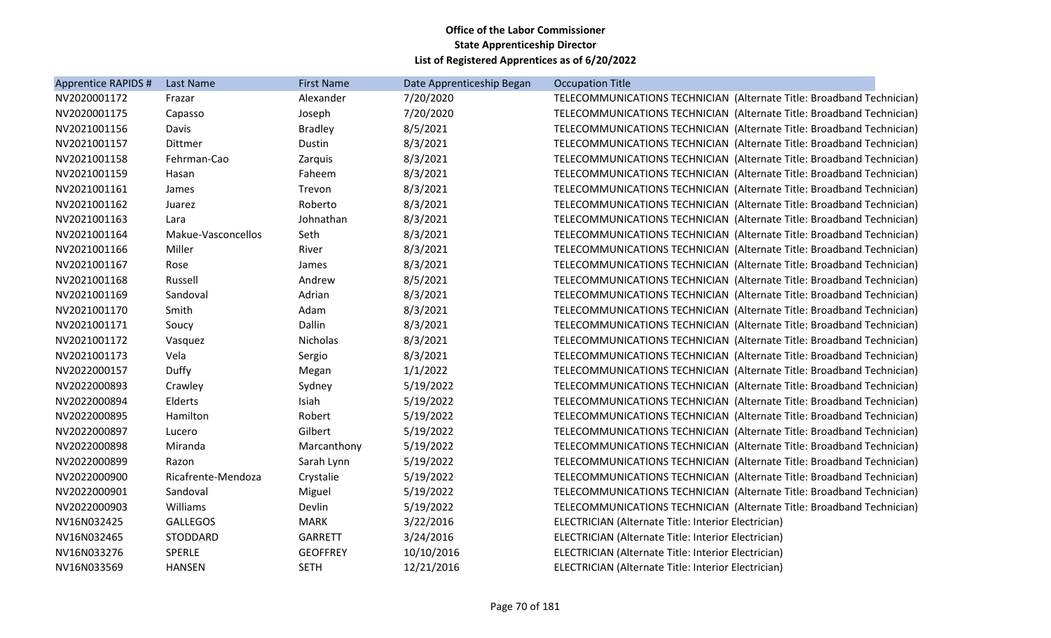**Office of the Labor Commissioner**
**State Apprenticeship Director**
**List of Registered Apprentices as of 6/20/2022**

| Apprentice RAPIDS # | Last Name | First Name | Date Apprenticeship Began | Occupation Title |
|---|---|---|---|---|
| NV2020001172 | Frazar | Alexander | 7/20/2020 | TELECOMMUNICATIONS TECHNICIAN (Alternate Title: Broadband Technician) |
| NV2020001175 | Capasso | Joseph | 7/20/2020 | TELECOMMUNICATIONS TECHNICIAN (Alternate Title: Broadband Technician) |
| NV2021001156 | Davis | Bradley | 8/5/2021 | TELECOMMUNICATIONS TECHNICIAN (Alternate Title: Broadband Technician) |
| NV2021001157 | Dittmer | Dustin | 8/3/2021 | TELECOMMUNICATIONS TECHNICIAN (Alternate Title: Broadband Technician) |
| NV2021001158 | Fehrman-Cao | Zarquis | 8/3/2021 | TELECOMMUNICATIONS TECHNICIAN (Alternate Title: Broadband Technician) |
| NV2021001159 | Hasan | Faheem | 8/3/2021 | TELECOMMUNICATIONS TECHNICIAN (Alternate Title: Broadband Technician) |
| NV2021001161 | James | Trevon | 8/3/2021 | TELECOMMUNICATIONS TECHNICIAN (Alternate Title: Broadband Technician) |
| NV2021001162 | Juarez | Roberto | 8/3/2021 | TELECOMMUNICATIONS TECHNICIAN (Alternate Title: Broadband Technician) |
| NV2021001163 | Lara | Johnathan | 8/3/2021 | TELECOMMUNICATIONS TECHNICIAN (Alternate Title: Broadband Technician) |
| NV2021001164 | Makue-Vasconcellos | Seth | 8/3/2021 | TELECOMMUNICATIONS TECHNICIAN (Alternate Title: Broadband Technician) |
| NV2021001166 | Miller | River | 8/3/2021 | TELECOMMUNICATIONS TECHNICIAN (Alternate Title: Broadband Technician) |
| NV2021001167 | Rose | James | 8/3/2021 | TELECOMMUNICATIONS TECHNICIAN (Alternate Title: Broadband Technician) |
| NV2021001168 | Russell | Andrew | 8/5/2021 | TELECOMMUNICATIONS TECHNICIAN (Alternate Title: Broadband Technician) |
| NV2021001169 | Sandoval | Adrian | 8/3/2021 | TELECOMMUNICATIONS TECHNICIAN (Alternate Title: Broadband Technician) |
| NV2021001170 | Smith | Adam | 8/3/2021 | TELECOMMUNICATIONS TECHNICIAN (Alternate Title: Broadband Technician) |
| NV2021001171 | Soucy | Dallin | 8/3/2021 | TELECOMMUNICATIONS TECHNICIAN (Alternate Title: Broadband Technician) |
| NV2021001172 | Vasquez | Nicholas | 8/3/2021 | TELECOMMUNICATIONS TECHNICIAN (Alternate Title: Broadband Technician) |
| NV2021001173 | Vela | Sergio | 8/3/2021 | TELECOMMUNICATIONS TECHNICIAN (Alternate Title: Broadband Technician) |
| NV2022000157 | Duffy | Megan | 1/1/2022 | TELECOMMUNICATIONS TECHNICIAN (Alternate Title: Broadband Technician) |
| NV2022000893 | Crawley | Sydney | 5/19/2022 | TELECOMMUNICATIONS TECHNICIAN (Alternate Title: Broadband Technician) |
| NV2022000894 | Elderts | Isiah | 5/19/2022 | TELECOMMUNICATIONS TECHNICIAN (Alternate Title: Broadband Technician) |
| NV2022000895 | Hamilton | Robert | 5/19/2022 | TELECOMMUNICATIONS TECHNICIAN (Alternate Title: Broadband Technician) |
| NV2022000897 | Lucero | Gilbert | 5/19/2022 | TELECOMMUNICATIONS TECHNICIAN (Alternate Title: Broadband Technician) |
| NV2022000898 | Miranda | Marcanthony | 5/19/2022 | TELECOMMUNICATIONS TECHNICIAN (Alternate Title: Broadband Technician) |
| NV2022000899 | Razon | Sarah Lynn | 5/19/2022 | TELECOMMUNICATIONS TECHNICIAN (Alternate Title: Broadband Technician) |
| NV2022000900 | Ricafrente-Mendoza | Crystalie | 5/19/2022 | TELECOMMUNICATIONS TECHNICIAN (Alternate Title: Broadband Technician) |
| NV2022000901 | Sandoval | Miguel | 5/19/2022 | TELECOMMUNICATIONS TECHNICIAN (Alternate Title: Broadband Technician) |
| NV2022000903 | Williams | Devlin | 5/19/2022 | TELECOMMUNICATIONS TECHNICIAN (Alternate Title: Broadband Technician) |
| NV16N032425 | GALLEGOS | MARK | 3/22/2016 | ELECTRICIAN (Alternate Title: Interior Electrician) |
| NV16N032465 | STODDARD | GARRETT | 3/24/2016 | ELECTRICIAN (Alternate Title: Interior Electrician) |
| NV16N033276 | SPERLE | GEOFFREY | 10/10/2016 | ELECTRICIAN (Alternate Title: Interior Electrician) |
| NV16N033569 | HANSEN | SETH | 12/21/2016 | ELECTRICIAN (Alternate Title: Interior Electrician) |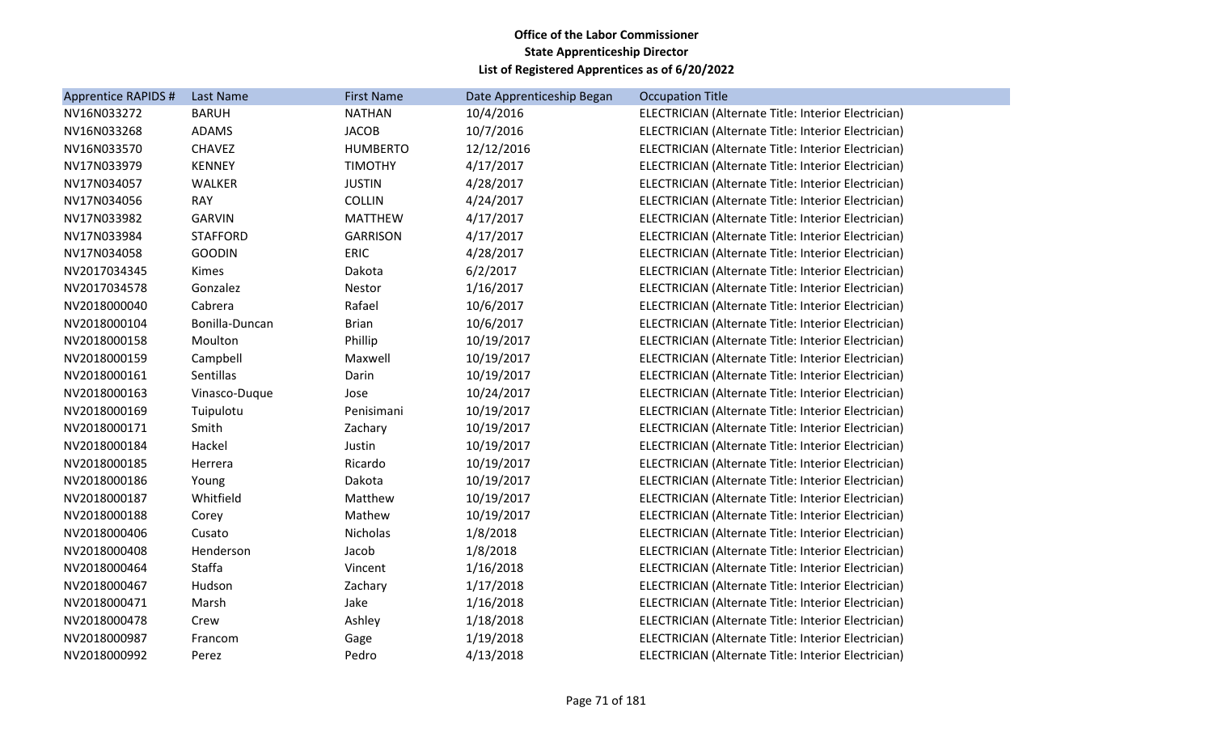**Office of the Labor Commissioner**
**State Apprenticeship Director**
**List of Registered Apprentices as of 6/20/2022**

| Apprentice RAPIDS # | Last Name | First Name | Date Apprenticeship Began | Occupation Title |
|---|---|---|---|---|
| NV16N033272 | BARUH | NATHAN | 10/4/2016 | ELECTRICIAN (Alternate Title: Interior Electrician) |
| NV16N033268 | ADAMS | JACOB | 10/7/2016 | ELECTRICIAN (Alternate Title: Interior Electrician) |
| NV16N033570 | CHAVEZ | HUMBERTO | 12/12/2016 | ELECTRICIAN (Alternate Title: Interior Electrician) |
| NV17N033979 | KENNEY | TIMOTHY | 4/17/2017 | ELECTRICIAN (Alternate Title: Interior Electrician) |
| NV17N034057 | WALKER | JUSTIN | 4/28/2017 | ELECTRICIAN (Alternate Title: Interior Electrician) |
| NV17N034056 | RAY | COLLIN | 4/24/2017 | ELECTRICIAN (Alternate Title: Interior Electrician) |
| NV17N033982 | GARVIN | MATTHEW | 4/17/2017 | ELECTRICIAN (Alternate Title: Interior Electrician) |
| NV17N033984 | STAFFORD | GARRISON | 4/17/2017 | ELECTRICIAN (Alternate Title: Interior Electrician) |
| NV17N034058 | GOODIN | ERIC | 4/28/2017 | ELECTRICIAN (Alternate Title: Interior Electrician) |
| NV2017034345 | Kimes | Dakota | 6/2/2017 | ELECTRICIAN (Alternate Title: Interior Electrician) |
| NV2017034578 | Gonzalez | Nestor | 1/16/2017 | ELECTRICIAN (Alternate Title: Interior Electrician) |
| NV2018000040 | Cabrera | Rafael | 10/6/2017 | ELECTRICIAN (Alternate Title: Interior Electrician) |
| NV2018000104 | Bonilla-Duncan | Brian | 10/6/2017 | ELECTRICIAN (Alternate Title: Interior Electrician) |
| NV2018000158 | Moulton | Phillip | 10/19/2017 | ELECTRICIAN (Alternate Title: Interior Electrician) |
| NV2018000159 | Campbell | Maxwell | 10/19/2017 | ELECTRICIAN (Alternate Title: Interior Electrician) |
| NV2018000161 | Sentillas | Darin | 10/19/2017 | ELECTRICIAN (Alternate Title: Interior Electrician) |
| NV2018000163 | Vinasco-Duque | Jose | 10/24/2017 | ELECTRICIAN (Alternate Title: Interior Electrician) |
| NV2018000169 | Tuipulotu | Penisimani | 10/19/2017 | ELECTRICIAN (Alternate Title: Interior Electrician) |
| NV2018000171 | Smith | Zachary | 10/19/2017 | ELECTRICIAN (Alternate Title: Interior Electrician) |
| NV2018000184 | Hackel | Justin | 10/19/2017 | ELECTRICIAN (Alternate Title: Interior Electrician) |
| NV2018000185 | Herrera | Ricardo | 10/19/2017 | ELECTRICIAN (Alternate Title: Interior Electrician) |
| NV2018000186 | Young | Dakota | 10/19/2017 | ELECTRICIAN (Alternate Title: Interior Electrician) |
| NV2018000187 | Whitfield | Matthew | 10/19/2017 | ELECTRICIAN (Alternate Title: Interior Electrician) |
| NV2018000188 | Corey | Mathew | 10/19/2017 | ELECTRICIAN (Alternate Title: Interior Electrician) |
| NV2018000406 | Cusato | Nicholas | 1/8/2018 | ELECTRICIAN (Alternate Title: Interior Electrician) |
| NV2018000408 | Henderson | Jacob | 1/8/2018 | ELECTRICIAN (Alternate Title: Interior Electrician) |
| NV2018000464 | Staffa | Vincent | 1/16/2018 | ELECTRICIAN (Alternate Title: Interior Electrician) |
| NV2018000467 | Hudson | Zachary | 1/17/2018 | ELECTRICIAN (Alternate Title: Interior Electrician) |
| NV2018000471 | Marsh | Jake | 1/16/2018 | ELECTRICIAN (Alternate Title: Interior Electrician) |
| NV2018000478 | Crew | Ashley | 1/18/2018 | ELECTRICIAN (Alternate Title: Interior Electrician) |
| NV2018000987 | Francom | Gage | 1/19/2018 | ELECTRICIAN (Alternate Title: Interior Electrician) |
| NV2018000992 | Perez | Pedro | 4/13/2018 | ELECTRICIAN (Alternate Title: Interior Electrician) |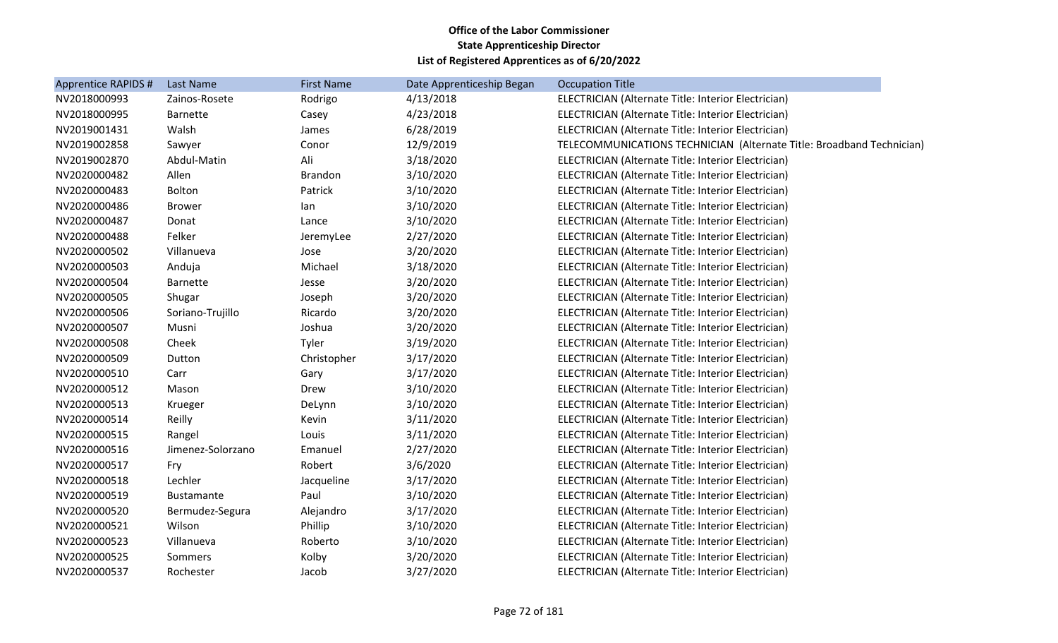**Office of the Labor Commissioner**
**State Apprenticeship Director**
**List of Registered Apprentices as of 6/20/2022**

| Apprentice RAPIDS # | Last Name | First Name | Date Apprenticeship Began | Occupation Title |
|---|---|---|---|---|
| NV2018000993 | Zainos-Rosete | Rodrigo | 4/13/2018 | ELECTRICIAN (Alternate Title: Interior Electrician) |
| NV2018000995 | Barnette | Casey | 4/23/2018 | ELECTRICIAN (Alternate Title: Interior Electrician) |
| NV2019001431 | Walsh | James | 6/28/2019 | ELECTRICIAN (Alternate Title: Interior Electrician) |
| NV2019002858 | Sawyer | Conor | 12/9/2019 | TELECOMMUNICATIONS TECHNICIAN (Alternate Title: Broadband Technician) |
| NV2019002870 | Abdul-Matin | Ali | 3/18/2020 | ELECTRICIAN (Alternate Title: Interior Electrician) |
| NV2020000482 | Allen | Brandon | 3/10/2020 | ELECTRICIAN (Alternate Title: Interior Electrician) |
| NV2020000483 | Bolton | Patrick | 3/10/2020 | ELECTRICIAN (Alternate Title: Interior Electrician) |
| NV2020000486 | Brower | Ian | 3/10/2020 | ELECTRICIAN (Alternate Title: Interior Electrician) |
| NV2020000487 | Donat | Lance | 3/10/2020 | ELECTRICIAN (Alternate Title: Interior Electrician) |
| NV2020000488 | Felker | JeremyLee | 2/27/2020 | ELECTRICIAN (Alternate Title: Interior Electrician) |
| NV2020000502 | Villanueva | Jose | 3/20/2020 | ELECTRICIAN (Alternate Title: Interior Electrician) |
| NV2020000503 | Anduja | Michael | 3/18/2020 | ELECTRICIAN (Alternate Title: Interior Electrician) |
| NV2020000504 | Barnette | Jesse | 3/20/2020 | ELECTRICIAN (Alternate Title: Interior Electrician) |
| NV2020000505 | Shugar | Joseph | 3/20/2020 | ELECTRICIAN (Alternate Title: Interior Electrician) |
| NV2020000506 | Soriano-Trujillo | Ricardo | 3/20/2020 | ELECTRICIAN (Alternate Title: Interior Electrician) |
| NV2020000507 | Musni | Joshua | 3/20/2020 | ELECTRICIAN (Alternate Title: Interior Electrician) |
| NV2020000508 | Cheek | Tyler | 3/19/2020 | ELECTRICIAN (Alternate Title: Interior Electrician) |
| NV2020000509 | Dutton | Christopher | 3/17/2020 | ELECTRICIAN (Alternate Title: Interior Electrician) |
| NV2020000510 | Carr | Gary | 3/17/2020 | ELECTRICIAN (Alternate Title: Interior Electrician) |
| NV2020000512 | Mason | Drew | 3/10/2020 | ELECTRICIAN (Alternate Title: Interior Electrician) |
| NV2020000513 | Krueger | DeLynn | 3/10/2020 | ELECTRICIAN (Alternate Title: Interior Electrician) |
| NV2020000514 | Reilly | Kevin | 3/11/2020 | ELECTRICIAN (Alternate Title: Interior Electrician) |
| NV2020000515 | Rangel | Louis | 3/11/2020 | ELECTRICIAN (Alternate Title: Interior Electrician) |
| NV2020000516 | Jimenez-Solorzano | Emanuel | 2/27/2020 | ELECTRICIAN (Alternate Title: Interior Electrician) |
| NV2020000517 | Fry | Robert | 3/6/2020 | ELECTRICIAN (Alternate Title: Interior Electrician) |
| NV2020000518 | Lechler | Jacqueline | 3/17/2020 | ELECTRICIAN (Alternate Title: Interior Electrician) |
| NV2020000519 | Bustamante | Paul | 3/10/2020 | ELECTRICIAN (Alternate Title: Interior Electrician) |
| NV2020000520 | Bermudez-Segura | Alejandro | 3/17/2020 | ELECTRICIAN (Alternate Title: Interior Electrician) |
| NV2020000521 | Wilson | Phillip | 3/10/2020 | ELECTRICIAN (Alternate Title: Interior Electrician) |
| NV2020000523 | Villanueva | Roberto | 3/10/2020 | ELECTRICIAN (Alternate Title: Interior Electrician) |
| NV2020000525 | Sommers | Kolby | 3/20/2020 | ELECTRICIAN (Alternate Title: Interior Electrician) |
| NV2020000537 | Rochester | Jacob | 3/27/2020 | ELECTRICIAN (Alternate Title: Interior Electrician) |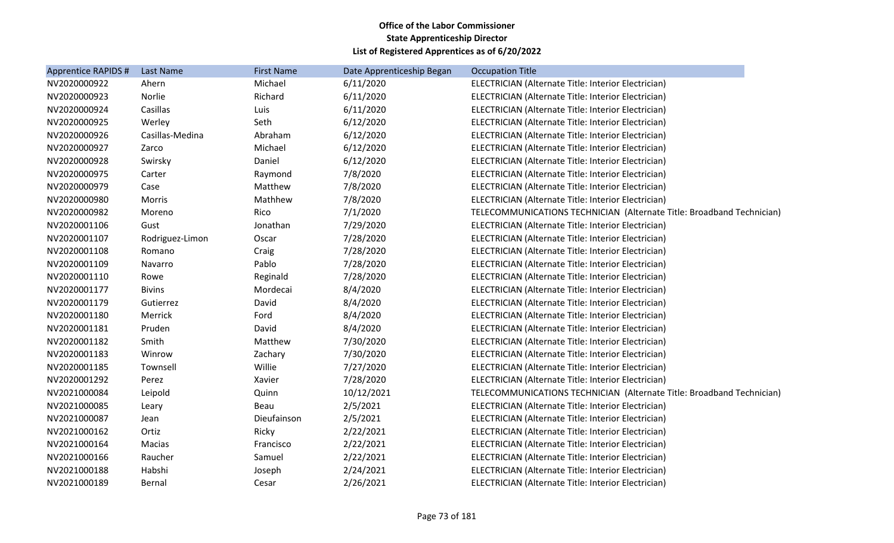**Office of the Labor Commissioner**
**State Apprenticeship Director**
**List of Registered Apprentices as of 6/20/2022**

| Apprentice RAPIDS # | Last Name | First Name | Date Apprenticeship Began | Occupation Title |
|---|---|---|---|---|
| NV2020000922 | Ahern | Michael | 6/11/2020 | ELECTRICIAN (Alternate Title: Interior Electrician) |
| NV2020000923 | Norlie | Richard | 6/11/2020 | ELECTRICIAN (Alternate Title: Interior Electrician) |
| NV2020000924 | Casillas | Luis | 6/11/2020 | ELECTRICIAN (Alternate Title: Interior Electrician) |
| NV2020000925 | Werley | Seth | 6/12/2020 | ELECTRICIAN (Alternate Title: Interior Electrician) |
| NV2020000926 | Casillas-Medina | Abraham | 6/12/2020 | ELECTRICIAN (Alternate Title: Interior Electrician) |
| NV2020000927 | Zarco | Michael | 6/12/2020 | ELECTRICIAN (Alternate Title: Interior Electrician) |
| NV2020000928 | Swirsky | Daniel | 6/12/2020 | ELECTRICIAN (Alternate Title: Interior Electrician) |
| NV2020000975 | Carter | Raymond | 7/8/2020 | ELECTRICIAN (Alternate Title: Interior Electrician) |
| NV2020000979 | Case | Matthew | 7/8/2020 | ELECTRICIAN (Alternate Title: Interior Electrician) |
| NV2020000980 | Morris | Mathhew | 7/8/2020 | ELECTRICIAN (Alternate Title: Interior Electrician) |
| NV2020000982 | Moreno | Rico | 7/1/2020 | TELECOMMUNICATIONS TECHNICIAN (Alternate Title: Broadband Technician) |
| NV2020001106 | Gust | Jonathan | 7/29/2020 | ELECTRICIAN (Alternate Title: Interior Electrician) |
| NV2020001107 | Rodriguez-Limon | Oscar | 7/28/2020 | ELECTRICIAN (Alternate Title: Interior Electrician) |
| NV2020001108 | Romano | Craig | 7/28/2020 | ELECTRICIAN (Alternate Title: Interior Electrician) |
| NV2020001109 | Navarro | Pablo | 7/28/2020 | ELECTRICIAN (Alternate Title: Interior Electrician) |
| NV2020001110 | Rowe | Reginald | 7/28/2020 | ELECTRICIAN (Alternate Title: Interior Electrician) |
| NV2020001177 | Bivins | Mordecai | 8/4/2020 | ELECTRICIAN (Alternate Title: Interior Electrician) |
| NV2020001179 | Gutierrez | David | 8/4/2020 | ELECTRICIAN (Alternate Title: Interior Electrician) |
| NV2020001180 | Merrick | Ford | 8/4/2020 | ELECTRICIAN (Alternate Title: Interior Electrician) |
| NV2020001181 | Pruden | David | 8/4/2020 | ELECTRICIAN (Alternate Title: Interior Electrician) |
| NV2020001182 | Smith | Matthew | 7/30/2020 | ELECTRICIAN (Alternate Title: Interior Electrician) |
| NV2020001183 | Winrow | Zachary | 7/30/2020 | ELECTRICIAN (Alternate Title: Interior Electrician) |
| NV2020001185 | Townsell | Willie | 7/27/2020 | ELECTRICIAN (Alternate Title: Interior Electrician) |
| NV2020001292 | Perez | Xavier | 7/28/2020 | ELECTRICIAN (Alternate Title: Interior Electrician) |
| NV2021000084 | Leipold | Quinn | 10/12/2021 | TELECOMMUNICATIONS TECHNICIAN (Alternate Title: Broadband Technician) |
| NV2021000085 | Leary | Beau | 2/5/2021 | ELECTRICIAN (Alternate Title: Interior Electrician) |
| NV2021000087 | Jean | Dieufainson | 2/5/2021 | ELECTRICIAN (Alternate Title: Interior Electrician) |
| NV2021000162 | Ortiz | Ricky | 2/22/2021 | ELECTRICIAN (Alternate Title: Interior Electrician) |
| NV2021000164 | Macias | Francisco | 2/22/2021 | ELECTRICIAN (Alternate Title: Interior Electrician) |
| NV2021000166 | Raucher | Samuel | 2/22/2021 | ELECTRICIAN (Alternate Title: Interior Electrician) |
| NV2021000188 | Habshi | Joseph | 2/24/2021 | ELECTRICIAN (Alternate Title: Interior Electrician) |
| NV2021000189 | Bernal | Cesar | 2/26/2021 | ELECTRICIAN (Alternate Title: Interior Electrician) |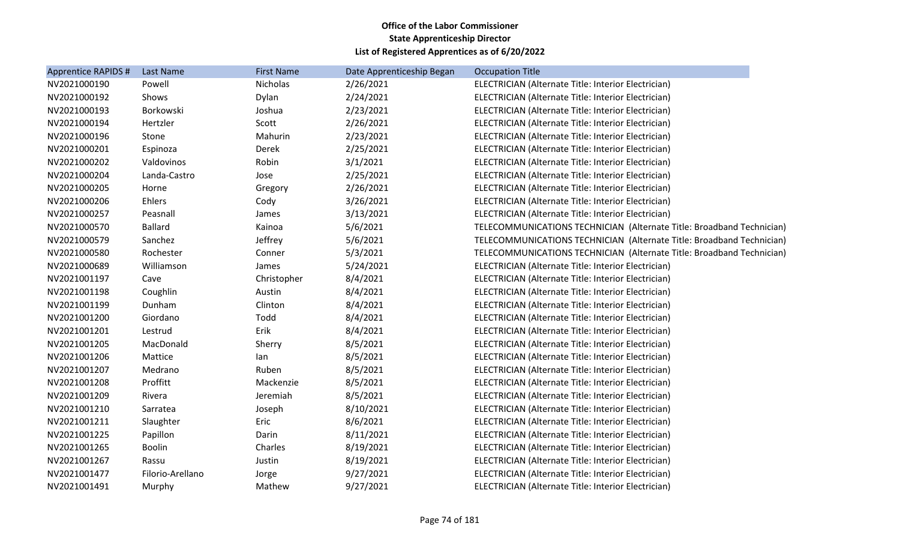**Office of the Labor Commissioner**
**State Apprenticeship Director**
**List of Registered Apprentices as of 6/20/2022**

| Apprentice RAPIDS # | Last Name | First Name | Date Apprenticeship Began | Occupation Title |
|---|---|---|---|---|
| NV2021000190 | Powell | Nicholas | 2/26/2021 | ELECTRICIAN (Alternate Title: Interior Electrician) |
| NV2021000192 | Shows | Dylan | 2/24/2021 | ELECTRICIAN (Alternate Title: Interior Electrician) |
| NV2021000193 | Borkowski | Joshua | 2/23/2021 | ELECTRICIAN (Alternate Title: Interior Electrician) |
| NV2021000194 | Hertzler | Scott | 2/26/2021 | ELECTRICIAN (Alternate Title: Interior Electrician) |
| NV2021000196 | Stone | Mahurin | 2/23/2021 | ELECTRICIAN (Alternate Title: Interior Electrician) |
| NV2021000201 | Espinoza | Derek | 2/25/2021 | ELECTRICIAN (Alternate Title: Interior Electrician) |
| NV2021000202 | Valdovinos | Robin | 3/1/2021 | ELECTRICIAN (Alternate Title: Interior Electrician) |
| NV2021000204 | Landa-Castro | Jose | 2/25/2021 | ELECTRICIAN (Alternate Title: Interior Electrician) |
| NV2021000205 | Horne | Gregory | 2/26/2021 | ELECTRICIAN (Alternate Title: Interior Electrician) |
| NV2021000206 | Ehlers | Cody | 3/26/2021 | ELECTRICIAN (Alternate Title: Interior Electrician) |
| NV2021000257 | Peasnall | James | 3/13/2021 | ELECTRICIAN (Alternate Title: Interior Electrician) |
| NV2021000570 | Ballard | Kainoa | 5/6/2021 | TELECOMMUNICATIONS TECHNICIAN (Alternate Title: Broadband Technician) |
| NV2021000579 | Sanchez | Jeffrey | 5/6/2021 | TELECOMMUNICATIONS TECHNICIAN (Alternate Title: Broadband Technician) |
| NV2021000580 | Rochester | Conner | 5/3/2021 | TELECOMMUNICATIONS TECHNICIAN (Alternate Title: Broadband Technician) |
| NV2021000689 | Williamson | James | 5/24/2021 | ELECTRICIAN (Alternate Title: Interior Electrician) |
| NV2021001197 | Cave | Christopher | 8/4/2021 | ELECTRICIAN (Alternate Title: Interior Electrician) |
| NV2021001198 | Coughlin | Austin | 8/4/2021 | ELECTRICIAN (Alternate Title: Interior Electrician) |
| NV2021001199 | Dunham | Clinton | 8/4/2021 | ELECTRICIAN (Alternate Title: Interior Electrician) |
| NV2021001200 | Giordano | Todd | 8/4/2021 | ELECTRICIAN (Alternate Title: Interior Electrician) |
| NV2021001201 | Lestrud | Erik | 8/4/2021 | ELECTRICIAN (Alternate Title: Interior Electrician) |
| NV2021001205 | MacDonald | Sherry | 8/5/2021 | ELECTRICIAN (Alternate Title: Interior Electrician) |
| NV2021001206 | Mattice | Ian | 8/5/2021 | ELECTRICIAN (Alternate Title: Interior Electrician) |
| NV2021001207 | Medrano | Ruben | 8/5/2021 | ELECTRICIAN (Alternate Title: Interior Electrician) |
| NV2021001208 | Proffitt | Mackenzie | 8/5/2021 | ELECTRICIAN (Alternate Title: Interior Electrician) |
| NV2021001209 | Rivera | Jeremiah | 8/5/2021 | ELECTRICIAN (Alternate Title: Interior Electrician) |
| NV2021001210 | Sarratea | Joseph | 8/10/2021 | ELECTRICIAN (Alternate Title: Interior Electrician) |
| NV2021001211 | Slaughter | Eric | 8/6/2021 | ELECTRICIAN (Alternate Title: Interior Electrician) |
| NV2021001225 | Papillon | Darin | 8/11/2021 | ELECTRICIAN (Alternate Title: Interior Electrician) |
| NV2021001265 | Boolin | Charles | 8/19/2021 | ELECTRICIAN (Alternate Title: Interior Electrician) |
| NV2021001267 | Rassu | Justin | 8/19/2021 | ELECTRICIAN (Alternate Title: Interior Electrician) |
| NV2021001477 | Filorio-Arellano | Jorge | 9/27/2021 | ELECTRICIAN (Alternate Title: Interior Electrician) |
| NV2021001491 | Murphy | Mathew | 9/27/2021 | ELECTRICIAN (Alternate Title: Interior Electrician) |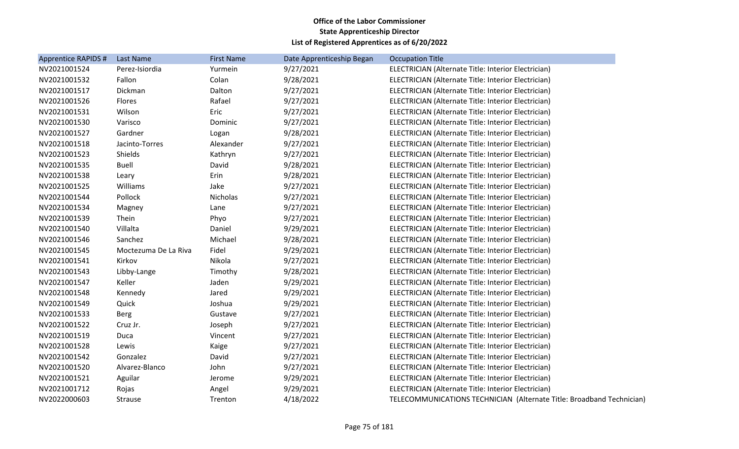**Office of the Labor Commissioner**
**State Apprenticeship Director**
**List of Registered Apprentices as of 6/20/2022**

| Apprentice RAPIDS # | Last Name | First Name | Date Apprenticeship Began | Occupation Title |
| --- | --- | --- | --- | --- |
| NV2021001524 | Perez-Isiordia | Yurmein | 9/27/2021 | ELECTRICIAN (Alternate Title: Interior Electrician) |
| NV2021001532 | Fallon | Colan | 9/28/2021 | ELECTRICIAN (Alternate Title: Interior Electrician) |
| NV2021001517 | Dickman | Dalton | 9/27/2021 | ELECTRICIAN (Alternate Title: Interior Electrician) |
| NV2021001526 | Flores | Rafael | 9/27/2021 | ELECTRICIAN (Alternate Title: Interior Electrician) |
| NV2021001531 | Wilson | Eric | 9/27/2021 | ELECTRICIAN (Alternate Title: Interior Electrician) |
| NV2021001530 | Varisco | Dominic | 9/27/2021 | ELECTRICIAN (Alternate Title: Interior Electrician) |
| NV2021001527 | Gardner | Logan | 9/28/2021 | ELECTRICIAN (Alternate Title: Interior Electrician) |
| NV2021001518 | Jacinto-Torres | Alexander | 9/27/2021 | ELECTRICIAN (Alternate Title: Interior Electrician) |
| NV2021001523 | Shields | Kathryn | 9/27/2021 | ELECTRICIAN (Alternate Title: Interior Electrician) |
| NV2021001535 | Buell | David | 9/28/2021 | ELECTRICIAN (Alternate Title: Interior Electrician) |
| NV2021001538 | Leary | Erin | 9/28/2021 | ELECTRICIAN (Alternate Title: Interior Electrician) |
| NV2021001525 | Williams | Jake | 9/27/2021 | ELECTRICIAN (Alternate Title: Interior Electrician) |
| NV2021001544 | Pollock | Nicholas | 9/27/2021 | ELECTRICIAN (Alternate Title: Interior Electrician) |
| NV2021001534 | Magney | Lane | 9/27/2021 | ELECTRICIAN (Alternate Title: Interior Electrician) |
| NV2021001539 | Thein | Phyo | 9/27/2021 | ELECTRICIAN (Alternate Title: Interior Electrician) |
| NV2021001540 | Villalta | Daniel | 9/29/2021 | ELECTRICIAN (Alternate Title: Interior Electrician) |
| NV2021001546 | Sanchez | Michael | 9/28/2021 | ELECTRICIAN (Alternate Title: Interior Electrician) |
| NV2021001545 | Moctezuma De La Riva | Fidel | 9/29/2021 | ELECTRICIAN (Alternate Title: Interior Electrician) |
| NV2021001541 | Kirkov | Nikola | 9/27/2021 | ELECTRICIAN (Alternate Title: Interior Electrician) |
| NV2021001543 | Libby-Lange | Timothy | 9/28/2021 | ELECTRICIAN (Alternate Title: Interior Electrician) |
| NV2021001547 | Keller | Jaden | 9/29/2021 | ELECTRICIAN (Alternate Title: Interior Electrician) |
| NV2021001548 | Kennedy | Jared | 9/29/2021 | ELECTRICIAN (Alternate Title: Interior Electrician) |
| NV2021001549 | Quick | Joshua | 9/29/2021 | ELECTRICIAN (Alternate Title: Interior Electrician) |
| NV2021001533 | Berg | Gustave | 9/27/2021 | ELECTRICIAN (Alternate Title: Interior Electrician) |
| NV2021001522 | Cruz Jr. | Joseph | 9/27/2021 | ELECTRICIAN (Alternate Title: Interior Electrician) |
| NV2021001519 | Duca | Vincent | 9/27/2021 | ELECTRICIAN (Alternate Title: Interior Electrician) |
| NV2021001528 | Lewis | Kaige | 9/27/2021 | ELECTRICIAN (Alternate Title: Interior Electrician) |
| NV2021001542 | Gonzalez | David | 9/27/2021 | ELECTRICIAN (Alternate Title: Interior Electrician) |
| NV2021001520 | Alvarez-Blanco | John | 9/27/2021 | ELECTRICIAN (Alternate Title: Interior Electrician) |
| NV2021001521 | Aguilar | Jerome | 9/29/2021 | ELECTRICIAN (Alternate Title: Interior Electrician) |
| NV2021001712 | Rojas | Angel | 9/29/2021 | ELECTRICIAN (Alternate Title: Interior Electrician) |
| NV2022000603 | Strause | Trenton | 4/18/2022 | TELECOMMUNICATIONS TECHNICIAN (Alternate Title: Broadband Technician) |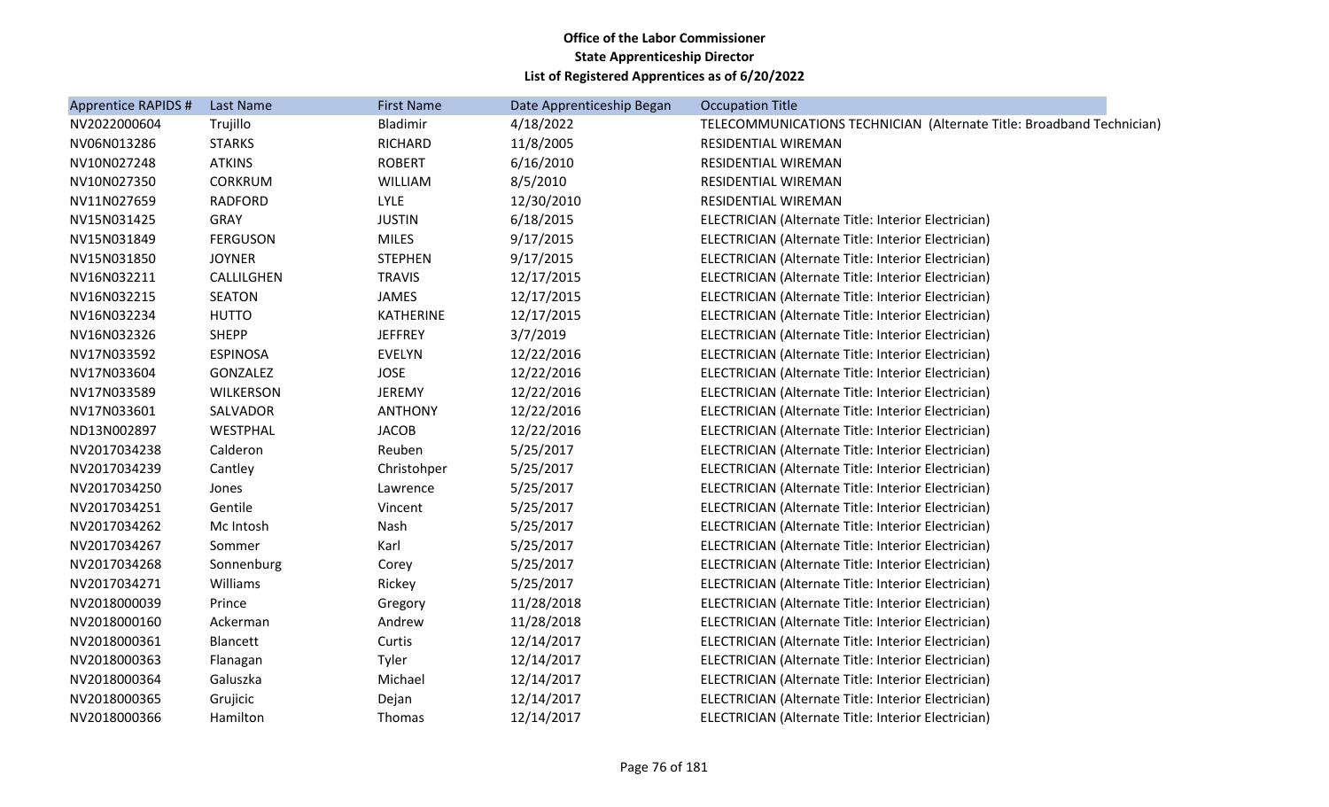**Office of the Labor Commissioner**
**State Apprenticeship Director**
**List of Registered Apprentices as of 6/20/2022**

| Apprentice RAPIDS # | Last Name | First Name | Date Apprenticeship Began | Occupation Title |
|---|---|---|---|---|
| NV2022000604 | Trujillo | Bladimir | 4/18/2022 | TELECOMMUNICATIONS TECHNICIAN (Alternate Title: Broadband Technician) |
| NV06N013286 | STARKS | RICHARD | 11/8/2005 | RESIDENTIAL WIREMAN |
| NV10N027248 | ATKINS | ROBERT | 6/16/2010 | RESIDENTIAL WIREMAN |
| NV10N027350 | CORKRUM | WILLIAM | 8/5/2010 | RESIDENTIAL WIREMAN |
| NV11N027659 | RADFORD | LYLE | 12/30/2010 | RESIDENTIAL WIREMAN |
| NV15N031425 | GRAY | JUSTIN | 6/18/2015 | ELECTRICIAN (Alternate Title: Interior Electrician) |
| NV15N031849 | FERGUSON | MILES | 9/17/2015 | ELECTRICIAN (Alternate Title: Interior Electrician) |
| NV15N031850 | JOYNER | STEPHEN | 9/17/2015 | ELECTRICIAN (Alternate Title: Interior Electrician) |
| NV16N032211 | CALLILGHEN | TRAVIS | 12/17/2015 | ELECTRICIAN (Alternate Title: Interior Electrician) |
| NV16N032215 | SEATON | JAMES | 12/17/2015 | ELECTRICIAN (Alternate Title: Interior Electrician) |
| NV16N032234 | HUTTO | KATHERINE | 12/17/2015 | ELECTRICIAN (Alternate Title: Interior Electrician) |
| NV16N032326 | SHEPP | JEFFREY | 3/7/2019 | ELECTRICIAN (Alternate Title: Interior Electrician) |
| NV17N033592 | ESPINOSA | EVELYN | 12/22/2016 | ELECTRICIAN (Alternate Title: Interior Electrician) |
| NV17N033604 | GONZALEZ | JOSE | 12/22/2016 | ELECTRICIAN (Alternate Title: Interior Electrician) |
| NV17N033589 | WILKERSON | JEREMY | 12/22/2016 | ELECTRICIAN (Alternate Title: Interior Electrician) |
| NV17N033601 | SALVADOR | ANTHONY | 12/22/2016 | ELECTRICIAN (Alternate Title: Interior Electrician) |
| ND13N002897 | WESTPHAL | JACOB | 12/22/2016 | ELECTRICIAN (Alternate Title: Interior Electrician) |
| NV2017034238 | Calderon | Reuben | 5/25/2017 | ELECTRICIAN (Alternate Title: Interior Electrician) |
| NV2017034239 | Cantley | Christohper | 5/25/2017 | ELECTRICIAN (Alternate Title: Interior Electrician) |
| NV2017034250 | Jones | Lawrence | 5/25/2017 | ELECTRICIAN (Alternate Title: Interior Electrician) |
| NV2017034251 | Gentile | Vincent | 5/25/2017 | ELECTRICIAN (Alternate Title: Interior Electrician) |
| NV2017034262 | Mc Intosh | Nash | 5/25/2017 | ELECTRICIAN (Alternate Title: Interior Electrician) |
| NV2017034267 | Sommer | Karl | 5/25/2017 | ELECTRICIAN (Alternate Title: Interior Electrician) |
| NV2017034268 | Sonnenburg | Corey | 5/25/2017 | ELECTRICIAN (Alternate Title: Interior Electrician) |
| NV2017034271 | Williams | Rickey | 5/25/2017 | ELECTRICIAN (Alternate Title: Interior Electrician) |
| NV2018000039 | Prince | Gregory | 11/28/2018 | ELECTRICIAN (Alternate Title: Interior Electrician) |
| NV2018000160 | Ackerman | Andrew | 11/28/2018 | ELECTRICIAN (Alternate Title: Interior Electrician) |
| NV2018000361 | Blancett | Curtis | 12/14/2017 | ELECTRICIAN (Alternate Title: Interior Electrician) |
| NV2018000363 | Flanagan | Tyler | 12/14/2017 | ELECTRICIAN (Alternate Title: Interior Electrician) |
| NV2018000364 | Galuszka | Michael | 12/14/2017 | ELECTRICIAN (Alternate Title: Interior Electrician) |
| NV2018000365 | Grujicic | Dejan | 12/14/2017 | ELECTRICIAN (Alternate Title: Interior Electrician) |
| NV2018000366 | Hamilton | Thomas | 12/14/2017 | ELECTRICIAN (Alternate Title: Interior Electrician) |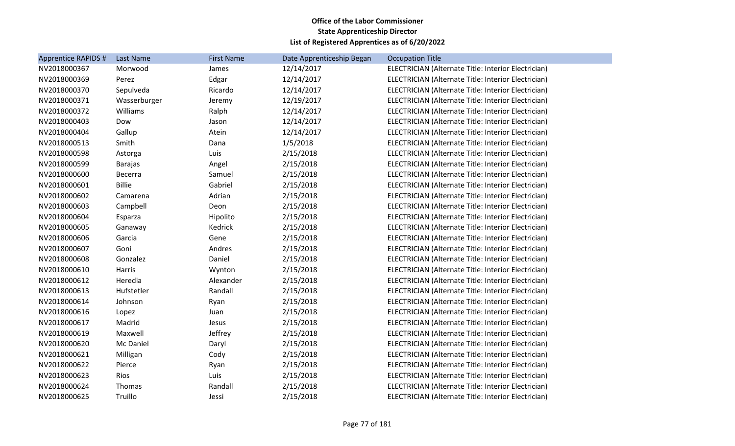**Office of the Labor Commissioner**
**State Apprenticeship Director**
**List of Registered Apprentices as of 6/20/2022**

| Apprentice RAPIDS # | Last Name | First Name | Date Apprenticeship Began | Occupation Title |
|---|---|---|---|---|
| NV2018000367 | Morwood | James | 12/14/2017 | ELECTRICIAN (Alternate Title: Interior Electrician) |
| NV2018000369 | Perez | Edgar | 12/14/2017 | ELECTRICIAN (Alternate Title: Interior Electrician) |
| NV2018000370 | Sepulveda | Ricardo | 12/14/2017 | ELECTRICIAN (Alternate Title: Interior Electrician) |
| NV2018000371 | Wasserburger | Jeremy | 12/19/2017 | ELECTRICIAN (Alternate Title: Interior Electrician) |
| NV2018000372 | Williams | Ralph | 12/14/2017 | ELECTRICIAN (Alternate Title: Interior Electrician) |
| NV2018000403 | Dow | Jason | 12/14/2017 | ELECTRICIAN (Alternate Title: Interior Electrician) |
| NV2018000404 | Gallup | Atein | 12/14/2017 | ELECTRICIAN (Alternate Title: Interior Electrician) |
| NV2018000513 | Smith | Dana | 1/5/2018 | ELECTRICIAN (Alternate Title: Interior Electrician) |
| NV2018000598 | Astorga | Luis | 2/15/2018 | ELECTRICIAN (Alternate Title: Interior Electrician) |
| NV2018000599 | Barajas | Angel | 2/15/2018 | ELECTRICIAN (Alternate Title: Interior Electrician) |
| NV2018000600 | Becerra | Samuel | 2/15/2018 | ELECTRICIAN (Alternate Title: Interior Electrician) |
| NV2018000601 | Billie | Gabriel | 2/15/2018 | ELECTRICIAN (Alternate Title: Interior Electrician) |
| NV2018000602 | Camarena | Adrian | 2/15/2018 | ELECTRICIAN (Alternate Title: Interior Electrician) |
| NV2018000603 | Campbell | Deon | 2/15/2018 | ELECTRICIAN (Alternate Title: Interior Electrician) |
| NV2018000604 | Esparza | Hipolito | 2/15/2018 | ELECTRICIAN (Alternate Title: Interior Electrician) |
| NV2018000605 | Ganaway | Kedrick | 2/15/2018 | ELECTRICIAN (Alternate Title: Interior Electrician) |
| NV2018000606 | Garcia | Gene | 2/15/2018 | ELECTRICIAN (Alternate Title: Interior Electrician) |
| NV2018000607 | Goni | Andres | 2/15/2018 | ELECTRICIAN (Alternate Title: Interior Electrician) |
| NV2018000608 | Gonzalez | Daniel | 2/15/2018 | ELECTRICIAN (Alternate Title: Interior Electrician) |
| NV2018000610 | Harris | Wynton | 2/15/2018 | ELECTRICIAN (Alternate Title: Interior Electrician) |
| NV2018000612 | Heredia | Alexander | 2/15/2018 | ELECTRICIAN (Alternate Title: Interior Electrician) |
| NV2018000613 | Hufstetler | Randall | 2/15/2018 | ELECTRICIAN (Alternate Title: Interior Electrician) |
| NV2018000614 | Johnson | Ryan | 2/15/2018 | ELECTRICIAN (Alternate Title: Interior Electrician) |
| NV2018000616 | Lopez | Juan | 2/15/2018 | ELECTRICIAN (Alternate Title: Interior Electrician) |
| NV2018000617 | Madrid | Jesus | 2/15/2018 | ELECTRICIAN (Alternate Title: Interior Electrician) |
| NV2018000619 | Maxwell | Jeffrey | 2/15/2018 | ELECTRICIAN (Alternate Title: Interior Electrician) |
| NV2018000620 | Mc Daniel | Daryl | 2/15/2018 | ELECTRICIAN (Alternate Title: Interior Electrician) |
| NV2018000621 | Milligan | Cody | 2/15/2018 | ELECTRICIAN (Alternate Title: Interior Electrician) |
| NV2018000622 | Pierce | Ryan | 2/15/2018 | ELECTRICIAN (Alternate Title: Interior Electrician) |
| NV2018000623 | Rios | Luis | 2/15/2018 | ELECTRICIAN (Alternate Title: Interior Electrician) |
| NV2018000624 | Thomas | Randall | 2/15/2018 | ELECTRICIAN (Alternate Title: Interior Electrician) |
| NV2018000625 | Truillo | Jessi | 2/15/2018 | ELECTRICIAN (Alternate Title: Interior Electrician) |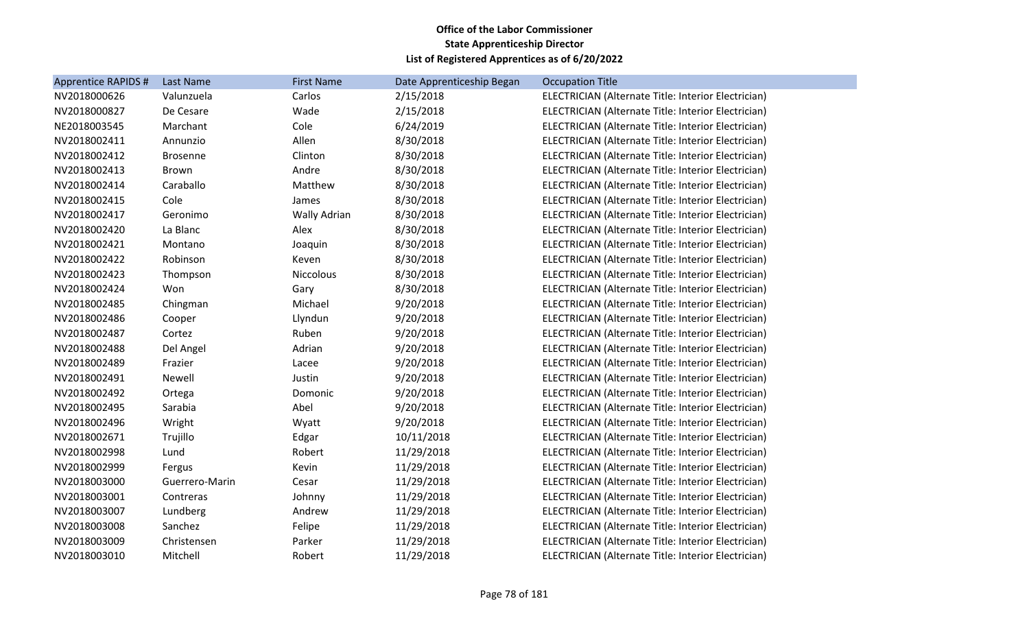**Office of the Labor Commissioner**
**State Apprenticeship Director**
**List of Registered Apprentices as of 6/20/2022**

| Apprentice RAPIDS # | Last Name | First Name | Date Apprenticeship Began | Occupation Title |
|---|---|---|---|---|
| NV2018000626 | Valunzuela | Carlos | 2/15/2018 | ELECTRICIAN (Alternate Title: Interior Electrician) |
| NV2018000827 | De Cesare | Wade | 2/15/2018 | ELECTRICIAN (Alternate Title: Interior Electrician) |
| NE2018003545 | Marchant | Cole | 6/24/2019 | ELECTRICIAN (Alternate Title: Interior Electrician) |
| NV2018002411 | Annunzio | Allen | 8/30/2018 | ELECTRICIAN (Alternate Title: Interior Electrician) |
| NV2018002412 | Brosenne | Clinton | 8/30/2018 | ELECTRICIAN (Alternate Title: Interior Electrician) |
| NV2018002413 | Brown | Andre | 8/30/2018 | ELECTRICIAN (Alternate Title: Interior Electrician) |
| NV2018002414 | Caraballo | Matthew | 8/30/2018 | ELECTRICIAN (Alternate Title: Interior Electrician) |
| NV2018002415 | Cole | James | 8/30/2018 | ELECTRICIAN (Alternate Title: Interior Electrician) |
| NV2018002417 | Geronimo | Wally Adrian | 8/30/2018 | ELECTRICIAN (Alternate Title: Interior Electrician) |
| NV2018002420 | La Blanc | Alex | 8/30/2018 | ELECTRICIAN (Alternate Title: Interior Electrician) |
| NV2018002421 | Montano | Joaquin | 8/30/2018 | ELECTRICIAN (Alternate Title: Interior Electrician) |
| NV2018002422 | Robinson | Keven | 8/30/2018 | ELECTRICIAN (Alternate Title: Interior Electrician) |
| NV2018002423 | Thompson | Niccolous | 8/30/2018 | ELECTRICIAN (Alternate Title: Interior Electrician) |
| NV2018002424 | Won | Gary | 8/30/2018 | ELECTRICIAN (Alternate Title: Interior Electrician) |
| NV2018002485 | Chingman | Michael | 9/20/2018 | ELECTRICIAN (Alternate Title: Interior Electrician) |
| NV2018002486 | Cooper | Llyndun | 9/20/2018 | ELECTRICIAN (Alternate Title: Interior Electrician) |
| NV2018002487 | Cortez | Ruben | 9/20/2018 | ELECTRICIAN (Alternate Title: Interior Electrician) |
| NV2018002488 | Del Angel | Adrian | 9/20/2018 | ELECTRICIAN (Alternate Title: Interior Electrician) |
| NV2018002489 | Frazier | Lacee | 9/20/2018 | ELECTRICIAN (Alternate Title: Interior Electrician) |
| NV2018002491 | Newell | Justin | 9/20/2018 | ELECTRICIAN (Alternate Title: Interior Electrician) |
| NV2018002492 | Ortega | Domonic | 9/20/2018 | ELECTRICIAN (Alternate Title: Interior Electrician) |
| NV2018002495 | Sarabia | Abel | 9/20/2018 | ELECTRICIAN (Alternate Title: Interior Electrician) |
| NV2018002496 | Wright | Wyatt | 9/20/2018 | ELECTRICIAN (Alternate Title: Interior Electrician) |
| NV2018002671 | Trujillo | Edgar | 10/11/2018 | ELECTRICIAN (Alternate Title: Interior Electrician) |
| NV2018002998 | Lund | Robert | 11/29/2018 | ELECTRICIAN (Alternate Title: Interior Electrician) |
| NV2018002999 | Fergus | Kevin | 11/29/2018 | ELECTRICIAN (Alternate Title: Interior Electrician) |
| NV2018003000 | Guerrero-Marin | Cesar | 11/29/2018 | ELECTRICIAN (Alternate Title: Interior Electrician) |
| NV2018003001 | Contreras | Johnny | 11/29/2018 | ELECTRICIAN (Alternate Title: Interior Electrician) |
| NV2018003007 | Lundberg | Andrew | 11/29/2018 | ELECTRICIAN (Alternate Title: Interior Electrician) |
| NV2018003008 | Sanchez | Felipe | 11/29/2018 | ELECTRICIAN (Alternate Title: Interior Electrician) |
| NV2018003009 | Christensen | Parker | 11/29/2018 | ELECTRICIAN (Alternate Title: Interior Electrician) |
| NV2018003010 | Mitchell | Robert | 11/29/2018 | ELECTRICIAN (Alternate Title: Interior Electrician) |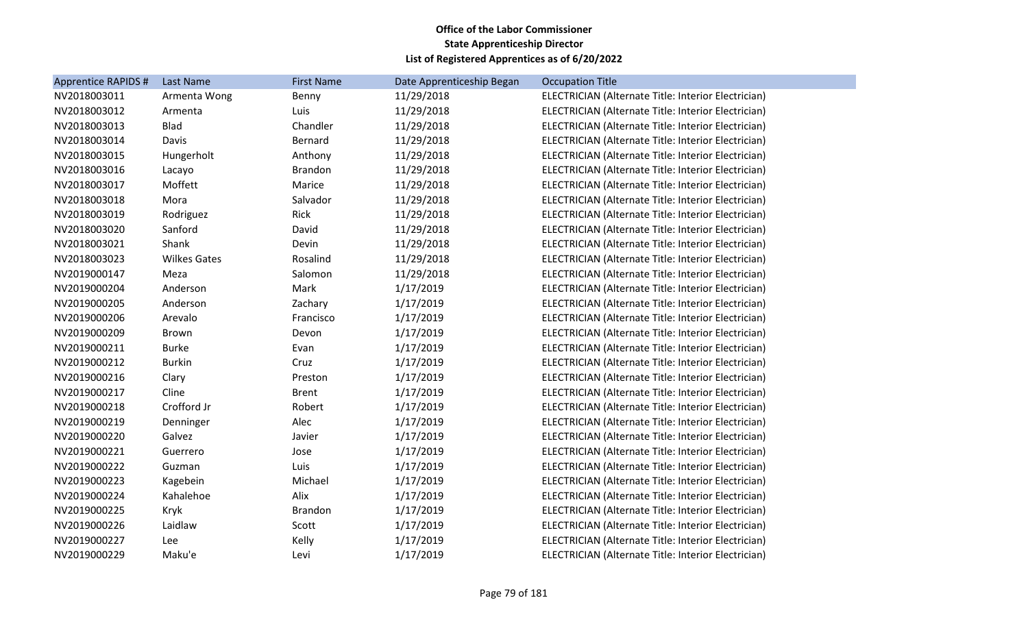**Office of the Labor Commissioner**
**State Apprenticeship Director**
**List of Registered Apprentices as of 6/20/2022**

| Apprentice RAPIDS # | Last Name | First Name | Date Apprenticeship Began | Occupation Title |
|---|---|---|---|---|
| NV2018003011 | Armenta Wong | Benny | 11/29/2018 | ELECTRICIAN (Alternate Title: Interior Electrician) |
| NV2018003012 | Armenta | Luis | 11/29/2018 | ELECTRICIAN (Alternate Title: Interior Electrician) |
| NV2018003013 | Blad | Chandler | 11/29/2018 | ELECTRICIAN (Alternate Title: Interior Electrician) |
| NV2018003014 | Davis | Bernard | 11/29/2018 | ELECTRICIAN (Alternate Title: Interior Electrician) |
| NV2018003015 | Hungerholt | Anthony | 11/29/2018 | ELECTRICIAN (Alternate Title: Interior Electrician) |
| NV2018003016 | Lacayo | Brandon | 11/29/2018 | ELECTRICIAN (Alternate Title: Interior Electrician) |
| NV2018003017 | Moffett | Marice | 11/29/2018 | ELECTRICIAN (Alternate Title: Interior Electrician) |
| NV2018003018 | Mora | Salvador | 11/29/2018 | ELECTRICIAN (Alternate Title: Interior Electrician) |
| NV2018003019 | Rodriguez | Rick | 11/29/2018 | ELECTRICIAN (Alternate Title: Interior Electrician) |
| NV2018003020 | Sanford | David | 11/29/2018 | ELECTRICIAN (Alternate Title: Interior Electrician) |
| NV2018003021 | Shank | Devin | 11/29/2018 | ELECTRICIAN (Alternate Title: Interior Electrician) |
| NV2018003023 | Wilkes Gates | Rosalind | 11/29/2018 | ELECTRICIAN (Alternate Title: Interior Electrician) |
| NV2019000147 | Meza | Salomon | 11/29/2018 | ELECTRICIAN (Alternate Title: Interior Electrician) |
| NV2019000204 | Anderson | Mark | 1/17/2019 | ELECTRICIAN (Alternate Title: Interior Electrician) |
| NV2019000205 | Anderson | Zachary | 1/17/2019 | ELECTRICIAN (Alternate Title: Interior Electrician) |
| NV2019000206 | Arevalo | Francisco | 1/17/2019 | ELECTRICIAN (Alternate Title: Interior Electrician) |
| NV2019000209 | Brown | Devon | 1/17/2019 | ELECTRICIAN (Alternate Title: Interior Electrician) |
| NV2019000211 | Burke | Evan | 1/17/2019 | ELECTRICIAN (Alternate Title: Interior Electrician) |
| NV2019000212 | Burkin | Cruz | 1/17/2019 | ELECTRICIAN (Alternate Title: Interior Electrician) |
| NV2019000216 | Clary | Preston | 1/17/2019 | ELECTRICIAN (Alternate Title: Interior Electrician) |
| NV2019000217 | Cline | Brent | 1/17/2019 | ELECTRICIAN (Alternate Title: Interior Electrician) |
| NV2019000218 | Crofford Jr | Robert | 1/17/2019 | ELECTRICIAN (Alternate Title: Interior Electrician) |
| NV2019000219 | Denninger | Alec | 1/17/2019 | ELECTRICIAN (Alternate Title: Interior Electrician) |
| NV2019000220 | Galvez | Javier | 1/17/2019 | ELECTRICIAN (Alternate Title: Interior Electrician) |
| NV2019000221 | Guerrero | Jose | 1/17/2019 | ELECTRICIAN (Alternate Title: Interior Electrician) |
| NV2019000222 | Guzman | Luis | 1/17/2019 | ELECTRICIAN (Alternate Title: Interior Electrician) |
| NV2019000223 | Kagebein | Michael | 1/17/2019 | ELECTRICIAN (Alternate Title: Interior Electrician) |
| NV2019000224 | Kahalehoe | Alix | 1/17/2019 | ELECTRICIAN (Alternate Title: Interior Electrician) |
| NV2019000225 | Kryk | Brandon | 1/17/2019 | ELECTRICIAN (Alternate Title: Interior Electrician) |
| NV2019000226 | Laidlaw | Scott | 1/17/2019 | ELECTRICIAN (Alternate Title: Interior Electrician) |
| NV2019000227 | Lee | Kelly | 1/17/2019 | ELECTRICIAN (Alternate Title: Interior Electrician) |
| NV2019000229 | Maku'e | Levi | 1/17/2019 | ELECTRICIAN (Alternate Title: Interior Electrician) |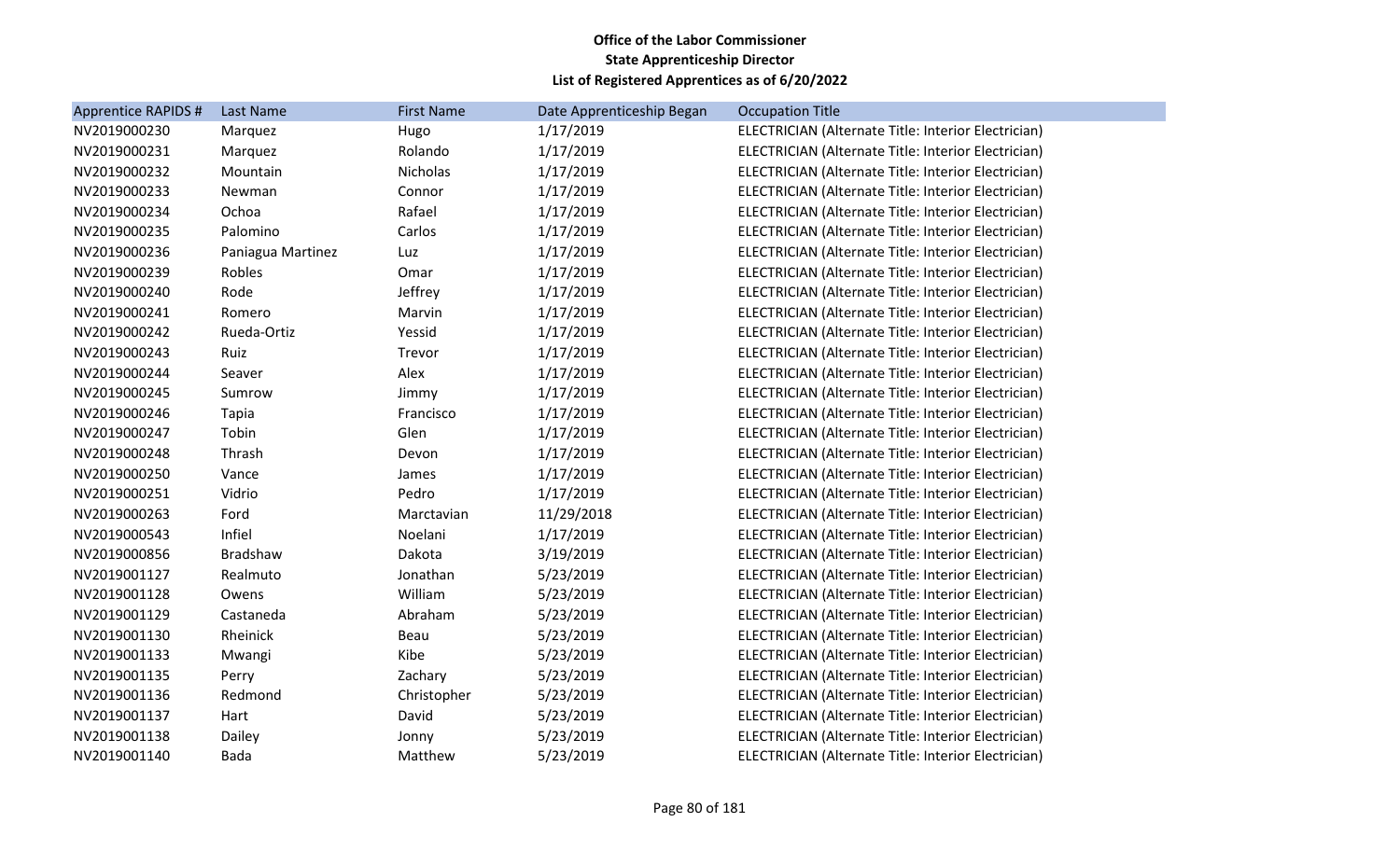**Office of the Labor Commissioner**
**State Apprenticeship Director**
**List of Registered Apprentices as of 6/20/2022**

| Apprentice RAPIDS # | Last Name | First Name | Date Apprenticeship Began | Occupation Title |
|---|---|---|---|---|
| NV2019000230 | Marquez | Hugo | 1/17/2019 | ELECTRICIAN (Alternate Title: Interior Electrician) |
| NV2019000231 | Marquez | Rolando | 1/17/2019 | ELECTRICIAN (Alternate Title: Interior Electrician) |
| NV2019000232 | Mountain | Nicholas | 1/17/2019 | ELECTRICIAN (Alternate Title: Interior Electrician) |
| NV2019000233 | Newman | Connor | 1/17/2019 | ELECTRICIAN (Alternate Title: Interior Electrician) |
| NV2019000234 | Ochoa | Rafael | 1/17/2019 | ELECTRICIAN (Alternate Title: Interior Electrician) |
| NV2019000235 | Palomino | Carlos | 1/17/2019 | ELECTRICIAN (Alternate Title: Interior Electrician) |
| NV2019000236 | Paniagua Martinez | Luz | 1/17/2019 | ELECTRICIAN (Alternate Title: Interior Electrician) |
| NV2019000239 | Robles | Omar | 1/17/2019 | ELECTRICIAN (Alternate Title: Interior Electrician) |
| NV2019000240 | Rode | Jeffrey | 1/17/2019 | ELECTRICIAN (Alternate Title: Interior Electrician) |
| NV2019000241 | Romero | Marvin | 1/17/2019 | ELECTRICIAN (Alternate Title: Interior Electrician) |
| NV2019000242 | Rueda-Ortiz | Yessid | 1/17/2019 | ELECTRICIAN (Alternate Title: Interior Electrician) |
| NV2019000243 | Ruiz | Trevor | 1/17/2019 | ELECTRICIAN (Alternate Title: Interior Electrician) |
| NV2019000244 | Seaver | Alex | 1/17/2019 | ELECTRICIAN (Alternate Title: Interior Electrician) |
| NV2019000245 | Sumrow | Jimmy | 1/17/2019 | ELECTRICIAN (Alternate Title: Interior Electrician) |
| NV2019000246 | Tapia | Francisco | 1/17/2019 | ELECTRICIAN (Alternate Title: Interior Electrician) |
| NV2019000247 | Tobin | Glen | 1/17/2019 | ELECTRICIAN (Alternate Title: Interior Electrician) |
| NV2019000248 | Thrash | Devon | 1/17/2019 | ELECTRICIAN (Alternate Title: Interior Electrician) |
| NV2019000250 | Vance | James | 1/17/2019 | ELECTRICIAN (Alternate Title: Interior Electrician) |
| NV2019000251 | Vidrio | Pedro | 1/17/2019 | ELECTRICIAN (Alternate Title: Interior Electrician) |
| NV2019000263 | Ford | Marctavian | 11/29/2018 | ELECTRICIAN (Alternate Title: Interior Electrician) |
| NV2019000543 | Infiel | Noelani | 1/17/2019 | ELECTRICIAN (Alternate Title: Interior Electrician) |
| NV2019000856 | Bradshaw | Dakota | 3/19/2019 | ELECTRICIAN (Alternate Title: Interior Electrician) |
| NV2019001127 | Realmuto | Jonathan | 5/23/2019 | ELECTRICIAN (Alternate Title: Interior Electrician) |
| NV2019001128 | Owens | William | 5/23/2019 | ELECTRICIAN (Alternate Title: Interior Electrician) |
| NV2019001129 | Castaneda | Abraham | 5/23/2019 | ELECTRICIAN (Alternate Title: Interior Electrician) |
| NV2019001130 | Rheinick | Beau | 5/23/2019 | ELECTRICIAN (Alternate Title: Interior Electrician) |
| NV2019001133 | Mwangi | Kibe | 5/23/2019 | ELECTRICIAN (Alternate Title: Interior Electrician) |
| NV2019001135 | Perry | Zachary | 5/23/2019 | ELECTRICIAN (Alternate Title: Interior Electrician) |
| NV2019001136 | Redmond | Christopher | 5/23/2019 | ELECTRICIAN (Alternate Title: Interior Electrician) |
| NV2019001137 | Hart | David | 5/23/2019 | ELECTRICIAN (Alternate Title: Interior Electrician) |
| NV2019001138 | Dailey | Jonny | 5/23/2019 | ELECTRICIAN (Alternate Title: Interior Electrician) |
| NV2019001140 | Bada | Matthew | 5/23/2019 | ELECTRICIAN (Alternate Title: Interior Electrician) |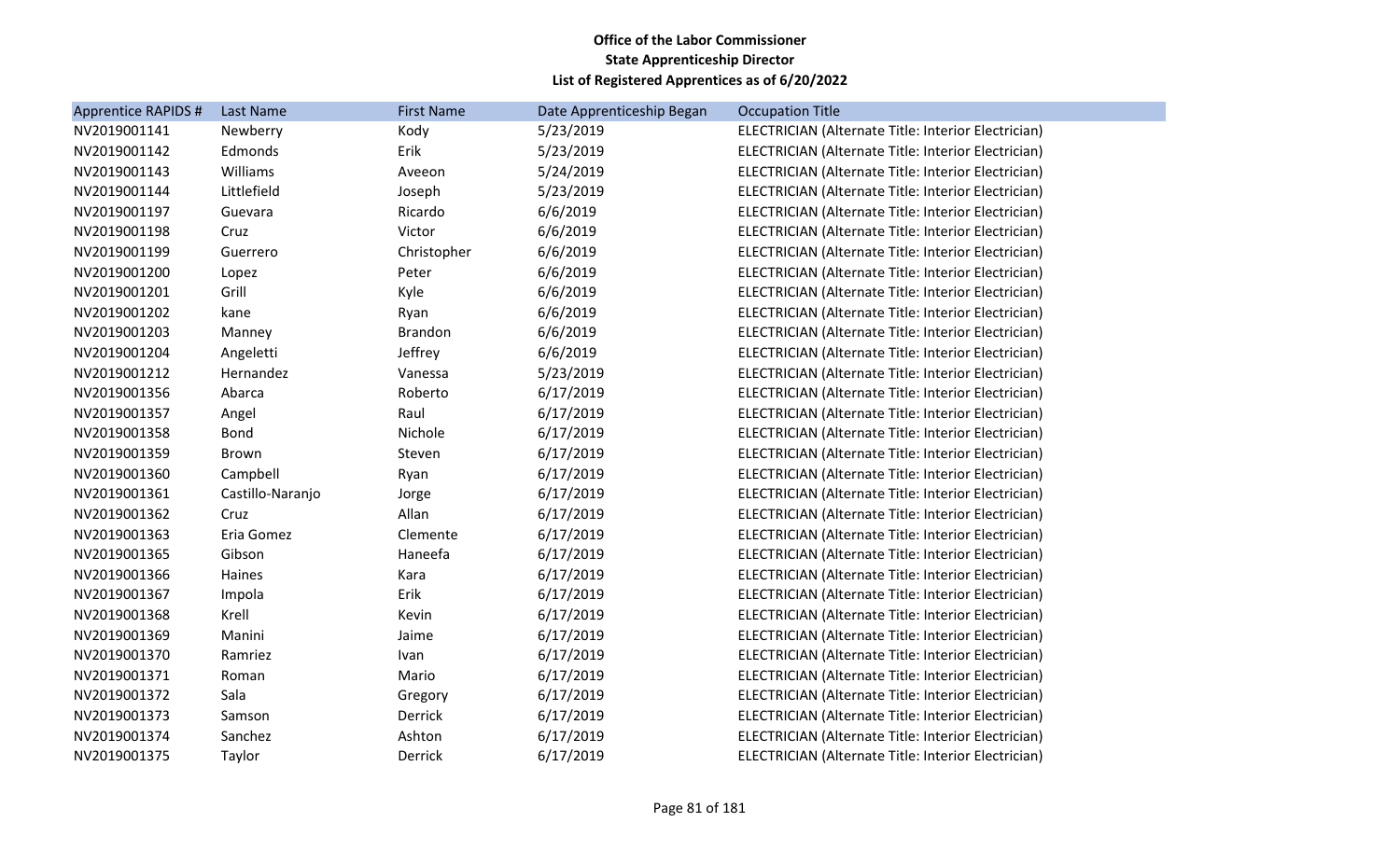**Office of the Labor Commissioner**
**State Apprenticeship Director**
**List of Registered Apprentices as of 6/20/2022**

| Apprentice RAPIDS # | Last Name | First Name | Date Apprenticeship Began | Occupation Title |
|---|---|---|---|---|
| NV2019001141 | Newberry | Kody | 5/23/2019 | ELECTRICIAN (Alternate Title: Interior Electrician) |
| NV2019001142 | Edmonds | Erik | 5/23/2019 | ELECTRICIAN (Alternate Title: Interior Electrician) |
| NV2019001143 | Williams | Aveeon | 5/24/2019 | ELECTRICIAN (Alternate Title: Interior Electrician) |
| NV2019001144 | Littlefield | Joseph | 5/23/2019 | ELECTRICIAN (Alternate Title: Interior Electrician) |
| NV2019001197 | Guevara | Ricardo | 6/6/2019 | ELECTRICIAN (Alternate Title: Interior Electrician) |
| NV2019001198 | Cruz | Victor | 6/6/2019 | ELECTRICIAN (Alternate Title: Interior Electrician) |
| NV2019001199 | Guerrero | Christopher | 6/6/2019 | ELECTRICIAN (Alternate Title: Interior Electrician) |
| NV2019001200 | Lopez | Peter | 6/6/2019 | ELECTRICIAN (Alternate Title: Interior Electrician) |
| NV2019001201 | Grill | Kyle | 6/6/2019 | ELECTRICIAN (Alternate Title: Interior Electrician) |
| NV2019001202 | kane | Ryan | 6/6/2019 | ELECTRICIAN (Alternate Title: Interior Electrician) |
| NV2019001203 | Manney | Brandon | 6/6/2019 | ELECTRICIAN (Alternate Title: Interior Electrician) |
| NV2019001204 | Angeletti | Jeffrey | 6/6/2019 | ELECTRICIAN (Alternate Title: Interior Electrician) |
| NV2019001212 | Hernandez | Vanessa | 5/23/2019 | ELECTRICIAN (Alternate Title: Interior Electrician) |
| NV2019001356 | Abarca | Roberto | 6/17/2019 | ELECTRICIAN (Alternate Title: Interior Electrician) |
| NV2019001357 | Angel | Raul | 6/17/2019 | ELECTRICIAN (Alternate Title: Interior Electrician) |
| NV2019001358 | Bond | Nichole | 6/17/2019 | ELECTRICIAN (Alternate Title: Interior Electrician) |
| NV2019001359 | Brown | Steven | 6/17/2019 | ELECTRICIAN (Alternate Title: Interior Electrician) |
| NV2019001360 | Campbell | Ryan | 6/17/2019 | ELECTRICIAN (Alternate Title: Interior Electrician) |
| NV2019001361 | Castillo-Naranjo | Jorge | 6/17/2019 | ELECTRICIAN (Alternate Title: Interior Electrician) |
| NV2019001362 | Cruz | Allan | 6/17/2019 | ELECTRICIAN (Alternate Title: Interior Electrician) |
| NV2019001363 | Eria Gomez | Clemente | 6/17/2019 | ELECTRICIAN (Alternate Title: Interior Electrician) |
| NV2019001365 | Gibson | Haneefa | 6/17/2019 | ELECTRICIAN (Alternate Title: Interior Electrician) |
| NV2019001366 | Haines | Kara | 6/17/2019 | ELECTRICIAN (Alternate Title: Interior Electrician) |
| NV2019001367 | Impola | Erik | 6/17/2019 | ELECTRICIAN (Alternate Title: Interior Electrician) |
| NV2019001368 | Krell | Kevin | 6/17/2019 | ELECTRICIAN (Alternate Title: Interior Electrician) |
| NV2019001369 | Manini | Jaime | 6/17/2019 | ELECTRICIAN (Alternate Title: Interior Electrician) |
| NV2019001370 | Ramriez | Ivan | 6/17/2019 | ELECTRICIAN (Alternate Title: Interior Electrician) |
| NV2019001371 | Roman | Mario | 6/17/2019 | ELECTRICIAN (Alternate Title: Interior Electrician) |
| NV2019001372 | Sala | Gregory | 6/17/2019 | ELECTRICIAN (Alternate Title: Interior Electrician) |
| NV2019001373 | Samson | Derrick | 6/17/2019 | ELECTRICIAN (Alternate Title: Interior Electrician) |
| NV2019001374 | Sanchez | Ashton | 6/17/2019 | ELECTRICIAN (Alternate Title: Interior Electrician) |
| NV2019001375 | Taylor | Derrick | 6/17/2019 | ELECTRICIAN (Alternate Title: Interior Electrician) |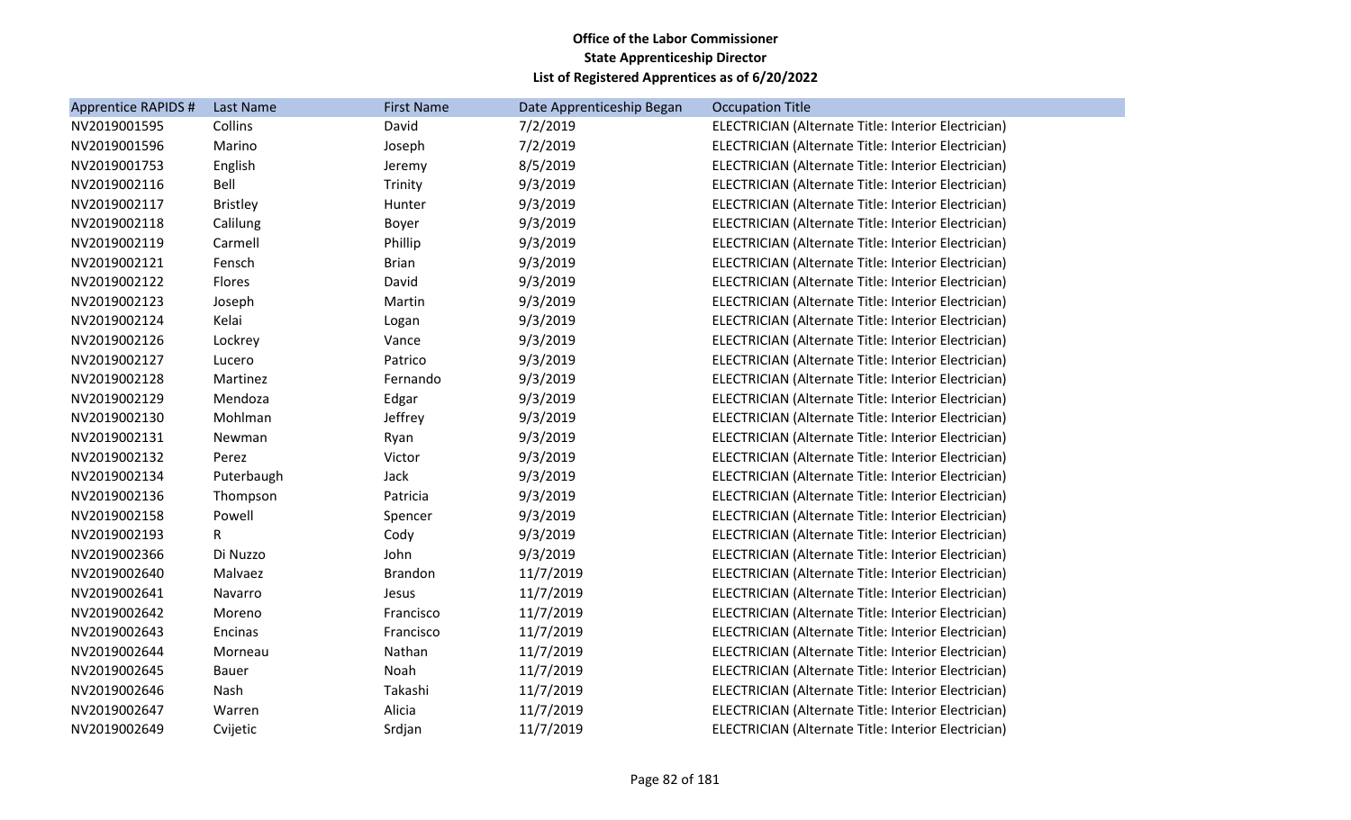**Office of the Labor Commissioner**
**State Apprenticeship Director**
**List of Registered Apprentices as of 6/20/2022**

| Apprentice RAPIDS # | Last Name | First Name | Date Apprenticeship Began | Occupation Title |
|---|---|---|---|---|
| NV2019001595 | Collins | David | 7/2/2019 | ELECTRICIAN (Alternate Title: Interior Electrician) |
| NV2019001596 | Marino | Joseph | 7/2/2019 | ELECTRICIAN (Alternate Title: Interior Electrician) |
| NV2019001753 | English | Jeremy | 8/5/2019 | ELECTRICIAN (Alternate Title: Interior Electrician) |
| NV2019002116 | Bell | Trinity | 9/3/2019 | ELECTRICIAN (Alternate Title: Interior Electrician) |
| NV2019002117 | Bristley | Hunter | 9/3/2019 | ELECTRICIAN (Alternate Title: Interior Electrician) |
| NV2019002118 | Calilung | Boyer | 9/3/2019 | ELECTRICIAN (Alternate Title: Interior Electrician) |
| NV2019002119 | Carmell | Phillip | 9/3/2019 | ELECTRICIAN (Alternate Title: Interior Electrician) |
| NV2019002121 | Fensch | Brian | 9/3/2019 | ELECTRICIAN (Alternate Title: Interior Electrician) |
| NV2019002122 | Flores | David | 9/3/2019 | ELECTRICIAN (Alternate Title: Interior Electrician) |
| NV2019002123 | Joseph | Martin | 9/3/2019 | ELECTRICIAN (Alternate Title: Interior Electrician) |
| NV2019002124 | Kelai | Logan | 9/3/2019 | ELECTRICIAN (Alternate Title: Interior Electrician) |
| NV2019002126 | Lockrey | Vance | 9/3/2019 | ELECTRICIAN (Alternate Title: Interior Electrician) |
| NV2019002127 | Lucero | Patrico | 9/3/2019 | ELECTRICIAN (Alternate Title: Interior Electrician) |
| NV2019002128 | Martinez | Fernando | 9/3/2019 | ELECTRICIAN (Alternate Title: Interior Electrician) |
| NV2019002129 | Mendoza | Edgar | 9/3/2019 | ELECTRICIAN (Alternate Title: Interior Electrician) |
| NV2019002130 | Mohlman | Jeffrey | 9/3/2019 | ELECTRICIAN (Alternate Title: Interior Electrician) |
| NV2019002131 | Newman | Ryan | 9/3/2019 | ELECTRICIAN (Alternate Title: Interior Electrician) |
| NV2019002132 | Perez | Victor | 9/3/2019 | ELECTRICIAN (Alternate Title: Interior Electrician) |
| NV2019002134 | Puterbaugh | Jack | 9/3/2019 | ELECTRICIAN (Alternate Title: Interior Electrician) |
| NV2019002136 | Thompson | Patricia | 9/3/2019 | ELECTRICIAN (Alternate Title: Interior Electrician) |
| NV2019002158 | Powell | Spencer | 9/3/2019 | ELECTRICIAN (Alternate Title: Interior Electrician) |
| NV2019002193 | R | Cody | 9/3/2019 | ELECTRICIAN (Alternate Title: Interior Electrician) |
| NV2019002366 | Di Nuzzo | John | 9/3/2019 | ELECTRICIAN (Alternate Title: Interior Electrician) |
| NV2019002640 | Malvaez | Brandon | 11/7/2019 | ELECTRICIAN (Alternate Title: Interior Electrician) |
| NV2019002641 | Navarro | Jesus | 11/7/2019 | ELECTRICIAN (Alternate Title: Interior Electrician) |
| NV2019002642 | Moreno | Francisco | 11/7/2019 | ELECTRICIAN (Alternate Title: Interior Electrician) |
| NV2019002643 | Encinas | Francisco | 11/7/2019 | ELECTRICIAN (Alternate Title: Interior Electrician) |
| NV2019002644 | Morneau | Nathan | 11/7/2019 | ELECTRICIAN (Alternate Title: Interior Electrician) |
| NV2019002645 | Bauer | Noah | 11/7/2019 | ELECTRICIAN (Alternate Title: Interior Electrician) |
| NV2019002646 | Nash | Takashi | 11/7/2019 | ELECTRICIAN (Alternate Title: Interior Electrician) |
| NV2019002647 | Warren | Alicia | 11/7/2019 | ELECTRICIAN (Alternate Title: Interior Electrician) |
| NV2019002649 | Cvijetic | Srdjan | 11/7/2019 | ELECTRICIAN (Alternate Title: Interior Electrician) |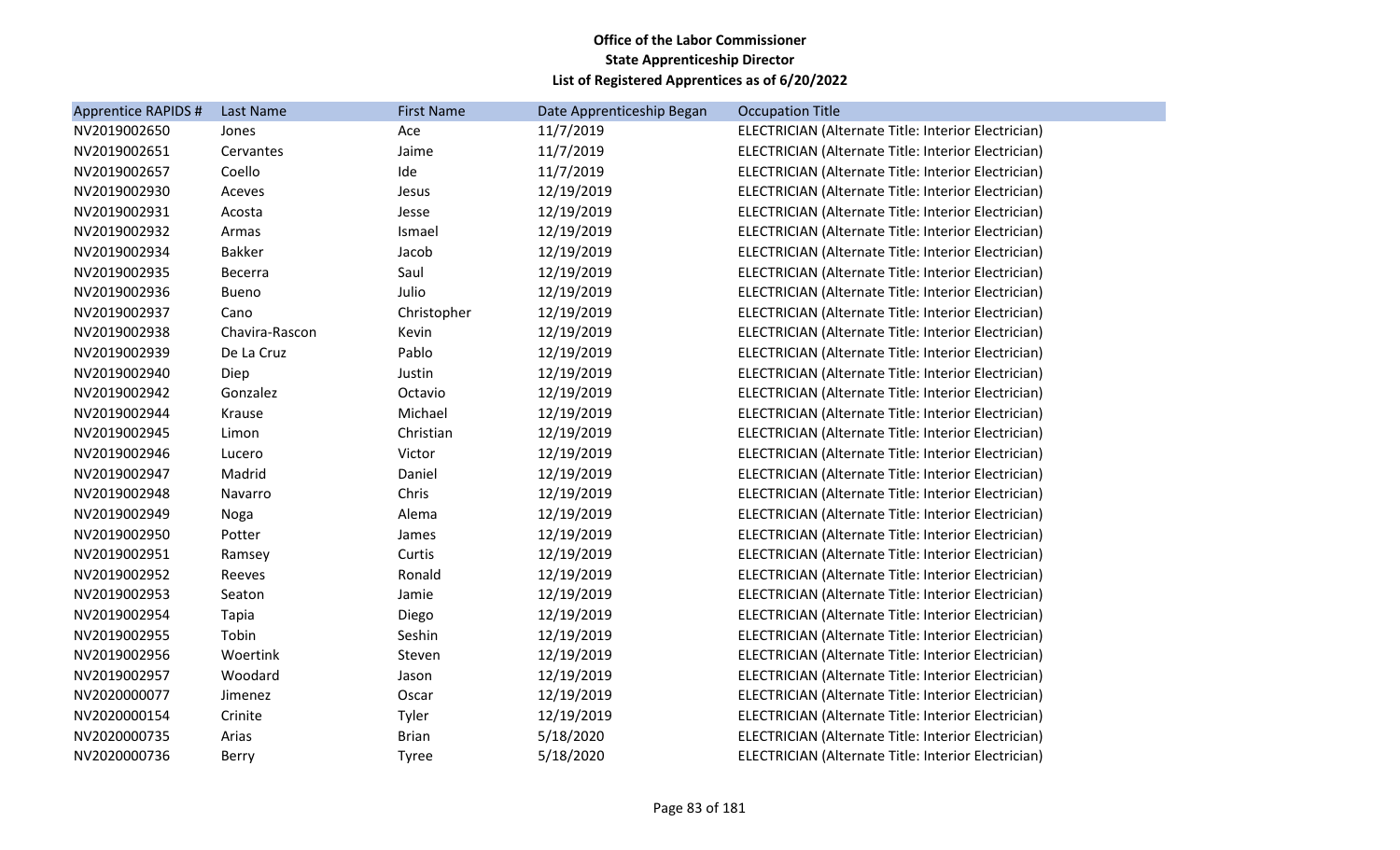**Office of the Labor Commissioner**
**State Apprenticeship Director**
**List of Registered Apprentices as of 6/20/2022**

| Apprentice RAPIDS # | Last Name | First Name | Date Apprenticeship Began | Occupation Title |
|---|---|---|---|---|
| NV2019002650 | Jones | Ace | 11/7/2019 | ELECTRICIAN (Alternate Title: Interior Electrician) |
| NV2019002651 | Cervantes | Jaime | 11/7/2019 | ELECTRICIAN (Alternate Title: Interior Electrician) |
| NV2019002657 | Coello | Ide | 11/7/2019 | ELECTRICIAN (Alternate Title: Interior Electrician) |
| NV2019002930 | Aceves | Jesus | 12/19/2019 | ELECTRICIAN (Alternate Title: Interior Electrician) |
| NV2019002931 | Acosta | Jesse | 12/19/2019 | ELECTRICIAN (Alternate Title: Interior Electrician) |
| NV2019002932 | Armas | Ismael | 12/19/2019 | ELECTRICIAN (Alternate Title: Interior Electrician) |
| NV2019002934 | Bakker | Jacob | 12/19/2019 | ELECTRICIAN (Alternate Title: Interior Electrician) |
| NV2019002935 | Becerra | Saul | 12/19/2019 | ELECTRICIAN (Alternate Title: Interior Electrician) |
| NV2019002936 | Bueno | Julio | 12/19/2019 | ELECTRICIAN (Alternate Title: Interior Electrician) |
| NV2019002937 | Cano | Christopher | 12/19/2019 | ELECTRICIAN (Alternate Title: Interior Electrician) |
| NV2019002938 | Chavira-Rascon | Kevin | 12/19/2019 | ELECTRICIAN (Alternate Title: Interior Electrician) |
| NV2019002939 | De La Cruz | Pablo | 12/19/2019 | ELECTRICIAN (Alternate Title: Interior Electrician) |
| NV2019002940 | Diep | Justin | 12/19/2019 | ELECTRICIAN (Alternate Title: Interior Electrician) |
| NV2019002942 | Gonzalez | Octavio | 12/19/2019 | ELECTRICIAN (Alternate Title: Interior Electrician) |
| NV2019002944 | Krause | Michael | 12/19/2019 | ELECTRICIAN (Alternate Title: Interior Electrician) |
| NV2019002945 | Limon | Christian | 12/19/2019 | ELECTRICIAN (Alternate Title: Interior Electrician) |
| NV2019002946 | Lucero | Victor | 12/19/2019 | ELECTRICIAN (Alternate Title: Interior Electrician) |
| NV2019002947 | Madrid | Daniel | 12/19/2019 | ELECTRICIAN (Alternate Title: Interior Electrician) |
| NV2019002948 | Navarro | Chris | 12/19/2019 | ELECTRICIAN (Alternate Title: Interior Electrician) |
| NV2019002949 | Noga | Alema | 12/19/2019 | ELECTRICIAN (Alternate Title: Interior Electrician) |
| NV2019002950 | Potter | James | 12/19/2019 | ELECTRICIAN (Alternate Title: Interior Electrician) |
| NV2019002951 | Ramsey | Curtis | 12/19/2019 | ELECTRICIAN (Alternate Title: Interior Electrician) |
| NV2019002952 | Reeves | Ronald | 12/19/2019 | ELECTRICIAN (Alternate Title: Interior Electrician) |
| NV2019002953 | Seaton | Jamie | 12/19/2019 | ELECTRICIAN (Alternate Title: Interior Electrician) |
| NV2019002954 | Tapia | Diego | 12/19/2019 | ELECTRICIAN (Alternate Title: Interior Electrician) |
| NV2019002955 | Tobin | Seshin | 12/19/2019 | ELECTRICIAN (Alternate Title: Interior Electrician) |
| NV2019002956 | Woertink | Steven | 12/19/2019 | ELECTRICIAN (Alternate Title: Interior Electrician) |
| NV2019002957 | Woodard | Jason | 12/19/2019 | ELECTRICIAN (Alternate Title: Interior Electrician) |
| NV2020000077 | Jimenez | Oscar | 12/19/2019 | ELECTRICIAN (Alternate Title: Interior Electrician) |
| NV2020000154 | Crinite | Tyler | 12/19/2019 | ELECTRICIAN (Alternate Title: Interior Electrician) |
| NV2020000735 | Arias | Brian | 5/18/2020 | ELECTRICIAN (Alternate Title: Interior Electrician) |
| NV2020000736 | Berry | Tyree | 5/18/2020 | ELECTRICIAN (Alternate Title: Interior Electrician) |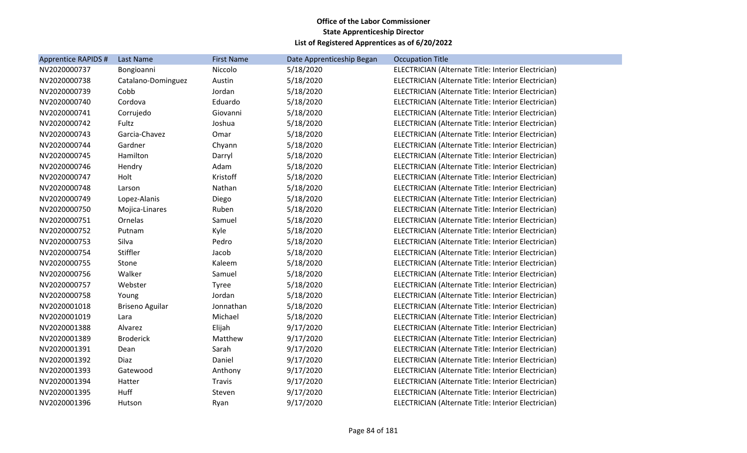**Office of the Labor Commissioner**
**State Apprenticeship Director**
**List of Registered Apprentices as of 6/20/2022**

| Apprentice RAPIDS # | Last Name | First Name | Date Apprenticeship Began | Occupation Title |
|---|---|---|---|---|
| NV2020000737 | Bongioanni | Niccolo | 5/18/2020 | ELECTRICIAN (Alternate Title: Interior Electrician) |
| NV2020000738 | Catalano-Dominguez | Austin | 5/18/2020 | ELECTRICIAN (Alternate Title: Interior Electrician) |
| NV2020000739 | Cobb | Jordan | 5/18/2020 | ELECTRICIAN (Alternate Title: Interior Electrician) |
| NV2020000740 | Cordova | Eduardo | 5/18/2020 | ELECTRICIAN (Alternate Title: Interior Electrician) |
| NV2020000741 | Corrujedo | Giovanni | 5/18/2020 | ELECTRICIAN (Alternate Title: Interior Electrician) |
| NV2020000742 | Fultz | Joshua | 5/18/2020 | ELECTRICIAN (Alternate Title: Interior Electrician) |
| NV2020000743 | Garcia-Chavez | Omar | 5/18/2020 | ELECTRICIAN (Alternate Title: Interior Electrician) |
| NV2020000744 | Gardner | Chyann | 5/18/2020 | ELECTRICIAN (Alternate Title: Interior Electrician) |
| NV2020000745 | Hamilton | Darryl | 5/18/2020 | ELECTRICIAN (Alternate Title: Interior Electrician) |
| NV2020000746 | Hendry | Adam | 5/18/2020 | ELECTRICIAN (Alternate Title: Interior Electrician) |
| NV2020000747 | Holt | Kristoff | 5/18/2020 | ELECTRICIAN (Alternate Title: Interior Electrician) |
| NV2020000748 | Larson | Nathan | 5/18/2020 | ELECTRICIAN (Alternate Title: Interior Electrician) |
| NV2020000749 | Lopez-Alanis | Diego | 5/18/2020 | ELECTRICIAN (Alternate Title: Interior Electrician) |
| NV2020000750 | Mojica-Linares | Ruben | 5/18/2020 | ELECTRICIAN (Alternate Title: Interior Electrician) |
| NV2020000751 | Ornelas | Samuel | 5/18/2020 | ELECTRICIAN (Alternate Title: Interior Electrician) |
| NV2020000752 | Putnam | Kyle | 5/18/2020 | ELECTRICIAN (Alternate Title: Interior Electrician) |
| NV2020000753 | Silva | Pedro | 5/18/2020 | ELECTRICIAN (Alternate Title: Interior Electrician) |
| NV2020000754 | Stiffler | Jacob | 5/18/2020 | ELECTRICIAN (Alternate Title: Interior Electrician) |
| NV2020000755 | Stone | Kaleem | 5/18/2020 | ELECTRICIAN (Alternate Title: Interior Electrician) |
| NV2020000756 | Walker | Samuel | 5/18/2020 | ELECTRICIAN (Alternate Title: Interior Electrician) |
| NV2020000757 | Webster | Tyree | 5/18/2020 | ELECTRICIAN (Alternate Title: Interior Electrician) |
| NV2020000758 | Young | Jordan | 5/18/2020 | ELECTRICIAN (Alternate Title: Interior Electrician) |
| NV2020001018 | Briseno Aguilar | Jonnathan | 5/18/2020 | ELECTRICIAN (Alternate Title: Interior Electrician) |
| NV2020001019 | Lara | Michael | 5/18/2020 | ELECTRICIAN (Alternate Title: Interior Electrician) |
| NV2020001388 | Alvarez | Elijah | 9/17/2020 | ELECTRICIAN (Alternate Title: Interior Electrician) |
| NV2020001389 | Broderick | Matthew | 9/17/2020 | ELECTRICIAN (Alternate Title: Interior Electrician) |
| NV2020001391 | Dean | Sarah | 9/17/2020 | ELECTRICIAN (Alternate Title: Interior Electrician) |
| NV2020001392 | Diaz | Daniel | 9/17/2020 | ELECTRICIAN (Alternate Title: Interior Electrician) |
| NV2020001393 | Gatewood | Anthony | 9/17/2020 | ELECTRICIAN (Alternate Title: Interior Electrician) |
| NV2020001394 | Hatter | Travis | 9/17/2020 | ELECTRICIAN (Alternate Title: Interior Electrician) |
| NV2020001395 | Huff | Steven | 9/17/2020 | ELECTRICIAN (Alternate Title: Interior Electrician) |
| NV2020001396 | Hutson | Ryan | 9/17/2020 | ELECTRICIAN (Alternate Title: Interior Electrician) |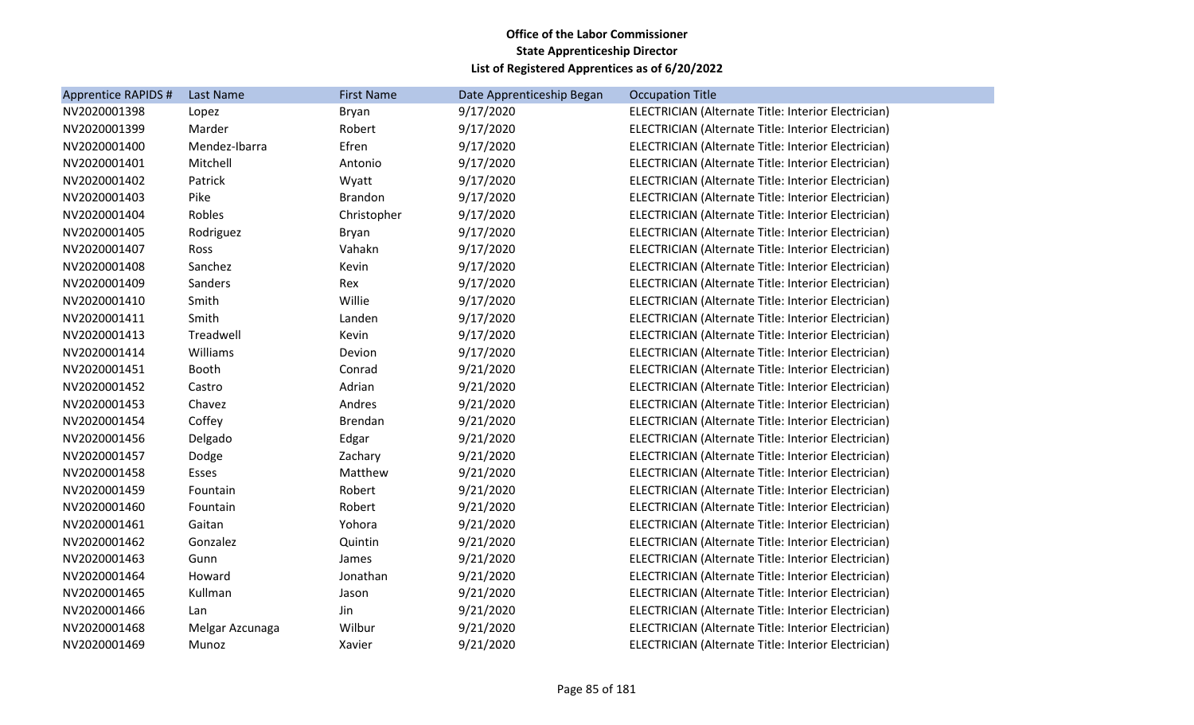**Office of the Labor Commissioner**
**State Apprenticeship Director**
**List of Registered Apprentices as of 6/20/2022**

| Apprentice RAPIDS # | Last Name | First Name | Date Apprenticeship Began | Occupation Title |
|---|---|---|---|---|
| NV2020001398 | Lopez | Bryan | 9/17/2020 | ELECTRICIAN (Alternate Title: Interior Electrician) |
| NV2020001399 | Marder | Robert | 9/17/2020 | ELECTRICIAN (Alternate Title: Interior Electrician) |
| NV2020001400 | Mendez-Ibarra | Efren | 9/17/2020 | ELECTRICIAN (Alternate Title: Interior Electrician) |
| NV2020001401 | Mitchell | Antonio | 9/17/2020 | ELECTRICIAN (Alternate Title: Interior Electrician) |
| NV2020001402 | Patrick | Wyatt | 9/17/2020 | ELECTRICIAN (Alternate Title: Interior Electrician) |
| NV2020001403 | Pike | Brandon | 9/17/2020 | ELECTRICIAN (Alternate Title: Interior Electrician) |
| NV2020001404 | Robles | Christopher | 9/17/2020 | ELECTRICIAN (Alternate Title: Interior Electrician) |
| NV2020001405 | Rodriguez | Bryan | 9/17/2020 | ELECTRICIAN (Alternate Title: Interior Electrician) |
| NV2020001407 | Ross | Vahakn | 9/17/2020 | ELECTRICIAN (Alternate Title: Interior Electrician) |
| NV2020001408 | Sanchez | Kevin | 9/17/2020 | ELECTRICIAN (Alternate Title: Interior Electrician) |
| NV2020001409 | Sanders | Rex | 9/17/2020 | ELECTRICIAN (Alternate Title: Interior Electrician) |
| NV2020001410 | Smith | Willie | 9/17/2020 | ELECTRICIAN (Alternate Title: Interior Electrician) |
| NV2020001411 | Smith | Landen | 9/17/2020 | ELECTRICIAN (Alternate Title: Interior Electrician) |
| NV2020001413 | Treadwell | Kevin | 9/17/2020 | ELECTRICIAN (Alternate Title: Interior Electrician) |
| NV2020001414 | Williams | Devion | 9/17/2020 | ELECTRICIAN (Alternate Title: Interior Electrician) |
| NV2020001451 | Booth | Conrad | 9/21/2020 | ELECTRICIAN (Alternate Title: Interior Electrician) |
| NV2020001452 | Castro | Adrian | 9/21/2020 | ELECTRICIAN (Alternate Title: Interior Electrician) |
| NV2020001453 | Chavez | Andres | 9/21/2020 | ELECTRICIAN (Alternate Title: Interior Electrician) |
| NV2020001454 | Coffey | Brendan | 9/21/2020 | ELECTRICIAN (Alternate Title: Interior Electrician) |
| NV2020001456 | Delgado | Edgar | 9/21/2020 | ELECTRICIAN (Alternate Title: Interior Electrician) |
| NV2020001457 | Dodge | Zachary | 9/21/2020 | ELECTRICIAN (Alternate Title: Interior Electrician) |
| NV2020001458 | Esses | Matthew | 9/21/2020 | ELECTRICIAN (Alternate Title: Interior Electrician) |
| NV2020001459 | Fountain | Robert | 9/21/2020 | ELECTRICIAN (Alternate Title: Interior Electrician) |
| NV2020001460 | Fountain | Robert | 9/21/2020 | ELECTRICIAN (Alternate Title: Interior Electrician) |
| NV2020001461 | Gaitan | Yohora | 9/21/2020 | ELECTRICIAN (Alternate Title: Interior Electrician) |
| NV2020001462 | Gonzalez | Quintin | 9/21/2020 | ELECTRICIAN (Alternate Title: Interior Electrician) |
| NV2020001463 | Gunn | James | 9/21/2020 | ELECTRICIAN (Alternate Title: Interior Electrician) |
| NV2020001464 | Howard | Jonathan | 9/21/2020 | ELECTRICIAN (Alternate Title: Interior Electrician) |
| NV2020001465 | Kullman | Jason | 9/21/2020 | ELECTRICIAN (Alternate Title: Interior Electrician) |
| NV2020001466 | Lan | Jin | 9/21/2020 | ELECTRICIAN (Alternate Title: Interior Electrician) |
| NV2020001468 | Melgar Azcunaga | Wilbur | 9/21/2020 | ELECTRICIAN (Alternate Title: Interior Electrician) |
| NV2020001469 | Munoz | Xavier | 9/21/2020 | ELECTRICIAN (Alternate Title: Interior Electrician) |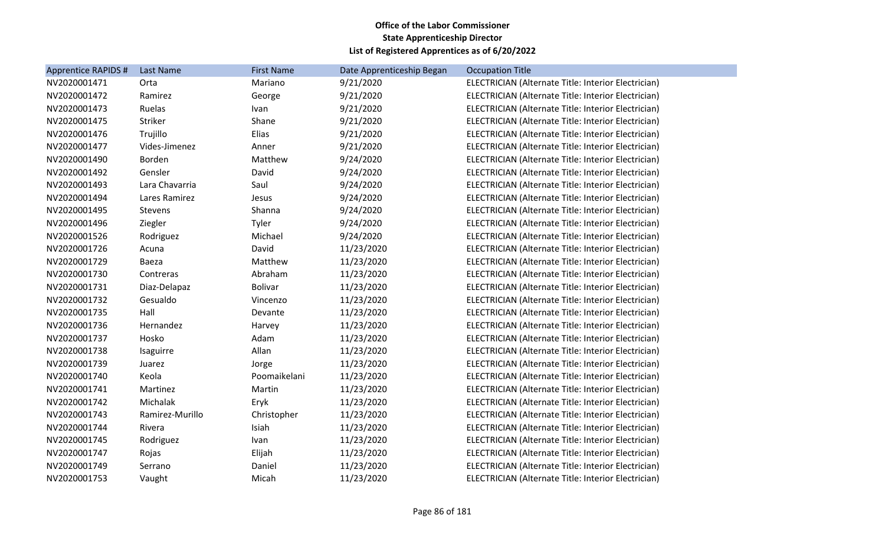**Office of the Labor Commissioner**
**State Apprenticeship Director**
**List of Registered Apprentices as of 6/20/2022**

| Apprentice RAPIDS # | Last Name | First Name | Date Apprenticeship Began | Occupation Title |
|---|---|---|---|---|
| NV2020001471 | Orta | Mariano | 9/21/2020 | ELECTRICIAN (Alternate Title: Interior Electrician) |
| NV2020001472 | Ramirez | George | 9/21/2020 | ELECTRICIAN (Alternate Title: Interior Electrician) |
| NV2020001473 | Ruelas | Ivan | 9/21/2020 | ELECTRICIAN (Alternate Title: Interior Electrician) |
| NV2020001475 | Striker | Shane | 9/21/2020 | ELECTRICIAN (Alternate Title: Interior Electrician) |
| NV2020001476 | Trujillo | Elias | 9/21/2020 | ELECTRICIAN (Alternate Title: Interior Electrician) |
| NV2020001477 | Vides-Jimenez | Anner | 9/21/2020 | ELECTRICIAN (Alternate Title: Interior Electrician) |
| NV2020001490 | Borden | Matthew | 9/24/2020 | ELECTRICIAN (Alternate Title: Interior Electrician) |
| NV2020001492 | Gensler | David | 9/24/2020 | ELECTRICIAN (Alternate Title: Interior Electrician) |
| NV2020001493 | Lara Chavarria | Saul | 9/24/2020 | ELECTRICIAN (Alternate Title: Interior Electrician) |
| NV2020001494 | Lares Ramirez | Jesus | 9/24/2020 | ELECTRICIAN (Alternate Title: Interior Electrician) |
| NV2020001495 | Stevens | Shanna | 9/24/2020 | ELECTRICIAN (Alternate Title: Interior Electrician) |
| NV2020001496 | Ziegler | Tyler | 9/24/2020 | ELECTRICIAN (Alternate Title: Interior Electrician) |
| NV2020001526 | Rodriguez | Michael | 9/24/2020 | ELECTRICIAN (Alternate Title: Interior Electrician) |
| NV2020001726 | Acuna | David | 11/23/2020 | ELECTRICIAN (Alternate Title: Interior Electrician) |
| NV2020001729 | Baeza | Matthew | 11/23/2020 | ELECTRICIAN (Alternate Title: Interior Electrician) |
| NV2020001730 | Contreras | Abraham | 11/23/2020 | ELECTRICIAN (Alternate Title: Interior Electrician) |
| NV2020001731 | Diaz-Delapaz | Bolivar | 11/23/2020 | ELECTRICIAN (Alternate Title: Interior Electrician) |
| NV2020001732 | Gesualdo | Vincenzo | 11/23/2020 | ELECTRICIAN (Alternate Title: Interior Electrician) |
| NV2020001735 | Hall | Devante | 11/23/2020 | ELECTRICIAN (Alternate Title: Interior Electrician) |
| NV2020001736 | Hernandez | Harvey | 11/23/2020 | ELECTRICIAN (Alternate Title: Interior Electrician) |
| NV2020001737 | Hosko | Adam | 11/23/2020 | ELECTRICIAN (Alternate Title: Interior Electrician) |
| NV2020001738 | Isaguirre | Allan | 11/23/2020 | ELECTRICIAN (Alternate Title: Interior Electrician) |
| NV2020001739 | Juarez | Jorge | 11/23/2020 | ELECTRICIAN (Alternate Title: Interior Electrician) |
| NV2020001740 | Keola | Poomaikelani | 11/23/2020 | ELECTRICIAN (Alternate Title: Interior Electrician) |
| NV2020001741 | Martinez | Martin | 11/23/2020 | ELECTRICIAN (Alternate Title: Interior Electrician) |
| NV2020001742 | Michalak | Eryk | 11/23/2020 | ELECTRICIAN (Alternate Title: Interior Electrician) |
| NV2020001743 | Ramirez-Murillo | Christopher | 11/23/2020 | ELECTRICIAN (Alternate Title: Interior Electrician) |
| NV2020001744 | Rivera | Isiah | 11/23/2020 | ELECTRICIAN (Alternate Title: Interior Electrician) |
| NV2020001745 | Rodriguez | Ivan | 11/23/2020 | ELECTRICIAN (Alternate Title: Interior Electrician) |
| NV2020001747 | Rojas | Elijah | 11/23/2020 | ELECTRICIAN (Alternate Title: Interior Electrician) |
| NV2020001749 | Serrano | Daniel | 11/23/2020 | ELECTRICIAN (Alternate Title: Interior Electrician) |
| NV2020001753 | Vaught | Micah | 11/23/2020 | ELECTRICIAN (Alternate Title: Interior Electrician) |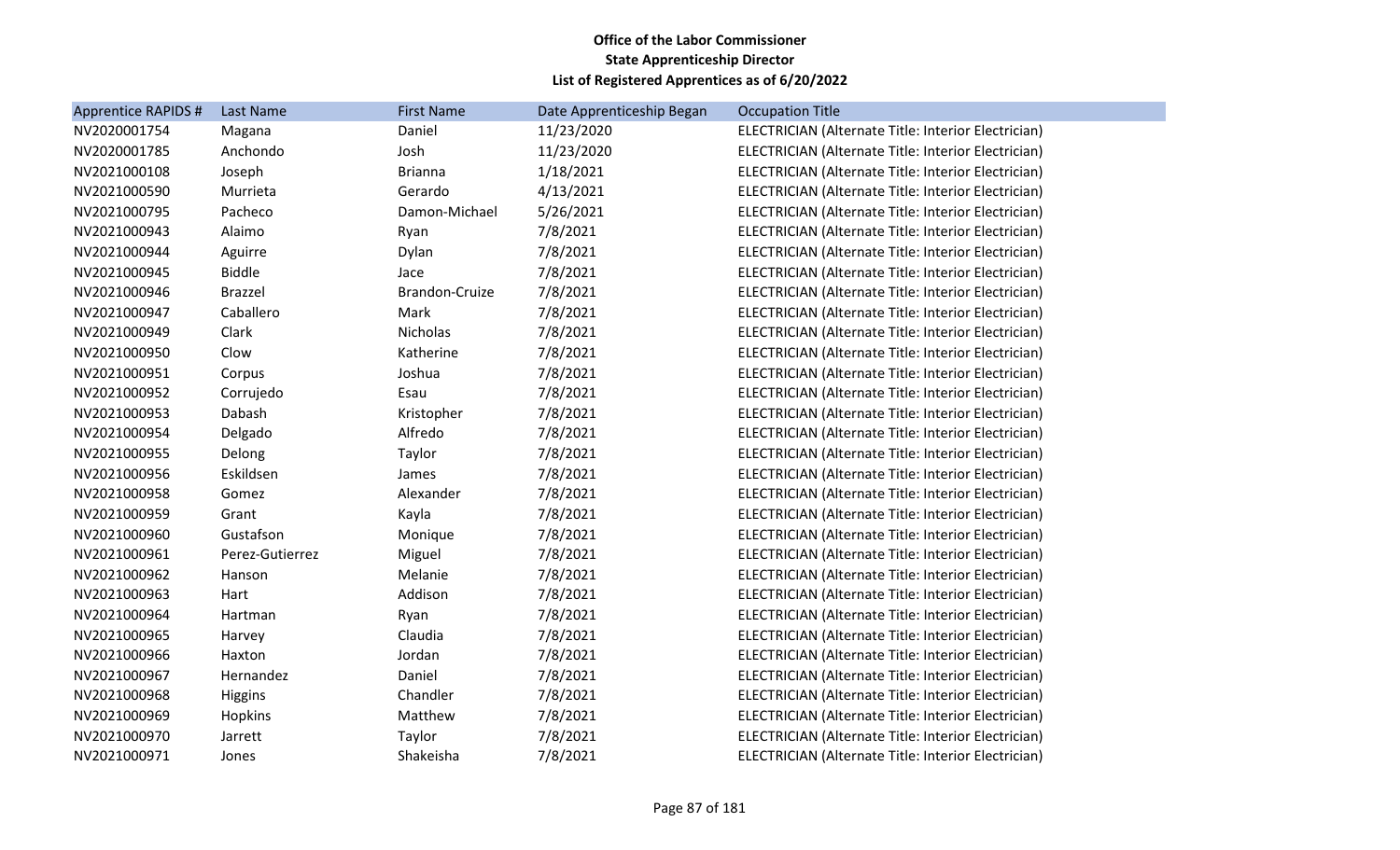**Office of the Labor Commissioner**
**State Apprenticeship Director**
**List of Registered Apprentices as of 6/20/2022**

| Apprentice RAPIDS # | Last Name | First Name | Date Apprenticeship Began | Occupation Title |
|---|---|---|---|---|
| NV2020001754 | Magana | Daniel | 11/23/2020 | ELECTRICIAN (Alternate Title: Interior Electrician) |
| NV2020001785 | Anchondo | Josh | 11/23/2020 | ELECTRICIAN (Alternate Title: Interior Electrician) |
| NV2021000108 | Joseph | Brianna | 1/18/2021 | ELECTRICIAN (Alternate Title: Interior Electrician) |
| NV2021000590 | Murrieta | Gerardo | 4/13/2021 | ELECTRICIAN (Alternate Title: Interior Electrician) |
| NV2021000795 | Pacheco | Damon-Michael | 5/26/2021 | ELECTRICIAN (Alternate Title: Interior Electrician) |
| NV2021000943 | Alaimo | Ryan | 7/8/2021 | ELECTRICIAN (Alternate Title: Interior Electrician) |
| NV2021000944 | Aguirre | Dylan | 7/8/2021 | ELECTRICIAN (Alternate Title: Interior Electrician) |
| NV2021000945 | Biddle | Jace | 7/8/2021 | ELECTRICIAN (Alternate Title: Interior Electrician) |
| NV2021000946 | Brazzel | Brandon-Cruize | 7/8/2021 | ELECTRICIAN (Alternate Title: Interior Electrician) |
| NV2021000947 | Caballero | Mark | 7/8/2021 | ELECTRICIAN (Alternate Title: Interior Electrician) |
| NV2021000949 | Clark | Nicholas | 7/8/2021 | ELECTRICIAN (Alternate Title: Interior Electrician) |
| NV2021000950 | Clow | Katherine | 7/8/2021 | ELECTRICIAN (Alternate Title: Interior Electrician) |
| NV2021000951 | Corpus | Joshua | 7/8/2021 | ELECTRICIAN (Alternate Title: Interior Electrician) |
| NV2021000952 | Corrujedo | Esau | 7/8/2021 | ELECTRICIAN (Alternate Title: Interior Electrician) |
| NV2021000953 | Dabash | Kristopher | 7/8/2021 | ELECTRICIAN (Alternate Title: Interior Electrician) |
| NV2021000954 | Delgado | Alfredo | 7/8/2021 | ELECTRICIAN (Alternate Title: Interior Electrician) |
| NV2021000955 | Delong | Taylor | 7/8/2021 | ELECTRICIAN (Alternate Title: Interior Electrician) |
| NV2021000956 | Eskildsen | James | 7/8/2021 | ELECTRICIAN (Alternate Title: Interior Electrician) |
| NV2021000958 | Gomez | Alexander | 7/8/2021 | ELECTRICIAN (Alternate Title: Interior Electrician) |
| NV2021000959 | Grant | Kayla | 7/8/2021 | ELECTRICIAN (Alternate Title: Interior Electrician) |
| NV2021000960 | Gustafson | Monique | 7/8/2021 | ELECTRICIAN (Alternate Title: Interior Electrician) |
| NV2021000961 | Perez-Gutierrez | Miguel | 7/8/2021 | ELECTRICIAN (Alternate Title: Interior Electrician) |
| NV2021000962 | Hanson | Melanie | 7/8/2021 | ELECTRICIAN (Alternate Title: Interior Electrician) |
| NV2021000963 | Hart | Addison | 7/8/2021 | ELECTRICIAN (Alternate Title: Interior Electrician) |
| NV2021000964 | Hartman | Ryan | 7/8/2021 | ELECTRICIAN (Alternate Title: Interior Electrician) |
| NV2021000965 | Harvey | Claudia | 7/8/2021 | ELECTRICIAN (Alternate Title: Interior Electrician) |
| NV2021000966 | Haxton | Jordan | 7/8/2021 | ELECTRICIAN (Alternate Title: Interior Electrician) |
| NV2021000967 | Hernandez | Daniel | 7/8/2021 | ELECTRICIAN (Alternate Title: Interior Electrician) |
| NV2021000968 | Higgins | Chandler | 7/8/2021 | ELECTRICIAN (Alternate Title: Interior Electrician) |
| NV2021000969 | Hopkins | Matthew | 7/8/2021 | ELECTRICIAN (Alternate Title: Interior Electrician) |
| NV2021000970 | Jarrett | Taylor | 7/8/2021 | ELECTRICIAN (Alternate Title: Interior Electrician) |
| NV2021000971 | Jones | Shakeisha | 7/8/2021 | ELECTRICIAN (Alternate Title: Interior Electrician) |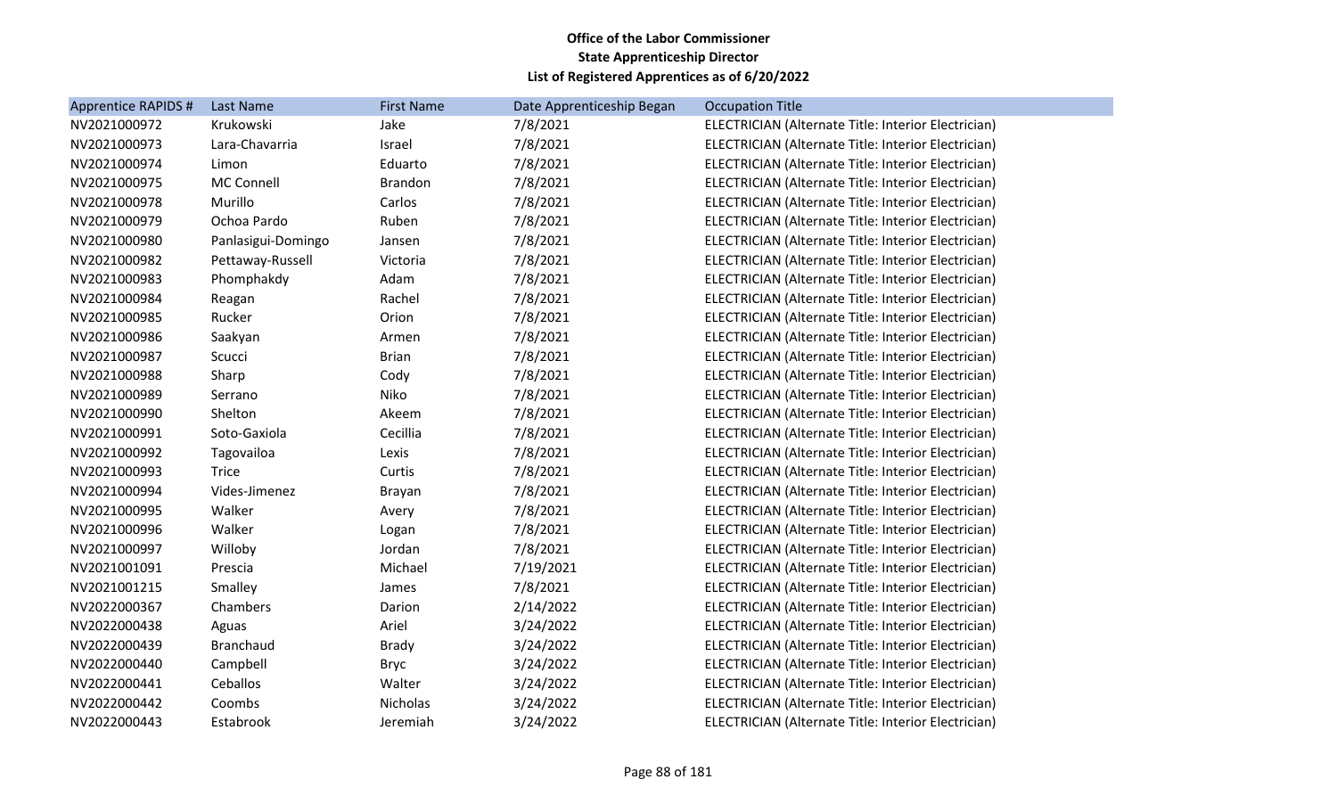**Office of the Labor Commissioner**
**State Apprenticeship Director**
**List of Registered Apprentices as of 6/20/2022**

| Apprentice RAPIDS # | Last Name | First Name | Date Apprenticeship Began | Occupation Title |
|---|---|---|---|---|
| NV2021000972 | Krukowski | Jake | 7/8/2021 | ELECTRICIAN (Alternate Title: Interior Electrician) |
| NV2021000973 | Lara-Chavarria | Israel | 7/8/2021 | ELECTRICIAN (Alternate Title: Interior Electrician) |
| NV2021000974 | Limon | Eduarto | 7/8/2021 | ELECTRICIAN (Alternate Title: Interior Electrician) |
| NV2021000975 | MC Connell | Brandon | 7/8/2021 | ELECTRICIAN (Alternate Title: Interior Electrician) |
| NV2021000978 | Murillo | Carlos | 7/8/2021 | ELECTRICIAN (Alternate Title: Interior Electrician) |
| NV2021000979 | Ochoa Pardo | Ruben | 7/8/2021 | ELECTRICIAN (Alternate Title: Interior Electrician) |
| NV2021000980 | Panlasigui-Domingo | Jansen | 7/8/2021 | ELECTRICIAN (Alternate Title: Interior Electrician) |
| NV2021000982 | Pettaway-Russell | Victoria | 7/8/2021 | ELECTRICIAN (Alternate Title: Interior Electrician) |
| NV2021000983 | Phomphakdy | Adam | 7/8/2021 | ELECTRICIAN (Alternate Title: Interior Electrician) |
| NV2021000984 | Reagan | Rachel | 7/8/2021 | ELECTRICIAN (Alternate Title: Interior Electrician) |
| NV2021000985 | Rucker | Orion | 7/8/2021 | ELECTRICIAN (Alternate Title: Interior Electrician) |
| NV2021000986 | Saakyan | Armen | 7/8/2021 | ELECTRICIAN (Alternate Title: Interior Electrician) |
| NV2021000987 | Scucci | Brian | 7/8/2021 | ELECTRICIAN (Alternate Title: Interior Electrician) |
| NV2021000988 | Sharp | Cody | 7/8/2021 | ELECTRICIAN (Alternate Title: Interior Electrician) |
| NV2021000989 | Serrano | Niko | 7/8/2021 | ELECTRICIAN (Alternate Title: Interior Electrician) |
| NV2021000990 | Shelton | Akeem | 7/8/2021 | ELECTRICIAN (Alternate Title: Interior Electrician) |
| NV2021000991 | Soto-Gaxiola | Cecillia | 7/8/2021 | ELECTRICIAN (Alternate Title: Interior Electrician) |
| NV2021000992 | Tagovailoa | Lexis | 7/8/2021 | ELECTRICIAN (Alternate Title: Interior Electrician) |
| NV2021000993 | Trice | Curtis | 7/8/2021 | ELECTRICIAN (Alternate Title: Interior Electrician) |
| NV2021000994 | Vides-Jimenez | Brayan | 7/8/2021 | ELECTRICIAN (Alternate Title: Interior Electrician) |
| NV2021000995 | Walker | Avery | 7/8/2021 | ELECTRICIAN (Alternate Title: Interior Electrician) |
| NV2021000996 | Walker | Logan | 7/8/2021 | ELECTRICIAN (Alternate Title: Interior Electrician) |
| NV2021000997 | Willoby | Jordan | 7/8/2021 | ELECTRICIAN (Alternate Title: Interior Electrician) |
| NV2021001091 | Prescia | Michael | 7/19/2021 | ELECTRICIAN (Alternate Title: Interior Electrician) |
| NV2021001215 | Smalley | James | 7/8/2021 | ELECTRICIAN (Alternate Title: Interior Electrician) |
| NV2022000367 | Chambers | Darion | 2/14/2022 | ELECTRICIAN (Alternate Title: Interior Electrician) |
| NV2022000438 | Aguas | Ariel | 3/24/2022 | ELECTRICIAN (Alternate Title: Interior Electrician) |
| NV2022000439 | Branchaud | Brady | 3/24/2022 | ELECTRICIAN (Alternate Title: Interior Electrician) |
| NV2022000440 | Campbell | Bryc | 3/24/2022 | ELECTRICIAN (Alternate Title: Interior Electrician) |
| NV2022000441 | Ceballos | Walter | 3/24/2022 | ELECTRICIAN (Alternate Title: Interior Electrician) |
| NV2022000442 | Coombs | Nicholas | 3/24/2022 | ELECTRICIAN (Alternate Title: Interior Electrician) |
| NV2022000443 | Estabrook | Jeremiah | 3/24/2022 | ELECTRICIAN (Alternate Title: Interior Electrician) |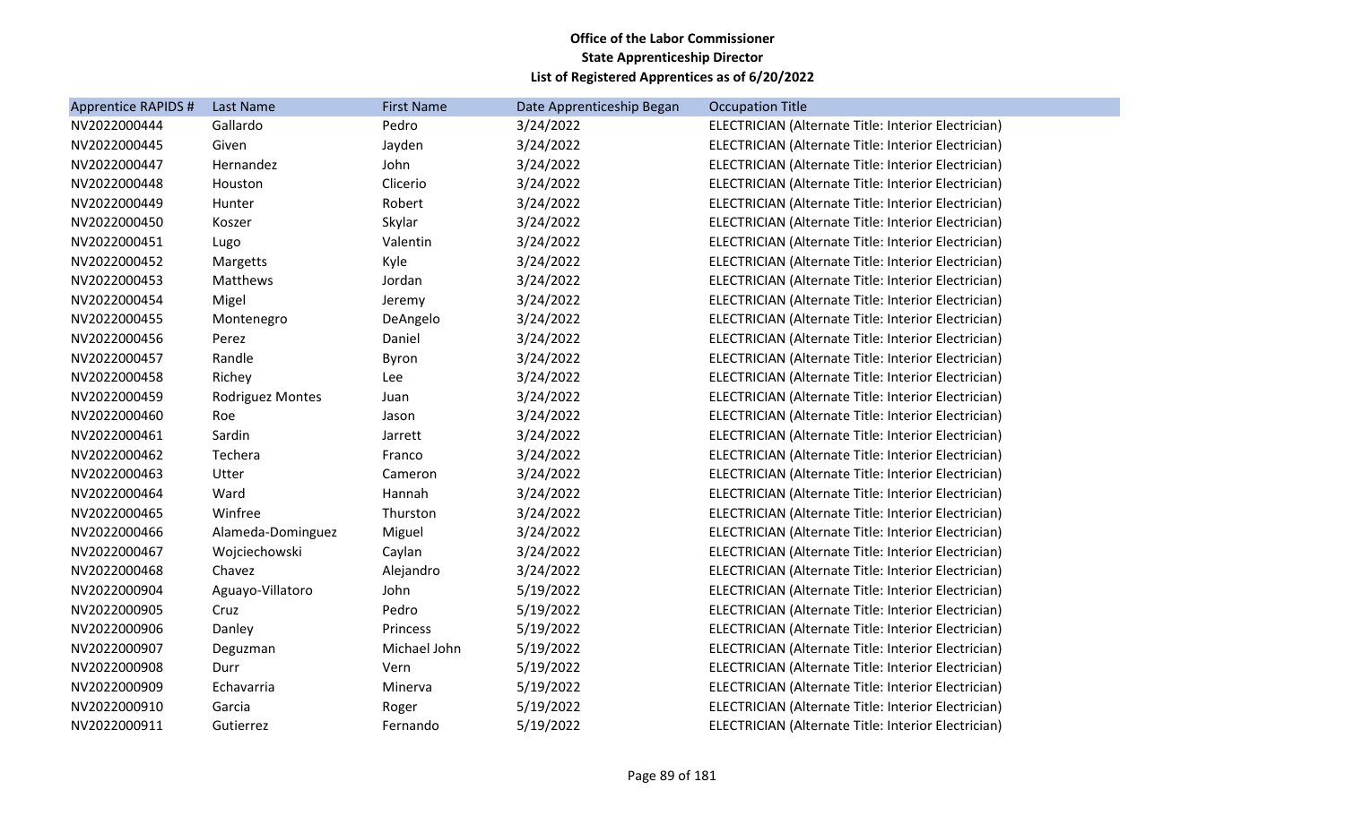**Office of the Labor Commissioner**
**State Apprenticeship Director**
**List of Registered Apprentices as of 6/20/2022**

| Apprentice RAPIDS # | Last Name | First Name | Date Apprenticeship Began | Occupation Title |
| --- | --- | --- | --- | --- |
| NV2022000444 | Gallardo | Pedro | 3/24/2022 | ELECTRICIAN (Alternate Title: Interior Electrician) |
| NV2022000445 | Given | Jayden | 3/24/2022 | ELECTRICIAN (Alternate Title: Interior Electrician) |
| NV2022000447 | Hernandez | John | 3/24/2022 | ELECTRICIAN (Alternate Title: Interior Electrician) |
| NV2022000448 | Houston | Clicerio | 3/24/2022 | ELECTRICIAN (Alternate Title: Interior Electrician) |
| NV2022000449 | Hunter | Robert | 3/24/2022 | ELECTRICIAN (Alternate Title: Interior Electrician) |
| NV2022000450 | Koszer | Skylar | 3/24/2022 | ELECTRICIAN (Alternate Title: Interior Electrician) |
| NV2022000451 | Lugo | Valentin | 3/24/2022 | ELECTRICIAN (Alternate Title: Interior Electrician) |
| NV2022000452 | Margetts | Kyle | 3/24/2022 | ELECTRICIAN (Alternate Title: Interior Electrician) |
| NV2022000453 | Matthews | Jordan | 3/24/2022 | ELECTRICIAN (Alternate Title: Interior Electrician) |
| NV2022000454 | Migel | Jeremy | 3/24/2022 | ELECTRICIAN (Alternate Title: Interior Electrician) |
| NV2022000455 | Montenegro | DeAngelo | 3/24/2022 | ELECTRICIAN (Alternate Title: Interior Electrician) |
| NV2022000456 | Perez | Daniel | 3/24/2022 | ELECTRICIAN (Alternate Title: Interior Electrician) |
| NV2022000457 | Randle | Byron | 3/24/2022 | ELECTRICIAN (Alternate Title: Interior Electrician) |
| NV2022000458 | Richey | Lee | 3/24/2022 | ELECTRICIAN (Alternate Title: Interior Electrician) |
| NV2022000459 | Rodriguez Montes | Juan | 3/24/2022 | ELECTRICIAN (Alternate Title: Interior Electrician) |
| NV2022000460 | Roe | Jason | 3/24/2022 | ELECTRICIAN (Alternate Title: Interior Electrician) |
| NV2022000461 | Sardin | Jarrett | 3/24/2022 | ELECTRICIAN (Alternate Title: Interior Electrician) |
| NV2022000462 | Techera | Franco | 3/24/2022 | ELECTRICIAN (Alternate Title: Interior Electrician) |
| NV2022000463 | Utter | Cameron | 3/24/2022 | ELECTRICIAN (Alternate Title: Interior Electrician) |
| NV2022000464 | Ward | Hannah | 3/24/2022 | ELECTRICIAN (Alternate Title: Interior Electrician) |
| NV2022000465 | Winfree | Thurston | 3/24/2022 | ELECTRICIAN (Alternate Title: Interior Electrician) |
| NV2022000466 | Alameda-Dominguez | Miguel | 3/24/2022 | ELECTRICIAN (Alternate Title: Interior Electrician) |
| NV2022000467 | Wojciechowski | Caylan | 3/24/2022 | ELECTRICIAN (Alternate Title: Interior Electrician) |
| NV2022000468 | Chavez | Alejandro | 3/24/2022 | ELECTRICIAN (Alternate Title: Interior Electrician) |
| NV2022000904 | Aguayo-Villatoro | John | 5/19/2022 | ELECTRICIAN (Alternate Title: Interior Electrician) |
| NV2022000905 | Cruz | Pedro | 5/19/2022 | ELECTRICIAN (Alternate Title: Interior Electrician) |
| NV2022000906 | Danley | Princess | 5/19/2022 | ELECTRICIAN (Alternate Title: Interior Electrician) |
| NV2022000907 | Deguzman | Michael John | 5/19/2022 | ELECTRICIAN (Alternate Title: Interior Electrician) |
| NV2022000908 | Durr | Vern | 5/19/2022 | ELECTRICIAN (Alternate Title: Interior Electrician) |
| NV2022000909 | Echavarria | Minerva | 5/19/2022 | ELECTRICIAN (Alternate Title: Interior Electrician) |
| NV2022000910 | Garcia | Roger | 5/19/2022 | ELECTRICIAN (Alternate Title: Interior Electrician) |
| NV2022000911 | Gutierrez | Fernando | 5/19/2022 | ELECTRICIAN (Alternate Title: Interior Electrician) |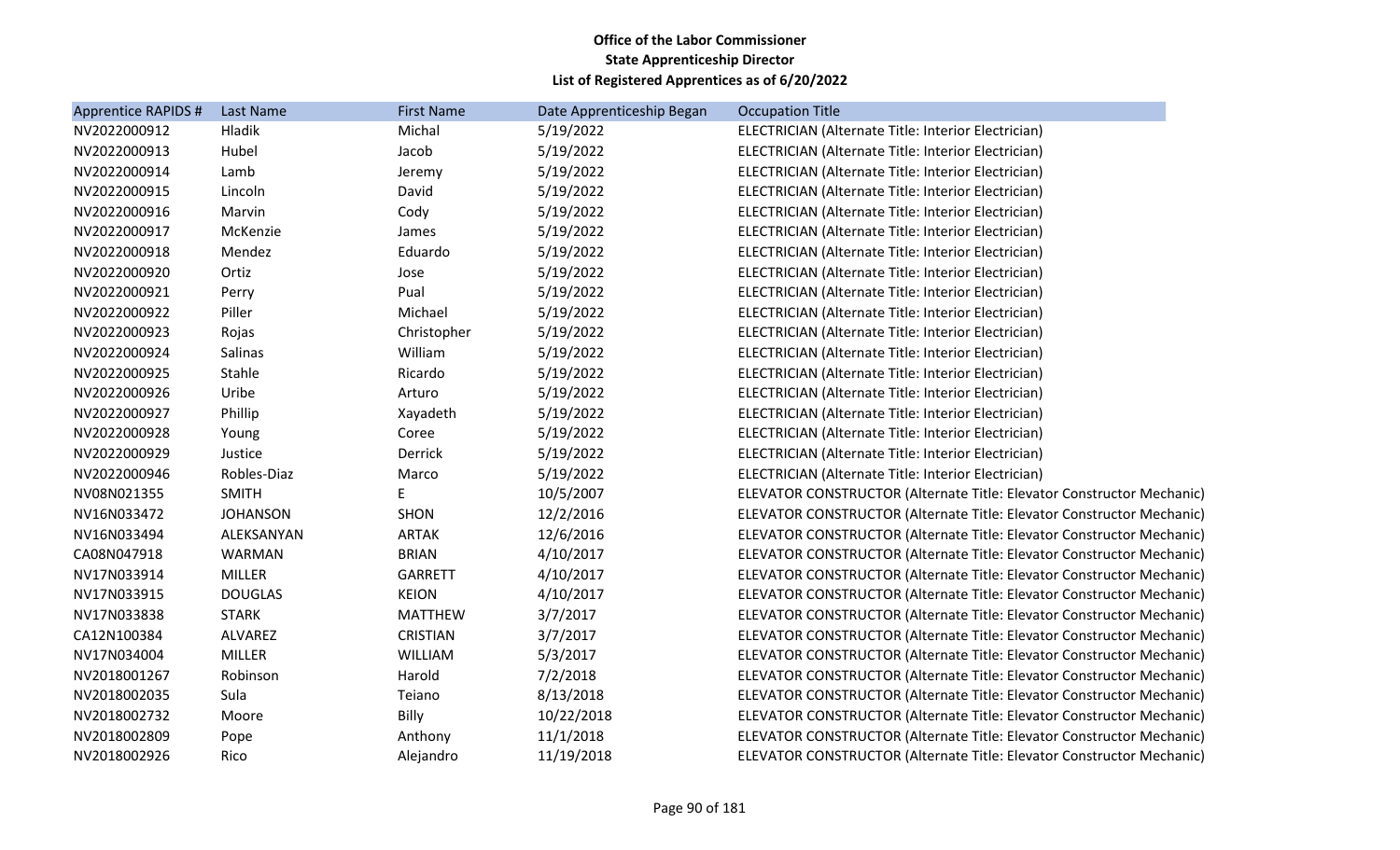**Office of the Labor Commissioner**
**State Apprenticeship Director**
**List of Registered Apprentices as of 6/20/2022**

| Apprentice RAPIDS # | Last Name | First Name | Date Apprenticeship Began | Occupation Title |
|---|---|---|---|---|
| NV2022000912 | Hladik | Michal | 5/19/2022 | ELECTRICIAN (Alternate Title: Interior Electrician) |
| NV2022000913 | Hubel | Jacob | 5/19/2022 | ELECTRICIAN (Alternate Title: Interior Electrician) |
| NV2022000914 | Lamb | Jeremy | 5/19/2022 | ELECTRICIAN (Alternate Title: Interior Electrician) |
| NV2022000915 | Lincoln | David | 5/19/2022 | ELECTRICIAN (Alternate Title: Interior Electrician) |
| NV2022000916 | Marvin | Cody | 5/19/2022 | ELECTRICIAN (Alternate Title: Interior Electrician) |
| NV2022000917 | McKenzie | James | 5/19/2022 | ELECTRICIAN (Alternate Title: Interior Electrician) |
| NV2022000918 | Mendez | Eduardo | 5/19/2022 | ELECTRICIAN (Alternate Title: Interior Electrician) |
| NV2022000920 | Ortiz | Jose | 5/19/2022 | ELECTRICIAN (Alternate Title: Interior Electrician) |
| NV2022000921 | Perry | Pual | 5/19/2022 | ELECTRICIAN (Alternate Title: Interior Electrician) |
| NV2022000922 | Piller | Michael | 5/19/2022 | ELECTRICIAN (Alternate Title: Interior Electrician) |
| NV2022000923 | Rojas | Christopher | 5/19/2022 | ELECTRICIAN (Alternate Title: Interior Electrician) |
| NV2022000924 | Salinas | William | 5/19/2022 | ELECTRICIAN (Alternate Title: Interior Electrician) |
| NV2022000925 | Stahle | Ricardo | 5/19/2022 | ELECTRICIAN (Alternate Title: Interior Electrician) |
| NV2022000926 | Uribe | Arturo | 5/19/2022 | ELECTRICIAN (Alternate Title: Interior Electrician) |
| NV2022000927 | Phillip | Xayadeth | 5/19/2022 | ELECTRICIAN (Alternate Title: Interior Electrician) |
| NV2022000928 | Young | Coree | 5/19/2022 | ELECTRICIAN (Alternate Title: Interior Electrician) |
| NV2022000929 | Justice | Derrick | 5/19/2022 | ELECTRICIAN (Alternate Title: Interior Electrician) |
| NV2022000946 | Robles-Diaz | Marco | 5/19/2022 | ELECTRICIAN (Alternate Title: Interior Electrician) |
| NV08N021355 | SMITH | E | 10/5/2007 | ELEVATOR CONSTRUCTOR (Alternate Title: Elevator Constructor Mechanic) |
| NV16N033472 | JOHANSON | SHON | 12/2/2016 | ELEVATOR CONSTRUCTOR (Alternate Title: Elevator Constructor Mechanic) |
| NV16N033494 | ALEKSANYAN | ARTAK | 12/6/2016 | ELEVATOR CONSTRUCTOR (Alternate Title: Elevator Constructor Mechanic) |
| CA08N047918 | WARMAN | BRIAN | 4/10/2017 | ELEVATOR CONSTRUCTOR (Alternate Title: Elevator Constructor Mechanic) |
| NV17N033914 | MILLER | GARRETT | 4/10/2017 | ELEVATOR CONSTRUCTOR (Alternate Title: Elevator Constructor Mechanic) |
| NV17N033915 | DOUGLAS | KEION | 4/10/2017 | ELEVATOR CONSTRUCTOR (Alternate Title: Elevator Constructor Mechanic) |
| NV17N033838 | STARK | MATTHEW | 3/7/2017 | ELEVATOR CONSTRUCTOR (Alternate Title: Elevator Constructor Mechanic) |
| CA12N100384 | ALVAREZ | CRISTIAN | 3/7/2017 | ELEVATOR CONSTRUCTOR (Alternate Title: Elevator Constructor Mechanic) |
| NV17N034004 | MILLER | WILLIAM | 5/3/2017 | ELEVATOR CONSTRUCTOR (Alternate Title: Elevator Constructor Mechanic) |
| NV2018001267 | Robinson | Harold | 7/2/2018 | ELEVATOR CONSTRUCTOR (Alternate Title: Elevator Constructor Mechanic) |
| NV2018002035 | Sula | Teiano | 8/13/2018 | ELEVATOR CONSTRUCTOR (Alternate Title: Elevator Constructor Mechanic) |
| NV2018002732 | Moore | Billy | 10/22/2018 | ELEVATOR CONSTRUCTOR (Alternate Title: Elevator Constructor Mechanic) |
| NV2018002809 | Pope | Anthony | 11/1/2018 | ELEVATOR CONSTRUCTOR (Alternate Title: Elevator Constructor Mechanic) |
| NV2018002926 | Rico | Alejandro | 11/19/2018 | ELEVATOR CONSTRUCTOR (Alternate Title: Elevator Constructor Mechanic) |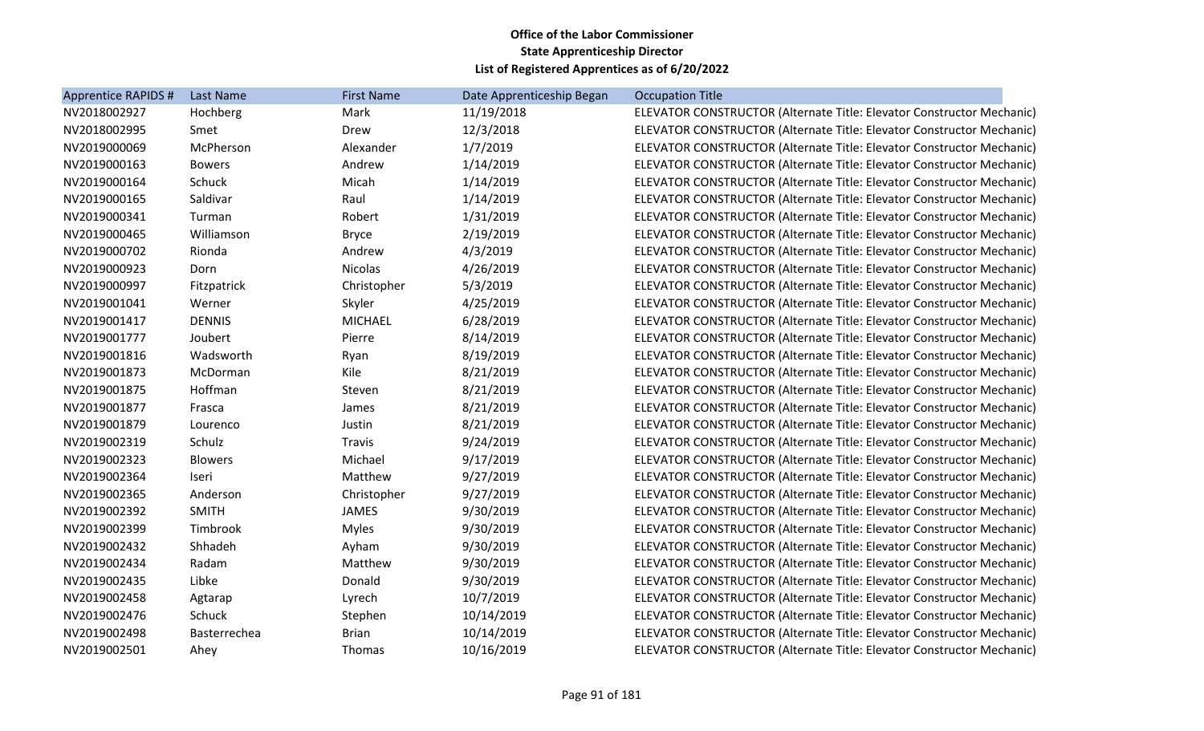**Office of the Labor Commissioner**
**State Apprenticeship Director**
**List of Registered Apprentices as of 6/20/2022**

| Apprentice RAPIDS # | Last Name | First Name | Date Apprenticeship Began | Occupation Title |
|---|---|---|---|---|
| NV2018002927 | Hochberg | Mark | 11/19/2018 | ELEVATOR CONSTRUCTOR (Alternate Title: Elevator Constructor Mechanic) |
| NV2018002995 | Smet | Drew | 12/3/2018 | ELEVATOR CONSTRUCTOR (Alternate Title: Elevator Constructor Mechanic) |
| NV2019000069 | McPherson | Alexander | 1/7/2019 | ELEVATOR CONSTRUCTOR (Alternate Title: Elevator Constructor Mechanic) |
| NV2019000163 | Bowers | Andrew | 1/14/2019 | ELEVATOR CONSTRUCTOR (Alternate Title: Elevator Constructor Mechanic) |
| NV2019000164 | Schuck | Micah | 1/14/2019 | ELEVATOR CONSTRUCTOR (Alternate Title: Elevator Constructor Mechanic) |
| NV2019000165 | Saldivar | Raul | 1/14/2019 | ELEVATOR CONSTRUCTOR (Alternate Title: Elevator Constructor Mechanic) |
| NV2019000341 | Turman | Robert | 1/31/2019 | ELEVATOR CONSTRUCTOR (Alternate Title: Elevator Constructor Mechanic) |
| NV2019000465 | Williamson | Bryce | 2/19/2019 | ELEVATOR CONSTRUCTOR (Alternate Title: Elevator Constructor Mechanic) |
| NV2019000702 | Rionda | Andrew | 4/3/2019 | ELEVATOR CONSTRUCTOR (Alternate Title: Elevator Constructor Mechanic) |
| NV2019000923 | Dorn | Nicolas | 4/26/2019 | ELEVATOR CONSTRUCTOR (Alternate Title: Elevator Constructor Mechanic) |
| NV2019000997 | Fitzpatrick | Christopher | 5/3/2019 | ELEVATOR CONSTRUCTOR (Alternate Title: Elevator Constructor Mechanic) |
| NV2019001041 | Werner | Skyler | 4/25/2019 | ELEVATOR CONSTRUCTOR (Alternate Title: Elevator Constructor Mechanic) |
| NV2019001417 | DENNIS | MICHAEL | 6/28/2019 | ELEVATOR CONSTRUCTOR (Alternate Title: Elevator Constructor Mechanic) |
| NV2019001777 | Joubert | Pierre | 8/14/2019 | ELEVATOR CONSTRUCTOR (Alternate Title: Elevator Constructor Mechanic) |
| NV2019001816 | Wadsworth | Ryan | 8/19/2019 | ELEVATOR CONSTRUCTOR (Alternate Title: Elevator Constructor Mechanic) |
| NV2019001873 | McDorman | Kile | 8/21/2019 | ELEVATOR CONSTRUCTOR (Alternate Title: Elevator Constructor Mechanic) |
| NV2019001875 | Hoffman | Steven | 8/21/2019 | ELEVATOR CONSTRUCTOR (Alternate Title: Elevator Constructor Mechanic) |
| NV2019001877 | Frasca | James | 8/21/2019 | ELEVATOR CONSTRUCTOR (Alternate Title: Elevator Constructor Mechanic) |
| NV2019001879 | Lourenco | Justin | 8/21/2019 | ELEVATOR CONSTRUCTOR (Alternate Title: Elevator Constructor Mechanic) |
| NV2019002319 | Schulz | Travis | 9/24/2019 | ELEVATOR CONSTRUCTOR (Alternate Title: Elevator Constructor Mechanic) |
| NV2019002323 | Blowers | Michael | 9/17/2019 | ELEVATOR CONSTRUCTOR (Alternate Title: Elevator Constructor Mechanic) |
| NV2019002364 | Iseri | Matthew | 9/27/2019 | ELEVATOR CONSTRUCTOR (Alternate Title: Elevator Constructor Mechanic) |
| NV2019002365 | Anderson | Christopher | 9/27/2019 | ELEVATOR CONSTRUCTOR (Alternate Title: Elevator Constructor Mechanic) |
| NV2019002392 | SMITH | JAMES | 9/30/2019 | ELEVATOR CONSTRUCTOR (Alternate Title: Elevator Constructor Mechanic) |
| NV2019002399 | Timbrook | Myles | 9/30/2019 | ELEVATOR CONSTRUCTOR (Alternate Title: Elevator Constructor Mechanic) |
| NV2019002432 | Shhadeh | Ayham | 9/30/2019 | ELEVATOR CONSTRUCTOR (Alternate Title: Elevator Constructor Mechanic) |
| NV2019002434 | Radam | Matthew | 9/30/2019 | ELEVATOR CONSTRUCTOR (Alternate Title: Elevator Constructor Mechanic) |
| NV2019002435 | Libke | Donald | 9/30/2019 | ELEVATOR CONSTRUCTOR (Alternate Title: Elevator Constructor Mechanic) |
| NV2019002458 | Agtarap | Lyrech | 10/7/2019 | ELEVATOR CONSTRUCTOR (Alternate Title: Elevator Constructor Mechanic) |
| NV2019002476 | Schuck | Stephen | 10/14/2019 | ELEVATOR CONSTRUCTOR (Alternate Title: Elevator Constructor Mechanic) |
| NV2019002498 | Basterrechea | Brian | 10/14/2019 | ELEVATOR CONSTRUCTOR (Alternate Title: Elevator Constructor Mechanic) |
| NV2019002501 | Ahey | Thomas | 10/16/2019 | ELEVATOR CONSTRUCTOR (Alternate Title: Elevator Constructor Mechanic) |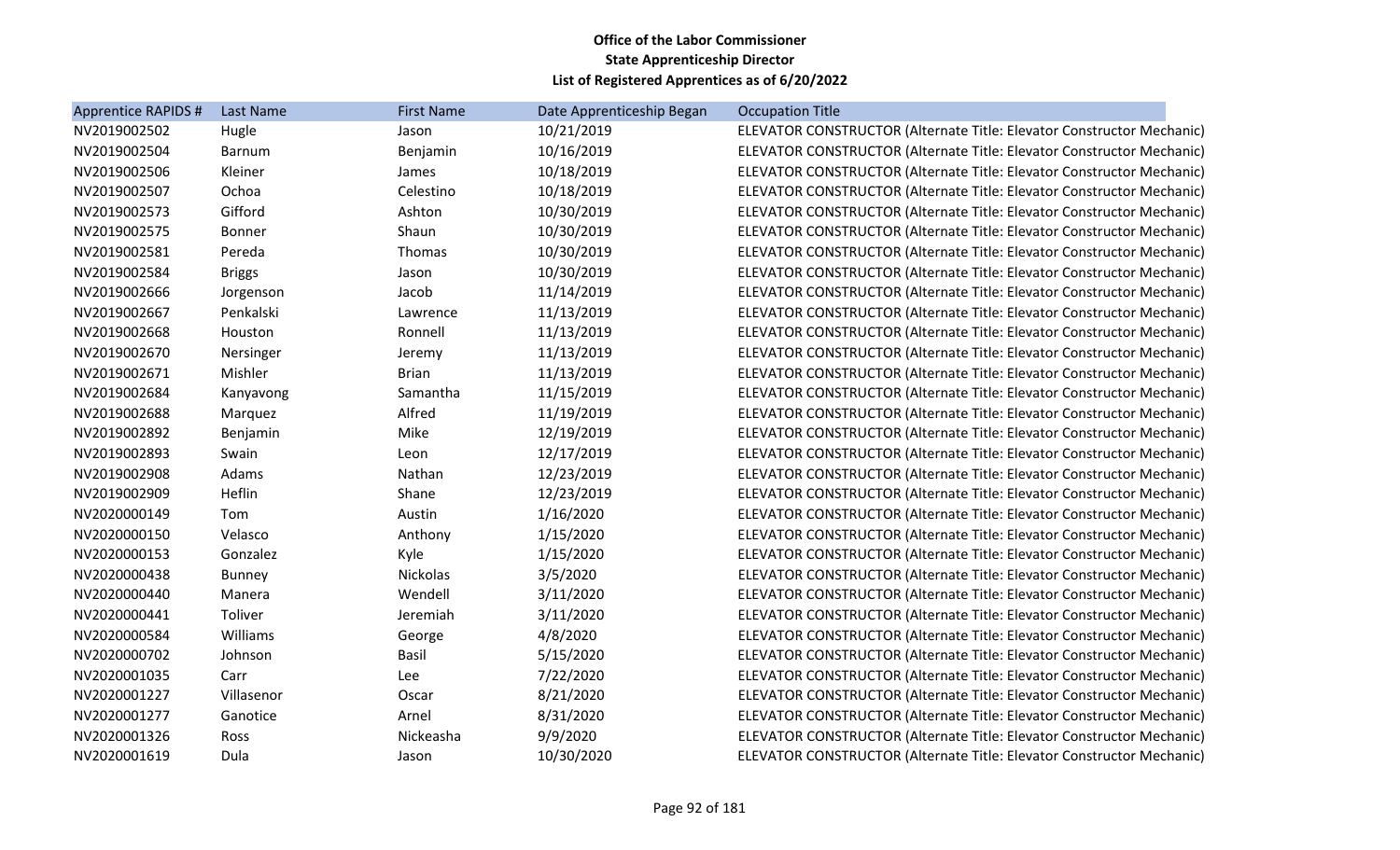**Office of the Labor Commissioner**
**State Apprenticeship Director**
**List of Registered Apprentices as of 6/20/2022**

| Apprentice RAPIDS # | Last Name | First Name | Date Apprenticeship Began | Occupation Title |
|---|---|---|---|---|
| NV2019002502 | Hugle | Jason | 10/21/2019 | ELEVATOR CONSTRUCTOR (Alternate Title: Elevator Constructor Mechanic) |
| NV2019002504 | Barnum | Benjamin | 10/16/2019 | ELEVATOR CONSTRUCTOR (Alternate Title: Elevator Constructor Mechanic) |
| NV2019002506 | Kleiner | James | 10/18/2019 | ELEVATOR CONSTRUCTOR (Alternate Title: Elevator Constructor Mechanic) |
| NV2019002507 | Ochoa | Celestino | 10/18/2019 | ELEVATOR CONSTRUCTOR (Alternate Title: Elevator Constructor Mechanic) |
| NV2019002573 | Gifford | Ashton | 10/30/2019 | ELEVATOR CONSTRUCTOR (Alternate Title: Elevator Constructor Mechanic) |
| NV2019002575 | Bonner | Shaun | 10/30/2019 | ELEVATOR CONSTRUCTOR (Alternate Title: Elevator Constructor Mechanic) |
| NV2019002581 | Pereda | Thomas | 10/30/2019 | ELEVATOR CONSTRUCTOR (Alternate Title: Elevator Constructor Mechanic) |
| NV2019002584 | Briggs | Jason | 10/30/2019 | ELEVATOR CONSTRUCTOR (Alternate Title: Elevator Constructor Mechanic) |
| NV2019002666 | Jorgenson | Jacob | 11/14/2019 | ELEVATOR CONSTRUCTOR (Alternate Title: Elevator Constructor Mechanic) |
| NV2019002667 | Penkalski | Lawrence | 11/13/2019 | ELEVATOR CONSTRUCTOR (Alternate Title: Elevator Constructor Mechanic) |
| NV2019002668 | Houston | Ronnell | 11/13/2019 | ELEVATOR CONSTRUCTOR (Alternate Title: Elevator Constructor Mechanic) |
| NV2019002670 | Nersinger | Jeremy | 11/13/2019 | ELEVATOR CONSTRUCTOR (Alternate Title: Elevator Constructor Mechanic) |
| NV2019002671 | Mishler | Brian | 11/13/2019 | ELEVATOR CONSTRUCTOR (Alternate Title: Elevator Constructor Mechanic) |
| NV2019002684 | Kanyavong | Samantha | 11/15/2019 | ELEVATOR CONSTRUCTOR (Alternate Title: Elevator Constructor Mechanic) |
| NV2019002688 | Marquez | Alfred | 11/19/2019 | ELEVATOR CONSTRUCTOR (Alternate Title: Elevator Constructor Mechanic) |
| NV2019002892 | Benjamin | Mike | 12/19/2019 | ELEVATOR CONSTRUCTOR (Alternate Title: Elevator Constructor Mechanic) |
| NV2019002893 | Swain | Leon | 12/17/2019 | ELEVATOR CONSTRUCTOR (Alternate Title: Elevator Constructor Mechanic) |
| NV2019002908 | Adams | Nathan | 12/23/2019 | ELEVATOR CONSTRUCTOR (Alternate Title: Elevator Constructor Mechanic) |
| NV2019002909 | Heflin | Shane | 12/23/2019 | ELEVATOR CONSTRUCTOR (Alternate Title: Elevator Constructor Mechanic) |
| NV2020000149 | Tom | Austin | 1/16/2020 | ELEVATOR CONSTRUCTOR (Alternate Title: Elevator Constructor Mechanic) |
| NV2020000150 | Velasco | Anthony | 1/15/2020 | ELEVATOR CONSTRUCTOR (Alternate Title: Elevator Constructor Mechanic) |
| NV2020000153 | Gonzalez | Kyle | 1/15/2020 | ELEVATOR CONSTRUCTOR (Alternate Title: Elevator Constructor Mechanic) |
| NV2020000438 | Bunney | Nickolas | 3/5/2020 | ELEVATOR CONSTRUCTOR (Alternate Title: Elevator Constructor Mechanic) |
| NV2020000440 | Manera | Wendell | 3/11/2020 | ELEVATOR CONSTRUCTOR (Alternate Title: Elevator Constructor Mechanic) |
| NV2020000441 | Toliver | Jeremiah | 3/11/2020 | ELEVATOR CONSTRUCTOR (Alternate Title: Elevator Constructor Mechanic) |
| NV2020000584 | Williams | George | 4/8/2020 | ELEVATOR CONSTRUCTOR (Alternate Title: Elevator Constructor Mechanic) |
| NV2020000702 | Johnson | Basil | 5/15/2020 | ELEVATOR CONSTRUCTOR (Alternate Title: Elevator Constructor Mechanic) |
| NV2020001035 | Carr | Lee | 7/22/2020 | ELEVATOR CONSTRUCTOR (Alternate Title: Elevator Constructor Mechanic) |
| NV2020001227 | Villasenor | Oscar | 8/21/2020 | ELEVATOR CONSTRUCTOR (Alternate Title: Elevator Constructor Mechanic) |
| NV2020001277 | Ganotice | Arnel | 8/31/2020 | ELEVATOR CONSTRUCTOR (Alternate Title: Elevator Constructor Mechanic) |
| NV2020001326 | Ross | Nickeasha | 9/9/2020 | ELEVATOR CONSTRUCTOR (Alternate Title: Elevator Constructor Mechanic) |
| NV2020001619 | Dula | Jason | 10/30/2020 | ELEVATOR CONSTRUCTOR (Alternate Title: Elevator Constructor Mechanic) |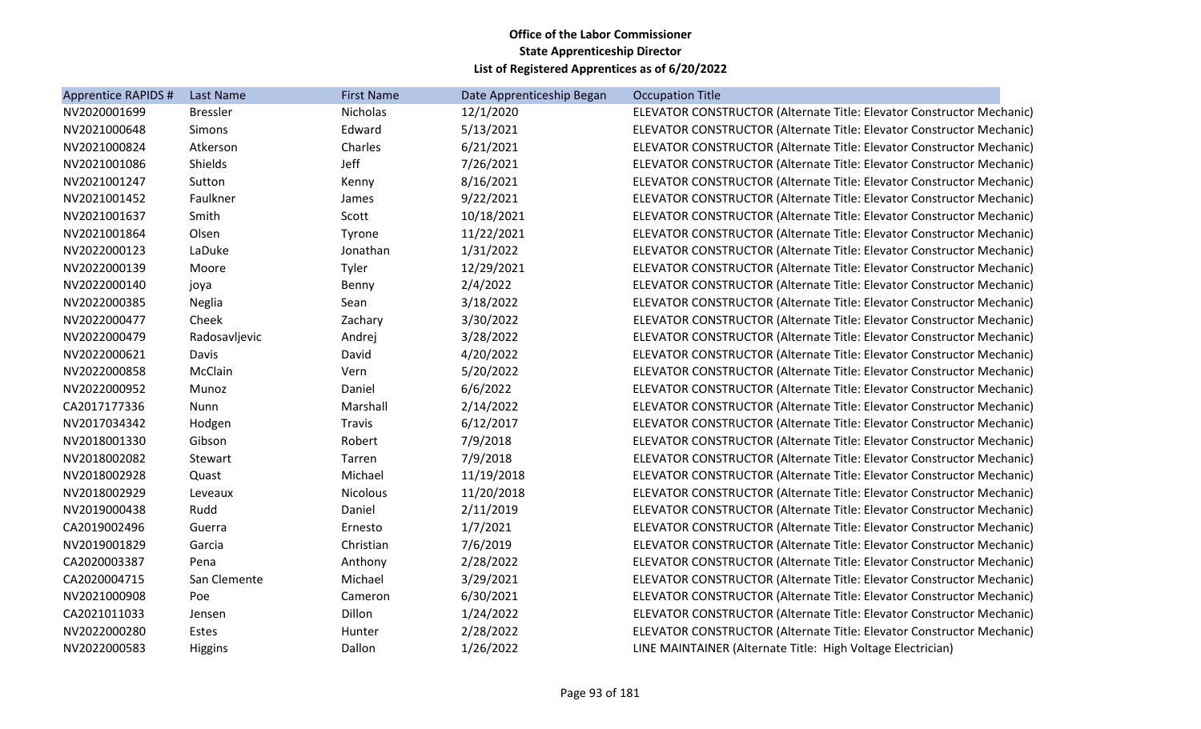**Office of the Labor Commissioner**
**State Apprenticeship Director**
**List of Registered Apprentices as of 6/20/2022**

| Apprentice RAPIDS # | Last Name | First Name | Date Apprenticeship Began | Occupation Title |
|---|---|---|---|---|
| NV2020001699 | Bressler | Nicholas | 12/1/2020 | ELEVATOR CONSTRUCTOR (Alternate Title: Elevator Constructor Mechanic) |
| NV2021000648 | Simons | Edward | 5/13/2021 | ELEVATOR CONSTRUCTOR (Alternate Title: Elevator Constructor Mechanic) |
| NV2021000824 | Atkerson | Charles | 6/21/2021 | ELEVATOR CONSTRUCTOR (Alternate Title: Elevator Constructor Mechanic) |
| NV2021001086 | Shields | Jeff | 7/26/2021 | ELEVATOR CONSTRUCTOR (Alternate Title: Elevator Constructor Mechanic) |
| NV2021001247 | Sutton | Kenny | 8/16/2021 | ELEVATOR CONSTRUCTOR (Alternate Title: Elevator Constructor Mechanic) |
| NV2021001452 | Faulkner | James | 9/22/2021 | ELEVATOR CONSTRUCTOR (Alternate Title: Elevator Constructor Mechanic) |
| NV2021001637 | Smith | Scott | 10/18/2021 | ELEVATOR CONSTRUCTOR (Alternate Title: Elevator Constructor Mechanic) |
| NV2021001864 | Olsen | Tyrone | 11/22/2021 | ELEVATOR CONSTRUCTOR (Alternate Title: Elevator Constructor Mechanic) |
| NV2022000123 | LaDuke | Jonathan | 1/31/2022 | ELEVATOR CONSTRUCTOR (Alternate Title: Elevator Constructor Mechanic) |
| NV2022000139 | Moore | Tyler | 12/29/2021 | ELEVATOR CONSTRUCTOR (Alternate Title: Elevator Constructor Mechanic) |
| NV2022000140 | joya | Benny | 2/4/2022 | ELEVATOR CONSTRUCTOR (Alternate Title: Elevator Constructor Mechanic) |
| NV2022000385 | Neglia | Sean | 3/18/2022 | ELEVATOR CONSTRUCTOR (Alternate Title: Elevator Constructor Mechanic) |
| NV2022000477 | Cheek | Zachary | 3/30/2022 | ELEVATOR CONSTRUCTOR (Alternate Title: Elevator Constructor Mechanic) |
| NV2022000479 | Radosavljevic | Andrej | 3/28/2022 | ELEVATOR CONSTRUCTOR (Alternate Title: Elevator Constructor Mechanic) |
| NV2022000621 | Davis | David | 4/20/2022 | ELEVATOR CONSTRUCTOR (Alternate Title: Elevator Constructor Mechanic) |
| NV2022000858 | McClain | Vern | 5/20/2022 | ELEVATOR CONSTRUCTOR (Alternate Title: Elevator Constructor Mechanic) |
| NV2022000952 | Munoz | Daniel | 6/6/2022 | ELEVATOR CONSTRUCTOR (Alternate Title: Elevator Constructor Mechanic) |
| CA2017177336 | Nunn | Marshall | 2/14/2022 | ELEVATOR CONSTRUCTOR (Alternate Title: Elevator Constructor Mechanic) |
| NV2017034342 | Hodgen | Travis | 6/12/2017 | ELEVATOR CONSTRUCTOR (Alternate Title: Elevator Constructor Mechanic) |
| NV2018001330 | Gibson | Robert | 7/9/2018 | ELEVATOR CONSTRUCTOR (Alternate Title: Elevator Constructor Mechanic) |
| NV2018002082 | Stewart | Tarren | 7/9/2018 | ELEVATOR CONSTRUCTOR (Alternate Title: Elevator Constructor Mechanic) |
| NV2018002928 | Quast | Michael | 11/19/2018 | ELEVATOR CONSTRUCTOR (Alternate Title: Elevator Constructor Mechanic) |
| NV2018002929 | Leveaux | Nicolous | 11/20/2018 | ELEVATOR CONSTRUCTOR (Alternate Title: Elevator Constructor Mechanic) |
| NV2019000438 | Rudd | Daniel | 2/11/2019 | ELEVATOR CONSTRUCTOR (Alternate Title: Elevator Constructor Mechanic) |
| CA2019002496 | Guerra | Ernesto | 1/7/2021 | ELEVATOR CONSTRUCTOR (Alternate Title: Elevator Constructor Mechanic) |
| NV2019001829 | Garcia | Christian | 7/6/2019 | ELEVATOR CONSTRUCTOR (Alternate Title: Elevator Constructor Mechanic) |
| CA2020003387 | Pena | Anthony | 2/28/2022 | ELEVATOR CONSTRUCTOR (Alternate Title: Elevator Constructor Mechanic) |
| CA2020004715 | San Clemente | Michael | 3/29/2021 | ELEVATOR CONSTRUCTOR (Alternate Title: Elevator Constructor Mechanic) |
| NV2021000908 | Poe | Cameron | 6/30/2021 | ELEVATOR CONSTRUCTOR (Alternate Title: Elevator Constructor Mechanic) |
| CA2021011033 | Jensen | Dillon | 1/24/2022 | ELEVATOR CONSTRUCTOR (Alternate Title: Elevator Constructor Mechanic) |
| NV2022000280 | Estes | Hunter | 2/28/2022 | ELEVATOR CONSTRUCTOR (Alternate Title: Elevator Constructor Mechanic) |
| NV2022000583 | Higgins | Dallon | 1/26/2022 | LINE MAINTAINER (Alternate Title: High Voltage Electrician) |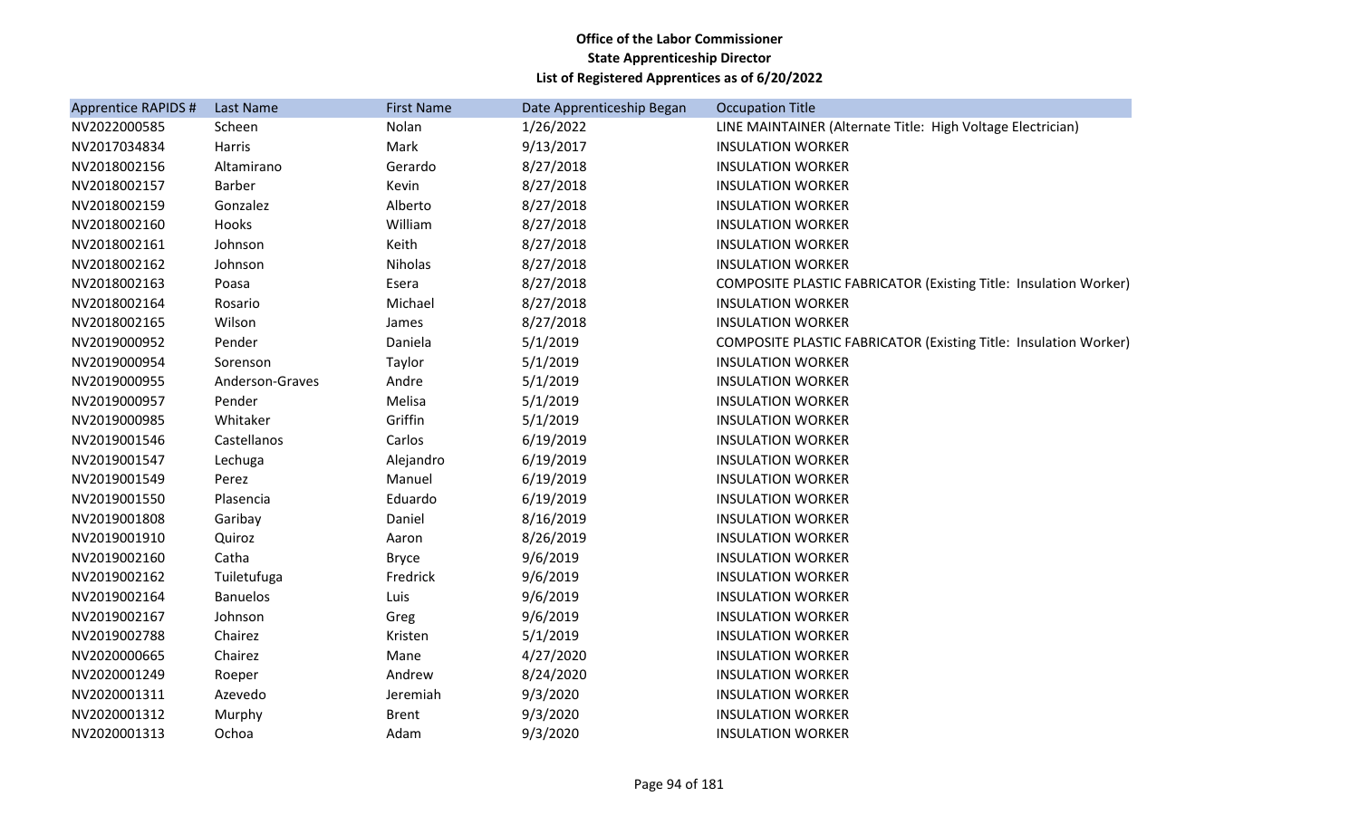**Office of the Labor Commissioner**
**State Apprenticeship Director**
**List of Registered Apprentices as of 6/20/2022**

| Apprentice RAPIDS # | Last Name | First Name | Date Apprenticeship Began | Occupation Title |
|---|---|---|---|---|
| NV2022000585 | Scheen | Nolan | 1/26/2022 | LINE MAINTAINER (Alternate Title: High Voltage Electrician) |
| NV2017034834 | Harris | Mark | 9/13/2017 | INSULATION WORKER |
| NV2018002156 | Altamirano | Gerardo | 8/27/2018 | INSULATION WORKER |
| NV2018002157 | Barber | Kevin | 8/27/2018 | INSULATION WORKER |
| NV2018002159 | Gonzalez | Alberto | 8/27/2018 | INSULATION WORKER |
| NV2018002160 | Hooks | William | 8/27/2018 | INSULATION WORKER |
| NV2018002161 | Johnson | Keith | 8/27/2018 | INSULATION WORKER |
| NV2018002162 | Johnson | Niholas | 8/27/2018 | INSULATION WORKER |
| NV2018002163 | Poasa | Esera | 8/27/2018 | COMPOSITE PLASTIC FABRICATOR (Existing Title: Insulation Worker) |
| NV2018002164 | Rosario | Michael | 8/27/2018 | INSULATION WORKER |
| NV2018002165 | Wilson | James | 8/27/2018 | INSULATION WORKER |
| NV2019000952 | Pender | Daniela | 5/1/2019 | COMPOSITE PLASTIC FABRICATOR (Existing Title: Insulation Worker) |
| NV2019000954 | Sorenson | Taylor | 5/1/2019 | INSULATION WORKER |
| NV2019000955 | Anderson-Graves | Andre | 5/1/2019 | INSULATION WORKER |
| NV2019000957 | Pender | Melisa | 5/1/2019 | INSULATION WORKER |
| NV2019000985 | Whitaker | Griffin | 5/1/2019 | INSULATION WORKER |
| NV2019001546 | Castellanos | Carlos | 6/19/2019 | INSULATION WORKER |
| NV2019001547 | Lechuga | Alejandro | 6/19/2019 | INSULATION WORKER |
| NV2019001549 | Perez | Manuel | 6/19/2019 | INSULATION WORKER |
| NV2019001550 | Plasencia | Eduardo | 6/19/2019 | INSULATION WORKER |
| NV2019001808 | Garibay | Daniel | 8/16/2019 | INSULATION WORKER |
| NV2019001910 | Quiroz | Aaron | 8/26/2019 | INSULATION WORKER |
| NV2019002160 | Catha | Bryce | 9/6/2019 | INSULATION WORKER |
| NV2019002162 | Tuiletufuga | Fredrick | 9/6/2019 | INSULATION WORKER |
| NV2019002164 | Banuelos | Luis | 9/6/2019 | INSULATION WORKER |
| NV2019002167 | Johnson | Greg | 9/6/2019 | INSULATION WORKER |
| NV2019002788 | Chairez | Kristen | 5/1/2019 | INSULATION WORKER |
| NV2020000665 | Chairez | Mane | 4/27/2020 | INSULATION WORKER |
| NV2020001249 | Roeper | Andrew | 8/24/2020 | INSULATION WORKER |
| NV2020001311 | Azevedo | Jeremiah | 9/3/2020 | INSULATION WORKER |
| NV2020001312 | Murphy | Brent | 9/3/2020 | INSULATION WORKER |
| NV2020001313 | Ochoa | Adam | 9/3/2020 | INSULATION WORKER |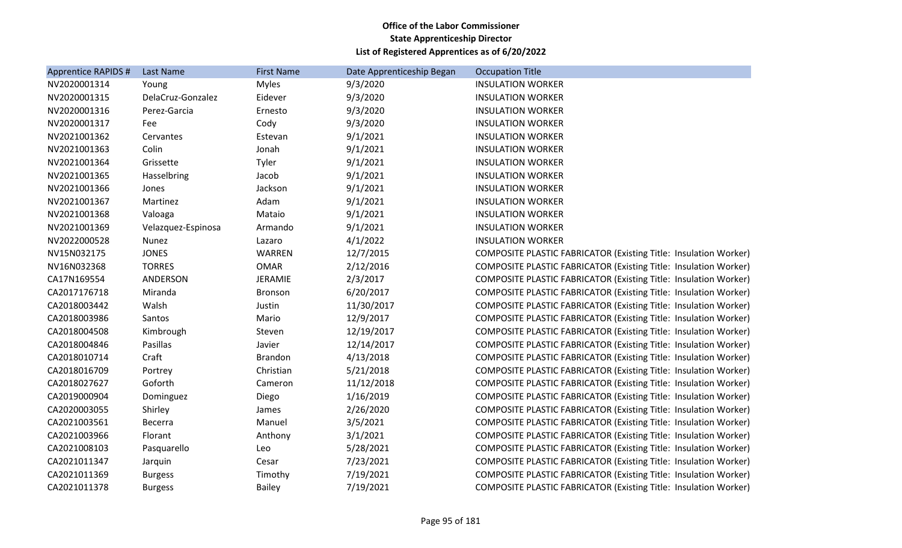**Office of the Labor Commissioner**
**State Apprenticeship Director**
**List of Registered Apprentices as of 6/20/2022**

| Apprentice RAPIDS # | Last Name | First Name | Date Apprenticeship Began | Occupation Title |
|---|---|---|---|---|
| NV2020001314 | Young | Myles | 9/3/2020 | INSULATION WORKER |
| NV2020001315 | DelaCruz-Gonzalez | Eidever | 9/3/2020 | INSULATION WORKER |
| NV2020001316 | Perez-Garcia | Ernesto | 9/3/2020 | INSULATION WORKER |
| NV2020001317 | Fee | Cody | 9/3/2020 | INSULATION WORKER |
| NV2021001362 | Cervantes | Estevan | 9/1/2021 | INSULATION WORKER |
| NV2021001363 | Colin | Jonah | 9/1/2021 | INSULATION WORKER |
| NV2021001364 | Grissette | Tyler | 9/1/2021 | INSULATION WORKER |
| NV2021001365 | Hasselbring | Jacob | 9/1/2021 | INSULATION WORKER |
| NV2021001366 | Jones | Jackson | 9/1/2021 | INSULATION WORKER |
| NV2021001367 | Martinez | Adam | 9/1/2021 | INSULATION WORKER |
| NV2021001368 | Valoaga | Mataio | 9/1/2021 | INSULATION WORKER |
| NV2021001369 | Velazquez-Espinosa | Armando | 9/1/2021 | INSULATION WORKER |
| NV2022000528 | Nunez | Lazaro | 4/1/2022 | INSULATION WORKER |
| NV15N032175 | JONES | WARREN | 12/7/2015 | COMPOSITE PLASTIC FABRICATOR (Existing Title: Insulation Worker) |
| NV16N032368 | TORRES | OMAR | 2/12/2016 | COMPOSITE PLASTIC FABRICATOR (Existing Title: Insulation Worker) |
| CA17N169554 | ANDERSON | JERAMIE | 2/3/2017 | COMPOSITE PLASTIC FABRICATOR (Existing Title: Insulation Worker) |
| CA2017176718 | Miranda | Bronson | 6/20/2017 | COMPOSITE PLASTIC FABRICATOR (Existing Title: Insulation Worker) |
| CA2018003442 | Walsh | Justin | 11/30/2017 | COMPOSITE PLASTIC FABRICATOR (Existing Title: Insulation Worker) |
| CA2018003986 | Santos | Mario | 12/9/2017 | COMPOSITE PLASTIC FABRICATOR (Existing Title: Insulation Worker) |
| CA2018004508 | Kimbrough | Steven | 12/19/2017 | COMPOSITE PLASTIC FABRICATOR (Existing Title: Insulation Worker) |
| CA2018004846 | Pasillas | Javier | 12/14/2017 | COMPOSITE PLASTIC FABRICATOR (Existing Title: Insulation Worker) |
| CA2018010714 | Craft | Brandon | 4/13/2018 | COMPOSITE PLASTIC FABRICATOR (Existing Title: Insulation Worker) |
| CA2018016709 | Portrey | Christian | 5/21/2018 | COMPOSITE PLASTIC FABRICATOR (Existing Title: Insulation Worker) |
| CA2018027627 | Goforth | Cameron | 11/12/2018 | COMPOSITE PLASTIC FABRICATOR (Existing Title: Insulation Worker) |
| CA2019000904 | Dominguez | Diego | 1/16/2019 | COMPOSITE PLASTIC FABRICATOR (Existing Title: Insulation Worker) |
| CA2020003055 | Shirley | James | 2/26/2020 | COMPOSITE PLASTIC FABRICATOR (Existing Title: Insulation Worker) |
| CA2021003561 | Becerra | Manuel | 3/5/2021 | COMPOSITE PLASTIC FABRICATOR (Existing Title: Insulation Worker) |
| CA2021003966 | Florant | Anthony | 3/1/2021 | COMPOSITE PLASTIC FABRICATOR (Existing Title: Insulation Worker) |
| CA2021008103 | Pasquarello | Leo | 5/28/2021 | COMPOSITE PLASTIC FABRICATOR (Existing Title: Insulation Worker) |
| CA2021011347 | Jarquin | Cesar | 7/23/2021 | COMPOSITE PLASTIC FABRICATOR (Existing Title: Insulation Worker) |
| CA2021011369 | Burgess | Timothy | 7/19/2021 | COMPOSITE PLASTIC FABRICATOR (Existing Title: Insulation Worker) |
| CA2021011378 | Burgess | Bailey | 7/19/2021 | COMPOSITE PLASTIC FABRICATOR (Existing Title: Insulation Worker) |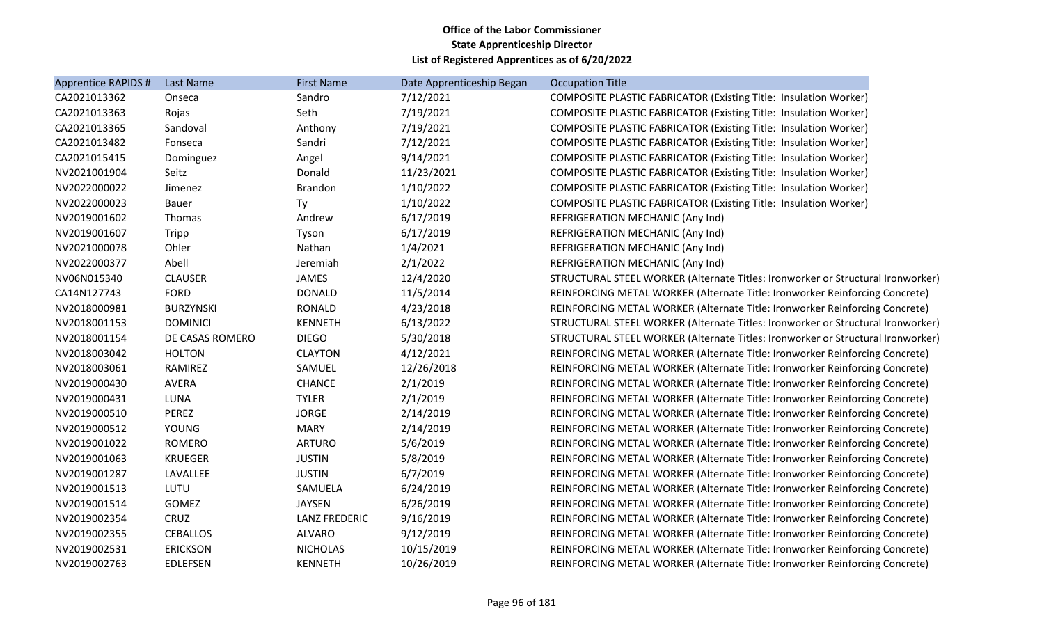**Office of the Labor Commissioner**
**State Apprenticeship Director**
**List of Registered Apprentices as of 6/20/2022**

| Apprentice RAPIDS # | Last Name | First Name | Date Apprenticeship Began | Occupation Title |
|---|---|---|---|---|
| CA2021013362 | Onseca | Sandro | 7/12/2021 | COMPOSITE PLASTIC FABRICATOR (Existing Title: Insulation Worker) |
| CA2021013363 | Rojas | Seth | 7/19/2021 | COMPOSITE PLASTIC FABRICATOR (Existing Title: Insulation Worker) |
| CA2021013365 | Sandoval | Anthony | 7/19/2021 | COMPOSITE PLASTIC FABRICATOR (Existing Title: Insulation Worker) |
| CA2021013482 | Fonseca | Sandri | 7/12/2021 | COMPOSITE PLASTIC FABRICATOR (Existing Title: Insulation Worker) |
| CA2021015415 | Dominguez | Angel | 9/14/2021 | COMPOSITE PLASTIC FABRICATOR (Existing Title: Insulation Worker) |
| NV2021001904 | Seitz | Donald | 11/23/2021 | COMPOSITE PLASTIC FABRICATOR (Existing Title: Insulation Worker) |
| NV2022000022 | Jimenez | Brandon | 1/10/2022 | COMPOSITE PLASTIC FABRICATOR (Existing Title: Insulation Worker) |
| NV2022000023 | Bauer | Ty | 1/10/2022 | COMPOSITE PLASTIC FABRICATOR (Existing Title: Insulation Worker) |
| NV2019001602 | Thomas | Andrew | 6/17/2019 | REFRIGERATION MECHANIC (Any Ind) |
| NV2019001607 | Tripp | Tyson | 6/17/2019 | REFRIGERATION MECHANIC (Any Ind) |
| NV2021000078 | Ohler | Nathan | 1/4/2021 | REFRIGERATION MECHANIC (Any Ind) |
| NV2022000377 | Abell | Jeremiah | 2/1/2022 | REFRIGERATION MECHANIC (Any Ind) |
| NV06N015340 | CLAUSER | JAMES | 12/4/2020 | STRUCTURAL STEEL WORKER (Alternate Titles: Ironworker or Structural Ironworker) |
| CA14N127743 | FORD | DONALD | 11/5/2014 | REINFORCING METAL WORKER (Alternate Title: Ironworker Reinforcing Concrete) |
| NV2018000981 | BURZYNSKI | RONALD | 4/23/2018 | REINFORCING METAL WORKER (Alternate Title: Ironworker Reinforcing Concrete) |
| NV2018001153 | DOMINICI | KENNETH | 6/13/2022 | STRUCTURAL STEEL WORKER (Alternate Titles: Ironworker or Structural Ironworker) |
| NV2018001154 | DE CASAS ROMERO | DIEGO | 5/30/2018 | STRUCTURAL STEEL WORKER (Alternate Titles: Ironworker or Structural Ironworker) |
| NV2018003042 | HOLTON | CLAYTON | 4/12/2021 | REINFORCING METAL WORKER (Alternate Title: Ironworker Reinforcing Concrete) |
| NV2018003061 | RAMIREZ | SAMUEL | 12/26/2018 | REINFORCING METAL WORKER (Alternate Title: Ironworker Reinforcing Concrete) |
| NV2019000430 | AVERA | CHANCE | 2/1/2019 | REINFORCING METAL WORKER (Alternate Title: Ironworker Reinforcing Concrete) |
| NV2019000431 | LUNA | TYLER | 2/1/2019 | REINFORCING METAL WORKER (Alternate Title: Ironworker Reinforcing Concrete) |
| NV2019000510 | PEREZ | JORGE | 2/14/2019 | REINFORCING METAL WORKER (Alternate Title: Ironworker Reinforcing Concrete) |
| NV2019000512 | YOUNG | MARY | 2/14/2019 | REINFORCING METAL WORKER (Alternate Title: Ironworker Reinforcing Concrete) |
| NV2019001022 | ROMERO | ARTURO | 5/6/2019 | REINFORCING METAL WORKER (Alternate Title: Ironworker Reinforcing Concrete) |
| NV2019001063 | KRUEGER | JUSTIN | 5/8/2019 | REINFORCING METAL WORKER (Alternate Title: Ironworker Reinforcing Concrete) |
| NV2019001287 | LAVALLEE | JUSTIN | 6/7/2019 | REINFORCING METAL WORKER (Alternate Title: Ironworker Reinforcing Concrete) |
| NV2019001513 | LUTU | SAMUELA | 6/24/2019 | REINFORCING METAL WORKER (Alternate Title: Ironworker Reinforcing Concrete) |
| NV2019001514 | GOMEZ | JAYSEN | 6/26/2019 | REINFORCING METAL WORKER (Alternate Title: Ironworker Reinforcing Concrete) |
| NV2019002354 | CRUZ | LANZ FREDERIC | 9/16/2019 | REINFORCING METAL WORKER (Alternate Title: Ironworker Reinforcing Concrete) |
| NV2019002355 | CEBALLOS | ALVARO | 9/12/2019 | REINFORCING METAL WORKER (Alternate Title: Ironworker Reinforcing Concrete) |
| NV2019002531 | ERICKSON | NICHOLAS | 10/15/2019 | REINFORCING METAL WORKER (Alternate Title: Ironworker Reinforcing Concrete) |
| NV2019002763 | EDLEFSEN | KENNETH | 10/26/2019 | REINFORCING METAL WORKER (Alternate Title: Ironworker Reinforcing Concrete) |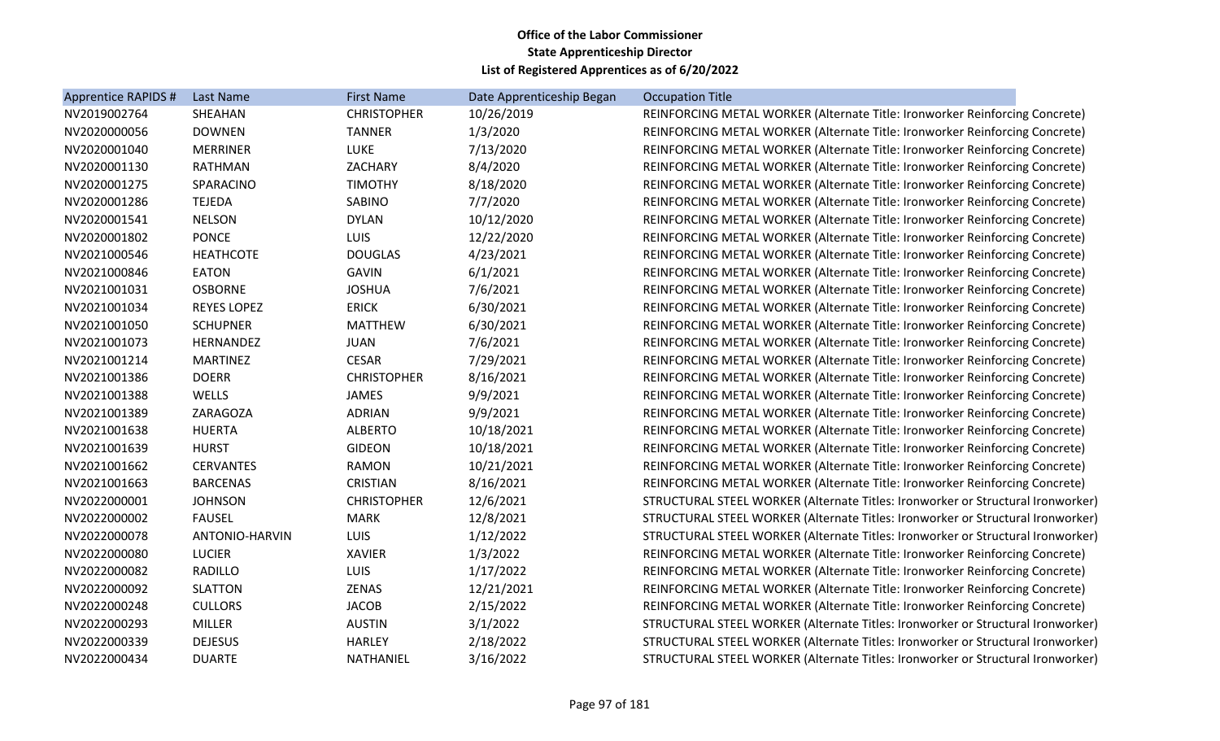**Office of the Labor Commissioner**
**State Apprenticeship Director**
**List of Registered Apprentices as of 6/20/2022**

| Apprentice RAPIDS # | Last Name | First Name | Date Apprenticeship Began | Occupation Title |
|---|---|---|---|---|
| NV2019002764 | SHEAHAN | CHRISTOPHER | 10/26/2019 | REINFORCING METAL WORKER (Alternate Title: Ironworker Reinforcing Concrete) |
| NV2020000056 | DOWNEN | TANNER | 1/3/2020 | REINFORCING METAL WORKER (Alternate Title: Ironworker Reinforcing Concrete) |
| NV2020001040 | MERRINER | LUKE | 7/13/2020 | REINFORCING METAL WORKER (Alternate Title: Ironworker Reinforcing Concrete) |
| NV2020001130 | RATHMAN | ZACHARY | 8/4/2020 | REINFORCING METAL WORKER (Alternate Title: Ironworker Reinforcing Concrete) |
| NV2020001275 | SPARACINO | TIMOTHY | 8/18/2020 | REINFORCING METAL WORKER (Alternate Title: Ironworker Reinforcing Concrete) |
| NV2020001286 | TEJEDA | SABINO | 7/7/2020 | REINFORCING METAL WORKER (Alternate Title: Ironworker Reinforcing Concrete) |
| NV2020001541 | NELSON | DYLAN | 10/12/2020 | REINFORCING METAL WORKER (Alternate Title: Ironworker Reinforcing Concrete) |
| NV2020001802 | PONCE | LUIS | 12/22/2020 | REINFORCING METAL WORKER (Alternate Title: Ironworker Reinforcing Concrete) |
| NV2021000546 | HEATHCOTE | DOUGLAS | 4/23/2021 | REINFORCING METAL WORKER (Alternate Title: Ironworker Reinforcing Concrete) |
| NV2021000846 | EATON | GAVIN | 6/1/2021 | REINFORCING METAL WORKER (Alternate Title: Ironworker Reinforcing Concrete) |
| NV2021001031 | OSBORNE | JOSHUA | 7/6/2021 | REINFORCING METAL WORKER (Alternate Title: Ironworker Reinforcing Concrete) |
| NV2021001034 | REYES LOPEZ | ERICK | 6/30/2021 | REINFORCING METAL WORKER (Alternate Title: Ironworker Reinforcing Concrete) |
| NV2021001050 | SCHUPNER | MATTHEW | 6/30/2021 | REINFORCING METAL WORKER (Alternate Title: Ironworker Reinforcing Concrete) |
| NV2021001073 | HERNANDEZ | JUAN | 7/6/2021 | REINFORCING METAL WORKER (Alternate Title: Ironworker Reinforcing Concrete) |
| NV2021001214 | MARTINEZ | CESAR | 7/29/2021 | REINFORCING METAL WORKER (Alternate Title: Ironworker Reinforcing Concrete) |
| NV2021001386 | DOERR | CHRISTOPHER | 8/16/2021 | REINFORCING METAL WORKER (Alternate Title: Ironworker Reinforcing Concrete) |
| NV2021001388 | WELLS | JAMES | 9/9/2021 | REINFORCING METAL WORKER (Alternate Title: Ironworker Reinforcing Concrete) |
| NV2021001389 | ZARAGOZA | ADRIAN | 9/9/2021 | REINFORCING METAL WORKER (Alternate Title: Ironworker Reinforcing Concrete) |
| NV2021001638 | HUERTA | ALBERTO | 10/18/2021 | REINFORCING METAL WORKER (Alternate Title: Ironworker Reinforcing Concrete) |
| NV2021001639 | HURST | GIDEON | 10/18/2021 | REINFORCING METAL WORKER (Alternate Title: Ironworker Reinforcing Concrete) |
| NV2021001662 | CERVANTES | RAMON | 10/21/2021 | REINFORCING METAL WORKER (Alternate Title: Ironworker Reinforcing Concrete) |
| NV2021001663 | BARCENAS | CRISTIAN | 8/16/2021 | REINFORCING METAL WORKER (Alternate Title: Ironworker Reinforcing Concrete) |
| NV2022000001 | JOHNSON | CHRISTOPHER | 12/6/2021 | STRUCTURAL STEEL WORKER (Alternate Titles: Ironworker or Structural Ironworker) |
| NV2022000002 | FAUSEL | MARK | 12/8/2021 | STRUCTURAL STEEL WORKER (Alternate Titles: Ironworker or Structural Ironworker) |
| NV2022000078 | ANTONIO-HARVIN | LUIS | 1/12/2022 | STRUCTURAL STEEL WORKER (Alternate Titles: Ironworker or Structural Ironworker) |
| NV2022000080 | LUCIER | XAVIER | 1/3/2022 | REINFORCING METAL WORKER (Alternate Title: Ironworker Reinforcing Concrete) |
| NV2022000082 | RADILLO | LUIS | 1/17/2022 | REINFORCING METAL WORKER (Alternate Title: Ironworker Reinforcing Concrete) |
| NV2022000092 | SLATTON | ZENAS | 12/21/2021 | REINFORCING METAL WORKER (Alternate Title: Ironworker Reinforcing Concrete) |
| NV2022000248 | CULLORS | JACOB | 2/15/2022 | REINFORCING METAL WORKER (Alternate Title: Ironworker Reinforcing Concrete) |
| NV2022000293 | MILLER | AUSTIN | 3/1/2022 | STRUCTURAL STEEL WORKER (Alternate Titles: Ironworker or Structural Ironworker) |
| NV2022000339 | DEJESUS | HARLEY | 2/18/2022 | STRUCTURAL STEEL WORKER (Alternate Titles: Ironworker or Structural Ironworker) |
| NV2022000434 | DUARTE | NATHANIEL | 3/16/2022 | STRUCTURAL STEEL WORKER (Alternate Titles: Ironworker or Structural Ironworker) |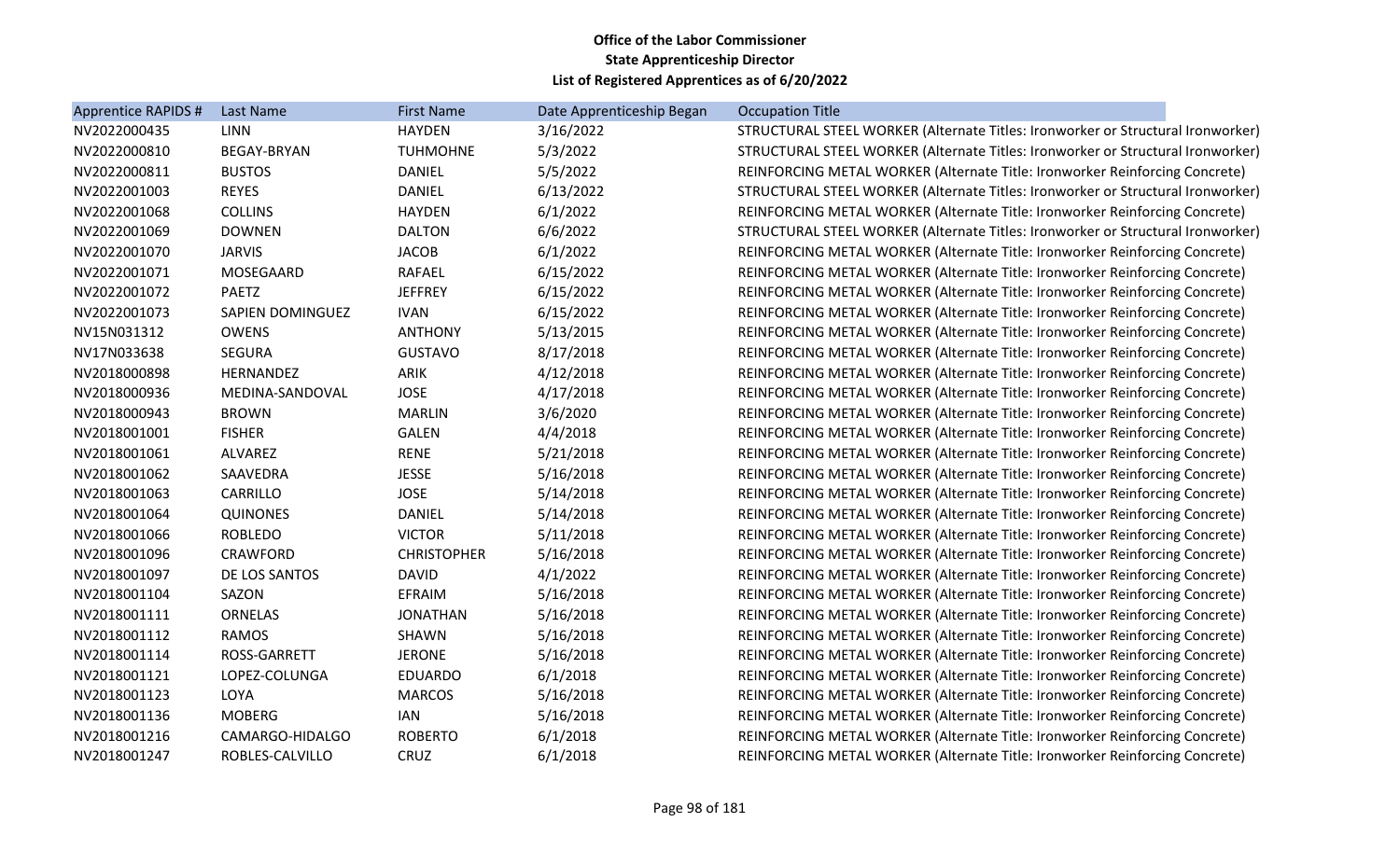**Office of the Labor Commissioner**
**State Apprenticeship Director**
**List of Registered Apprentices as of 6/20/2022**

| Apprentice RAPIDS # | Last Name | First Name | Date Apprenticeship Began | Occupation Title |
|---|---|---|---|---|
| NV2022000435 | LINN | HAYDEN | 3/16/2022 | STRUCTURAL STEEL WORKER (Alternate Titles: Ironworker or Structural Ironworker) |
| NV2022000810 | BEGAY-BRYAN | TUHMOHNE | 5/3/2022 | STRUCTURAL STEEL WORKER (Alternate Titles: Ironworker or Structural Ironworker) |
| NV2022000811 | BUSTOS | DANIEL | 5/5/2022 | REINFORCING METAL WORKER (Alternate Title: Ironworker Reinforcing Concrete) |
| NV2022001003 | REYES | DANIEL | 6/13/2022 | STRUCTURAL STEEL WORKER (Alternate Titles: Ironworker or Structural Ironworker) |
| NV2022001068 | COLLINS | HAYDEN | 6/1/2022 | REINFORCING METAL WORKER (Alternate Title: Ironworker Reinforcing Concrete) |
| NV2022001069 | DOWNEN | DALTON | 6/6/2022 | STRUCTURAL STEEL WORKER (Alternate Titles: Ironworker or Structural Ironworker) |
| NV2022001070 | JARVIS | JACOB | 6/1/2022 | REINFORCING METAL WORKER (Alternate Title: Ironworker Reinforcing Concrete) |
| NV2022001071 | MOSEGAARD | RAFAEL | 6/15/2022 | REINFORCING METAL WORKER (Alternate Title: Ironworker Reinforcing Concrete) |
| NV2022001072 | PAETZ | JEFFREY | 6/15/2022 | REINFORCING METAL WORKER (Alternate Title: Ironworker Reinforcing Concrete) |
| NV2022001073 | SAPIEN DOMINGUEZ | IVAN | 6/15/2022 | REINFORCING METAL WORKER (Alternate Title: Ironworker Reinforcing Concrete) |
| NV15N031312 | OWENS | ANTHONY | 5/13/2015 | REINFORCING METAL WORKER (Alternate Title: Ironworker Reinforcing Concrete) |
| NV17N033638 | SEGURA | GUSTAVO | 8/17/2018 | REINFORCING METAL WORKER (Alternate Title: Ironworker Reinforcing Concrete) |
| NV2018000898 | HERNANDEZ | ARIK | 4/12/2018 | REINFORCING METAL WORKER (Alternate Title: Ironworker Reinforcing Concrete) |
| NV2018000936 | MEDINA-SANDOVAL | JOSE | 4/17/2018 | REINFORCING METAL WORKER (Alternate Title: Ironworker Reinforcing Concrete) |
| NV2018000943 | BROWN | MARLIN | 3/6/2020 | REINFORCING METAL WORKER (Alternate Title: Ironworker Reinforcing Concrete) |
| NV2018001001 | FISHER | GALEN | 4/4/2018 | REINFORCING METAL WORKER (Alternate Title: Ironworker Reinforcing Concrete) |
| NV2018001061 | ALVAREZ | RENE | 5/21/2018 | REINFORCING METAL WORKER (Alternate Title: Ironworker Reinforcing Concrete) |
| NV2018001062 | SAAVEDRA | JESSE | 5/16/2018 | REINFORCING METAL WORKER (Alternate Title: Ironworker Reinforcing Concrete) |
| NV2018001063 | CARRILLO | JOSE | 5/14/2018 | REINFORCING METAL WORKER (Alternate Title: Ironworker Reinforcing Concrete) |
| NV2018001064 | QUINONES | DANIEL | 5/14/2018 | REINFORCING METAL WORKER (Alternate Title: Ironworker Reinforcing Concrete) |
| NV2018001066 | ROBLEDO | VICTOR | 5/11/2018 | REINFORCING METAL WORKER (Alternate Title: Ironworker Reinforcing Concrete) |
| NV2018001096 | CRAWFORD | CHRISTOPHER | 5/16/2018 | REINFORCING METAL WORKER (Alternate Title: Ironworker Reinforcing Concrete) |
| NV2018001097 | DE LOS SANTOS | DAVID | 4/1/2022 | REINFORCING METAL WORKER (Alternate Title: Ironworker Reinforcing Concrete) |
| NV2018001104 | SAZON | EFRAIM | 5/16/2018 | REINFORCING METAL WORKER (Alternate Title: Ironworker Reinforcing Concrete) |
| NV2018001111 | ORNELAS | JONATHAN | 5/16/2018 | REINFORCING METAL WORKER (Alternate Title: Ironworker Reinforcing Concrete) |
| NV2018001112 | RAMOS | SHAWN | 5/16/2018 | REINFORCING METAL WORKER (Alternate Title: Ironworker Reinforcing Concrete) |
| NV2018001114 | ROSS-GARRETT | JERONE | 5/16/2018 | REINFORCING METAL WORKER (Alternate Title: Ironworker Reinforcing Concrete) |
| NV2018001121 | LOPEZ-COLUNGA | EDUARDO | 6/1/2018 | REINFORCING METAL WORKER (Alternate Title: Ironworker Reinforcing Concrete) |
| NV2018001123 | LOYA | MARCOS | 5/16/2018 | REINFORCING METAL WORKER (Alternate Title: Ironworker Reinforcing Concrete) |
| NV2018001136 | MOBERG | IAN | 5/16/2018 | REINFORCING METAL WORKER (Alternate Title: Ironworker Reinforcing Concrete) |
| NV2018001216 | CAMARGO-HIDALGO | ROBERTO | 6/1/2018 | REINFORCING METAL WORKER (Alternate Title: Ironworker Reinforcing Concrete) |
| NV2018001247 | ROBLES-CALVILLO | CRUZ | 6/1/2018 | REINFORCING METAL WORKER (Alternate Title: Ironworker Reinforcing Concrete) |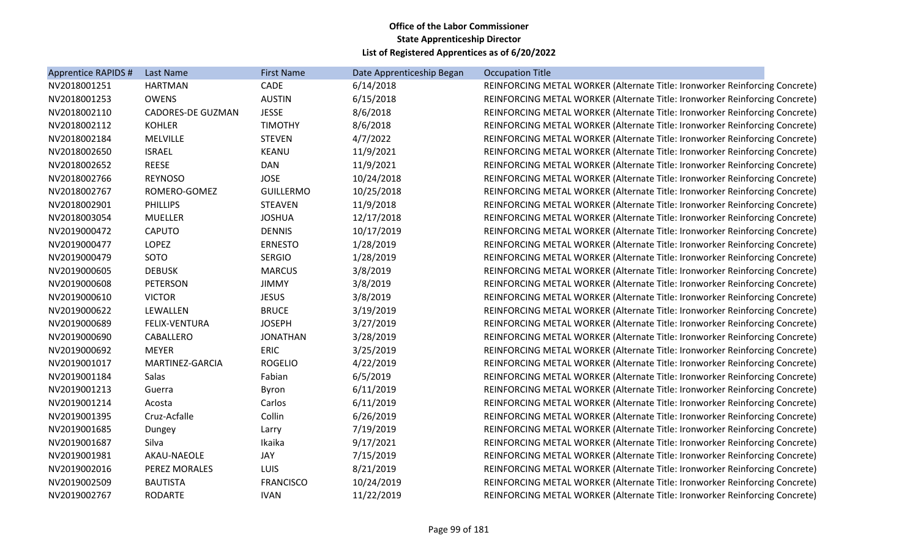**Office of the Labor Commissioner**
**State Apprenticeship Director**
**List of Registered Apprentices as of 6/20/2022**

| Apprentice RAPIDS # | Last Name | First Name | Date Apprenticeship Began | Occupation Title |
|---|---|---|---|---|
| NV2018001251 | HARTMAN | CADE | 6/14/2018 | REINFORCING METAL WORKER (Alternate Title: Ironworker Reinforcing Concrete) |
| NV2018001253 | OWENS | AUSTIN | 6/15/2018 | REINFORCING METAL WORKER (Alternate Title: Ironworker Reinforcing Concrete) |
| NV2018002110 | CADORES-DE GUZMAN | JESSE | 8/6/2018 | REINFORCING METAL WORKER (Alternate Title: Ironworker Reinforcing Concrete) |
| NV2018002112 | KOHLER | TIMOTHY | 8/6/2018 | REINFORCING METAL WORKER (Alternate Title: Ironworker Reinforcing Concrete) |
| NV2018002184 | MELVILLE | STEVEN | 4/7/2022 | REINFORCING METAL WORKER (Alternate Title: Ironworker Reinforcing Concrete) |
| NV2018002650 | ISRAEL | KEANU | 11/9/2021 | REINFORCING METAL WORKER (Alternate Title: Ironworker Reinforcing Concrete) |
| NV2018002652 | REESE | DAN | 11/9/2021 | REINFORCING METAL WORKER (Alternate Title: Ironworker Reinforcing Concrete) |
| NV2018002766 | REYNOSO | JOSE | 10/24/2018 | REINFORCING METAL WORKER (Alternate Title: Ironworker Reinforcing Concrete) |
| NV2018002767 | ROMERO-GOMEZ | GUILLERMO | 10/25/2018 | REINFORCING METAL WORKER (Alternate Title: Ironworker Reinforcing Concrete) |
| NV2018002901 | PHILLIPS | STEAVEN | 11/9/2018 | REINFORCING METAL WORKER (Alternate Title: Ironworker Reinforcing Concrete) |
| NV2018003054 | MUELLER | JOSHUA | 12/17/2018 | REINFORCING METAL WORKER (Alternate Title: Ironworker Reinforcing Concrete) |
| NV2019000472 | CAPUTO | DENNIS | 10/17/2019 | REINFORCING METAL WORKER (Alternate Title: Ironworker Reinforcing Concrete) |
| NV2019000477 | LOPEZ | ERNESTO | 1/28/2019 | REINFORCING METAL WORKER (Alternate Title: Ironworker Reinforcing Concrete) |
| NV2019000479 | SOTO | SERGIO | 1/28/2019 | REINFORCING METAL WORKER (Alternate Title: Ironworker Reinforcing Concrete) |
| NV2019000605 | DEBUSK | MARCUS | 3/8/2019 | REINFORCING METAL WORKER (Alternate Title: Ironworker Reinforcing Concrete) |
| NV2019000608 | PETERSON | JIMMY | 3/8/2019 | REINFORCING METAL WORKER (Alternate Title: Ironworker Reinforcing Concrete) |
| NV2019000610 | VICTOR | JESUS | 3/8/2019 | REINFORCING METAL WORKER (Alternate Title: Ironworker Reinforcing Concrete) |
| NV2019000622 | LEWALLEN | BRUCE | 3/19/2019 | REINFORCING METAL WORKER (Alternate Title: Ironworker Reinforcing Concrete) |
| NV2019000689 | FELIX-VENTURA | JOSEPH | 3/27/2019 | REINFORCING METAL WORKER (Alternate Title: Ironworker Reinforcing Concrete) |
| NV2019000690 | CABALLERO | JONATHAN | 3/28/2019 | REINFORCING METAL WORKER (Alternate Title: Ironworker Reinforcing Concrete) |
| NV2019000692 | MEYER | ERIC | 3/25/2019 | REINFORCING METAL WORKER (Alternate Title: Ironworker Reinforcing Concrete) |
| NV2019001017 | MARTINEZ-GARCIA | ROGELIO | 4/22/2019 | REINFORCING METAL WORKER (Alternate Title: Ironworker Reinforcing Concrete) |
| NV2019001184 | Salas | Fabian | 6/5/2019 | REINFORCING METAL WORKER (Alternate Title: Ironworker Reinforcing Concrete) |
| NV2019001213 | Guerra | Byron | 6/11/2019 | REINFORCING METAL WORKER (Alternate Title: Ironworker Reinforcing Concrete) |
| NV2019001214 | Acosta | Carlos | 6/11/2019 | REINFORCING METAL WORKER (Alternate Title: Ironworker Reinforcing Concrete) |
| NV2019001395 | Cruz-Acfalle | Collin | 6/26/2019 | REINFORCING METAL WORKER (Alternate Title: Ironworker Reinforcing Concrete) |
| NV2019001685 | Dungey | Larry | 7/19/2019 | REINFORCING METAL WORKER (Alternate Title: Ironworker Reinforcing Concrete) |
| NV2019001687 | Silva | Ikaika | 9/17/2021 | REINFORCING METAL WORKER (Alternate Title: Ironworker Reinforcing Concrete) |
| NV2019001981 | AKAU-NAEOLE | JAY | 7/15/2019 | REINFORCING METAL WORKER (Alternate Title: Ironworker Reinforcing Concrete) |
| NV2019002016 | PEREZ MORALES | LUIS | 8/21/2019 | REINFORCING METAL WORKER (Alternate Title: Ironworker Reinforcing Concrete) |
| NV2019002509 | BAUTISTA | FRANCISCO | 10/24/2019 | REINFORCING METAL WORKER (Alternate Title: Ironworker Reinforcing Concrete) |
| NV2019002767 | RODARTE | IVAN | 11/22/2019 | REINFORCING METAL WORKER (Alternate Title: Ironworker Reinforcing Concrete) |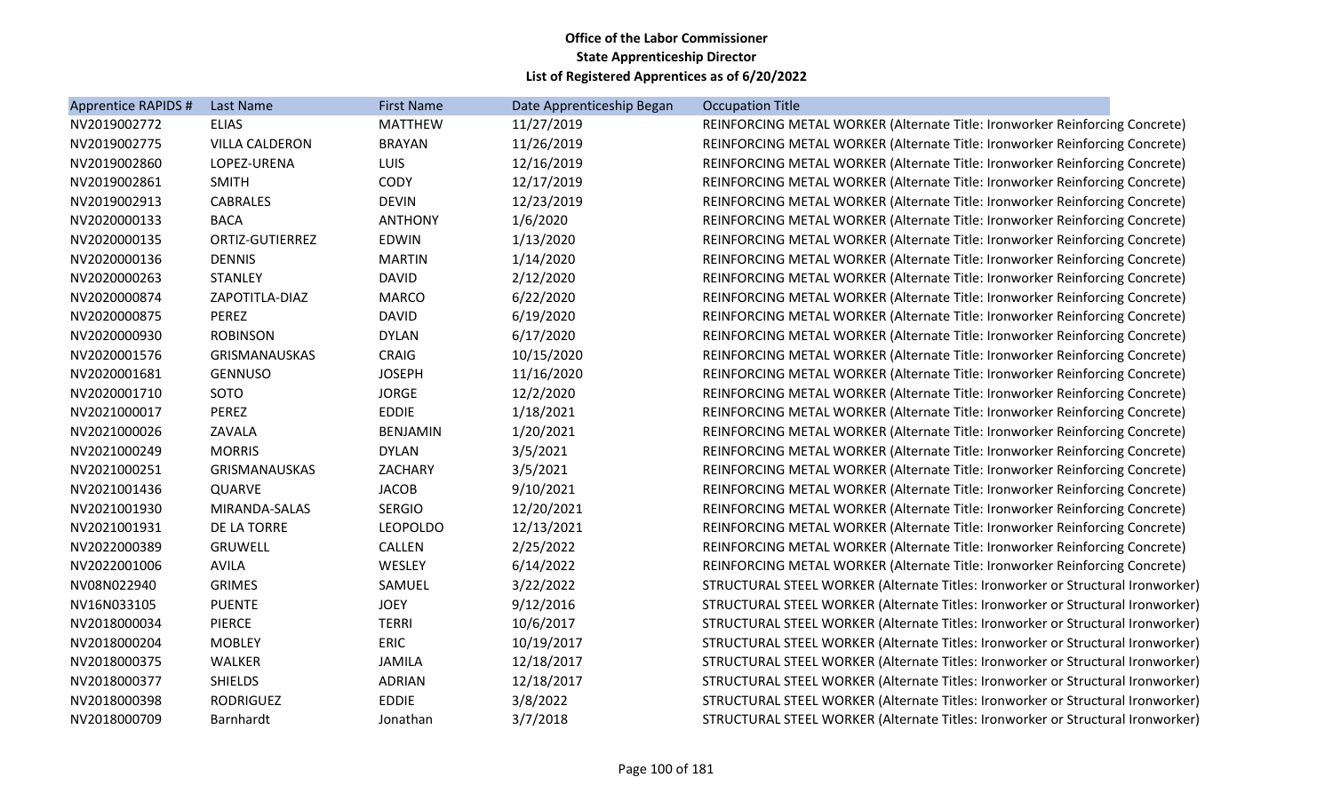**Office of the Labor Commissioner**
**State Apprenticeship Director**
**List of Registered Apprentices as of 6/20/2022**

| Apprentice RAPIDS # | Last Name | First Name | Date Apprenticeship Began | Occupation Title |
|---|---|---|---|---|
| NV2019002772 | ELIAS | MATTHEW | 11/27/2019 | REINFORCING METAL WORKER (Alternate Title: Ironworker Reinforcing Concrete) |
| NV2019002775 | VILLA CALDERON | BRAYAN | 11/26/2019 | REINFORCING METAL WORKER (Alternate Title: Ironworker Reinforcing Concrete) |
| NV2019002860 | LOPEZ-URENA | LUIS | 12/16/2019 | REINFORCING METAL WORKER (Alternate Title: Ironworker Reinforcing Concrete) |
| NV2019002861 | SMITH | CODY | 12/17/2019 | REINFORCING METAL WORKER (Alternate Title: Ironworker Reinforcing Concrete) |
| NV2019002913 | CABRALES | DEVIN | 12/23/2019 | REINFORCING METAL WORKER (Alternate Title: Ironworker Reinforcing Concrete) |
| NV2020000133 | BACA | ANTHONY | 1/6/2020 | REINFORCING METAL WORKER (Alternate Title: Ironworker Reinforcing Concrete) |
| NV2020000135 | ORTIZ-GUTIERREZ | EDWIN | 1/13/2020 | REINFORCING METAL WORKER (Alternate Title: Ironworker Reinforcing Concrete) |
| NV2020000136 | DENNIS | MARTIN | 1/14/2020 | REINFORCING METAL WORKER (Alternate Title: Ironworker Reinforcing Concrete) |
| NV2020000263 | STANLEY | DAVID | 2/12/2020 | REINFORCING METAL WORKER (Alternate Title: Ironworker Reinforcing Concrete) |
| NV2020000874 | ZAPOTITLA-DIAZ | MARCO | 6/22/2020 | REINFORCING METAL WORKER (Alternate Title: Ironworker Reinforcing Concrete) |
| NV2020000875 | PEREZ | DAVID | 6/19/2020 | REINFORCING METAL WORKER (Alternate Title: Ironworker Reinforcing Concrete) |
| NV2020000930 | ROBINSON | DYLAN | 6/17/2020 | REINFORCING METAL WORKER (Alternate Title: Ironworker Reinforcing Concrete) |
| NV2020001576 | GRISMANAUSKAS | CRAIG | 10/15/2020 | REINFORCING METAL WORKER (Alternate Title: Ironworker Reinforcing Concrete) |
| NV2020001681 | GENNUSO | JOSEPH | 11/16/2020 | REINFORCING METAL WORKER (Alternate Title: Ironworker Reinforcing Concrete) |
| NV2020001710 | SOTO | JORGE | 12/2/2020 | REINFORCING METAL WORKER (Alternate Title: Ironworker Reinforcing Concrete) |
| NV2021000017 | PEREZ | EDDIE | 1/18/2021 | REINFORCING METAL WORKER (Alternate Title: Ironworker Reinforcing Concrete) |
| NV2021000026 | ZAVALA | BENJAMIN | 1/20/2021 | REINFORCING METAL WORKER (Alternate Title: Ironworker Reinforcing Concrete) |
| NV2021000249 | MORRIS | DYLAN | 3/5/2021 | REINFORCING METAL WORKER (Alternate Title: Ironworker Reinforcing Concrete) |
| NV2021000251 | GRISMANAUSKAS | ZACHARY | 3/5/2021 | REINFORCING METAL WORKER (Alternate Title: Ironworker Reinforcing Concrete) |
| NV2021001436 | QUARVE | JACOB | 9/10/2021 | REINFORCING METAL WORKER (Alternate Title: Ironworker Reinforcing Concrete) |
| NV2021001930 | MIRANDA-SALAS | SERGIO | 12/20/2021 | REINFORCING METAL WORKER (Alternate Title: Ironworker Reinforcing Concrete) |
| NV2021001931 | DE LA TORRE | LEOPOLDO | 12/13/2021 | REINFORCING METAL WORKER (Alternate Title: Ironworker Reinforcing Concrete) |
| NV2022000389 | GRUWELL | CALLEN | 2/25/2022 | REINFORCING METAL WORKER (Alternate Title: Ironworker Reinforcing Concrete) |
| NV2022001006 | AVILA | WESLEY | 6/14/2022 | REINFORCING METAL WORKER (Alternate Title: Ironworker Reinforcing Concrete) |
| NV08N022940 | GRIMES | SAMUEL | 3/22/2022 | STRUCTURAL STEEL WORKER (Alternate Titles: Ironworker or Structural Ironworker) |
| NV16N033105 | PUENTE | JOEY | 9/12/2016 | STRUCTURAL STEEL WORKER (Alternate Titles: Ironworker or Structural Ironworker) |
| NV2018000034 | PIERCE | TERRI | 10/6/2017 | STRUCTURAL STEEL WORKER (Alternate Titles: Ironworker or Structural Ironworker) |
| NV2018000204 | MOBLEY | ERIC | 10/19/2017 | STRUCTURAL STEEL WORKER (Alternate Titles: Ironworker or Structural Ironworker) |
| NV2018000375 | WALKER | JAMILA | 12/18/2017 | STRUCTURAL STEEL WORKER (Alternate Titles: Ironworker or Structural Ironworker) |
| NV2018000377 | SHIELDS | ADRIAN | 12/18/2017 | STRUCTURAL STEEL WORKER (Alternate Titles: Ironworker or Structural Ironworker) |
| NV2018000398 | RODRIGUEZ | EDDIE | 3/8/2022 | STRUCTURAL STEEL WORKER (Alternate Titles: Ironworker or Structural Ironworker) |
| NV2018000709 | Barnhardt | Jonathan | 3/7/2018 | STRUCTURAL STEEL WORKER (Alternate Titles: Ironworker or Structural Ironworker) |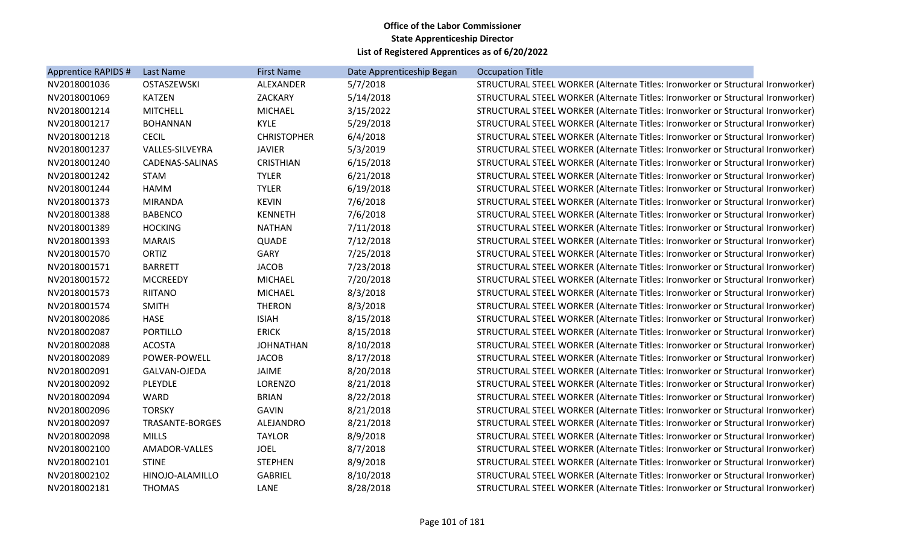**Office of the Labor Commissioner**
**State Apprenticeship Director**
**List of Registered Apprentices as of 6/20/2022**

| Apprentice RAPIDS # | Last Name | First Name | Date Apprenticeship Began | Occupation Title |
|---|---|---|---|---|
| NV2018001036 | OSTASZEWSKI | ALEXANDER | 5/7/2018 | STRUCTURAL STEEL WORKER (Alternate Titles: Ironworker or Structural Ironworker) |
| NV2018001069 | KATZEN | ZACKARY | 5/14/2018 | STRUCTURAL STEEL WORKER (Alternate Titles: Ironworker or Structural Ironworker) |
| NV2018001214 | MITCHELL | MICHAEL | 3/15/2022 | STRUCTURAL STEEL WORKER (Alternate Titles: Ironworker or Structural Ironworker) |
| NV2018001217 | BOHANNAN | KYLE | 5/29/2018 | STRUCTURAL STEEL WORKER (Alternate Titles: Ironworker or Structural Ironworker) |
| NV2018001218 | CECIL | CHRISTOPHER | 6/4/2018 | STRUCTURAL STEEL WORKER (Alternate Titles: Ironworker or Structural Ironworker) |
| NV2018001237 | VALLES-SILVEYRA | JAVIER | 5/3/2019 | STRUCTURAL STEEL WORKER (Alternate Titles: Ironworker or Structural Ironworker) |
| NV2018001240 | CADENAS-SALINAS | CRISTHIAN | 6/15/2018 | STRUCTURAL STEEL WORKER (Alternate Titles: Ironworker or Structural Ironworker) |
| NV2018001242 | STAM | TYLER | 6/21/2018 | STRUCTURAL STEEL WORKER (Alternate Titles: Ironworker or Structural Ironworker) |
| NV2018001244 | HAMM | TYLER | 6/19/2018 | STRUCTURAL STEEL WORKER (Alternate Titles: Ironworker or Structural Ironworker) |
| NV2018001373 | MIRANDA | KEVIN | 7/6/2018 | STRUCTURAL STEEL WORKER (Alternate Titles: Ironworker or Structural Ironworker) |
| NV2018001388 | BABENCO | KENNETH | 7/6/2018 | STRUCTURAL STEEL WORKER (Alternate Titles: Ironworker or Structural Ironworker) |
| NV2018001389 | HOCKING | NATHAN | 7/11/2018 | STRUCTURAL STEEL WORKER (Alternate Titles: Ironworker or Structural Ironworker) |
| NV2018001393 | MARAIS | QUADE | 7/12/2018 | STRUCTURAL STEEL WORKER (Alternate Titles: Ironworker or Structural Ironworker) |
| NV2018001570 | ORTIZ | GARY | 7/25/2018 | STRUCTURAL STEEL WORKER (Alternate Titles: Ironworker or Structural Ironworker) |
| NV2018001571 | BARRETT | JACOB | 7/23/2018 | STRUCTURAL STEEL WORKER (Alternate Titles: Ironworker or Structural Ironworker) |
| NV2018001572 | MCCREEDY | MICHAEL | 7/20/2018 | STRUCTURAL STEEL WORKER (Alternate Titles: Ironworker or Structural Ironworker) |
| NV2018001573 | RIITANO | MICHAEL | 8/3/2018 | STRUCTURAL STEEL WORKER (Alternate Titles: Ironworker or Structural Ironworker) |
| NV2018001574 | SMITH | THERON | 8/3/2018 | STRUCTURAL STEEL WORKER (Alternate Titles: Ironworker or Structural Ironworker) |
| NV2018002086 | HASE | ISIAH | 8/15/2018 | STRUCTURAL STEEL WORKER (Alternate Titles: Ironworker or Structural Ironworker) |
| NV2018002087 | PORTILLO | ERICK | 8/15/2018 | STRUCTURAL STEEL WORKER (Alternate Titles: Ironworker or Structural Ironworker) |
| NV2018002088 | ACOSTA | JOHNATHAN | 8/10/2018 | STRUCTURAL STEEL WORKER (Alternate Titles: Ironworker or Structural Ironworker) |
| NV2018002089 | POWER-POWELL | JACOB | 8/17/2018 | STRUCTURAL STEEL WORKER (Alternate Titles: Ironworker or Structural Ironworker) |
| NV2018002091 | GALVAN-OJEDA | JAIME | 8/20/2018 | STRUCTURAL STEEL WORKER (Alternate Titles: Ironworker or Structural Ironworker) |
| NV2018002092 | PLEYDLE | LORENZO | 8/21/2018 | STRUCTURAL STEEL WORKER (Alternate Titles: Ironworker or Structural Ironworker) |
| NV2018002094 | WARD | BRIAN | 8/22/2018 | STRUCTURAL STEEL WORKER (Alternate Titles: Ironworker or Structural Ironworker) |
| NV2018002096 | TORSKY | GAVIN | 8/21/2018 | STRUCTURAL STEEL WORKER (Alternate Titles: Ironworker or Structural Ironworker) |
| NV2018002097 | TRASANTE-BORGES | ALEJANDRO | 8/21/2018 | STRUCTURAL STEEL WORKER (Alternate Titles: Ironworker or Structural Ironworker) |
| NV2018002098 | MILLS | TAYLOR | 8/9/2018 | STRUCTURAL STEEL WORKER (Alternate Titles: Ironworker or Structural Ironworker) |
| NV2018002100 | AMADOR-VALLES | JOEL | 8/7/2018 | STRUCTURAL STEEL WORKER (Alternate Titles: Ironworker or Structural Ironworker) |
| NV2018002101 | STINE | STEPHEN | 8/9/2018 | STRUCTURAL STEEL WORKER (Alternate Titles: Ironworker or Structural Ironworker) |
| NV2018002102 | HINOJO-ALAMILLO | GABRIEL | 8/10/2018 | STRUCTURAL STEEL WORKER (Alternate Titles: Ironworker or Structural Ironworker) |
| NV2018002181 | THOMAS | LANE | 8/28/2018 | STRUCTURAL STEEL WORKER (Alternate Titles: Ironworker or Structural Ironworker) |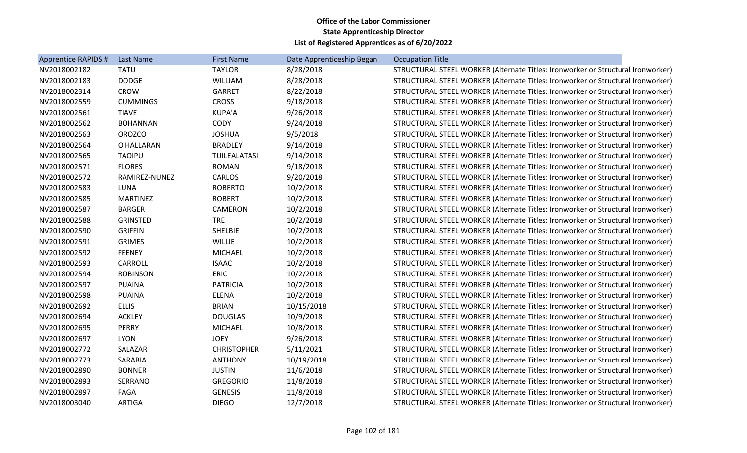**Office of the Labor Commissioner**
**State Apprenticeship Director**
**List of Registered Apprentices as of 6/20/2022**

| Apprentice RAPIDS # | Last Name | First Name | Date Apprenticeship Began | Occupation Title |
|---|---|---|---|---|
| NV2018002182 | TATU | TAYLOR | 8/28/2018 | STRUCTURAL STEEL WORKER (Alternate Titles: Ironworker or Structural Ironworker) |
| NV2018002183 | DODGE | WILLIAM | 8/28/2018 | STRUCTURAL STEEL WORKER (Alternate Titles: Ironworker or Structural Ironworker) |
| NV2018002314 | CROW | GARRET | 8/22/2018 | STRUCTURAL STEEL WORKER (Alternate Titles: Ironworker or Structural Ironworker) |
| NV2018002559 | CUMMINGS | CROSS | 9/18/2018 | STRUCTURAL STEEL WORKER (Alternate Titles: Ironworker or Structural Ironworker) |
| NV2018002561 | TIAVE | KUPA'A | 9/26/2018 | STRUCTURAL STEEL WORKER (Alternate Titles: Ironworker or Structural Ironworker) |
| NV2018002562 | BOHANNAN | CODY | 9/24/2018 | STRUCTURAL STEEL WORKER (Alternate Titles: Ironworker or Structural Ironworker) |
| NV2018002563 | OROZCO | JOSHUA | 9/5/2018 | STRUCTURAL STEEL WORKER (Alternate Titles: Ironworker or Structural Ironworker) |
| NV2018002564 | O'HALLARAN | BRADLEY | 9/14/2018 | STRUCTURAL STEEL WORKER (Alternate Titles: Ironworker or Structural Ironworker) |
| NV2018002565 | TAOIPU | TUILEALATASI | 9/14/2018 | STRUCTURAL STEEL WORKER (Alternate Titles: Ironworker or Structural Ironworker) |
| NV2018002571 | FLORES | ROMAN | 9/18/2018 | STRUCTURAL STEEL WORKER (Alternate Titles: Ironworker or Structural Ironworker) |
| NV2018002572 | RAMIREZ-NUNEZ | CARLOS | 9/20/2018 | STRUCTURAL STEEL WORKER (Alternate Titles: Ironworker or Structural Ironworker) |
| NV2018002583 | LUNA | ROBERTO | 10/2/2018 | STRUCTURAL STEEL WORKER (Alternate Titles: Ironworker or Structural Ironworker) |
| NV2018002585 | MARTINEZ | ROBERT | 10/2/2018 | STRUCTURAL STEEL WORKER (Alternate Titles: Ironworker or Structural Ironworker) |
| NV2018002587 | BARGER | CAMERON | 10/2/2018 | STRUCTURAL STEEL WORKER (Alternate Titles: Ironworker or Structural Ironworker) |
| NV2018002588 | GRINSTED | TRE | 10/2/2018 | STRUCTURAL STEEL WORKER (Alternate Titles: Ironworker or Structural Ironworker) |
| NV2018002590 | GRIFFIN | SHELBIE | 10/2/2018 | STRUCTURAL STEEL WORKER (Alternate Titles: Ironworker or Structural Ironworker) |
| NV2018002591 | GRIMES | WILLIE | 10/2/2018 | STRUCTURAL STEEL WORKER (Alternate Titles: Ironworker or Structural Ironworker) |
| NV2018002592 | FEENEY | MICHAEL | 10/2/2018 | STRUCTURAL STEEL WORKER (Alternate Titles: Ironworker or Structural Ironworker) |
| NV2018002593 | CARROLL | ISAAC | 10/2/2018 | STRUCTURAL STEEL WORKER (Alternate Titles: Ironworker or Structural Ironworker) |
| NV2018002594 | ROBINSON | ERIC | 10/2/2018 | STRUCTURAL STEEL WORKER (Alternate Titles: Ironworker or Structural Ironworker) |
| NV2018002597 | PUAINA | PATRICIA | 10/2/2018 | STRUCTURAL STEEL WORKER (Alternate Titles: Ironworker or Structural Ironworker) |
| NV2018002598 | PUAINA | ELENA | 10/2/2018 | STRUCTURAL STEEL WORKER (Alternate Titles: Ironworker or Structural Ironworker) |
| NV2018002692 | ELLIS | BRIAN | 10/15/2018 | STRUCTURAL STEEL WORKER (Alternate Titles: Ironworker or Structural Ironworker) |
| NV2018002694 | ACKLEY | DOUGLAS | 10/9/2018 | STRUCTURAL STEEL WORKER (Alternate Titles: Ironworker or Structural Ironworker) |
| NV2018002695 | PERRY | MICHAEL | 10/8/2018 | STRUCTURAL STEEL WORKER (Alternate Titles: Ironworker or Structural Ironworker) |
| NV2018002697 | LYON | JOEY | 9/26/2018 | STRUCTURAL STEEL WORKER (Alternate Titles: Ironworker or Structural Ironworker) |
| NV2018002772 | SALAZAR | CHRISTOPHER | 5/11/2021 | STRUCTURAL STEEL WORKER (Alternate Titles: Ironworker or Structural Ironworker) |
| NV2018002773 | SARABIA | ANTHONY | 10/19/2018 | STRUCTURAL STEEL WORKER (Alternate Titles: Ironworker or Structural Ironworker) |
| NV2018002890 | BONNER | JUSTIN | 11/6/2018 | STRUCTURAL STEEL WORKER (Alternate Titles: Ironworker or Structural Ironworker) |
| NV2018002893 | SERRANO | GREGORIO | 11/8/2018 | STRUCTURAL STEEL WORKER (Alternate Titles: Ironworker or Structural Ironworker) |
| NV2018002897 | FAGA | GENESIS | 11/8/2018 | STRUCTURAL STEEL WORKER (Alternate Titles: Ironworker or Structural Ironworker) |
| NV2018003040 | ARTIGA | DIEGO | 12/7/2018 | STRUCTURAL STEEL WORKER (Alternate Titles: Ironworker or Structural Ironworker) |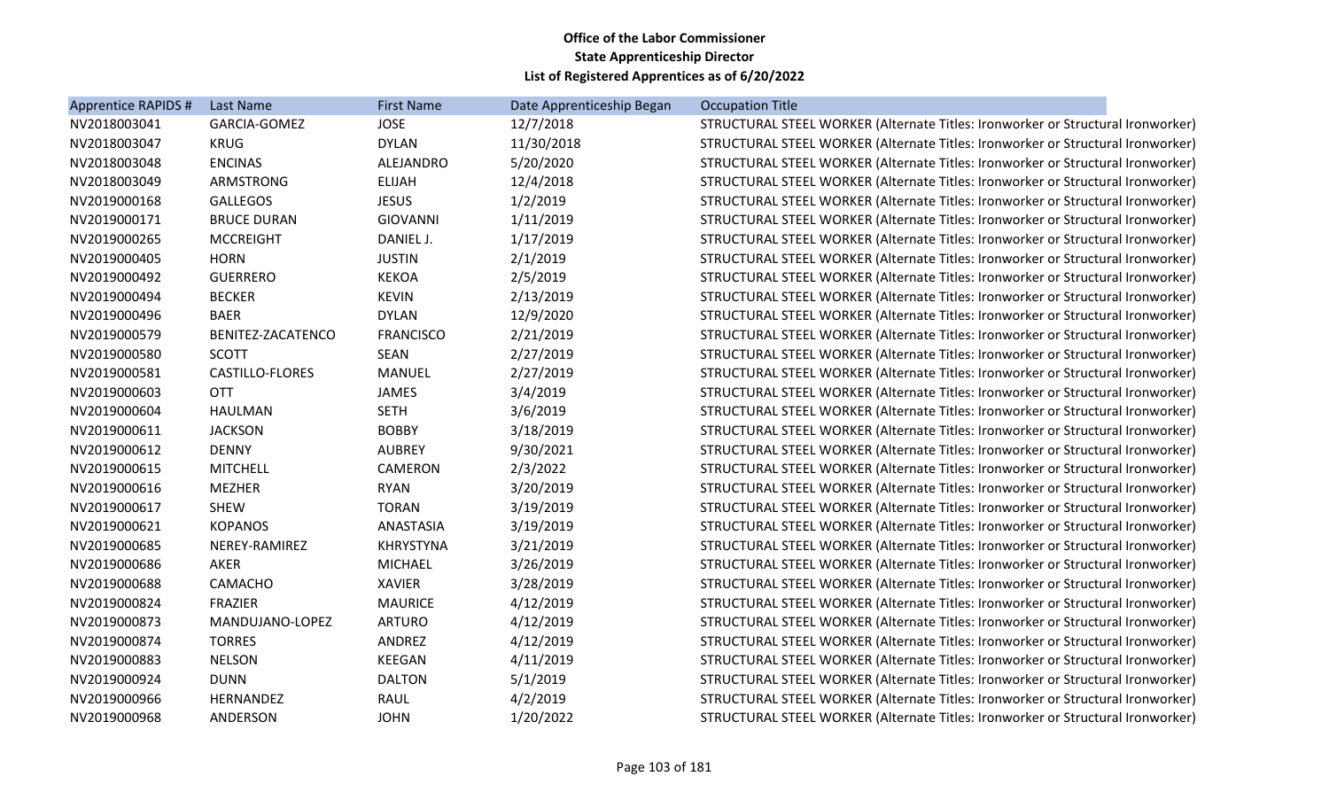**Office of the Labor Commissioner**
**State Apprenticeship Director**
**List of Registered Apprentices as of 6/20/2022**

| Apprentice RAPIDS # | Last Name | First Name | Date Apprenticeship Began | Occupation Title |
|---|---|---|---|---|
| NV2018003041 | GARCIA-GOMEZ | JOSE | 12/7/2018 | STRUCTURAL STEEL WORKER (Alternate Titles: Ironworker or Structural Ironworker) |
| NV2018003047 | KRUG | DYLAN | 11/30/2018 | STRUCTURAL STEEL WORKER (Alternate Titles: Ironworker or Structural Ironworker) |
| NV2018003048 | ENCINAS | ALEJANDRO | 5/20/2020 | STRUCTURAL STEEL WORKER (Alternate Titles: Ironworker or Structural Ironworker) |
| NV2018003049 | ARMSTRONG | ELIJAH | 12/4/2018 | STRUCTURAL STEEL WORKER (Alternate Titles: Ironworker or Structural Ironworker) |
| NV2019000168 | GALLEGOS | JESUS | 1/2/2019 | STRUCTURAL STEEL WORKER (Alternate Titles: Ironworker or Structural Ironworker) |
| NV2019000171 | BRUCE DURAN | GIOVANNI | 1/11/2019 | STRUCTURAL STEEL WORKER (Alternate Titles: Ironworker or Structural Ironworker) |
| NV2019000265 | MCCREIGHT | DANIEL J. | 1/17/2019 | STRUCTURAL STEEL WORKER (Alternate Titles: Ironworker or Structural Ironworker) |
| NV2019000405 | HORN | JUSTIN | 2/1/2019 | STRUCTURAL STEEL WORKER (Alternate Titles: Ironworker or Structural Ironworker) |
| NV2019000492 | GUERRERO | KEKOA | 2/5/2019 | STRUCTURAL STEEL WORKER (Alternate Titles: Ironworker or Structural Ironworker) |
| NV2019000494 | BECKER | KEVIN | 2/13/2019 | STRUCTURAL STEEL WORKER (Alternate Titles: Ironworker or Structural Ironworker) |
| NV2019000496 | BAER | DYLAN | 12/9/2020 | STRUCTURAL STEEL WORKER (Alternate Titles: Ironworker or Structural Ironworker) |
| NV2019000579 | BENITEZ-ZACATENCO | FRANCISCO | 2/21/2019 | STRUCTURAL STEEL WORKER (Alternate Titles: Ironworker or Structural Ironworker) |
| NV2019000580 | SCOTT | SEAN | 2/27/2019 | STRUCTURAL STEEL WORKER (Alternate Titles: Ironworker or Structural Ironworker) |
| NV2019000581 | CASTILLO-FLORES | MANUEL | 2/27/2019 | STRUCTURAL STEEL WORKER (Alternate Titles: Ironworker or Structural Ironworker) |
| NV2019000603 | OTT | JAMES | 3/4/2019 | STRUCTURAL STEEL WORKER (Alternate Titles: Ironworker or Structural Ironworker) |
| NV2019000604 | HAULMAN | SETH | 3/6/2019 | STRUCTURAL STEEL WORKER (Alternate Titles: Ironworker or Structural Ironworker) |
| NV2019000611 | JACKSON | BOBBY | 3/18/2019 | STRUCTURAL STEEL WORKER (Alternate Titles: Ironworker or Structural Ironworker) |
| NV2019000612 | DENNY | AUBREY | 9/30/2021 | STRUCTURAL STEEL WORKER (Alternate Titles: Ironworker or Structural Ironworker) |
| NV2019000615 | MITCHELL | CAMERON | 2/3/2022 | STRUCTURAL STEEL WORKER (Alternate Titles: Ironworker or Structural Ironworker) |
| NV2019000616 | MEZHER | RYAN | 3/20/2019 | STRUCTURAL STEEL WORKER (Alternate Titles: Ironworker or Structural Ironworker) |
| NV2019000617 | SHEW | TORAN | 3/19/2019 | STRUCTURAL STEEL WORKER (Alternate Titles: Ironworker or Structural Ironworker) |
| NV2019000621 | KOPANOS | ANASTASIA | 3/19/2019 | STRUCTURAL STEEL WORKER (Alternate Titles: Ironworker or Structural Ironworker) |
| NV2019000685 | NEREY-RAMIREZ | KHRYSTYNA | 3/21/2019 | STRUCTURAL STEEL WORKER (Alternate Titles: Ironworker or Structural Ironworker) |
| NV2019000686 | AKER | MICHAEL | 3/26/2019 | STRUCTURAL STEEL WORKER (Alternate Titles: Ironworker or Structural Ironworker) |
| NV2019000688 | CAMACHO | XAVIER | 3/28/2019 | STRUCTURAL STEEL WORKER (Alternate Titles: Ironworker or Structural Ironworker) |
| NV2019000824 | FRAZIER | MAURICE | 4/12/2019 | STRUCTURAL STEEL WORKER (Alternate Titles: Ironworker or Structural Ironworker) |
| NV2019000873 | MANDUJANO-LOPEZ | ARTURO | 4/12/2019 | STRUCTURAL STEEL WORKER (Alternate Titles: Ironworker or Structural Ironworker) |
| NV2019000874 | TORRES | ANDREZ | 4/12/2019 | STRUCTURAL STEEL WORKER (Alternate Titles: Ironworker or Structural Ironworker) |
| NV2019000883 | NELSON | KEEGAN | 4/11/2019 | STRUCTURAL STEEL WORKER (Alternate Titles: Ironworker or Structural Ironworker) |
| NV2019000924 | DUNN | DALTON | 5/1/2019 | STRUCTURAL STEEL WORKER (Alternate Titles: Ironworker or Structural Ironworker) |
| NV2019000966 | HERNANDEZ | RAUL | 4/2/2019 | STRUCTURAL STEEL WORKER (Alternate Titles: Ironworker or Structural Ironworker) |
| NV2019000968 | ANDERSON | JOHN | 1/20/2022 | STRUCTURAL STEEL WORKER (Alternate Titles: Ironworker or Structural Ironworker) |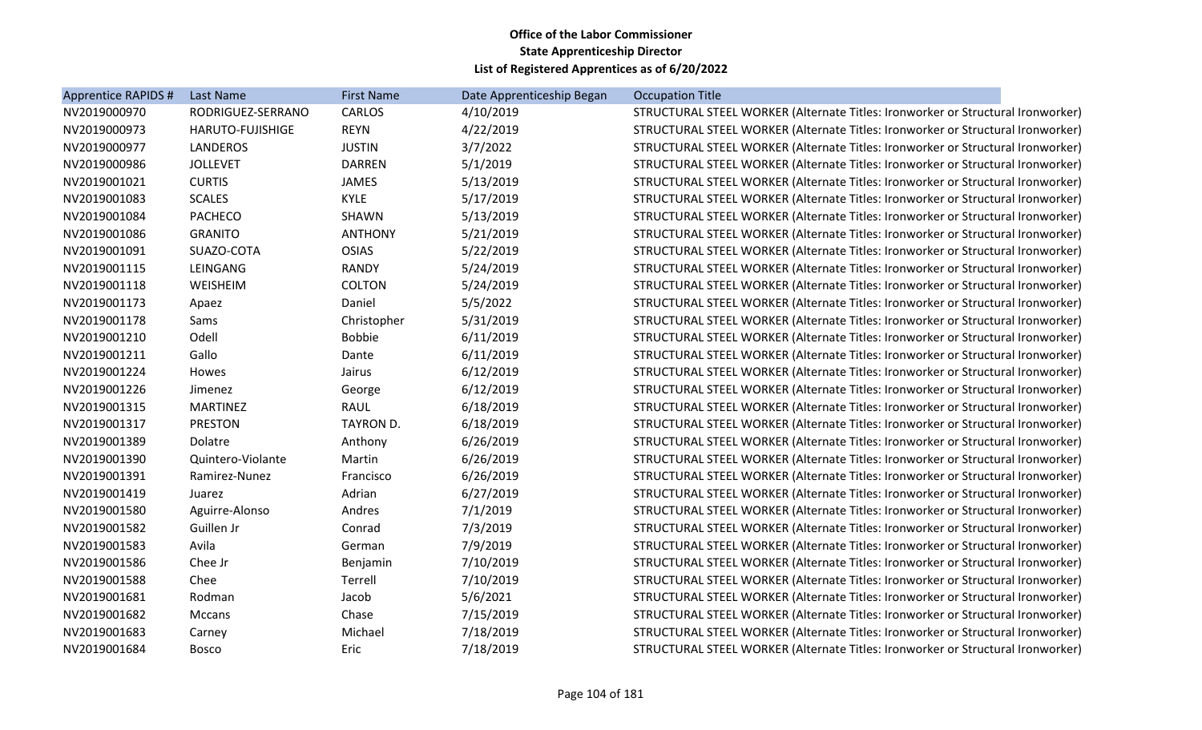**Office of the Labor Commissioner**
**State Apprenticeship Director**
**List of Registered Apprentices as of 6/20/2022**

| Apprentice RAPIDS # | Last Name | First Name | Date Apprenticeship Began | Occupation Title |
|---|---|---|---|---|
| NV2019000970 | RODRIGUEZ-SERRANO | CARLOS | 4/10/2019 | STRUCTURAL STEEL WORKER (Alternate Titles: Ironworker or Structural Ironworker) |
| NV2019000973 | HARUTO-FUJISHIGE | REYN | 4/22/2019 | STRUCTURAL STEEL WORKER (Alternate Titles: Ironworker or Structural Ironworker) |
| NV2019000977 | LANDEROS | JUSTIN | 3/7/2022 | STRUCTURAL STEEL WORKER (Alternate Titles: Ironworker or Structural Ironworker) |
| NV2019000986 | JOLLEVET | DARREN | 5/1/2019 | STRUCTURAL STEEL WORKER (Alternate Titles: Ironworker or Structural Ironworker) |
| NV2019001021 | CURTIS | JAMES | 5/13/2019 | STRUCTURAL STEEL WORKER (Alternate Titles: Ironworker or Structural Ironworker) |
| NV2019001083 | SCALES | KYLE | 5/17/2019 | STRUCTURAL STEEL WORKER (Alternate Titles: Ironworker or Structural Ironworker) |
| NV2019001084 | PACHECO | SHAWN | 5/13/2019 | STRUCTURAL STEEL WORKER (Alternate Titles: Ironworker or Structural Ironworker) |
| NV2019001086 | GRANITO | ANTHONY | 5/21/2019 | STRUCTURAL STEEL WORKER (Alternate Titles: Ironworker or Structural Ironworker) |
| NV2019001091 | SUAZO-COTA | OSIAS | 5/22/2019 | STRUCTURAL STEEL WORKER (Alternate Titles: Ironworker or Structural Ironworker) |
| NV2019001115 | LEINGANG | RANDY | 5/24/2019 | STRUCTURAL STEEL WORKER (Alternate Titles: Ironworker or Structural Ironworker) |
| NV2019001118 | WEISHEIM | COLTON | 5/24/2019 | STRUCTURAL STEEL WORKER (Alternate Titles: Ironworker or Structural Ironworker) |
| NV2019001173 | Apaez | Daniel | 5/5/2022 | STRUCTURAL STEEL WORKER (Alternate Titles: Ironworker or Structural Ironworker) |
| NV2019001178 | Sams | Christopher | 5/31/2019 | STRUCTURAL STEEL WORKER (Alternate Titles: Ironworker or Structural Ironworker) |
| NV2019001210 | Odell | Bobbie | 6/11/2019 | STRUCTURAL STEEL WORKER (Alternate Titles: Ironworker or Structural Ironworker) |
| NV2019001211 | Gallo | Dante | 6/11/2019 | STRUCTURAL STEEL WORKER (Alternate Titles: Ironworker or Structural Ironworker) |
| NV2019001224 | Howes | Jairus | 6/12/2019 | STRUCTURAL STEEL WORKER (Alternate Titles: Ironworker or Structural Ironworker) |
| NV2019001226 | Jimenez | George | 6/12/2019 | STRUCTURAL STEEL WORKER (Alternate Titles: Ironworker or Structural Ironworker) |
| NV2019001315 | MARTINEZ | RAUL | 6/18/2019 | STRUCTURAL STEEL WORKER (Alternate Titles: Ironworker or Structural Ironworker) |
| NV2019001317 | PRESTON | TAYRON D. | 6/18/2019 | STRUCTURAL STEEL WORKER (Alternate Titles: Ironworker or Structural Ironworker) |
| NV2019001389 | Dolatre | Anthony | 6/26/2019 | STRUCTURAL STEEL WORKER (Alternate Titles: Ironworker or Structural Ironworker) |
| NV2019001390 | Quintero-Violante | Martin | 6/26/2019 | STRUCTURAL STEEL WORKER (Alternate Titles: Ironworker or Structural Ironworker) |
| NV2019001391 | Ramirez-Nunez | Francisco | 6/26/2019 | STRUCTURAL STEEL WORKER (Alternate Titles: Ironworker or Structural Ironworker) |
| NV2019001419 | Juarez | Adrian | 6/27/2019 | STRUCTURAL STEEL WORKER (Alternate Titles: Ironworker or Structural Ironworker) |
| NV2019001580 | Aguirre-Alonso | Andres | 7/1/2019 | STRUCTURAL STEEL WORKER (Alternate Titles: Ironworker or Structural Ironworker) |
| NV2019001582 | Guillen Jr | Conrad | 7/3/2019 | STRUCTURAL STEEL WORKER (Alternate Titles: Ironworker or Structural Ironworker) |
| NV2019001583 | Avila | German | 7/9/2019 | STRUCTURAL STEEL WORKER (Alternate Titles: Ironworker or Structural Ironworker) |
| NV2019001586 | Chee Jr | Benjamin | 7/10/2019 | STRUCTURAL STEEL WORKER (Alternate Titles: Ironworker or Structural Ironworker) |
| NV2019001588 | Chee | Terrell | 7/10/2019 | STRUCTURAL STEEL WORKER (Alternate Titles: Ironworker or Structural Ironworker) |
| NV2019001681 | Rodman | Jacob | 5/6/2021 | STRUCTURAL STEEL WORKER (Alternate Titles: Ironworker or Structural Ironworker) |
| NV2019001682 | Mccans | Chase | 7/15/2019 | STRUCTURAL STEEL WORKER (Alternate Titles: Ironworker or Structural Ironworker) |
| NV2019001683 | Carney | Michael | 7/18/2019 | STRUCTURAL STEEL WORKER (Alternate Titles: Ironworker or Structural Ironworker) |
| NV2019001684 | Bosco | Eric | 7/18/2019 | STRUCTURAL STEEL WORKER (Alternate Titles: Ironworker or Structural Ironworker) |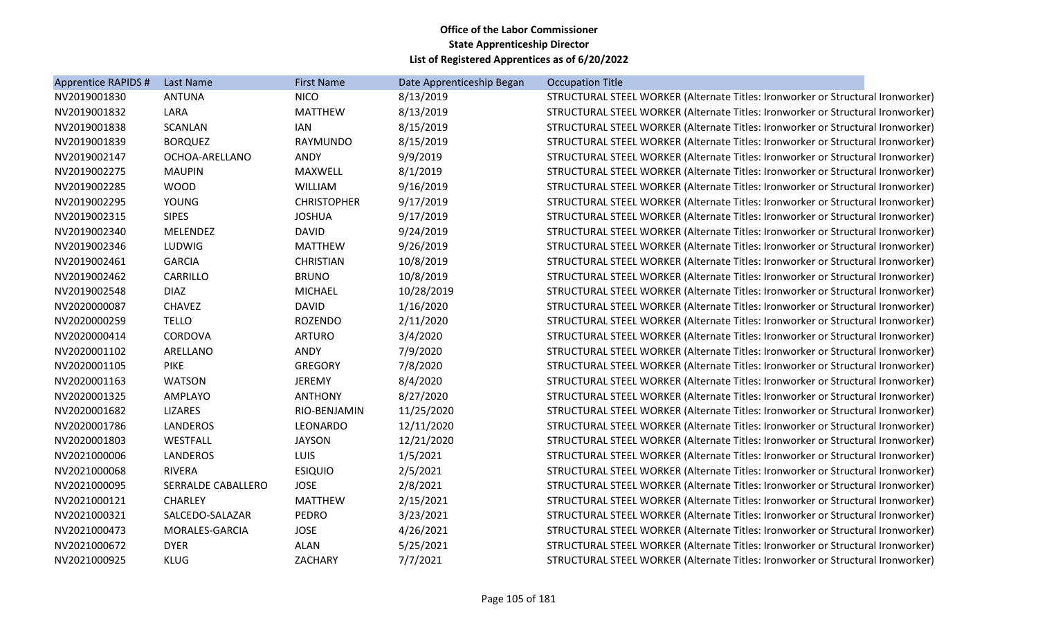**Office of the Labor Commissioner**
**State Apprenticeship Director**
**List of Registered Apprentices as of 6/20/2022**

| Apprentice RAPIDS # | Last Name | First Name | Date Apprenticeship Began | Occupation Title |
|---|---|---|---|---|
| NV2019001830 | ANTUNA | NICO | 8/13/2019 | STRUCTURAL STEEL WORKER (Alternate Titles: Ironworker or Structural Ironworker) |
| NV2019001832 | LARA | MATTHEW | 8/13/2019 | STRUCTURAL STEEL WORKER (Alternate Titles: Ironworker or Structural Ironworker) |
| NV2019001838 | SCANLAN | IAN | 8/15/2019 | STRUCTURAL STEEL WORKER (Alternate Titles: Ironworker or Structural Ironworker) |
| NV2019001839 | BORQUEZ | RAYMUNDO | 8/15/2019 | STRUCTURAL STEEL WORKER (Alternate Titles: Ironworker or Structural Ironworker) |
| NV2019002147 | OCHOA-ARELLANO | ANDY | 9/9/2019 | STRUCTURAL STEEL WORKER (Alternate Titles: Ironworker or Structural Ironworker) |
| NV2019002275 | MAUPIN | MAXWELL | 8/1/2019 | STRUCTURAL STEEL WORKER (Alternate Titles: Ironworker or Structural Ironworker) |
| NV2019002285 | WOOD | WILLIAM | 9/16/2019 | STRUCTURAL STEEL WORKER (Alternate Titles: Ironworker or Structural Ironworker) |
| NV2019002295 | YOUNG | CHRISTOPHER | 9/17/2019 | STRUCTURAL STEEL WORKER (Alternate Titles: Ironworker or Structural Ironworker) |
| NV2019002315 | SIPES | JOSHUA | 9/17/2019 | STRUCTURAL STEEL WORKER (Alternate Titles: Ironworker or Structural Ironworker) |
| NV2019002340 | MELENDEZ | DAVID | 9/24/2019 | STRUCTURAL STEEL WORKER (Alternate Titles: Ironworker or Structural Ironworker) |
| NV2019002346 | LUDWIG | MATTHEW | 9/26/2019 | STRUCTURAL STEEL WORKER (Alternate Titles: Ironworker or Structural Ironworker) |
| NV2019002461 | GARCIA | CHRISTIAN | 10/8/2019 | STRUCTURAL STEEL WORKER (Alternate Titles: Ironworker or Structural Ironworker) |
| NV2019002462 | CARRILLO | BRUNO | 10/8/2019 | STRUCTURAL STEEL WORKER (Alternate Titles: Ironworker or Structural Ironworker) |
| NV2019002548 | DIAZ | MICHAEL | 10/28/2019 | STRUCTURAL STEEL WORKER (Alternate Titles: Ironworker or Structural Ironworker) |
| NV2020000087 | CHAVEZ | DAVID | 1/16/2020 | STRUCTURAL STEEL WORKER (Alternate Titles: Ironworker or Structural Ironworker) |
| NV2020000259 | TELLO | ROZENDO | 2/11/2020 | STRUCTURAL STEEL WORKER (Alternate Titles: Ironworker or Structural Ironworker) |
| NV2020000414 | CORDOVA | ARTURO | 3/4/2020 | STRUCTURAL STEEL WORKER (Alternate Titles: Ironworker or Structural Ironworker) |
| NV2020001102 | ARELLANO | ANDY | 7/9/2020 | STRUCTURAL STEEL WORKER (Alternate Titles: Ironworker or Structural Ironworker) |
| NV2020001105 | PIKE | GREGORY | 7/8/2020 | STRUCTURAL STEEL WORKER (Alternate Titles: Ironworker or Structural Ironworker) |
| NV2020001163 | WATSON | JEREMY | 8/4/2020 | STRUCTURAL STEEL WORKER (Alternate Titles: Ironworker or Structural Ironworker) |
| NV2020001325 | AMPLAYO | ANTHONY | 8/27/2020 | STRUCTURAL STEEL WORKER (Alternate Titles: Ironworker or Structural Ironworker) |
| NV2020001682 | LIZARES | RIO-BENJAMIN | 11/25/2020 | STRUCTURAL STEEL WORKER (Alternate Titles: Ironworker or Structural Ironworker) |
| NV2020001786 | LANDEROS | LEONARDO | 12/11/2020 | STRUCTURAL STEEL WORKER (Alternate Titles: Ironworker or Structural Ironworker) |
| NV2020001803 | WESTFALL | JAYSON | 12/21/2020 | STRUCTURAL STEEL WORKER (Alternate Titles: Ironworker or Structural Ironworker) |
| NV2021000006 | LANDEROS | LUIS | 1/5/2021 | STRUCTURAL STEEL WORKER (Alternate Titles: Ironworker or Structural Ironworker) |
| NV2021000068 | RIVERA | ESIQUIO | 2/5/2021 | STRUCTURAL STEEL WORKER (Alternate Titles: Ironworker or Structural Ironworker) |
| NV2021000095 | SERRALDE CABALLERO | JOSE | 2/8/2021 | STRUCTURAL STEEL WORKER (Alternate Titles: Ironworker or Structural Ironworker) |
| NV2021000121 | CHARLEY | MATTHEW | 2/15/2021 | STRUCTURAL STEEL WORKER (Alternate Titles: Ironworker or Structural Ironworker) |
| NV2021000321 | SALCEDO-SALAZAR | PEDRO | 3/23/2021 | STRUCTURAL STEEL WORKER (Alternate Titles: Ironworker or Structural Ironworker) |
| NV2021000473 | MORALES-GARCIA | JOSE | 4/26/2021 | STRUCTURAL STEEL WORKER (Alternate Titles: Ironworker or Structural Ironworker) |
| NV2021000672 | DYER | ALAN | 5/25/2021 | STRUCTURAL STEEL WORKER (Alternate Titles: Ironworker or Structural Ironworker) |
| NV2021000925 | KLUG | ZACHARY | 7/7/2021 | STRUCTURAL STEEL WORKER (Alternate Titles: Ironworker or Structural Ironworker) |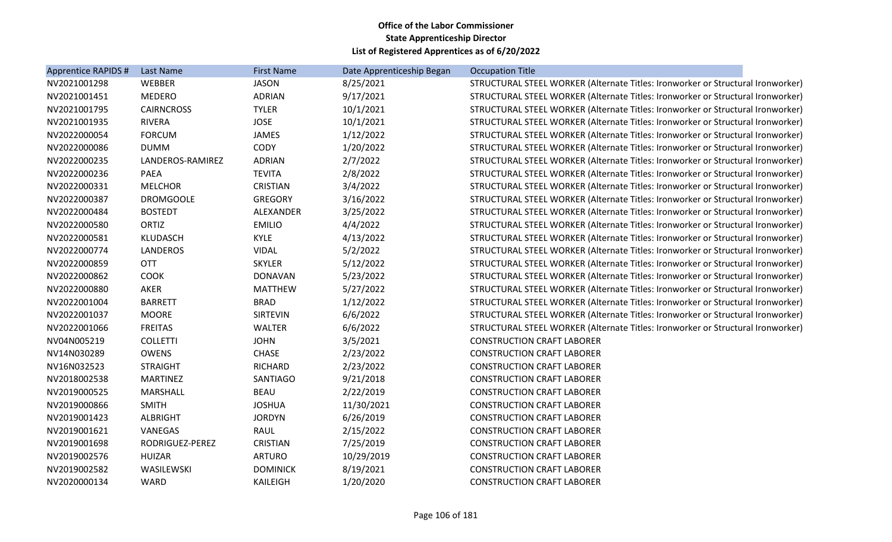**Office of the Labor Commissioner**
**State Apprenticeship Director**
**List of Registered Apprentices as of 6/20/2022**

| Apprentice RAPIDS # | Last Name | First Name | Date Apprenticeship Began | Occupation Title |
|---|---|---|---|---|
| NV2021001298 | WEBBER | JASON | 8/25/2021 | STRUCTURAL STEEL WORKER (Alternate Titles: Ironworker or Structural Ironworker) |
| NV2021001451 | MEDERO | ADRIAN | 9/17/2021 | STRUCTURAL STEEL WORKER (Alternate Titles: Ironworker or Structural Ironworker) |
| NV2021001795 | CAIRNCROSS | TYLER | 10/1/2021 | STRUCTURAL STEEL WORKER (Alternate Titles: Ironworker or Structural Ironworker) |
| NV2021001935 | RIVERA | JOSE | 10/1/2021 | STRUCTURAL STEEL WORKER (Alternate Titles: Ironworker or Structural Ironworker) |
| NV2022000054 | FORCUM | JAMES | 1/12/2022 | STRUCTURAL STEEL WORKER (Alternate Titles: Ironworker or Structural Ironworker) |
| NV2022000086 | DUMM | CODY | 1/20/2022 | STRUCTURAL STEEL WORKER (Alternate Titles: Ironworker or Structural Ironworker) |
| NV2022000235 | LANDEROS-RAMIREZ | ADRIAN | 2/7/2022 | STRUCTURAL STEEL WORKER (Alternate Titles: Ironworker or Structural Ironworker) |
| NV2022000236 | PAEA | TEVITA | 2/8/2022 | STRUCTURAL STEEL WORKER (Alternate Titles: Ironworker or Structural Ironworker) |
| NV2022000331 | MELCHOR | CRISTIAN | 3/4/2022 | STRUCTURAL STEEL WORKER (Alternate Titles: Ironworker or Structural Ironworker) |
| NV2022000387 | DROMGOOLE | GREGORY | 3/16/2022 | STRUCTURAL STEEL WORKER (Alternate Titles: Ironworker or Structural Ironworker) |
| NV2022000484 | BOSTEDT | ALEXANDER | 3/25/2022 | STRUCTURAL STEEL WORKER (Alternate Titles: Ironworker or Structural Ironworker) |
| NV2022000580 | ORTIZ | EMILIO | 4/4/2022 | STRUCTURAL STEEL WORKER (Alternate Titles: Ironworker or Structural Ironworker) |
| NV2022000581 | KLUDASCH | KYLE | 4/13/2022 | STRUCTURAL STEEL WORKER (Alternate Titles: Ironworker or Structural Ironworker) |
| NV2022000774 | LANDEROS | VIDAL | 5/2/2022 | STRUCTURAL STEEL WORKER (Alternate Titles: Ironworker or Structural Ironworker) |
| NV2022000859 | OTT | SKYLER | 5/12/2022 | STRUCTURAL STEEL WORKER (Alternate Titles: Ironworker or Structural Ironworker) |
| NV2022000862 | COOK | DONAVAN | 5/23/2022 | STRUCTURAL STEEL WORKER (Alternate Titles: Ironworker or Structural Ironworker) |
| NV2022000880 | AKER | MATTHEW | 5/27/2022 | STRUCTURAL STEEL WORKER (Alternate Titles: Ironworker or Structural Ironworker) |
| NV2022001004 | BARRETT | BRAD | 1/12/2022 | STRUCTURAL STEEL WORKER (Alternate Titles: Ironworker or Structural Ironworker) |
| NV2022001037 | MOORE | SIRTEVIN | 6/6/2022 | STRUCTURAL STEEL WORKER (Alternate Titles: Ironworker or Structural Ironworker) |
| NV2022001066 | FREITAS | WALTER | 6/6/2022 | STRUCTURAL STEEL WORKER (Alternate Titles: Ironworker or Structural Ironworker) |
| NV04N005219 | COLLETTI | JOHN | 3/5/2021 | CONSTRUCTION CRAFT LABORER |
| NV14N030289 | OWENS | CHASE | 2/23/2022 | CONSTRUCTION CRAFT LABORER |
| NV16N032523 | STRAIGHT | RICHARD | 2/23/2022 | CONSTRUCTION CRAFT LABORER |
| NV2018002538 | MARTINEZ | SANTIAGO | 9/21/2018 | CONSTRUCTION CRAFT LABORER |
| NV2019000525 | MARSHALL | BEAU | 2/22/2019 | CONSTRUCTION CRAFT LABORER |
| NV2019000866 | SMITH | JOSHUA | 11/30/2021 | CONSTRUCTION CRAFT LABORER |
| NV2019001423 | ALBRIGHT | JORDYN | 6/26/2019 | CONSTRUCTION CRAFT LABORER |
| NV2019001621 | VANEGAS | RAUL | 2/15/2022 | CONSTRUCTION CRAFT LABORER |
| NV2019001698 | RODRIGUEZ-PEREZ | CRISTIAN | 7/25/2019 | CONSTRUCTION CRAFT LABORER |
| NV2019002576 | HUIZAR | ARTURO | 10/29/2019 | CONSTRUCTION CRAFT LABORER |
| NV2019002582 | WASILEWSKI | DOMINICK | 8/19/2021 | CONSTRUCTION CRAFT LABORER |
| NV2020000134 | WARD | KAILEIGH | 1/20/2020 | CONSTRUCTION CRAFT LABORER |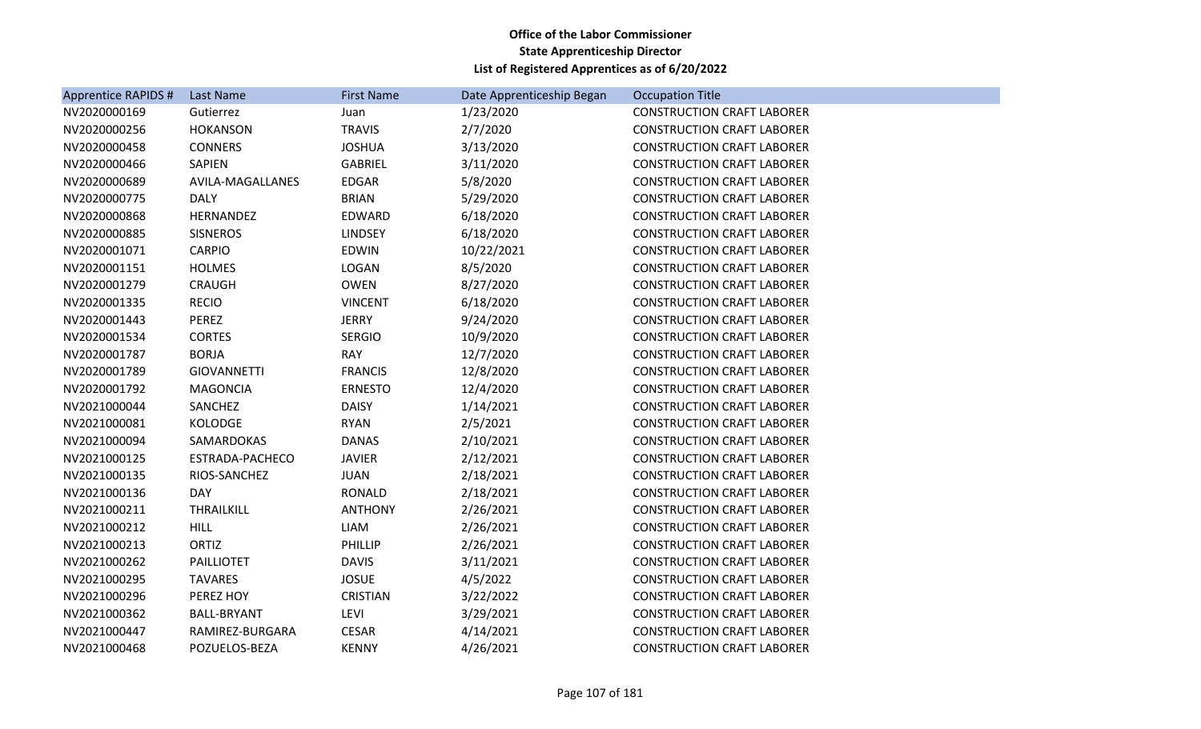**Office of the Labor Commissioner**
**State Apprenticeship Director**
**List of Registered Apprentices as of 6/20/2022**

| Apprentice RAPIDS # | Last Name | First Name | Date Apprenticeship Began | Occupation Title |
|---|---|---|---|---|
| NV2020000169 | Gutierrez | Juan | 1/23/2020 | CONSTRUCTION CRAFT LABORER |
| NV2020000256 | HOKANSON | TRAVIS | 2/7/2020 | CONSTRUCTION CRAFT LABORER |
| NV2020000458 | CONNERS | JOSHUA | 3/13/2020 | CONSTRUCTION CRAFT LABORER |
| NV2020000466 | SAPIEN | GABRIEL | 3/11/2020 | CONSTRUCTION CRAFT LABORER |
| NV2020000689 | AVILA-MAGALLANES | EDGAR | 5/8/2020 | CONSTRUCTION CRAFT LABORER |
| NV2020000775 | DALY | BRIAN | 5/29/2020 | CONSTRUCTION CRAFT LABORER |
| NV2020000868 | HERNANDEZ | EDWARD | 6/18/2020 | CONSTRUCTION CRAFT LABORER |
| NV2020000885 | SISNEROS | LINDSEY | 6/18/2020 | CONSTRUCTION CRAFT LABORER |
| NV2020001071 | CARPIO | EDWIN | 10/22/2021 | CONSTRUCTION CRAFT LABORER |
| NV2020001151 | HOLMES | LOGAN | 8/5/2020 | CONSTRUCTION CRAFT LABORER |
| NV2020001279 | CRAUGH | OWEN | 8/27/2020 | CONSTRUCTION CRAFT LABORER |
| NV2020001335 | RECIO | VINCENT | 6/18/2020 | CONSTRUCTION CRAFT LABORER |
| NV2020001443 | PEREZ | JERRY | 9/24/2020 | CONSTRUCTION CRAFT LABORER |
| NV2020001534 | CORTES | SERGIO | 10/9/2020 | CONSTRUCTION CRAFT LABORER |
| NV2020001787 | BORJA | RAY | 12/7/2020 | CONSTRUCTION CRAFT LABORER |
| NV2020001789 | GIOVANNETTI | FRANCIS | 12/8/2020 | CONSTRUCTION CRAFT LABORER |
| NV2020001792 | MAGONCIA | ERNESTO | 12/4/2020 | CONSTRUCTION CRAFT LABORER |
| NV2021000044 | SANCHEZ | DAISY | 1/14/2021 | CONSTRUCTION CRAFT LABORER |
| NV2021000081 | KOLODGE | RYAN | 2/5/2021 | CONSTRUCTION CRAFT LABORER |
| NV2021000094 | SAMARDOKAS | DANAS | 2/10/2021 | CONSTRUCTION CRAFT LABORER |
| NV2021000125 | ESTRADA-PACHECO | JAVIER | 2/12/2021 | CONSTRUCTION CRAFT LABORER |
| NV2021000135 | RIOS-SANCHEZ | JUAN | 2/18/2021 | CONSTRUCTION CRAFT LABORER |
| NV2021000136 | DAY | RONALD | 2/18/2021 | CONSTRUCTION CRAFT LABORER |
| NV2021000211 | THRAILKILL | ANTHONY | 2/26/2021 | CONSTRUCTION CRAFT LABORER |
| NV2021000212 | HILL | LIAM | 2/26/2021 | CONSTRUCTION CRAFT LABORER |
| NV2021000213 | ORTIZ | PHILLIP | 2/26/2021 | CONSTRUCTION CRAFT LABORER |
| NV2021000262 | PAILLIOTET | DAVIS | 3/11/2021 | CONSTRUCTION CRAFT LABORER |
| NV2021000295 | TAVARES | JOSUE | 4/5/2022 | CONSTRUCTION CRAFT LABORER |
| NV2021000296 | PEREZ HOY | CRISTIAN | 3/22/2022 | CONSTRUCTION CRAFT LABORER |
| NV2021000362 | BALL-BRYANT | LEVI | 3/29/2021 | CONSTRUCTION CRAFT LABORER |
| NV2021000447 | RAMIREZ-BURGARA | CESAR | 4/14/2021 | CONSTRUCTION CRAFT LABORER |
| NV2021000468 | POZUELOS-BEZA | KENNY | 4/26/2021 | CONSTRUCTION CRAFT LABORER |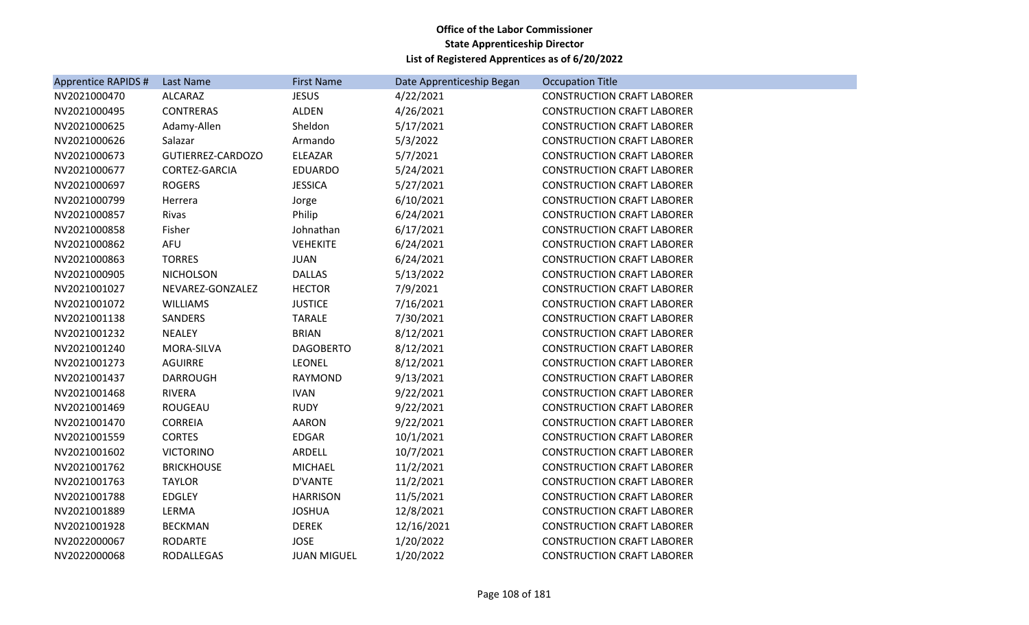**Office of the Labor Commissioner**
**State Apprenticeship Director**
**List of Registered Apprentices as of 6/20/2022**

| Apprentice RAPIDS # | Last Name | First Name | Date Apprenticeship Began | Occupation Title |
|---|---|---|---|---|
| NV2021000470 | ALCARAZ | JESUS | 4/22/2021 | CONSTRUCTION CRAFT LABORER |
| NV2021000495 | CONTRERAS | ALDEN | 4/26/2021 | CONSTRUCTION CRAFT LABORER |
| NV2021000625 | Adamy-Allen | Sheldon | 5/17/2021 | CONSTRUCTION CRAFT LABORER |
| NV2021000626 | Salazar | Armando | 5/3/2022 | CONSTRUCTION CRAFT LABORER |
| NV2021000673 | GUTIERREZ-CARDOZO | ELEAZAR | 5/7/2021 | CONSTRUCTION CRAFT LABORER |
| NV2021000677 | CORTEZ-GARCIA | EDUARDO | 5/24/2021 | CONSTRUCTION CRAFT LABORER |
| NV2021000697 | ROGERS | JESSICA | 5/27/2021 | CONSTRUCTION CRAFT LABORER |
| NV2021000799 | Herrera | Jorge | 6/10/2021 | CONSTRUCTION CRAFT LABORER |
| NV2021000857 | Rivas | Philip | 6/24/2021 | CONSTRUCTION CRAFT LABORER |
| NV2021000858 | Fisher | Johnathan | 6/17/2021 | CONSTRUCTION CRAFT LABORER |
| NV2021000862 | AFU | VEHEKITE | 6/24/2021 | CONSTRUCTION CRAFT LABORER |
| NV2021000863 | TORRES | JUAN | 6/24/2021 | CONSTRUCTION CRAFT LABORER |
| NV2021000905 | NICHOLSON | DALLAS | 5/13/2022 | CONSTRUCTION CRAFT LABORER |
| NV2021001027 | NEVAREZ-GONZALEZ | HECTOR | 7/9/2021 | CONSTRUCTION CRAFT LABORER |
| NV2021001072 | WILLIAMS | JUSTICE | 7/16/2021 | CONSTRUCTION CRAFT LABORER |
| NV2021001138 | SANDERS | TARALE | 7/30/2021 | CONSTRUCTION CRAFT LABORER |
| NV2021001232 | NEALEY | BRIAN | 8/12/2021 | CONSTRUCTION CRAFT LABORER |
| NV2021001240 | MORA-SILVA | DAGOBERTO | 8/12/2021 | CONSTRUCTION CRAFT LABORER |
| NV2021001273 | AGUIRRE | LEONEL | 8/12/2021 | CONSTRUCTION CRAFT LABORER |
| NV2021001437 | DARROUGH | RAYMOND | 9/13/2021 | CONSTRUCTION CRAFT LABORER |
| NV2021001468 | RIVERA | IVAN | 9/22/2021 | CONSTRUCTION CRAFT LABORER |
| NV2021001469 | ROUGEAU | RUDY | 9/22/2021 | CONSTRUCTION CRAFT LABORER |
| NV2021001470 | CORREIA | AARON | 9/22/2021 | CONSTRUCTION CRAFT LABORER |
| NV2021001559 | CORTES | EDGAR | 10/1/2021 | CONSTRUCTION CRAFT LABORER |
| NV2021001602 | VICTORINO | ARDELL | 10/7/2021 | CONSTRUCTION CRAFT LABORER |
| NV2021001762 | BRICKHOUSE | MICHAEL | 11/2/2021 | CONSTRUCTION CRAFT LABORER |
| NV2021001763 | TAYLOR | D'VANTE | 11/2/2021 | CONSTRUCTION CRAFT LABORER |
| NV2021001788 | EDGLEY | HARRISON | 11/5/2021 | CONSTRUCTION CRAFT LABORER |
| NV2021001889 | LERMA | JOSHUA | 12/8/2021 | CONSTRUCTION CRAFT LABORER |
| NV2021001928 | BECKMAN | DEREK | 12/16/2021 | CONSTRUCTION CRAFT LABORER |
| NV2022000067 | RODARTE | JOSE | 1/20/2022 | CONSTRUCTION CRAFT LABORER |
| NV2022000068 | RODALLEGAS | JUAN MIGUEL | 1/20/2022 | CONSTRUCTION CRAFT LABORER |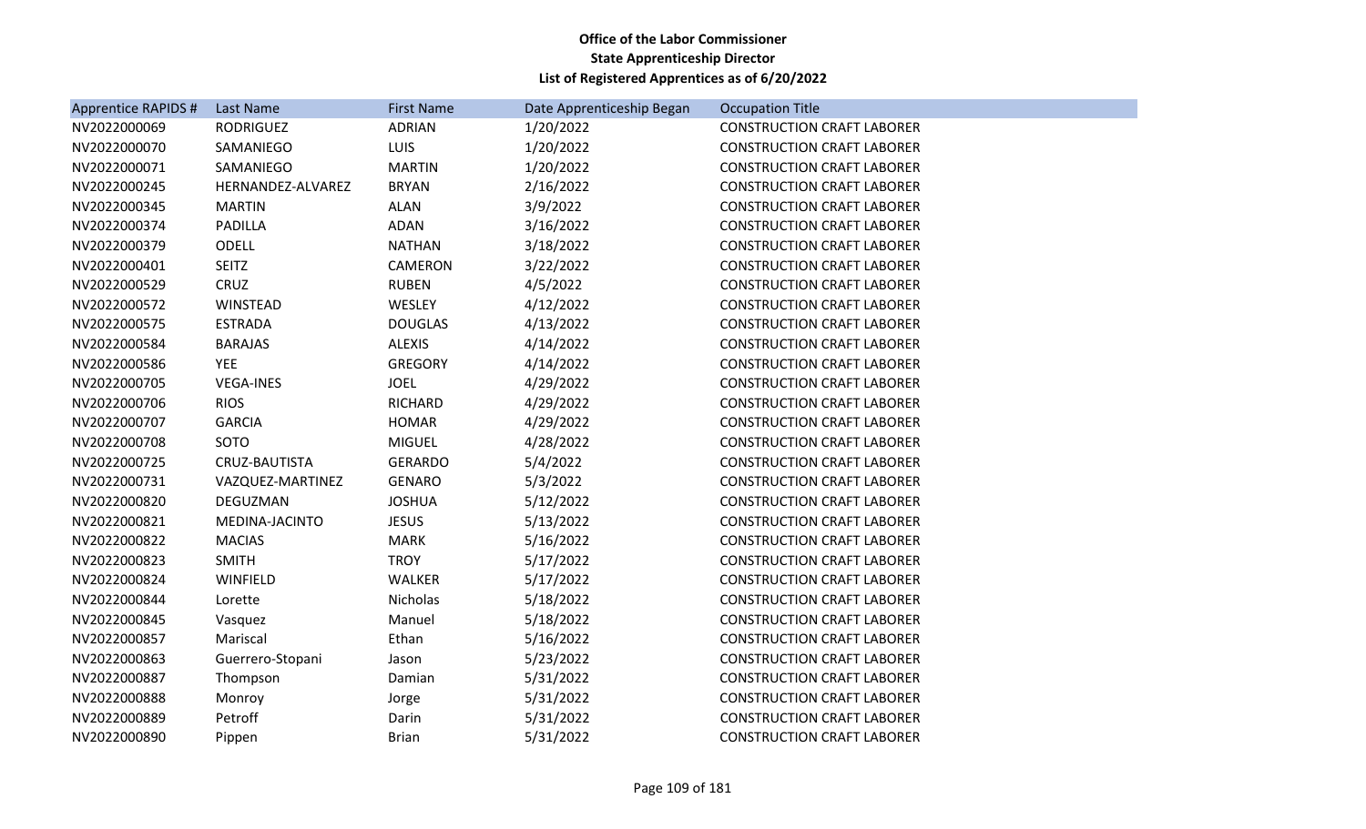**Office of the Labor Commissioner**
**State Apprenticeship Director**
**List of Registered Apprentices as of 6/20/2022**

| Apprentice RAPIDS # | Last Name | First Name | Date Apprenticeship Began | Occupation Title |
| --- | --- | --- | --- | --- |
| NV2022000069 | RODRIGUEZ | ADRIAN | 1/20/2022 | CONSTRUCTION CRAFT LABORER |
| NV2022000070 | SAMANIEGO | LUIS | 1/20/2022 | CONSTRUCTION CRAFT LABORER |
| NV2022000071 | SAMANIEGO | MARTIN | 1/20/2022 | CONSTRUCTION CRAFT LABORER |
| NV2022000245 | HERNANDEZ-ALVAREZ | BRYAN | 2/16/2022 | CONSTRUCTION CRAFT LABORER |
| NV2022000345 | MARTIN | ALAN | 3/9/2022 | CONSTRUCTION CRAFT LABORER |
| NV2022000374 | PADILLA | ADAN | 3/16/2022 | CONSTRUCTION CRAFT LABORER |
| NV2022000379 | ODELL | NATHAN | 3/18/2022 | CONSTRUCTION CRAFT LABORER |
| NV2022000401 | SEITZ | CAMERON | 3/22/2022 | CONSTRUCTION CRAFT LABORER |
| NV2022000529 | CRUZ | RUBEN | 4/5/2022 | CONSTRUCTION CRAFT LABORER |
| NV2022000572 | WINSTEAD | WESLEY | 4/12/2022 | CONSTRUCTION CRAFT LABORER |
| NV2022000575 | ESTRADA | DOUGLAS | 4/13/2022 | CONSTRUCTION CRAFT LABORER |
| NV2022000584 | BARAJAS | ALEXIS | 4/14/2022 | CONSTRUCTION CRAFT LABORER |
| NV2022000586 | YEE | GREGORY | 4/14/2022 | CONSTRUCTION CRAFT LABORER |
| NV2022000705 | VEGA-INES | JOEL | 4/29/2022 | CONSTRUCTION CRAFT LABORER |
| NV2022000706 | RIOS | RICHARD | 4/29/2022 | CONSTRUCTION CRAFT LABORER |
| NV2022000707 | GARCIA | HOMAR | 4/29/2022 | CONSTRUCTION CRAFT LABORER |
| NV2022000708 | SOTO | MIGUEL | 4/28/2022 | CONSTRUCTION CRAFT LABORER |
| NV2022000725 | CRUZ-BAUTISTA | GERARDO | 5/4/2022 | CONSTRUCTION CRAFT LABORER |
| NV2022000731 | VAZQUEZ-MARTINEZ | GENARO | 5/3/2022 | CONSTRUCTION CRAFT LABORER |
| NV2022000820 | DEGUZMAN | JOSHUA | 5/12/2022 | CONSTRUCTION CRAFT LABORER |
| NV2022000821 | MEDINA-JACINTO | JESUS | 5/13/2022 | CONSTRUCTION CRAFT LABORER |
| NV2022000822 | MACIAS | MARK | 5/16/2022 | CONSTRUCTION CRAFT LABORER |
| NV2022000823 | SMITH | TROY | 5/17/2022 | CONSTRUCTION CRAFT LABORER |
| NV2022000824 | WINFIELD | WALKER | 5/17/2022 | CONSTRUCTION CRAFT LABORER |
| NV2022000844 | Lorette | Nicholas | 5/18/2022 | CONSTRUCTION CRAFT LABORER |
| NV2022000845 | Vasquez | Manuel | 5/18/2022 | CONSTRUCTION CRAFT LABORER |
| NV2022000857 | Mariscal | Ethan | 5/16/2022 | CONSTRUCTION CRAFT LABORER |
| NV2022000863 | Guerrero-Stopani | Jason | 5/23/2022 | CONSTRUCTION CRAFT LABORER |
| NV2022000887 | Thompson | Damian | 5/31/2022 | CONSTRUCTION CRAFT LABORER |
| NV2022000888 | Monroy | Jorge | 5/31/2022 | CONSTRUCTION CRAFT LABORER |
| NV2022000889 | Petroff | Darin | 5/31/2022 | CONSTRUCTION CRAFT LABORER |
| NV2022000890 | Pippen | Brian | 5/31/2022 | CONSTRUCTION CRAFT LABORER |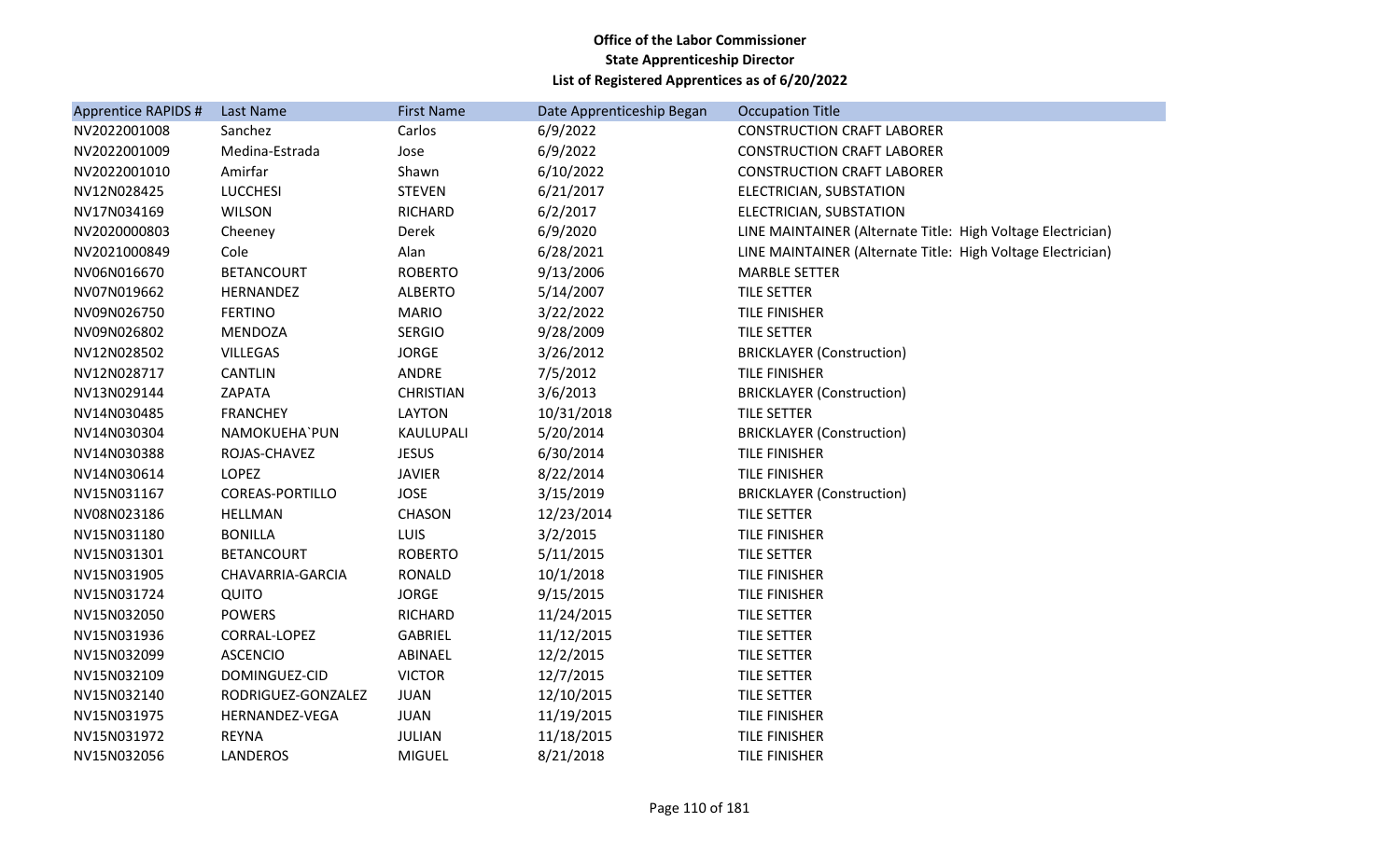**Office of the Labor Commissioner**
**State Apprenticeship Director**
**List of Registered Apprentices as of 6/20/2022**

| Apprentice RAPIDS # | Last Name | First Name | Date Apprenticeship Began | Occupation Title |
|---|---|---|---|---|
| NV2022001008 | Sanchez | Carlos | 6/9/2022 | CONSTRUCTION CRAFT LABORER |
| NV2022001009 | Medina-Estrada | Jose | 6/9/2022 | CONSTRUCTION CRAFT LABORER |
| NV2022001010 | Amirfar | Shawn | 6/10/2022 | CONSTRUCTION CRAFT LABORER |
| NV12N028425 | LUCCHESI | STEVEN | 6/21/2017 | ELECTRICIAN, SUBSTATION |
| NV17N034169 | WILSON | RICHARD | 6/2/2017 | ELECTRICIAN, SUBSTATION |
| NV2020000803 | Cheeney | Derek | 6/9/2020 | LINE MAINTAINER (Alternate Title: High Voltage Electrician) |
| NV2021000849 | Cole | Alan | 6/28/2021 | LINE MAINTAINER (Alternate Title: High Voltage Electrician) |
| NV06N016670 | BETANCOURT | ROBERTO | 9/13/2006 | MARBLE SETTER |
| NV07N019662 | HERNANDEZ | ALBERTO | 5/14/2007 | TILE SETTER |
| NV09N026750 | FERTINO | MARIO | 3/22/2022 | TILE FINISHER |
| NV09N026802 | MENDOZA | SERGIO | 9/28/2009 | TILE SETTER |
| NV12N028502 | VILLEGAS | JORGE | 3/26/2012 | BRICKLAYER (Construction) |
| NV12N028717 | CANTLIN | ANDRE | 7/5/2012 | TILE FINISHER |
| NV13N029144 | ZAPATA | CHRISTIAN | 3/6/2013 | BRICKLAYER (Construction) |
| NV14N030485 | FRANCHEY | LAYTON | 10/31/2018 | TILE SETTER |
| NV14N030304 | NAMOKUEHA`PUN | KAULUPALI | 5/20/2014 | BRICKLAYER (Construction) |
| NV14N030388 | ROJAS-CHAVEZ | JESUS | 6/30/2014 | TILE FINISHER |
| NV14N030614 | LOPEZ | JAVIER | 8/22/2014 | TILE FINISHER |
| NV15N031167 | COREAS-PORTILLO | JOSE | 3/15/2019 | BRICKLAYER (Construction) |
| NV08N023186 | HELLMAN | CHASON | 12/23/2014 | TILE SETTER |
| NV15N031180 | BONILLA | LUIS | 3/2/2015 | TILE FINISHER |
| NV15N031301 | BETANCOURT | ROBERTO | 5/11/2015 | TILE SETTER |
| NV15N031905 | CHAVARRIA-GARCIA | RONALD | 10/1/2018 | TILE FINISHER |
| NV15N031724 | QUITO | JORGE | 9/15/2015 | TILE FINISHER |
| NV15N032050 | POWERS | RICHARD | 11/24/2015 | TILE SETTER |
| NV15N031936 | CORRAL-LOPEZ | GABRIEL | 11/12/2015 | TILE SETTER |
| NV15N032099 | ASCENCIO | ABINAEL | 12/2/2015 | TILE SETTER |
| NV15N032109 | DOMINGUEZ-CID | VICTOR | 12/7/2015 | TILE SETTER |
| NV15N032140 | RODRIGUEZ-GONZALEZ | JUAN | 12/10/2015 | TILE SETTER |
| NV15N031975 | HERNANDEZ-VEGA | JUAN | 11/19/2015 | TILE FINISHER |
| NV15N031972 | REYNA | JULIAN | 11/18/2015 | TILE FINISHER |
| NV15N032056 | LANDEROS | MIGUEL | 8/21/2018 | TILE FINISHER |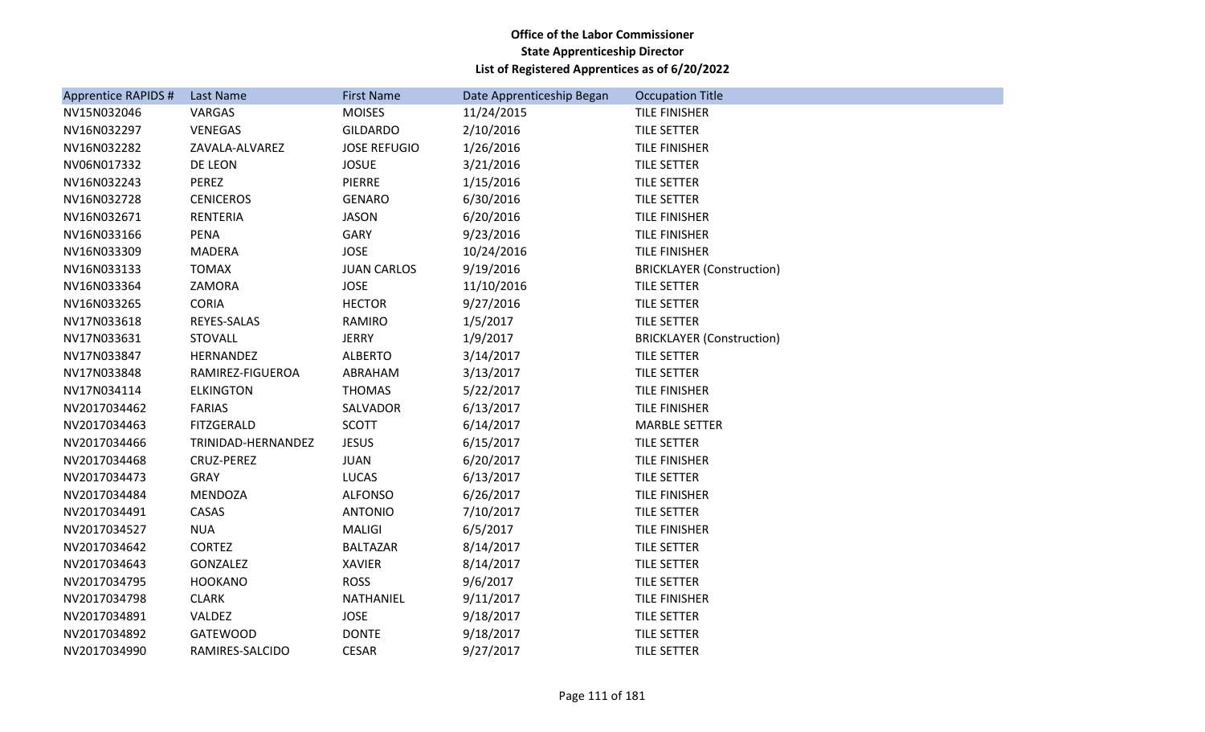**Office of the Labor Commissioner**
**State Apprenticeship Director**
**List of Registered Apprentices as of 6/20/2022**

| Apprentice RAPIDS # | Last Name | First Name | Date Apprenticeship Began | Occupation Title |
|---|---|---|---|---|
| NV15N032046 | VARGAS | MOISES | 11/24/2015 | TILE FINISHER |
| NV16N032297 | VENEGAS | GILDARDO | 2/10/2016 | TILE SETTER |
| NV16N032282 | ZAVALA-ALVAREZ | JOSE REFUGIO | 1/26/2016 | TILE FINISHER |
| NV06N017332 | DE LEON | JOSUE | 3/21/2016 | TILE SETTER |
| NV16N032243 | PEREZ | PIERRE | 1/15/2016 | TILE SETTER |
| NV16N032728 | CENICEROS | GENARO | 6/30/2016 | TILE SETTER |
| NV16N032671 | RENTERIA | JASON | 6/20/2016 | TILE FINISHER |
| NV16N033166 | PENA | GARY | 9/23/2016 | TILE FINISHER |
| NV16N033309 | MADERA | JOSE | 10/24/2016 | TILE FINISHER |
| NV16N033133 | TOMAX | JUAN CARLOS | 9/19/2016 | BRICKLAYER (Construction) |
| NV16N033364 | ZAMORA | JOSE | 11/10/2016 | TILE SETTER |
| NV16N033265 | CORIA | HECTOR | 9/27/2016 | TILE SETTER |
| NV17N033618 | REYES-SALAS | RAMIRO | 1/5/2017 | TILE SETTER |
| NV17N033631 | STOVALL | JERRY | 1/9/2017 | BRICKLAYER (Construction) |
| NV17N033847 | HERNANDEZ | ALBERTO | 3/14/2017 | TILE SETTER |
| NV17N033848 | RAMIREZ-FIGUEROA | ABRAHAM | 3/13/2017 | TILE SETTER |
| NV17N034114 | ELKINGTON | THOMAS | 5/22/2017 | TILE FINISHER |
| NV2017034462 | FARIAS | SALVADOR | 6/13/2017 | TILE FINISHER |
| NV2017034463 | FITZGERALD | SCOTT | 6/14/2017 | MARBLE SETTER |
| NV2017034466 | TRINIDAD-HERNANDEZ | JESUS | 6/15/2017 | TILE SETTER |
| NV2017034468 | CRUZ-PEREZ | JUAN | 6/20/2017 | TILE FINISHER |
| NV2017034473 | GRAY | LUCAS | 6/13/2017 | TILE SETTER |
| NV2017034484 | MENDOZA | ALFONSO | 6/26/2017 | TILE FINISHER |
| NV2017034491 | CASAS | ANTONIO | 7/10/2017 | TILE SETTER |
| NV2017034527 | NUA | MALIGI | 6/5/2017 | TILE FINISHER |
| NV2017034642 | CORTEZ | BALTAZAR | 8/14/2017 | TILE SETTER |
| NV2017034643 | GONZALEZ | XAVIER | 8/14/2017 | TILE SETTER |
| NV2017034795 | HOOKANO | ROSS | 9/6/2017 | TILE SETTER |
| NV2017034798 | CLARK | NATHANIEL | 9/11/2017 | TILE FINISHER |
| NV2017034891 | VALDEZ | JOSE | 9/18/2017 | TILE SETTER |
| NV2017034892 | GATEWOOD | DONTE | 9/18/2017 | TILE SETTER |
| NV2017034990 | RAMIRES-SALCIDO | CESAR | 9/27/2017 | TILE SETTER |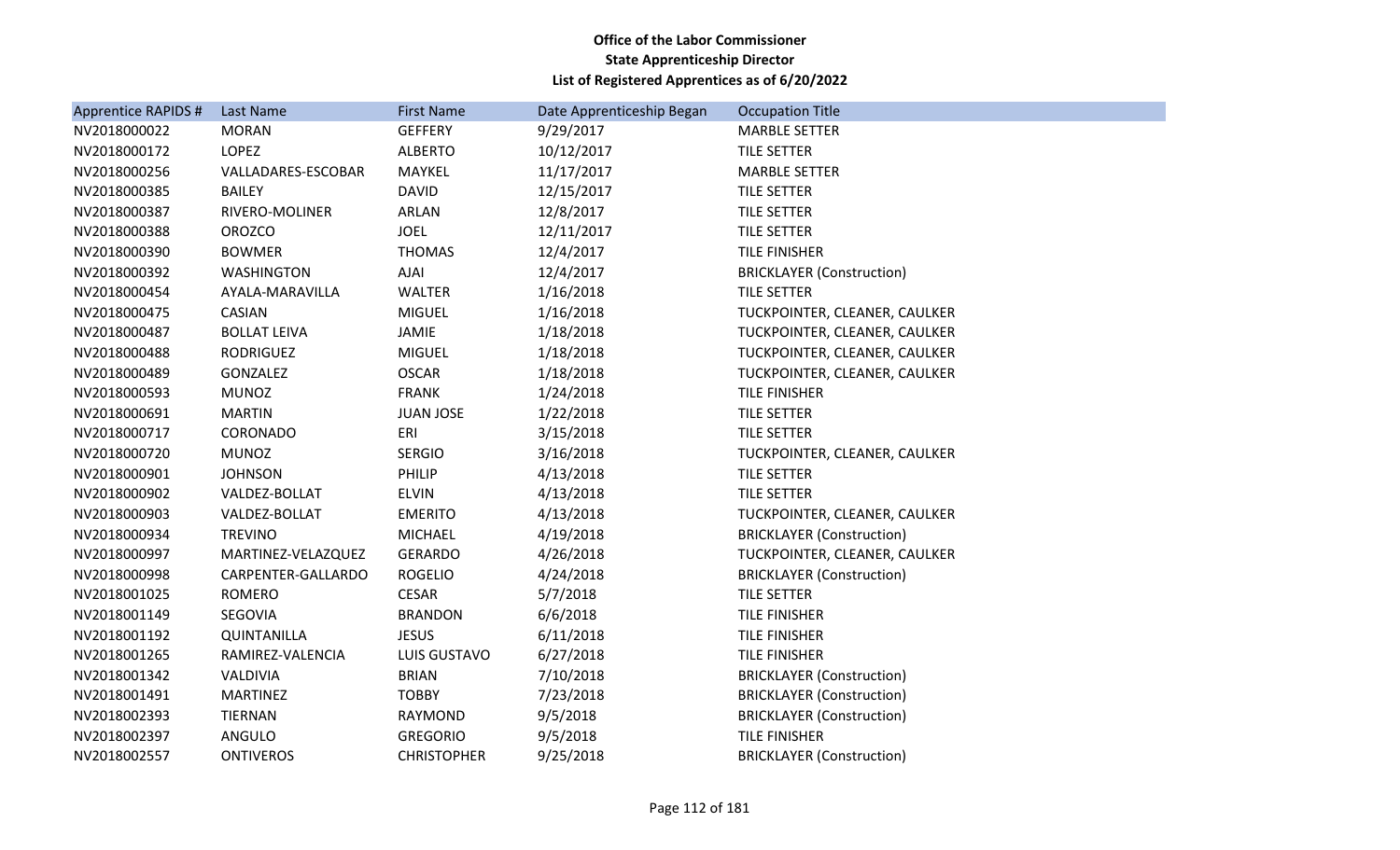**Office of the Labor Commissioner**
**State Apprenticeship Director**
**List of Registered Apprentices as of 6/20/2022**

| Apprentice RAPIDS # | Last Name | First Name | Date Apprenticeship Began | Occupation Title |
|---|---|---|---|---|
| NV2018000022 | MORAN | GEFFERY | 9/29/2017 | MARBLE SETTER |
| NV2018000172 | LOPEZ | ALBERTO | 10/12/2017 | TILE SETTER |
| NV2018000256 | VALLADARES-ESCOBAR | MAYKEL | 11/17/2017 | MARBLE SETTER |
| NV2018000385 | BAILEY | DAVID | 12/15/2017 | TILE SETTER |
| NV2018000387 | RIVERO-MOLINER | ARLAN | 12/8/2017 | TILE SETTER |
| NV2018000388 | OROZCO | JOEL | 12/11/2017 | TILE SETTER |
| NV2018000390 | BOWMER | THOMAS | 12/4/2017 | TILE FINISHER |
| NV2018000392 | WASHINGTON | AJAI | 12/4/2017 | BRICKLAYER (Construction) |
| NV2018000454 | AYALA-MARAVILLA | WALTER | 1/16/2018 | TILE SETTER |
| NV2018000475 | CASIAN | MIGUEL | 1/16/2018 | TUCKPOINTER, CLEANER, CAULKER |
| NV2018000487 | BOLLAT LEIVA | JAMIE | 1/18/2018 | TUCKPOINTER, CLEANER, CAULKER |
| NV2018000488 | RODRIGUEZ | MIGUEL | 1/18/2018 | TUCKPOINTER, CLEANER, CAULKER |
| NV2018000489 | GONZALEZ | OSCAR | 1/18/2018 | TUCKPOINTER, CLEANER, CAULKER |
| NV2018000593 | MUNOZ | FRANK | 1/24/2018 | TILE FINISHER |
| NV2018000691 | MARTIN | JUAN JOSE | 1/22/2018 | TILE SETTER |
| NV2018000717 | CORONADO | ERI | 3/15/2018 | TILE SETTER |
| NV2018000720 | MUNOZ | SERGIO | 3/16/2018 | TUCKPOINTER, CLEANER, CAULKER |
| NV2018000901 | JOHNSON | PHILIP | 4/13/2018 | TILE SETTER |
| NV2018000902 | VALDEZ-BOLLAT | ELVIN | 4/13/2018 | TILE SETTER |
| NV2018000903 | VALDEZ-BOLLAT | EMERITO | 4/13/2018 | TUCKPOINTER, CLEANER, CAULKER |
| NV2018000934 | TREVINO | MICHAEL | 4/19/2018 | BRICKLAYER (Construction) |
| NV2018000997 | MARTINEZ-VELAZQUEZ | GERARDO | 4/26/2018 | TUCKPOINTER, CLEANER, CAULKER |
| NV2018000998 | CARPENTER-GALLARDO | ROGELIO | 4/24/2018 | BRICKLAYER (Construction) |
| NV2018001025 | ROMERO | CESAR | 5/7/2018 | TILE SETTER |
| NV2018001149 | SEGOVIA | BRANDON | 6/6/2018 | TILE FINISHER |
| NV2018001192 | QUINTANILLA | JESUS | 6/11/2018 | TILE FINISHER |
| NV2018001265 | RAMIREZ-VALENCIA | LUIS GUSTAVO | 6/27/2018 | TILE FINISHER |
| NV2018001342 | VALDIVIA | BRIAN | 7/10/2018 | BRICKLAYER (Construction) |
| NV2018001491 | MARTINEZ | TOBBY | 7/23/2018 | BRICKLAYER (Construction) |
| NV2018002393 | TIERNAN | RAYMOND | 9/5/2018 | BRICKLAYER (Construction) |
| NV2018002397 | ANGULO | GREGORIO | 9/5/2018 | TILE FINISHER |
| NV2018002557 | ONTIVEROS | CHRISTOPHER | 9/25/2018 | BRICKLAYER (Construction) |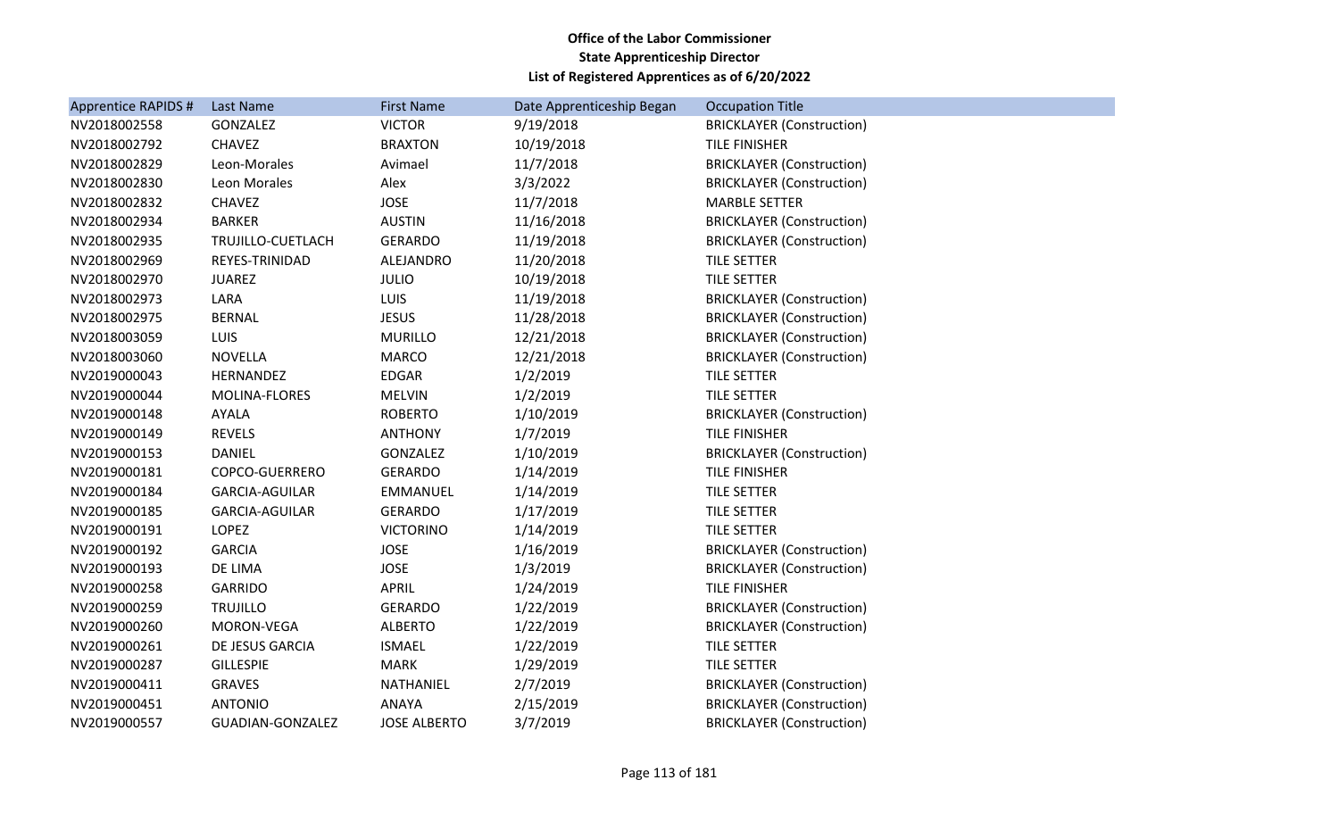**Office of the Labor Commissioner**
**State Apprenticeship Director**
**List of Registered Apprentices as of 6/20/2022**

| Apprentice RAPIDS # | Last Name | First Name | Date Apprenticeship Began | Occupation Title |
|---|---|---|---|---|
| NV2018002558 | GONZALEZ | VICTOR | 9/19/2018 | BRICKLAYER (Construction) |
| NV2018002792 | CHAVEZ | BRAXTON | 10/19/2018 | TILE FINISHER |
| NV2018002829 | Leon-Morales | Avimael | 11/7/2018 | BRICKLAYER (Construction) |
| NV2018002830 | Leon Morales | Alex | 3/3/2022 | BRICKLAYER (Construction) |
| NV2018002832 | CHAVEZ | JOSE | 11/7/2018 | MARBLE SETTER |
| NV2018002934 | BARKER | AUSTIN | 11/16/2018 | BRICKLAYER (Construction) |
| NV2018002935 | TRUJILLO-CUETLACH | GERARDO | 11/19/2018 | BRICKLAYER (Construction) |
| NV2018002969 | REYES-TRINIDAD | ALEJANDRO | 11/20/2018 | TILE SETTER |
| NV2018002970 | JUAREZ | JULIO | 10/19/2018 | TILE SETTER |
| NV2018002973 | LARA | LUIS | 11/19/2018 | BRICKLAYER (Construction) |
| NV2018002975 | BERNAL | JESUS | 11/28/2018 | BRICKLAYER (Construction) |
| NV2018003059 | LUIS | MURILLO | 12/21/2018 | BRICKLAYER (Construction) |
| NV2018003060 | NOVELLA | MARCO | 12/21/2018 | BRICKLAYER (Construction) |
| NV2019000043 | HERNANDEZ | EDGAR | 1/2/2019 | TILE SETTER |
| NV2019000044 | MOLINA-FLORES | MELVIN | 1/2/2019 | TILE SETTER |
| NV2019000148 | AYALA | ROBERTO | 1/10/2019 | BRICKLAYER (Construction) |
| NV2019000149 | REVELS | ANTHONY | 1/7/2019 | TILE FINISHER |
| NV2019000153 | DANIEL | GONZALEZ | 1/10/2019 | BRICKLAYER (Construction) |
| NV2019000181 | COPCO-GUERRERO | GERARDO | 1/14/2019 | TILE FINISHER |
| NV2019000184 | GARCIA-AGUILAR | EMMANUEL | 1/14/2019 | TILE SETTER |
| NV2019000185 | GARCIA-AGUILAR | GERARDO | 1/17/2019 | TILE SETTER |
| NV2019000191 | LOPEZ | VICTORINO | 1/14/2019 | TILE SETTER |
| NV2019000192 | GARCIA | JOSE | 1/16/2019 | BRICKLAYER (Construction) |
| NV2019000193 | DE LIMA | JOSE | 1/3/2019 | BRICKLAYER (Construction) |
| NV2019000258 | GARRIDO | APRIL | 1/24/2019 | TILE FINISHER |
| NV2019000259 | TRUJILLO | GERARDO | 1/22/2019 | BRICKLAYER (Construction) |
| NV2019000260 | MORON-VEGA | ALBERTO | 1/22/2019 | BRICKLAYER (Construction) |
| NV2019000261 | DE JESUS GARCIA | ISMAEL | 1/22/2019 | TILE SETTER |
| NV2019000287 | GILLESPIE | MARK | 1/29/2019 | TILE SETTER |
| NV2019000411 | GRAVES | NATHANIEL | 2/7/2019 | BRICKLAYER (Construction) |
| NV2019000451 | ANTONIO | ANAYA | 2/15/2019 | BRICKLAYER (Construction) |
| NV2019000557 | GUADIAN-GONZALEZ | JOSE ALBERTO | 3/7/2019 | BRICKLAYER (Construction) |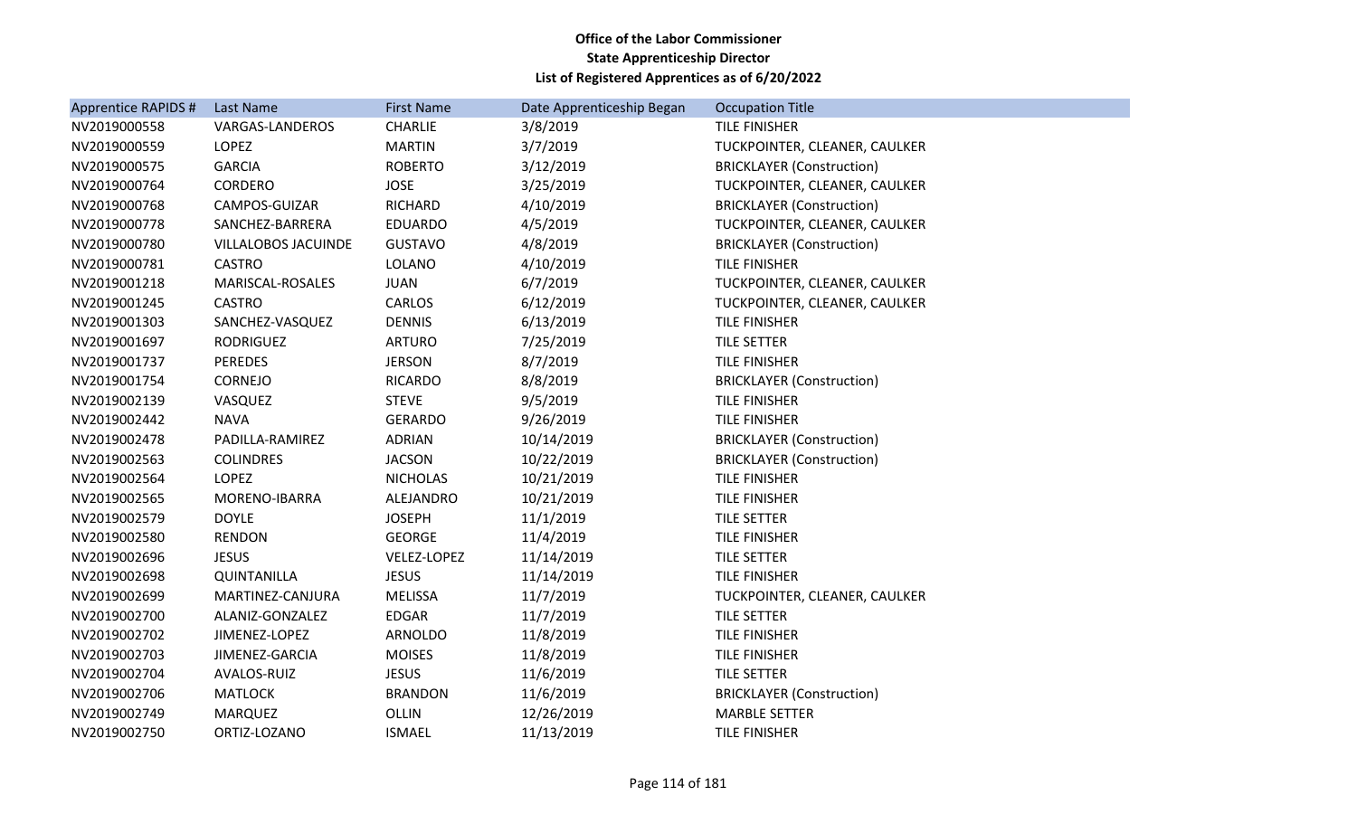**Office of the Labor Commissioner**
**State Apprenticeship Director**
**List of Registered Apprentices as of 6/20/2022**

| Apprentice RAPIDS # | Last Name | First Name | Date Apprenticeship Began | Occupation Title |
|---|---|---|---|---|
| NV2019000558 | VARGAS-LANDEROS | CHARLIE | 3/8/2019 | TILE FINISHER |
| NV2019000559 | LOPEZ | MARTIN | 3/7/2019 | TUCKPOINTER, CLEANER, CAULKER |
| NV2019000575 | GARCIA | ROBERTO | 3/12/2019 | BRICKLAYER (Construction) |
| NV2019000764 | CORDERO | JOSE | 3/25/2019 | TUCKPOINTER, CLEANER, CAULKER |
| NV2019000768 | CAMPOS-GUIZAR | RICHARD | 4/10/2019 | BRICKLAYER (Construction) |
| NV2019000778 | SANCHEZ-BARRERA | EDUARDO | 4/5/2019 | TUCKPOINTER, CLEANER, CAULKER |
| NV2019000780 | VILLALOBOS JACUINDE | GUSTAVO | 4/8/2019 | BRICKLAYER (Construction) |
| NV2019000781 | CASTRO | LOLANO | 4/10/2019 | TILE FINISHER |
| NV2019001218 | MARISCAL-ROSALES | JUAN | 6/7/2019 | TUCKPOINTER, CLEANER, CAULKER |
| NV2019001245 | CASTRO | CARLOS | 6/12/2019 | TUCKPOINTER, CLEANER, CAULKER |
| NV2019001303 | SANCHEZ-VASQUEZ | DENNIS | 6/13/2019 | TILE FINISHER |
| NV2019001697 | RODRIGUEZ | ARTURO | 7/25/2019 | TILE SETTER |
| NV2019001737 | PEREDES | JERSON | 8/7/2019 | TILE FINISHER |
| NV2019001754 | CORNEJO | RICARDO | 8/8/2019 | BRICKLAYER (Construction) |
| NV2019002139 | VASQUEZ | STEVE | 9/5/2019 | TILE FINISHER |
| NV2019002442 | NAVA | GERARDO | 9/26/2019 | TILE FINISHER |
| NV2019002478 | PADILLA-RAMIREZ | ADRIAN | 10/14/2019 | BRICKLAYER (Construction) |
| NV2019002563 | COLINDRES | JACSON | 10/22/2019 | BRICKLAYER (Construction) |
| NV2019002564 | LOPEZ | NICHOLAS | 10/21/2019 | TILE FINISHER |
| NV2019002565 | MORENO-IBARRA | ALEJANDRO | 10/21/2019 | TILE FINISHER |
| NV2019002579 | DOYLE | JOSEPH | 11/1/2019 | TILE SETTER |
| NV2019002580 | RENDON | GEORGE | 11/4/2019 | TILE FINISHER |
| NV2019002696 | JESUS | VELEZ-LOPEZ | 11/14/2019 | TILE SETTER |
| NV2019002698 | QUINTANILLA | JESUS | 11/14/2019 | TILE FINISHER |
| NV2019002699 | MARTINEZ-CANJURA | MELISSA | 11/7/2019 | TUCKPOINTER, CLEANER, CAULKER |
| NV2019002700 | ALANIZ-GONZALEZ | EDGAR | 11/7/2019 | TILE SETTER |
| NV2019002702 | JIMENEZ-LOPEZ | ARNOLDO | 11/8/2019 | TILE FINISHER |
| NV2019002703 | JIMENEZ-GARCIA | MOISES | 11/8/2019 | TILE FINISHER |
| NV2019002704 | AVALOS-RUIZ | JESUS | 11/6/2019 | TILE SETTER |
| NV2019002706 | MATLOCK | BRANDON | 11/6/2019 | BRICKLAYER (Construction) |
| NV2019002749 | MARQUEZ | OLLIN | 12/26/2019 | MARBLE SETTER |
| NV2019002750 | ORTIZ-LOZANO | ISMAEL | 11/13/2019 | TILE FINISHER |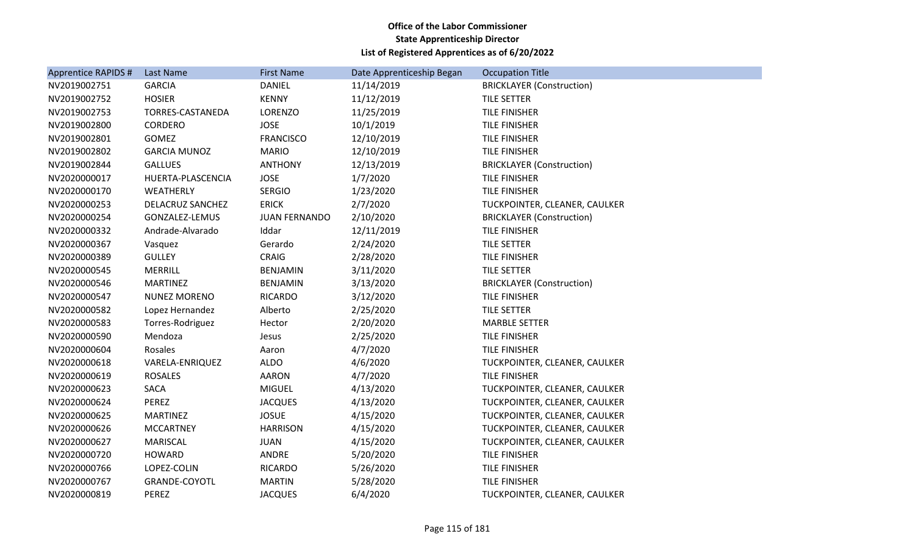**Office of the Labor Commissioner**
**State Apprenticeship Director**
**List of Registered Apprentices as of 6/20/2022**

| Apprentice RAPIDS # | Last Name | First Name | Date Apprenticeship Began | Occupation Title |
|---|---|---|---|---|
| NV2019002751 | GARCIA | DANIEL | 11/14/2019 | BRICKLAYER (Construction) |
| NV2019002752 | HOSIER | KENNY | 11/12/2019 | TILE SETTER |
| NV2019002753 | TORRES-CASTANEDA | LORENZO | 11/25/2019 | TILE FINISHER |
| NV2019002800 | CORDERO | JOSE | 10/1/2019 | TILE FINISHER |
| NV2019002801 | GOMEZ | FRANCISCO | 12/10/2019 | TILE FINISHER |
| NV2019002802 | GARCIA MUNOZ | MARIO | 12/10/2019 | TILE FINISHER |
| NV2019002844 | GALLUES | ANTHONY | 12/13/2019 | BRICKLAYER (Construction) |
| NV2020000017 | HUERTA-PLASCENCIA | JOSE | 1/7/2020 | TILE FINISHER |
| NV2020000170 | WEATHERLY | SERGIO | 1/23/2020 | TILE FINISHER |
| NV2020000253 | DELACRUZ SANCHEZ | ERICK | 2/7/2020 | TUCKPOINTER, CLEANER, CAULKER |
| NV2020000254 | GONZALEZ-LEMUS | JUAN FERNANDO | 2/10/2020 | BRICKLAYER (Construction) |
| NV2020000332 | Andrade-Alvarado | Iddar | 12/11/2019 | TILE FINISHER |
| NV2020000367 | Vasquez | Gerardo | 2/24/2020 | TILE SETTER |
| NV2020000389 | GULLEY | CRAIG | 2/28/2020 | TILE FINISHER |
| NV2020000545 | MERRILL | BENJAMIN | 3/11/2020 | TILE SETTER |
| NV2020000546 | MARTINEZ | BENJAMIN | 3/13/2020 | BRICKLAYER (Construction) |
| NV2020000547 | NUNEZ MORENO | RICARDO | 3/12/2020 | TILE FINISHER |
| NV2020000582 | Lopez Hernandez | Alberto | 2/25/2020 | TILE SETTER |
| NV2020000583 | Torres-Rodriguez | Hector | 2/20/2020 | MARBLE SETTER |
| NV2020000590 | Mendoza | Jesus | 2/25/2020 | TILE FINISHER |
| NV2020000604 | Rosales | Aaron | 4/7/2020 | TILE FINISHER |
| NV2020000618 | VARELA-ENRIQUEZ | ALDO | 4/6/2020 | TUCKPOINTER, CLEANER, CAULKER |
| NV2020000619 | ROSALES | AARON | 4/7/2020 | TILE FINISHER |
| NV2020000623 | SACA | MIGUEL | 4/13/2020 | TUCKPOINTER, CLEANER, CAULKER |
| NV2020000624 | PEREZ | JACQUES | 4/13/2020 | TUCKPOINTER, CLEANER, CAULKER |
| NV2020000625 | MARTINEZ | JOSUE | 4/15/2020 | TUCKPOINTER, CLEANER, CAULKER |
| NV2020000626 | MCCARTNEY | HARRISON | 4/15/2020 | TUCKPOINTER, CLEANER, CAULKER |
| NV2020000627 | MARISCAL | JUAN | 4/15/2020 | TUCKPOINTER, CLEANER, CAULKER |
| NV2020000720 | HOWARD | ANDRE | 5/20/2020 | TILE FINISHER |
| NV2020000766 | LOPEZ-COLIN | RICARDO | 5/26/2020 | TILE FINISHER |
| NV2020000767 | GRANDE-COYOTL | MARTIN | 5/28/2020 | TILE FINISHER |
| NV2020000819 | PEREZ | JACQUES | 6/4/2020 | TUCKPOINTER, CLEANER, CAULKER |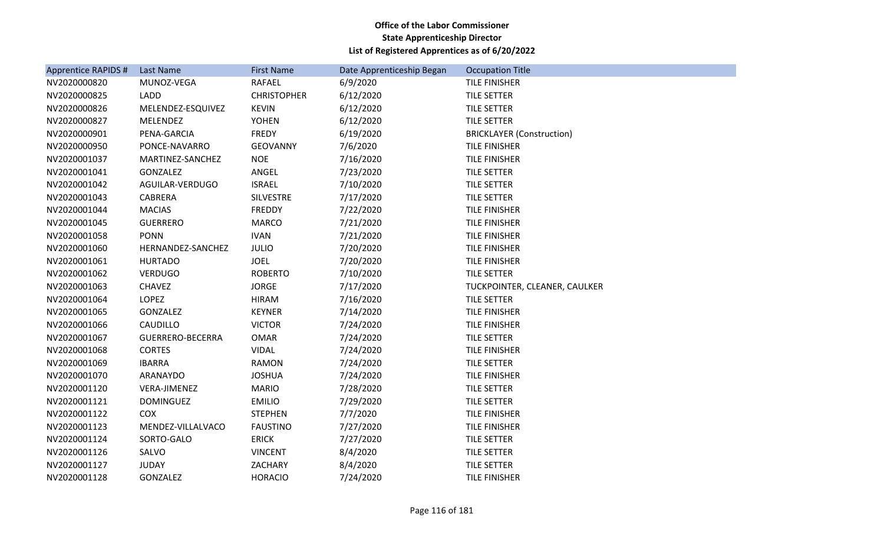**Office of the Labor Commissioner**
**State Apprenticeship Director**
**List of Registered Apprentices as of 6/20/2022**

| Apprentice RAPIDS # | Last Name | First Name | Date Apprenticeship Began | Occupation Title |
|---|---|---|---|---|
| NV2020000820 | MUNOZ-VEGA | RAFAEL | 6/9/2020 | TILE FINISHER |
| NV2020000825 | LADD | CHRISTOPHER | 6/12/2020 | TILE SETTER |
| NV2020000826 | MELENDEZ-ESQUIVEZ | KEVIN | 6/12/2020 | TILE SETTER |
| NV2020000827 | MELENDEZ | YOHEN | 6/12/2020 | TILE SETTER |
| NV2020000901 | PENA-GARCIA | FREDY | 6/19/2020 | BRICKLAYER (Construction) |
| NV2020000950 | PONCE-NAVARRO | GEOVANNY | 7/6/2020 | TILE FINISHER |
| NV2020001037 | MARTINEZ-SANCHEZ | NOE | 7/16/2020 | TILE FINISHER |
| NV2020001041 | GONZALEZ | ANGEL | 7/23/2020 | TILE SETTER |
| NV2020001042 | AGUILAR-VERDUGO | ISRAEL | 7/10/2020 | TILE SETTER |
| NV2020001043 | CABRERA | SILVESTRE | 7/17/2020 | TILE SETTER |
| NV2020001044 | MACIAS | FREDDY | 7/22/2020 | TILE FINISHER |
| NV2020001045 | GUERRERO | MARCO | 7/21/2020 | TILE FINISHER |
| NV2020001058 | PONN | IVAN | 7/21/2020 | TILE FINISHER |
| NV2020001060 | HERNANDEZ-SANCHEZ | JULIO | 7/20/2020 | TILE FINISHER |
| NV2020001061 | HURTADO | JOEL | 7/20/2020 | TILE FINISHER |
| NV2020001062 | VERDUGO | ROBERTO | 7/10/2020 | TILE SETTER |
| NV2020001063 | CHAVEZ | JORGE | 7/17/2020 | TUCKPOINTER, CLEANER, CAULKER |
| NV2020001064 | LOPEZ | HIRAM | 7/16/2020 | TILE SETTER |
| NV2020001065 | GONZALEZ | KEYNER | 7/14/2020 | TILE FINISHER |
| NV2020001066 | CAUDILLO | VICTOR | 7/24/2020 | TILE FINISHER |
| NV2020001067 | GUERRERO-BECERRA | OMAR | 7/24/2020 | TILE SETTER |
| NV2020001068 | CORTES | VIDAL | 7/24/2020 | TILE FINISHER |
| NV2020001069 | IBARRA | RAMON | 7/24/2020 | TILE SETTER |
| NV2020001070 | ARANAYDO | JOSHUA | 7/24/2020 | TILE FINISHER |
| NV2020001120 | VERA-JIMENEZ | MARIO | 7/28/2020 | TILE SETTER |
| NV2020001121 | DOMINGUEZ | EMILIO | 7/29/2020 | TILE SETTER |
| NV2020001122 | COX | STEPHEN | 7/7/2020 | TILE FINISHER |
| NV2020001123 | MENDEZ-VILLALVACO | FAUSTINO | 7/27/2020 | TILE FINISHER |
| NV2020001124 | SORTO-GALO | ERICK | 7/27/2020 | TILE SETTER |
| NV2020001126 | SALVO | VINCENT | 8/4/2020 | TILE SETTER |
| NV2020001127 | JUDAY | ZACHARY | 8/4/2020 | TILE SETTER |
| NV2020001128 | GONZALEZ | HORACIO | 7/24/2020 | TILE FINISHER |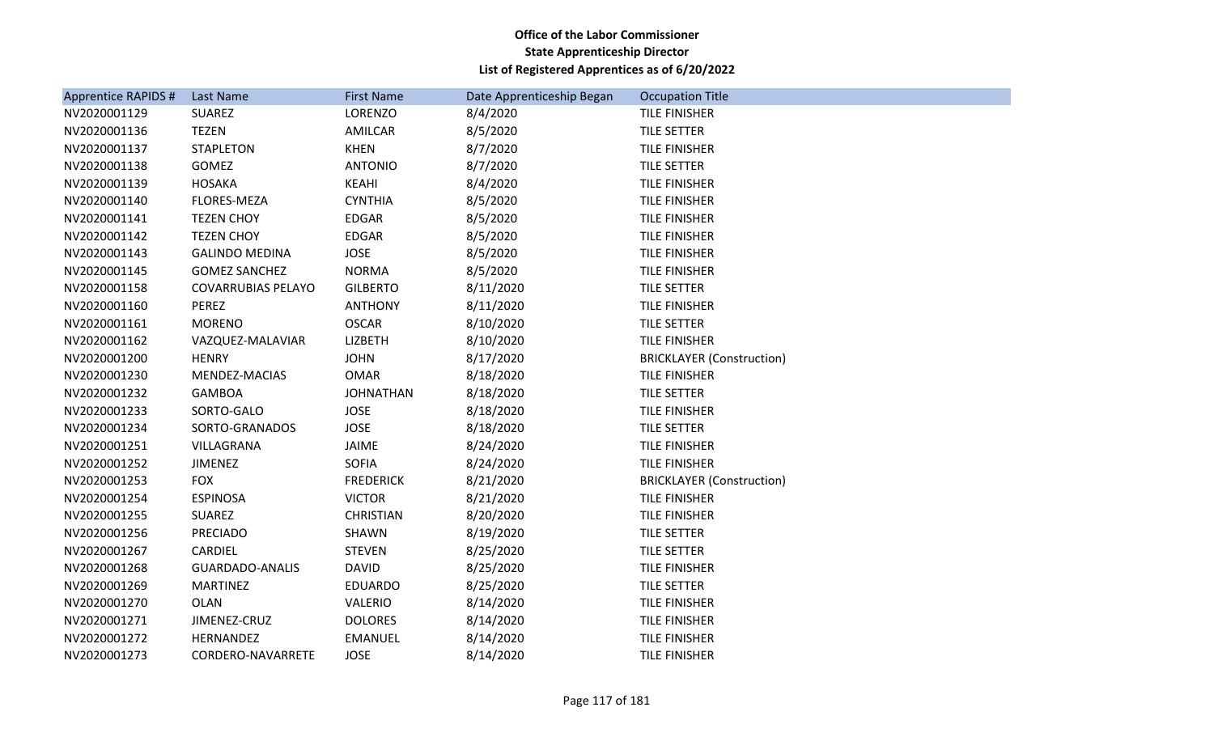**Office of the Labor Commissioner**
**State Apprenticeship Director**
**List of Registered Apprentices as of 6/20/2022**

| Apprentice RAPIDS # | Last Name | First Name | Date Apprenticeship Began | Occupation Title |
|---|---|---|---|---|
| NV2020001129 | SUAREZ | LORENZO | 8/4/2020 | TILE FINISHER |
| NV2020001136 | TEZEN | AMILCAR | 8/5/2020 | TILE SETTER |
| NV2020001137 | STAPLETON | KHEN | 8/7/2020 | TILE FINISHER |
| NV2020001138 | GOMEZ | ANTONIO | 8/7/2020 | TILE SETTER |
| NV2020001139 | HOSAKA | KEAHI | 8/4/2020 | TILE FINISHER |
| NV2020001140 | FLORES-MEZA | CYNTHIA | 8/5/2020 | TILE FINISHER |
| NV2020001141 | TEZEN CHOY | EDGAR | 8/5/2020 | TILE FINISHER |
| NV2020001142 | TEZEN CHOY | EDGAR | 8/5/2020 | TILE FINISHER |
| NV2020001143 | GALINDO MEDINA | JOSE | 8/5/2020 | TILE FINISHER |
| NV2020001145 | GOMEZ SANCHEZ | NORMA | 8/5/2020 | TILE FINISHER |
| NV2020001158 | COVARRUBIAS PELAYO | GILBERTO | 8/11/2020 | TILE SETTER |
| NV2020001160 | PEREZ | ANTHONY | 8/11/2020 | TILE FINISHER |
| NV2020001161 | MORENO | OSCAR | 8/10/2020 | TILE SETTER |
| NV2020001162 | VAZQUEZ-MALAVIAR | LIZBETH | 8/10/2020 | TILE FINISHER |
| NV2020001200 | HENRY | JOHN | 8/17/2020 | BRICKLAYER (Construction) |
| NV2020001230 | MENDEZ-MACIAS | OMAR | 8/18/2020 | TILE FINISHER |
| NV2020001232 | GAMBOA | JOHNATHAN | 8/18/2020 | TILE SETTER |
| NV2020001233 | SORTO-GALO | JOSE | 8/18/2020 | TILE FINISHER |
| NV2020001234 | SORTO-GRANADOS | JOSE | 8/18/2020 | TILE SETTER |
| NV2020001251 | VILLAGRANA | JAIME | 8/24/2020 | TILE FINISHER |
| NV2020001252 | JIMENEZ | SOFIA | 8/24/2020 | TILE FINISHER |
| NV2020001253 | FOX | FREDERICK | 8/21/2020 | BRICKLAYER (Construction) |
| NV2020001254 | ESPINOSA | VICTOR | 8/21/2020 | TILE FINISHER |
| NV2020001255 | SUAREZ | CHRISTIAN | 8/20/2020 | TILE FINISHER |
| NV2020001256 | PRECIADO | SHAWN | 8/19/2020 | TILE SETTER |
| NV2020001267 | CARDIEL | STEVEN | 8/25/2020 | TILE SETTER |
| NV2020001268 | GUARDADO-ANALIS | DAVID | 8/25/2020 | TILE FINISHER |
| NV2020001269 | MARTINEZ | EDUARDO | 8/25/2020 | TILE SETTER |
| NV2020001270 | OLAN | VALERIO | 8/14/2020 | TILE FINISHER |
| NV2020001271 | JIMENEZ-CRUZ | DOLORES | 8/14/2020 | TILE FINISHER |
| NV2020001272 | HERNANDEZ | EMANUEL | 8/14/2020 | TILE FINISHER |
| NV2020001273 | CORDERO-NAVARRETE | JOSE | 8/14/2020 | TILE FINISHER |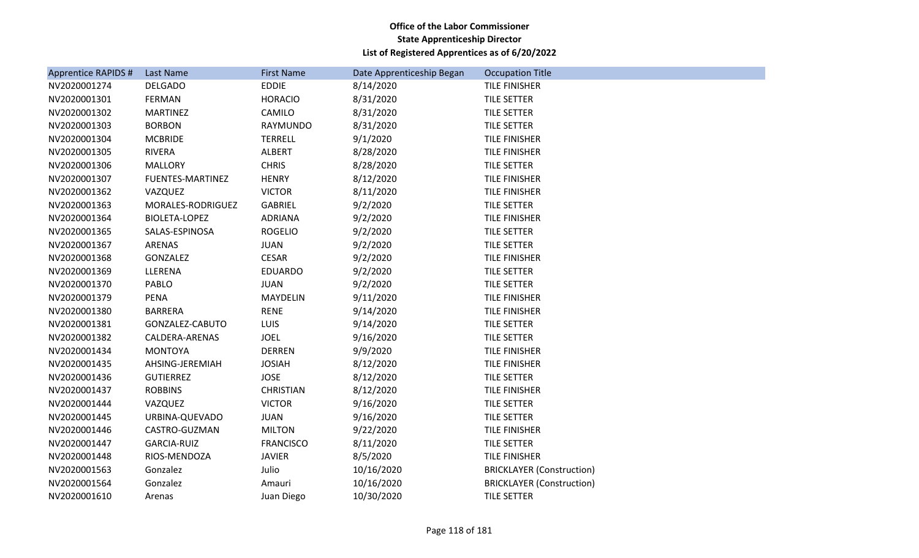**Office of the Labor Commissioner**
**State Apprenticeship Director**
**List of Registered Apprentices as of 6/20/2022**

| Apprentice RAPIDS # | Last Name | First Name | Date Apprenticeship Began | Occupation Title |
|---|---|---|---|---|
| NV2020001274 | DELGADO | EDDIE | 8/14/2020 | TILE FINISHER |
| NV2020001301 | FERMAN | HORACIO | 8/31/2020 | TILE SETTER |
| NV2020001302 | MARTINEZ | CAMILO | 8/31/2020 | TILE SETTER |
| NV2020001303 | BORBON | RAYMUNDO | 8/31/2020 | TILE SETTER |
| NV2020001304 | MCBRIDE | TERRELL | 9/1/2020 | TILE FINISHER |
| NV2020001305 | RIVERA | ALBERT | 8/28/2020 | TILE FINISHER |
| NV2020001306 | MALLORY | CHRIS | 8/28/2020 | TILE SETTER |
| NV2020001307 | FUENTES-MARTINEZ | HENRY | 8/12/2020 | TILE FINISHER |
| NV2020001362 | VAZQUEZ | VICTOR | 8/11/2020 | TILE FINISHER |
| NV2020001363 | MORALES-RODRIGUEZ | GABRIEL | 9/2/2020 | TILE SETTER |
| NV2020001364 | BIOLETA-LOPEZ | ADRIANA | 9/2/2020 | TILE FINISHER |
| NV2020001365 | SALAS-ESPINOSA | ROGELIO | 9/2/2020 | TILE SETTER |
| NV2020001367 | ARENAS | JUAN | 9/2/2020 | TILE SETTER |
| NV2020001368 | GONZALEZ | CESAR | 9/2/2020 | TILE FINISHER |
| NV2020001369 | LLERENA | EDUARDO | 9/2/2020 | TILE SETTER |
| NV2020001370 | PABLO | JUAN | 9/2/2020 | TILE SETTER |
| NV2020001379 | PENA | MAYDELIN | 9/11/2020 | TILE FINISHER |
| NV2020001380 | BARRERA | RENE | 9/14/2020 | TILE FINISHER |
| NV2020001381 | GONZALEZ-CABUTO | LUIS | 9/14/2020 | TILE SETTER |
| NV2020001382 | CALDERA-ARENAS | JOEL | 9/16/2020 | TILE SETTER |
| NV2020001434 | MONTOYA | DERREN | 9/9/2020 | TILE FINISHER |
| NV2020001435 | AHSING-JEREMIAH | JOSIAH | 8/12/2020 | TILE FINISHER |
| NV2020001436 | GUTIERREZ | JOSE | 8/12/2020 | TILE SETTER |
| NV2020001437 | ROBBINS | CHRISTIAN | 8/12/2020 | TILE FINISHER |
| NV2020001444 | VAZQUEZ | VICTOR | 9/16/2020 | TILE SETTER |
| NV2020001445 | URBINA-QUEVADO | JUAN | 9/16/2020 | TILE SETTER |
| NV2020001446 | CASTRO-GUZMAN | MILTON | 9/22/2020 | TILE FINISHER |
| NV2020001447 | GARCIA-RUIZ | FRANCISCO | 8/11/2020 | TILE SETTER |
| NV2020001448 | RIOS-MENDOZA | JAVIER | 8/5/2020 | TILE FINISHER |
| NV2020001563 | Gonzalez | Julio | 10/16/2020 | BRICKLAYER (Construction) |
| NV2020001564 | Gonzalez | Amauri | 10/16/2020 | BRICKLAYER (Construction) |
| NV2020001610 | Arenas | Juan Diego | 10/30/2020 | TILE SETTER |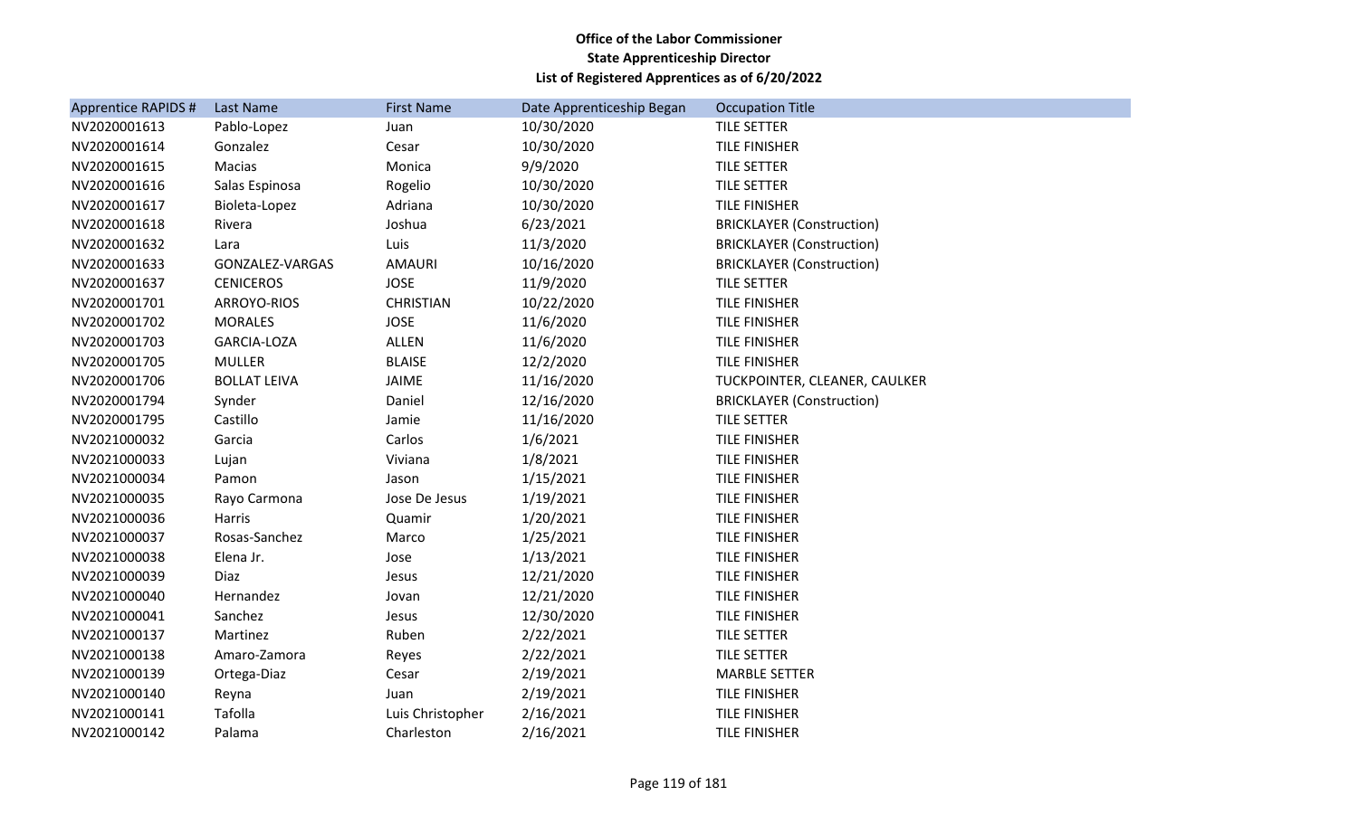**Office of the Labor Commissioner**
**State Apprenticeship Director**
**List of Registered Apprentices as of 6/20/2022**

| Apprentice RAPIDS # | Last Name | First Name | Date Apprenticeship Began | Occupation Title |
|---|---|---|---|---|
| NV2020001613 | Pablo-Lopez | Juan | 10/30/2020 | TILE SETTER |
| NV2020001614 | Gonzalez | Cesar | 10/30/2020 | TILE FINISHER |
| NV2020001615 | Macias | Monica | 9/9/2020 | TILE SETTER |
| NV2020001616 | Salas Espinosa | Rogelio | 10/30/2020 | TILE SETTER |
| NV2020001617 | Bioleta-Lopez | Adriana | 10/30/2020 | TILE FINISHER |
| NV2020001618 | Rivera | Joshua | 6/23/2021 | BRICKLAYER (Construction) |
| NV2020001632 | Lara | Luis | 11/3/2020 | BRICKLAYER (Construction) |
| NV2020001633 | GONZALEZ-VARGAS | AMAURI | 10/16/2020 | BRICKLAYER (Construction) |
| NV2020001637 | CENICEROS | JOSE | 11/9/2020 | TILE SETTER |
| NV2020001701 | ARROYO-RIOS | CHRISTIAN | 10/22/2020 | TILE FINISHER |
| NV2020001702 | MORALES | JOSE | 11/6/2020 | TILE FINISHER |
| NV2020001703 | GARCIA-LOZA | ALLEN | 11/6/2020 | TILE FINISHER |
| NV2020001705 | MULLER | BLAISE | 12/2/2020 | TILE FINISHER |
| NV2020001706 | BOLLAT LEIVA | JAIME | 11/16/2020 | TUCKPOINTER, CLEANER, CAULKER |
| NV2020001794 | Synder | Daniel | 12/16/2020 | BRICKLAYER (Construction) |
| NV2020001795 | Castillo | Jamie | 11/16/2020 | TILE SETTER |
| NV2021000032 | Garcia | Carlos | 1/6/2021 | TILE FINISHER |
| NV2021000033 | Lujan | Viviana | 1/8/2021 | TILE FINISHER |
| NV2021000034 | Pamon | Jason | 1/15/2021 | TILE FINISHER |
| NV2021000035 | Rayo Carmona | Jose De Jesus | 1/19/2021 | TILE FINISHER |
| NV2021000036 | Harris | Quamir | 1/20/2021 | TILE FINISHER |
| NV2021000037 | Rosas-Sanchez | Marco | 1/25/2021 | TILE FINISHER |
| NV2021000038 | Elena Jr. | Jose | 1/13/2021 | TILE FINISHER |
| NV2021000039 | Diaz | Jesus | 12/21/2020 | TILE FINISHER |
| NV2021000040 | Hernandez | Jovan | 12/21/2020 | TILE FINISHER |
| NV2021000041 | Sanchez | Jesus | 12/30/2020 | TILE FINISHER |
| NV2021000137 | Martinez | Ruben | 2/22/2021 | TILE SETTER |
| NV2021000138 | Amaro-Zamora | Reyes | 2/22/2021 | TILE SETTER |
| NV2021000139 | Ortega-Diaz | Cesar | 2/19/2021 | MARBLE SETTER |
| NV2021000140 | Reyna | Juan | 2/19/2021 | TILE FINISHER |
| NV2021000141 | Tafolla | Luis Christopher | 2/16/2021 | TILE FINISHER |
| NV2021000142 | Palama | Charleston | 2/16/2021 | TILE FINISHER |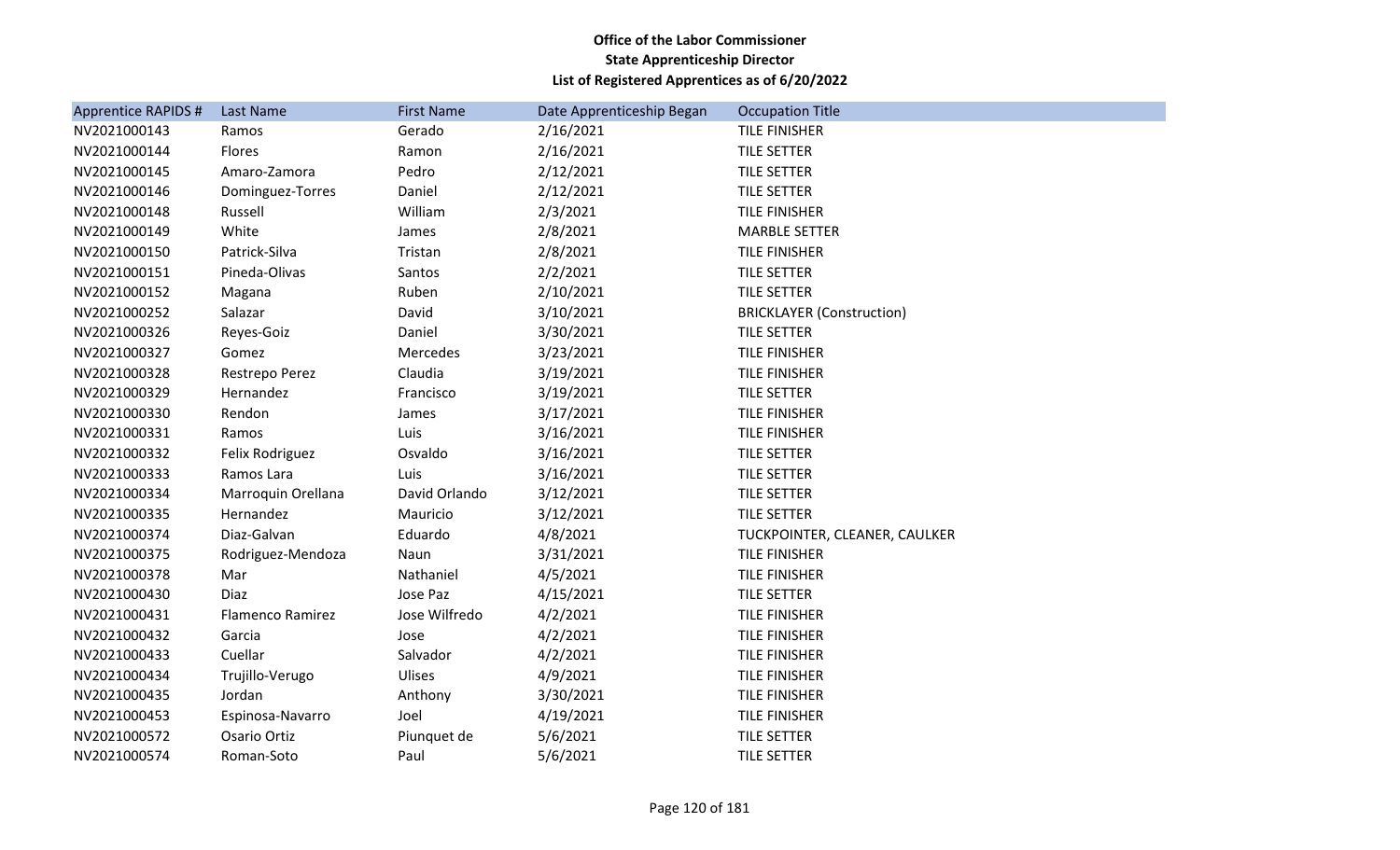**Office of the Labor Commissioner**
**State Apprenticeship Director**
**List of Registered Apprentices as of 6/20/2022**

| Apprentice RAPIDS # | Last Name | First Name | Date Apprenticeship Began | Occupation Title |
|---|---|---|---|---|
| NV2021000143 | Ramos | Gerado | 2/16/2021 | TILE FINISHER |
| NV2021000144 | Flores | Ramon | 2/16/2021 | TILE SETTER |
| NV2021000145 | Amaro-Zamora | Pedro | 2/12/2021 | TILE SETTER |
| NV2021000146 | Dominguez-Torres | Daniel | 2/12/2021 | TILE SETTER |
| NV2021000148 | Russell | William | 2/3/2021 | TILE FINISHER |
| NV2021000149 | White | James | 2/8/2021 | MARBLE SETTER |
| NV2021000150 | Patrick-Silva | Tristan | 2/8/2021 | TILE FINISHER |
| NV2021000151 | Pineda-Olivas | Santos | 2/2/2021 | TILE SETTER |
| NV2021000152 | Magana | Ruben | 2/10/2021 | TILE SETTER |
| NV2021000252 | Salazar | David | 3/10/2021 | BRICKLAYER (Construction) |
| NV2021000326 | Reyes-Goiz | Daniel | 3/30/2021 | TILE SETTER |
| NV2021000327 | Gomez | Mercedes | 3/23/2021 | TILE FINISHER |
| NV2021000328 | Restrepo Perez | Claudia | 3/19/2021 | TILE FINISHER |
| NV2021000329 | Hernandez | Francisco | 3/19/2021 | TILE SETTER |
| NV2021000330 | Rendon | James | 3/17/2021 | TILE FINISHER |
| NV2021000331 | Ramos | Luis | 3/16/2021 | TILE FINISHER |
| NV2021000332 | Felix Rodriguez | Osvaldo | 3/16/2021 | TILE SETTER |
| NV2021000333 | Ramos Lara | Luis | 3/16/2021 | TILE SETTER |
| NV2021000334 | Marroquin Orellana | David Orlando | 3/12/2021 | TILE SETTER |
| NV2021000335 | Hernandez | Mauricio | 3/12/2021 | TILE SETTER |
| NV2021000374 | Diaz-Galvan | Eduardo | 4/8/2021 | TUCKPOINTER, CLEANER, CAULKER |
| NV2021000375 | Rodriguez-Mendoza | Naun | 3/31/2021 | TILE FINISHER |
| NV2021000378 | Mar | Nathaniel | 4/5/2021 | TILE FINISHER |
| NV2021000430 | Diaz | Jose Paz | 4/15/2021 | TILE SETTER |
| NV2021000431 | Flamenco Ramirez | Jose Wilfredo | 4/2/2021 | TILE FINISHER |
| NV2021000432 | Garcia | Jose | 4/2/2021 | TILE FINISHER |
| NV2021000433 | Cuellar | Salvador | 4/2/2021 | TILE FINISHER |
| NV2021000434 | Trujillo-Verugo | Ulises | 4/9/2021 | TILE FINISHER |
| NV2021000435 | Jordan | Anthony | 3/30/2021 | TILE FINISHER |
| NV2021000453 | Espinosa-Navarro | Joel | 4/19/2021 | TILE FINISHER |
| NV2021000572 | Osario Ortiz | Piunquet de | 5/6/2021 | TILE SETTER |
| NV2021000574 | Roman-Soto | Paul | 5/6/2021 | TILE SETTER |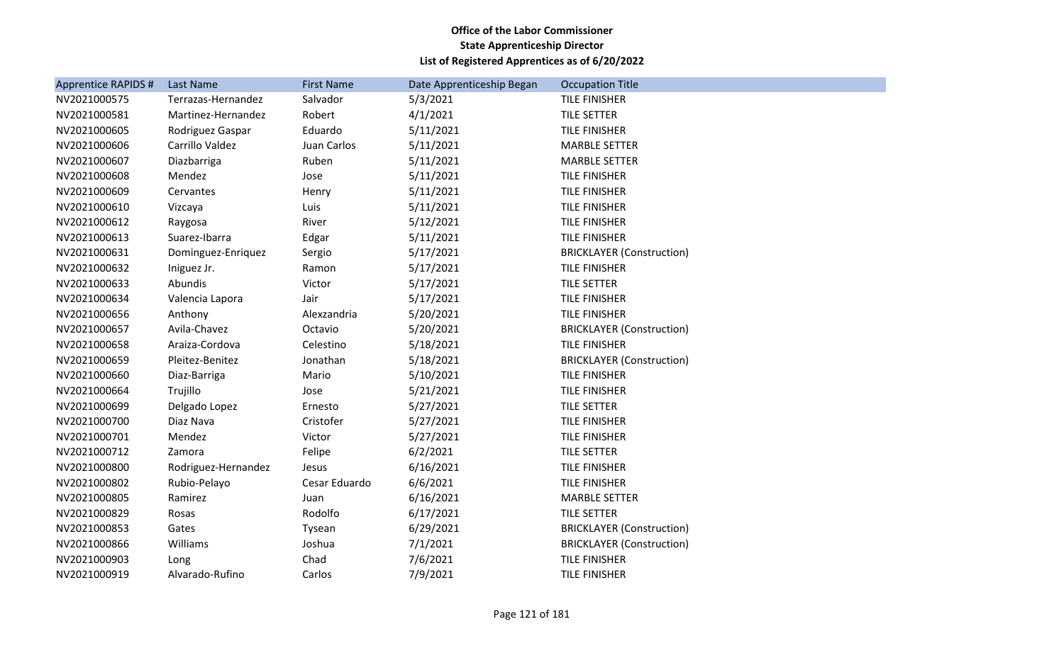**Office of the Labor Commissioner**
**State Apprenticeship Director**
**List of Registered Apprentices as of 6/20/2022**

| Apprentice RAPIDS # | Last Name | First Name | Date Apprenticeship Began | Occupation Title |
|---|---|---|---|---|
| NV2021000575 | Terrazas-Hernandez | Salvador | 5/3/2021 | TILE FINISHER |
| NV2021000581 | Martinez-Hernandez | Robert | 4/1/2021 | TILE SETTER |
| NV2021000605 | Rodriguez Gaspar | Eduardo | 5/11/2021 | TILE FINISHER |
| NV2021000606 | Carrillo Valdez | Juan Carlos | 5/11/2021 | MARBLE SETTER |
| NV2021000607 | Diazbarriga | Ruben | 5/11/2021 | MARBLE SETTER |
| NV2021000608 | Mendez | Jose | 5/11/2021 | TILE FINISHER |
| NV2021000609 | Cervantes | Henry | 5/11/2021 | TILE FINISHER |
| NV2021000610 | Vizcaya | Luis | 5/11/2021 | TILE FINISHER |
| NV2021000612 | Raygosa | River | 5/12/2021 | TILE FINISHER |
| NV2021000613 | Suarez-Ibarra | Edgar | 5/11/2021 | TILE FINISHER |
| NV2021000631 | Dominguez-Enriquez | Sergio | 5/17/2021 | BRICKLAYER (Construction) |
| NV2021000632 | Iniguez Jr. | Ramon | 5/17/2021 | TILE FINISHER |
| NV2021000633 | Abundis | Victor | 5/17/2021 | TILE SETTER |
| NV2021000634 | Valencia Lapora | Jair | 5/17/2021 | TILE FINISHER |
| NV2021000656 | Anthony | Alexzandria | 5/20/2021 | TILE FINISHER |
| NV2021000657 | Avila-Chavez | Octavio | 5/20/2021 | BRICKLAYER (Construction) |
| NV2021000658 | Araiza-Cordova | Celestino | 5/18/2021 | TILE FINISHER |
| NV2021000659 | Pleitez-Benitez | Jonathan | 5/18/2021 | BRICKLAYER (Construction) |
| NV2021000660 | Diaz-Barriga | Mario | 5/10/2021 | TILE FINISHER |
| NV2021000664 | Trujillo | Jose | 5/21/2021 | TILE FINISHER |
| NV2021000699 | Delgado Lopez | Ernesto | 5/27/2021 | TILE SETTER |
| NV2021000700 | Diaz Nava | Cristofer | 5/27/2021 | TILE FINISHER |
| NV2021000701 | Mendez | Victor | 5/27/2021 | TILE FINISHER |
| NV2021000712 | Zamora | Felipe | 6/2/2021 | TILE SETTER |
| NV2021000800 | Rodriguez-Hernandez | Jesus | 6/16/2021 | TILE FINISHER |
| NV2021000802 | Rubio-Pelayo | Cesar Eduardo | 6/6/2021 | TILE FINISHER |
| NV2021000805 | Ramirez | Juan | 6/16/2021 | MARBLE SETTER |
| NV2021000829 | Rosas | Rodolfo | 6/17/2021 | TILE SETTER |
| NV2021000853 | Gates | Tysean | 6/29/2021 | BRICKLAYER (Construction) |
| NV2021000866 | Williams | Joshua | 7/1/2021 | BRICKLAYER (Construction) |
| NV2021000903 | Long | Chad | 7/6/2021 | TILE FINISHER |
| NV2021000919 | Alvarado-Rufino | Carlos | 7/9/2021 | TILE FINISHER |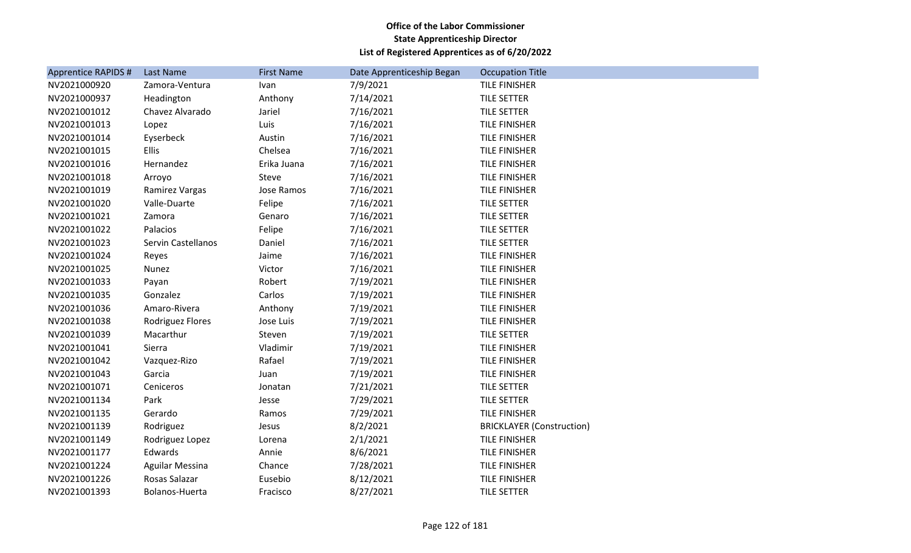**Office of the Labor Commissioner**
**State Apprenticeship Director**
**List of Registered Apprentices as of 6/20/2022**

| Apprentice RAPIDS # | Last Name | First Name | Date Apprenticeship Began | Occupation Title |
|---|---|---|---|---|
| NV2021000920 | Zamora-Ventura | Ivan | 7/9/2021 | TILE FINISHER |
| NV2021000937 | Headington | Anthony | 7/14/2021 | TILE SETTER |
| NV2021001012 | Chavez Alvarado | Jariel | 7/16/2021 | TILE SETTER |
| NV2021001013 | Lopez | Luis | 7/16/2021 | TILE FINISHER |
| NV2021001014 | Eyserbeck | Austin | 7/16/2021 | TILE FINISHER |
| NV2021001015 | Ellis | Chelsea | 7/16/2021 | TILE FINISHER |
| NV2021001016 | Hernandez | Erika Juana | 7/16/2021 | TILE FINISHER |
| NV2021001018 | Arroyo | Steve | 7/16/2021 | TILE FINISHER |
| NV2021001019 | Ramirez Vargas | Jose Ramos | 7/16/2021 | TILE FINISHER |
| NV2021001020 | Valle-Duarte | Felipe | 7/16/2021 | TILE SETTER |
| NV2021001021 | Zamora | Genaro | 7/16/2021 | TILE SETTER |
| NV2021001022 | Palacios | Felipe | 7/16/2021 | TILE SETTER |
| NV2021001023 | Servin Castellanos | Daniel | 7/16/2021 | TILE SETTER |
| NV2021001024 | Reyes | Jaime | 7/16/2021 | TILE FINISHER |
| NV2021001025 | Nunez | Victor | 7/16/2021 | TILE FINISHER |
| NV2021001033 | Payan | Robert | 7/19/2021 | TILE FINISHER |
| NV2021001035 | Gonzalez | Carlos | 7/19/2021 | TILE FINISHER |
| NV2021001036 | Amaro-Rivera | Anthony | 7/19/2021 | TILE FINISHER |
| NV2021001038 | Rodriguez Flores | Jose Luis | 7/19/2021 | TILE FINISHER |
| NV2021001039 | Macarthur | Steven | 7/19/2021 | TILE SETTER |
| NV2021001041 | Sierra | Vladimir | 7/19/2021 | TILE FINISHER |
| NV2021001042 | Vazquez-Rizo | Rafael | 7/19/2021 | TILE FINISHER |
| NV2021001043 | Garcia | Juan | 7/19/2021 | TILE FINISHER |
| NV2021001071 | Ceniceros | Jonatan | 7/21/2021 | TILE SETTER |
| NV2021001134 | Park | Jesse | 7/29/2021 | TILE SETTER |
| NV2021001135 | Gerardo | Ramos | 7/29/2021 | TILE FINISHER |
| NV2021001139 | Rodriguez | Jesus | 8/2/2021 | BRICKLAYER (Construction) |
| NV2021001149 | Rodriguez Lopez | Lorena | 2/1/2021 | TILE FINISHER |
| NV2021001177 | Edwards | Annie | 8/6/2021 | TILE FINISHER |
| NV2021001224 | Aguilar Messina | Chance | 7/28/2021 | TILE FINISHER |
| NV2021001226 | Rosas Salazar | Eusebio | 8/12/2021 | TILE FINISHER |
| NV2021001393 | Bolanos-Huerta | Fracisco | 8/27/2021 | TILE SETTER |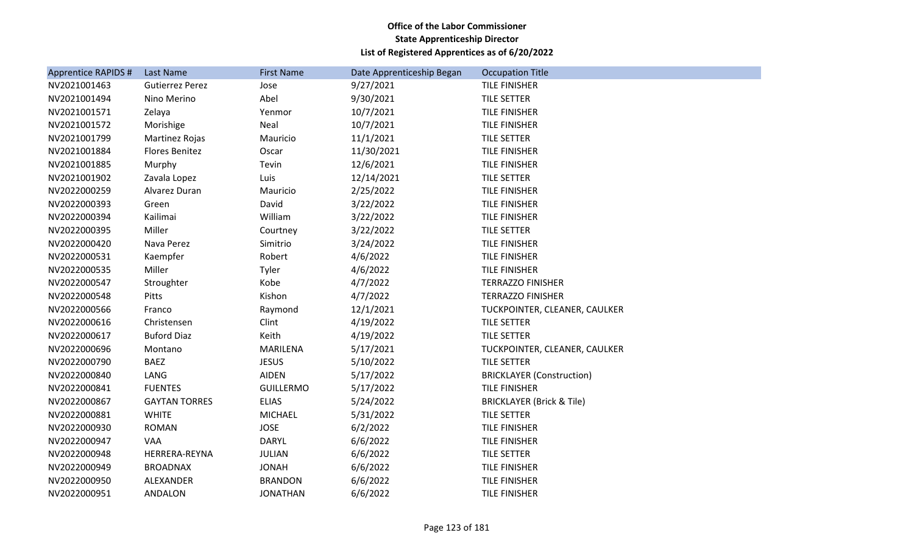**Office of the Labor Commissioner**
**State Apprenticeship Director**
**List of Registered Apprentices as of 6/20/2022**

| Apprentice RAPIDS # | Last Name | First Name | Date Apprenticeship Began | Occupation Title |
|---|---|---|---|---|
| NV2021001463 | Gutierrez Perez | Jose | 9/27/2021 | TILE FINISHER |
| NV2021001494 | Nino Merino | Abel | 9/30/2021 | TILE SETTER |
| NV2021001571 | Zelaya | Yenmor | 10/7/2021 | TILE FINISHER |
| NV2021001572 | Morishige | Neal | 10/7/2021 | TILE FINISHER |
| NV2021001799 | Martinez Rojas | Mauricio | 11/1/2021 | TILE SETTER |
| NV2021001884 | Flores Benitez | Oscar | 11/30/2021 | TILE FINISHER |
| NV2021001885 | Murphy | Tevin | 12/6/2021 | TILE FINISHER |
| NV2021001902 | Zavala Lopez | Luis | 12/14/2021 | TILE SETTER |
| NV2022000259 | Alvarez Duran | Mauricio | 2/25/2022 | TILE FINISHER |
| NV2022000393 | Green | David | 3/22/2022 | TILE FINISHER |
| NV2022000394 | Kailimai | William | 3/22/2022 | TILE FINISHER |
| NV2022000395 | Miller | Courtney | 3/22/2022 | TILE SETTER |
| NV2022000420 | Nava Perez | Simitrio | 3/24/2022 | TILE FINISHER |
| NV2022000531 | Kaempfer | Robert | 4/6/2022 | TILE FINISHER |
| NV2022000535 | Miller | Tyler | 4/6/2022 | TILE FINISHER |
| NV2022000547 | Stroughter | Kobe | 4/7/2022 | TERRAZZO FINISHER |
| NV2022000548 | Pitts | Kishon | 4/7/2022 | TERRAZZO FINISHER |
| NV2022000566 | Franco | Raymond | 12/1/2021 | TUCKPOINTER, CLEANER, CAULKER |
| NV2022000616 | Christensen | Clint | 4/19/2022 | TILE SETTER |
| NV2022000617 | Buford Diaz | Keith | 4/19/2022 | TILE SETTER |
| NV2022000696 | Montano | MARILENA | 5/17/2021 | TUCKPOINTER, CLEANER, CAULKER |
| NV2022000790 | BAEZ | JESUS | 5/10/2022 | TILE SETTER |
| NV2022000840 | LANG | AIDEN | 5/17/2022 | BRICKLAYER (Construction) |
| NV2022000841 | FUENTES | GUILLERMO | 5/17/2022 | TILE FINISHER |
| NV2022000867 | GAYTAN TORRES | ELIAS | 5/24/2022 | BRICKLAYER (Brick & Tile) |
| NV2022000881 | WHITE | MICHAEL | 5/31/2022 | TILE SETTER |
| NV2022000930 | ROMAN | JOSE | 6/2/2022 | TILE FINISHER |
| NV2022000947 | VAA | DARYL | 6/6/2022 | TILE FINISHER |
| NV2022000948 | HERRERA-REYNA | JULIAN | 6/6/2022 | TILE SETTER |
| NV2022000949 | BROADNAX | JONAH | 6/6/2022 | TILE FINISHER |
| NV2022000950 | ALEXANDER | BRANDON | 6/6/2022 | TILE FINISHER |
| NV2022000951 | ANDALON | JONATHAN | 6/6/2022 | TILE FINISHER |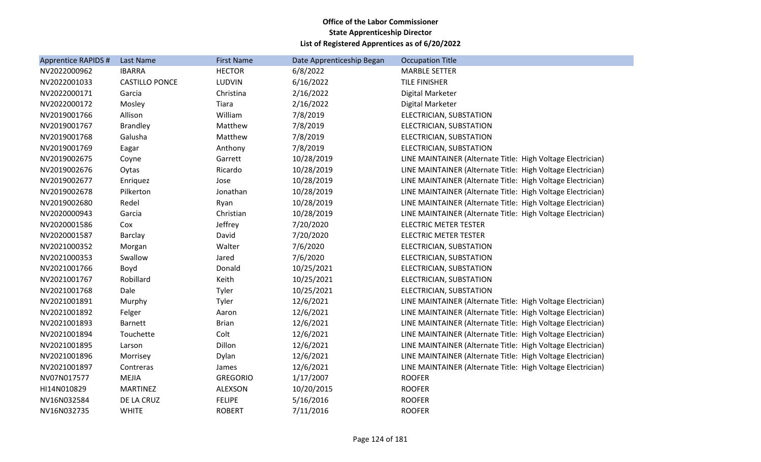**Office of the Labor Commissioner**
**State Apprenticeship Director**
**List of Registered Apprentices as of 6/20/2022**

| Apprentice RAPIDS # | Last Name | First Name | Date Apprenticeship Began | Occupation Title |
|---|---|---|---|---|
| NV2022000962 | IBARRA | HECTOR | 6/8/2022 | MARBLE SETTER |
| NV2022001033 | CASTILLO PONCE | LUDVIN | 6/16/2022 | TILE FINISHER |
| NV2022000171 | Garcia | Christina | 2/16/2022 | Digital Marketer |
| NV2022000172 | Mosley | Tiara | 2/16/2022 | Digital Marketer |
| NV2019001766 | Allison | William | 7/8/2019 | ELECTRICIAN, SUBSTATION |
| NV2019001767 | Brandley | Matthew | 7/8/2019 | ELECTRICIAN, SUBSTATION |
| NV2019001768 | Galusha | Matthew | 7/8/2019 | ELECTRICIAN, SUBSTATION |
| NV2019001769 | Eagar | Anthony | 7/8/2019 | ELECTRICIAN, SUBSTATION |
| NV2019002675 | Coyne | Garrett | 10/28/2019 | LINE MAINTAINER (Alternate Title: High Voltage Electrician) |
| NV2019002676 | Oytas | Ricardo | 10/28/2019 | LINE MAINTAINER (Alternate Title: High Voltage Electrician) |
| NV2019002677 | Enriquez | Jose | 10/28/2019 | LINE MAINTAINER (Alternate Title: High Voltage Electrician) |
| NV2019002678 | Pilkerton | Jonathan | 10/28/2019 | LINE MAINTAINER (Alternate Title: High Voltage Electrician) |
| NV2019002680 | Redel | Ryan | 10/28/2019 | LINE MAINTAINER (Alternate Title: High Voltage Electrician) |
| NV2020000943 | Garcia | Christian | 10/28/2019 | LINE MAINTAINER (Alternate Title: High Voltage Electrician) |
| NV2020001586 | Cox | Jeffrey | 7/20/2020 | ELECTRIC METER TESTER |
| NV2020001587 | Barclay | David | 7/20/2020 | ELECTRIC METER TESTER |
| NV2021000352 | Morgan | Walter | 7/6/2020 | ELECTRICIAN, SUBSTATION |
| NV2021000353 | Swallow | Jared | 7/6/2020 | ELECTRICIAN, SUBSTATION |
| NV2021001766 | Boyd | Donald | 10/25/2021 | ELECTRICIAN, SUBSTATION |
| NV2021001767 | Robillard | Keith | 10/25/2021 | ELECTRICIAN, SUBSTATION |
| NV2021001768 | Dale | Tyler | 10/25/2021 | ELECTRICIAN, SUBSTATION |
| NV2021001891 | Murphy | Tyler | 12/6/2021 | LINE MAINTAINER (Alternate Title: High Voltage Electrician) |
| NV2021001892 | Felger | Aaron | 12/6/2021 | LINE MAINTAINER (Alternate Title: High Voltage Electrician) |
| NV2021001893 | Barnett | Brian | 12/6/2021 | LINE MAINTAINER (Alternate Title: High Voltage Electrician) |
| NV2021001894 | Touchette | Colt | 12/6/2021 | LINE MAINTAINER (Alternate Title: High Voltage Electrician) |
| NV2021001895 | Larson | Dillon | 12/6/2021 | LINE MAINTAINER (Alternate Title: High Voltage Electrician) |
| NV2021001896 | Morrisey | Dylan | 12/6/2021 | LINE MAINTAINER (Alternate Title: High Voltage Electrician) |
| NV2021001897 | Contreras | James | 12/6/2021 | LINE MAINTAINER (Alternate Title: High Voltage Electrician) |
| NV07N017577 | MEJIA | GREGORIO | 1/17/2007 | ROOFER |
| HI14N010829 | MARTINEZ | ALEXSON | 10/20/2015 | ROOFER |
| NV16N032584 | DE LA CRUZ | FELIPE | 5/16/2016 | ROOFER |
| NV16N032735 | WHITE | ROBERT | 7/11/2016 | ROOFER |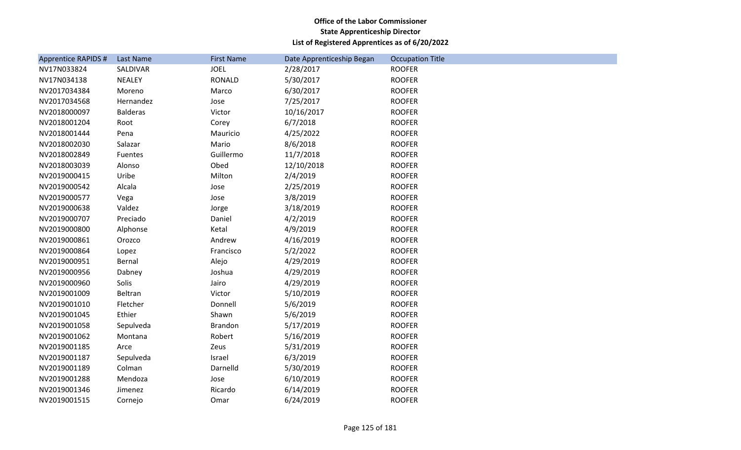**Office of the Labor Commissioner**
**State Apprenticeship Director**
**List of Registered Apprentices as of 6/20/2022**

| Apprentice RAPIDS # | Last Name | First Name | Date Apprenticeship Began | Occupation Title |
|---|---|---|---|---|
| NV17N033824 | SALDIVAR | JOEL | 2/28/2017 | ROOFER |
| NV17N034138 | NEALEY | RONALD | 5/30/2017 | ROOFER |
| NV2017034384 | Moreno | Marco | 6/30/2017 | ROOFER |
| NV2017034568 | Hernandez | Jose | 7/25/2017 | ROOFER |
| NV2018000097 | Balderas | Victor | 10/16/2017 | ROOFER |
| NV2018001204 | Root | Corey | 6/7/2018 | ROOFER |
| NV2018001444 | Pena | Mauricio | 4/25/2022 | ROOFER |
| NV2018002030 | Salazar | Mario | 8/6/2018 | ROOFER |
| NV2018002849 | Fuentes | Guillermo | 11/7/2018 | ROOFER |
| NV2018003039 | Alonso | Obed | 12/10/2018 | ROOFER |
| NV2019000415 | Uribe | Milton | 2/4/2019 | ROOFER |
| NV2019000542 | Alcala | Jose | 2/25/2019 | ROOFER |
| NV2019000577 | Vega | Jose | 3/8/2019 | ROOFER |
| NV2019000638 | Valdez | Jorge | 3/18/2019 | ROOFER |
| NV2019000707 | Preciado | Daniel | 4/2/2019 | ROOFER |
| NV2019000800 | Alphonse | Ketal | 4/9/2019 | ROOFER |
| NV2019000861 | Orozco | Andrew | 4/16/2019 | ROOFER |
| NV2019000864 | Lopez | Francisco | 5/2/2022 | ROOFER |
| NV2019000951 | Bernal | Alejo | 4/29/2019 | ROOFER |
| NV2019000956 | Dabney | Joshua | 4/29/2019 | ROOFER |
| NV2019000960 | Solis | Jairo | 4/29/2019 | ROOFER |
| NV2019001009 | Beltran | Victor | 5/10/2019 | ROOFER |
| NV2019001010 | Fletcher | Donnell | 5/6/2019 | ROOFER |
| NV2019001045 | Ethier | Shawn | 5/6/2019 | ROOFER |
| NV2019001058 | Sepulveda | Brandon | 5/17/2019 | ROOFER |
| NV2019001062 | Montana | Robert | 5/16/2019 | ROOFER |
| NV2019001185 | Arce | Zeus | 5/31/2019 | ROOFER |
| NV2019001187 | Sepulveda | Israel | 6/3/2019 | ROOFER |
| NV2019001189 | Colman | Darnelld | 5/30/2019 | ROOFER |
| NV2019001288 | Mendoza | Jose | 6/10/2019 | ROOFER |
| NV2019001346 | Jimenez | Ricardo | 6/14/2019 | ROOFER |
| NV2019001515 | Cornejo | Omar | 6/24/2019 | ROOFER |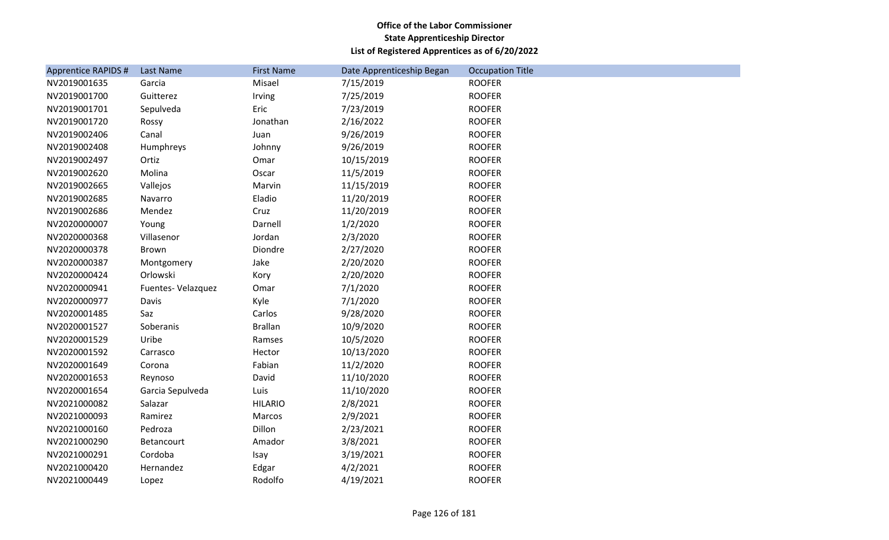**Office of the Labor Commissioner**
**State Apprenticeship Director**
**List of Registered Apprentices as of 6/20/2022**

| Apprentice RAPIDS # | Last Name | First Name | Date Apprenticeship Began | Occupation Title |
|---|---|---|---|---|
| NV2019001635 | Garcia | Misael | 7/15/2019 | ROOFER |
| NV2019001700 | Guitterez | Irving | 7/25/2019 | ROOFER |
| NV2019001701 | Sepulveda | Eric | 7/23/2019 | ROOFER |
| NV2019001720 | Rossy | Jonathan | 2/16/2022 | ROOFER |
| NV2019002406 | Canal | Juan | 9/26/2019 | ROOFER |
| NV2019002408 | Humphreys | Johnny | 9/26/2019 | ROOFER |
| NV2019002497 | Ortiz | Omar | 10/15/2019 | ROOFER |
| NV2019002620 | Molina | Oscar | 11/5/2019 | ROOFER |
| NV2019002665 | Vallejos | Marvin | 11/15/2019 | ROOFER |
| NV2019002685 | Navarro | Eladio | 11/20/2019 | ROOFER |
| NV2019002686 | Mendez | Cruz | 11/20/2019 | ROOFER |
| NV2020000007 | Young | Darnell | 1/2/2020 | ROOFER |
| NV2020000368 | Villasenor | Jordan | 2/3/2020 | ROOFER |
| NV2020000378 | Brown | Diondre | 2/27/2020 | ROOFER |
| NV2020000387 | Montgomery | Jake | 2/20/2020 | ROOFER |
| NV2020000424 | Orlowski | Kory | 2/20/2020 | ROOFER |
| NV2020000941 | Fuentes- Velazquez | Omar | 7/1/2020 | ROOFER |
| NV2020000977 | Davis | Kyle | 7/1/2020 | ROOFER |
| NV2020001485 | Saz | Carlos | 9/28/2020 | ROOFER |
| NV2020001527 | Soberanis | Brallan | 10/9/2020 | ROOFER |
| NV2020001529 | Uribe | Ramses | 10/5/2020 | ROOFER |
| NV2020001592 | Carrasco | Hector | 10/13/2020 | ROOFER |
| NV2020001649 | Corona | Fabian | 11/2/2020 | ROOFER |
| NV2020001653 | Reynoso | David | 11/10/2020 | ROOFER |
| NV2020001654 | Garcia Sepulveda | Luis | 11/10/2020 | ROOFER |
| NV2021000082 | Salazar | HILARIO | 2/8/2021 | ROOFER |
| NV2021000093 | Ramirez | Marcos | 2/9/2021 | ROOFER |
| NV2021000160 | Pedroza | Dillon | 2/23/2021 | ROOFER |
| NV2021000290 | Betancourt | Amador | 3/8/2021 | ROOFER |
| NV2021000291 | Cordoba | Isay | 3/19/2021 | ROOFER |
| NV2021000420 | Hernandez | Edgar | 4/2/2021 | ROOFER |
| NV2021000449 | Lopez | Rodolfo | 4/19/2021 | ROOFER |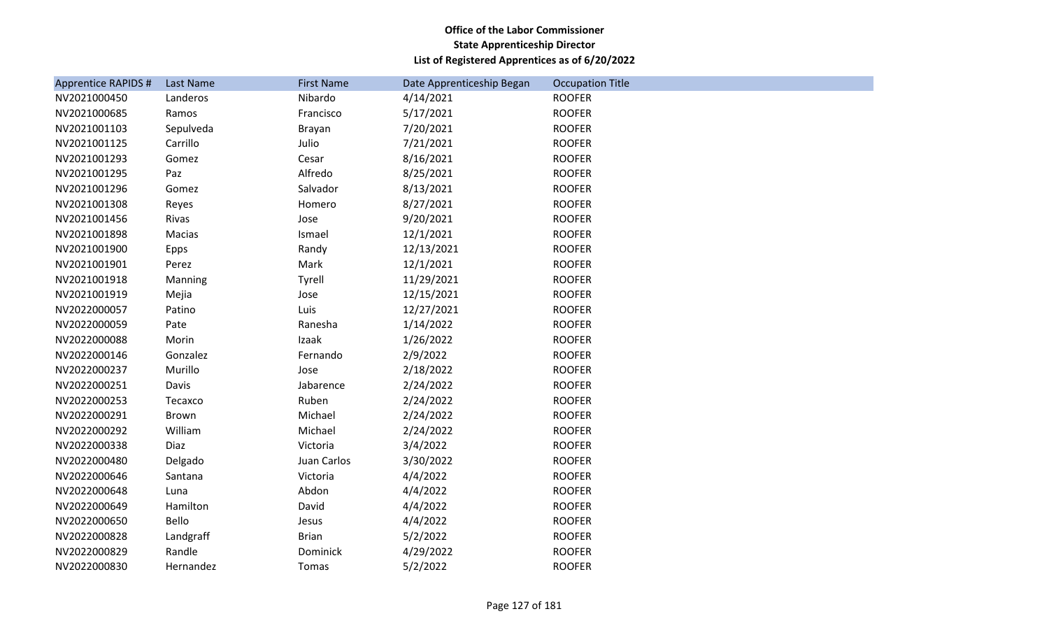**Office of the Labor Commissioner**
**State Apprenticeship Director**
**List of Registered Apprentices as of 6/20/2022**

| Apprentice RAPIDS # | Last Name | First Name | Date Apprenticeship Began | Occupation Title |
|---|---|---|---|---|
| NV2021000450 | Landeros | Nibardo | 4/14/2021 | ROOFER |
| NV2021000685 | Ramos | Francisco | 5/17/2021 | ROOFER |
| NV2021001103 | Sepulveda | Brayan | 7/20/2021 | ROOFER |
| NV2021001125 | Carrillo | Julio | 7/21/2021 | ROOFER |
| NV2021001293 | Gomez | Cesar | 8/16/2021 | ROOFER |
| NV2021001295 | Paz | Alfredo | 8/25/2021 | ROOFER |
| NV2021001296 | Gomez | Salvador | 8/13/2021 | ROOFER |
| NV2021001308 | Reyes | Homero | 8/27/2021 | ROOFER |
| NV2021001456 | Rivas | Jose | 9/20/2021 | ROOFER |
| NV2021001898 | Macias | Ismael | 12/1/2021 | ROOFER |
| NV2021001900 | Epps | Randy | 12/13/2021 | ROOFER |
| NV2021001901 | Perez | Mark | 12/1/2021 | ROOFER |
| NV2021001918 | Manning | Tyrell | 11/29/2021 | ROOFER |
| NV2021001919 | Mejia | Jose | 12/15/2021 | ROOFER |
| NV2022000057 | Patino | Luis | 12/27/2021 | ROOFER |
| NV2022000059 | Pate | Ranesha | 1/14/2022 | ROOFER |
| NV2022000088 | Morin | Izaak | 1/26/2022 | ROOFER |
| NV2022000146 | Gonzalez | Fernando | 2/9/2022 | ROOFER |
| NV2022000237 | Murillo | Jose | 2/18/2022 | ROOFER |
| NV2022000251 | Davis | Jabarence | 2/24/2022 | ROOFER |
| NV2022000253 | Tecaxco | Ruben | 2/24/2022 | ROOFER |
| NV2022000291 | Brown | Michael | 2/24/2022 | ROOFER |
| NV2022000292 | William | Michael | 2/24/2022 | ROOFER |
| NV2022000338 | Diaz | Victoria | 3/4/2022 | ROOFER |
| NV2022000480 | Delgado | Juan Carlos | 3/30/2022 | ROOFER |
| NV2022000646 | Santana | Victoria | 4/4/2022 | ROOFER |
| NV2022000648 | Luna | Abdon | 4/4/2022 | ROOFER |
| NV2022000649 | Hamilton | David | 4/4/2022 | ROOFER |
| NV2022000650 | Bello | Jesus | 4/4/2022 | ROOFER |
| NV2022000828 | Landgraff | Brian | 5/2/2022 | ROOFER |
| NV2022000829 | Randle | Dominick | 4/29/2022 | ROOFER |
| NV2022000830 | Hernandez | Tomas | 5/2/2022 | ROOFER |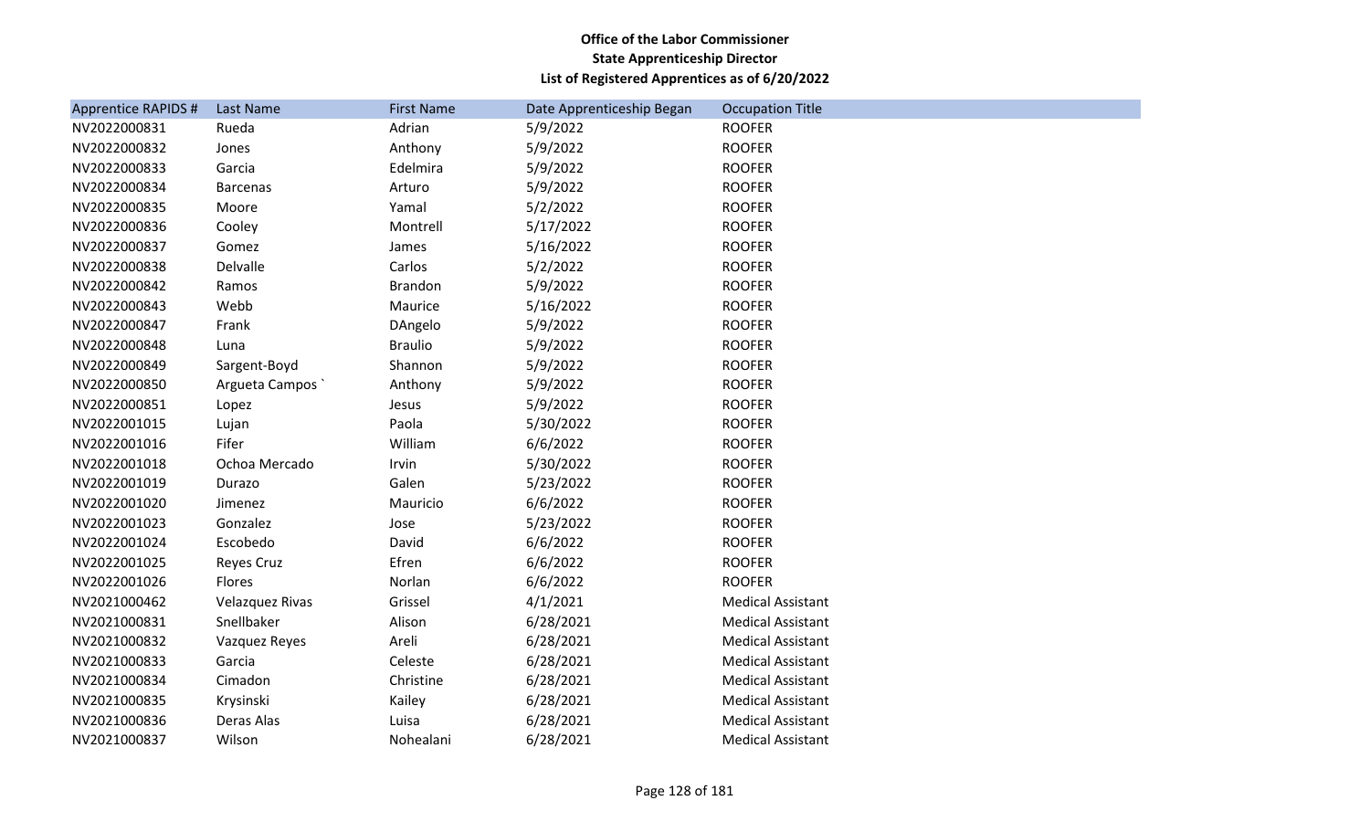**Office of the Labor Commissioner**
**State Apprenticeship Director**
**List of Registered Apprentices as of 6/20/2022**

| Apprentice RAPIDS # | Last Name | First Name | Date Apprenticeship Began | Occupation Title |
|---|---|---|---|---|
| NV2022000831 | Rueda | Adrian | 5/9/2022 | ROOFER |
| NV2022000832 | Jones | Anthony | 5/9/2022 | ROOFER |
| NV2022000833 | Garcia | Edelmira | 5/9/2022 | ROOFER |
| NV2022000834 | Barcenas | Arturo | 5/9/2022 | ROOFER |
| NV2022000835 | Moore | Yamal | 5/2/2022 | ROOFER |
| NV2022000836 | Cooley | Montrell | 5/17/2022 | ROOFER |
| NV2022000837 | Gomez | James | 5/16/2022 | ROOFER |
| NV2022000838 | Delvalle | Carlos | 5/2/2022 | ROOFER |
| NV2022000842 | Ramos | Brandon | 5/9/2022 | ROOFER |
| NV2022000843 | Webb | Maurice | 5/16/2022 | ROOFER |
| NV2022000847 | Frank | DAngelo | 5/9/2022 | ROOFER |
| NV2022000848 | Luna | Braulio | 5/9/2022 | ROOFER |
| NV2022000849 | Sargent-Boyd | Shannon | 5/9/2022 | ROOFER |
| NV2022000850 | Argueta Campos ` | Anthony | 5/9/2022 | ROOFER |
| NV2022000851 | Lopez | Jesus | 5/9/2022 | ROOFER |
| NV2022001015 | Lujan | Paola | 5/30/2022 | ROOFER |
| NV2022001016 | Fifer | William | 6/6/2022 | ROOFER |
| NV2022001018 | Ochoa Mercado | Irvin | 5/30/2022 | ROOFER |
| NV2022001019 | Durazo | Galen | 5/23/2022 | ROOFER |
| NV2022001020 | Jimenez | Mauricio | 6/6/2022 | ROOFER |
| NV2022001023 | Gonzalez | Jose | 5/23/2022 | ROOFER |
| NV2022001024 | Escobedo | David | 6/6/2022 | ROOFER |
| NV2022001025 | Reyes Cruz | Efren | 6/6/2022 | ROOFER |
| NV2022001026 | Flores | Norlan | 6/6/2022 | ROOFER |
| NV2021000462 | Velazquez Rivas | Grissel | 4/1/2021 | Medical Assistant |
| NV2021000831 | Snellbaker | Alison | 6/28/2021 | Medical Assistant |
| NV2021000832 | Vazquez Reyes | Areli | 6/28/2021 | Medical Assistant |
| NV2021000833 | Garcia | Celeste | 6/28/2021 | Medical Assistant |
| NV2021000834 | Cimadon | Christine | 6/28/2021 | Medical Assistant |
| NV2021000835 | Krysinski | Kailey | 6/28/2021 | Medical Assistant |
| NV2021000836 | Deras Alas | Luisa | 6/28/2021 | Medical Assistant |
| NV2021000837 | Wilson | Nohealani | 6/28/2021 | Medical Assistant |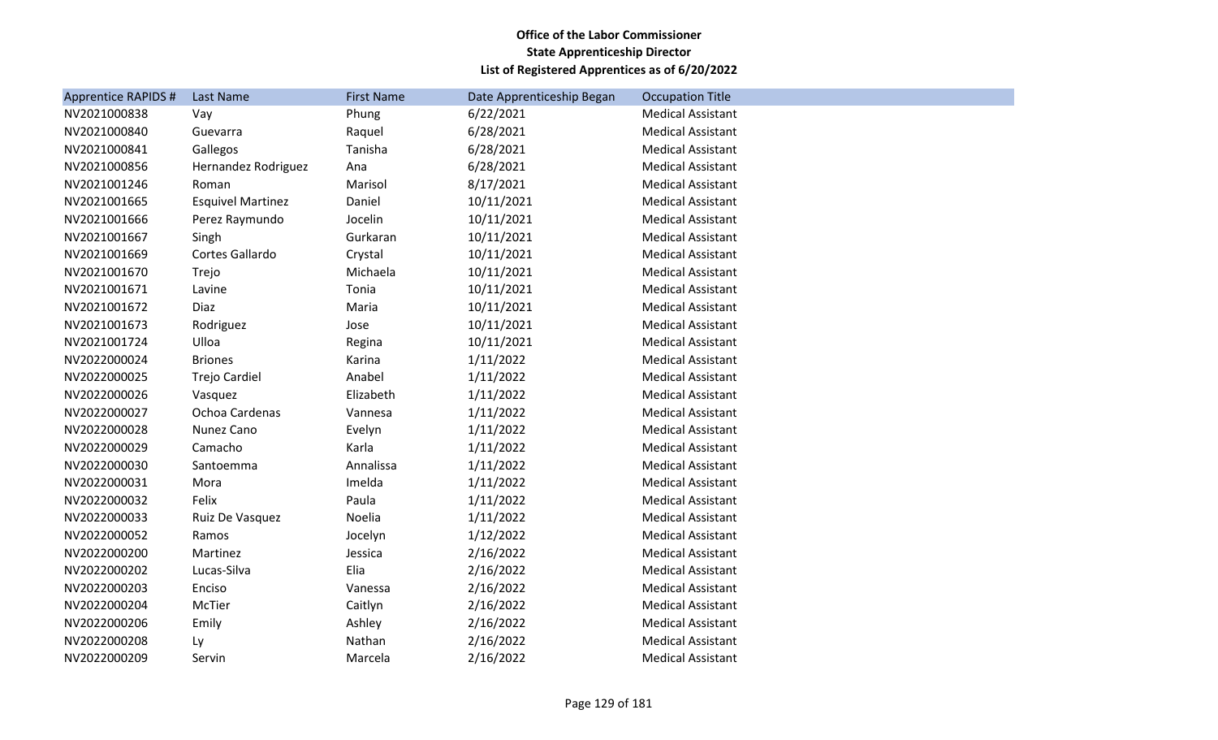**Office of the Labor Commissioner**
**State Apprenticeship Director**
**List of Registered Apprentices as of 6/20/2022**

| Apprentice RAPIDS # | Last Name | First Name | Date Apprenticeship Began | Occupation Title |
|---|---|---|---|---|
| NV2021000838 | Vay | Phung | 6/22/2021 | Medical Assistant |
| NV2021000840 | Guevarra | Raquel | 6/28/2021 | Medical Assistant |
| NV2021000841 | Gallegos | Tanisha | 6/28/2021 | Medical Assistant |
| NV2021000856 | Hernandez Rodriguez | Ana | 6/28/2021 | Medical Assistant |
| NV2021001246 | Roman | Marisol | 8/17/2021 | Medical Assistant |
| NV2021001665 | Esquivel Martinez | Daniel | 10/11/2021 | Medical Assistant |
| NV2021001666 | Perez Raymundo | Jocelin | 10/11/2021 | Medical Assistant |
| NV2021001667 | Singh | Gurkaran | 10/11/2021 | Medical Assistant |
| NV2021001669 | Cortes Gallardo | Crystal | 10/11/2021 | Medical Assistant |
| NV2021001670 | Trejo | Michaela | 10/11/2021 | Medical Assistant |
| NV2021001671 | Lavine | Tonia | 10/11/2021 | Medical Assistant |
| NV2021001672 | Diaz | Maria | 10/11/2021 | Medical Assistant |
| NV2021001673 | Rodriguez | Jose | 10/11/2021 | Medical Assistant |
| NV2021001724 | Ulloa | Regina | 10/11/2021 | Medical Assistant |
| NV2022000024 | Briones | Karina | 1/11/2022 | Medical Assistant |
| NV2022000025 | Trejo Cardiel | Anabel | 1/11/2022 | Medical Assistant |
| NV2022000026 | Vasquez | Elizabeth | 1/11/2022 | Medical Assistant |
| NV2022000027 | Ochoa Cardenas | Vannesa | 1/11/2022 | Medical Assistant |
| NV2022000028 | Nunez Cano | Evelyn | 1/11/2022 | Medical Assistant |
| NV2022000029 | Camacho | Karla | 1/11/2022 | Medical Assistant |
| NV2022000030 | Santoemma | Annalissa | 1/11/2022 | Medical Assistant |
| NV2022000031 | Mora | Imelda | 1/11/2022 | Medical Assistant |
| NV2022000032 | Felix | Paula | 1/11/2022 | Medical Assistant |
| NV2022000033 | Ruiz De Vasquez | Noelia | 1/11/2022 | Medical Assistant |
| NV2022000052 | Ramos | Jocelyn | 1/12/2022 | Medical Assistant |
| NV2022000200 | Martinez | Jessica | 2/16/2022 | Medical Assistant |
| NV2022000202 | Lucas-Silva | Elia | 2/16/2022 | Medical Assistant |
| NV2022000203 | Enciso | Vanessa | 2/16/2022 | Medical Assistant |
| NV2022000204 | McTier | Caitlyn | 2/16/2022 | Medical Assistant |
| NV2022000206 | Emily | Ashley | 2/16/2022 | Medical Assistant |
| NV2022000208 | Ly | Nathan | 2/16/2022 | Medical Assistant |
| NV2022000209 | Servin | Marcela | 2/16/2022 | Medical Assistant |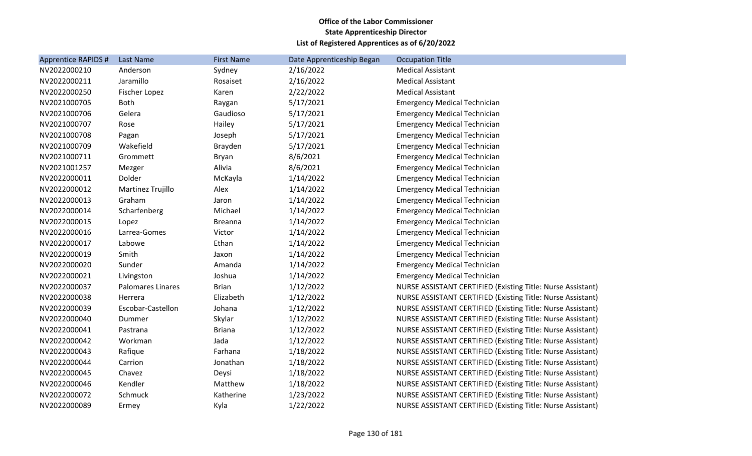**Office of the Labor Commissioner**
**State Apprenticeship Director**
**List of Registered Apprentices as of 6/20/2022**

| Apprentice RAPIDS # | Last Name | First Name | Date Apprenticeship Began | Occupation Title |
|---|---|---|---|---|
| NV2022000210 | Anderson | Sydney | 2/16/2022 | Medical Assistant |
| NV2022000211 | Jaramillo | Rosaiset | 2/16/2022 | Medical Assistant |
| NV2022000250 | Fischer Lopez | Karen | 2/22/2022 | Medical Assistant |
| NV2021000705 | Both | Raygan | 5/17/2021 | Emergency Medical Technician |
| NV2021000706 | Gelera | Gaudioso | 5/17/2021 | Emergency Medical Technician |
| NV2021000707 | Rose | Hailey | 5/17/2021 | Emergency Medical Technician |
| NV2021000708 | Pagan | Joseph | 5/17/2021 | Emergency Medical Technician |
| NV2021000709 | Wakefield | Brayden | 5/17/2021 | Emergency Medical Technician |
| NV2021000711 | Grommett | Bryan | 8/6/2021 | Emergency Medical Technician |
| NV2021001257 | Mezger | Alivia | 8/6/2021 | Emergency Medical Technician |
| NV2022000011 | Dolder | McKayla | 1/14/2022 | Emergency Medical Technician |
| NV2022000012 | Martinez Trujillo | Alex | 1/14/2022 | Emergency Medical Technician |
| NV2022000013 | Graham | Jaron | 1/14/2022 | Emergency Medical Technician |
| NV2022000014 | Scharfenberg | Michael | 1/14/2022 | Emergency Medical Technician |
| NV2022000015 | Lopez | Breanna | 1/14/2022 | Emergency Medical Technician |
| NV2022000016 | Larrea-Gomes | Victor | 1/14/2022 | Emergency Medical Technician |
| NV2022000017 | Labowe | Ethan | 1/14/2022 | Emergency Medical Technician |
| NV2022000019 | Smith | Jaxon | 1/14/2022 | Emergency Medical Technician |
| NV2022000020 | Sunder | Amanda | 1/14/2022 | Emergency Medical Technician |
| NV2022000021 | Livingston | Joshua | 1/14/2022 | Emergency Medical Technician |
| NV2022000037 | Palomares Linares | Brian | 1/12/2022 | NURSE ASSISTANT CERTIFIED (Existing Title: Nurse Assistant) |
| NV2022000038 | Herrera | Elizabeth | 1/12/2022 | NURSE ASSISTANT CERTIFIED (Existing Title: Nurse Assistant) |
| NV2022000039 | Escobar-Castellon | Johana | 1/12/2022 | NURSE ASSISTANT CERTIFIED (Existing Title: Nurse Assistant) |
| NV2022000040 | Dummer | Skylar | 1/12/2022 | NURSE ASSISTANT CERTIFIED (Existing Title: Nurse Assistant) |
| NV2022000041 | Pastrana | Briana | 1/12/2022 | NURSE ASSISTANT CERTIFIED (Existing Title: Nurse Assistant) |
| NV2022000042 | Workman | Jada | 1/12/2022 | NURSE ASSISTANT CERTIFIED (Existing Title: Nurse Assistant) |
| NV2022000043 | Rafique | Farhana | 1/18/2022 | NURSE ASSISTANT CERTIFIED (Existing Title: Nurse Assistant) |
| NV2022000044 | Carrion | Jonathan | 1/18/2022 | NURSE ASSISTANT CERTIFIED (Existing Title: Nurse Assistant) |
| NV2022000045 | Chavez | Deysi | 1/18/2022 | NURSE ASSISTANT CERTIFIED (Existing Title: Nurse Assistant) |
| NV2022000046 | Kendler | Matthew | 1/18/2022 | NURSE ASSISTANT CERTIFIED (Existing Title: Nurse Assistant) |
| NV2022000072 | Schmuck | Katherine | 1/23/2022 | NURSE ASSISTANT CERTIFIED (Existing Title: Nurse Assistant) |
| NV2022000089 | Ermey | Kyla | 1/22/2022 | NURSE ASSISTANT CERTIFIED (Existing Title: Nurse Assistant) |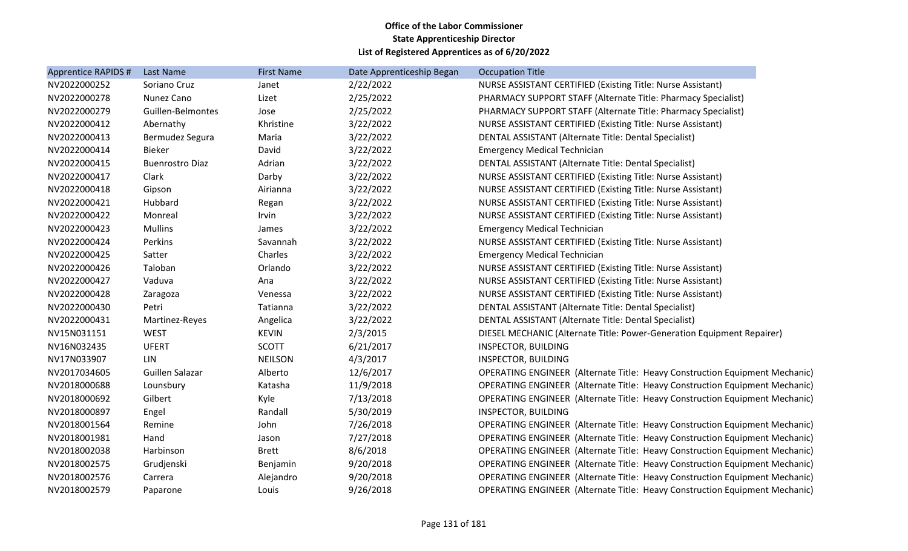**Office of the Labor Commissioner**
**State Apprenticeship Director**
**List of Registered Apprentices as of 6/20/2022**

| Apprentice RAPIDS # | Last Name | First Name | Date Apprenticeship Began | Occupation Title |
|---|---|---|---|---|
| NV2022000252 | Soriano Cruz | Janet | 2/22/2022 | NURSE ASSISTANT CERTIFIED (Existing Title: Nurse Assistant) |
| NV2022000278 | Nunez Cano | Lizet | 2/25/2022 | PHARMACY SUPPORT STAFF (Alternate Title: Pharmacy Specialist) |
| NV2022000279 | Guillen-Belmontes | Jose | 2/25/2022 | PHARMACY SUPPORT STAFF (Alternate Title: Pharmacy Specialist) |
| NV2022000412 | Abernathy | Khristine | 3/22/2022 | NURSE ASSISTANT CERTIFIED (Existing Title: Nurse Assistant) |
| NV2022000413 | Bermudez Segura | Maria | 3/22/2022 | DENTAL ASSISTANT (Alternate Title: Dental Specialist) |
| NV2022000414 | Bieker | David | 3/22/2022 | Emergency Medical Technician |
| NV2022000415 | Buenrostro Diaz | Adrian | 3/22/2022 | DENTAL ASSISTANT (Alternate Title: Dental Specialist) |
| NV2022000417 | Clark | Darby | 3/22/2022 | NURSE ASSISTANT CERTIFIED (Existing Title: Nurse Assistant) |
| NV2022000418 | Gipson | Airianna | 3/22/2022 | NURSE ASSISTANT CERTIFIED (Existing Title: Nurse Assistant) |
| NV2022000421 | Hubbard | Regan | 3/22/2022 | NURSE ASSISTANT CERTIFIED (Existing Title: Nurse Assistant) |
| NV2022000422 | Monreal | Irvin | 3/22/2022 | NURSE ASSISTANT CERTIFIED (Existing Title: Nurse Assistant) |
| NV2022000423 | Mullins | James | 3/22/2022 | Emergency Medical Technician |
| NV2022000424 | Perkins | Savannah | 3/22/2022 | NURSE ASSISTANT CERTIFIED (Existing Title: Nurse Assistant) |
| NV2022000425 | Satter | Charles | 3/22/2022 | Emergency Medical Technician |
| NV2022000426 | Taloban | Orlando | 3/22/2022 | NURSE ASSISTANT CERTIFIED (Existing Title: Nurse Assistant) |
| NV2022000427 | Vaduva | Ana | 3/22/2022 | NURSE ASSISTANT CERTIFIED (Existing Title: Nurse Assistant) |
| NV2022000428 | Zaragoza | Venessa | 3/22/2022 | NURSE ASSISTANT CERTIFIED (Existing Title: Nurse Assistant) |
| NV2022000430 | Petri | Tatianna | 3/22/2022 | DENTAL ASSISTANT (Alternate Title: Dental Specialist) |
| NV2022000431 | Martinez-Reyes | Angelica | 3/22/2022 | DENTAL ASSISTANT (Alternate Title: Dental Specialist) |
| NV15N031151 | WEST | KEVIN | 2/3/2015 | DIESEL MECHANIC (Alternate Title: Power-Generation Equipment Repairer) |
| NV16N032435 | UFERT | SCOTT | 6/21/2017 | INSPECTOR, BUILDING |
| NV17N033907 | LIN | NEILSON | 4/3/2017 | INSPECTOR, BUILDING |
| NV2017034605 | Guillen Salazar | Alberto | 12/6/2017 | OPERATING ENGINEER (Alternate Title: Heavy Construction Equipment Mechanic) |
| NV2018000688 | Lounsbury | Katasha | 11/9/2018 | OPERATING ENGINEER (Alternate Title: Heavy Construction Equipment Mechanic) |
| NV2018000692 | Gilbert | Kyle | 7/13/2018 | OPERATING ENGINEER (Alternate Title: Heavy Construction Equipment Mechanic) |
| NV2018000897 | Engel | Randall | 5/30/2019 | INSPECTOR, BUILDING |
| NV2018001564 | Remine | John | 7/26/2018 | OPERATING ENGINEER (Alternate Title: Heavy Construction Equipment Mechanic) |
| NV2018001981 | Hand | Jason | 7/27/2018 | OPERATING ENGINEER (Alternate Title: Heavy Construction Equipment Mechanic) |
| NV2018002038 | Harbinson | Brett | 8/6/2018 | OPERATING ENGINEER (Alternate Title: Heavy Construction Equipment Mechanic) |
| NV2018002575 | Grudjenski | Benjamin | 9/20/2018 | OPERATING ENGINEER (Alternate Title: Heavy Construction Equipment Mechanic) |
| NV2018002576 | Carrera | Alejandro | 9/20/2018 | OPERATING ENGINEER (Alternate Title: Heavy Construction Equipment Mechanic) |
| NV2018002579 | Paparone | Louis | 9/26/2018 | OPERATING ENGINEER (Alternate Title: Heavy Construction Equipment Mechanic) |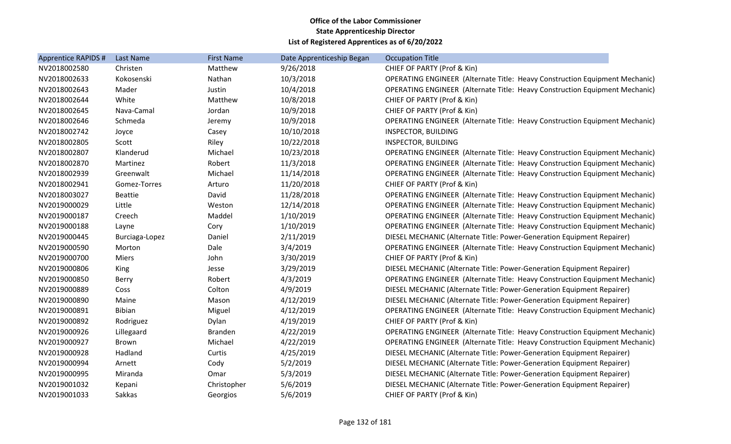**Office of the Labor Commissioner**
**State Apprenticeship Director**
**List of Registered Apprentices as of 6/20/2022**

| Apprentice RAPIDS # | Last Name | First Name | Date Apprenticeship Began | Occupation Title |
|---|---|---|---|---|
| NV2018002580 | Christen | Matthew | 9/26/2018 | CHIEF OF PARTY (Prof & Kin) |
| NV2018002633 | Kokosenski | Nathan | 10/3/2018 | OPERATING ENGINEER (Alternate Title: Heavy Construction Equipment Mechanic) |
| NV2018002643 | Mader | Justin | 10/4/2018 | OPERATING ENGINEER (Alternate Title: Heavy Construction Equipment Mechanic) |
| NV2018002644 | White | Matthew | 10/8/2018 | CHIEF OF PARTY (Prof & Kin) |
| NV2018002645 | Nava-Camal | Jordan | 10/9/2018 | CHIEF OF PARTY (Prof & Kin) |
| NV2018002646 | Schmeda | Jeremy | 10/9/2018 | OPERATING ENGINEER (Alternate Title: Heavy Construction Equipment Mechanic) |
| NV2018002742 | Joyce | Casey | 10/10/2018 | INSPECTOR, BUILDING |
| NV2018002805 | Scott | Riley | 10/22/2018 | INSPECTOR, BUILDING |
| NV2018002807 | Klanderud | Michael | 10/23/2018 | OPERATING ENGINEER (Alternate Title: Heavy Construction Equipment Mechanic) |
| NV2018002870 | Martinez | Robert | 11/3/2018 | OPERATING ENGINEER (Alternate Title: Heavy Construction Equipment Mechanic) |
| NV2018002939 | Greenwalt | Michael | 11/14/2018 | OPERATING ENGINEER (Alternate Title: Heavy Construction Equipment Mechanic) |
| NV2018002941 | Gomez-Torres | Arturo | 11/20/2018 | CHIEF OF PARTY (Prof & Kin) |
| NV2018003027 | Beattie | David | 11/28/2018 | OPERATING ENGINEER (Alternate Title: Heavy Construction Equipment Mechanic) |
| NV2019000029 | Little | Weston | 12/14/2018 | OPERATING ENGINEER (Alternate Title: Heavy Construction Equipment Mechanic) |
| NV2019000187 | Creech | Maddel | 1/10/2019 | OPERATING ENGINEER (Alternate Title: Heavy Construction Equipment Mechanic) |
| NV2019000188 | Layne | Cory | 1/10/2019 | OPERATING ENGINEER (Alternate Title: Heavy Construction Equipment Mechanic) |
| NV2019000445 | Burciaga-Lopez | Daniel | 2/11/2019 | DIESEL MECHANIC (Alternate Title: Power-Generation Equipment Repairer) |
| NV2019000590 | Morton | Dale | 3/4/2019 | OPERATING ENGINEER (Alternate Title: Heavy Construction Equipment Mechanic) |
| NV2019000700 | Miers | John | 3/30/2019 | CHIEF OF PARTY (Prof & Kin) |
| NV2019000806 | King | Jesse | 3/29/2019 | DIESEL MECHANIC (Alternate Title: Power-Generation Equipment Repairer) |
| NV2019000850 | Berry | Robert | 4/3/2019 | OPERATING ENGINEER (Alternate Title: Heavy Construction Equipment Mechanic) |
| NV2019000889 | Coss | Colton | 4/9/2019 | DIESEL MECHANIC (Alternate Title: Power-Generation Equipment Repairer) |
| NV2019000890 | Maine | Mason | 4/12/2019 | DIESEL MECHANIC (Alternate Title: Power-Generation Equipment Repairer) |
| NV2019000891 | Bibian | Miguel | 4/12/2019 | OPERATING ENGINEER (Alternate Title: Heavy Construction Equipment Mechanic) |
| NV2019000892 | Rodriguez | Dylan | 4/19/2019 | CHIEF OF PARTY (Prof & Kin) |
| NV2019000926 | Lillegaard | Branden | 4/22/2019 | OPERATING ENGINEER (Alternate Title: Heavy Construction Equipment Mechanic) |
| NV2019000927 | Brown | Michael | 4/22/2019 | OPERATING ENGINEER (Alternate Title: Heavy Construction Equipment Mechanic) |
| NV2019000928 | Hadland | Curtis | 4/25/2019 | DIESEL MECHANIC (Alternate Title: Power-Generation Equipment Repairer) |
| NV2019000994 | Arnett | Cody | 5/2/2019 | DIESEL MECHANIC (Alternate Title: Power-Generation Equipment Repairer) |
| NV2019000995 | Miranda | Omar | 5/3/2019 | DIESEL MECHANIC (Alternate Title: Power-Generation Equipment Repairer) |
| NV2019001032 | Kepani | Christopher | 5/6/2019 | DIESEL MECHANIC (Alternate Title: Power-Generation Equipment Repairer) |
| NV2019001033 | Sakkas | Georgios | 5/6/2019 | CHIEF OF PARTY (Prof & Kin) |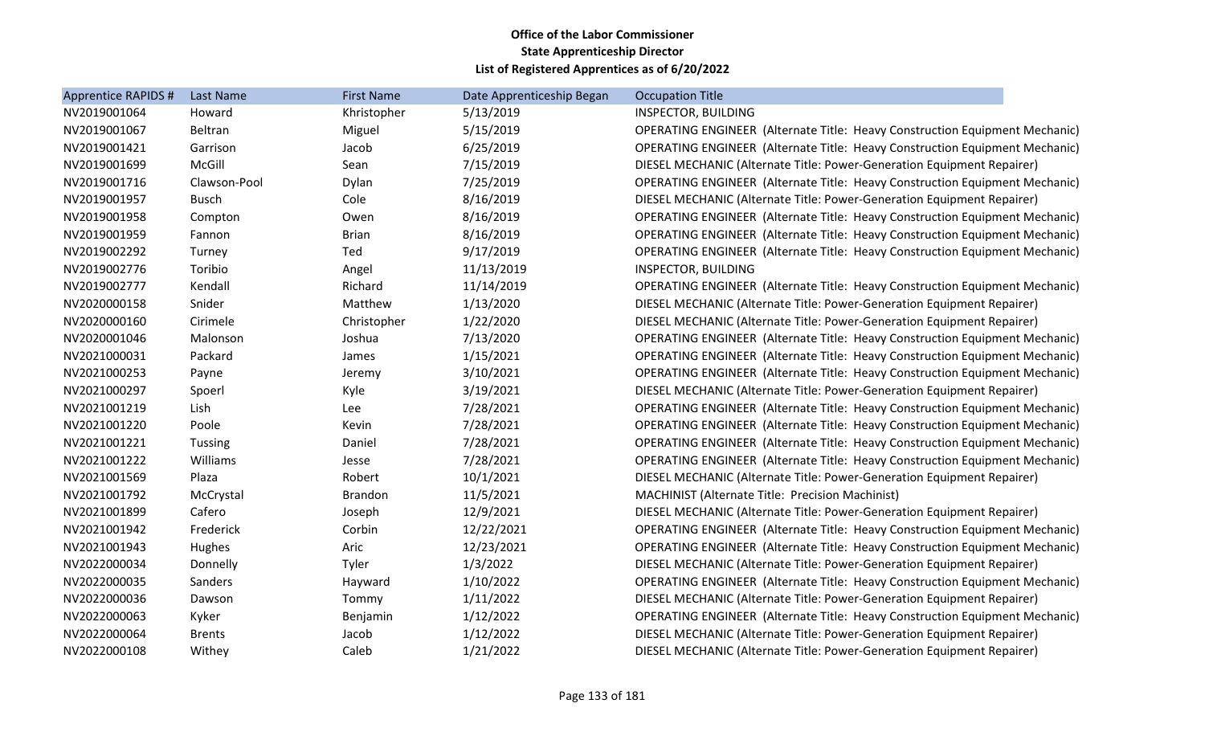**Office of the Labor Commissioner**
**State Apprenticeship Director**
**List of Registered Apprentices as of 6/20/2022**

| Apprentice RAPIDS # | Last Name | First Name | Date Apprenticeship Began | Occupation Title |
|---|---|---|---|---|
| NV2019001064 | Howard | Khristopher | 5/13/2019 | INSPECTOR, BUILDING |
| NV2019001067 | Beltran | Miguel | 5/15/2019 | OPERATING ENGINEER (Alternate Title: Heavy Construction Equipment Mechanic) |
| NV2019001421 | Garrison | Jacob | 6/25/2019 | OPERATING ENGINEER (Alternate Title: Heavy Construction Equipment Mechanic) |
| NV2019001699 | McGill | Sean | 7/15/2019 | DIESEL MECHANIC (Alternate Title: Power-Generation Equipment Repairer) |
| NV2019001716 | Clawson-Pool | Dylan | 7/25/2019 | OPERATING ENGINEER (Alternate Title: Heavy Construction Equipment Mechanic) |
| NV2019001957 | Busch | Cole | 8/16/2019 | DIESEL MECHANIC (Alternate Title: Power-Generation Equipment Repairer) |
| NV2019001958 | Compton | Owen | 8/16/2019 | OPERATING ENGINEER (Alternate Title: Heavy Construction Equipment Mechanic) |
| NV2019001959 | Fannon | Brian | 8/16/2019 | OPERATING ENGINEER (Alternate Title: Heavy Construction Equipment Mechanic) |
| NV2019002292 | Turney | Ted | 9/17/2019 | OPERATING ENGINEER (Alternate Title: Heavy Construction Equipment Mechanic) |
| NV2019002776 | Toribio | Angel | 11/13/2019 | INSPECTOR, BUILDING |
| NV2019002777 | Kendall | Richard | 11/14/2019 | OPERATING ENGINEER (Alternate Title: Heavy Construction Equipment Mechanic) |
| NV2020000158 | Snider | Matthew | 1/13/2020 | DIESEL MECHANIC (Alternate Title: Power-Generation Equipment Repairer) |
| NV2020000160 | Cirimele | Christopher | 1/22/2020 | DIESEL MECHANIC (Alternate Title: Power-Generation Equipment Repairer) |
| NV2020001046 | Malonson | Joshua | 7/13/2020 | OPERATING ENGINEER (Alternate Title: Heavy Construction Equipment Mechanic) |
| NV2021000031 | Packard | James | 1/15/2021 | OPERATING ENGINEER (Alternate Title: Heavy Construction Equipment Mechanic) |
| NV2021000253 | Payne | Jeremy | 3/10/2021 | OPERATING ENGINEER (Alternate Title: Heavy Construction Equipment Mechanic) |
| NV2021000297 | Spoerl | Kyle | 3/19/2021 | DIESEL MECHANIC (Alternate Title: Power-Generation Equipment Repairer) |
| NV2021001219 | Lish | Lee | 7/28/2021 | OPERATING ENGINEER (Alternate Title: Heavy Construction Equipment Mechanic) |
| NV2021001220 | Poole | Kevin | 7/28/2021 | OPERATING ENGINEER (Alternate Title: Heavy Construction Equipment Mechanic) |
| NV2021001221 | Tussing | Daniel | 7/28/2021 | OPERATING ENGINEER (Alternate Title: Heavy Construction Equipment Mechanic) |
| NV2021001222 | Williams | Jesse | 7/28/2021 | OPERATING ENGINEER (Alternate Title: Heavy Construction Equipment Mechanic) |
| NV2021001569 | Plaza | Robert | 10/1/2021 | DIESEL MECHANIC (Alternate Title: Power-Generation Equipment Repairer) |
| NV2021001792 | McCrystal | Brandon | 11/5/2021 | MACHINIST (Alternate Title: Precision Machinist) |
| NV2021001899 | Cafero | Joseph | 12/9/2021 | DIESEL MECHANIC (Alternate Title: Power-Generation Equipment Repairer) |
| NV2021001942 | Frederick | Corbin | 12/22/2021 | OPERATING ENGINEER (Alternate Title: Heavy Construction Equipment Mechanic) |
| NV2021001943 | Hughes | Aric | 12/23/2021 | OPERATING ENGINEER (Alternate Title: Heavy Construction Equipment Mechanic) |
| NV2022000034 | Donnelly | Tyler | 1/3/2022 | DIESEL MECHANIC (Alternate Title: Power-Generation Equipment Repairer) |
| NV2022000035 | Sanders | Hayward | 1/10/2022 | OPERATING ENGINEER (Alternate Title: Heavy Construction Equipment Mechanic) |
| NV2022000036 | Dawson | Tommy | 1/11/2022 | DIESEL MECHANIC (Alternate Title: Power-Generation Equipment Repairer) |
| NV2022000063 | Kyker | Benjamin | 1/12/2022 | OPERATING ENGINEER (Alternate Title: Heavy Construction Equipment Mechanic) |
| NV2022000064 | Brents | Jacob | 1/12/2022 | DIESEL MECHANIC (Alternate Title: Power-Generation Equipment Repairer) |
| NV2022000108 | Withey | Caleb | 1/21/2022 | DIESEL MECHANIC (Alternate Title: Power-Generation Equipment Repairer) |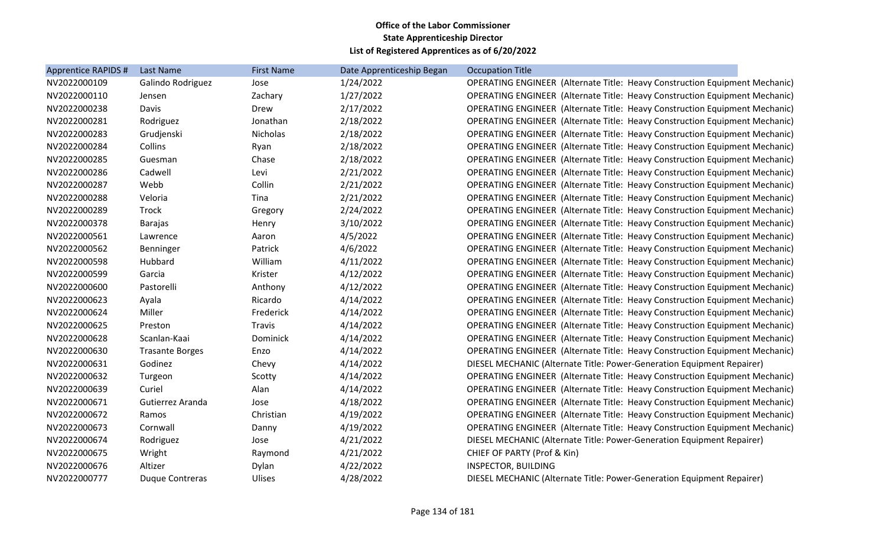**Office of the Labor Commissioner**
**State Apprenticeship Director**
**List of Registered Apprentices as of 6/20/2022**

| Apprentice RAPIDS # | Last Name | First Name | Date Apprenticeship Began | Occupation Title |
|---|---|---|---|---|
| NV2022000109 | Galindo Rodriguez | Jose | 1/24/2022 | OPERATING ENGINEER (Alternate Title: Heavy Construction Equipment Mechanic) |
| NV2022000110 | Jensen | Zachary | 1/27/2022 | OPERATING ENGINEER (Alternate Title: Heavy Construction Equipment Mechanic) |
| NV2022000238 | Davis | Drew | 2/17/2022 | OPERATING ENGINEER (Alternate Title: Heavy Construction Equipment Mechanic) |
| NV2022000281 | Rodriguez | Jonathan | 2/18/2022 | OPERATING ENGINEER (Alternate Title: Heavy Construction Equipment Mechanic) |
| NV2022000283 | Grudjenski | Nicholas | 2/18/2022 | OPERATING ENGINEER (Alternate Title: Heavy Construction Equipment Mechanic) |
| NV2022000284 | Collins | Ryan | 2/18/2022 | OPERATING ENGINEER (Alternate Title: Heavy Construction Equipment Mechanic) |
| NV2022000285 | Guesman | Chase | 2/18/2022 | OPERATING ENGINEER (Alternate Title: Heavy Construction Equipment Mechanic) |
| NV2022000286 | Cadwell | Levi | 2/21/2022 | OPERATING ENGINEER (Alternate Title: Heavy Construction Equipment Mechanic) |
| NV2022000287 | Webb | Collin | 2/21/2022 | OPERATING ENGINEER (Alternate Title: Heavy Construction Equipment Mechanic) |
| NV2022000288 | Veloria | Tina | 2/21/2022 | OPERATING ENGINEER (Alternate Title: Heavy Construction Equipment Mechanic) |
| NV2022000289 | Trock | Gregory | 2/24/2022 | OPERATING ENGINEER (Alternate Title: Heavy Construction Equipment Mechanic) |
| NV2022000378 | Barajas | Henry | 3/10/2022 | OPERATING ENGINEER (Alternate Title: Heavy Construction Equipment Mechanic) |
| NV2022000561 | Lawrence | Aaron | 4/5/2022 | OPERATING ENGINEER (Alternate Title: Heavy Construction Equipment Mechanic) |
| NV2022000562 | Benninger | Patrick | 4/6/2022 | OPERATING ENGINEER (Alternate Title: Heavy Construction Equipment Mechanic) |
| NV2022000598 | Hubbard | William | 4/11/2022 | OPERATING ENGINEER (Alternate Title: Heavy Construction Equipment Mechanic) |
| NV2022000599 | Garcia | Krister | 4/12/2022 | OPERATING ENGINEER (Alternate Title: Heavy Construction Equipment Mechanic) |
| NV2022000600 | Pastorelli | Anthony | 4/12/2022 | OPERATING ENGINEER (Alternate Title: Heavy Construction Equipment Mechanic) |
| NV2022000623 | Ayala | Ricardo | 4/14/2022 | OPERATING ENGINEER (Alternate Title: Heavy Construction Equipment Mechanic) |
| NV2022000624 | Miller | Frederick | 4/14/2022 | OPERATING ENGINEER (Alternate Title: Heavy Construction Equipment Mechanic) |
| NV2022000625 | Preston | Travis | 4/14/2022 | OPERATING ENGINEER (Alternate Title: Heavy Construction Equipment Mechanic) |
| NV2022000628 | Scanlan-Kaai | Dominick | 4/14/2022 | OPERATING ENGINEER (Alternate Title: Heavy Construction Equipment Mechanic) |
| NV2022000630 | Trasante Borges | Enzo | 4/14/2022 | OPERATING ENGINEER (Alternate Title: Heavy Construction Equipment Mechanic) |
| NV2022000631 | Godinez | Chevy | 4/14/2022 | DIESEL MECHANIC (Alternate Title: Power-Generation Equipment Repairer) |
| NV2022000632 | Turgeon | Scotty | 4/14/2022 | OPERATING ENGINEER (Alternate Title: Heavy Construction Equipment Mechanic) |
| NV2022000639 | Curiel | Alan | 4/14/2022 | OPERATING ENGINEER (Alternate Title: Heavy Construction Equipment Mechanic) |
| NV2022000671 | Gutierrez Aranda | Jose | 4/18/2022 | OPERATING ENGINEER (Alternate Title: Heavy Construction Equipment Mechanic) |
| NV2022000672 | Ramos | Christian | 4/19/2022 | OPERATING ENGINEER (Alternate Title: Heavy Construction Equipment Mechanic) |
| NV2022000673 | Cornwall | Danny | 4/19/2022 | OPERATING ENGINEER (Alternate Title: Heavy Construction Equipment Mechanic) |
| NV2022000674 | Rodriguez | Jose | 4/21/2022 | DIESEL MECHANIC (Alternate Title: Power-Generation Equipment Repairer) |
| NV2022000675 | Wright | Raymond | 4/21/2022 | CHIEF OF PARTY (Prof & Kin) |
| NV2022000676 | Altizer | Dylan | 4/22/2022 | INSPECTOR, BUILDING |
| NV2022000777 | Duque Contreras | Ulises | 4/28/2022 | DIESEL MECHANIC (Alternate Title: Power-Generation Equipment Repairer) |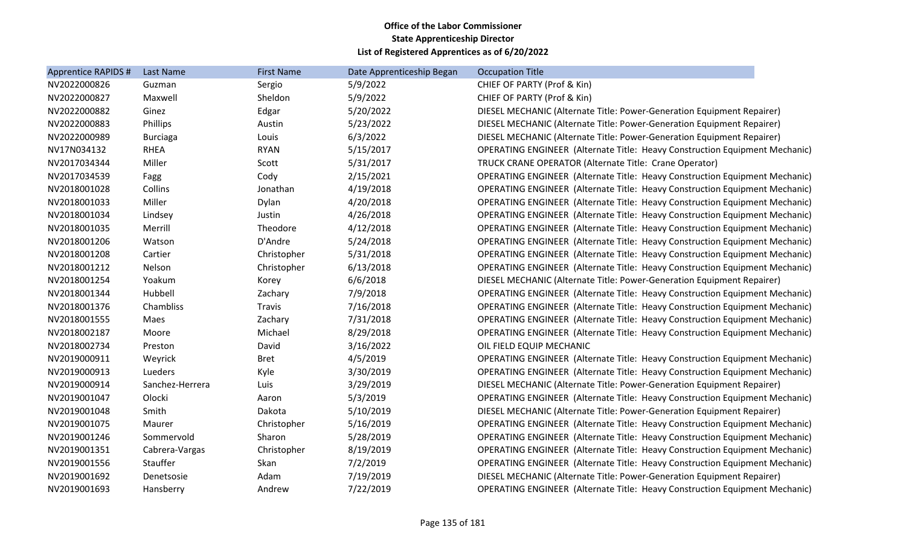**Office of the Labor Commissioner**
**State Apprenticeship Director**
**List of Registered Apprentices as of 6/20/2022**

| Apprentice RAPIDS # | Last Name | First Name | Date Apprenticeship Began | Occupation Title |
|---|---|---|---|---|
| NV2022000826 | Guzman | Sergio | 5/9/2022 | CHIEF OF PARTY (Prof & Kin) |
| NV2022000827 | Maxwell | Sheldon | 5/9/2022 | CHIEF OF PARTY (Prof & Kin) |
| NV2022000882 | Ginez | Edgar | 5/20/2022 | DIESEL MECHANIC (Alternate Title: Power-Generation Equipment Repairer) |
| NV2022000883 | Phillips | Austin | 5/23/2022 | DIESEL MECHANIC (Alternate Title: Power-Generation Equipment Repairer) |
| NV2022000989 | Burciaga | Louis | 6/3/2022 | DIESEL MECHANIC (Alternate Title: Power-Generation Equipment Repairer) |
| NV17N034132 | RHEA | RYAN | 5/15/2017 | OPERATING ENGINEER (Alternate Title: Heavy Construction Equipment Mechanic) |
| NV2017034344 | Miller | Scott | 5/31/2017 | TRUCK CRANE OPERATOR (Alternate Title: Crane Operator) |
| NV2017034539 | Fagg | Cody | 2/15/2021 | OPERATING ENGINEER (Alternate Title: Heavy Construction Equipment Mechanic) |
| NV2018001028 | Collins | Jonathan | 4/19/2018 | OPERATING ENGINEER (Alternate Title: Heavy Construction Equipment Mechanic) |
| NV2018001033 | Miller | Dylan | 4/20/2018 | OPERATING ENGINEER (Alternate Title: Heavy Construction Equipment Mechanic) |
| NV2018001034 | Lindsey | Justin | 4/26/2018 | OPERATING ENGINEER (Alternate Title: Heavy Construction Equipment Mechanic) |
| NV2018001035 | Merrill | Theodore | 4/12/2018 | OPERATING ENGINEER (Alternate Title: Heavy Construction Equipment Mechanic) |
| NV2018001206 | Watson | D'Andre | 5/24/2018 | OPERATING ENGINEER (Alternate Title: Heavy Construction Equipment Mechanic) |
| NV2018001208 | Cartier | Christopher | 5/31/2018 | OPERATING ENGINEER (Alternate Title: Heavy Construction Equipment Mechanic) |
| NV2018001212 | Nelson | Christopher | 6/13/2018 | OPERATING ENGINEER (Alternate Title: Heavy Construction Equipment Mechanic) |
| NV2018001254 | Yoakum | Korey | 6/6/2018 | DIESEL MECHANIC (Alternate Title: Power-Generation Equipment Repairer) |
| NV2018001344 | Hubbell | Zachary | 7/9/2018 | OPERATING ENGINEER (Alternate Title: Heavy Construction Equipment Mechanic) |
| NV2018001376 | Chambliss | Travis | 7/16/2018 | OPERATING ENGINEER (Alternate Title: Heavy Construction Equipment Mechanic) |
| NV2018001555 | Maes | Zachary | 7/31/2018 | OPERATING ENGINEER (Alternate Title: Heavy Construction Equipment Mechanic) |
| NV2018002187 | Moore | Michael | 8/29/2018 | OPERATING ENGINEER (Alternate Title: Heavy Construction Equipment Mechanic) |
| NV2018002734 | Preston | David | 3/16/2022 | OIL FIELD EQUIP MECHANIC |
| NV2019000911 | Weyrick | Bret | 4/5/2019 | OPERATING ENGINEER (Alternate Title: Heavy Construction Equipment Mechanic) |
| NV2019000913 | Lueders | Kyle | 3/30/2019 | OPERATING ENGINEER (Alternate Title: Heavy Construction Equipment Mechanic) |
| NV2019000914 | Sanchez-Herrera | Luis | 3/29/2019 | DIESEL MECHANIC (Alternate Title: Power-Generation Equipment Repairer) |
| NV2019001047 | Olocki | Aaron | 5/3/2019 | OPERATING ENGINEER (Alternate Title: Heavy Construction Equipment Mechanic) |
| NV2019001048 | Smith | Dakota | 5/10/2019 | DIESEL MECHANIC (Alternate Title: Power-Generation Equipment Repairer) |
| NV2019001075 | Maurer | Christopher | 5/16/2019 | OPERATING ENGINEER (Alternate Title: Heavy Construction Equipment Mechanic) |
| NV2019001246 | Sommervold | Sharon | 5/28/2019 | OPERATING ENGINEER (Alternate Title: Heavy Construction Equipment Mechanic) |
| NV2019001351 | Cabrera-Vargas | Christopher | 8/19/2019 | OPERATING ENGINEER (Alternate Title: Heavy Construction Equipment Mechanic) |
| NV2019001556 | Stauffer | Skan | 7/2/2019 | OPERATING ENGINEER (Alternate Title: Heavy Construction Equipment Mechanic) |
| NV2019001692 | Denetsosie | Adam | 7/19/2019 | DIESEL MECHANIC (Alternate Title: Power-Generation Equipment Repairer) |
| NV2019001693 | Hansberry | Andrew | 7/22/2019 | OPERATING ENGINEER (Alternate Title: Heavy Construction Equipment Mechanic) |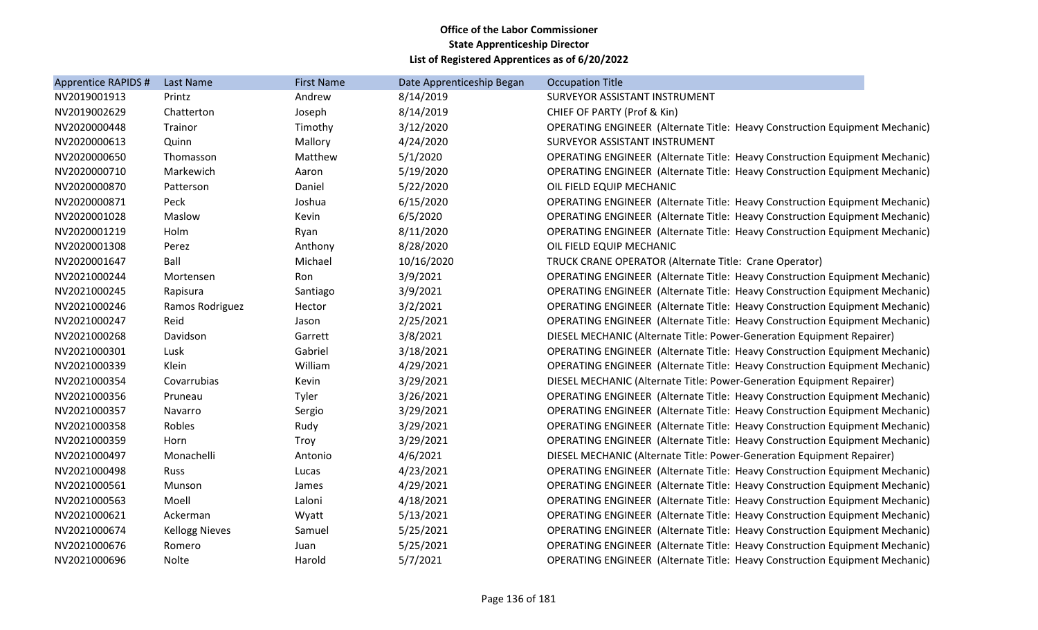**Office of the Labor Commissioner**
**State Apprenticeship Director**
**List of Registered Apprentices as of 6/20/2022**

| Apprentice RAPIDS # | Last Name | First Name | Date Apprenticeship Began | Occupation Title |
|---|---|---|---|---|
| NV2019001913 | Printz | Andrew | 8/14/2019 | SURVEYOR ASSISTANT INSTRUMENT |
| NV2019002629 | Chatterton | Joseph | 8/14/2019 | CHIEF OF PARTY (Prof & Kin) |
| NV2020000448 | Trainor | Timothy | 3/12/2020 | OPERATING ENGINEER (Alternate Title: Heavy Construction Equipment Mechanic) |
| NV2020000613 | Quinn | Mallory | 4/24/2020 | SURVEYOR ASSISTANT INSTRUMENT |
| NV2020000650 | Thomasson | Matthew | 5/1/2020 | OPERATING ENGINEER (Alternate Title: Heavy Construction Equipment Mechanic) |
| NV2020000710 | Markewich | Aaron | 5/19/2020 | OPERATING ENGINEER (Alternate Title: Heavy Construction Equipment Mechanic) |
| NV2020000870 | Patterson | Daniel | 5/22/2020 | OIL FIELD EQUIP MECHANIC |
| NV2020000871 | Peck | Joshua | 6/15/2020 | OPERATING ENGINEER (Alternate Title: Heavy Construction Equipment Mechanic) |
| NV2020001028 | Maslow | Kevin | 6/5/2020 | OPERATING ENGINEER (Alternate Title: Heavy Construction Equipment Mechanic) |
| NV2020001219 | Holm | Ryan | 8/11/2020 | OPERATING ENGINEER (Alternate Title: Heavy Construction Equipment Mechanic) |
| NV2020001308 | Perez | Anthony | 8/28/2020 | OIL FIELD EQUIP MECHANIC |
| NV2020001647 | Ball | Michael | 10/16/2020 | TRUCK CRANE OPERATOR (Alternate Title: Crane Operator) |
| NV2021000244 | Mortensen | Ron | 3/9/2021 | OPERATING ENGINEER (Alternate Title: Heavy Construction Equipment Mechanic) |
| NV2021000245 | Rapisura | Santiago | 3/9/2021 | OPERATING ENGINEER (Alternate Title: Heavy Construction Equipment Mechanic) |
| NV2021000246 | Ramos Rodriguez | Hector | 3/2/2021 | OPERATING ENGINEER (Alternate Title: Heavy Construction Equipment Mechanic) |
| NV2021000247 | Reid | Jason | 2/25/2021 | OPERATING ENGINEER (Alternate Title: Heavy Construction Equipment Mechanic) |
| NV2021000268 | Davidson | Garrett | 3/8/2021 | DIESEL MECHANIC (Alternate Title: Power-Generation Equipment Repairer) |
| NV2021000301 | Lusk | Gabriel | 3/18/2021 | OPERATING ENGINEER (Alternate Title: Heavy Construction Equipment Mechanic) |
| NV2021000339 | Klein | William | 4/29/2021 | OPERATING ENGINEER (Alternate Title: Heavy Construction Equipment Mechanic) |
| NV2021000354 | Covarrubias | Kevin | 3/29/2021 | DIESEL MECHANIC (Alternate Title: Power-Generation Equipment Repairer) |
| NV2021000356 | Pruneau | Tyler | 3/26/2021 | OPERATING ENGINEER (Alternate Title: Heavy Construction Equipment Mechanic) |
| NV2021000357 | Navarro | Sergio | 3/29/2021 | OPERATING ENGINEER (Alternate Title: Heavy Construction Equipment Mechanic) |
| NV2021000358 | Robles | Rudy | 3/29/2021 | OPERATING ENGINEER (Alternate Title: Heavy Construction Equipment Mechanic) |
| NV2021000359 | Horn | Troy | 3/29/2021 | OPERATING ENGINEER (Alternate Title: Heavy Construction Equipment Mechanic) |
| NV2021000497 | Monachelli | Antonio | 4/6/2021 | DIESEL MECHANIC (Alternate Title: Power-Generation Equipment Repairer) |
| NV2021000498 | Russ | Lucas | 4/23/2021 | OPERATING ENGINEER (Alternate Title: Heavy Construction Equipment Mechanic) |
| NV2021000561 | Munson | James | 4/29/2021 | OPERATING ENGINEER (Alternate Title: Heavy Construction Equipment Mechanic) |
| NV2021000563 | Moell | Laloni | 4/18/2021 | OPERATING ENGINEER (Alternate Title: Heavy Construction Equipment Mechanic) |
| NV2021000621 | Ackerman | Wyatt | 5/13/2021 | OPERATING ENGINEER (Alternate Title: Heavy Construction Equipment Mechanic) |
| NV2021000674 | Kellogg Nieves | Samuel | 5/25/2021 | OPERATING ENGINEER (Alternate Title: Heavy Construction Equipment Mechanic) |
| NV2021000676 | Romero | Juan | 5/25/2021 | OPERATING ENGINEER (Alternate Title: Heavy Construction Equipment Mechanic) |
| NV2021000696 | Nolte | Harold | 5/7/2021 | OPERATING ENGINEER (Alternate Title: Heavy Construction Equipment Mechanic) |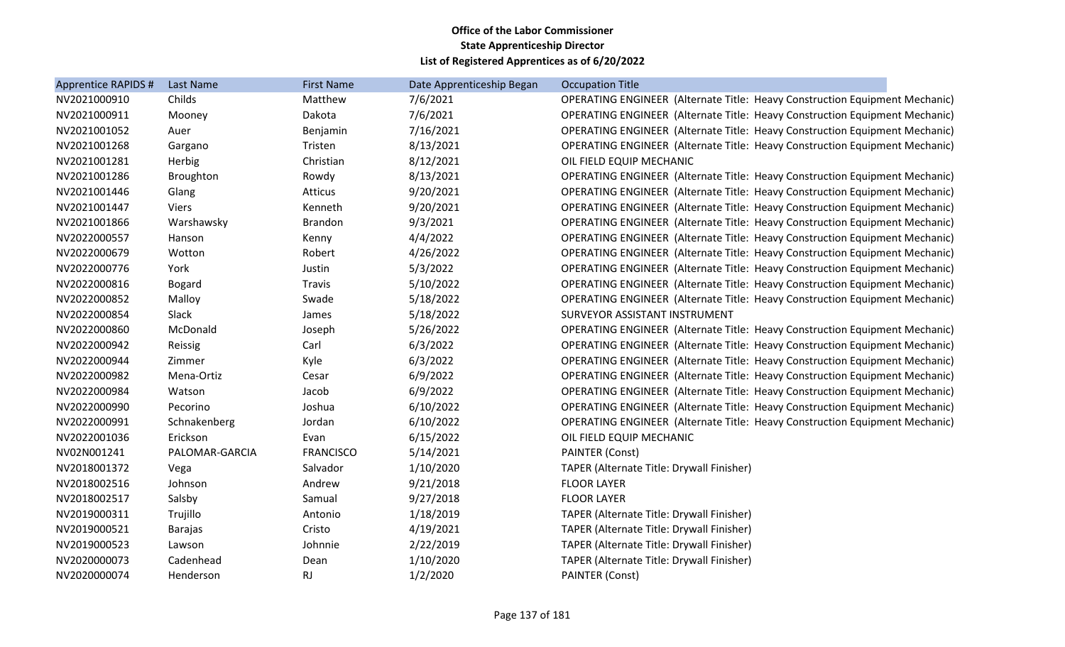**Office of the Labor Commissioner**
**State Apprenticeship Director**
**List of Registered Apprentices as of 6/20/2022**

| Apprentice RAPIDS # | Last Name | First Name | Date Apprenticeship Began | Occupation Title |
|---|---|---|---|---|
| NV2021000910 | Childs | Matthew | 7/6/2021 | OPERATING ENGINEER (Alternate Title: Heavy Construction Equipment Mechanic) |
| NV2021000911 | Mooney | Dakota | 7/6/2021 | OPERATING ENGINEER (Alternate Title: Heavy Construction Equipment Mechanic) |
| NV2021001052 | Auer | Benjamin | 7/16/2021 | OPERATING ENGINEER (Alternate Title: Heavy Construction Equipment Mechanic) |
| NV2021001268 | Gargano | Tristen | 8/13/2021 | OPERATING ENGINEER (Alternate Title: Heavy Construction Equipment Mechanic) |
| NV2021001281 | Herbig | Christian | 8/12/2021 | OIL FIELD EQUIP MECHANIC |
| NV2021001286 | Broughton | Rowdy | 8/13/2021 | OPERATING ENGINEER (Alternate Title: Heavy Construction Equipment Mechanic) |
| NV2021001446 | Glang | Atticus | 9/20/2021 | OPERATING ENGINEER (Alternate Title: Heavy Construction Equipment Mechanic) |
| NV2021001447 | Viers | Kenneth | 9/20/2021 | OPERATING ENGINEER (Alternate Title: Heavy Construction Equipment Mechanic) |
| NV2021001866 | Warshawsky | Brandon | 9/3/2021 | OPERATING ENGINEER (Alternate Title: Heavy Construction Equipment Mechanic) |
| NV2022000557 | Hanson | Kenny | 4/4/2022 | OPERATING ENGINEER (Alternate Title: Heavy Construction Equipment Mechanic) |
| NV2022000679 | Wotton | Robert | 4/26/2022 | OPERATING ENGINEER (Alternate Title: Heavy Construction Equipment Mechanic) |
| NV2022000776 | York | Justin | 5/3/2022 | OPERATING ENGINEER (Alternate Title: Heavy Construction Equipment Mechanic) |
| NV2022000816 | Bogard | Travis | 5/10/2022 | OPERATING ENGINEER (Alternate Title: Heavy Construction Equipment Mechanic) |
| NV2022000852 | Malloy | Swade | 5/18/2022 | OPERATING ENGINEER (Alternate Title: Heavy Construction Equipment Mechanic) |
| NV2022000854 | Slack | James | 5/18/2022 | SURVEYOR ASSISTANT INSTRUMENT |
| NV2022000860 | McDonald | Joseph | 5/26/2022 | OPERATING ENGINEER (Alternate Title: Heavy Construction Equipment Mechanic) |
| NV2022000942 | Reissig | Carl | 6/3/2022 | OPERATING ENGINEER (Alternate Title: Heavy Construction Equipment Mechanic) |
| NV2022000944 | Zimmer | Kyle | 6/3/2022 | OPERATING ENGINEER (Alternate Title: Heavy Construction Equipment Mechanic) |
| NV2022000982 | Mena-Ortiz | Cesar | 6/9/2022 | OPERATING ENGINEER (Alternate Title: Heavy Construction Equipment Mechanic) |
| NV2022000984 | Watson | Jacob | 6/9/2022 | OPERATING ENGINEER (Alternate Title: Heavy Construction Equipment Mechanic) |
| NV2022000990 | Pecorino | Joshua | 6/10/2022 | OPERATING ENGINEER (Alternate Title: Heavy Construction Equipment Mechanic) |
| NV2022000991 | Schnakenberg | Jordan | 6/10/2022 | OPERATING ENGINEER (Alternate Title: Heavy Construction Equipment Mechanic) |
| NV2022001036 | Erickson | Evan | 6/15/2022 | OIL FIELD EQUIP MECHANIC |
| NV02N001241 | PALOMAR-GARCIA | FRANCISCO | 5/14/2021 | PAINTER (Const) |
| NV2018001372 | Vega | Salvador | 1/10/2020 | TAPER (Alternate Title: Drywall Finisher) |
| NV2018002516 | Johnson | Andrew | 9/21/2018 | FLOOR LAYER |
| NV2018002517 | Salsby | Samual | 9/27/2018 | FLOOR LAYER |
| NV2019000311 | Trujillo | Antonio | 1/18/2019 | TAPER (Alternate Title: Drywall Finisher) |
| NV2019000521 | Barajas | Cristo | 4/19/2021 | TAPER (Alternate Title: Drywall Finisher) |
| NV2019000523 | Lawson | Johnnie | 2/22/2019 | TAPER (Alternate Title: Drywall Finisher) |
| NV2020000073 | Cadenhead | Dean | 1/10/2020 | TAPER (Alternate Title: Drywall Finisher) |
| NV2020000074 | Henderson | RJ | 1/2/2020 | PAINTER (Const) |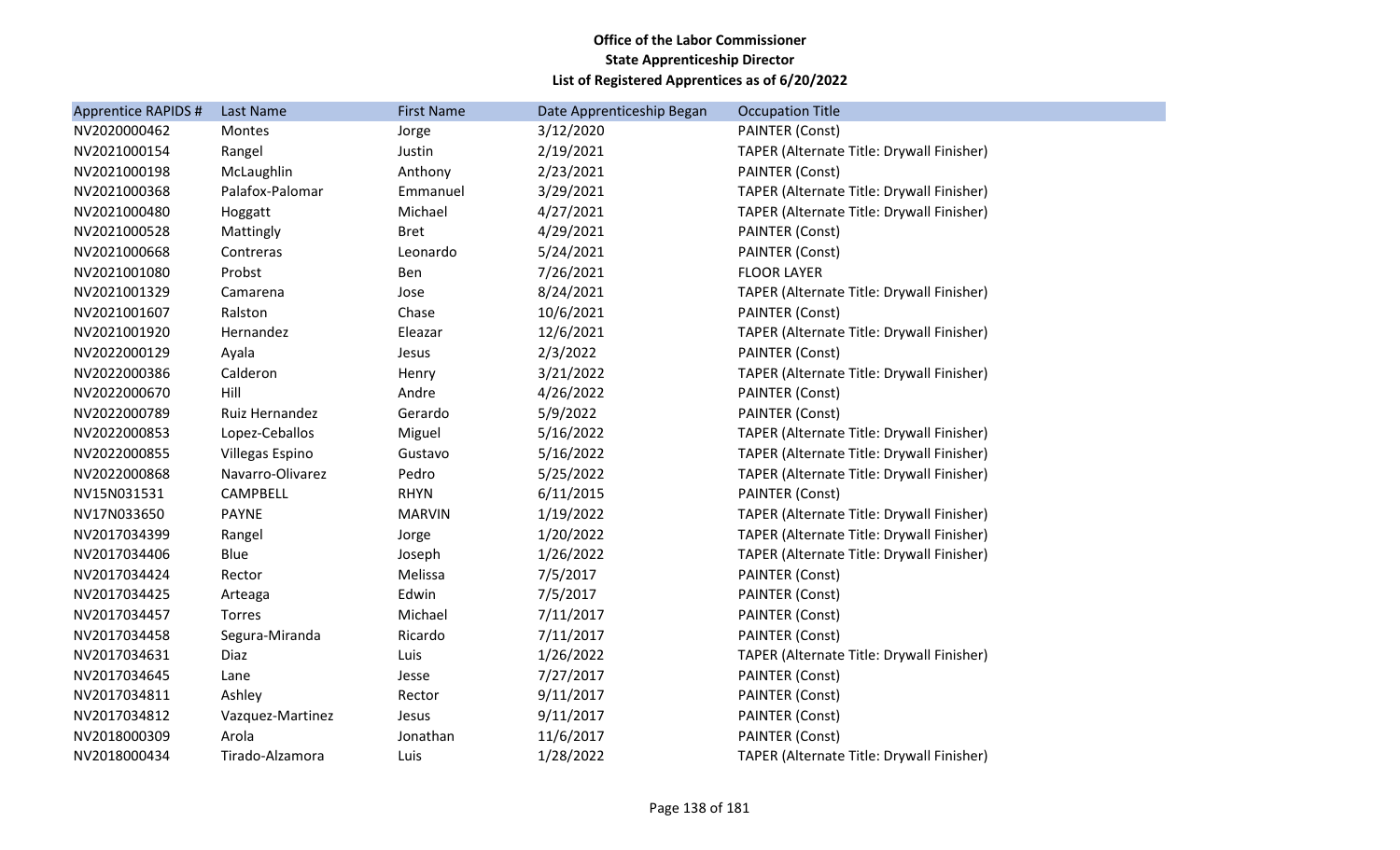**Office of the Labor Commissioner**
**State Apprenticeship Director**
**List of Registered Apprentices as of 6/20/2022**

| Apprentice RAPIDS # | Last Name | First Name | Date Apprenticeship Began | Occupation Title |
|---|---|---|---|---|
| NV2020000462 | Montes | Jorge | 3/12/2020 | PAINTER (Const) |
| NV2021000154 | Rangel | Justin | 2/19/2021 | TAPER (Alternate Title: Drywall Finisher) |
| NV2021000198 | McLaughlin | Anthony | 2/23/2021 | PAINTER (Const) |
| NV2021000368 | Palafox-Palomar | Emmanuel | 3/29/2021 | TAPER (Alternate Title: Drywall Finisher) |
| NV2021000480 | Hoggatt | Michael | 4/27/2021 | TAPER (Alternate Title: Drywall Finisher) |
| NV2021000528 | Mattingly | Bret | 4/29/2021 | PAINTER (Const) |
| NV2021000668 | Contreras | Leonardo | 5/24/2021 | PAINTER (Const) |
| NV2021001080 | Probst | Ben | 7/26/2021 | FLOOR LAYER |
| NV2021001329 | Camarena | Jose | 8/24/2021 | TAPER (Alternate Title: Drywall Finisher) |
| NV2021001607 | Ralston | Chase | 10/6/2021 | PAINTER (Const) |
| NV2021001920 | Hernandez | Eleazar | 12/6/2021 | TAPER (Alternate Title: Drywall Finisher) |
| NV2022000129 | Ayala | Jesus | 2/3/2022 | PAINTER (Const) |
| NV2022000386 | Calderon | Henry | 3/21/2022 | TAPER (Alternate Title: Drywall Finisher) |
| NV2022000670 | Hill | Andre | 4/26/2022 | PAINTER (Const) |
| NV2022000789 | Ruiz Hernandez | Gerardo | 5/9/2022 | PAINTER (Const) |
| NV2022000853 | Lopez-Ceballos | Miguel | 5/16/2022 | TAPER (Alternate Title: Drywall Finisher) |
| NV2022000855 | Villegas Espino | Gustavo | 5/16/2022 | TAPER (Alternate Title: Drywall Finisher) |
| NV2022000868 | Navarro-Olivarez | Pedro | 5/25/2022 | TAPER (Alternate Title: Drywall Finisher) |
| NV15N031531 | CAMPBELL | RHYN | 6/11/2015 | PAINTER (Const) |
| NV17N033650 | PAYNE | MARVIN | 1/19/2022 | TAPER (Alternate Title: Drywall Finisher) |
| NV2017034399 | Rangel | Jorge | 1/20/2022 | TAPER (Alternate Title: Drywall Finisher) |
| NV2017034406 | Blue | Joseph | 1/26/2022 | TAPER (Alternate Title: Drywall Finisher) |
| NV2017034424 | Rector | Melissa | 7/5/2017 | PAINTER (Const) |
| NV2017034425 | Arteaga | Edwin | 7/5/2017 | PAINTER (Const) |
| NV2017034457 | Torres | Michael | 7/11/2017 | PAINTER (Const) |
| NV2017034458 | Segura-Miranda | Ricardo | 7/11/2017 | PAINTER (Const) |
| NV2017034631 | Diaz | Luis | 1/26/2022 | TAPER (Alternate Title: Drywall Finisher) |
| NV2017034645 | Lane | Jesse | 7/27/2017 | PAINTER (Const) |
| NV2017034811 | Ashley | Rector | 9/11/2017 | PAINTER (Const) |
| NV2017034812 | Vazquez-Martinez | Jesus | 9/11/2017 | PAINTER (Const) |
| NV2018000309 | Arola | Jonathan | 11/6/2017 | PAINTER (Const) |
| NV2018000434 | Tirado-Alzamora | Luis | 1/28/2022 | TAPER (Alternate Title: Drywall Finisher) |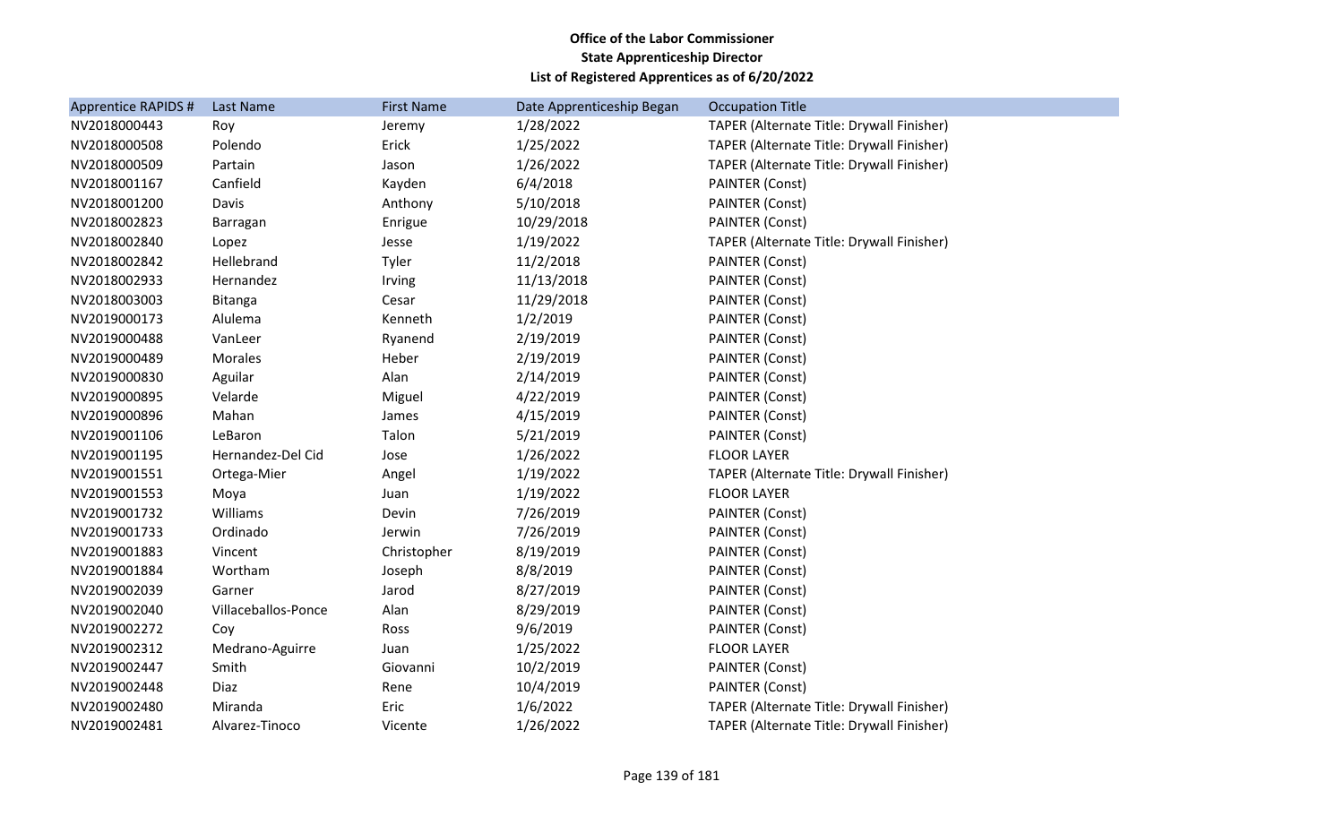**Office of the Labor Commissioner**
**State Apprenticeship Director**
**List of Registered Apprentices as of 6/20/2022**

| Apprentice RAPIDS # | Last Name | First Name | Date Apprenticeship Began | Occupation Title |
|---|---|---|---|---|
| NV2018000443 | Roy | Jeremy | 1/28/2022 | TAPER (Alternate Title: Drywall Finisher) |
| NV2018000508 | Polendo | Erick | 1/25/2022 | TAPER (Alternate Title: Drywall Finisher) |
| NV2018000509 | Partain | Jason | 1/26/2022 | TAPER (Alternate Title: Drywall Finisher) |
| NV2018001167 | Canfield | Kayden | 6/4/2018 | PAINTER (Const) |
| NV2018001200 | Davis | Anthony | 5/10/2018 | PAINTER (Const) |
| NV2018002823 | Barragan | Enrigue | 10/29/2018 | PAINTER (Const) |
| NV2018002840 | Lopez | Jesse | 1/19/2022 | TAPER (Alternate Title: Drywall Finisher) |
| NV2018002842 | Hellebrand | Tyler | 11/2/2018 | PAINTER (Const) |
| NV2018002933 | Hernandez | Irving | 11/13/2018 | PAINTER (Const) |
| NV2018003003 | Bitanga | Cesar | 11/29/2018 | PAINTER (Const) |
| NV2019000173 | Alulema | Kenneth | 1/2/2019 | PAINTER (Const) |
| NV2019000488 | VanLeer | Ryanend | 2/19/2019 | PAINTER (Const) |
| NV2019000489 | Morales | Heber | 2/19/2019 | PAINTER (Const) |
| NV2019000830 | Aguilar | Alan | 2/14/2019 | PAINTER (Const) |
| NV2019000895 | Velarde | Miguel | 4/22/2019 | PAINTER (Const) |
| NV2019000896 | Mahan | James | 4/15/2019 | PAINTER (Const) |
| NV2019001106 | LeBaron | Talon | 5/21/2019 | PAINTER (Const) |
| NV2019001195 | Hernandez-Del Cid | Jose | 1/26/2022 | FLOOR LAYER |
| NV2019001551 | Ortega-Mier | Angel | 1/19/2022 | TAPER (Alternate Title: Drywall Finisher) |
| NV2019001553 | Moya | Juan | 1/19/2022 | FLOOR LAYER |
| NV2019001732 | Williams | Devin | 7/26/2019 | PAINTER (Const) |
| NV2019001733 | Ordinado | Jerwin | 7/26/2019 | PAINTER (Const) |
| NV2019001883 | Vincent | Christopher | 8/19/2019 | PAINTER (Const) |
| NV2019001884 | Wortham | Joseph | 8/8/2019 | PAINTER (Const) |
| NV2019002039 | Garner | Jarod | 8/27/2019 | PAINTER (Const) |
| NV2019002040 | Villaceballos-Ponce | Alan | 8/29/2019 | PAINTER (Const) |
| NV2019002272 | Coy | Ross | 9/6/2019 | PAINTER (Const) |
| NV2019002312 | Medrano-Aguirre | Juan | 1/25/2022 | FLOOR LAYER |
| NV2019002447 | Smith | Giovanni | 10/2/2019 | PAINTER (Const) |
| NV2019002448 | Diaz | Rene | 10/4/2019 | PAINTER (Const) |
| NV2019002480 | Miranda | Eric | 1/6/2022 | TAPER (Alternate Title: Drywall Finisher) |
| NV2019002481 | Alvarez-Tinoco | Vicente | 1/26/2022 | TAPER (Alternate Title: Drywall Finisher) |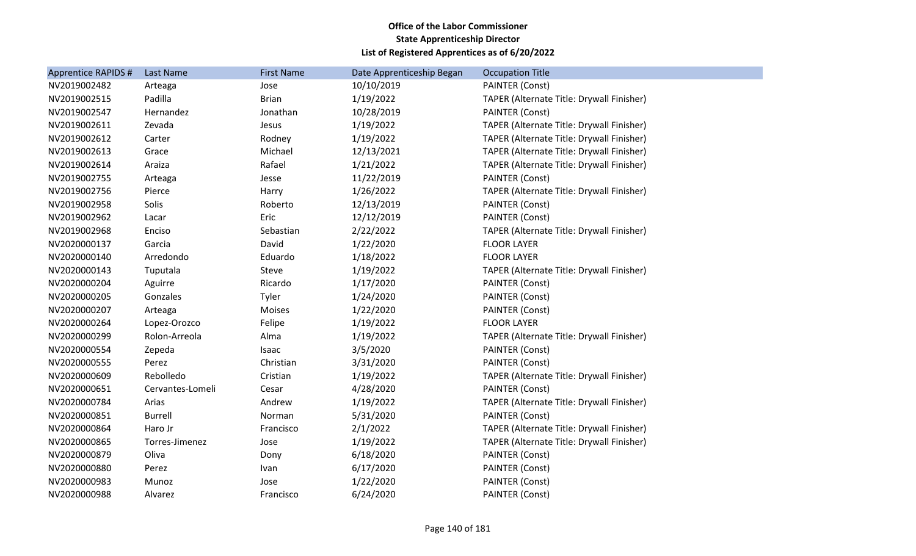**Office of the Labor Commissioner**
**State Apprenticeship Director**
**List of Registered Apprentices as of 6/20/2022**

| Apprentice RAPIDS # | Last Name | First Name | Date Apprenticeship Began | Occupation Title |
|---|---|---|---|---|
| NV2019002482 | Arteaga | Jose | 10/10/2019 | PAINTER (Const) |
| NV2019002515 | Padilla | Brian | 1/19/2022 | TAPER (Alternate Title: Drywall Finisher) |
| NV2019002547 | Hernandez | Jonathan | 10/28/2019 | PAINTER (Const) |
| NV2019002611 | Zevada | Jesus | 1/19/2022 | TAPER (Alternate Title: Drywall Finisher) |
| NV2019002612 | Carter | Rodney | 1/19/2022 | TAPER (Alternate Title: Drywall Finisher) |
| NV2019002613 | Grace | Michael | 12/13/2021 | TAPER (Alternate Title: Drywall Finisher) |
| NV2019002614 | Araiza | Rafael | 1/21/2022 | TAPER (Alternate Title: Drywall Finisher) |
| NV2019002755 | Arteaga | Jesse | 11/22/2019 | PAINTER (Const) |
| NV2019002756 | Pierce | Harry | 1/26/2022 | TAPER (Alternate Title: Drywall Finisher) |
| NV2019002958 | Solis | Roberto | 12/13/2019 | PAINTER (Const) |
| NV2019002962 | Lacar | Eric | 12/12/2019 | PAINTER (Const) |
| NV2019002968 | Enciso | Sebastian | 2/22/2022 | TAPER (Alternate Title: Drywall Finisher) |
| NV2020000137 | Garcia | David | 1/22/2020 | FLOOR LAYER |
| NV2020000140 | Arredondo | Eduardo | 1/18/2022 | FLOOR LAYER |
| NV2020000143 | Tuputala | Steve | 1/19/2022 | TAPER (Alternate Title: Drywall Finisher) |
| NV2020000204 | Aguirre | Ricardo | 1/17/2020 | PAINTER (Const) |
| NV2020000205 | Gonzales | Tyler | 1/24/2020 | PAINTER (Const) |
| NV2020000207 | Arteaga | Moises | 1/22/2020 | PAINTER (Const) |
| NV2020000264 | Lopez-Orozco | Felipe | 1/19/2022 | FLOOR LAYER |
| NV2020000299 | Rolon-Arreola | Alma | 1/19/2022 | TAPER (Alternate Title: Drywall Finisher) |
| NV2020000554 | Zepeda | Isaac | 3/5/2020 | PAINTER (Const) |
| NV2020000555 | Perez | Christian | 3/31/2020 | PAINTER (Const) |
| NV2020000609 | Rebolledo | Cristian | 1/19/2022 | TAPER (Alternate Title: Drywall Finisher) |
| NV2020000651 | Cervantes-Lomeli | Cesar | 4/28/2020 | PAINTER (Const) |
| NV2020000784 | Arias | Andrew | 1/19/2022 | TAPER (Alternate Title: Drywall Finisher) |
| NV2020000851 | Burrell | Norman | 5/31/2020 | PAINTER (Const) |
| NV2020000864 | Haro Jr | Francisco | 2/1/2022 | TAPER (Alternate Title: Drywall Finisher) |
| NV2020000865 | Torres-Jimenez | Jose | 1/19/2022 | TAPER (Alternate Title: Drywall Finisher) |
| NV2020000879 | Oliva | Dony | 6/18/2020 | PAINTER (Const) |
| NV2020000880 | Perez | Ivan | 6/17/2020 | PAINTER (Const) |
| NV2020000983 | Munoz | Jose | 1/22/2020 | PAINTER (Const) |
| NV2020000988 | Alvarez | Francisco | 6/24/2020 | PAINTER (Const) |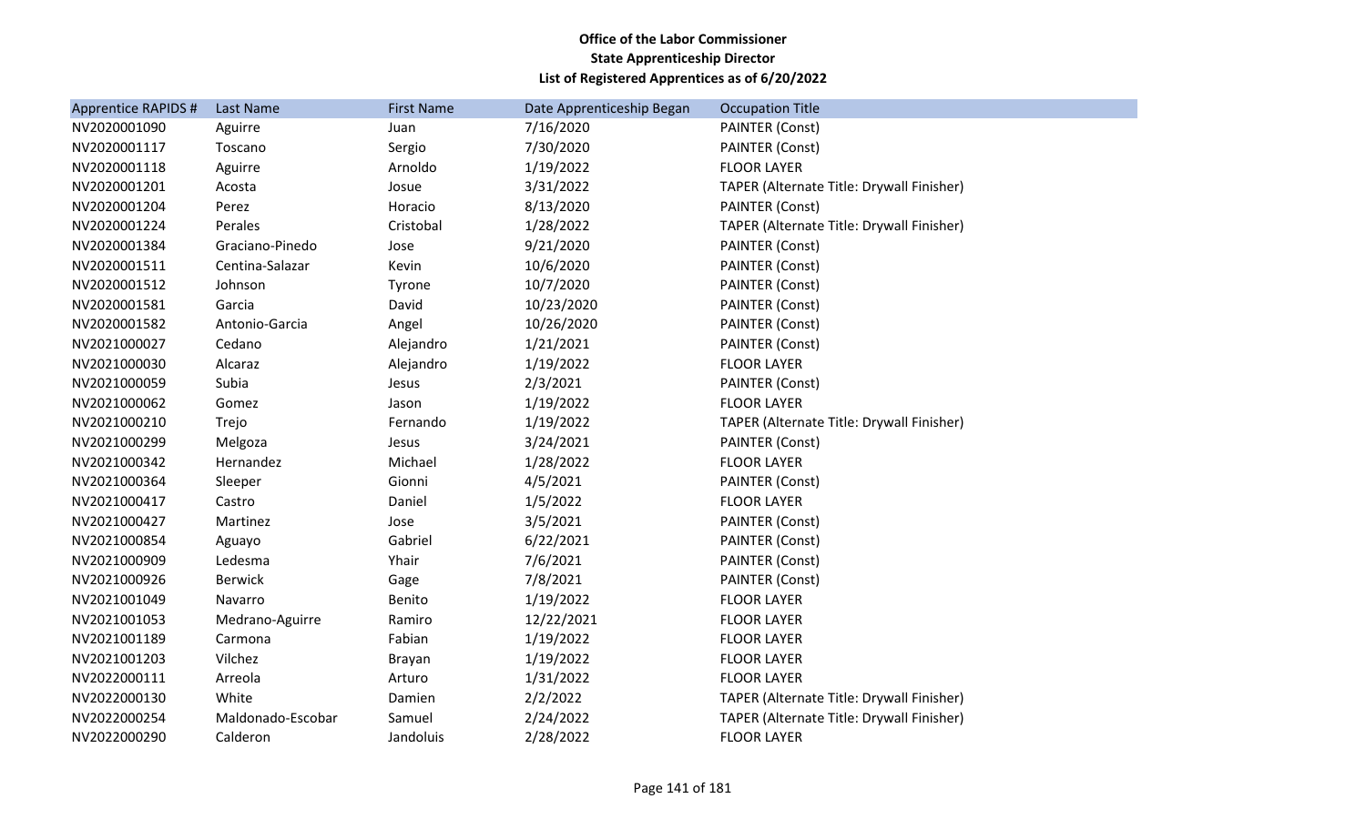**Office of the Labor Commissioner**
**State Apprenticeship Director**
**List of Registered Apprentices as of 6/20/2022**

| Apprentice RAPIDS # | Last Name | First Name | Date Apprenticeship Began | Occupation Title |
|---|---|---|---|---|
| NV2020001090 | Aguirre | Juan | 7/16/2020 | PAINTER (Const) |
| NV2020001117 | Toscano | Sergio | 7/30/2020 | PAINTER (Const) |
| NV2020001118 | Aguirre | Arnoldo | 1/19/2022 | FLOOR LAYER |
| NV2020001201 | Acosta | Josue | 3/31/2022 | TAPER (Alternate Title: Drywall Finisher) |
| NV2020001204 | Perez | Horacio | 8/13/2020 | PAINTER (Const) |
| NV2020001224 | Perales | Cristobal | 1/28/2022 | TAPER (Alternate Title: Drywall Finisher) |
| NV2020001384 | Graciano-Pinedo | Jose | 9/21/2020 | PAINTER (Const) |
| NV2020001511 | Centina-Salazar | Kevin | 10/6/2020 | PAINTER (Const) |
| NV2020001512 | Johnson | Tyrone | 10/7/2020 | PAINTER (Const) |
| NV2020001581 | Garcia | David | 10/23/2020 | PAINTER (Const) |
| NV2020001582 | Antonio-Garcia | Angel | 10/26/2020 | PAINTER (Const) |
| NV2021000027 | Cedano | Alejandro | 1/21/2021 | PAINTER (Const) |
| NV2021000030 | Alcaraz | Alejandro | 1/19/2022 | FLOOR LAYER |
| NV2021000059 | Subia | Jesus | 2/3/2021 | PAINTER (Const) |
| NV2021000062 | Gomez | Jason | 1/19/2022 | FLOOR LAYER |
| NV2021000210 | Trejo | Fernando | 1/19/2022 | TAPER (Alternate Title: Drywall Finisher) |
| NV2021000299 | Melgoza | Jesus | 3/24/2021 | PAINTER (Const) |
| NV2021000342 | Hernandez | Michael | 1/28/2022 | FLOOR LAYER |
| NV2021000364 | Sleeper | Gionni | 4/5/2021 | PAINTER (Const) |
| NV2021000417 | Castro | Daniel | 1/5/2022 | FLOOR LAYER |
| NV2021000427 | Martinez | Jose | 3/5/2021 | PAINTER (Const) |
| NV2021000854 | Aguayo | Gabriel | 6/22/2021 | PAINTER (Const) |
| NV2021000909 | Ledesma | Yhair | 7/6/2021 | PAINTER (Const) |
| NV2021000926 | Berwick | Gage | 7/8/2021 | PAINTER (Const) |
| NV2021001049 | Navarro | Benito | 1/19/2022 | FLOOR LAYER |
| NV2021001053 | Medrano-Aguirre | Ramiro | 12/22/2021 | FLOOR LAYER |
| NV2021001189 | Carmona | Fabian | 1/19/2022 | FLOOR LAYER |
| NV2021001203 | Vilchez | Brayan | 1/19/2022 | FLOOR LAYER |
| NV2022000111 | Arreola | Arturo | 1/31/2022 | FLOOR LAYER |
| NV2022000130 | White | Damien | 2/2/2022 | TAPER (Alternate Title: Drywall Finisher) |
| NV2022000254 | Maldonado-Escobar | Samuel | 2/24/2022 | TAPER (Alternate Title: Drywall Finisher) |
| NV2022000290 | Calderon | Jandoluis | 2/28/2022 | FLOOR LAYER |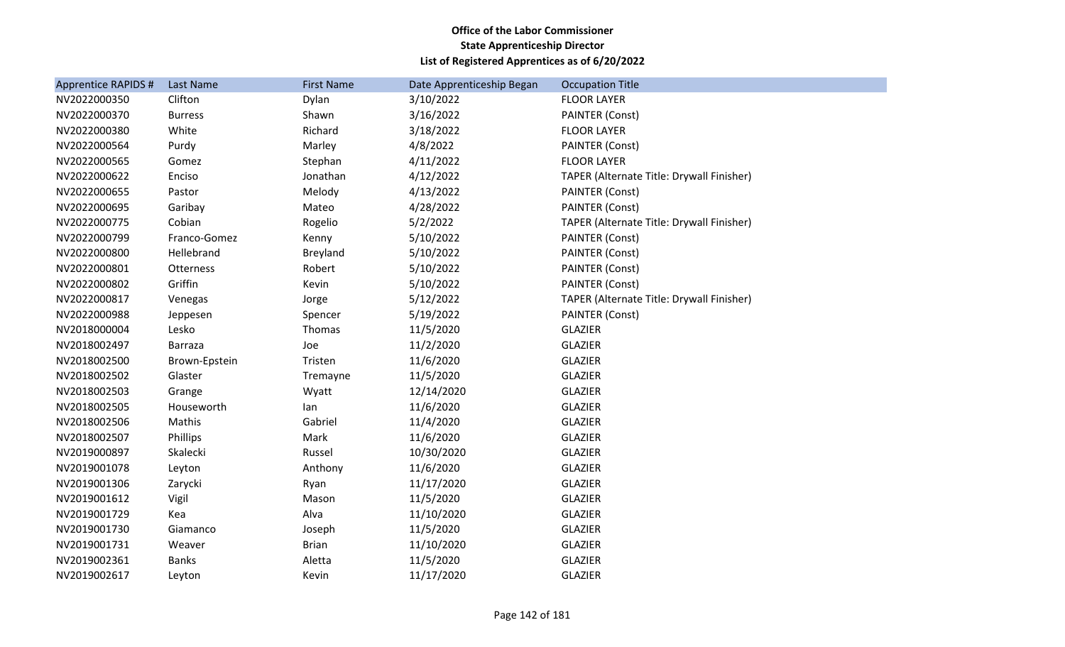**Office of the Labor Commissioner**
**State Apprenticeship Director**
**List of Registered Apprentices as of 6/20/2022**

| Apprentice RAPIDS # | Last Name | First Name | Date Apprenticeship Began | Occupation Title |
|---|---|---|---|---|
| NV2022000350 | Clifton | Dylan | 3/10/2022 | FLOOR LAYER |
| NV2022000370 | Burress | Shawn | 3/16/2022 | PAINTER (Const) |
| NV2022000380 | White | Richard | 3/18/2022 | FLOOR LAYER |
| NV2022000564 | Purdy | Marley | 4/8/2022 | PAINTER (Const) |
| NV2022000565 | Gomez | Stephan | 4/11/2022 | FLOOR LAYER |
| NV2022000622 | Enciso | Jonathan | 4/12/2022 | TAPER (Alternate Title: Drywall Finisher) |
| NV2022000655 | Pastor | Melody | 4/13/2022 | PAINTER (Const) |
| NV2022000695 | Garibay | Mateo | 4/28/2022 | PAINTER (Const) |
| NV2022000775 | Cobian | Rogelio | 5/2/2022 | TAPER (Alternate Title: Drywall Finisher) |
| NV2022000799 | Franco-Gomez | Kenny | 5/10/2022 | PAINTER (Const) |
| NV2022000800 | Hellebrand | Breyland | 5/10/2022 | PAINTER (Const) |
| NV2022000801 | Otterness | Robert | 5/10/2022 | PAINTER (Const) |
| NV2022000802 | Griffin | Kevin | 5/10/2022 | PAINTER (Const) |
| NV2022000817 | Venegas | Jorge | 5/12/2022 | TAPER (Alternate Title: Drywall Finisher) |
| NV2022000988 | Jeppesen | Spencer | 5/19/2022 | PAINTER (Const) |
| NV2018000004 | Lesko | Thomas | 11/5/2020 | GLAZIER |
| NV2018002497 | Barraza | Joe | 11/2/2020 | GLAZIER |
| NV2018002500 | Brown-Epstein | Tristen | 11/6/2020 | GLAZIER |
| NV2018002502 | Glaster | Tremayne | 11/5/2020 | GLAZIER |
| NV2018002503 | Grange | Wyatt | 12/14/2020 | GLAZIER |
| NV2018002505 | Houseworth | Ian | 11/6/2020 | GLAZIER |
| NV2018002506 | Mathis | Gabriel | 11/4/2020 | GLAZIER |
| NV2018002507 | Phillips | Mark | 11/6/2020 | GLAZIER |
| NV2019000897 | Skalecki | Russel | 10/30/2020 | GLAZIER |
| NV2019001078 | Leyton | Anthony | 11/6/2020 | GLAZIER |
| NV2019001306 | Zarycki | Ryan | 11/17/2020 | GLAZIER |
| NV2019001612 | Vigil | Mason | 11/5/2020 | GLAZIER |
| NV2019001729 | Kea | Alva | 11/10/2020 | GLAZIER |
| NV2019001730 | Giamanco | Joseph | 11/5/2020 | GLAZIER |
| NV2019001731 | Weaver | Brian | 11/10/2020 | GLAZIER |
| NV2019002361 | Banks | Aletta | 11/5/2020 | GLAZIER |
| NV2019002617 | Leyton | Kevin | 11/17/2020 | GLAZIER |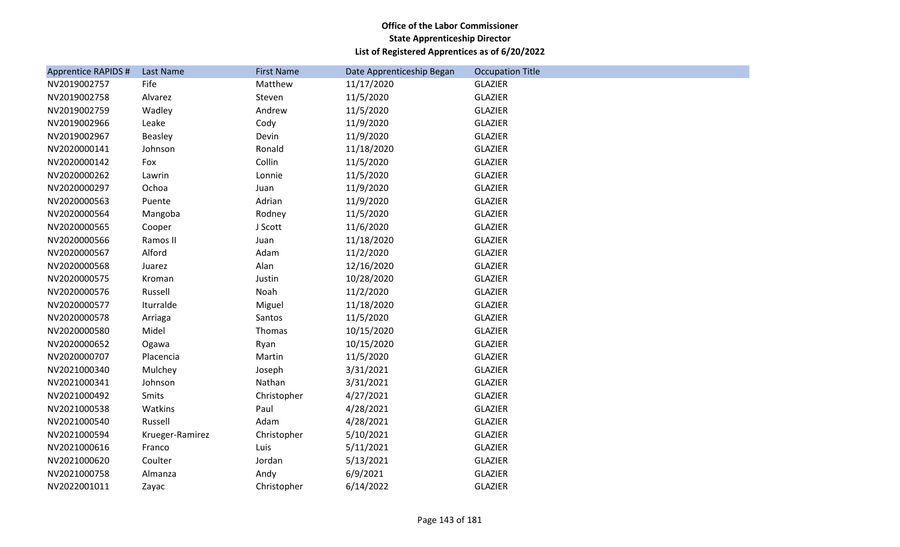**Office of the Labor Commissioner**
**State Apprenticeship Director**
**List of Registered Apprentices as of 6/20/2022**

| Apprentice RAPIDS # | Last Name | First Name | Date Apprenticeship Began | Occupation Title |
|---|---|---|---|---|
| NV2019002757 | Fife | Matthew | 11/17/2020 | GLAZIER |
| NV2019002758 | Alvarez | Steven | 11/5/2020 | GLAZIER |
| NV2019002759 | Wadley | Andrew | 11/5/2020 | GLAZIER |
| NV2019002966 | Leake | Cody | 11/9/2020 | GLAZIER |
| NV2019002967 | Beasley | Devin | 11/9/2020 | GLAZIER |
| NV2020000141 | Johnson | Ronald | 11/18/2020 | GLAZIER |
| NV2020000142 | Fox | Collin | 11/5/2020 | GLAZIER |
| NV2020000262 | Lawrin | Lonnie | 11/5/2020 | GLAZIER |
| NV2020000297 | Ochoa | Juan | 11/9/2020 | GLAZIER |
| NV2020000563 | Puente | Adrian | 11/9/2020 | GLAZIER |
| NV2020000564 | Mangoba | Rodney | 11/5/2020 | GLAZIER |
| NV2020000565 | Cooper | J Scott | 11/6/2020 | GLAZIER |
| NV2020000566 | Ramos II | Juan | 11/18/2020 | GLAZIER |
| NV2020000567 | Alford | Adam | 11/2/2020 | GLAZIER |
| NV2020000568 | Juarez | Alan | 12/16/2020 | GLAZIER |
| NV2020000575 | Kroman | Justin | 10/28/2020 | GLAZIER |
| NV2020000576 | Russell | Noah | 11/2/2020 | GLAZIER |
| NV2020000577 | Iturralde | Miguel | 11/18/2020 | GLAZIER |
| NV2020000578 | Arriaga | Santos | 11/5/2020 | GLAZIER |
| NV2020000580 | Midel | Thomas | 10/15/2020 | GLAZIER |
| NV2020000652 | Ogawa | Ryan | 10/15/2020 | GLAZIER |
| NV2020000707 | Placencia | Martin | 11/5/2020 | GLAZIER |
| NV2021000340 | Mulchey | Joseph | 3/31/2021 | GLAZIER |
| NV2021000341 | Johnson | Nathan | 3/31/2021 | GLAZIER |
| NV2021000492 | Smits | Christopher | 4/27/2021 | GLAZIER |
| NV2021000538 | Watkins | Paul | 4/28/2021 | GLAZIER |
| NV2021000540 | Russell | Adam | 4/28/2021 | GLAZIER |
| NV2021000594 | Krueger-Ramirez | Christopher | 5/10/2021 | GLAZIER |
| NV2021000616 | Franco | Luis | 5/11/2021 | GLAZIER |
| NV2021000620 | Coulter | Jordan | 5/13/2021 | GLAZIER |
| NV2021000758 | Almanza | Andy | 6/9/2021 | GLAZIER |
| NV2022001011 | Zayac | Christopher | 6/14/2022 | GLAZIER |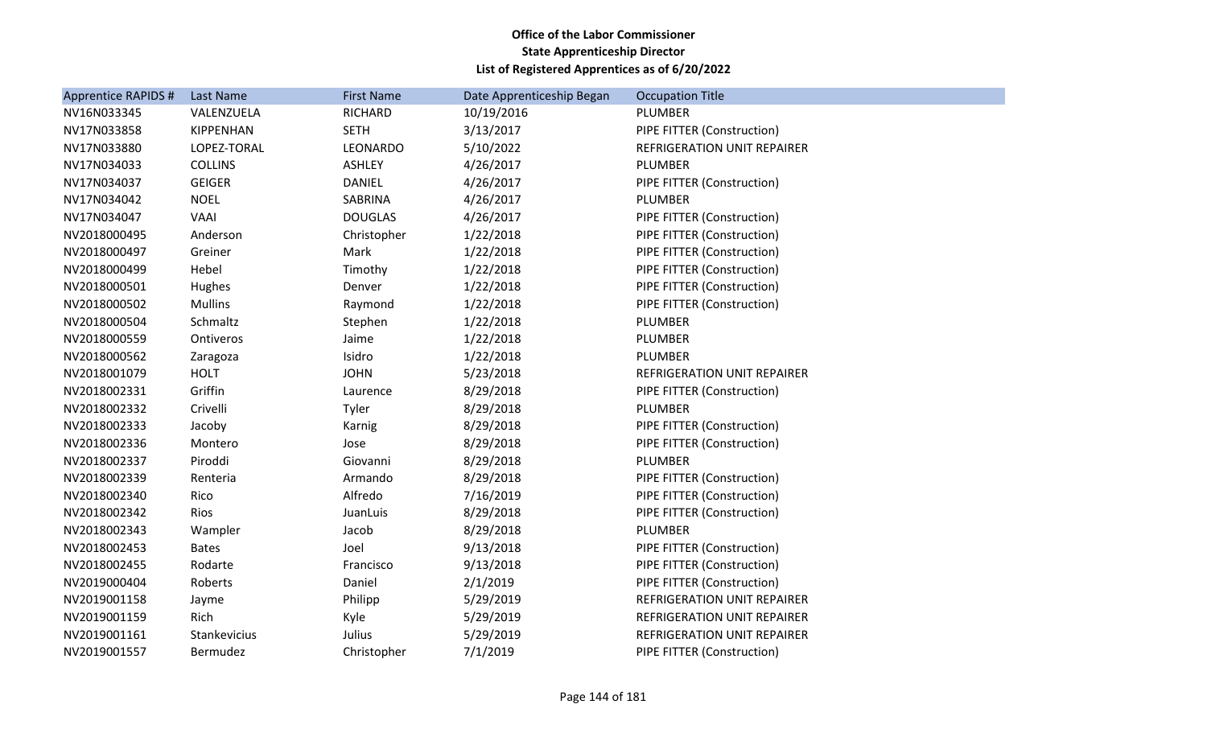**Office of the Labor Commissioner**
**State Apprenticeship Director**
**List of Registered Apprentices as of 6/20/2022**

| Apprentice RAPIDS # | Last Name | First Name | Date Apprenticeship Began | Occupation Title |
|---|---|---|---|---|
| NV16N033345 | VALENZUELA | RICHARD | 10/19/2016 | PLUMBER |
| NV17N033858 | KIPPENHAN | SETH | 3/13/2017 | PIPE FITTER (Construction) |
| NV17N033880 | LOPEZ-TORAL | LEONARDO | 5/10/2022 | REFRIGERATION UNIT REPAIRER |
| NV17N034033 | COLLINS | ASHLEY | 4/26/2017 | PLUMBER |
| NV17N034037 | GEIGER | DANIEL | 4/26/2017 | PIPE FITTER (Construction) |
| NV17N034042 | NOEL | SABRINA | 4/26/2017 | PLUMBER |
| NV17N034047 | VAAI | DOUGLAS | 4/26/2017 | PIPE FITTER (Construction) |
| NV2018000495 | Anderson | Christopher | 1/22/2018 | PIPE FITTER (Construction) |
| NV2018000497 | Greiner | Mark | 1/22/2018 | PIPE FITTER (Construction) |
| NV2018000499 | Hebel | Timothy | 1/22/2018 | PIPE FITTER (Construction) |
| NV2018000501 | Hughes | Denver | 1/22/2018 | PIPE FITTER (Construction) |
| NV2018000502 | Mullins | Raymond | 1/22/2018 | PIPE FITTER (Construction) |
| NV2018000504 | Schmaltz | Stephen | 1/22/2018 | PLUMBER |
| NV2018000559 | Ontiveros | Jaime | 1/22/2018 | PLUMBER |
| NV2018000562 | Zaragoza | Isidro | 1/22/2018 | PLUMBER |
| NV2018001079 | HOLT | JOHN | 5/23/2018 | REFRIGERATION UNIT REPAIRER |
| NV2018002331 | Griffin | Laurence | 8/29/2018 | PIPE FITTER (Construction) |
| NV2018002332 | Crivelli | Tyler | 8/29/2018 | PLUMBER |
| NV2018002333 | Jacoby | Karnig | 8/29/2018 | PIPE FITTER (Construction) |
| NV2018002336 | Montero | Jose | 8/29/2018 | PIPE FITTER (Construction) |
| NV2018002337 | Piroddi | Giovanni | 8/29/2018 | PLUMBER |
| NV2018002339 | Renteria | Armando | 8/29/2018 | PIPE FITTER (Construction) |
| NV2018002340 | Rico | Alfredo | 7/16/2019 | PIPE FITTER (Construction) |
| NV2018002342 | Rios | JuanLuis | 8/29/2018 | PIPE FITTER (Construction) |
| NV2018002343 | Wampler | Jacob | 8/29/2018 | PLUMBER |
| NV2018002453 | Bates | Joel | 9/13/2018 | PIPE FITTER (Construction) |
| NV2018002455 | Rodarte | Francisco | 9/13/2018 | PIPE FITTER (Construction) |
| NV2019000404 | Roberts | Daniel | 2/1/2019 | PIPE FITTER (Construction) |
| NV2019001158 | Jayme | Philipp | 5/29/2019 | REFRIGERATION UNIT REPAIRER |
| NV2019001159 | Rich | Kyle | 5/29/2019 | REFRIGERATION UNIT REPAIRER |
| NV2019001161 | Stankevicius | Julius | 5/29/2019 | REFRIGERATION UNIT REPAIRER |
| NV2019001557 | Bermudez | Christopher | 7/1/2019 | PIPE FITTER (Construction) |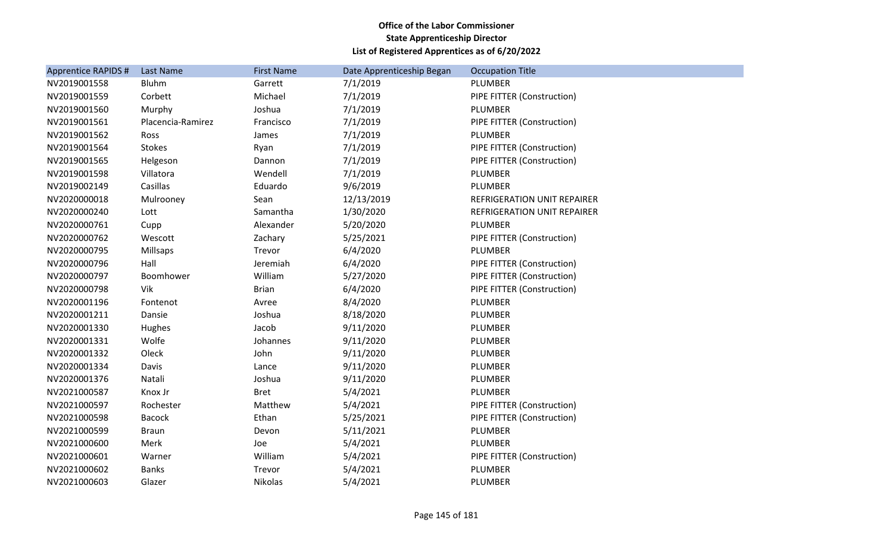**Office of the Labor Commissioner**
**State Apprenticeship Director**
**List of Registered Apprentices as of 6/20/2022**

| Apprentice RAPIDS # | Last Name | First Name | Date Apprenticeship Began | Occupation Title |
|---|---|---|---|---|
| NV2019001558 | Bluhm | Garrett | 7/1/2019 | PLUMBER |
| NV2019001559 | Corbett | Michael | 7/1/2019 | PIPE FITTER (Construction) |
| NV2019001560 | Murphy | Joshua | 7/1/2019 | PLUMBER |
| NV2019001561 | Placencia-Ramirez | Francisco | 7/1/2019 | PIPE FITTER (Construction) |
| NV2019001562 | Ross | James | 7/1/2019 | PLUMBER |
| NV2019001564 | Stokes | Ryan | 7/1/2019 | PIPE FITTER (Construction) |
| NV2019001565 | Helgeson | Dannon | 7/1/2019 | PIPE FITTER (Construction) |
| NV2019001598 | Villatora | Wendell | 7/1/2019 | PLUMBER |
| NV2019002149 | Casillas | Eduardo | 9/6/2019 | PLUMBER |
| NV2020000018 | Mulrooney | Sean | 12/13/2019 | REFRIGERATION UNIT REPAIRER |
| NV2020000240 | Lott | Samantha | 1/30/2020 | REFRIGERATION UNIT REPAIRER |
| NV2020000761 | Cupp | Alexander | 5/20/2020 | PLUMBER |
| NV2020000762 | Wescott | Zachary | 5/25/2021 | PIPE FITTER (Construction) |
| NV2020000795 | Millsaps | Trevor | 6/4/2020 | PLUMBER |
| NV2020000796 | Hall | Jeremiah | 6/4/2020 | PIPE FITTER (Construction) |
| NV2020000797 | Boomhower | William | 5/27/2020 | PIPE FITTER (Construction) |
| NV2020000798 | Vik | Brian | 6/4/2020 | PIPE FITTER (Construction) |
| NV2020001196 | Fontenot | Avree | 8/4/2020 | PLUMBER |
| NV2020001211 | Dansie | Joshua | 8/18/2020 | PLUMBER |
| NV2020001330 | Hughes | Jacob | 9/11/2020 | PLUMBER |
| NV2020001331 | Wolfe | Johannes | 9/11/2020 | PLUMBER |
| NV2020001332 | Oleck | John | 9/11/2020 | PLUMBER |
| NV2020001334 | Davis | Lance | 9/11/2020 | PLUMBER |
| NV2020001376 | Natali | Joshua | 9/11/2020 | PLUMBER |
| NV2021000587 | Knox Jr | Bret | 5/4/2021 | PLUMBER |
| NV2021000597 | Rochester | Matthew | 5/4/2021 | PIPE FITTER (Construction) |
| NV2021000598 | Bacock | Ethan | 5/25/2021 | PIPE FITTER (Construction) |
| NV2021000599 | Braun | Devon | 5/11/2021 | PLUMBER |
| NV2021000600 | Merk | Joe | 5/4/2021 | PLUMBER |
| NV2021000601 | Warner | William | 5/4/2021 | PIPE FITTER (Construction) |
| NV2021000602 | Banks | Trevor | 5/4/2021 | PLUMBER |
| NV2021000603 | Glazer | Nikolas | 5/4/2021 | PLUMBER |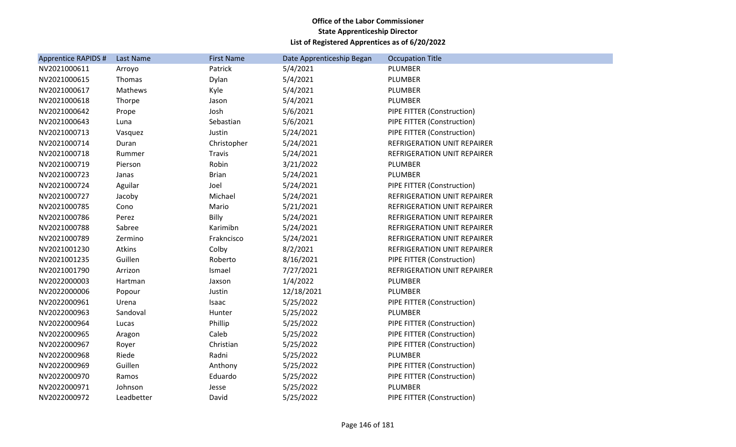**Office of the Labor Commissioner**
**State Apprenticeship Director**
**List of Registered Apprentices as of 6/20/2022**

| Apprentice RAPIDS # | Last Name | First Name | Date Apprenticeship Began | Occupation Title |
|---|---|---|---|---|
| NV2021000611 | Arroyo | Patrick | 5/4/2021 | PLUMBER |
| NV2021000615 | Thomas | Dylan | 5/4/2021 | PLUMBER |
| NV2021000617 | Mathews | Kyle | 5/4/2021 | PLUMBER |
| NV2021000618 | Thorpe | Jason | 5/4/2021 | PLUMBER |
| NV2021000642 | Prope | Josh | 5/6/2021 | PIPE FITTER (Construction) |
| NV2021000643 | Luna | Sebastian | 5/6/2021 | PIPE FITTER (Construction) |
| NV2021000713 | Vasquez | Justin | 5/24/2021 | PIPE FITTER (Construction) |
| NV2021000714 | Duran | Christopher | 5/24/2021 | REFRIGERATION UNIT REPAIRER |
| NV2021000718 | Rummer | Travis | 5/24/2021 | REFRIGERATION UNIT REPAIRER |
| NV2021000719 | Pierson | Robin | 3/21/2022 | PLUMBER |
| NV2021000723 | Janas | Brian | 5/24/2021 | PLUMBER |
| NV2021000724 | Aguilar | Joel | 5/24/2021 | PIPE FITTER (Construction) |
| NV2021000727 | Jacoby | Michael | 5/24/2021 | REFRIGERATION UNIT REPAIRER |
| NV2021000785 | Cono | Mario | 5/21/2021 | REFRIGERATION UNIT REPAIRER |
| NV2021000786 | Perez | Billy | 5/24/2021 | REFRIGERATION UNIT REPAIRER |
| NV2021000788 | Sabree | Karimibn | 5/24/2021 | REFRIGERATION UNIT REPAIRER |
| NV2021000789 | Zermino | Frakncisco | 5/24/2021 | REFRIGERATION UNIT REPAIRER |
| NV2021001230 | Atkins | Colby | 8/2/2021 | REFRIGERATION UNIT REPAIRER |
| NV2021001235 | Guillen | Roberto | 8/16/2021 | PIPE FITTER (Construction) |
| NV2021001790 | Arrizon | Ismael | 7/27/2021 | REFRIGERATION UNIT REPAIRER |
| NV2022000003 | Hartman | Jaxson | 1/4/2022 | PLUMBER |
| NV2022000006 | Popour | Justin | 12/18/2021 | PLUMBER |
| NV2022000961 | Urena | Isaac | 5/25/2022 | PIPE FITTER (Construction) |
| NV2022000963 | Sandoval | Hunter | 5/25/2022 | PLUMBER |
| NV2022000964 | Lucas | Phillip | 5/25/2022 | PIPE FITTER (Construction) |
| NV2022000965 | Aragon | Caleb | 5/25/2022 | PIPE FITTER (Construction) |
| NV2022000967 | Royer | Christian | 5/25/2022 | PIPE FITTER (Construction) |
| NV2022000968 | Riede | Radni | 5/25/2022 | PLUMBER |
| NV2022000969 | Guillen | Anthony | 5/25/2022 | PIPE FITTER (Construction) |
| NV2022000970 | Ramos | Eduardo | 5/25/2022 | PIPE FITTER (Construction) |
| NV2022000971 | Johnson | Jesse | 5/25/2022 | PLUMBER |
| NV2022000972 | Leadbetter | David | 5/25/2022 | PIPE FITTER (Construction) |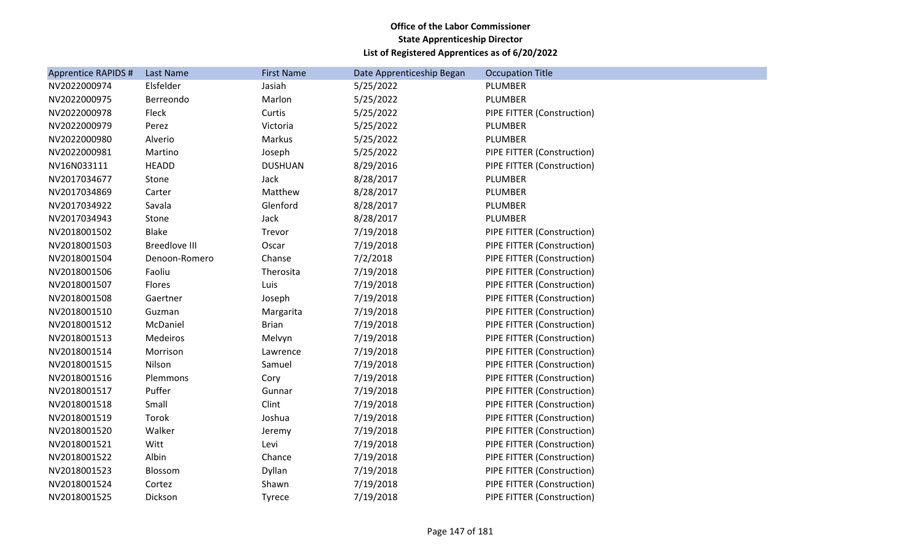**Office of the Labor Commissioner**
**State Apprenticeship Director**
**List of Registered Apprentices as of 6/20/2022**

| Apprentice RAPIDS # | Last Name | First Name | Date Apprenticeship Began | Occupation Title |
|---|---|---|---|---|
| NV2022000974 | Elsfelder | Jasiah | 5/25/2022 | PLUMBER |
| NV2022000975 | Berreondo | Marlon | 5/25/2022 | PLUMBER |
| NV2022000978 | Fleck | Curtis | 5/25/2022 | PIPE FITTER (Construction) |
| NV2022000979 | Perez | Victoria | 5/25/2022 | PLUMBER |
| NV2022000980 | Alverio | Markus | 5/25/2022 | PLUMBER |
| NV2022000981 | Martino | Joseph | 5/25/2022 | PIPE FITTER (Construction) |
| NV16N033111 | HEADD | DUSHUAN | 8/29/2016 | PIPE FITTER (Construction) |
| NV2017034677 | Stone | Jack | 8/28/2017 | PLUMBER |
| NV2017034869 | Carter | Matthew | 8/28/2017 | PLUMBER |
| NV2017034922 | Savala | Glenford | 8/28/2017 | PLUMBER |
| NV2017034943 | Stone | Jack | 8/28/2017 | PLUMBER |
| NV2018001502 | Blake | Trevor | 7/19/2018 | PIPE FITTER (Construction) |
| NV2018001503 | Breedlove III | Oscar | 7/19/2018 | PIPE FITTER (Construction) |
| NV2018001504 | Denoon-Romero | Chanse | 7/2/2018 | PIPE FITTER (Construction) |
| NV2018001506 | Faoliu | Therosita | 7/19/2018 | PIPE FITTER (Construction) |
| NV2018001507 | Flores | Luis | 7/19/2018 | PIPE FITTER (Construction) |
| NV2018001508 | Gaertner | Joseph | 7/19/2018 | PIPE FITTER (Construction) |
| NV2018001510 | Guzman | Margarita | 7/19/2018 | PIPE FITTER (Construction) |
| NV2018001512 | McDaniel | Brian | 7/19/2018 | PIPE FITTER (Construction) |
| NV2018001513 | Medeiros | Melvyn | 7/19/2018 | PIPE FITTER (Construction) |
| NV2018001514 | Morrison | Lawrence | 7/19/2018 | PIPE FITTER (Construction) |
| NV2018001515 | Nilson | Samuel | 7/19/2018 | PIPE FITTER (Construction) |
| NV2018001516 | Plemmons | Cory | 7/19/2018 | PIPE FITTER (Construction) |
| NV2018001517 | Puffer | Gunnar | 7/19/2018 | PIPE FITTER (Construction) |
| NV2018001518 | Small | Clint | 7/19/2018 | PIPE FITTER (Construction) |
| NV2018001519 | Torok | Joshua | 7/19/2018 | PIPE FITTER (Construction) |
| NV2018001520 | Walker | Jeremy | 7/19/2018 | PIPE FITTER (Construction) |
| NV2018001521 | Witt | Levi | 7/19/2018 | PIPE FITTER (Construction) |
| NV2018001522 | Albin | Chance | 7/19/2018 | PIPE FITTER (Construction) |
| NV2018001523 | Blossom | Dyllan | 7/19/2018 | PIPE FITTER (Construction) |
| NV2018001524 | Cortez | Shawn | 7/19/2018 | PIPE FITTER (Construction) |
| NV2018001525 | Dickson | Tyrece | 7/19/2018 | PIPE FITTER (Construction) |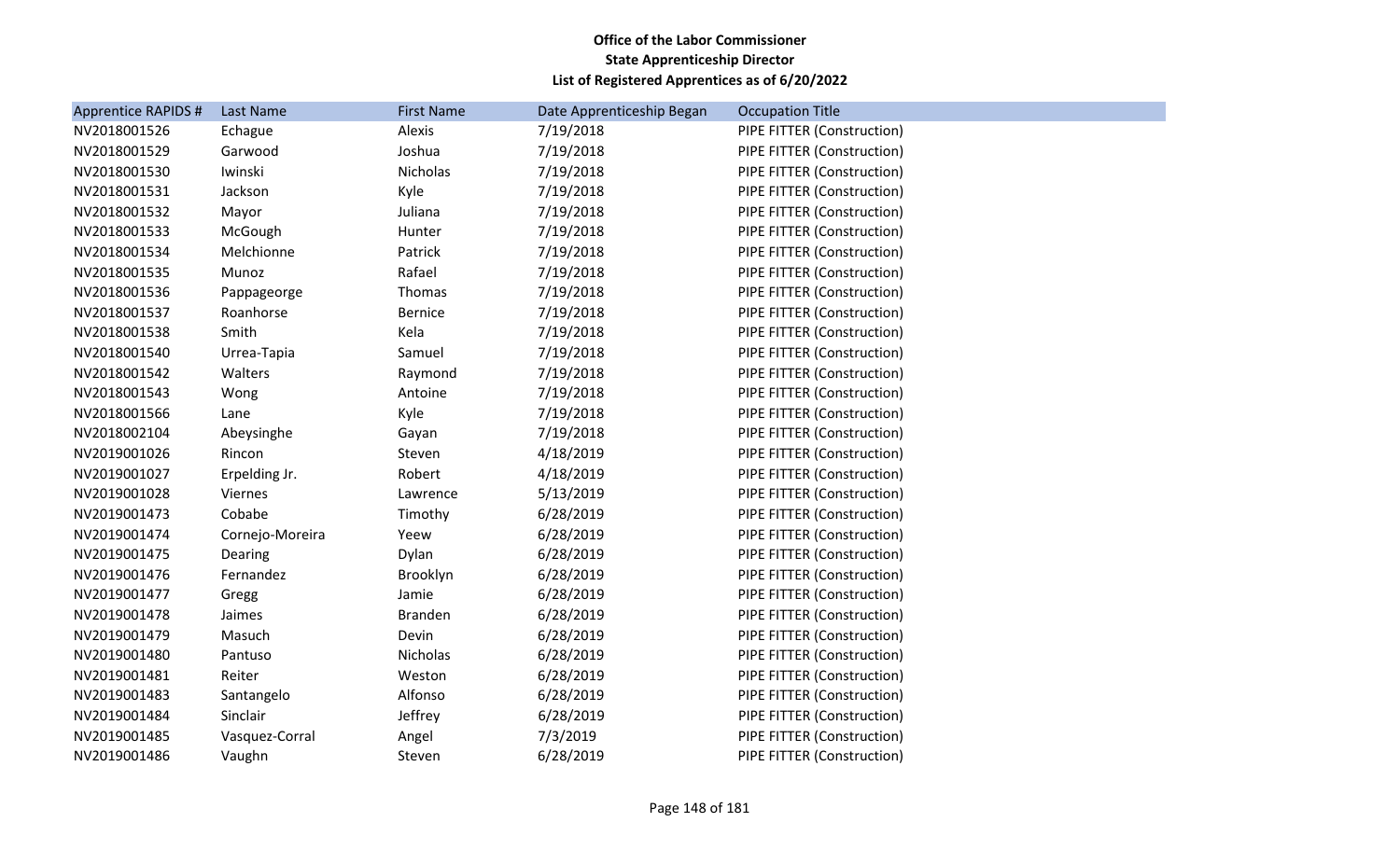**Office of the Labor Commissioner**
**State Apprenticeship Director**
**List of Registered Apprentices as of 6/20/2022**

| Apprentice RAPIDS # | Last Name | First Name | Date Apprenticeship Began | Occupation Title |
|---|---|---|---|---|
| NV2018001526 | Echague | Alexis | 7/19/2018 | PIPE FITTER (Construction) |
| NV2018001529 | Garwood | Joshua | 7/19/2018 | PIPE FITTER (Construction) |
| NV2018001530 | Iwinski | Nicholas | 7/19/2018 | PIPE FITTER (Construction) |
| NV2018001531 | Jackson | Kyle | 7/19/2018 | PIPE FITTER (Construction) |
| NV2018001532 | Mayor | Juliana | 7/19/2018 | PIPE FITTER (Construction) |
| NV2018001533 | McGough | Hunter | 7/19/2018 | PIPE FITTER (Construction) |
| NV2018001534 | Melchionne | Patrick | 7/19/2018 | PIPE FITTER (Construction) |
| NV2018001535 | Munoz | Rafael | 7/19/2018 | PIPE FITTER (Construction) |
| NV2018001536 | Pappageorge | Thomas | 7/19/2018 | PIPE FITTER (Construction) |
| NV2018001537 | Roanhorse | Bernice | 7/19/2018 | PIPE FITTER (Construction) |
| NV2018001538 | Smith | Kela | 7/19/2018 | PIPE FITTER (Construction) |
| NV2018001540 | Urrea-Tapia | Samuel | 7/19/2018 | PIPE FITTER (Construction) |
| NV2018001542 | Walters | Raymond | 7/19/2018 | PIPE FITTER (Construction) |
| NV2018001543 | Wong | Antoine | 7/19/2018 | PIPE FITTER (Construction) |
| NV2018001566 | Lane | Kyle | 7/19/2018 | PIPE FITTER (Construction) |
| NV2018002104 | Abeysinghe | Gayan | 7/19/2018 | PIPE FITTER (Construction) |
| NV2019001026 | Rincon | Steven | 4/18/2019 | PIPE FITTER (Construction) |
| NV2019001027 | Erpelding Jr. | Robert | 4/18/2019 | PIPE FITTER (Construction) |
| NV2019001028 | Viernes | Lawrence | 5/13/2019 | PIPE FITTER (Construction) |
| NV2019001473 | Cobabe | Timothy | 6/28/2019 | PIPE FITTER (Construction) |
| NV2019001474 | Cornejo-Moreira | Yeew | 6/28/2019 | PIPE FITTER (Construction) |
| NV2019001475 | Dearing | Dylan | 6/28/2019 | PIPE FITTER (Construction) |
| NV2019001476 | Fernandez | Brooklyn | 6/28/2019 | PIPE FITTER (Construction) |
| NV2019001477 | Gregg | Jamie | 6/28/2019 | PIPE FITTER (Construction) |
| NV2019001478 | Jaimes | Branden | 6/28/2019 | PIPE FITTER (Construction) |
| NV2019001479 | Masuch | Devin | 6/28/2019 | PIPE FITTER (Construction) |
| NV2019001480 | Pantuso | Nicholas | 6/28/2019 | PIPE FITTER (Construction) |
| NV2019001481 | Reiter | Weston | 6/28/2019 | PIPE FITTER (Construction) |
| NV2019001483 | Santangelo | Alfonso | 6/28/2019 | PIPE FITTER (Construction) |
| NV2019001484 | Sinclair | Jeffrey | 6/28/2019 | PIPE FITTER (Construction) |
| NV2019001485 | Vasquez-Corral | Angel | 7/3/2019 | PIPE FITTER (Construction) |
| NV2019001486 | Vaughn | Steven | 6/28/2019 | PIPE FITTER (Construction) |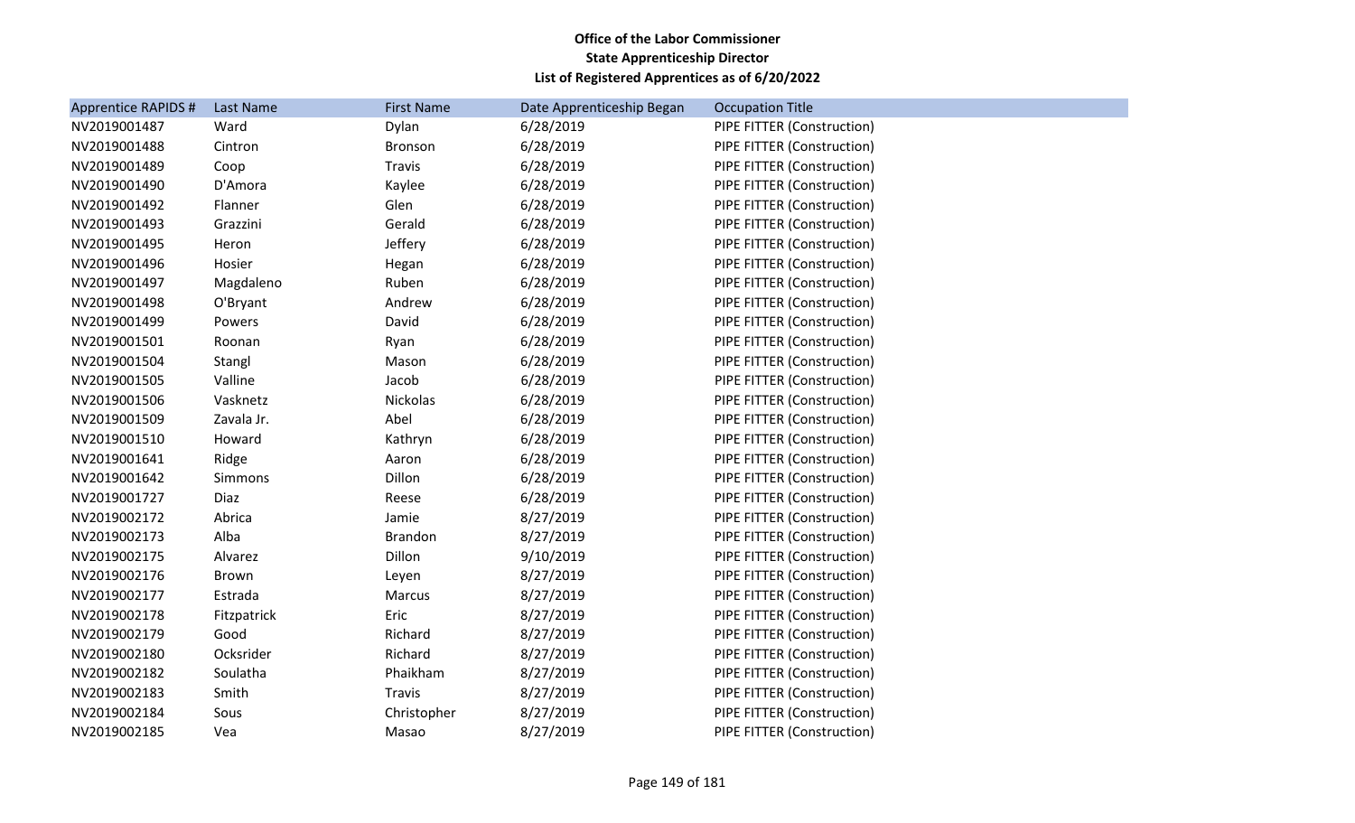**Office of the Labor Commissioner**
**State Apprenticeship Director**
**List of Registered Apprentices as of 6/20/2022**

| Apprentice RAPIDS # | Last Name | First Name | Date Apprenticeship Began | Occupation Title |
|---|---|---|---|---|
| NV2019001487 | Ward | Dylan | 6/28/2019 | PIPE FITTER (Construction) |
| NV2019001488 | Cintron | Bronson | 6/28/2019 | PIPE FITTER (Construction) |
| NV2019001489 | Coop | Travis | 6/28/2019 | PIPE FITTER (Construction) |
| NV2019001490 | D'Amora | Kaylee | 6/28/2019 | PIPE FITTER (Construction) |
| NV2019001492 | Flanner | Glen | 6/28/2019 | PIPE FITTER (Construction) |
| NV2019001493 | Grazzini | Gerald | 6/28/2019 | PIPE FITTER (Construction) |
| NV2019001495 | Heron | Jeffery | 6/28/2019 | PIPE FITTER (Construction) |
| NV2019001496 | Hosier | Hegan | 6/28/2019 | PIPE FITTER (Construction) |
| NV2019001497 | Magdaleno | Ruben | 6/28/2019 | PIPE FITTER (Construction) |
| NV2019001498 | O'Bryant | Andrew | 6/28/2019 | PIPE FITTER (Construction) |
| NV2019001499 | Powers | David | 6/28/2019 | PIPE FITTER (Construction) |
| NV2019001501 | Roonan | Ryan | 6/28/2019 | PIPE FITTER (Construction) |
| NV2019001504 | Stangl | Mason | 6/28/2019 | PIPE FITTER (Construction) |
| NV2019001505 | Valline | Jacob | 6/28/2019 | PIPE FITTER (Construction) |
| NV2019001506 | Vasknetz | Nickolas | 6/28/2019 | PIPE FITTER (Construction) |
| NV2019001509 | Zavala Jr. | Abel | 6/28/2019 | PIPE FITTER (Construction) |
| NV2019001510 | Howard | Kathryn | 6/28/2019 | PIPE FITTER (Construction) |
| NV2019001641 | Ridge | Aaron | 6/28/2019 | PIPE FITTER (Construction) |
| NV2019001642 | Simmons | Dillon | 6/28/2019 | PIPE FITTER (Construction) |
| NV2019001727 | Diaz | Reese | 6/28/2019 | PIPE FITTER (Construction) |
| NV2019002172 | Abrica | Jamie | 8/27/2019 | PIPE FITTER (Construction) |
| NV2019002173 | Alba | Brandon | 8/27/2019 | PIPE FITTER (Construction) |
| NV2019002175 | Alvarez | Dillon | 9/10/2019 | PIPE FITTER (Construction) |
| NV2019002176 | Brown | Leyen | 8/27/2019 | PIPE FITTER (Construction) |
| NV2019002177 | Estrada | Marcus | 8/27/2019 | PIPE FITTER (Construction) |
| NV2019002178 | Fitzpatrick | Eric | 8/27/2019 | PIPE FITTER (Construction) |
| NV2019002179 | Good | Richard | 8/27/2019 | PIPE FITTER (Construction) |
| NV2019002180 | Ocksrider | Richard | 8/27/2019 | PIPE FITTER (Construction) |
| NV2019002182 | Soulatha | Phaikham | 8/27/2019 | PIPE FITTER (Construction) |
| NV2019002183 | Smith | Travis | 8/27/2019 | PIPE FITTER (Construction) |
| NV2019002184 | Sous | Christopher | 8/27/2019 | PIPE FITTER (Construction) |
| NV2019002185 | Vea | Masao | 8/27/2019 | PIPE FITTER (Construction) |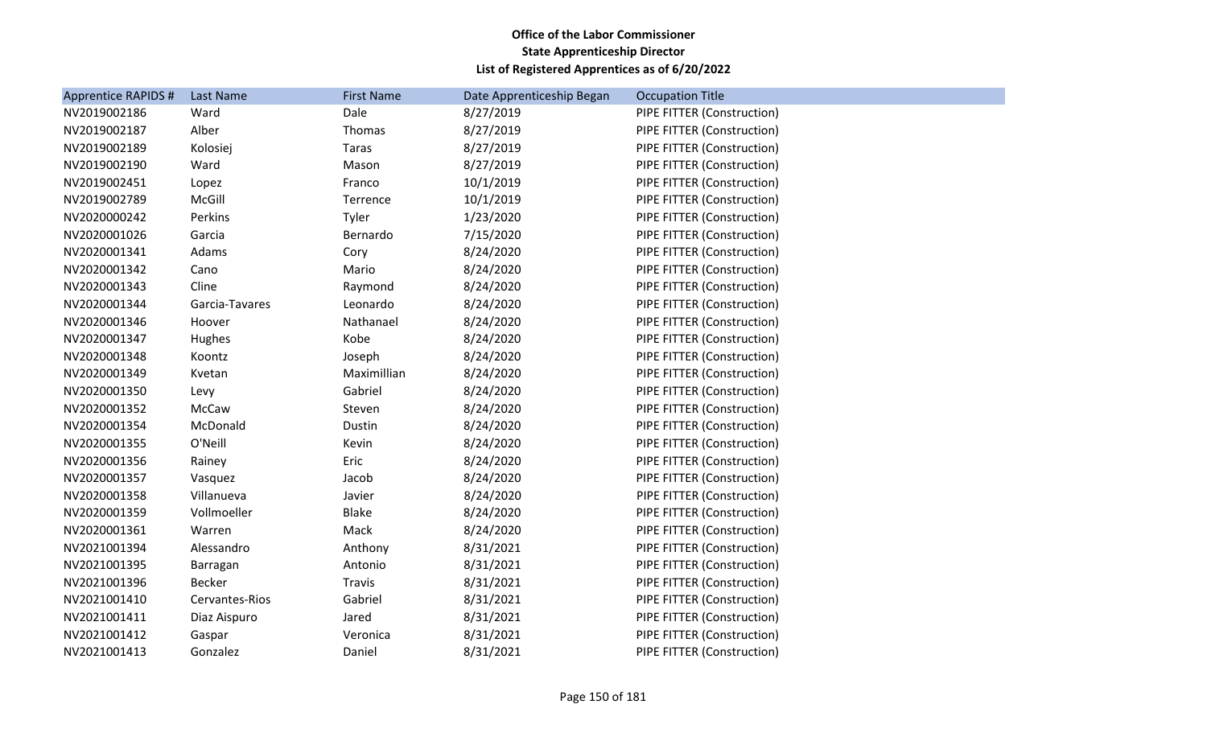**Office of the Labor Commissioner**
**State Apprenticeship Director**
**List of Registered Apprentices as of 6/20/2022**

| Apprentice RAPIDS # | Last Name | First Name | Date Apprenticeship Began | Occupation Title |
|---|---|---|---|---|
| NV2019002186 | Ward | Dale | 8/27/2019 | PIPE FITTER (Construction) |
| NV2019002187 | Alber | Thomas | 8/27/2019 | PIPE FITTER (Construction) |
| NV2019002189 | Kolosiej | Taras | 8/27/2019 | PIPE FITTER (Construction) |
| NV2019002190 | Ward | Mason | 8/27/2019 | PIPE FITTER (Construction) |
| NV2019002451 | Lopez | Franco | 10/1/2019 | PIPE FITTER (Construction) |
| NV2019002789 | McGill | Terrence | 10/1/2019 | PIPE FITTER (Construction) |
| NV2020000242 | Perkins | Tyler | 1/23/2020 | PIPE FITTER (Construction) |
| NV2020001026 | Garcia | Bernardo | 7/15/2020 | PIPE FITTER (Construction) |
| NV2020001341 | Adams | Cory | 8/24/2020 | PIPE FITTER (Construction) |
| NV2020001342 | Cano | Mario | 8/24/2020 | PIPE FITTER (Construction) |
| NV2020001343 | Cline | Raymond | 8/24/2020 | PIPE FITTER (Construction) |
| NV2020001344 | Garcia-Tavares | Leonardo | 8/24/2020 | PIPE FITTER (Construction) |
| NV2020001346 | Hoover | Nathanael | 8/24/2020 | PIPE FITTER (Construction) |
| NV2020001347 | Hughes | Kobe | 8/24/2020 | PIPE FITTER (Construction) |
| NV2020001348 | Koontz | Joseph | 8/24/2020 | PIPE FITTER (Construction) |
| NV2020001349 | Kvetan | Maximillian | 8/24/2020 | PIPE FITTER (Construction) |
| NV2020001350 | Levy | Gabriel | 8/24/2020 | PIPE FITTER (Construction) |
| NV2020001352 | McCaw | Steven | 8/24/2020 | PIPE FITTER (Construction) |
| NV2020001354 | McDonald | Dustin | 8/24/2020 | PIPE FITTER (Construction) |
| NV2020001355 | O'Neill | Kevin | 8/24/2020 | PIPE FITTER (Construction) |
| NV2020001356 | Rainey | Eric | 8/24/2020 | PIPE FITTER (Construction) |
| NV2020001357 | Vasquez | Jacob | 8/24/2020 | PIPE FITTER (Construction) |
| NV2020001358 | Villanueva | Javier | 8/24/2020 | PIPE FITTER (Construction) |
| NV2020001359 | Vollmoeller | Blake | 8/24/2020 | PIPE FITTER (Construction) |
| NV2020001361 | Warren | Mack | 8/24/2020 | PIPE FITTER (Construction) |
| NV2021001394 | Alessandro | Anthony | 8/31/2021 | PIPE FITTER (Construction) |
| NV2021001395 | Barragan | Antonio | 8/31/2021 | PIPE FITTER (Construction) |
| NV2021001396 | Becker | Travis | 8/31/2021 | PIPE FITTER (Construction) |
| NV2021001410 | Cervantes-Rios | Gabriel | 8/31/2021 | PIPE FITTER (Construction) |
| NV2021001411 | Diaz Aispuro | Jared | 8/31/2021 | PIPE FITTER (Construction) |
| NV2021001412 | Gaspar | Veronica | 8/31/2021 | PIPE FITTER (Construction) |
| NV2021001413 | Gonzalez | Daniel | 8/31/2021 | PIPE FITTER (Construction) |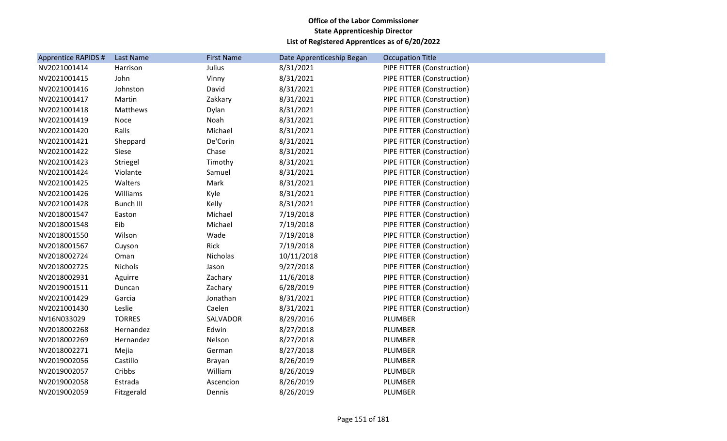**Office of the Labor Commissioner**
**State Apprenticeship Director**
**List of Registered Apprentices as of 6/20/2022**

| Apprentice RAPIDS # | Last Name | First Name | Date Apprenticeship Began | Occupation Title |
|---|---|---|---|---|
| NV2021001414 | Harrison | Julius | 8/31/2021 | PIPE FITTER (Construction) |
| NV2021001415 | John | Vinny | 8/31/2021 | PIPE FITTER (Construction) |
| NV2021001416 | Johnston | David | 8/31/2021 | PIPE FITTER (Construction) |
| NV2021001417 | Martin | Zakkary | 8/31/2021 | PIPE FITTER (Construction) |
| NV2021001418 | Matthews | Dylan | 8/31/2021 | PIPE FITTER (Construction) |
| NV2021001419 | Noce | Noah | 8/31/2021 | PIPE FITTER (Construction) |
| NV2021001420 | Ralls | Michael | 8/31/2021 | PIPE FITTER (Construction) |
| NV2021001421 | Sheppard | De'Corin | 8/31/2021 | PIPE FITTER (Construction) |
| NV2021001422 | Siese | Chase | 8/31/2021 | PIPE FITTER (Construction) |
| NV2021001423 | Striegel | Timothy | 8/31/2021 | PIPE FITTER (Construction) |
| NV2021001424 | Violante | Samuel | 8/31/2021 | PIPE FITTER (Construction) |
| NV2021001425 | Walters | Mark | 8/31/2021 | PIPE FITTER (Construction) |
| NV2021001426 | Williams | Kyle | 8/31/2021 | PIPE FITTER (Construction) |
| NV2021001428 | Bunch III | Kelly | 8/31/2021 | PIPE FITTER (Construction) |
| NV2018001547 | Easton | Michael | 7/19/2018 | PIPE FITTER (Construction) |
| NV2018001548 | Eib | Michael | 7/19/2018 | PIPE FITTER (Construction) |
| NV2018001550 | Wilson | Wade | 7/19/2018 | PIPE FITTER (Construction) |
| NV2018001567 | Cuyson | Rick | 7/19/2018 | PIPE FITTER (Construction) |
| NV2018002724 | Oman | Nicholas | 10/11/2018 | PIPE FITTER (Construction) |
| NV2018002725 | Nichols | Jason | 9/27/2018 | PIPE FITTER (Construction) |
| NV2018002931 | Aguirre | Zachary | 11/6/2018 | PIPE FITTER (Construction) |
| NV2019001511 | Duncan | Zachary | 6/28/2019 | PIPE FITTER (Construction) |
| NV2021001429 | Garcia | Jonathan | 8/31/2021 | PIPE FITTER (Construction) |
| NV2021001430 | Leslie | Caelen | 8/31/2021 | PIPE FITTER (Construction) |
| NV16N033029 | TORRES | SALVADOR | 8/29/2016 | PLUMBER |
| NV2018002268 | Hernandez | Edwin | 8/27/2018 | PLUMBER |
| NV2018002269 | Hernandez | Nelson | 8/27/2018 | PLUMBER |
| NV2018002271 | Mejia | German | 8/27/2018 | PLUMBER |
| NV2019002056 | Castillo | Brayan | 8/26/2019 | PLUMBER |
| NV2019002057 | Cribbs | William | 8/26/2019 | PLUMBER |
| NV2019002058 | Estrada | Ascencion | 8/26/2019 | PLUMBER |
| NV2019002059 | Fitzgerald | Dennis | 8/26/2019 | PLUMBER |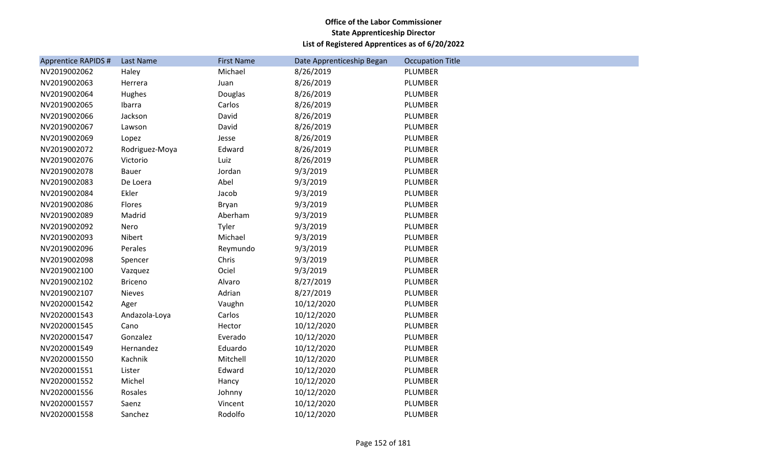**Office of the Labor Commissioner**
**State Apprenticeship Director**
**List of Registered Apprentices as of 6/20/2022**

| Apprentice RAPIDS # | Last Name | First Name | Date Apprenticeship Began | Occupation Title |
|---|---|---|---|---|
| NV2019002062 | Haley | Michael | 8/26/2019 | PLUMBER |
| NV2019002063 | Herrera | Juan | 8/26/2019 | PLUMBER |
| NV2019002064 | Hughes | Douglas | 8/26/2019 | PLUMBER |
| NV2019002065 | Ibarra | Carlos | 8/26/2019 | PLUMBER |
| NV2019002066 | Jackson | David | 8/26/2019 | PLUMBER |
| NV2019002067 | Lawson | David | 8/26/2019 | PLUMBER |
| NV2019002069 | Lopez | Jesse | 8/26/2019 | PLUMBER |
| NV2019002072 | Rodriguez-Moya | Edward | 8/26/2019 | PLUMBER |
| NV2019002076 | Victorio | Luiz | 8/26/2019 | PLUMBER |
| NV2019002078 | Bauer | Jordan | 9/3/2019 | PLUMBER |
| NV2019002083 | De Loera | Abel | 9/3/2019 | PLUMBER |
| NV2019002084 | Ekler | Jacob | 9/3/2019 | PLUMBER |
| NV2019002086 | Flores | Bryan | 9/3/2019 | PLUMBER |
| NV2019002089 | Madrid | Aberham | 9/3/2019 | PLUMBER |
| NV2019002092 | Nero | Tyler | 9/3/2019 | PLUMBER |
| NV2019002093 | Nibert | Michael | 9/3/2019 | PLUMBER |
| NV2019002096 | Perales | Reymundo | 9/3/2019 | PLUMBER |
| NV2019002098 | Spencer | Chris | 9/3/2019 | PLUMBER |
| NV2019002100 | Vazquez | Ociel | 9/3/2019 | PLUMBER |
| NV2019002102 | Briceno | Alvaro | 8/27/2019 | PLUMBER |
| NV2019002107 | Nieves | Adrian | 8/27/2019 | PLUMBER |
| NV2020001542 | Ager | Vaughn | 10/12/2020 | PLUMBER |
| NV2020001543 | Andazola-Loya | Carlos | 10/12/2020 | PLUMBER |
| NV2020001545 | Cano | Hector | 10/12/2020 | PLUMBER |
| NV2020001547 | Gonzalez | Everado | 10/12/2020 | PLUMBER |
| NV2020001549 | Hernandez | Eduardo | 10/12/2020 | PLUMBER |
| NV2020001550 | Kachnik | Mitchell | 10/12/2020 | PLUMBER |
| NV2020001551 | Lister | Edward | 10/12/2020 | PLUMBER |
| NV2020001552 | Michel | Hancy | 10/12/2020 | PLUMBER |
| NV2020001556 | Rosales | Johnny | 10/12/2020 | PLUMBER |
| NV2020001557 | Saenz | Vincent | 10/12/2020 | PLUMBER |
| NV2020001558 | Sanchez | Rodolfo | 10/12/2020 | PLUMBER |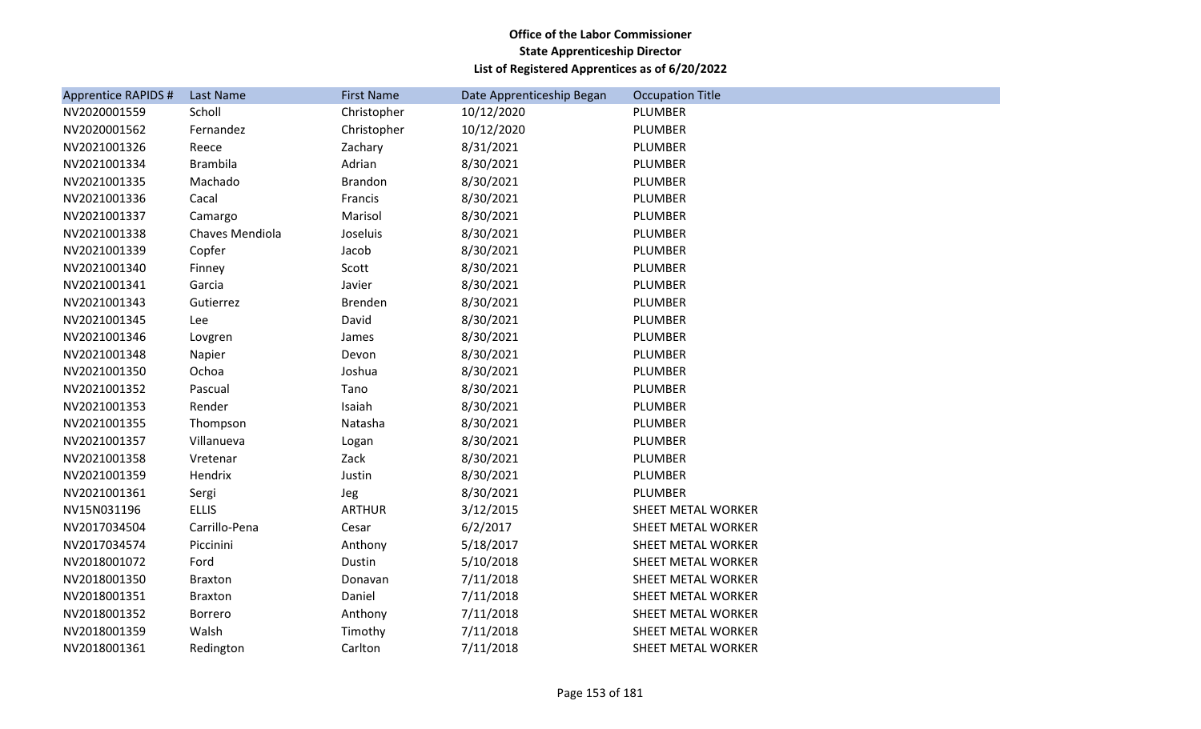**Office of the Labor Commissioner**
**State Apprenticeship Director**
**List of Registered Apprentices as of 6/20/2022**

| Apprentice RAPIDS # | Last Name | First Name | Date Apprenticeship Began | Occupation Title |
|---|---|---|---|---|
| NV2020001559 | Scholl | Christopher | 10/12/2020 | PLUMBER |
| NV2020001562 | Fernandez | Christopher | 10/12/2020 | PLUMBER |
| NV2021001326 | Reece | Zachary | 8/31/2021 | PLUMBER |
| NV2021001334 | Brambila | Adrian | 8/30/2021 | PLUMBER |
| NV2021001335 | Machado | Brandon | 8/30/2021 | PLUMBER |
| NV2021001336 | Cacal | Francis | 8/30/2021 | PLUMBER |
| NV2021001337 | Camargo | Marisol | 8/30/2021 | PLUMBER |
| NV2021001338 | Chaves Mendiola | Joseluis | 8/30/2021 | PLUMBER |
| NV2021001339 | Copfer | Jacob | 8/30/2021 | PLUMBER |
| NV2021001340 | Finney | Scott | 8/30/2021 | PLUMBER |
| NV2021001341 | Garcia | Javier | 8/30/2021 | PLUMBER |
| NV2021001343 | Gutierrez | Brenden | 8/30/2021 | PLUMBER |
| NV2021001345 | Lee | David | 8/30/2021 | PLUMBER |
| NV2021001346 | Lovgren | James | 8/30/2021 | PLUMBER |
| NV2021001348 | Napier | Devon | 8/30/2021 | PLUMBER |
| NV2021001350 | Ochoa | Joshua | 8/30/2021 | PLUMBER |
| NV2021001352 | Pascual | Tano | 8/30/2021 | PLUMBER |
| NV2021001353 | Render | Isaiah | 8/30/2021 | PLUMBER |
| NV2021001355 | Thompson | Natasha | 8/30/2021 | PLUMBER |
| NV2021001357 | Villanueva | Logan | 8/30/2021 | PLUMBER |
| NV2021001358 | Vretenar | Zack | 8/30/2021 | PLUMBER |
| NV2021001359 | Hendrix | Justin | 8/30/2021 | PLUMBER |
| NV2021001361 | Sergi | Jeg | 8/30/2021 | PLUMBER |
| NV15N031196 | ELLIS | ARTHUR | 3/12/2015 | SHEET METAL WORKER |
| NV2017034504 | Carrillo-Pena | Cesar | 6/2/2017 | SHEET METAL WORKER |
| NV2017034574 | Piccinini | Anthony | 5/18/2017 | SHEET METAL WORKER |
| NV2018001072 | Ford | Dustin | 5/10/2018 | SHEET METAL WORKER |
| NV2018001350 | Braxton | Donavan | 7/11/2018 | SHEET METAL WORKER |
| NV2018001351 | Braxton | Daniel | 7/11/2018 | SHEET METAL WORKER |
| NV2018001352 | Borrero | Anthony | 7/11/2018 | SHEET METAL WORKER |
| NV2018001359 | Walsh | Timothy | 7/11/2018 | SHEET METAL WORKER |
| NV2018001361 | Redington | Carlton | 7/11/2018 | SHEET METAL WORKER |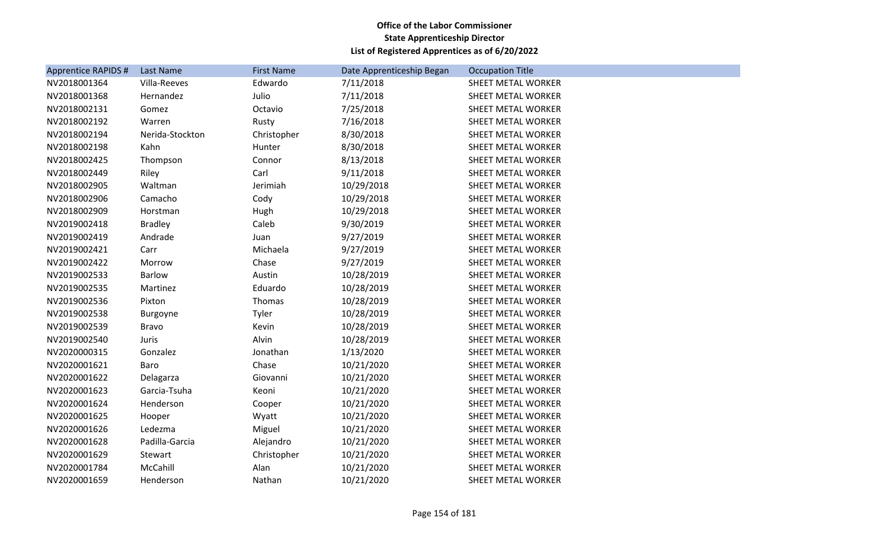**Office of the Labor Commissioner**
**State Apprenticeship Director**
**List of Registered Apprentices as of 6/20/2022**

| Apprentice RAPIDS # | Last Name | First Name | Date Apprenticeship Began | Occupation Title |
|---|---|---|---|---|
| NV2018001364 | Villa-Reeves | Edwardo | 7/11/2018 | SHEET METAL WORKER |
| NV2018001368 | Hernandez | Julio | 7/11/2018 | SHEET METAL WORKER |
| NV2018002131 | Gomez | Octavio | 7/25/2018 | SHEET METAL WORKER |
| NV2018002192 | Warren | Rusty | 7/16/2018 | SHEET METAL WORKER |
| NV2018002194 | Nerida-Stockton | Christopher | 8/30/2018 | SHEET METAL WORKER |
| NV2018002198 | Kahn | Hunter | 8/30/2018 | SHEET METAL WORKER |
| NV2018002425 | Thompson | Connor | 8/13/2018 | SHEET METAL WORKER |
| NV2018002449 | Riley | Carl | 9/11/2018 | SHEET METAL WORKER |
| NV2018002905 | Waltman | Jerimiah | 10/29/2018 | SHEET METAL WORKER |
| NV2018002906 | Camacho | Cody | 10/29/2018 | SHEET METAL WORKER |
| NV2018002909 | Horstman | Hugh | 10/29/2018 | SHEET METAL WORKER |
| NV2019002418 | Bradley | Caleb | 9/30/2019 | SHEET METAL WORKER |
| NV2019002419 | Andrade | Juan | 9/27/2019 | SHEET METAL WORKER |
| NV2019002421 | Carr | Michaela | 9/27/2019 | SHEET METAL WORKER |
| NV2019002422 | Morrow | Chase | 9/27/2019 | SHEET METAL WORKER |
| NV2019002533 | Barlow | Austin | 10/28/2019 | SHEET METAL WORKER |
| NV2019002535 | Martinez | Eduardo | 10/28/2019 | SHEET METAL WORKER |
| NV2019002536 | Pixton | Thomas | 10/28/2019 | SHEET METAL WORKER |
| NV2019002538 | Burgoyne | Tyler | 10/28/2019 | SHEET METAL WORKER |
| NV2019002539 | Bravo | Kevin | 10/28/2019 | SHEET METAL WORKER |
| NV2019002540 | Juris | Alvin | 10/28/2019 | SHEET METAL WORKER |
| NV2020000315 | Gonzalez | Jonathan | 1/13/2020 | SHEET METAL WORKER |
| NV2020001621 | Baro | Chase | 10/21/2020 | SHEET METAL WORKER |
| NV2020001622 | Delagarza | Giovanni | 10/21/2020 | SHEET METAL WORKER |
| NV2020001623 | Garcia-Tsuha | Keoni | 10/21/2020 | SHEET METAL WORKER |
| NV2020001624 | Henderson | Cooper | 10/21/2020 | SHEET METAL WORKER |
| NV2020001625 | Hooper | Wyatt | 10/21/2020 | SHEET METAL WORKER |
| NV2020001626 | Ledezma | Miguel | 10/21/2020 | SHEET METAL WORKER |
| NV2020001628 | Padilla-Garcia | Alejandro | 10/21/2020 | SHEET METAL WORKER |
| NV2020001629 | Stewart | Christopher | 10/21/2020 | SHEET METAL WORKER |
| NV2020001784 | McCahill | Alan | 10/21/2020 | SHEET METAL WORKER |
| NV2020001659 | Henderson | Nathan | 10/21/2020 | SHEET METAL WORKER |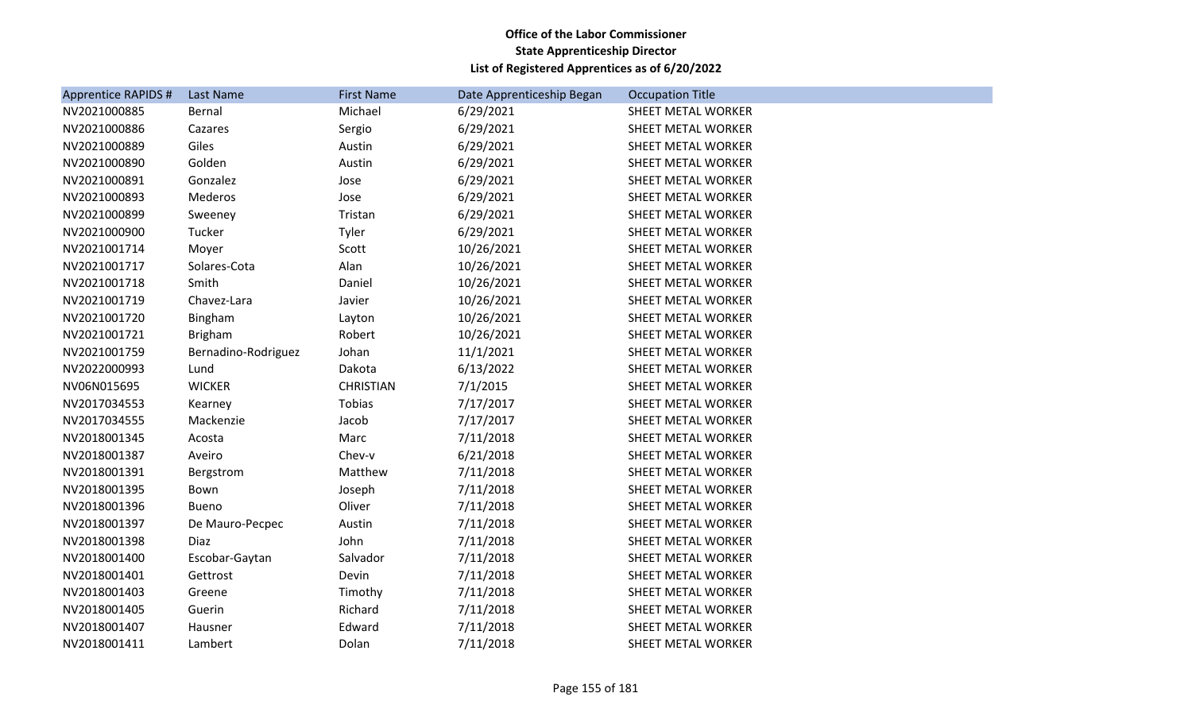**Office of the Labor Commissioner**
**State Apprenticeship Director**
**List of Registered Apprentices as of 6/20/2022**

| Apprentice RAPIDS # | Last Name | First Name | Date Apprenticeship Began | Occupation Title |
|---|---|---|---|---|
| NV2021000885 | Bernal | Michael | 6/29/2021 | SHEET METAL WORKER |
| NV2021000886 | Cazares | Sergio | 6/29/2021 | SHEET METAL WORKER |
| NV2021000889 | Giles | Austin | 6/29/2021 | SHEET METAL WORKER |
| NV2021000890 | Golden | Austin | 6/29/2021 | SHEET METAL WORKER |
| NV2021000891 | Gonzalez | Jose | 6/29/2021 | SHEET METAL WORKER |
| NV2021000893 | Mederos | Jose | 6/29/2021 | SHEET METAL WORKER |
| NV2021000899 | Sweeney | Tristan | 6/29/2021 | SHEET METAL WORKER |
| NV2021000900 | Tucker | Tyler | 6/29/2021 | SHEET METAL WORKER |
| NV2021001714 | Moyer | Scott | 10/26/2021 | SHEET METAL WORKER |
| NV2021001717 | Solares-Cota | Alan | 10/26/2021 | SHEET METAL WORKER |
| NV2021001718 | Smith | Daniel | 10/26/2021 | SHEET METAL WORKER |
| NV2021001719 | Chavez-Lara | Javier | 10/26/2021 | SHEET METAL WORKER |
| NV2021001720 | Bingham | Layton | 10/26/2021 | SHEET METAL WORKER |
| NV2021001721 | Brigham | Robert | 10/26/2021 | SHEET METAL WORKER |
| NV2021001759 | Bernadino-Rodriguez | Johan | 11/1/2021 | SHEET METAL WORKER |
| NV2022000993 | Lund | Dakota | 6/13/2022 | SHEET METAL WORKER |
| NV06N015695 | WICKER | CHRISTIAN | 7/1/2015 | SHEET METAL WORKER |
| NV2017034553 | Kearney | Tobias | 7/17/2017 | SHEET METAL WORKER |
| NV2017034555 | Mackenzie | Jacob | 7/17/2017 | SHEET METAL WORKER |
| NV2018001345 | Acosta | Marc | 7/11/2018 | SHEET METAL WORKER |
| NV2018001387 | Aveiro | Chev-v | 6/21/2018 | SHEET METAL WORKER |
| NV2018001391 | Bergstrom | Matthew | 7/11/2018 | SHEET METAL WORKER |
| NV2018001395 | Bown | Joseph | 7/11/2018 | SHEET METAL WORKER |
| NV2018001396 | Bueno | Oliver | 7/11/2018 | SHEET METAL WORKER |
| NV2018001397 | De Mauro-Pecpec | Austin | 7/11/2018 | SHEET METAL WORKER |
| NV2018001398 | Diaz | John | 7/11/2018 | SHEET METAL WORKER |
| NV2018001400 | Escobar-Gaytan | Salvador | 7/11/2018 | SHEET METAL WORKER |
| NV2018001401 | Gettrost | Devin | 7/11/2018 | SHEET METAL WORKER |
| NV2018001403 | Greene | Timothy | 7/11/2018 | SHEET METAL WORKER |
| NV2018001405 | Guerin | Richard | 7/11/2018 | SHEET METAL WORKER |
| NV2018001407 | Hausner | Edward | 7/11/2018 | SHEET METAL WORKER |
| NV2018001411 | Lambert | Dolan | 7/11/2018 | SHEET METAL WORKER |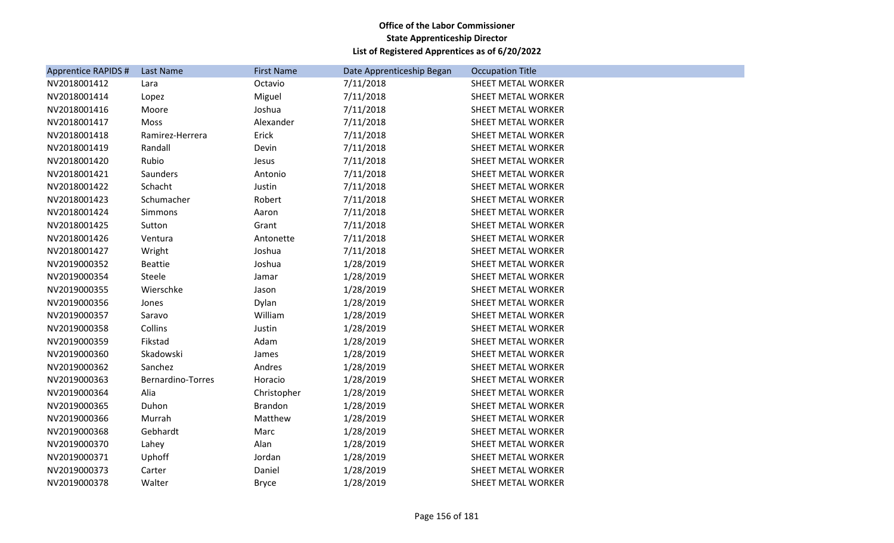**Office of the Labor Commissioner**
**State Apprenticeship Director**
**List of Registered Apprentices as of 6/20/2022**

| Apprentice RAPIDS # | Last Name | First Name | Date Apprenticeship Began | Occupation Title |
|---|---|---|---|---|
| NV2018001412 | Lara | Octavio | 7/11/2018 | SHEET METAL WORKER |
| NV2018001414 | Lopez | Miguel | 7/11/2018 | SHEET METAL WORKER |
| NV2018001416 | Moore | Joshua | 7/11/2018 | SHEET METAL WORKER |
| NV2018001417 | Moss | Alexander | 7/11/2018 | SHEET METAL WORKER |
| NV2018001418 | Ramirez-Herrera | Erick | 7/11/2018 | SHEET METAL WORKER |
| NV2018001419 | Randall | Devin | 7/11/2018 | SHEET METAL WORKER |
| NV2018001420 | Rubio | Jesus | 7/11/2018 | SHEET METAL WORKER |
| NV2018001421 | Saunders | Antonio | 7/11/2018 | SHEET METAL WORKER |
| NV2018001422 | Schacht | Justin | 7/11/2018 | SHEET METAL WORKER |
| NV2018001423 | Schumacher | Robert | 7/11/2018 | SHEET METAL WORKER |
| NV2018001424 | Simmons | Aaron | 7/11/2018 | SHEET METAL WORKER |
| NV2018001425 | Sutton | Grant | 7/11/2018 | SHEET METAL WORKER |
| NV2018001426 | Ventura | Antonette | 7/11/2018 | SHEET METAL WORKER |
| NV2018001427 | Wright | Joshua | 7/11/2018 | SHEET METAL WORKER |
| NV2019000352 | Beattie | Joshua | 1/28/2019 | SHEET METAL WORKER |
| NV2019000354 | Steele | Jamar | 1/28/2019 | SHEET METAL WORKER |
| NV2019000355 | Wierschke | Jason | 1/28/2019 | SHEET METAL WORKER |
| NV2019000356 | Jones | Dylan | 1/28/2019 | SHEET METAL WORKER |
| NV2019000357 | Saravo | William | 1/28/2019 | SHEET METAL WORKER |
| NV2019000358 | Collins | Justin | 1/28/2019 | SHEET METAL WORKER |
| NV2019000359 | Fikstad | Adam | 1/28/2019 | SHEET METAL WORKER |
| NV2019000360 | Skadowski | James | 1/28/2019 | SHEET METAL WORKER |
| NV2019000362 | Sanchez | Andres | 1/28/2019 | SHEET METAL WORKER |
| NV2019000363 | Bernardino-Torres | Horacio | 1/28/2019 | SHEET METAL WORKER |
| NV2019000364 | Alia | Christopher | 1/28/2019 | SHEET METAL WORKER |
| NV2019000365 | Duhon | Brandon | 1/28/2019 | SHEET METAL WORKER |
| NV2019000366 | Murrah | Matthew | 1/28/2019 | SHEET METAL WORKER |
| NV2019000368 | Gebhardt | Marc | 1/28/2019 | SHEET METAL WORKER |
| NV2019000370 | Lahey | Alan | 1/28/2019 | SHEET METAL WORKER |
| NV2019000371 | Uphoff | Jordan | 1/28/2019 | SHEET METAL WORKER |
| NV2019000373 | Carter | Daniel | 1/28/2019 | SHEET METAL WORKER |
| NV2019000378 | Walter | Bryce | 1/28/2019 | SHEET METAL WORKER |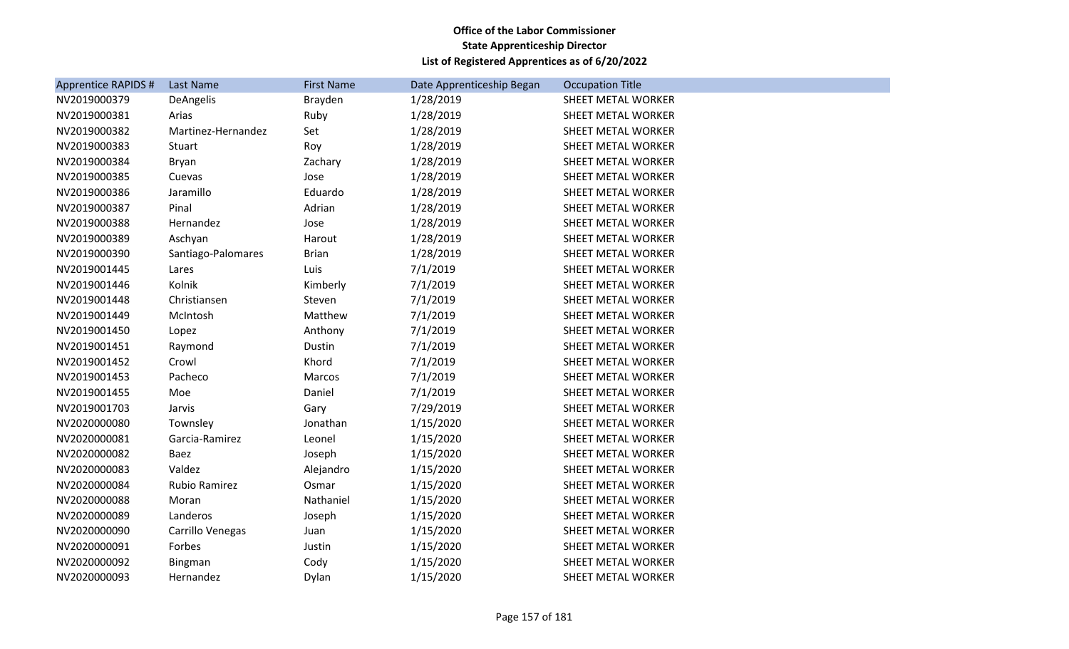**Office of the Labor Commissioner**
**State Apprenticeship Director**
**List of Registered Apprentices as of 6/20/2022**

| Apprentice RAPIDS # | Last Name | First Name | Date Apprenticeship Began | Occupation Title |
|---|---|---|---|---|
| NV2019000379 | DeAngelis | Brayden | 1/28/2019 | SHEET METAL WORKER |
| NV2019000381 | Arias | Ruby | 1/28/2019 | SHEET METAL WORKER |
| NV2019000382 | Martinez-Hernandez | Set | 1/28/2019 | SHEET METAL WORKER |
| NV2019000383 | Stuart | Roy | 1/28/2019 | SHEET METAL WORKER |
| NV2019000384 | Bryan | Zachary | 1/28/2019 | SHEET METAL WORKER |
| NV2019000385 | Cuevas | Jose | 1/28/2019 | SHEET METAL WORKER |
| NV2019000386 | Jaramillo | Eduardo | 1/28/2019 | SHEET METAL WORKER |
| NV2019000387 | Pinal | Adrian | 1/28/2019 | SHEET METAL WORKER |
| NV2019000388 | Hernandez | Jose | 1/28/2019 | SHEET METAL WORKER |
| NV2019000389 | Aschyan | Harout | 1/28/2019 | SHEET METAL WORKER |
| NV2019000390 | Santiago-Palomares | Brian | 1/28/2019 | SHEET METAL WORKER |
| NV2019001445 | Lares | Luis | 7/1/2019 | SHEET METAL WORKER |
| NV2019001446 | Kolnik | Kimberly | 7/1/2019 | SHEET METAL WORKER |
| NV2019001448 | Christiansen | Steven | 7/1/2019 | SHEET METAL WORKER |
| NV2019001449 | McIntosh | Matthew | 7/1/2019 | SHEET METAL WORKER |
| NV2019001450 | Lopez | Anthony | 7/1/2019 | SHEET METAL WORKER |
| NV2019001451 | Raymond | Dustin | 7/1/2019 | SHEET METAL WORKER |
| NV2019001452 | Crowl | Khord | 7/1/2019 | SHEET METAL WORKER |
| NV2019001453 | Pacheco | Marcos | 7/1/2019 | SHEET METAL WORKER |
| NV2019001455 | Moe | Daniel | 7/1/2019 | SHEET METAL WORKER |
| NV2019001703 | Jarvis | Gary | 7/29/2019 | SHEET METAL WORKER |
| NV2020000080 | Townsley | Jonathan | 1/15/2020 | SHEET METAL WORKER |
| NV2020000081 | Garcia-Ramirez | Leonel | 1/15/2020 | SHEET METAL WORKER |
| NV2020000082 | Baez | Joseph | 1/15/2020 | SHEET METAL WORKER |
| NV2020000083 | Valdez | Alejandro | 1/15/2020 | SHEET METAL WORKER |
| NV2020000084 | Rubio Ramirez | Osmar | 1/15/2020 | SHEET METAL WORKER |
| NV2020000088 | Moran | Nathaniel | 1/15/2020 | SHEET METAL WORKER |
| NV2020000089 | Landeros | Joseph | 1/15/2020 | SHEET METAL WORKER |
| NV2020000090 | Carrillo Venegas | Juan | 1/15/2020 | SHEET METAL WORKER |
| NV2020000091 | Forbes | Justin | 1/15/2020 | SHEET METAL WORKER |
| NV2020000092 | Bingman | Cody | 1/15/2020 | SHEET METAL WORKER |
| NV2020000093 | Hernandez | Dylan | 1/15/2020 | SHEET METAL WORKER |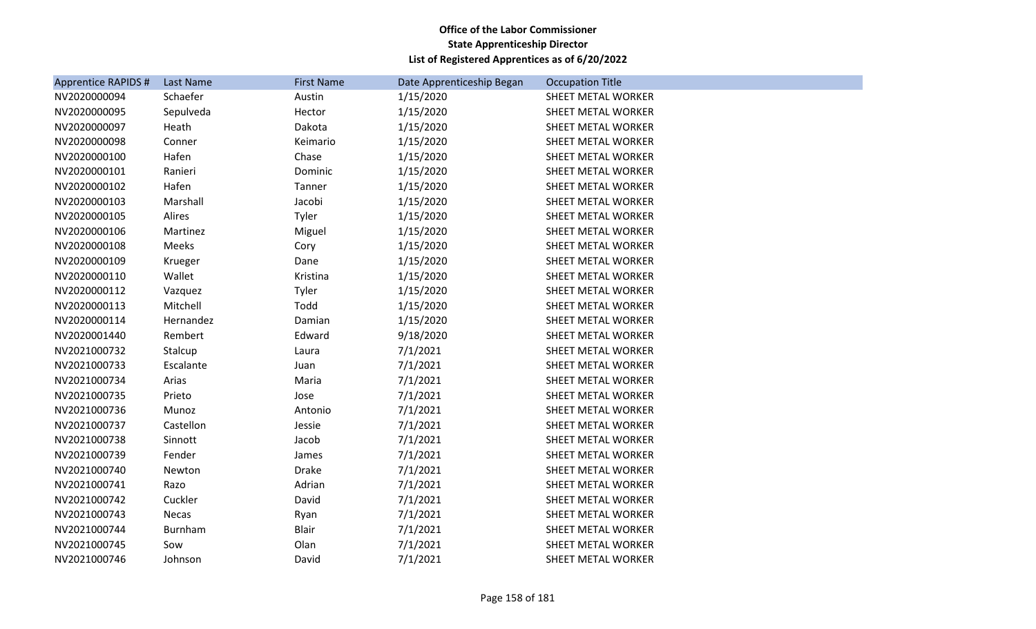**Office of the Labor Commissioner**
**State Apprenticeship Director**
**List of Registered Apprentices as of 6/20/2022**

| Apprentice RAPIDS # | Last Name | First Name | Date Apprenticeship Began | Occupation Title |
|---|---|---|---|---|
| NV2020000094 | Schaefer | Austin | 1/15/2020 | SHEET METAL WORKER |
| NV2020000095 | Sepulveda | Hector | 1/15/2020 | SHEET METAL WORKER |
| NV2020000097 | Heath | Dakota | 1/15/2020 | SHEET METAL WORKER |
| NV2020000098 | Conner | Keimario | 1/15/2020 | SHEET METAL WORKER |
| NV2020000100 | Hafen | Chase | 1/15/2020 | SHEET METAL WORKER |
| NV2020000101 | Ranieri | Dominic | 1/15/2020 | SHEET METAL WORKER |
| NV2020000102 | Hafen | Tanner | 1/15/2020 | SHEET METAL WORKER |
| NV2020000103 | Marshall | Jacobi | 1/15/2020 | SHEET METAL WORKER |
| NV2020000105 | Alires | Tyler | 1/15/2020 | SHEET METAL WORKER |
| NV2020000106 | Martinez | Miguel | 1/15/2020 | SHEET METAL WORKER |
| NV2020000108 | Meeks | Cory | 1/15/2020 | SHEET METAL WORKER |
| NV2020000109 | Krueger | Dane | 1/15/2020 | SHEET METAL WORKER |
| NV2020000110 | Wallet | Kristina | 1/15/2020 | SHEET METAL WORKER |
| NV2020000112 | Vazquez | Tyler | 1/15/2020 | SHEET METAL WORKER |
| NV2020000113 | Mitchell | Todd | 1/15/2020 | SHEET METAL WORKER |
| NV2020000114 | Hernandez | Damian | 1/15/2020 | SHEET METAL WORKER |
| NV2020001440 | Rembert | Edward | 9/18/2020 | SHEET METAL WORKER |
| NV2021000732 | Stalcup | Laura | 7/1/2021 | SHEET METAL WORKER |
| NV2021000733 | Escalante | Juan | 7/1/2021 | SHEET METAL WORKER |
| NV2021000734 | Arias | Maria | 7/1/2021 | SHEET METAL WORKER |
| NV2021000735 | Prieto | Jose | 7/1/2021 | SHEET METAL WORKER |
| NV2021000736 | Munoz | Antonio | 7/1/2021 | SHEET METAL WORKER |
| NV2021000737 | Castellon | Jessie | 7/1/2021 | SHEET METAL WORKER |
| NV2021000738 | Sinnott | Jacob | 7/1/2021 | SHEET METAL WORKER |
| NV2021000739 | Fender | James | 7/1/2021 | SHEET METAL WORKER |
| NV2021000740 | Newton | Drake | 7/1/2021 | SHEET METAL WORKER |
| NV2021000741 | Razo | Adrian | 7/1/2021 | SHEET METAL WORKER |
| NV2021000742 | Cuckler | David | 7/1/2021 | SHEET METAL WORKER |
| NV2021000743 | Necas | Ryan | 7/1/2021 | SHEET METAL WORKER |
| NV2021000744 | Burnham | Blair | 7/1/2021 | SHEET METAL WORKER |
| NV2021000745 | Sow | Olan | 7/1/2021 | SHEET METAL WORKER |
| NV2021000746 | Johnson | David | 7/1/2021 | SHEET METAL WORKER |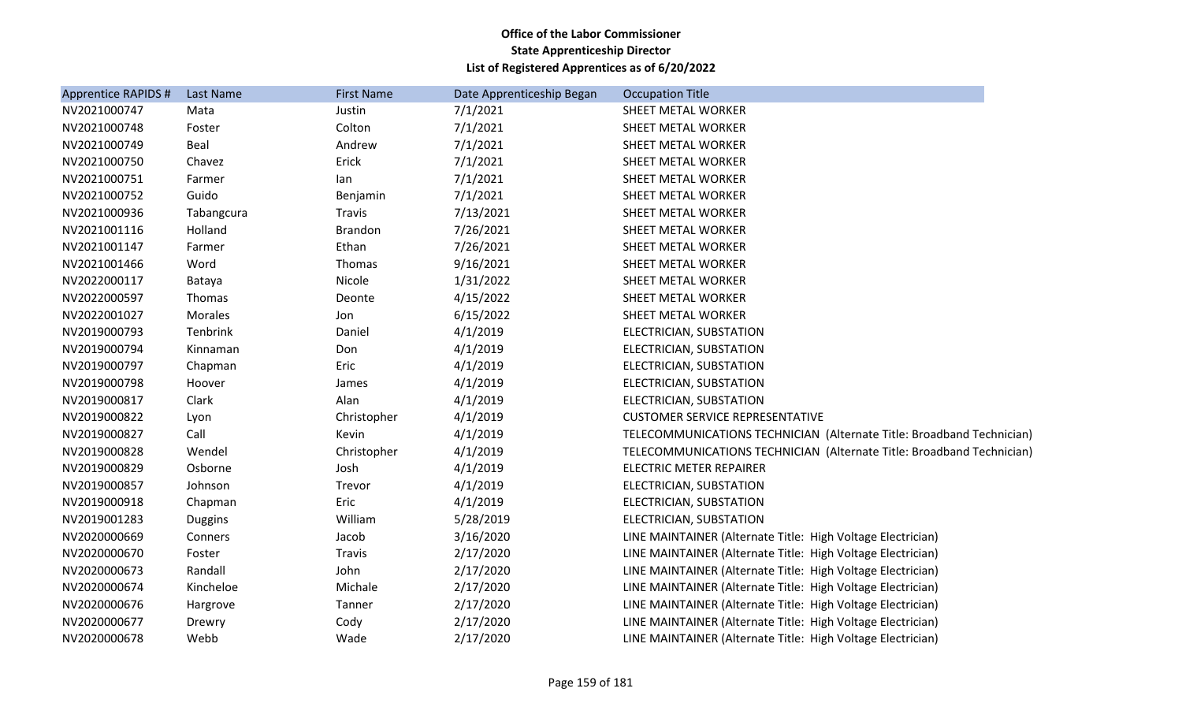**Office of the Labor Commissioner**
**State Apprenticeship Director**
**List of Registered Apprentices as of 6/20/2022**

| Apprentice RAPIDS # | Last Name | First Name | Date Apprenticeship Began | Occupation Title |
|---|---|---|---|---|
| NV2021000747 | Mata | Justin | 7/1/2021 | SHEET METAL WORKER |
| NV2021000748 | Foster | Colton | 7/1/2021 | SHEET METAL WORKER |
| NV2021000749 | Beal | Andrew | 7/1/2021 | SHEET METAL WORKER |
| NV2021000750 | Chavez | Erick | 7/1/2021 | SHEET METAL WORKER |
| NV2021000751 | Farmer | Ian | 7/1/2021 | SHEET METAL WORKER |
| NV2021000752 | Guido | Benjamin | 7/1/2021 | SHEET METAL WORKER |
| NV2021000936 | Tabangcura | Travis | 7/13/2021 | SHEET METAL WORKER |
| NV2021001116 | Holland | Brandon | 7/26/2021 | SHEET METAL WORKER |
| NV2021001147 | Farmer | Ethan | 7/26/2021 | SHEET METAL WORKER |
| NV2021001466 | Word | Thomas | 9/16/2021 | SHEET METAL WORKER |
| NV2022000117 | Bataya | Nicole | 1/31/2022 | SHEET METAL WORKER |
| NV2022000597 | Thomas | Deonte | 4/15/2022 | SHEET METAL WORKER |
| NV2022001027 | Morales | Jon | 6/15/2022 | SHEET METAL WORKER |
| NV2019000793 | Tenbrink | Daniel | 4/1/2019 | ELECTRICIAN, SUBSTATION |
| NV2019000794 | Kinnaman | Don | 4/1/2019 | ELECTRICIAN, SUBSTATION |
| NV2019000797 | Chapman | Eric | 4/1/2019 | ELECTRICIAN, SUBSTATION |
| NV2019000798 | Hoover | James | 4/1/2019 | ELECTRICIAN, SUBSTATION |
| NV2019000817 | Clark | Alan | 4/1/2019 | ELECTRICIAN, SUBSTATION |
| NV2019000822 | Lyon | Christopher | 4/1/2019 | CUSTOMER SERVICE REPRESENTATIVE |
| NV2019000827 | Call | Kevin | 4/1/2019 | TELECOMMUNICATIONS TECHNICIAN (Alternate Title: Broadband Technician) |
| NV2019000828 | Wendel | Christopher | 4/1/2019 | TELECOMMUNICATIONS TECHNICIAN (Alternate Title: Broadband Technician) |
| NV2019000829 | Osborne | Josh | 4/1/2019 | ELECTRIC METER REPAIRER |
| NV2019000857 | Johnson | Trevor | 4/1/2019 | ELECTRICIAN, SUBSTATION |
| NV2019000918 | Chapman | Eric | 4/1/2019 | ELECTRICIAN, SUBSTATION |
| NV2019001283 | Duggins | William | 5/28/2019 | ELECTRICIAN, SUBSTATION |
| NV2020000669 | Conners | Jacob | 3/16/2020 | LINE MAINTAINER (Alternate Title: High Voltage Electrician) |
| NV2020000670 | Foster | Travis | 2/17/2020 | LINE MAINTAINER (Alternate Title: High Voltage Electrician) |
| NV2020000673 | Randall | John | 2/17/2020 | LINE MAINTAINER (Alternate Title: High Voltage Electrician) |
| NV2020000674 | Kincheloe | Michale | 2/17/2020 | LINE MAINTAINER (Alternate Title: High Voltage Electrician) |
| NV2020000676 | Hargrove | Tanner | 2/17/2020 | LINE MAINTAINER (Alternate Title: High Voltage Electrician) |
| NV2020000677 | Drewry | Cody | 2/17/2020 | LINE MAINTAINER (Alternate Title: High Voltage Electrician) |
| NV2020000678 | Webb | Wade | 2/17/2020 | LINE MAINTAINER (Alternate Title: High Voltage Electrician) |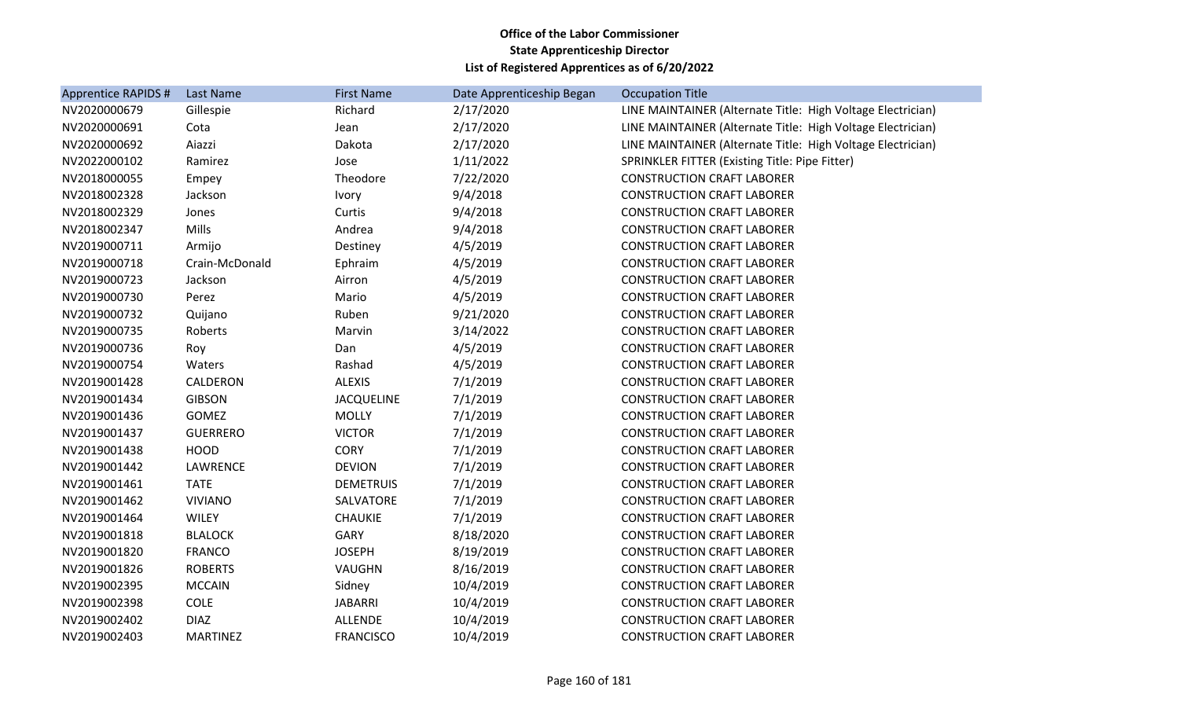**Office of the Labor Commissioner**
**State Apprenticeship Director**
**List of Registered Apprentices as of 6/20/2022**

| Apprentice RAPIDS # | Last Name | First Name | Date Apprenticeship Began | Occupation Title |
|---|---|---|---|---|
| NV2020000679 | Gillespie | Richard | 2/17/2020 | LINE MAINTAINER (Alternate Title: High Voltage Electrician) |
| NV2020000691 | Cota | Jean | 2/17/2020 | LINE MAINTAINER (Alternate Title: High Voltage Electrician) |
| NV2020000692 | Aiazzi | Dakota | 2/17/2020 | LINE MAINTAINER (Alternate Title: High Voltage Electrician) |
| NV2022000102 | Ramirez | Jose | 1/11/2022 | SPRINKLER FITTER (Existing Title: Pipe Fitter) |
| NV2018000055 | Empey | Theodore | 7/22/2020 | CONSTRUCTION CRAFT LABORER |
| NV2018002328 | Jackson | Ivory | 9/4/2018 | CONSTRUCTION CRAFT LABORER |
| NV2018002329 | Jones | Curtis | 9/4/2018 | CONSTRUCTION CRAFT LABORER |
| NV2018002347 | Mills | Andrea | 9/4/2018 | CONSTRUCTION CRAFT LABORER |
| NV2019000711 | Armijo | Destiney | 4/5/2019 | CONSTRUCTION CRAFT LABORER |
| NV2019000718 | Crain-McDonald | Ephraim | 4/5/2019 | CONSTRUCTION CRAFT LABORER |
| NV2019000723 | Jackson | Airron | 4/5/2019 | CONSTRUCTION CRAFT LABORER |
| NV2019000730 | Perez | Mario | 4/5/2019 | CONSTRUCTION CRAFT LABORER |
| NV2019000732 | Quijano | Ruben | 9/21/2020 | CONSTRUCTION CRAFT LABORER |
| NV2019000735 | Roberts | Marvin | 3/14/2022 | CONSTRUCTION CRAFT LABORER |
| NV2019000736 | Roy | Dan | 4/5/2019 | CONSTRUCTION CRAFT LABORER |
| NV2019000754 | Waters | Rashad | 4/5/2019 | CONSTRUCTION CRAFT LABORER |
| NV2019001428 | CALDERON | ALEXIS | 7/1/2019 | CONSTRUCTION CRAFT LABORER |
| NV2019001434 | GIBSON | JACQUELINE | 7/1/2019 | CONSTRUCTION CRAFT LABORER |
| NV2019001436 | GOMEZ | MOLLY | 7/1/2019 | CONSTRUCTION CRAFT LABORER |
| NV2019001437 | GUERRERO | VICTOR | 7/1/2019 | CONSTRUCTION CRAFT LABORER |
| NV2019001438 | HOOD | CORY | 7/1/2019 | CONSTRUCTION CRAFT LABORER |
| NV2019001442 | LAWRENCE | DEVION | 7/1/2019 | CONSTRUCTION CRAFT LABORER |
| NV2019001461 | TATE | DEMETRUIS | 7/1/2019 | CONSTRUCTION CRAFT LABORER |
| NV2019001462 | VIVIANO | SALVATORE | 7/1/2019 | CONSTRUCTION CRAFT LABORER |
| NV2019001464 | WILEY | CHAUKIE | 7/1/2019 | CONSTRUCTION CRAFT LABORER |
| NV2019001818 | BLALOCK | GARY | 8/18/2020 | CONSTRUCTION CRAFT LABORER |
| NV2019001820 | FRANCO | JOSEPH | 8/19/2019 | CONSTRUCTION CRAFT LABORER |
| NV2019001826 | ROBERTS | VAUGHN | 8/16/2019 | CONSTRUCTION CRAFT LABORER |
| NV2019002395 | MCCAIN | Sidney | 10/4/2019 | CONSTRUCTION CRAFT LABORER |
| NV2019002398 | COLE | JABARRI | 10/4/2019 | CONSTRUCTION CRAFT LABORER |
| NV2019002402 | DIAZ | ALLENDE | 10/4/2019 | CONSTRUCTION CRAFT LABORER |
| NV2019002403 | MARTINEZ | FRANCISCO | 10/4/2019 | CONSTRUCTION CRAFT LABORER |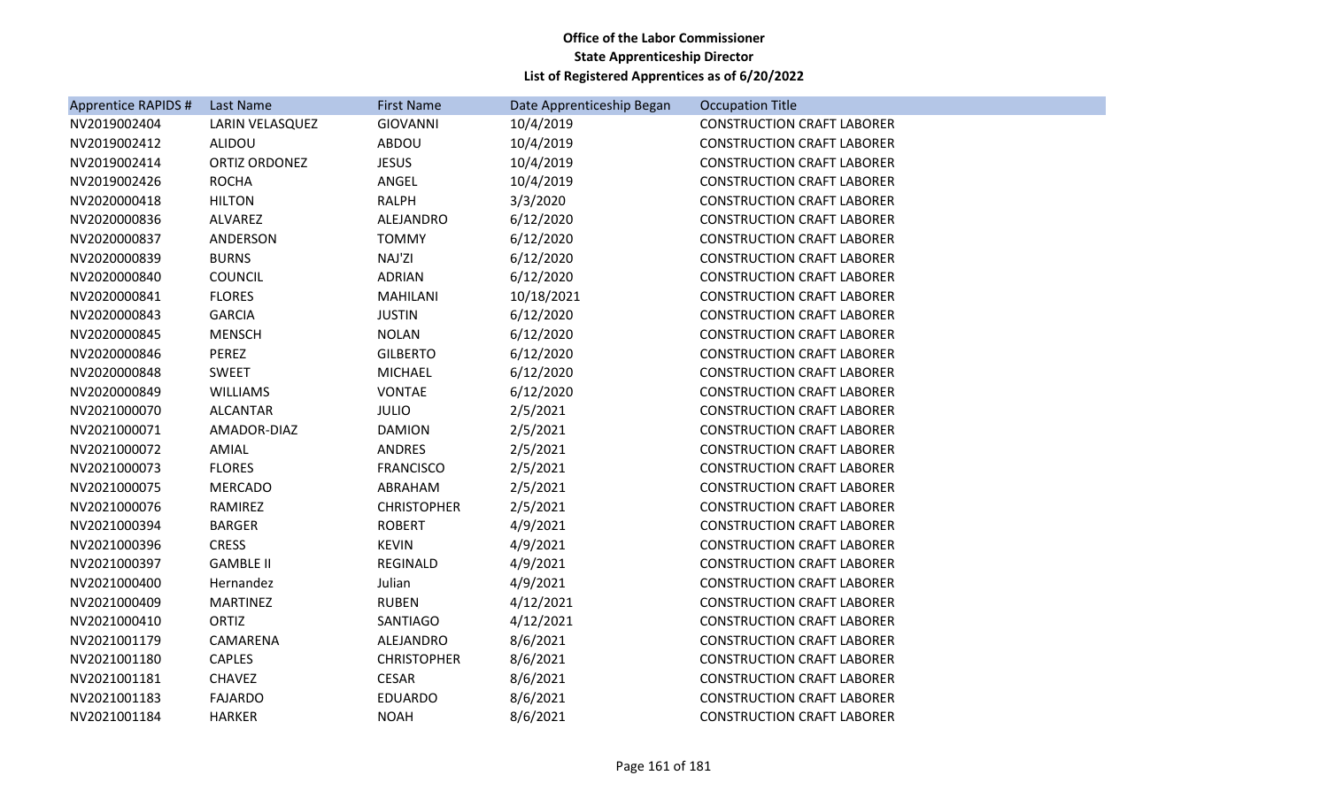**Office of the Labor Commissioner**
**State Apprenticeship Director**
**List of Registered Apprentices as of 6/20/2022**

| Apprentice RAPIDS # | Last Name | First Name | Date Apprenticeship Began | Occupation Title |
|---|---|---|---|---|
| NV2019002404 | LARIN VELASQUEZ | GIOVANNI | 10/4/2019 | CONSTRUCTION CRAFT LABORER |
| NV2019002412 | ALIDOU | ABDOU | 10/4/2019 | CONSTRUCTION CRAFT LABORER |
| NV2019002414 | ORTIZ ORDONEZ | JESUS | 10/4/2019 | CONSTRUCTION CRAFT LABORER |
| NV2019002426 | ROCHA | ANGEL | 10/4/2019 | CONSTRUCTION CRAFT LABORER |
| NV2020000418 | HILTON | RALPH | 3/3/2020 | CONSTRUCTION CRAFT LABORER |
| NV2020000836 | ALVAREZ | ALEJANDRO | 6/12/2020 | CONSTRUCTION CRAFT LABORER |
| NV2020000837 | ANDERSON | TOMMY | 6/12/2020 | CONSTRUCTION CRAFT LABORER |
| NV2020000839 | BURNS | NAJ'ZI | 6/12/2020 | CONSTRUCTION CRAFT LABORER |
| NV2020000840 | COUNCIL | ADRIAN | 6/12/2020 | CONSTRUCTION CRAFT LABORER |
| NV2020000841 | FLORES | MAHILANI | 10/18/2021 | CONSTRUCTION CRAFT LABORER |
| NV2020000843 | GARCIA | JUSTIN | 6/12/2020 | CONSTRUCTION CRAFT LABORER |
| NV2020000845 | MENSCH | NOLAN | 6/12/2020 | CONSTRUCTION CRAFT LABORER |
| NV2020000846 | PEREZ | GILBERTO | 6/12/2020 | CONSTRUCTION CRAFT LABORER |
| NV2020000848 | SWEET | MICHAEL | 6/12/2020 | CONSTRUCTION CRAFT LABORER |
| NV2020000849 | WILLIAMS | VONTAE | 6/12/2020 | CONSTRUCTION CRAFT LABORER |
| NV2021000070 | ALCANTAR | JULIO | 2/5/2021 | CONSTRUCTION CRAFT LABORER |
| NV2021000071 | AMADOR-DIAZ | DAMION | 2/5/2021 | CONSTRUCTION CRAFT LABORER |
| NV2021000072 | AMIAL | ANDRES | 2/5/2021 | CONSTRUCTION CRAFT LABORER |
| NV2021000073 | FLORES | FRANCISCO | 2/5/2021 | CONSTRUCTION CRAFT LABORER |
| NV2021000075 | MERCADO | ABRAHAM | 2/5/2021 | CONSTRUCTION CRAFT LABORER |
| NV2021000076 | RAMIREZ | CHRISTOPHER | 2/5/2021 | CONSTRUCTION CRAFT LABORER |
| NV2021000394 | BARGER | ROBERT | 4/9/2021 | CONSTRUCTION CRAFT LABORER |
| NV2021000396 | CRESS | KEVIN | 4/9/2021 | CONSTRUCTION CRAFT LABORER |
| NV2021000397 | GAMBLE II | REGINALD | 4/9/2021 | CONSTRUCTION CRAFT LABORER |
| NV2021000400 | Hernandez | Julian | 4/9/2021 | CONSTRUCTION CRAFT LABORER |
| NV2021000409 | MARTINEZ | RUBEN | 4/12/2021 | CONSTRUCTION CRAFT LABORER |
| NV2021000410 | ORTIZ | SANTIAGO | 4/12/2021 | CONSTRUCTION CRAFT LABORER |
| NV2021001179 | CAMARENA | ALEJANDRO | 8/6/2021 | CONSTRUCTION CRAFT LABORER |
| NV2021001180 | CAPLES | CHRISTOPHER | 8/6/2021 | CONSTRUCTION CRAFT LABORER |
| NV2021001181 | CHAVEZ | CESAR | 8/6/2021 | CONSTRUCTION CRAFT LABORER |
| NV2021001183 | FAJARDO | EDUARDO | 8/6/2021 | CONSTRUCTION CRAFT LABORER |
| NV2021001184 | HARKER | NOAH | 8/6/2021 | CONSTRUCTION CRAFT LABORER |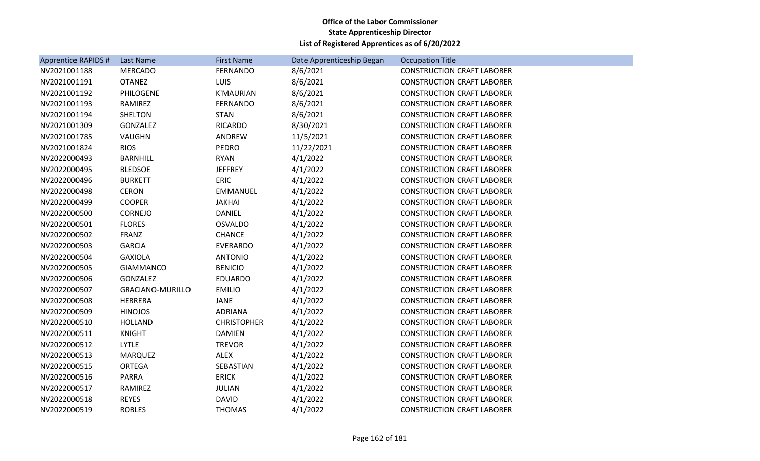**Office of the Labor Commissioner**
**State Apprenticeship Director**
**List of Registered Apprentices as of 6/20/2022**

| Apprentice RAPIDS # | Last Name | First Name | Date Apprenticeship Began | Occupation Title |
|---|---|---|---|---|
| NV2021001188 | MERCADO | FERNANDO | 8/6/2021 | CONSTRUCTION CRAFT LABORER |
| NV2021001191 | OTANEZ | LUIS | 8/6/2021 | CONSTRUCTION CRAFT LABORER |
| NV2021001192 | PHILOGENE | K'MAURIAN | 8/6/2021 | CONSTRUCTION CRAFT LABORER |
| NV2021001193 | RAMIREZ | FERNANDO | 8/6/2021 | CONSTRUCTION CRAFT LABORER |
| NV2021001194 | SHELTON | STAN | 8/6/2021 | CONSTRUCTION CRAFT LABORER |
| NV2021001309 | GONZALEZ | RICARDO | 8/30/2021 | CONSTRUCTION CRAFT LABORER |
| NV2021001785 | VAUGHN | ANDREW | 11/5/2021 | CONSTRUCTION CRAFT LABORER |
| NV2021001824 | RIOS | PEDRO | 11/22/2021 | CONSTRUCTION CRAFT LABORER |
| NV2022000493 | BARNHILL | RYAN | 4/1/2022 | CONSTRUCTION CRAFT LABORER |
| NV2022000495 | BLEDSOE | JEFFREY | 4/1/2022 | CONSTRUCTION CRAFT LABORER |
| NV2022000496 | BURKETT | ERIC | 4/1/2022 | CONSTRUCTION CRAFT LABORER |
| NV2022000498 | CERON | EMMANUEL | 4/1/2022 | CONSTRUCTION CRAFT LABORER |
| NV2022000499 | COOPER | JAKHAI | 4/1/2022 | CONSTRUCTION CRAFT LABORER |
| NV2022000500 | CORNEJO | DANIEL | 4/1/2022 | CONSTRUCTION CRAFT LABORER |
| NV2022000501 | FLORES | OSVALDO | 4/1/2022 | CONSTRUCTION CRAFT LABORER |
| NV2022000502 | FRANZ | CHANCE | 4/1/2022 | CONSTRUCTION CRAFT LABORER |
| NV2022000503 | GARCIA | EVERARDO | 4/1/2022 | CONSTRUCTION CRAFT LABORER |
| NV2022000504 | GAXIOLA | ANTONIO | 4/1/2022 | CONSTRUCTION CRAFT LABORER |
| NV2022000505 | GIAMMANCO | BENICIO | 4/1/2022 | CONSTRUCTION CRAFT LABORER |
| NV2022000506 | GONZALEZ | EDUARDO | 4/1/2022 | CONSTRUCTION CRAFT LABORER |
| NV2022000507 | GRACIANO-MURILLO | EMILIO | 4/1/2022 | CONSTRUCTION CRAFT LABORER |
| NV2022000508 | HERRERA | JANE | 4/1/2022 | CONSTRUCTION CRAFT LABORER |
| NV2022000509 | HINOJOS | ADRIANA | 4/1/2022 | CONSTRUCTION CRAFT LABORER |
| NV2022000510 | HOLLAND | CHRISTOPHER | 4/1/2022 | CONSTRUCTION CRAFT LABORER |
| NV2022000511 | KNIGHT | DAMIEN | 4/1/2022 | CONSTRUCTION CRAFT LABORER |
| NV2022000512 | LYTLE | TREVOR | 4/1/2022 | CONSTRUCTION CRAFT LABORER |
| NV2022000513 | MARQUEZ | ALEX | 4/1/2022 | CONSTRUCTION CRAFT LABORER |
| NV2022000515 | ORTEGA | SEBASTIAN | 4/1/2022 | CONSTRUCTION CRAFT LABORER |
| NV2022000516 | PARRA | ERICK | 4/1/2022 | CONSTRUCTION CRAFT LABORER |
| NV2022000517 | RAMIREZ | JULIAN | 4/1/2022 | CONSTRUCTION CRAFT LABORER |
| NV2022000518 | REYES | DAVID | 4/1/2022 | CONSTRUCTION CRAFT LABORER |
| NV2022000519 | ROBLES | THOMAS | 4/1/2022 | CONSTRUCTION CRAFT LABORER |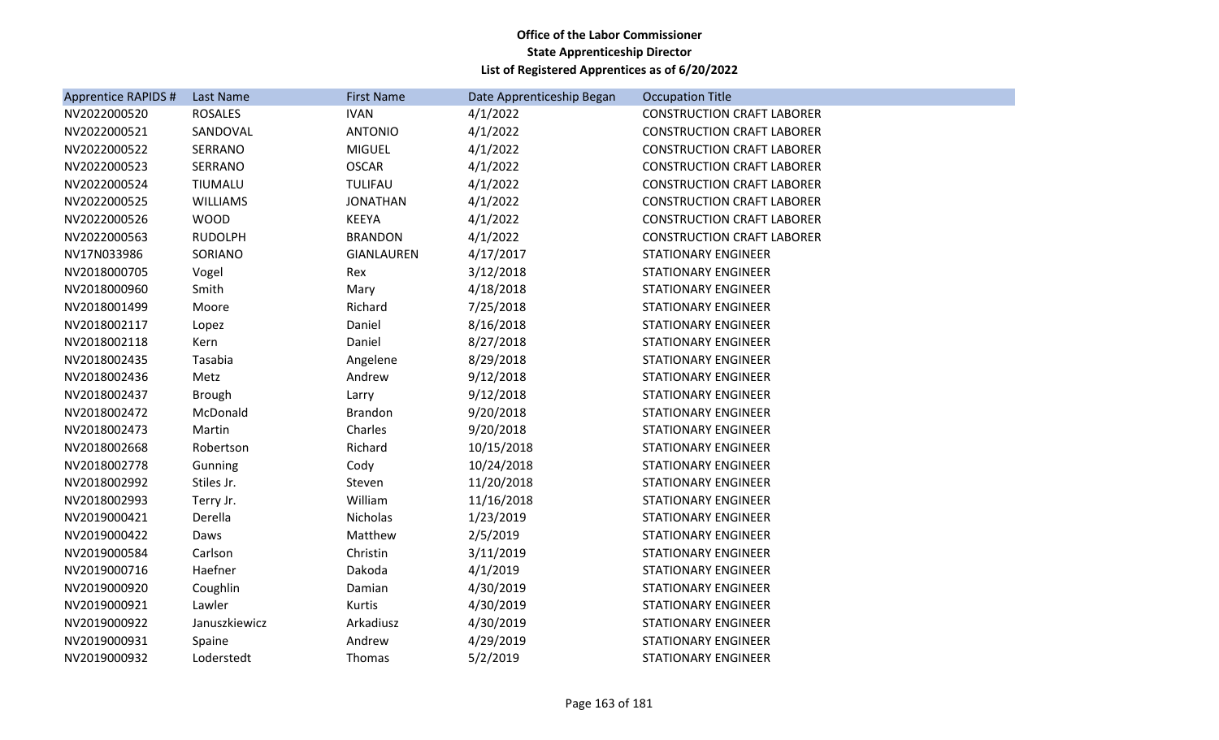**Office of the Labor Commissioner**
**State Apprenticeship Director**
**List of Registered Apprentices as of 6/20/2022**

| Apprentice RAPIDS # | Last Name | First Name | Date Apprenticeship Began | Occupation Title |
|---|---|---|---|---|
| NV2022000520 | ROSALES | IVAN | 4/1/2022 | CONSTRUCTION CRAFT LABORER |
| NV2022000521 | SANDOVAL | ANTONIO | 4/1/2022 | CONSTRUCTION CRAFT LABORER |
| NV2022000522 | SERRANO | MIGUEL | 4/1/2022 | CONSTRUCTION CRAFT LABORER |
| NV2022000523 | SERRANO | OSCAR | 4/1/2022 | CONSTRUCTION CRAFT LABORER |
| NV2022000524 | TIUMALU | TULIFAU | 4/1/2022 | CONSTRUCTION CRAFT LABORER |
| NV2022000525 | WILLIAMS | JONATHAN | 4/1/2022 | CONSTRUCTION CRAFT LABORER |
| NV2022000526 | WOOD | KEEYA | 4/1/2022 | CONSTRUCTION CRAFT LABORER |
| NV2022000563 | RUDOLPH | BRANDON | 4/1/2022 | CONSTRUCTION CRAFT LABORER |
| NV17N033986 | SORIANO | GIANLAUREN | 4/17/2017 | STATIONARY ENGINEER |
| NV2018000705 | Vogel | Rex | 3/12/2018 | STATIONARY ENGINEER |
| NV2018000960 | Smith | Mary | 4/18/2018 | STATIONARY ENGINEER |
| NV2018001499 | Moore | Richard | 7/25/2018 | STATIONARY ENGINEER |
| NV2018002117 | Lopez | Daniel | 8/16/2018 | STATIONARY ENGINEER |
| NV2018002118 | Kern | Daniel | 8/27/2018 | STATIONARY ENGINEER |
| NV2018002435 | Tasabia | Angelene | 8/29/2018 | STATIONARY ENGINEER |
| NV2018002436 | Metz | Andrew | 9/12/2018 | STATIONARY ENGINEER |
| NV2018002437 | Brough | Larry | 9/12/2018 | STATIONARY ENGINEER |
| NV2018002472 | McDonald | Brandon | 9/20/2018 | STATIONARY ENGINEER |
| NV2018002473 | Martin | Charles | 9/20/2018 | STATIONARY ENGINEER |
| NV2018002668 | Robertson | Richard | 10/15/2018 | STATIONARY ENGINEER |
| NV2018002778 | Gunning | Cody | 10/24/2018 | STATIONARY ENGINEER |
| NV2018002992 | Stiles Jr. | Steven | 11/20/2018 | STATIONARY ENGINEER |
| NV2018002993 | Terry Jr. | William | 11/16/2018 | STATIONARY ENGINEER |
| NV2019000421 | Derella | Nicholas | 1/23/2019 | STATIONARY ENGINEER |
| NV2019000422 | Daws | Matthew | 2/5/2019 | STATIONARY ENGINEER |
| NV2019000584 | Carlson | Christin | 3/11/2019 | STATIONARY ENGINEER |
| NV2019000716 | Haefner | Dakoda | 4/1/2019 | STATIONARY ENGINEER |
| NV2019000920 | Coughlin | Damian | 4/30/2019 | STATIONARY ENGINEER |
| NV2019000921 | Lawler | Kurtis | 4/30/2019 | STATIONARY ENGINEER |
| NV2019000922 | Januszkiewicz | Arkadiusz | 4/30/2019 | STATIONARY ENGINEER |
| NV2019000931 | Spaine | Andrew | 4/29/2019 | STATIONARY ENGINEER |
| NV2019000932 | Loderstedt | Thomas | 5/2/2019 | STATIONARY ENGINEER |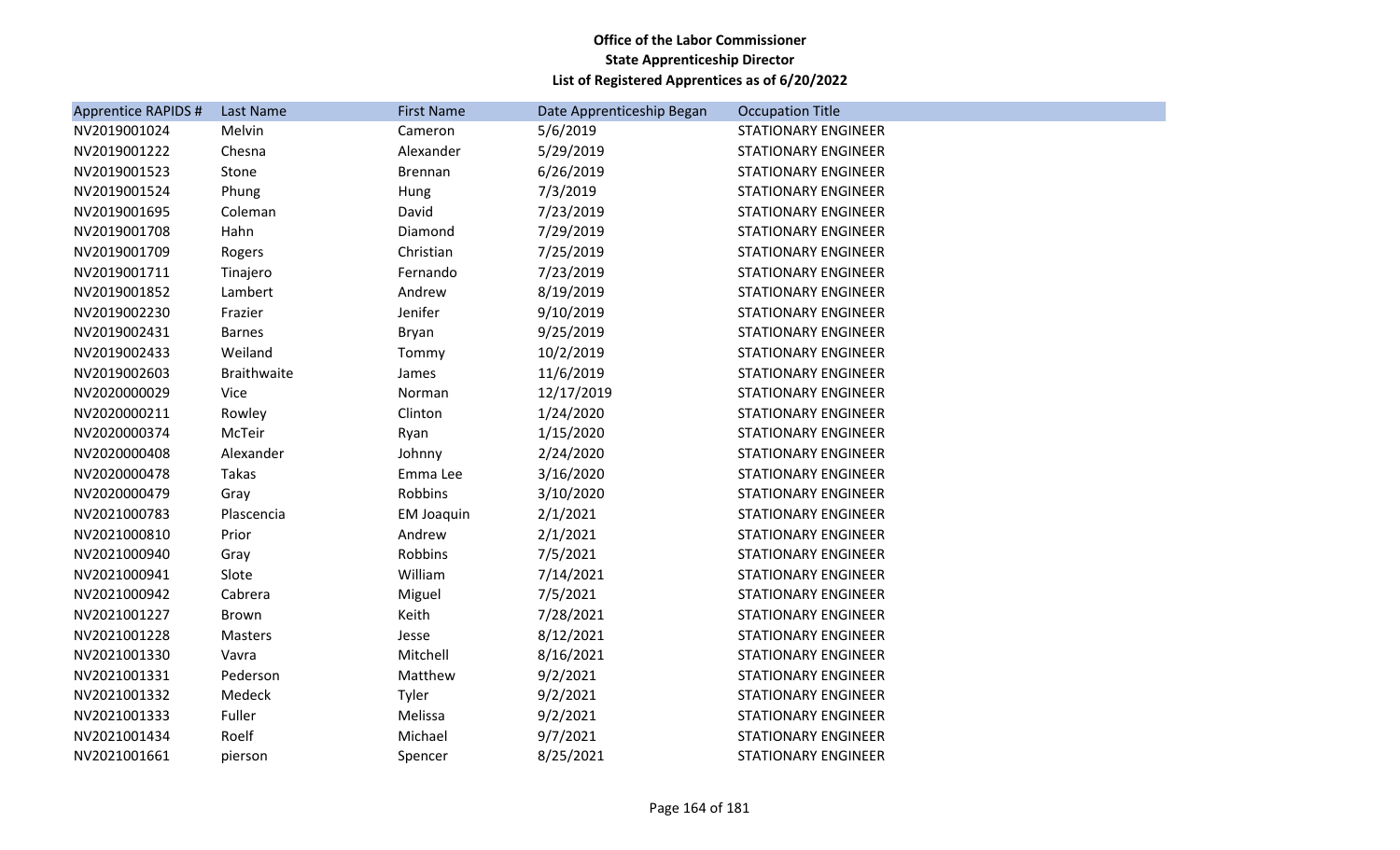**Office of the Labor Commissioner**
**State Apprenticeship Director**
**List of Registered Apprentices as of 6/20/2022**

| Apprentice RAPIDS # | Last Name | First Name | Date Apprenticeship Began | Occupation Title |
|---|---|---|---|---|
| NV2019001024 | Melvin | Cameron | 5/6/2019 | STATIONARY ENGINEER |
| NV2019001222 | Chesna | Alexander | 5/29/2019 | STATIONARY ENGINEER |
| NV2019001523 | Stone | Brennan | 6/26/2019 | STATIONARY ENGINEER |
| NV2019001524 | Phung | Hung | 7/3/2019 | STATIONARY ENGINEER |
| NV2019001695 | Coleman | David | 7/23/2019 | STATIONARY ENGINEER |
| NV2019001708 | Hahn | Diamond | 7/29/2019 | STATIONARY ENGINEER |
| NV2019001709 | Rogers | Christian | 7/25/2019 | STATIONARY ENGINEER |
| NV2019001711 | Tinajero | Fernando | 7/23/2019 | STATIONARY ENGINEER |
| NV2019001852 | Lambert | Andrew | 8/19/2019 | STATIONARY ENGINEER |
| NV2019002230 | Frazier | Jenifer | 9/10/2019 | STATIONARY ENGINEER |
| NV2019002431 | Barnes | Bryan | 9/25/2019 | STATIONARY ENGINEER |
| NV2019002433 | Weiland | Tommy | 10/2/2019 | STATIONARY ENGINEER |
| NV2019002603 | Braithwaite | James | 11/6/2019 | STATIONARY ENGINEER |
| NV2020000029 | Vice | Norman | 12/17/2019 | STATIONARY ENGINEER |
| NV2020000211 | Rowley | Clinton | 1/24/2020 | STATIONARY ENGINEER |
| NV2020000374 | McTeir | Ryan | 1/15/2020 | STATIONARY ENGINEER |
| NV2020000408 | Alexander | Johnny | 2/24/2020 | STATIONARY ENGINEER |
| NV2020000478 | Takas | Emma Lee | 3/16/2020 | STATIONARY ENGINEER |
| NV2020000479 | Gray | Robbins | 3/10/2020 | STATIONARY ENGINEER |
| NV2021000783 | Plascencia | EM Joaquin | 2/1/2021 | STATIONARY ENGINEER |
| NV2021000810 | Prior | Andrew | 2/1/2021 | STATIONARY ENGINEER |
| NV2021000940 | Gray | Robbins | 7/5/2021 | STATIONARY ENGINEER |
| NV2021000941 | Slote | William | 7/14/2021 | STATIONARY ENGINEER |
| NV2021000942 | Cabrera | Miguel | 7/5/2021 | STATIONARY ENGINEER |
| NV2021001227 | Brown | Keith | 7/28/2021 | STATIONARY ENGINEER |
| NV2021001228 | Masters | Jesse | 8/12/2021 | STATIONARY ENGINEER |
| NV2021001330 | Vavra | Mitchell | 8/16/2021 | STATIONARY ENGINEER |
| NV2021001331 | Pederson | Matthew | 9/2/2021 | STATIONARY ENGINEER |
| NV2021001332 | Medeck | Tyler | 9/2/2021 | STATIONARY ENGINEER |
| NV2021001333 | Fuller | Melissa | 9/2/2021 | STATIONARY ENGINEER |
| NV2021001434 | Roelf | Michael | 9/7/2021 | STATIONARY ENGINEER |
| NV2021001661 | pierson | Spencer | 8/25/2021 | STATIONARY ENGINEER |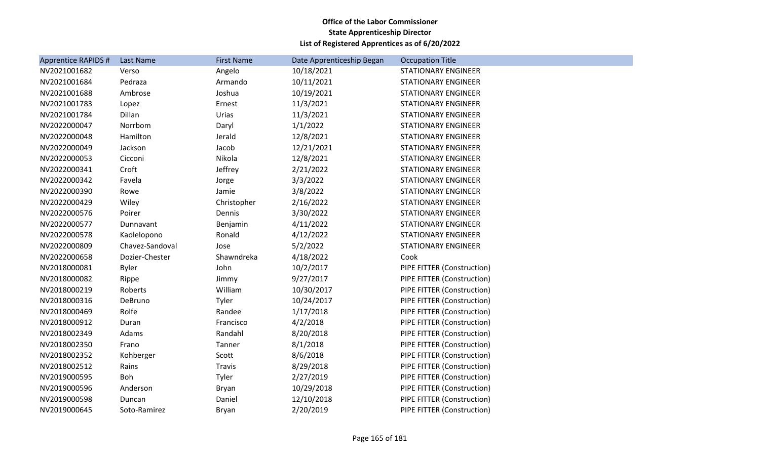**Office of the Labor Commissioner**
**State Apprenticeship Director**
**List of Registered Apprentices as of 6/20/2022**

| Apprentice RAPIDS # | Last Name | First Name | Date Apprenticeship Began | Occupation Title |
|---|---|---|---|---|
| NV2021001682 | Verso | Angelo | 10/18/2021 | STATIONARY ENGINEER |
| NV2021001684 | Pedraza | Armando | 10/11/2021 | STATIONARY ENGINEER |
| NV2021001688 | Ambrose | Joshua | 10/19/2021 | STATIONARY ENGINEER |
| NV2021001783 | Lopez | Ernest | 11/3/2021 | STATIONARY ENGINEER |
| NV2021001784 | Dillan | Urias | 11/3/2021 | STATIONARY ENGINEER |
| NV2022000047 | Norrbom | Daryl | 1/1/2022 | STATIONARY ENGINEER |
| NV2022000048 | Hamilton | Jerald | 12/8/2021 | STATIONARY ENGINEER |
| NV2022000049 | Jackson | Jacob | 12/21/2021 | STATIONARY ENGINEER |
| NV2022000053 | Cicconi | Nikola | 12/8/2021 | STATIONARY ENGINEER |
| NV2022000341 | Croft | Jeffrey | 2/21/2022 | STATIONARY ENGINEER |
| NV2022000342 | Favela | Jorge | 3/3/2022 | STATIONARY ENGINEER |
| NV2022000390 | Rowe | Jamie | 3/8/2022 | STATIONARY ENGINEER |
| NV2022000429 | Wiley | Christopher | 2/16/2022 | STATIONARY ENGINEER |
| NV2022000576 | Poirer | Dennis | 3/30/2022 | STATIONARY ENGINEER |
| NV2022000577 | Dunnavant | Benjamin | 4/11/2022 | STATIONARY ENGINEER |
| NV2022000578 | Kaolelopono | Ronald | 4/12/2022 | STATIONARY ENGINEER |
| NV2022000809 | Chavez-Sandoval | Jose | 5/2/2022 | STATIONARY ENGINEER |
| NV2022000658 | Dozier-Chester | Shawndreka | 4/18/2022 | Cook |
| NV2018000081 | Byler | John | 10/2/2017 | PIPE FITTER (Construction) |
| NV2018000082 | Rippe | Jimmy | 9/27/2017 | PIPE FITTER (Construction) |
| NV2018000219 | Roberts | William | 10/30/2017 | PIPE FITTER (Construction) |
| NV2018000316 | DeBruno | Tyler | 10/24/2017 | PIPE FITTER (Construction) |
| NV2018000469 | Rolfe | Randee | 1/17/2018 | PIPE FITTER (Construction) |
| NV2018000912 | Duran | Francisco | 4/2/2018 | PIPE FITTER (Construction) |
| NV2018002349 | Adams | Randahl | 8/20/2018 | PIPE FITTER (Construction) |
| NV2018002350 | Frano | Tanner | 8/1/2018 | PIPE FITTER (Construction) |
| NV2018002352 | Kohberger | Scott | 8/6/2018 | PIPE FITTER (Construction) |
| NV2018002512 | Rains | Travis | 8/29/2018 | PIPE FITTER (Construction) |
| NV2019000595 | Boh | Tyler | 2/27/2019 | PIPE FITTER (Construction) |
| NV2019000596 | Anderson | Bryan | 10/29/2018 | PIPE FITTER (Construction) |
| NV2019000598 | Duncan | Daniel | 12/10/2018 | PIPE FITTER (Construction) |
| NV2019000645 | Soto-Ramirez | Bryan | 2/20/2019 | PIPE FITTER (Construction) |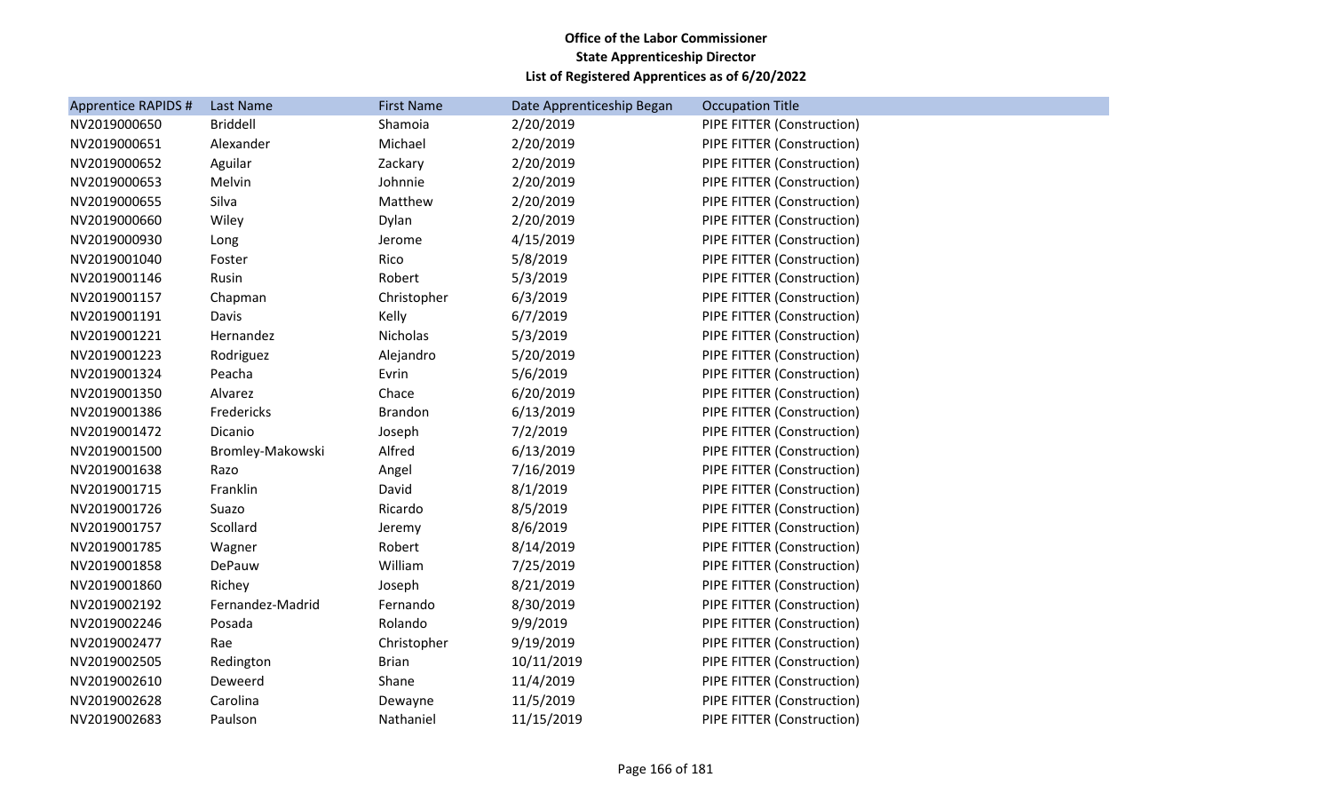**Office of the Labor Commissioner**
**State Apprenticeship Director**
**List of Registered Apprentices as of 6/20/2022**

| Apprentice RAPIDS # | Last Name | First Name | Date Apprenticeship Began | Occupation Title |
|---|---|---|---|---|
| NV2019000650 | Briddell | Shamoia | 2/20/2019 | PIPE FITTER (Construction) |
| NV2019000651 | Alexander | Michael | 2/20/2019 | PIPE FITTER (Construction) |
| NV2019000652 | Aguilar | Zackary | 2/20/2019 | PIPE FITTER (Construction) |
| NV2019000653 | Melvin | Johnnie | 2/20/2019 | PIPE FITTER (Construction) |
| NV2019000655 | Silva | Matthew | 2/20/2019 | PIPE FITTER (Construction) |
| NV2019000660 | Wiley | Dylan | 2/20/2019 | PIPE FITTER (Construction) |
| NV2019000930 | Long | Jerome | 4/15/2019 | PIPE FITTER (Construction) |
| NV2019001040 | Foster | Rico | 5/8/2019 | PIPE FITTER (Construction) |
| NV2019001146 | Rusin | Robert | 5/3/2019 | PIPE FITTER (Construction) |
| NV2019001157 | Chapman | Christopher | 6/3/2019 | PIPE FITTER (Construction) |
| NV2019001191 | Davis | Kelly | 6/7/2019 | PIPE FITTER (Construction) |
| NV2019001221 | Hernandez | Nicholas | 5/3/2019 | PIPE FITTER (Construction) |
| NV2019001223 | Rodriguez | Alejandro | 5/20/2019 | PIPE FITTER (Construction) |
| NV2019001324 | Peacha | Evrin | 5/6/2019 | PIPE FITTER (Construction) |
| NV2019001350 | Alvarez | Chace | 6/20/2019 | PIPE FITTER (Construction) |
| NV2019001386 | Fredericks | Brandon | 6/13/2019 | PIPE FITTER (Construction) |
| NV2019001472 | Dicanio | Joseph | 7/2/2019 | PIPE FITTER (Construction) |
| NV2019001500 | Bromley-Makowski | Alfred | 6/13/2019 | PIPE FITTER (Construction) |
| NV2019001638 | Razo | Angel | 7/16/2019 | PIPE FITTER (Construction) |
| NV2019001715 | Franklin | David | 8/1/2019 | PIPE FITTER (Construction) |
| NV2019001726 | Suazo | Ricardo | 8/5/2019 | PIPE FITTER (Construction) |
| NV2019001757 | Scollard | Jeremy | 8/6/2019 | PIPE FITTER (Construction) |
| NV2019001785 | Wagner | Robert | 8/14/2019 | PIPE FITTER (Construction) |
| NV2019001858 | DePauw | William | 7/25/2019 | PIPE FITTER (Construction) |
| NV2019001860 | Richey | Joseph | 8/21/2019 | PIPE FITTER (Construction) |
| NV2019002192 | Fernandez-Madrid | Fernando | 8/30/2019 | PIPE FITTER (Construction) |
| NV2019002246 | Posada | Rolando | 9/9/2019 | PIPE FITTER (Construction) |
| NV2019002477 | Rae | Christopher | 9/19/2019 | PIPE FITTER (Construction) |
| NV2019002505 | Redington | Brian | 10/11/2019 | PIPE FITTER (Construction) |
| NV2019002610 | Deweerd | Shane | 11/4/2019 | PIPE FITTER (Construction) |
| NV2019002628 | Carolina | Dewayne | 11/5/2019 | PIPE FITTER (Construction) |
| NV2019002683 | Paulson | Nathaniel | 11/15/2019 | PIPE FITTER (Construction) |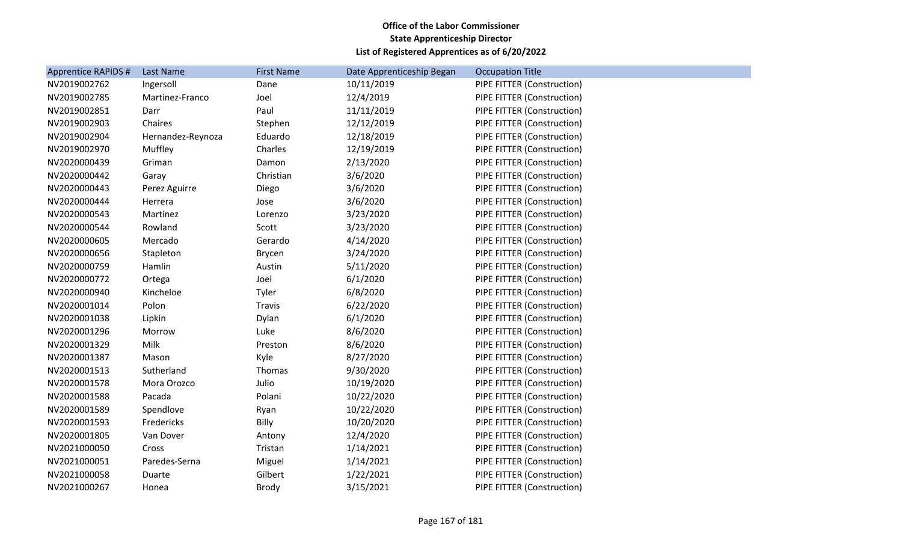**Office of the Labor Commissioner**
**State Apprenticeship Director**
**List of Registered Apprentices as of 6/20/2022**

| Apprentice RAPIDS # | Last Name | First Name | Date Apprenticeship Began | Occupation Title |
|---|---|---|---|---|
| NV2019002762 | Ingersoll | Dane | 10/11/2019 | PIPE FITTER (Construction) |
| NV2019002785 | Martinez-Franco | Joel | 12/4/2019 | PIPE FITTER (Construction) |
| NV2019002851 | Darr | Paul | 11/11/2019 | PIPE FITTER (Construction) |
| NV2019002903 | Chaires | Stephen | 12/12/2019 | PIPE FITTER (Construction) |
| NV2019002904 | Hernandez-Reynoza | Eduardo | 12/18/2019 | PIPE FITTER (Construction) |
| NV2019002970 | Muffley | Charles | 12/19/2019 | PIPE FITTER (Construction) |
| NV2020000439 | Griman | Damon | 2/13/2020 | PIPE FITTER (Construction) |
| NV2020000442 | Garay | Christian | 3/6/2020 | PIPE FITTER (Construction) |
| NV2020000443 | Perez Aguirre | Diego | 3/6/2020 | PIPE FITTER (Construction) |
| NV2020000444 | Herrera | Jose | 3/6/2020 | PIPE FITTER (Construction) |
| NV2020000543 | Martinez | Lorenzo | 3/23/2020 | PIPE FITTER (Construction) |
| NV2020000544 | Rowland | Scott | 3/23/2020 | PIPE FITTER (Construction) |
| NV2020000605 | Mercado | Gerardo | 4/14/2020 | PIPE FITTER (Construction) |
| NV2020000656 | Stapleton | Brycen | 3/24/2020 | PIPE FITTER (Construction) |
| NV2020000759 | Hamlin | Austin | 5/11/2020 | PIPE FITTER (Construction) |
| NV2020000772 | Ortega | Joel | 6/1/2020 | PIPE FITTER (Construction) |
| NV2020000940 | Kincheloe | Tyler | 6/8/2020 | PIPE FITTER (Construction) |
| NV2020001014 | Polon | Travis | 6/22/2020 | PIPE FITTER (Construction) |
| NV2020001038 | Lipkin | Dylan | 6/1/2020 | PIPE FITTER (Construction) |
| NV2020001296 | Morrow | Luke | 8/6/2020 | PIPE FITTER (Construction) |
| NV2020001329 | Milk | Preston | 8/6/2020 | PIPE FITTER (Construction) |
| NV2020001387 | Mason | Kyle | 8/27/2020 | PIPE FITTER (Construction) |
| NV2020001513 | Sutherland | Thomas | 9/30/2020 | PIPE FITTER (Construction) |
| NV2020001578 | Mora Orozco | Julio | 10/19/2020 | PIPE FITTER (Construction) |
| NV2020001588 | Pacada | Polani | 10/22/2020 | PIPE FITTER (Construction) |
| NV2020001589 | Spendlove | Ryan | 10/22/2020 | PIPE FITTER (Construction) |
| NV2020001593 | Fredericks | Billy | 10/20/2020 | PIPE FITTER (Construction) |
| NV2020001805 | Van Dover | Antony | 12/4/2020 | PIPE FITTER (Construction) |
| NV2021000050 | Cross | Tristan | 1/14/2021 | PIPE FITTER (Construction) |
| NV2021000051 | Paredes-Serna | Miguel | 1/14/2021 | PIPE FITTER (Construction) |
| NV2021000058 | Duarte | Gilbert | 1/22/2021 | PIPE FITTER (Construction) |
| NV2021000267 | Honea | Brody | 3/15/2021 | PIPE FITTER (Construction) |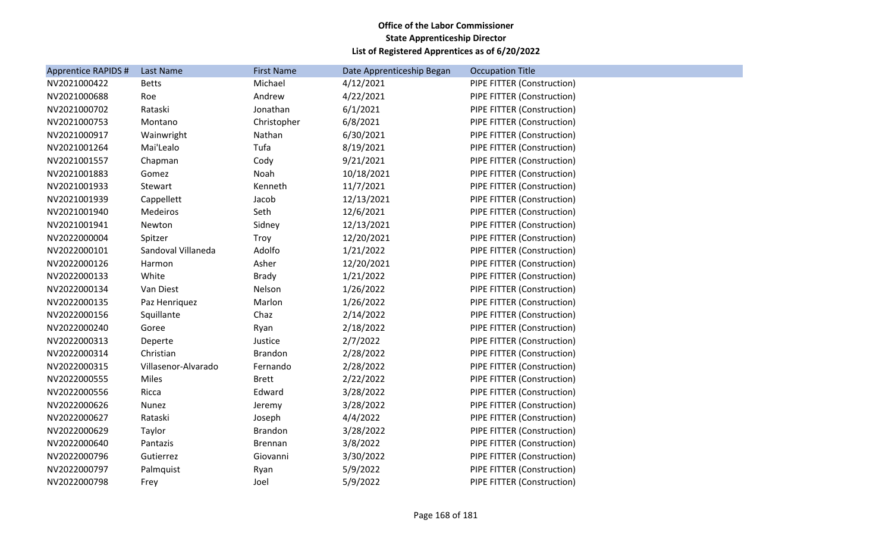**Office of the Labor Commissioner**
**State Apprenticeship Director**
**List of Registered Apprentices as of 6/20/2022**

| Apprentice RAPIDS # | Last Name | First Name | Date Apprenticeship Began | Occupation Title |
|---|---|---|---|---|
| NV2021000422 | Betts | Michael | 4/12/2021 | PIPE FITTER (Construction) |
| NV2021000688 | Roe | Andrew | 4/22/2021 | PIPE FITTER (Construction) |
| NV2021000702 | Rataski | Jonathan | 6/1/2021 | PIPE FITTER (Construction) |
| NV2021000753 | Montano | Christopher | 6/8/2021 | PIPE FITTER (Construction) |
| NV2021000917 | Wainwright | Nathan | 6/30/2021 | PIPE FITTER (Construction) |
| NV2021001264 | Mai'Lealo | Tufa | 8/19/2021 | PIPE FITTER (Construction) |
| NV2021001557 | Chapman | Cody | 9/21/2021 | PIPE FITTER (Construction) |
| NV2021001883 | Gomez | Noah | 10/18/2021 | PIPE FITTER (Construction) |
| NV2021001933 | Stewart | Kenneth | 11/7/2021 | PIPE FITTER (Construction) |
| NV2021001939 | Cappellett | Jacob | 12/13/2021 | PIPE FITTER (Construction) |
| NV2021001940 | Medeiros | Seth | 12/6/2021 | PIPE FITTER (Construction) |
| NV2021001941 | Newton | Sidney | 12/13/2021 | PIPE FITTER (Construction) |
| NV2022000004 | Spitzer | Troy | 12/20/2021 | PIPE FITTER (Construction) |
| NV2022000101 | Sandoval Villaneda | Adolfo | 1/21/2022 | PIPE FITTER (Construction) |
| NV2022000126 | Harmon | Asher | 12/20/2021 | PIPE FITTER (Construction) |
| NV2022000133 | White | Brady | 1/21/2022 | PIPE FITTER (Construction) |
| NV2022000134 | Van Diest | Nelson | 1/26/2022 | PIPE FITTER (Construction) |
| NV2022000135 | Paz Henriquez | Marlon | 1/26/2022 | PIPE FITTER (Construction) |
| NV2022000156 | Squillante | Chaz | 2/14/2022 | PIPE FITTER (Construction) |
| NV2022000240 | Goree | Ryan | 2/18/2022 | PIPE FITTER (Construction) |
| NV2022000313 | Deperte | Justice | 2/7/2022 | PIPE FITTER (Construction) |
| NV2022000314 | Christian | Brandon | 2/28/2022 | PIPE FITTER (Construction) |
| NV2022000315 | Villasenor-Alvarado | Fernando | 2/28/2022 | PIPE FITTER (Construction) |
| NV2022000555 | Miles | Brett | 2/22/2022 | PIPE FITTER (Construction) |
| NV2022000556 | Ricca | Edward | 3/28/2022 | PIPE FITTER (Construction) |
| NV2022000626 | Nunez | Jeremy | 3/28/2022 | PIPE FITTER (Construction) |
| NV2022000627 | Rataski | Joseph | 4/4/2022 | PIPE FITTER (Construction) |
| NV2022000629 | Taylor | Brandon | 3/28/2022 | PIPE FITTER (Construction) |
| NV2022000640 | Pantazis | Brennan | 3/8/2022 | PIPE FITTER (Construction) |
| NV2022000796 | Gutierrez | Giovanni | 3/30/2022 | PIPE FITTER (Construction) |
| NV2022000797 | Palmquist | Ryan | 5/9/2022 | PIPE FITTER (Construction) |
| NV2022000798 | Frey | Joel | 5/9/2022 | PIPE FITTER (Construction) |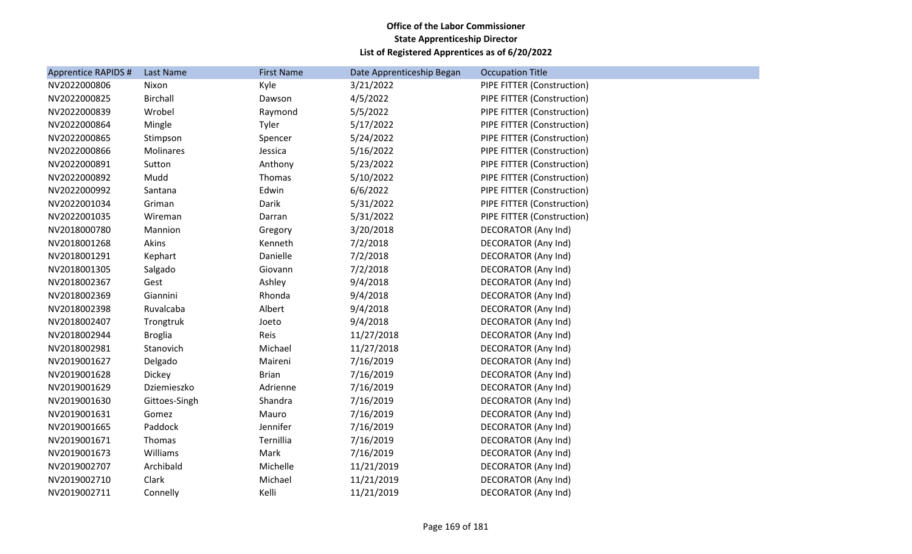**Office of the Labor Commissioner**
**State Apprenticeship Director**
**List of Registered Apprentices as of 6/20/2022**

| Apprentice RAPIDS # | Last Name | First Name | Date Apprenticeship Began | Occupation Title |
|---|---|---|---|---|
| NV2022000806 | Nixon | Kyle | 3/21/2022 | PIPE FITTER (Construction) |
| NV2022000825 | Birchall | Dawson | 4/5/2022 | PIPE FITTER (Construction) |
| NV2022000839 | Wrobel | Raymond | 5/5/2022 | PIPE FITTER (Construction) |
| NV2022000864 | Mingle | Tyler | 5/17/2022 | PIPE FITTER (Construction) |
| NV2022000865 | Stimpson | Spencer | 5/24/2022 | PIPE FITTER (Construction) |
| NV2022000866 | Molinares | Jessica | 5/16/2022 | PIPE FITTER (Construction) |
| NV2022000891 | Sutton | Anthony | 5/23/2022 | PIPE FITTER (Construction) |
| NV2022000892 | Mudd | Thomas | 5/10/2022 | PIPE FITTER (Construction) |
| NV2022000992 | Santana | Edwin | 6/6/2022 | PIPE FITTER (Construction) |
| NV2022001034 | Griman | Darik | 5/31/2022 | PIPE FITTER (Construction) |
| NV2022001035 | Wireman | Darran | 5/31/2022 | PIPE FITTER (Construction) |
| NV2018000780 | Mannion | Gregory | 3/20/2018 | DECORATOR (Any Ind) |
| NV2018001268 | Akins | Kenneth | 7/2/2018 | DECORATOR (Any Ind) |
| NV2018001291 | Kephart | Danielle | 7/2/2018 | DECORATOR (Any Ind) |
| NV2018001305 | Salgado | Giovann | 7/2/2018 | DECORATOR (Any Ind) |
| NV2018002367 | Gest | Ashley | 9/4/2018 | DECORATOR (Any Ind) |
| NV2018002369 | Giannini | Rhonda | 9/4/2018 | DECORATOR (Any Ind) |
| NV2018002398 | Ruvalcaba | Albert | 9/4/2018 | DECORATOR (Any Ind) |
| NV2018002407 | Trongtruk | Joeto | 9/4/2018 | DECORATOR (Any Ind) |
| NV2018002944 | Broglia | Reis | 11/27/2018 | DECORATOR (Any Ind) |
| NV2018002981 | Stanovich | Michael | 11/27/2018 | DECORATOR (Any Ind) |
| NV2019001627 | Delgado | Maireni | 7/16/2019 | DECORATOR (Any Ind) |
| NV2019001628 | Dickey | Brian | 7/16/2019 | DECORATOR (Any Ind) |
| NV2019001629 | Dziemieszko | Adrienne | 7/16/2019 | DECORATOR (Any Ind) |
| NV2019001630 | Gittoes-Singh | Shandra | 7/16/2019 | DECORATOR (Any Ind) |
| NV2019001631 | Gomez | Mauro | 7/16/2019 | DECORATOR (Any Ind) |
| NV2019001665 | Paddock | Jennifer | 7/16/2019 | DECORATOR (Any Ind) |
| NV2019001671 | Thomas | Ternillia | 7/16/2019 | DECORATOR (Any Ind) |
| NV2019001673 | Williams | Mark | 7/16/2019 | DECORATOR (Any Ind) |
| NV2019002707 | Archibald | Michelle | 11/21/2019 | DECORATOR (Any Ind) |
| NV2019002710 | Clark | Michael | 11/21/2019 | DECORATOR (Any Ind) |
| NV2019002711 | Connelly | Kelli | 11/21/2019 | DECORATOR (Any Ind) |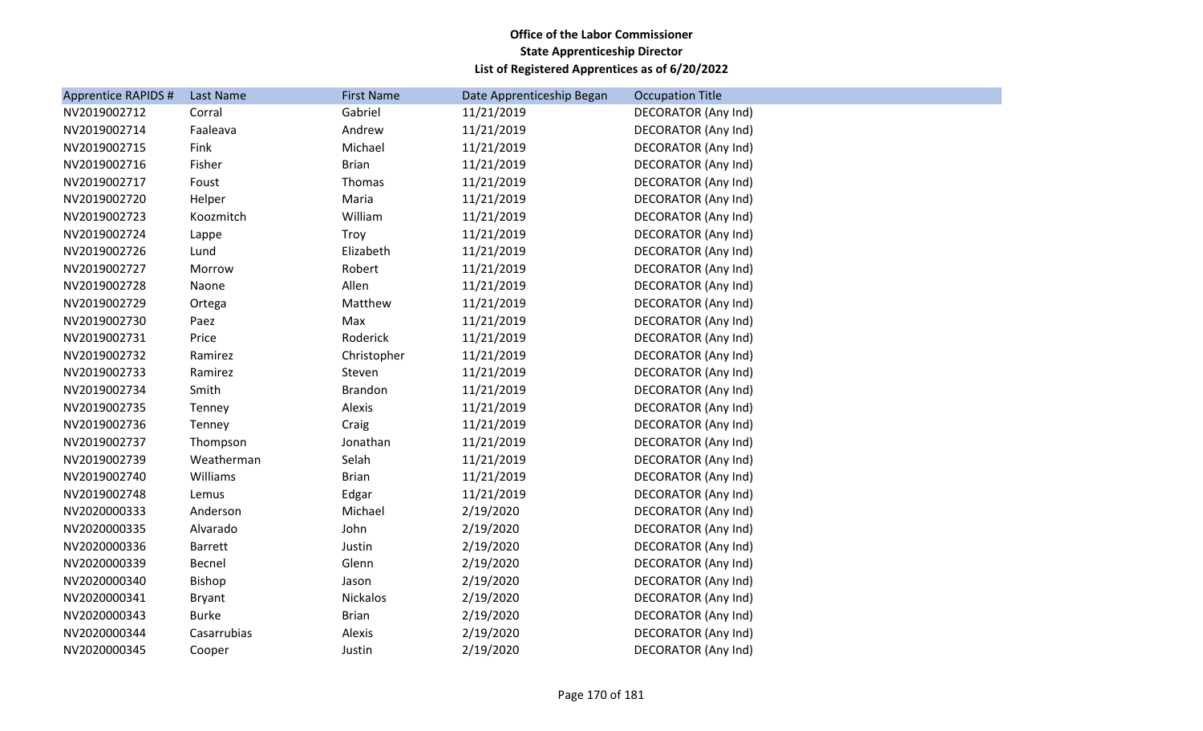**Office of the Labor Commissioner**
**State Apprenticeship Director**
**List of Registered Apprentices as of 6/20/2022**

| Apprentice RAPIDS # | Last Name | First Name | Date Apprenticeship Began | Occupation Title |
|---|---|---|---|---|
| NV2019002712 | Corral | Gabriel | 11/21/2019 | DECORATOR (Any Ind) |
| NV2019002714 | Faaleava | Andrew | 11/21/2019 | DECORATOR (Any Ind) |
| NV2019002715 | Fink | Michael | 11/21/2019 | DECORATOR (Any Ind) |
| NV2019002716 | Fisher | Brian | 11/21/2019 | DECORATOR (Any Ind) |
| NV2019002717 | Foust | Thomas | 11/21/2019 | DECORATOR (Any Ind) |
| NV2019002720 | Helper | Maria | 11/21/2019 | DECORATOR (Any Ind) |
| NV2019002723 | Koozmitch | William | 11/21/2019 | DECORATOR (Any Ind) |
| NV2019002724 | Lappe | Troy | 11/21/2019 | DECORATOR (Any Ind) |
| NV2019002726 | Lund | Elizabeth | 11/21/2019 | DECORATOR (Any Ind) |
| NV2019002727 | Morrow | Robert | 11/21/2019 | DECORATOR (Any Ind) |
| NV2019002728 | Naone | Allen | 11/21/2019 | DECORATOR (Any Ind) |
| NV2019002729 | Ortega | Matthew | 11/21/2019 | DECORATOR (Any Ind) |
| NV2019002730 | Paez | Max | 11/21/2019 | DECORATOR (Any Ind) |
| NV2019002731 | Price | Roderick | 11/21/2019 | DECORATOR (Any Ind) |
| NV2019002732 | Ramirez | Christopher | 11/21/2019 | DECORATOR (Any Ind) |
| NV2019002733 | Ramirez | Steven | 11/21/2019 | DECORATOR (Any Ind) |
| NV2019002734 | Smith | Brandon | 11/21/2019 | DECORATOR (Any Ind) |
| NV2019002735 | Tenney | Alexis | 11/21/2019 | DECORATOR (Any Ind) |
| NV2019002736 | Tenney | Craig | 11/21/2019 | DECORATOR (Any Ind) |
| NV2019002737 | Thompson | Jonathan | 11/21/2019 | DECORATOR (Any Ind) |
| NV2019002739 | Weatherman | Selah | 11/21/2019 | DECORATOR (Any Ind) |
| NV2019002740 | Williams | Brian | 11/21/2019 | DECORATOR (Any Ind) |
| NV2019002748 | Lemus | Edgar | 11/21/2019 | DECORATOR (Any Ind) |
| NV2020000333 | Anderson | Michael | 2/19/2020 | DECORATOR (Any Ind) |
| NV2020000335 | Alvarado | John | 2/19/2020 | DECORATOR (Any Ind) |
| NV2020000336 | Barrett | Justin | 2/19/2020 | DECORATOR (Any Ind) |
| NV2020000339 | Becnel | Glenn | 2/19/2020 | DECORATOR (Any Ind) |
| NV2020000340 | Bishop | Jason | 2/19/2020 | DECORATOR (Any Ind) |
| NV2020000341 | Bryant | Nickalos | 2/19/2020 | DECORATOR (Any Ind) |
| NV2020000343 | Burke | Brian | 2/19/2020 | DECORATOR (Any Ind) |
| NV2020000344 | Casarrubias | Alexis | 2/19/2020 | DECORATOR (Any Ind) |
| NV2020000345 | Cooper | Justin | 2/19/2020 | DECORATOR (Any Ind) |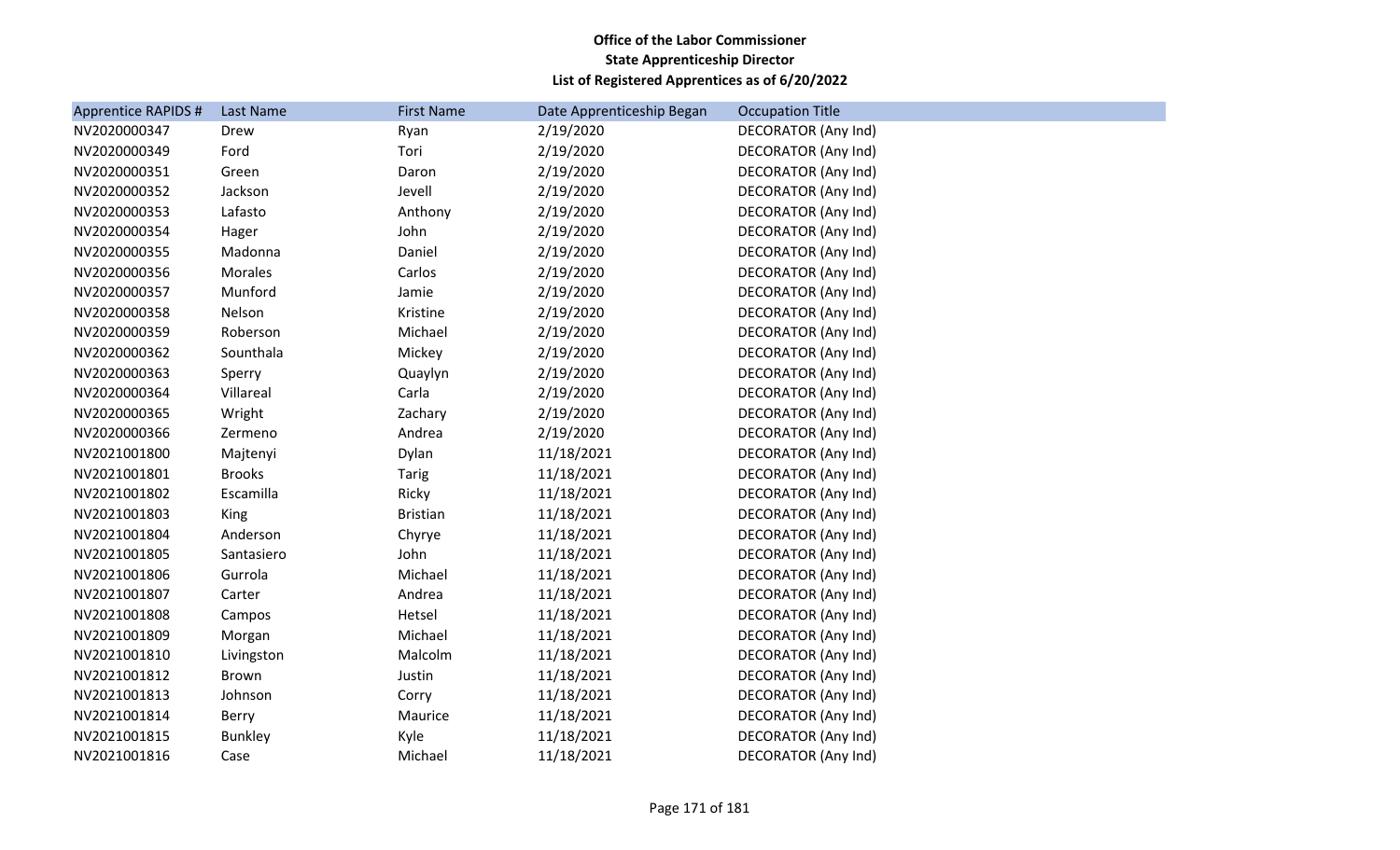**Office of the Labor Commissioner**
**State Apprenticeship Director**
**List of Registered Apprentices as of 6/20/2022**

| Apprentice RAPIDS # | Last Name | First Name | Date Apprenticeship Began | Occupation Title |
|---|---|---|---|---|
| NV2020000347 | Drew | Ryan | 2/19/2020 | DECORATOR (Any Ind) |
| NV2020000349 | Ford | Tori | 2/19/2020 | DECORATOR (Any Ind) |
| NV2020000351 | Green | Daron | 2/19/2020 | DECORATOR (Any Ind) |
| NV2020000352 | Jackson | Jevell | 2/19/2020 | DECORATOR (Any Ind) |
| NV2020000353 | Lafasto | Anthony | 2/19/2020 | DECORATOR (Any Ind) |
| NV2020000354 | Hager | John | 2/19/2020 | DECORATOR (Any Ind) |
| NV2020000355 | Madonna | Daniel | 2/19/2020 | DECORATOR (Any Ind) |
| NV2020000356 | Morales | Carlos | 2/19/2020 | DECORATOR (Any Ind) |
| NV2020000357 | Munford | Jamie | 2/19/2020 | DECORATOR (Any Ind) |
| NV2020000358 | Nelson | Kristine | 2/19/2020 | DECORATOR (Any Ind) |
| NV2020000359 | Roberson | Michael | 2/19/2020 | DECORATOR (Any Ind) |
| NV2020000362 | Southala | Mickey | 2/19/2020 | DECORATOR (Any Ind) |
| NV2020000363 | Sperry | Quaylyn | 2/19/2020 | DECORATOR (Any Ind) |
| NV2020000364 | Villareal | Carla | 2/19/2020 | DECORATOR (Any Ind) |
| NV2020000365 | Wright | Zachary | 2/19/2020 | DECORATOR (Any Ind) |
| NV2020000366 | Zermeno | Andrea | 2/19/2020 | DECORATOR (Any Ind) |
| NV2021001800 | Majtenyi | Dylan | 11/18/2021 | DECORATOR (Any Ind) |
| NV2021001801 | Brooks | Tarig | 11/18/2021 | DECORATOR (Any Ind) |
| NV2021001802 | Escamilla | Ricky | 11/18/2021 | DECORATOR (Any Ind) |
| NV2021001803 | King | Bristian | 11/18/2021 | DECORATOR (Any Ind) |
| NV2021001804 | Anderson | Chyrye | 11/18/2021 | DECORATOR (Any Ind) |
| NV2021001805 | Santasiero | John | 11/18/2021 | DECORATOR (Any Ind) |
| NV2021001806 | Gurrola | Michael | 11/18/2021 | DECORATOR (Any Ind) |
| NV2021001807 | Carter | Andrea | 11/18/2021 | DECORATOR (Any Ind) |
| NV2021001808 | Campos | Hetsel | 11/18/2021 | DECORATOR (Any Ind) |
| NV2021001809 | Morgan | Michael | 11/18/2021 | DECORATOR (Any Ind) |
| NV2021001810 | Livingston | Malcolm | 11/18/2021 | DECORATOR (Any Ind) |
| NV2021001812 | Brown | Justin | 11/18/2021 | DECORATOR (Any Ind) |
| NV2021001813 | Johnson | Corry | 11/18/2021 | DECORATOR (Any Ind) |
| NV2021001814 | Berry | Maurice | 11/18/2021 | DECORATOR (Any Ind) |
| NV2021001815 | Bunkley | Kyle | 11/18/2021 | DECORATOR (Any Ind) |
| NV2021001816 | Case | Michael | 11/18/2021 | DECORATOR (Any Ind) |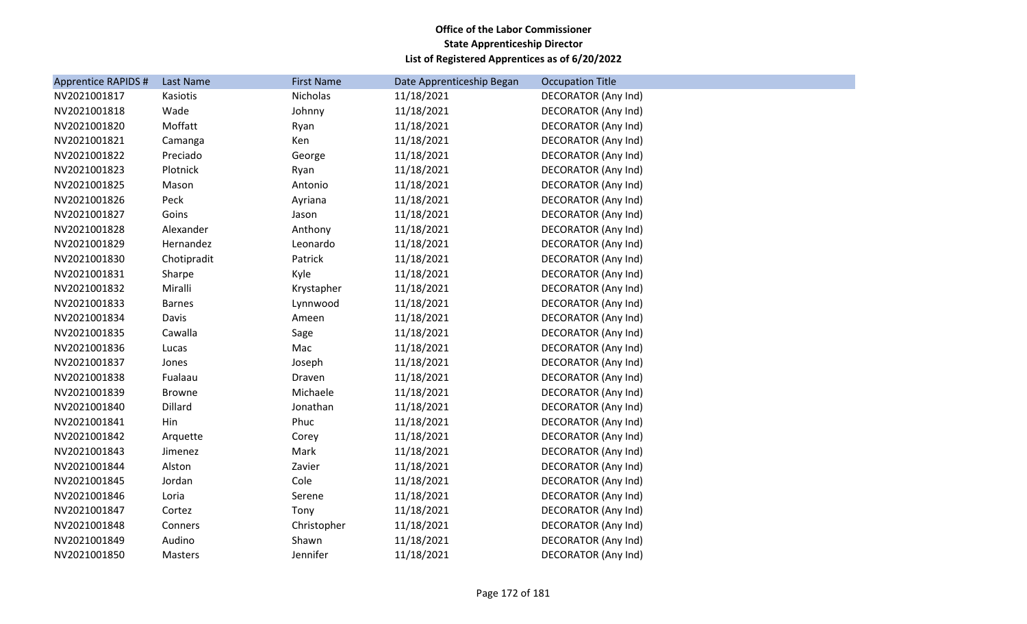**Office of the Labor Commissioner**
**State Apprenticeship Director**
**List of Registered Apprentices as of 6/20/2022**

| Apprentice RAPIDS # | Last Name | First Name | Date Apprenticeship Began | Occupation Title |
|---|---|---|---|---|
| NV2021001817 | Kasiotis | Nicholas | 11/18/2021 | DECORATOR (Any Ind) |
| NV2021001818 | Wade | Johnny | 11/18/2021 | DECORATOR (Any Ind) |
| NV2021001820 | Moffatt | Ryan | 11/18/2021 | DECORATOR (Any Ind) |
| NV2021001821 | Camanga | Ken | 11/18/2021 | DECORATOR (Any Ind) |
| NV2021001822 | Preciado | George | 11/18/2021 | DECORATOR (Any Ind) |
| NV2021001823 | Plotnick | Ryan | 11/18/2021 | DECORATOR (Any Ind) |
| NV2021001825 | Mason | Antonio | 11/18/2021 | DECORATOR (Any Ind) |
| NV2021001826 | Peck | Ayriana | 11/18/2021 | DECORATOR (Any Ind) |
| NV2021001827 | Goins | Jason | 11/18/2021 | DECORATOR (Any Ind) |
| NV2021001828 | Alexander | Anthony | 11/18/2021 | DECORATOR (Any Ind) |
| NV2021001829 | Hernandez | Leonardo | 11/18/2021 | DECORATOR (Any Ind) |
| NV2021001830 | Chotipradit | Patrick | 11/18/2021 | DECORATOR (Any Ind) |
| NV2021001831 | Sharpe | Kyle | 11/18/2021 | DECORATOR (Any Ind) |
| NV2021001832 | Miralli | Krystapher | 11/18/2021 | DECORATOR (Any Ind) |
| NV2021001833 | Barnes | Lynnwood | 11/18/2021 | DECORATOR (Any Ind) |
| NV2021001834 | Davis | Ameen | 11/18/2021 | DECORATOR (Any Ind) |
| NV2021001835 | Cawalla | Sage | 11/18/2021 | DECORATOR (Any Ind) |
| NV2021001836 | Lucas | Mac | 11/18/2021 | DECORATOR (Any Ind) |
| NV2021001837 | Jones | Joseph | 11/18/2021 | DECORATOR (Any Ind) |
| NV2021001838 | Fualaau | Draven | 11/18/2021 | DECORATOR (Any Ind) |
| NV2021001839 | Browne | Michaele | 11/18/2021 | DECORATOR (Any Ind) |
| NV2021001840 | Dillard | Jonathan | 11/18/2021 | DECORATOR (Any Ind) |
| NV2021001841 | Hin | Phuc | 11/18/2021 | DECORATOR (Any Ind) |
| NV2021001842 | Arquette | Corey | 11/18/2021 | DECORATOR (Any Ind) |
| NV2021001843 | Jimenez | Mark | 11/18/2021 | DECORATOR (Any Ind) |
| NV2021001844 | Alston | Zavier | 11/18/2021 | DECORATOR (Any Ind) |
| NV2021001845 | Jordan | Cole | 11/18/2021 | DECORATOR (Any Ind) |
| NV2021001846 | Loria | Serene | 11/18/2021 | DECORATOR (Any Ind) |
| NV2021001847 | Cortez | Tony | 11/18/2021 | DECORATOR (Any Ind) |
| NV2021001848 | Conners | Christopher | 11/18/2021 | DECORATOR (Any Ind) |
| NV2021001849 | Audino | Shawn | 11/18/2021 | DECORATOR (Any Ind) |
| NV2021001850 | Masters | Jennifer | 11/18/2021 | DECORATOR (Any Ind) |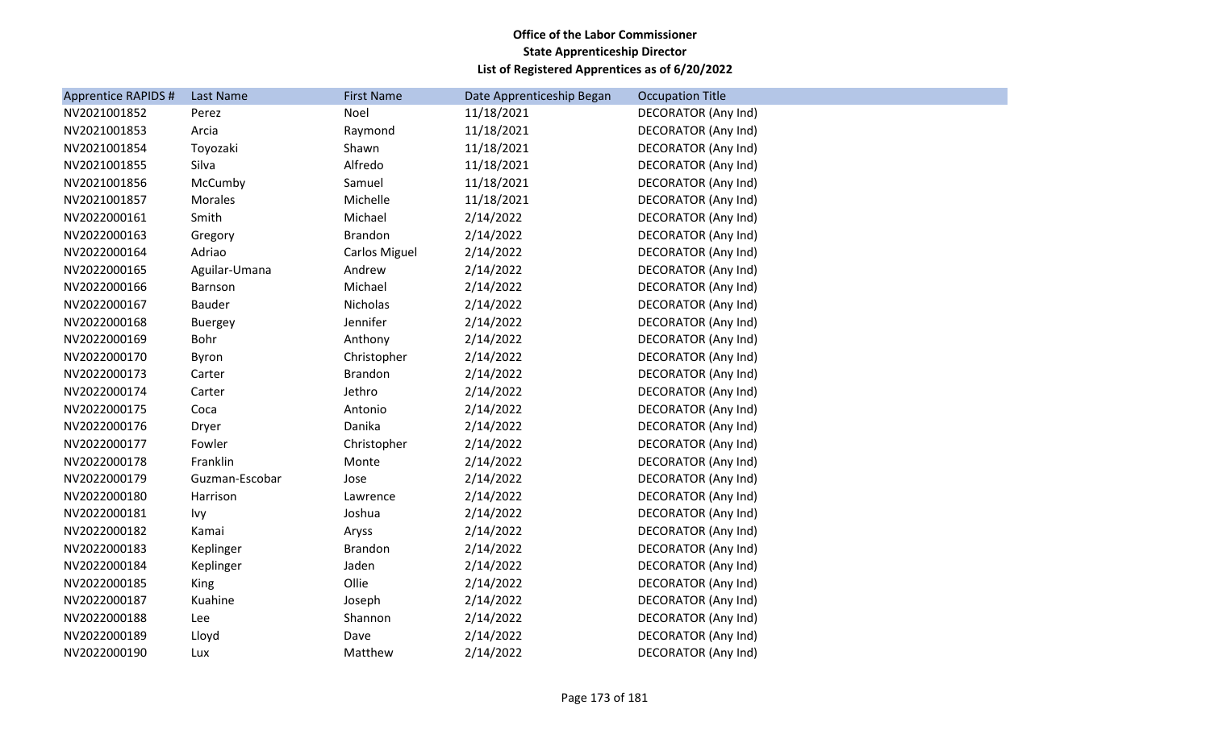**Office of the Labor Commissioner**
**State Apprenticeship Director**
**List of Registered Apprentices as of 6/20/2022**

| Apprentice RAPIDS # | Last Name | First Name | Date Apprenticeship Began | Occupation Title |
|---|---|---|---|---|
| NV2021001852 | Perez | Noel | 11/18/2021 | DECORATOR (Any Ind) |
| NV2021001853 | Arcia | Raymond | 11/18/2021 | DECORATOR (Any Ind) |
| NV2021001854 | Toyozaki | Shawn | 11/18/2021 | DECORATOR (Any Ind) |
| NV2021001855 | Silva | Alfredo | 11/18/2021 | DECORATOR (Any Ind) |
| NV2021001856 | McCumby | Samuel | 11/18/2021 | DECORATOR (Any Ind) |
| NV2021001857 | Morales | Michelle | 11/18/2021 | DECORATOR (Any Ind) |
| NV2022000161 | Smith | Michael | 2/14/2022 | DECORATOR (Any Ind) |
| NV2022000163 | Gregory | Brandon | 2/14/2022 | DECORATOR (Any Ind) |
| NV2022000164 | Adriao | Carlos Miguel | 2/14/2022 | DECORATOR (Any Ind) |
| NV2022000165 | Aguilar-Umana | Andrew | 2/14/2022 | DECORATOR (Any Ind) |
| NV2022000166 | Barnson | Michael | 2/14/2022 | DECORATOR (Any Ind) |
| NV2022000167 | Bauder | Nicholas | 2/14/2022 | DECORATOR (Any Ind) |
| NV2022000168 | Buergey | Jennifer | 2/14/2022 | DECORATOR (Any Ind) |
| NV2022000169 | Bohr | Anthony | 2/14/2022 | DECORATOR (Any Ind) |
| NV2022000170 | Byron | Christopher | 2/14/2022 | DECORATOR (Any Ind) |
| NV2022000173 | Carter | Brandon | 2/14/2022 | DECORATOR (Any Ind) |
| NV2022000174 | Carter | Jethro | 2/14/2022 | DECORATOR (Any Ind) |
| NV2022000175 | Coca | Antonio | 2/14/2022 | DECORATOR (Any Ind) |
| NV2022000176 | Dryer | Danika | 2/14/2022 | DECORATOR (Any Ind) |
| NV2022000177 | Fowler | Christopher | 2/14/2022 | DECORATOR (Any Ind) |
| NV2022000178 | Franklin | Monte | 2/14/2022 | DECORATOR (Any Ind) |
| NV2022000179 | Guzman-Escobar | Jose | 2/14/2022 | DECORATOR (Any Ind) |
| NV2022000180 | Harrison | Lawrence | 2/14/2022 | DECORATOR (Any Ind) |
| NV2022000181 | Ivy | Joshua | 2/14/2022 | DECORATOR (Any Ind) |
| NV2022000182 | Kamai | Aryss | 2/14/2022 | DECORATOR (Any Ind) |
| NV2022000183 | Keplinger | Brandon | 2/14/2022 | DECORATOR (Any Ind) |
| NV2022000184 | Keplinger | Jaden | 2/14/2022 | DECORATOR (Any Ind) |
| NV2022000185 | King | Ollie | 2/14/2022 | DECORATOR (Any Ind) |
| NV2022000187 | Kuahine | Joseph | 2/14/2022 | DECORATOR (Any Ind) |
| NV2022000188 | Lee | Shannon | 2/14/2022 | DECORATOR (Any Ind) |
| NV2022000189 | Lloyd | Dave | 2/14/2022 | DECORATOR (Any Ind) |
| NV2022000190 | Lux | Matthew | 2/14/2022 | DECORATOR (Any Ind) |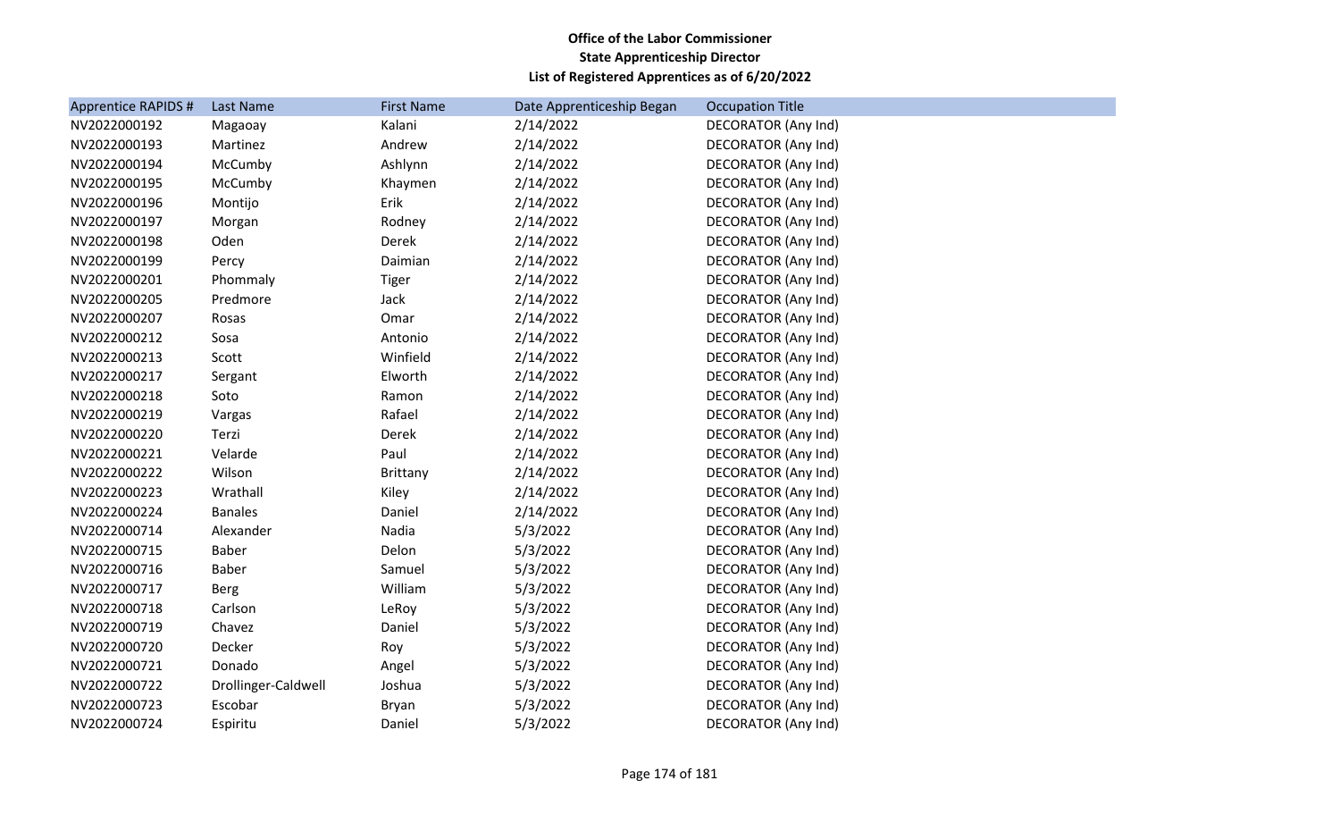**Office of the Labor Commissioner**
**State Apprenticeship Director**
**List of Registered Apprentices as of 6/20/2022**

| Apprentice RAPIDS # | Last Name | First Name | Date Apprenticeship Began | Occupation Title |
|---|---|---|---|---|
| NV2022000192 | Magaoay | Kalani | 2/14/2022 | DECORATOR (Any Ind) |
| NV2022000193 | Martinez | Andrew | 2/14/2022 | DECORATOR (Any Ind) |
| NV2022000194 | McCumby | Ashlynn | 2/14/2022 | DECORATOR (Any Ind) |
| NV2022000195 | McCumby | Khaymen | 2/14/2022 | DECORATOR (Any Ind) |
| NV2022000196 | Montijo | Erik | 2/14/2022 | DECORATOR (Any Ind) |
| NV2022000197 | Morgan | Rodney | 2/14/2022 | DECORATOR (Any Ind) |
| NV2022000198 | Oden | Derek | 2/14/2022 | DECORATOR (Any Ind) |
| NV2022000199 | Percy | Daimian | 2/14/2022 | DECORATOR (Any Ind) |
| NV2022000201 | Phommaly | Tiger | 2/14/2022 | DECORATOR (Any Ind) |
| NV2022000205 | Predmore | Jack | 2/14/2022 | DECORATOR (Any Ind) |
| NV2022000207 | Rosas | Omar | 2/14/2022 | DECORATOR (Any Ind) |
| NV2022000212 | Sosa | Antonio | 2/14/2022 | DECORATOR (Any Ind) |
| NV2022000213 | Scott | Winfield | 2/14/2022 | DECORATOR (Any Ind) |
| NV2022000217 | Sergant | Elworth | 2/14/2022 | DECORATOR (Any Ind) |
| NV2022000218 | Soto | Ramon | 2/14/2022 | DECORATOR (Any Ind) |
| NV2022000219 | Vargas | Rafael | 2/14/2022 | DECORATOR (Any Ind) |
| NV2022000220 | Terzi | Derek | 2/14/2022 | DECORATOR (Any Ind) |
| NV2022000221 | Velarde | Paul | 2/14/2022 | DECORATOR (Any Ind) |
| NV2022000222 | Wilson | Brittany | 2/14/2022 | DECORATOR (Any Ind) |
| NV2022000223 | Wrathall | Kiley | 2/14/2022 | DECORATOR (Any Ind) |
| NV2022000224 | Banales | Daniel | 2/14/2022 | DECORATOR (Any Ind) |
| NV2022000714 | Alexander | Nadia | 5/3/2022 | DECORATOR (Any Ind) |
| NV2022000715 | Baber | Delon | 5/3/2022 | DECORATOR (Any Ind) |
| NV2022000716 | Baber | Samuel | 5/3/2022 | DECORATOR (Any Ind) |
| NV2022000717 | Berg | William | 5/3/2022 | DECORATOR (Any Ind) |
| NV2022000718 | Carlson | LeRoy | 5/3/2022 | DECORATOR (Any Ind) |
| NV2022000719 | Chavez | Daniel | 5/3/2022 | DECORATOR (Any Ind) |
| NV2022000720 | Decker | Roy | 5/3/2022 | DECORATOR (Any Ind) |
| NV2022000721 | Donado | Angel | 5/3/2022 | DECORATOR (Any Ind) |
| NV2022000722 | Drollinger-Caldwell | Joshua | 5/3/2022 | DECORATOR (Any Ind) |
| NV2022000723 | Escobar | Bryan | 5/3/2022 | DECORATOR (Any Ind) |
| NV2022000724 | Espiritu | Daniel | 5/3/2022 | DECORATOR (Any Ind) |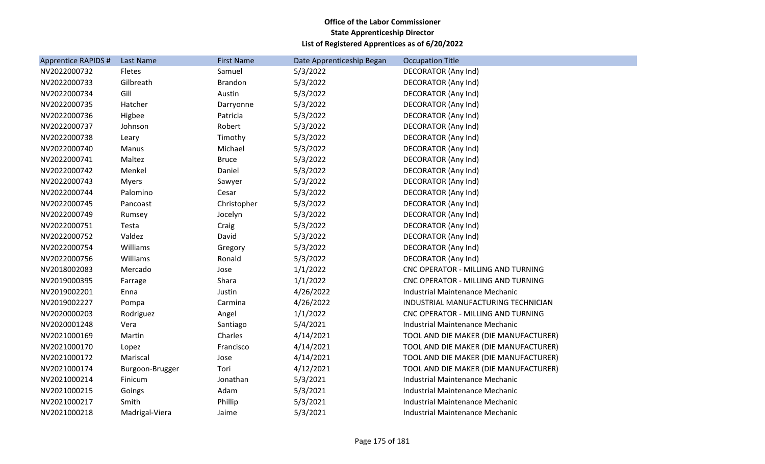**Office of the Labor Commissioner**
**State Apprenticeship Director**
**List of Registered Apprentices as of 6/20/2022**

| Apprentice RAPIDS # | Last Name | First Name | Date Apprenticeship Began | Occupation Title |
|---|---|---|---|---|
| NV2022000732 | Fletes | Samuel | 5/3/2022 | DECORATOR (Any Ind) |
| NV2022000733 | Gilbreath | Brandon | 5/3/2022 | DECORATOR (Any Ind) |
| NV2022000734 | Gill | Austin | 5/3/2022 | DECORATOR (Any Ind) |
| NV2022000735 | Hatcher | Darryonne | 5/3/2022 | DECORATOR (Any Ind) |
| NV2022000736 | Higbee | Patricia | 5/3/2022 | DECORATOR (Any Ind) |
| NV2022000737 | Johnson | Robert | 5/3/2022 | DECORATOR (Any Ind) |
| NV2022000738 | Leary | Timothy | 5/3/2022 | DECORATOR (Any Ind) |
| NV2022000740 | Manus | Michael | 5/3/2022 | DECORATOR (Any Ind) |
| NV2022000741 | Maltez | Bruce | 5/3/2022 | DECORATOR (Any Ind) |
| NV2022000742 | Menkel | Daniel | 5/3/2022 | DECORATOR (Any Ind) |
| NV2022000743 | Myers | Sawyer | 5/3/2022 | DECORATOR (Any Ind) |
| NV2022000744 | Palomino | Cesar | 5/3/2022 | DECORATOR (Any Ind) |
| NV2022000745 | Pancoast | Christopher | 5/3/2022 | DECORATOR (Any Ind) |
| NV2022000749 | Rumsey | Jocelyn | 5/3/2022 | DECORATOR (Any Ind) |
| NV2022000751 | Testa | Craig | 5/3/2022 | DECORATOR (Any Ind) |
| NV2022000752 | Valdez | David | 5/3/2022 | DECORATOR (Any Ind) |
| NV2022000754 | Williams | Gregory | 5/3/2022 | DECORATOR (Any Ind) |
| NV2022000756 | Williams | Ronald | 5/3/2022 | DECORATOR (Any Ind) |
| NV2018002083 | Mercado | Jose | 1/1/2022 | CNC OPERATOR - MILLING AND TURNING |
| NV2019000395 | Farrage | Shara | 1/1/2022 | CNC OPERATOR - MILLING AND TURNING |
| NV2019002201 | Enna | Justin | 4/26/2022 | Industrial Maintenance Mechanic |
| NV2019002227 | Pompa | Carmina | 4/26/2022 | INDUSTRIAL MANUFACTURING TECHNICIAN |
| NV2020000203 | Rodriguez | Angel | 1/1/2022 | CNC OPERATOR - MILLING AND TURNING |
| NV2020001248 | Vera | Santiago | 5/4/2021 | Industrial Maintenance Mechanic |
| NV2021000169 | Martin | Charles | 4/14/2021 | TOOL AND DIE MAKER (DIE MANUFACTURER) |
| NV2021000170 | Lopez | Francisco | 4/14/2021 | TOOL AND DIE MAKER (DIE MANUFACTURER) |
| NV2021000172 | Mariscal | Jose | 4/14/2021 | TOOL AND DIE MAKER (DIE MANUFACTURER) |
| NV2021000174 | Burgoon-Brugger | Tori | 4/12/2021 | TOOL AND DIE MAKER (DIE MANUFACTURER) |
| NV2021000214 | Finicum | Jonathan | 5/3/2021 | Industrial Maintenance Mechanic |
| NV2021000215 | Goings | Adam | 5/3/2021 | Industrial Maintenance Mechanic |
| NV2021000217 | Smith | Phillip | 5/3/2021 | Industrial Maintenance Mechanic |
| NV2021000218 | Madrigal-Viera | Jaime | 5/3/2021 | Industrial Maintenance Mechanic |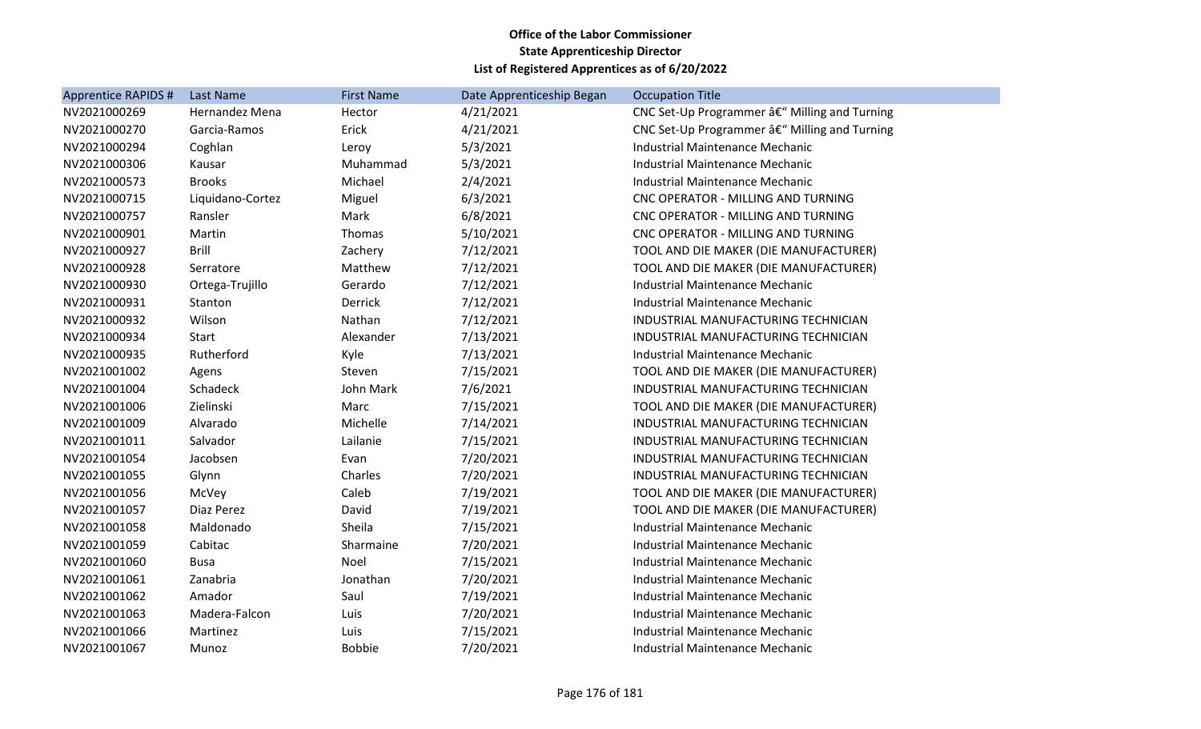**Office of the Labor Commissioner**
**State Apprenticeship Director**
**List of Registered Apprentices as of 6/20/2022**

| Apprentice RAPIDS # | Last Name | First Name | Date Apprenticeship Began | Occupation Title |
|---|---|---|---|---|
| NV2021000269 | Hernandez Mena | Hector | 4/21/2021 | CNC Set-Up Programmer â€“ Milling and Turning |
| NV2021000270 | Garcia-Ramos | Erick | 4/21/2021 | CNC Set-Up Programmer â€“ Milling and Turning |
| NV2021000294 | Coghlan | Leroy | 5/3/2021 | Industrial Maintenance Mechanic |
| NV2021000306 | Kausar | Muhammad | 5/3/2021 | Industrial Maintenance Mechanic |
| NV2021000573 | Brooks | Michael | 2/4/2021 | Industrial Maintenance Mechanic |
| NV2021000715 | Liquidano-Cortez | Miguel | 6/3/2021 | CNC OPERATOR - MILLING AND TURNING |
| NV2021000757 | Ransler | Mark | 6/8/2021 | CNC OPERATOR - MILLING AND TURNING |
| NV2021000901 | Martin | Thomas | 5/10/2021 | CNC OPERATOR - MILLING AND TURNING |
| NV2021000927 | Brill | Zachery | 7/12/2021 | TOOL AND DIE MAKER (DIE MANUFACTURER) |
| NV2021000928 | Serratore | Matthew | 7/12/2021 | TOOL AND DIE MAKER (DIE MANUFACTURER) |
| NV2021000930 | Ortega-Trujillo | Gerardo | 7/12/2021 | Industrial Maintenance Mechanic |
| NV2021000931 | Stanton | Derrick | 7/12/2021 | Industrial Maintenance Mechanic |
| NV2021000932 | Wilson | Nathan | 7/12/2021 | INDUSTRIAL MANUFACTURING TECHNICIAN |
| NV2021000934 | Start | Alexander | 7/13/2021 | INDUSTRIAL MANUFACTURING TECHNICIAN |
| NV2021000935 | Rutherford | Kyle | 7/13/2021 | Industrial Maintenance Mechanic |
| NV2021001002 | Agens | Steven | 7/15/2021 | TOOL AND DIE MAKER (DIE MANUFACTURER) |
| NV2021001004 | Schadeck | John Mark | 7/6/2021 | INDUSTRIAL MANUFACTURING TECHNICIAN |
| NV2021001006 | Zielinski | Marc | 7/15/2021 | TOOL AND DIE MAKER (DIE MANUFACTURER) |
| NV2021001009 | Alvarado | Michelle | 7/14/2021 | INDUSTRIAL MANUFACTURING TECHNICIAN |
| NV2021001011 | Salvador | Lailanie | 7/15/2021 | INDUSTRIAL MANUFACTURING TECHNICIAN |
| NV2021001054 | Jacobsen | Evan | 7/20/2021 | INDUSTRIAL MANUFACTURING TECHNICIAN |
| NV2021001055 | Glynn | Charles | 7/20/2021 | INDUSTRIAL MANUFACTURING TECHNICIAN |
| NV2021001056 | McVey | Caleb | 7/19/2021 | TOOL AND DIE MAKER (DIE MANUFACTURER) |
| NV2021001057 | Diaz Perez | David | 7/19/2021 | TOOL AND DIE MAKER (DIE MANUFACTURER) |
| NV2021001058 | Maldonado | Sheila | 7/15/2021 | Industrial Maintenance Mechanic |
| NV2021001059 | Cabitac | Sharmaine | 7/20/2021 | Industrial Maintenance Mechanic |
| NV2021001060 | Busa | Noel | 7/15/2021 | Industrial Maintenance Mechanic |
| NV2021001061 | Zanabria | Jonathan | 7/20/2021 | Industrial Maintenance Mechanic |
| NV2021001062 | Amador | Saul | 7/19/2021 | Industrial Maintenance Mechanic |
| NV2021001063 | Madera-Falcon | Luis | 7/20/2021 | Industrial Maintenance Mechanic |
| NV2021001066 | Martinez | Luis | 7/15/2021 | Industrial Maintenance Mechanic |
| NV2021001067 | Munoz | Bobbie | 7/20/2021 | Industrial Maintenance Mechanic |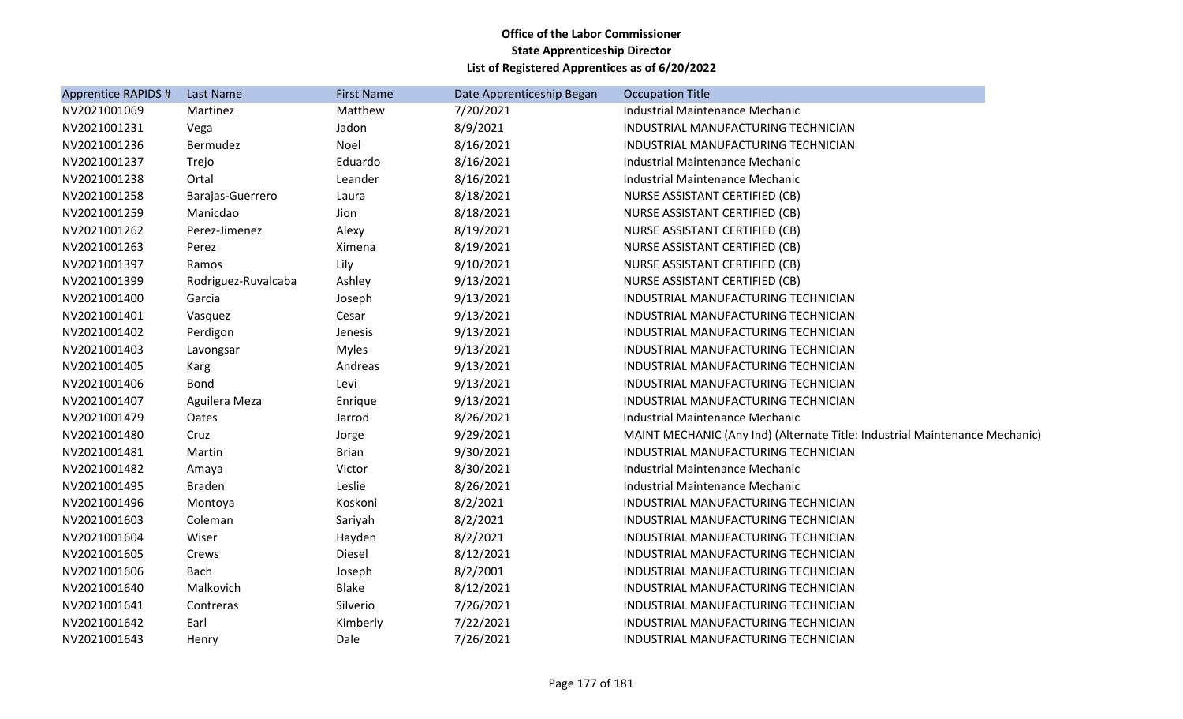**Office of the Labor Commissioner**
**State Apprenticeship Director**
**List of Registered Apprentices as of 6/20/2022**

| Apprentice RAPIDS # | Last Name | First Name | Date Apprenticeship Began | Occupation Title |
|---|---|---|---|---|
| NV2021001069 | Martinez | Matthew | 7/20/2021 | Industrial Maintenance Mechanic |
| NV2021001231 | Vega | Jadon | 8/9/2021 | INDUSTRIAL MANUFACTURING TECHNICIAN |
| NV2021001236 | Bermudez | Noel | 8/16/2021 | INDUSTRIAL MANUFACTURING TECHNICIAN |
| NV2021001237 | Trejo | Eduardo | 8/16/2021 | Industrial Maintenance Mechanic |
| NV2021001238 | Ortal | Leander | 8/16/2021 | Industrial Maintenance Mechanic |
| NV2021001258 | Barajas-Guerrero | Laura | 8/18/2021 | NURSE ASSISTANT CERTIFIED (CB) |
| NV2021001259 | Manicdao | Jion | 8/18/2021 | NURSE ASSISTANT CERTIFIED (CB) |
| NV2021001262 | Perez-Jimenez | Alexy | 8/19/2021 | NURSE ASSISTANT CERTIFIED (CB) |
| NV2021001263 | Perez | Ximena | 8/19/2021 | NURSE ASSISTANT CERTIFIED (CB) |
| NV2021001397 | Ramos | Lily | 9/10/2021 | NURSE ASSISTANT CERTIFIED (CB) |
| NV2021001399 | Rodriguez-Ruvalcaba | Ashley | 9/13/2021 | NURSE ASSISTANT CERTIFIED (CB) |
| NV2021001400 | Garcia | Joseph | 9/13/2021 | INDUSTRIAL MANUFACTURING TECHNICIAN |
| NV2021001401 | Vasquez | Cesar | 9/13/2021 | INDUSTRIAL MANUFACTURING TECHNICIAN |
| NV2021001402 | Perdigon | Jenesis | 9/13/2021 | INDUSTRIAL MANUFACTURING TECHNICIAN |
| NV2021001403 | Lavongsar | Myles | 9/13/2021 | INDUSTRIAL MANUFACTURING TECHNICIAN |
| NV2021001405 | Karg | Andreas | 9/13/2021 | INDUSTRIAL MANUFACTURING TECHNICIAN |
| NV2021001406 | Bond | Levi | 9/13/2021 | INDUSTRIAL MANUFACTURING TECHNICIAN |
| NV2021001407 | Aguilera Meza | Enrique | 9/13/2021 | INDUSTRIAL MANUFACTURING TECHNICIAN |
| NV2021001479 | Oates | Jarrod | 8/26/2021 | Industrial Maintenance Mechanic |
| NV2021001480 | Cruz | Jorge | 9/29/2021 | MAINT MECHANIC (Any Ind) (Alternate Title: Industrial Maintenance Mechanic) |
| NV2021001481 | Martin | Brian | 9/30/2021 | INDUSTRIAL MANUFACTURING TECHNICIAN |
| NV2021001482 | Amaya | Victor | 8/30/2021 | Industrial Maintenance Mechanic |
| NV2021001495 | Braden | Leslie | 8/26/2021 | Industrial Maintenance Mechanic |
| NV2021001496 | Montoya | Koskoni | 8/2/2021 | INDUSTRIAL MANUFACTURING TECHNICIAN |
| NV2021001603 | Coleman | Sariyah | 8/2/2021 | INDUSTRIAL MANUFACTURING TECHNICIAN |
| NV2021001604 | Wiser | Hayden | 8/2/2021 | INDUSTRIAL MANUFACTURING TECHNICIAN |
| NV2021001605 | Crews | Diesel | 8/12/2021 | INDUSTRIAL MANUFACTURING TECHNICIAN |
| NV2021001606 | Bach | Joseph | 8/2/2001 | INDUSTRIAL MANUFACTURING TECHNICIAN |
| NV2021001640 | Malkovich | Blake | 8/12/2021 | INDUSTRIAL MANUFACTURING TECHNICIAN |
| NV2021001641 | Contreras | Silverio | 7/26/2021 | INDUSTRIAL MANUFACTURING TECHNICIAN |
| NV2021001642 | Earl | Kimberly | 7/22/2021 | INDUSTRIAL MANUFACTURING TECHNICIAN |
| NV2021001643 | Henry | Dale | 7/26/2021 | INDUSTRIAL MANUFACTURING TECHNICIAN |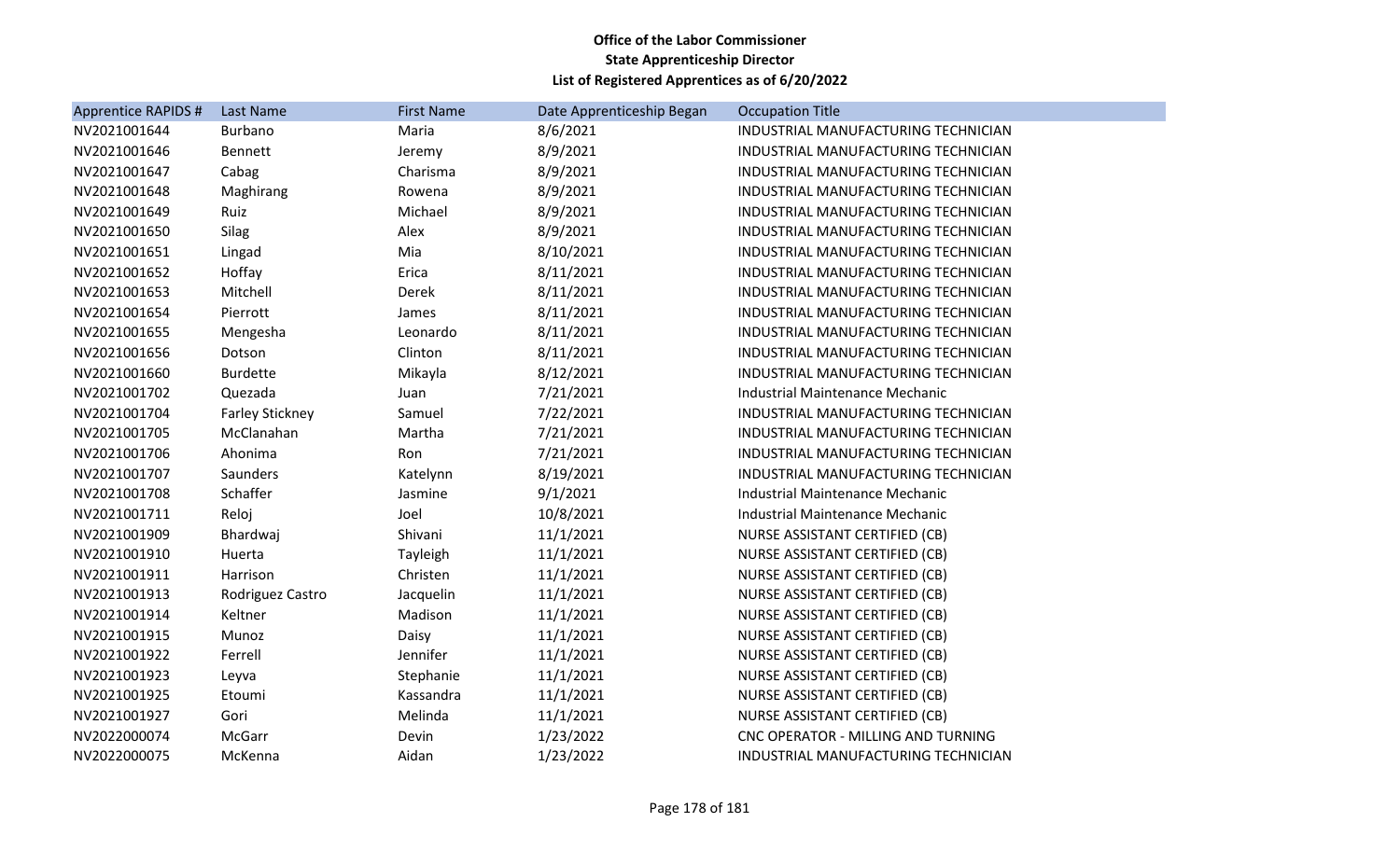**Office of the Labor Commissioner**
**State Apprenticeship Director**
**List of Registered Apprentices as of 6/20/2022**

| Apprentice RAPIDS # | Last Name | First Name | Date Apprenticeship Began | Occupation Title |
|---|---|---|---|---|
| NV2021001644 | Burbano | Maria | 8/6/2021 | INDUSTRIAL MANUFACTURING TECHNICIAN |
| NV2021001646 | Bennett | Jeremy | 8/9/2021 | INDUSTRIAL MANUFACTURING TECHNICIAN |
| NV2021001647 | Cabag | Charisma | 8/9/2021 | INDUSTRIAL MANUFACTURING TECHNICIAN |
| NV2021001648 | Maghirang | Rowena | 8/9/2021 | INDUSTRIAL MANUFACTURING TECHNICIAN |
| NV2021001649 | Ruiz | Michael | 8/9/2021 | INDUSTRIAL MANUFACTURING TECHNICIAN |
| NV2021001650 | Silag | Alex | 8/9/2021 | INDUSTRIAL MANUFACTURING TECHNICIAN |
| NV2021001651 | Lingad | Mia | 8/10/2021 | INDUSTRIAL MANUFACTURING TECHNICIAN |
| NV2021001652 | Hoffay | Erica | 8/11/2021 | INDUSTRIAL MANUFACTURING TECHNICIAN |
| NV2021001653 | Mitchell | Derek | 8/11/2021 | INDUSTRIAL MANUFACTURING TECHNICIAN |
| NV2021001654 | Pierrott | James | 8/11/2021 | INDUSTRIAL MANUFACTURING TECHNICIAN |
| NV2021001655 | Mengesha | Leonardo | 8/11/2021 | INDUSTRIAL MANUFACTURING TECHNICIAN |
| NV2021001656 | Dotson | Clinton | 8/11/2021 | INDUSTRIAL MANUFACTURING TECHNICIAN |
| NV2021001660 | Burdette | Mikayla | 8/12/2021 | INDUSTRIAL MANUFACTURING TECHNICIAN |
| NV2021001702 | Quezada | Juan | 7/21/2021 | Industrial Maintenance Mechanic |
| NV2021001704 | Farley Stickney | Samuel | 7/22/2021 | INDUSTRIAL MANUFACTURING TECHNICIAN |
| NV2021001705 | McClanahan | Martha | 7/21/2021 | INDUSTRIAL MANUFACTURING TECHNICIAN |
| NV2021001706 | Ahonima | Ron | 7/21/2021 | INDUSTRIAL MANUFACTURING TECHNICIAN |
| NV2021001707 | Saunders | Katelynn | 8/19/2021 | INDUSTRIAL MANUFACTURING TECHNICIAN |
| NV2021001708 | Schaffer | Jasmine | 9/1/2021 | Industrial Maintenance Mechanic |
| NV2021001711 | Reloj | Joel | 10/8/2021 | Industrial Maintenance Mechanic |
| NV2021001909 | Bhardwaj | Shivani | 11/1/2021 | NURSE ASSISTANT CERTIFIED (CB) |
| NV2021001910 | Huerta | Tayleigh | 11/1/2021 | NURSE ASSISTANT CERTIFIED (CB) |
| NV2021001911 | Harrison | Christen | 11/1/2021 | NURSE ASSISTANT CERTIFIED (CB) |
| NV2021001913 | Rodriguez Castro | Jacquelin | 11/1/2021 | NURSE ASSISTANT CERTIFIED (CB) |
| NV2021001914 | Keltner | Madison | 11/1/2021 | NURSE ASSISTANT CERTIFIED (CB) |
| NV2021001915 | Munoz | Daisy | 11/1/2021 | NURSE ASSISTANT CERTIFIED (CB) |
| NV2021001922 | Ferrell | Jennifer | 11/1/2021 | NURSE ASSISTANT CERTIFIED (CB) |
| NV2021001923 | Leyva | Stephanie | 11/1/2021 | NURSE ASSISTANT CERTIFIED (CB) |
| NV2021001925 | Etoumi | Kassandra | 11/1/2021 | NURSE ASSISTANT CERTIFIED (CB) |
| NV2021001927 | Gori | Melinda | 11/1/2021 | NURSE ASSISTANT CERTIFIED (CB) |
| NV2022000074 | McGarr | Devin | 1/23/2022 | CNC OPERATOR - MILLING AND TURNING |
| NV2022000075 | McKenna | Aidan | 1/23/2022 | INDUSTRIAL MANUFACTURING TECHNICIAN |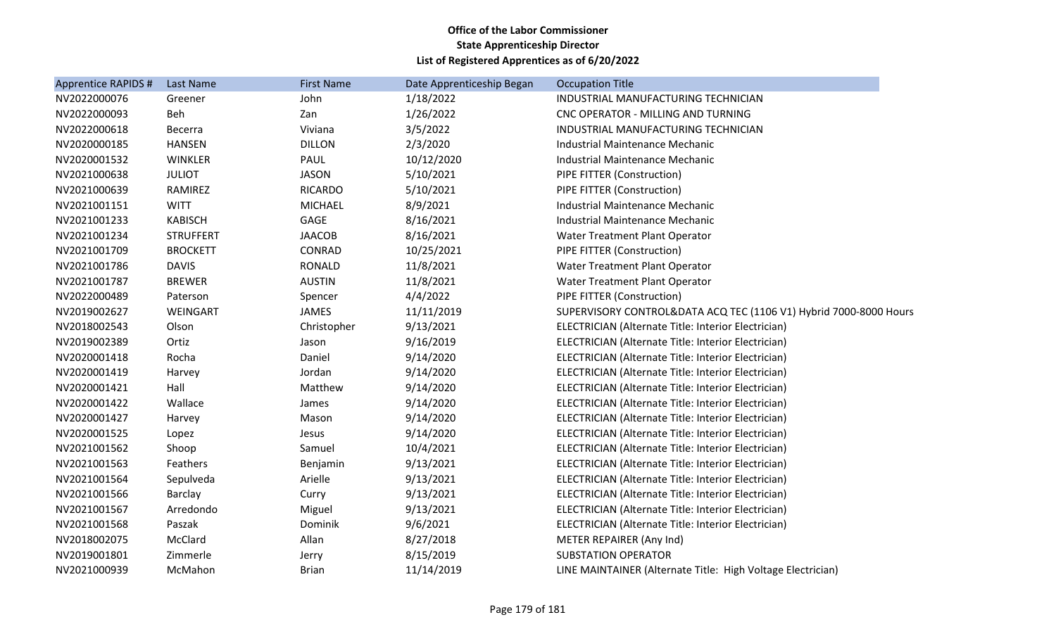**Office of the Labor Commissioner**
**State Apprenticeship Director**
**List of Registered Apprentices as of 6/20/2022**

| Apprentice RAPIDS # | Last Name | First Name | Date Apprenticeship Began | Occupation Title |
|---|---|---|---|---|
| NV2022000076 | Greener | John | 1/18/2022 | INDUSTRIAL MANUFACTURING TECHNICIAN |
| NV2022000093 | Beh | Zan | 1/26/2022 | CNC OPERATOR - MILLING AND TURNING |
| NV2022000618 | Becerra | Viviana | 3/5/2022 | INDUSTRIAL MANUFACTURING TECHNICIAN |
| NV2020000185 | HANSEN | DILLON | 2/3/2020 | Industrial Maintenance Mechanic |
| NV2020001532 | WINKLER | PAUL | 10/12/2020 | Industrial Maintenance Mechanic |
| NV2021000638 | JULIOT | JASON | 5/10/2021 | PIPE FITTER (Construction) |
| NV2021000639 | RAMIREZ | RICARDO | 5/10/2021 | PIPE FITTER (Construction) |
| NV2021001151 | WITT | MICHAEL | 8/9/2021 | Industrial Maintenance Mechanic |
| NV2021001233 | KABISCH | GAGE | 8/16/2021 | Industrial Maintenance Mechanic |
| NV2021001234 | STRUFFERT | JAACOB | 8/16/2021 | Water Treatment Plant Operator |
| NV2021001709 | BROCKETT | CONRAD | 10/25/2021 | PIPE FITTER (Construction) |
| NV2021001786 | DAVIS | RONALD | 11/8/2021 | Water Treatment Plant Operator |
| NV2021001787 | BREWER | AUSTIN | 11/8/2021 | Water Treatment Plant Operator |
| NV2022000489 | Paterson | Spencer | 4/4/2022 | PIPE FITTER (Construction) |
| NV2019002627 | WEINGART | JAMES | 11/11/2019 | SUPERVISORY CONTROL&DATA ACQ TEC (1106 V1) Hybrid 7000-8000 Hours |
| NV2018002543 | Olson | Christopher | 9/13/2021 | ELECTRICIAN (Alternate Title: Interior Electrician) |
| NV2019002389 | Ortiz | Jason | 9/16/2019 | ELECTRICIAN (Alternate Title: Interior Electrician) |
| NV2020001418 | Rocha | Daniel | 9/14/2020 | ELECTRICIAN (Alternate Title: Interior Electrician) |
| NV2020001419 | Harvey | Jordan | 9/14/2020 | ELECTRICIAN (Alternate Title: Interior Electrician) |
| NV2020001421 | Hall | Matthew | 9/14/2020 | ELECTRICIAN (Alternate Title: Interior Electrician) |
| NV2020001422 | Wallace | James | 9/14/2020 | ELECTRICIAN (Alternate Title: Interior Electrician) |
| NV2020001427 | Harvey | Mason | 9/14/2020 | ELECTRICIAN (Alternate Title: Interior Electrician) |
| NV2020001525 | Lopez | Jesus | 9/14/2020 | ELECTRICIAN (Alternate Title: Interior Electrician) |
| NV2021001562 | Shoop | Samuel | 10/4/2021 | ELECTRICIAN (Alternate Title: Interior Electrician) |
| NV2021001563 | Feathers | Benjamin | 9/13/2021 | ELECTRICIAN (Alternate Title: Interior Electrician) |
| NV2021001564 | Sepulveda | Arielle | 9/13/2021 | ELECTRICIAN (Alternate Title: Interior Electrician) |
| NV2021001566 | Barclay | Curry | 9/13/2021 | ELECTRICIAN (Alternate Title: Interior Electrician) |
| NV2021001567 | Arredondo | Miguel | 9/13/2021 | ELECTRICIAN (Alternate Title: Interior Electrician) |
| NV2021001568 | Paszak | Dominik | 9/6/2021 | ELECTRICIAN (Alternate Title: Interior Electrician) |
| NV2018002075 | McClard | Allan | 8/27/2018 | METER REPAIRER (Any Ind) |
| NV2019001801 | Zimmerle | Jerry | 8/15/2019 | SUBSTATION OPERATOR |
| NV2021000939 | McMahon | Brian | 11/14/2019 | LINE MAINTAINER (Alternate Title: High Voltage Electrician) |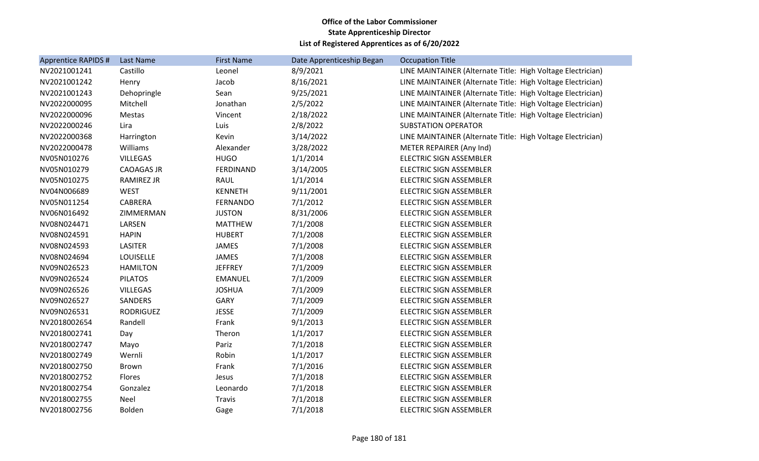**Office of the Labor Commissioner**
**State Apprenticeship Director**
**List of Registered Apprentices as of 6/20/2022**

| Apprentice RAPIDS # | Last Name | First Name | Date Apprenticeship Began | Occupation Title |
|---|---|---|---|---|
| NV2021001241 | Castillo | Leonel | 8/9/2021 | LINE MAINTAINER (Alternate Title: High Voltage Electrician) |
| NV2021001242 | Henry | Jacob | 8/16/2021 | LINE MAINTAINER (Alternate Title: High Voltage Electrician) |
| NV2021001243 | Dehopringle | Sean | 9/25/2021 | LINE MAINTAINER (Alternate Title: High Voltage Electrician) |
| NV2022000095 | Mitchell | Jonathan | 2/5/2022 | LINE MAINTAINER (Alternate Title: High Voltage Electrician) |
| NV2022000096 | Mestas | Vincent | 2/18/2022 | LINE MAINTAINER (Alternate Title: High Voltage Electrician) |
| NV2022000246 | Lira | Luis | 2/8/2022 | SUBSTATION OPERATOR |
| NV2022000368 | Harrington | Kevin | 3/14/2022 | LINE MAINTAINER (Alternate Title: High Voltage Electrician) |
| NV2022000478 | Williams | Alexander | 3/28/2022 | METER REPAIRER (Any Ind) |
| NV05N010276 | VILLEGAS | HUGO | 1/1/2014 | ELECTRIC SIGN ASSEMBLER |
| NV05N010279 | CAOAGAS JR | FERDINAND | 3/14/2005 | ELECTRIC SIGN ASSEMBLER |
| NV05N010275 | RAMIREZ JR | RAUL | 1/1/2014 | ELECTRIC SIGN ASSEMBLER |
| NV04N006689 | WEST | KENNETH | 9/11/2001 | ELECTRIC SIGN ASSEMBLER |
| NV05N011254 | CABRERA | FERNANDO | 7/1/2012 | ELECTRIC SIGN ASSEMBLER |
| NV06N016492 | ZIMMERMAN | JUSTON | 8/31/2006 | ELECTRIC SIGN ASSEMBLER |
| NV08N024471 | LARSEN | MATTHEW | 7/1/2008 | ELECTRIC SIGN ASSEMBLER |
| NV08N024591 | HAPIN | HUBERT | 7/1/2008 | ELECTRIC SIGN ASSEMBLER |
| NV08N024593 | LASITER | JAMES | 7/1/2008 | ELECTRIC SIGN ASSEMBLER |
| NV08N024694 | LOUISELLE | JAMES | 7/1/2008 | ELECTRIC SIGN ASSEMBLER |
| NV09N026523 | HAMILTON | JEFFREY | 7/1/2009 | ELECTRIC SIGN ASSEMBLER |
| NV09N026524 | PILATOS | EMANUEL | 7/1/2009 | ELECTRIC SIGN ASSEMBLER |
| NV09N026526 | VILLEGAS | JOSHUA | 7/1/2009 | ELECTRIC SIGN ASSEMBLER |
| NV09N026527 | SANDERS | GARY | 7/1/2009 | ELECTRIC SIGN ASSEMBLER |
| NV09N026531 | RODRIGUEZ | JESSE | 7/1/2009 | ELECTRIC SIGN ASSEMBLER |
| NV2018002654 | Randell | Frank | 9/1/2013 | ELECTRIC SIGN ASSEMBLER |
| NV2018002741 | Day | Theron | 1/1/2017 | ELECTRIC SIGN ASSEMBLER |
| NV2018002747 | Mayo | Pariz | 7/1/2018 | ELECTRIC SIGN ASSEMBLER |
| NV2018002749 | Wernli | Robin | 1/1/2017 | ELECTRIC SIGN ASSEMBLER |
| NV2018002750 | Brown | Frank | 7/1/2016 | ELECTRIC SIGN ASSEMBLER |
| NV2018002752 | Flores | Jesus | 7/1/2018 | ELECTRIC SIGN ASSEMBLER |
| NV2018002754 | Gonzalez | Leonardo | 7/1/2018 | ELECTRIC SIGN ASSEMBLER |
| NV2018002755 | Neel | Travis | 7/1/2018 | ELECTRIC SIGN ASSEMBLER |
| NV2018002756 | Bolden | Gage | 7/1/2018 | ELECTRIC SIGN ASSEMBLER |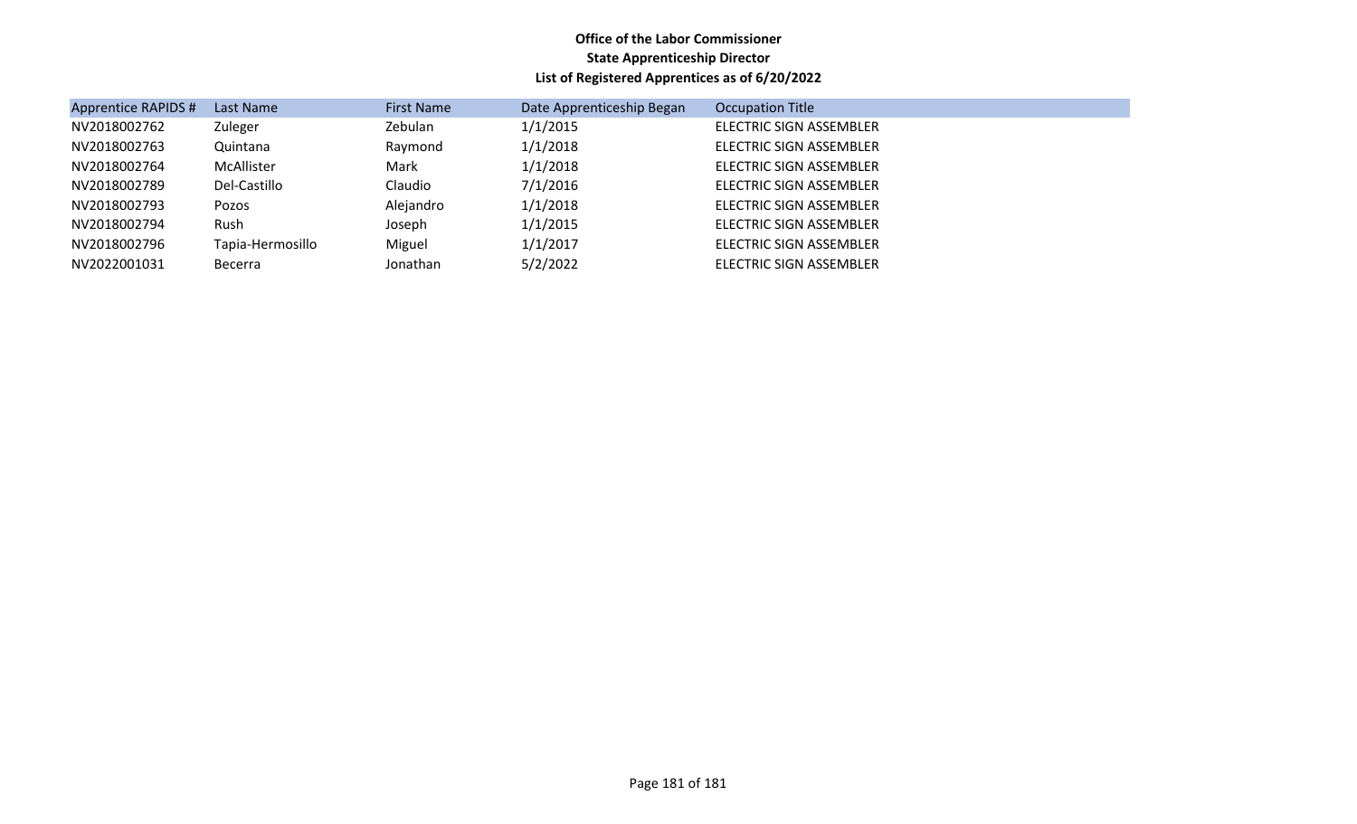**Office of the Labor Commissioner**

**State Apprenticeship Director**

**List of Registered Apprentices as of 6/20/2022**

| Apprentice RAPIDS # | Last Name | First Name | Date Apprenticeship Began | Occupation Title |
| --- | --- | --- | --- | --- |
| NV2018002762 | Zuleger | Zebulan | 1/1/2015 | ELECTRIC SIGN ASSEMBLER |
| NV2018002763 | Quintana | Raymond | 1/1/2018 | ELECTRIC SIGN ASSEMBLER |
| NV2018002764 | McAllister | Mark | 1/1/2018 | ELECTRIC SIGN ASSEMBLER |
| NV2018002789 | Del-Castillo | Claudio | 7/1/2016 | ELECTRIC SIGN ASSEMBLER |
| NV2018002793 | Pozos | Alejandro | 1/1/2018 | ELECTRIC SIGN ASSEMBLER |
| NV2018002794 | Rush | Joseph | 1/1/2015 | ELECTRIC SIGN ASSEMBLER |
| NV2018002796 | Tapia-Hermosillo | Miguel | 1/1/2017 | ELECTRIC SIGN ASSEMBLER |
| NV2022001031 | Becerra | Jonathan | 5/2/2022 | ELECTRIC SIGN ASSEMBLER |